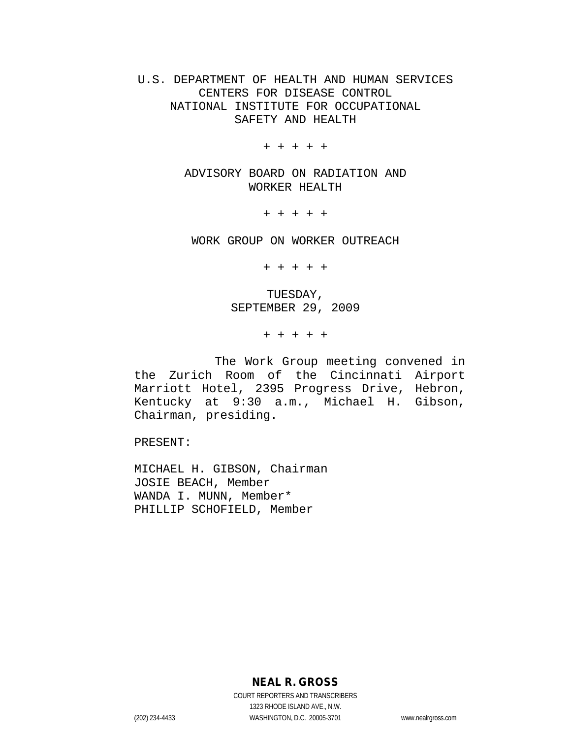U.S. DEPARTMENT OF HEALTH AND HUMAN SERVICES
CENTERS FOR DISEASE CONTROL
NATIONAL INSTITUTE FOR OCCUPATIONAL
SAFETY AND HEALTH

+ + + + +

ADVISORY BOARD ON RADIATION AND
WORKER HEALTH

+ + + + +

WORK GROUP ON WORKER OUTREACH

+ + + + +

TUESDAY,
SEPTEMBER 29, 2009

+ + + + +

The Work Group meeting convened in the Zurich Room of the Cincinnati Airport Marriott Hotel, 2395 Progress Drive, Hebron, Kentucky at 9:30 a.m., Michael H. Gibson, Chairman, presiding.

PRESENT:

MICHAEL H. GIBSON, Chairman
JOSIE BEACH, Member
WANDA I. MUNN, Member*
PHILLIP SCHOFIELD, Member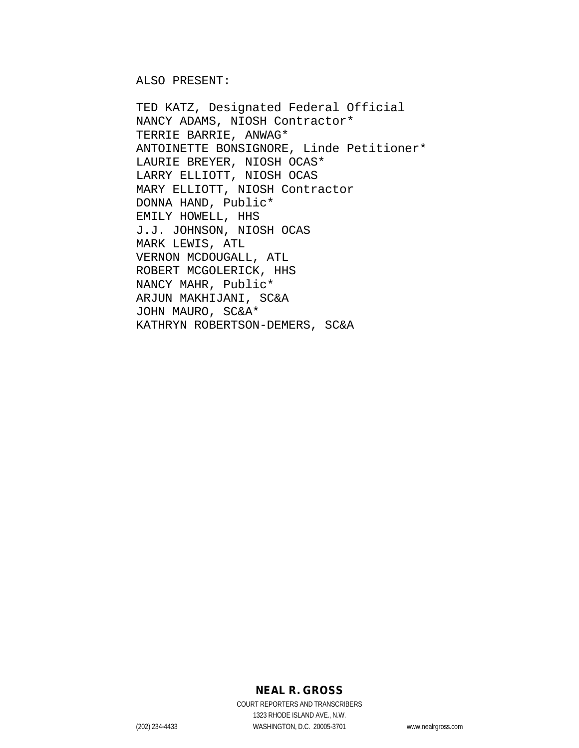ALSO PRESENT:

TED KATZ, Designated Federal Official
NANCY ADAMS, NIOSH Contractor*
TERRIE BARRIE, ANWAG*
ANTOINETTE BONSIGNORE, Linde Petitioner*
LAURIE BREYER, NIOSH OCAS*
LARRY ELLIOTT, NIOSH OCAS
MARY ELLIOTT, NIOSH Contractor
DONNA HAND, Public*
EMILY HOWELL, HHS
J.J. JOHNSON, NIOSH OCAS
MARK LEWIS, ATL
VERNON MCDOUGALL, ATL
ROBERT MCGOLERICK, HHS
NANCY MAHR, Public*
ARJUN MAKHIJANI, SC&A
JOHN MAURO, SC&A*
KATHRYN ROBERTSON-DEMERS, SC&A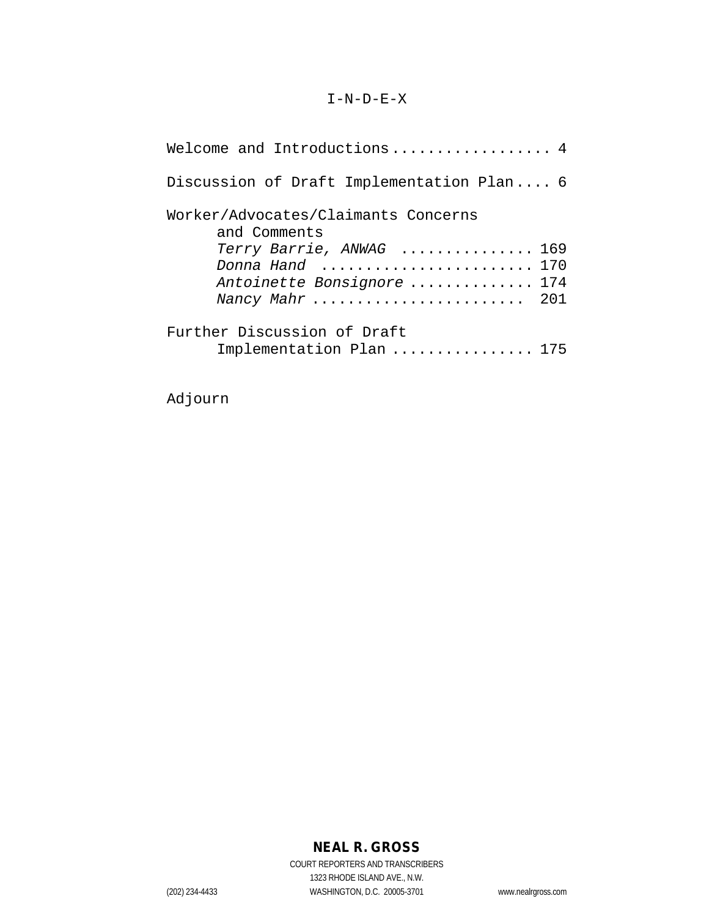# I-N-D-E-X

Welcome and Introductions.................. 4

Discussion of Draft Implementation Plan.... 6

Worker/Advocates/Claimants Concerns
    and Comments
    *Terry Barrie, ANWAG* ............... 169
    *Donna Hand* ........................ 170
    *Antoinette Bonsignore* ............. 174
    *Nancy Mahr* ........................ 201

Further Discussion of Draft
    Implementation Plan ................ 175

Adjourn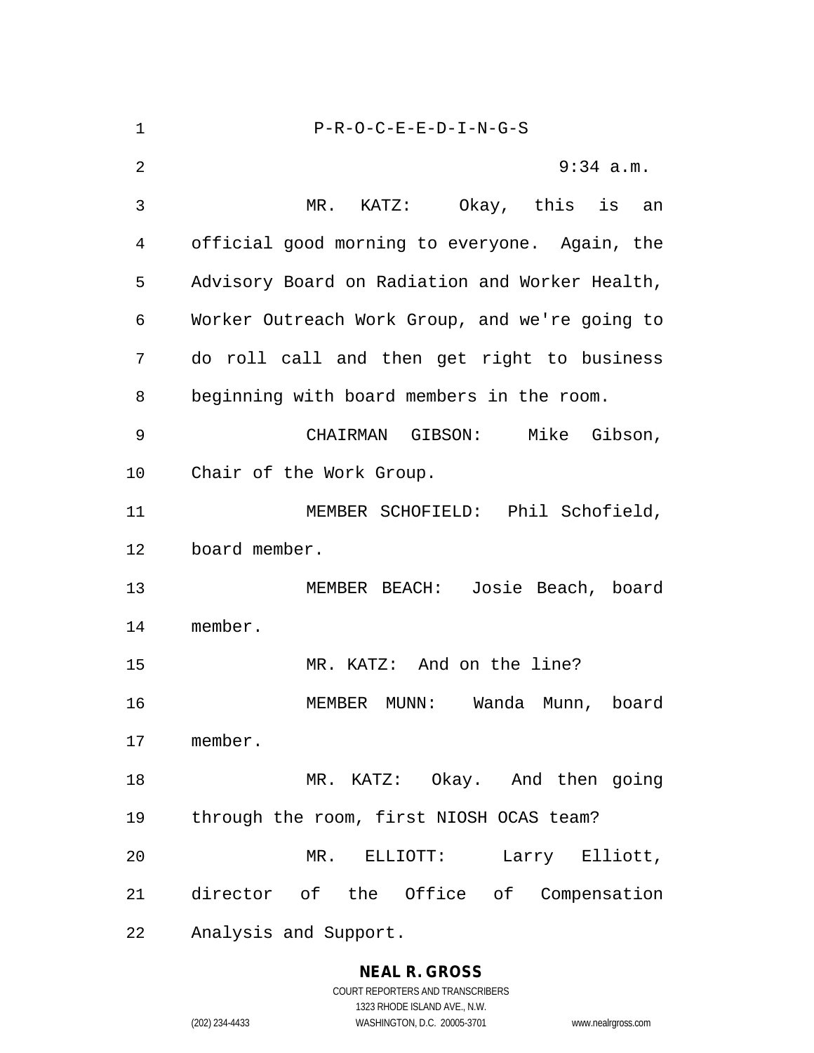P-R-O-C-E-E-D-I-N-G-S

9:34 a.m.

MR. KATZ: Okay, this is an official good morning to everyone. Again, the Advisory Board on Radiation and Worker Health, Worker Outreach Work Group, and we're going to do roll call and then get right to business beginning with board members in the room.

CHAIRMAN GIBSON: Mike Gibson, Chair of the Work Group.

MEMBER SCHOFIELD: Phil Schofield, board member.

MEMBER BEACH: Josie Beach, board member.

MR. KATZ: And on the line?

MEMBER MUNN: Wanda Munn, board member.

MR. KATZ: Okay. And then going through the room, first NIOSH OCAS team?

MR. ELLIOTT: Larry Elliott, director of the Office of Compensation Analysis and Support.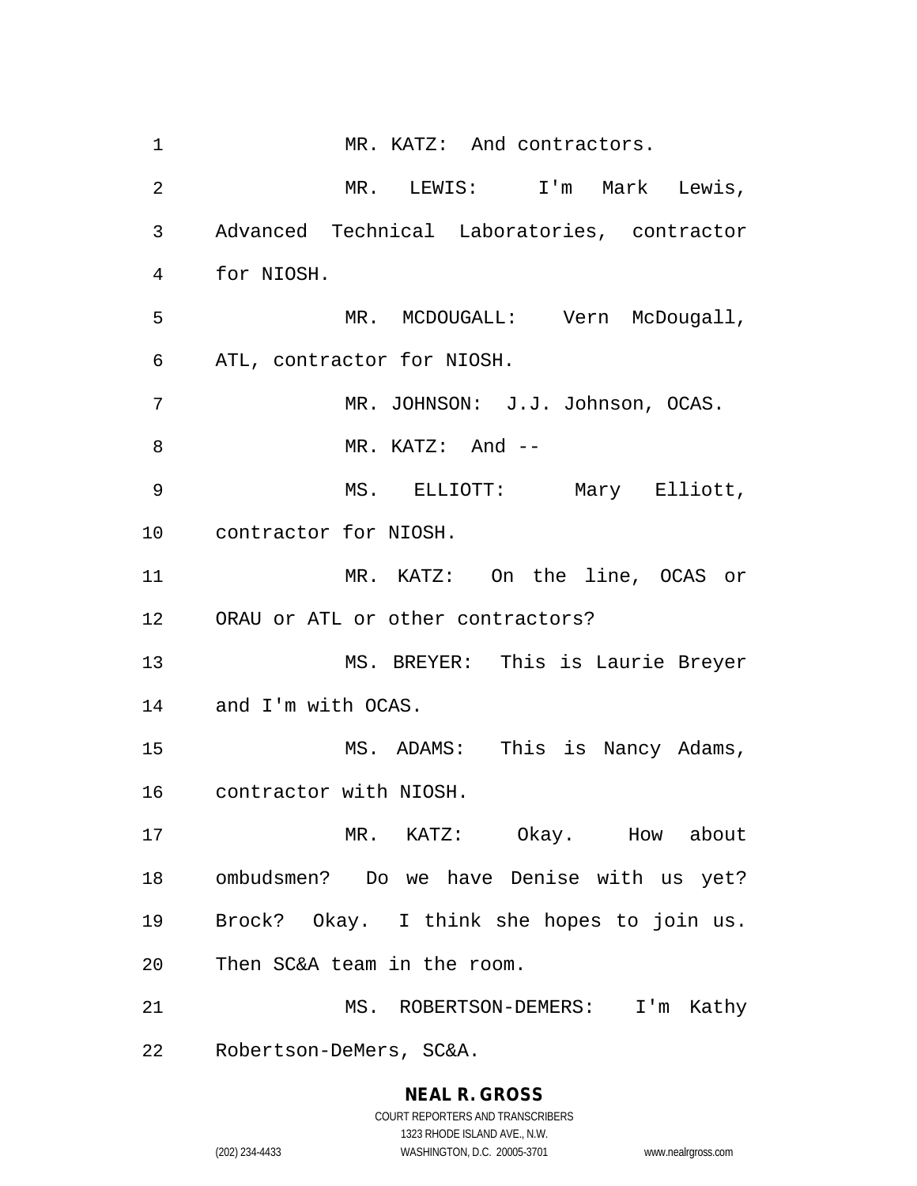MR. KATZ: And contractors.

MR. LEWIS: I'm Mark Lewis, Advanced Technical Laboratories, contractor for NIOSH.

MR. MCDOUGALL: Vern McDougall, ATL, contractor for NIOSH.

MR. JOHNSON: J.J. Johnson, OCAS.

MR. KATZ: And --

MS. ELLIOTT: Mary Elliott, contractor for NIOSH.

MR. KATZ: On the line, OCAS or ORAU or ATL or other contractors?

MS. BREYER: This is Laurie Breyer and I'm with OCAS.

MS. ADAMS: This is Nancy Adams, contractor with NIOSH.

MR. KATZ: Okay. How about ombudsmen? Do we have Denise with us yet? Brock? Okay. I think she hopes to join us. Then SC&A team in the room.

MS. ROBERTSON-DEMERS: I'm Kathy Robertson-DeMers, SC&A.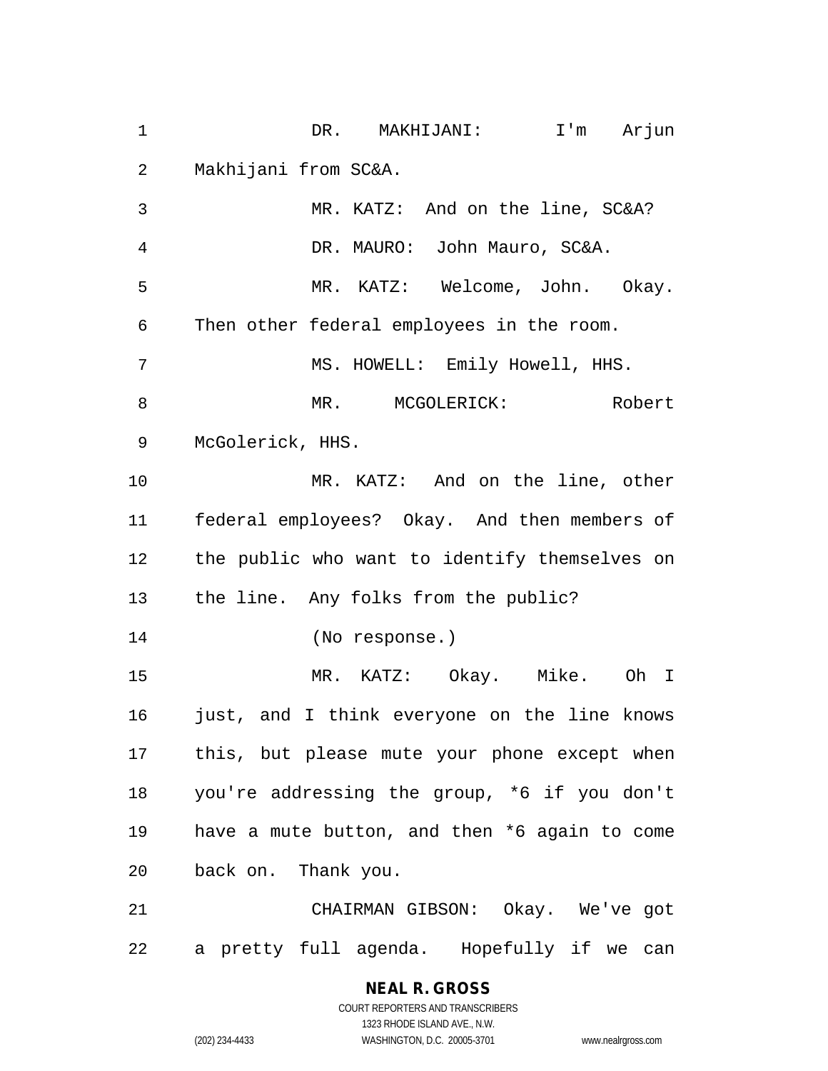DR. MAKHIJANI: I'm Arjun Makhijani from SC&A.

MR. KATZ: And on the line, SC&A?

DR. MAURO: John Mauro, SC&A.

MR. KATZ: Welcome, John. Okay. Then other federal employees in the room.

MS. HOWELL: Emily Howell, HHS.

MR. MCGOLERICK: Robert McGolerick, HHS.

MR. KATZ: And on the line, other federal employees? Okay. And then members of the public who want to identify themselves on the line. Any folks from the public?

(No response.)

MR. KATZ: Okay. Mike. Oh I just, and I think everyone on the line knows this, but please mute your phone except when you're addressing the group, *6 if you don't have a mute button, and then *6 again to come back on. Thank you.

CHAIRMAN GIBSON: Okay. We've got a pretty full agenda. Hopefully if we can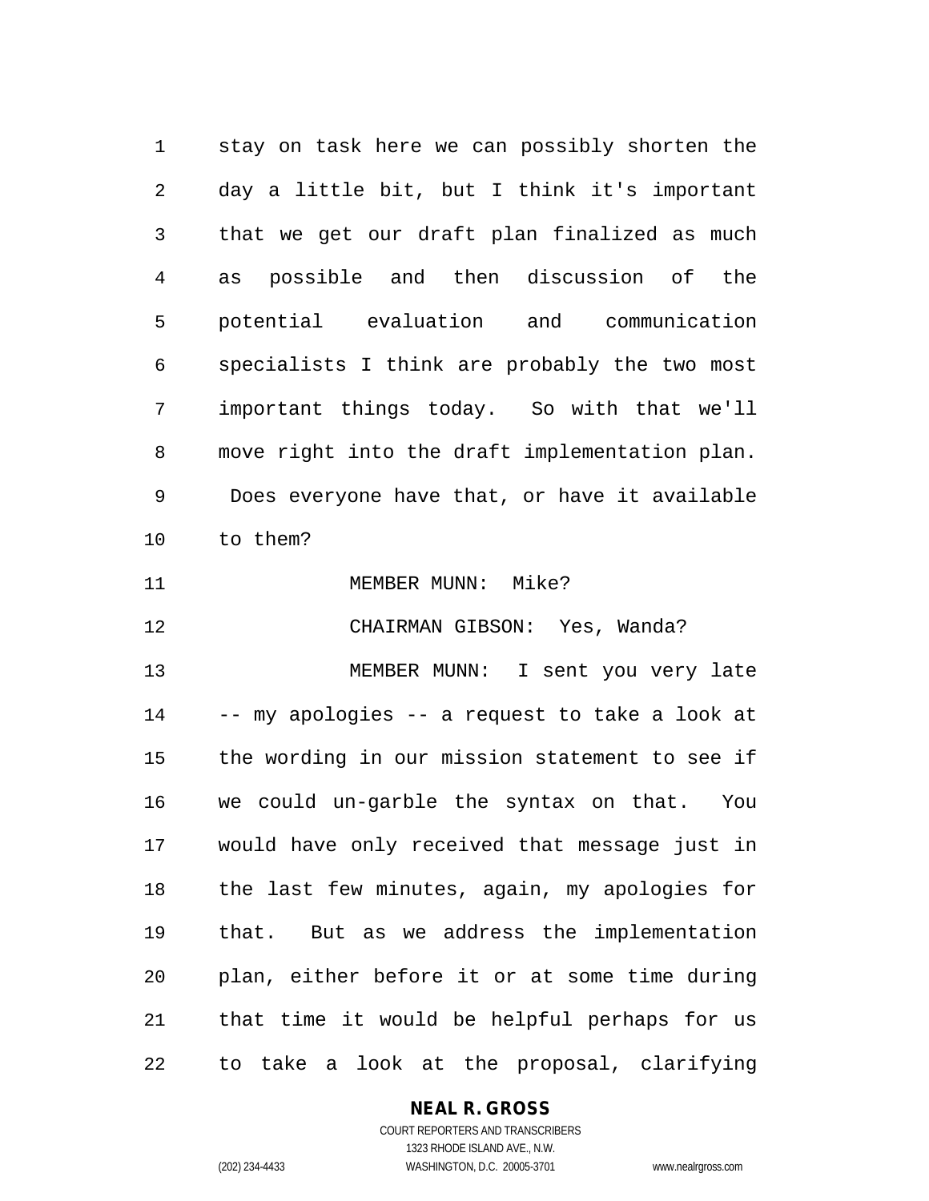stay on task here we can possibly shorten the day a little bit, but I think it's important that we get our draft plan finalized as much as possible and then discussion of the potential evaluation and communication specialists I think are probably the two most important things today. So with that we'll move right into the draft implementation plan. Does everyone have that, or have it available to them?

MEMBER MUNN: Mike?

CHAIRMAN GIBSON: Yes, Wanda?

MEMBER MUNN: I sent you very late -- my apologies -- a request to take a look at the wording in our mission statement to see if we could un-garble the syntax on that. You would have only received that message just in the last few minutes, again, my apologies for that. But as we address the implementation plan, either before it or at some time during that time it would be helpful perhaps for us to take a look at the proposal, clarifying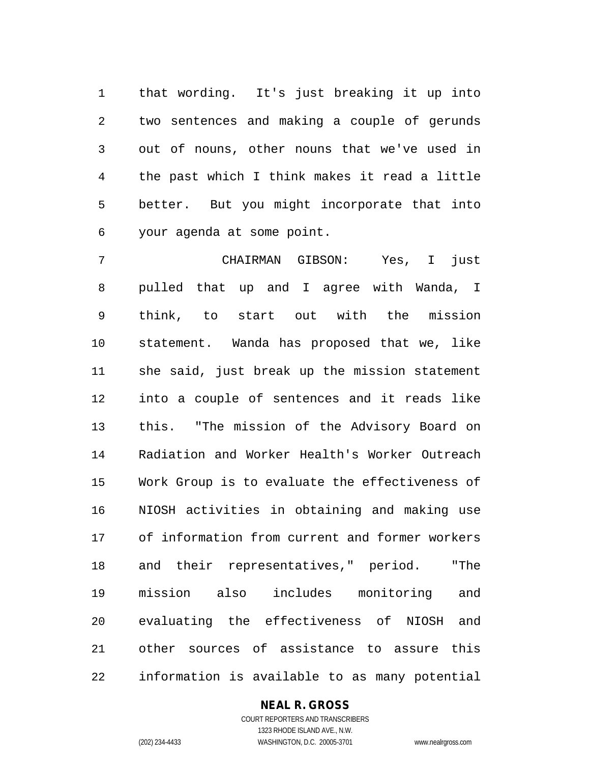that wording. It's just breaking it up into two sentences and making a couple of gerunds out of nouns, other nouns that we've used in the past which I think makes it read a little better. But you might incorporate that into your agenda at some point.

CHAIRMAN GIBSON: Yes, I just pulled that up and I agree with Wanda, I think, to start out with the mission statement. Wanda has proposed that we, like she said, just break up the mission statement into a couple of sentences and it reads like this. "The mission of the Advisory Board on Radiation and Worker Health's Worker Outreach Work Group is to evaluate the effectiveness of NIOSH activities in obtaining and making use of information from current and former workers and their representatives," period. "The mission also includes monitoring and evaluating the effectiveness of NIOSH and other sources of assistance to assure this information is available to as many potential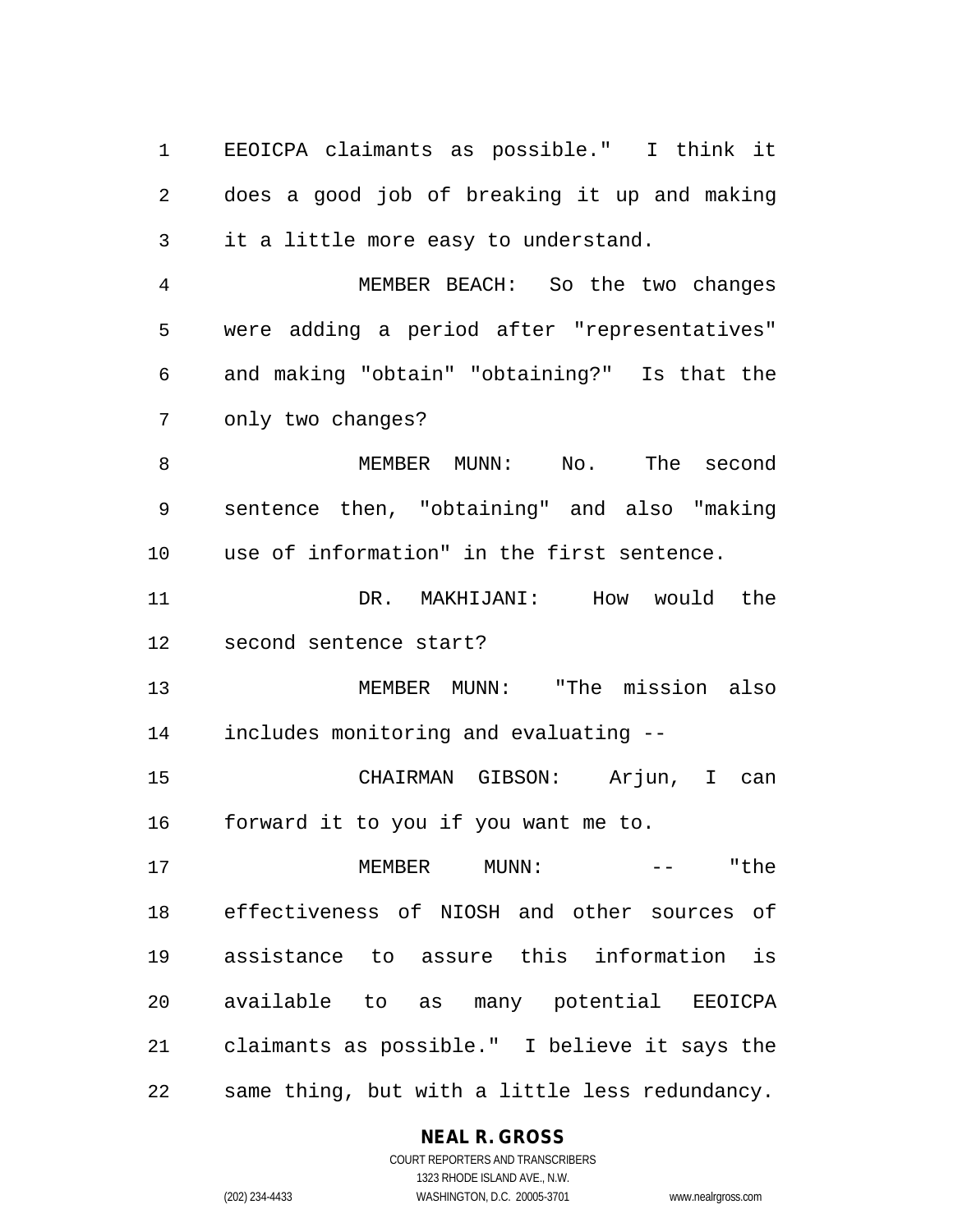EEOICPA claimants as possible." I think it does a good job of breaking it up and making it a little more easy to understand.

MEMBER BEACH: So the two changes were adding a period after "representatives" and making "obtain" "obtaining?" Is that the only two changes?

MEMBER MUNN: No. The second sentence then, "obtaining" and also "making use of information" in the first sentence.

DR. MAKHIJANI: How would the second sentence start?

MEMBER MUNN: "The mission also includes monitoring and evaluating --

CHAIRMAN GIBSON: Arjun, I can forward it to you if you want me to.

MEMBER MUNN: -- "the effectiveness of NIOSH and other sources of assistance to assure this information is available to as many potential EEOICPA claimants as possible." I believe it says the same thing, but with a little less redundancy.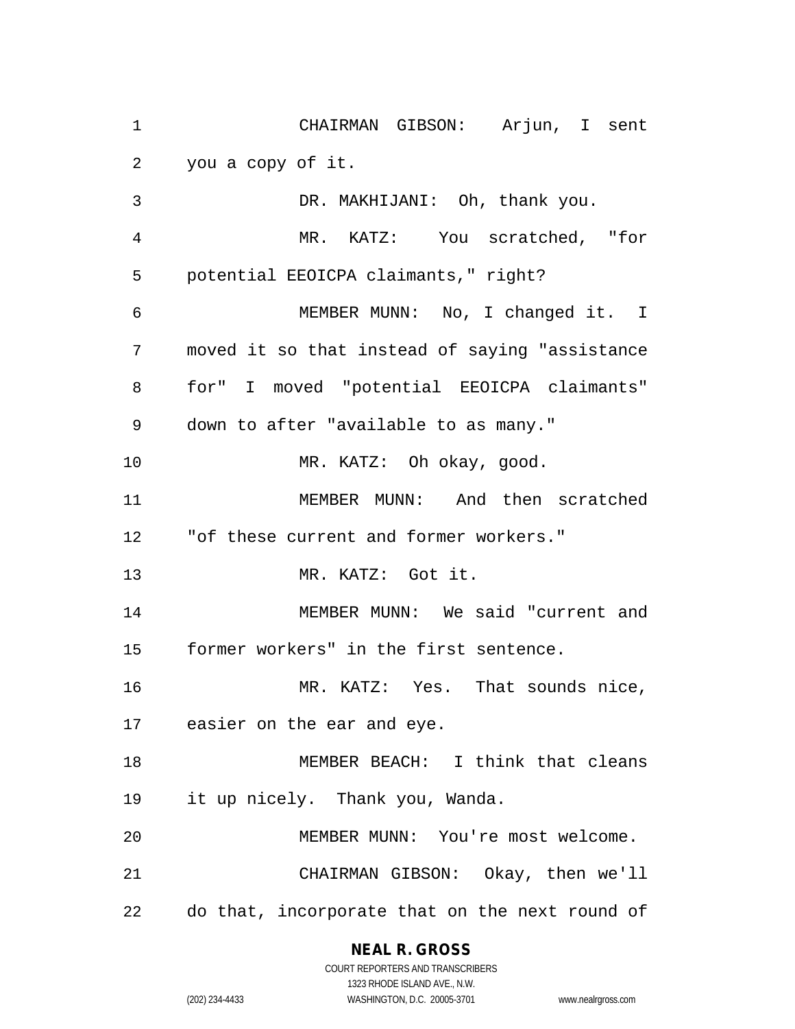CHAIRMAN GIBSON: Arjun, I sent you a copy of it.

DR. MAKHIJANI: Oh, thank you.

MR. KATZ: You scratched, "for potential EEOICPA claimants," right?

MEMBER MUNN: No, I changed it. I moved it so that instead of saying "assistance for" I moved "potential EEOICPA claimants" down to after "available to as many."

MR. KATZ: Oh okay, good.

MEMBER MUNN: And then scratched "of these current and former workers."

MR. KATZ: Got it.

MEMBER MUNN: We said "current and former workers" in the first sentence.

MR. KATZ: Yes. That sounds nice, easier on the ear and eye.

MEMBER BEACH: I think that cleans it up nicely. Thank you, Wanda.

MEMBER MUNN: You're most welcome.

CHAIRMAN GIBSON: Okay, then we'll do that, incorporate that on the next round of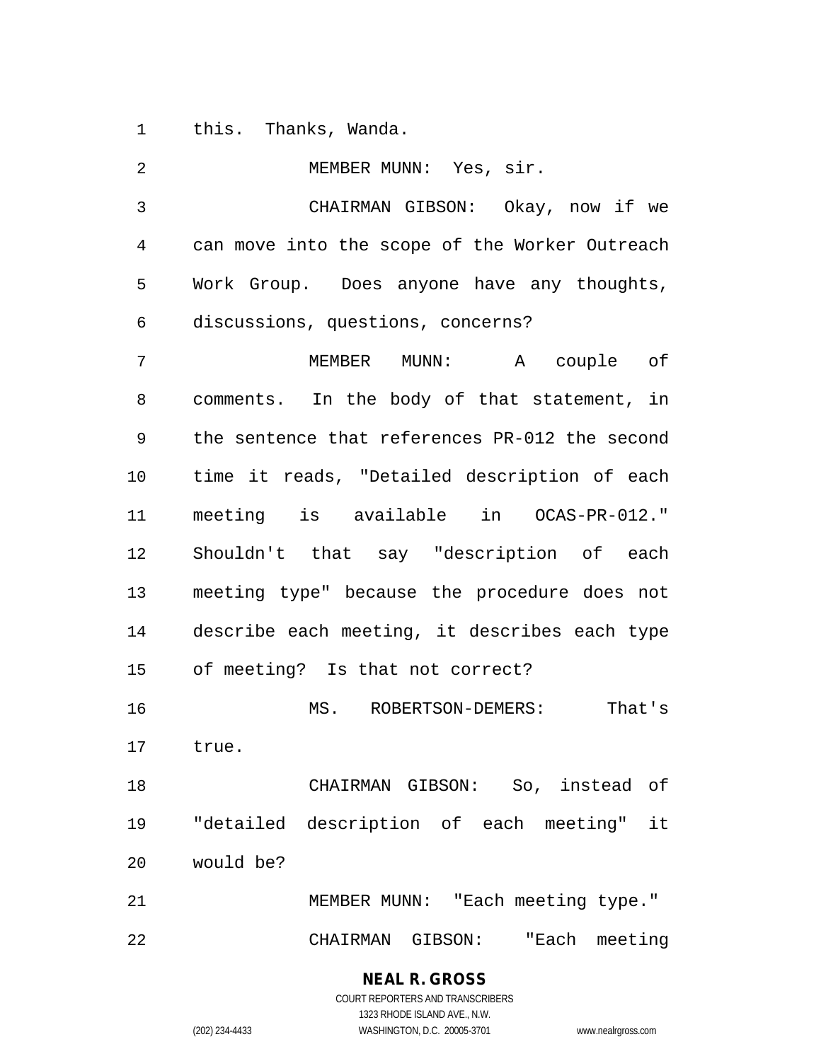this. Thanks, Wanda.

MEMBER MUNN: Yes, sir.

CHAIRMAN GIBSON: Okay, now if we can move into the scope of the Worker Outreach Work Group. Does anyone have any thoughts, discussions, questions, concerns?

MEMBER MUNN: A couple of comments. In the body of that statement, in the sentence that references PR-012 the second time it reads, "Detailed description of each meeting is available in OCAS-PR-012." Shouldn't that say "description of each meeting type" because the procedure does not describe each meeting, it describes each type of meeting? Is that not correct?

MS. ROBERTSON-DEMERS: That's true.

CHAIRMAN GIBSON: So, instead of "detailed description of each meeting" it would be?

MEMBER MUNN: "Each meeting type."

CHAIRMAN GIBSON: "Each meeting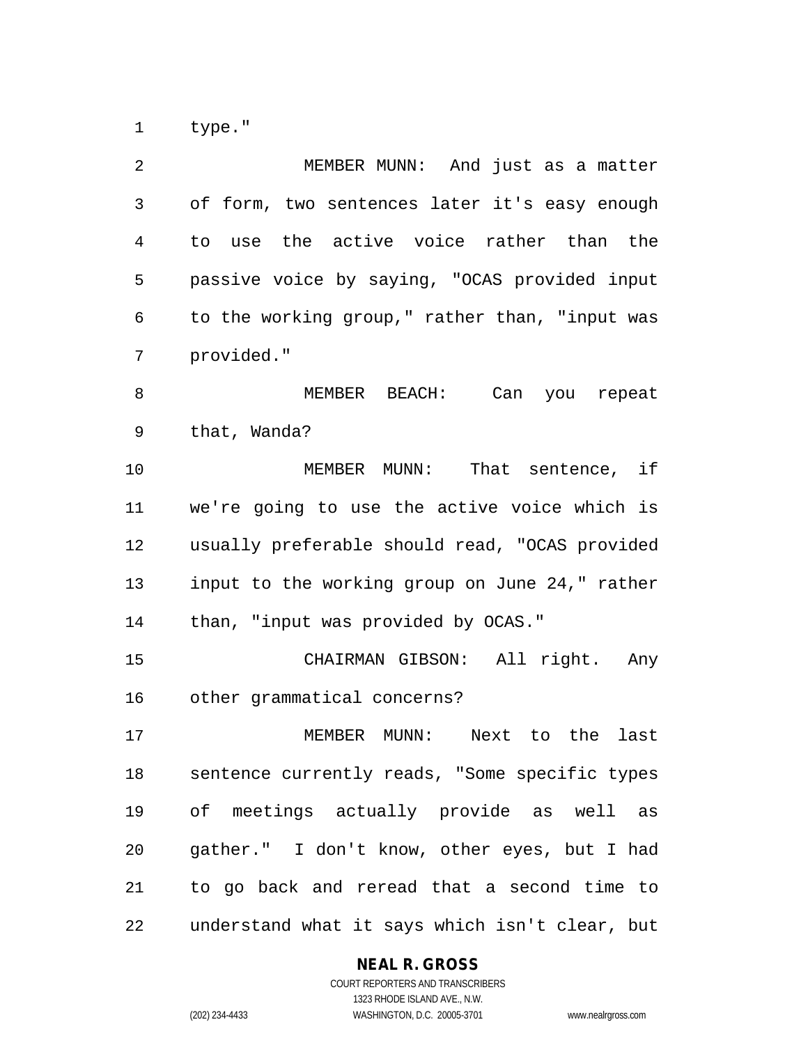type."

MEMBER MUNN: And just as a matter of form, two sentences later it's easy enough to use the active voice rather than the passive voice by saying, "OCAS provided input to the working group," rather than, "input was provided."

MEMBER BEACH: Can you repeat that, Wanda?

MEMBER MUNN: That sentence, if we're going to use the active voice which is usually preferable should read, "OCAS provided input to the working group on June 24," rather than, "input was provided by OCAS."

CHAIRMAN GIBSON: All right. Any other grammatical concerns?

MEMBER MUNN: Next to the last sentence currently reads, "Some specific types of meetings actually provide as well as gather." I don't know, other eyes, but I had to go back and reread that a second time to understand what it says which isn't clear, but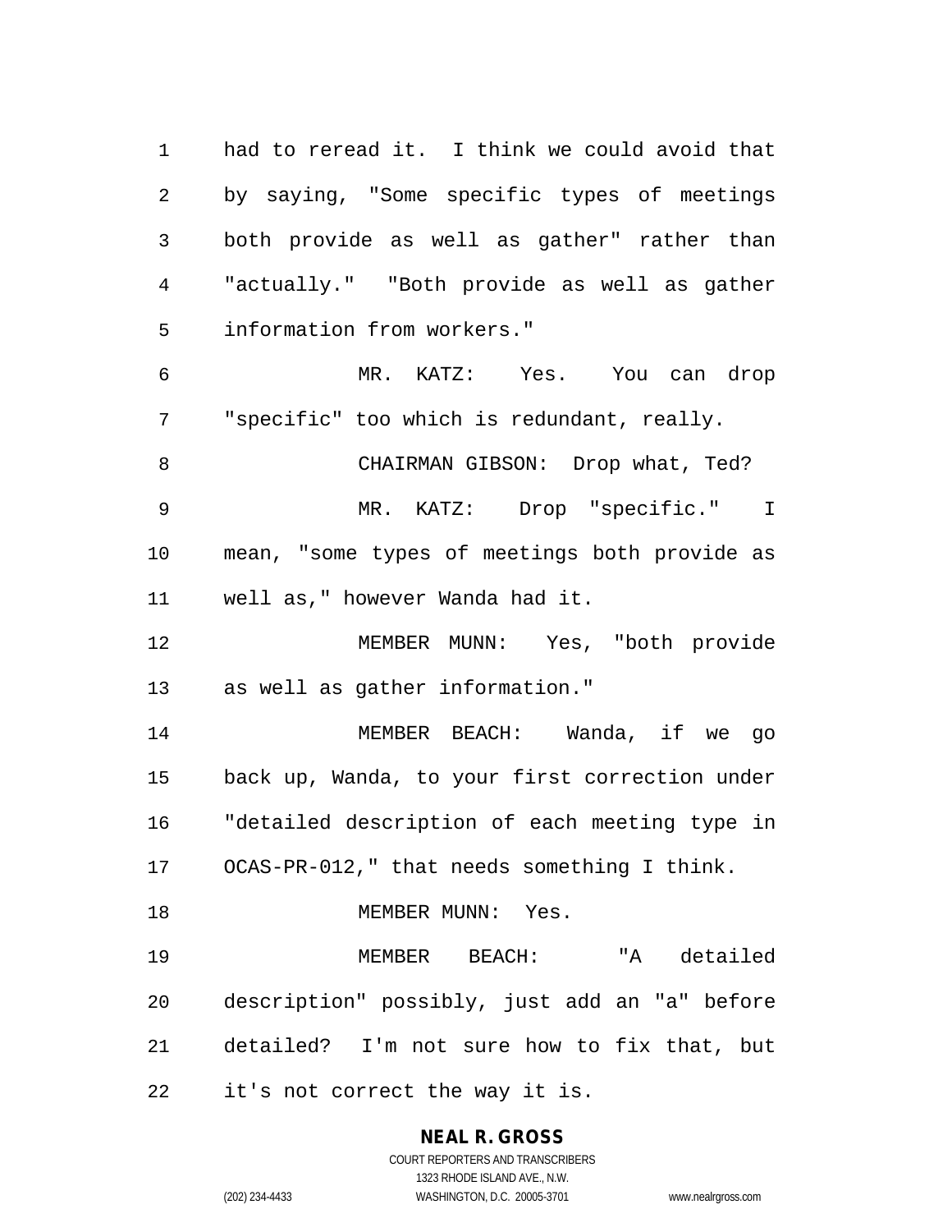had to reread it. I think we could avoid that by saying, "Some specific types of meetings both provide as well as gather" rather than "actually." "Both provide as well as gather information from workers."

MR. KATZ: Yes. You can drop "specific" too which is redundant, really.

CHAIRMAN GIBSON: Drop what, Ted?

MR. KATZ: Drop "specific." I mean, "some types of meetings both provide as well as," however Wanda had it.

MEMBER MUNN: Yes, "both provide as well as gather information."

MEMBER BEACH: Wanda, if we go back up, Wanda, to your first correction under "detailed description of each meeting type in OCAS-PR-012," that needs something I think.

MEMBER MUNN: Yes.

MEMBER BEACH: "A detailed description" possibly, just add an "a" before detailed? I'm not sure how to fix that, but it's not correct the way it is.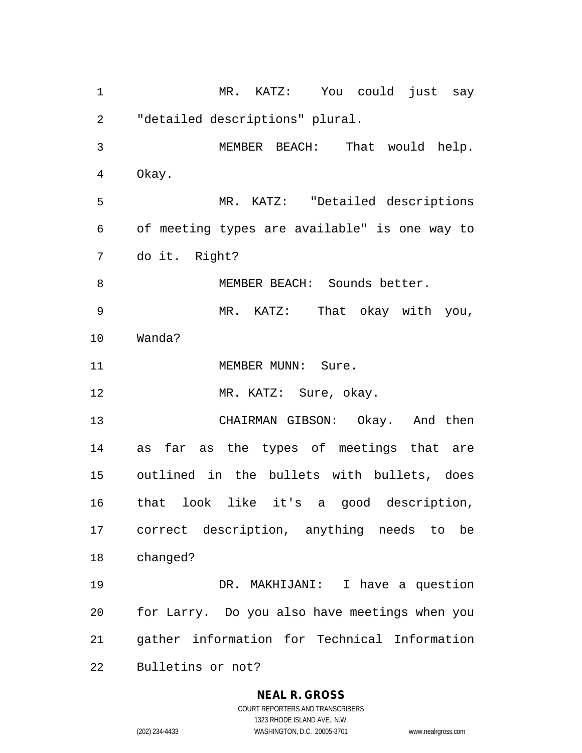MR. KATZ: You could just say "detailed descriptions" plural.

MEMBER BEACH: That would help. Okay.

MR. KATZ: "Detailed descriptions of meeting types are available" is one way to do it. Right?

MEMBER BEACH: Sounds better.

MR. KATZ: That okay with you, Wanda?

MEMBER MUNN: Sure.

MR. KATZ: Sure, okay.

CHAIRMAN GIBSON: Okay. And then as far as the types of meetings that are outlined in the bullets with bullets, does that look like it's a good description, correct description, anything needs to be changed?

DR. MAKHIJANI: I have a question for Larry. Do you also have meetings when you gather information for Technical Information Bulletins or not?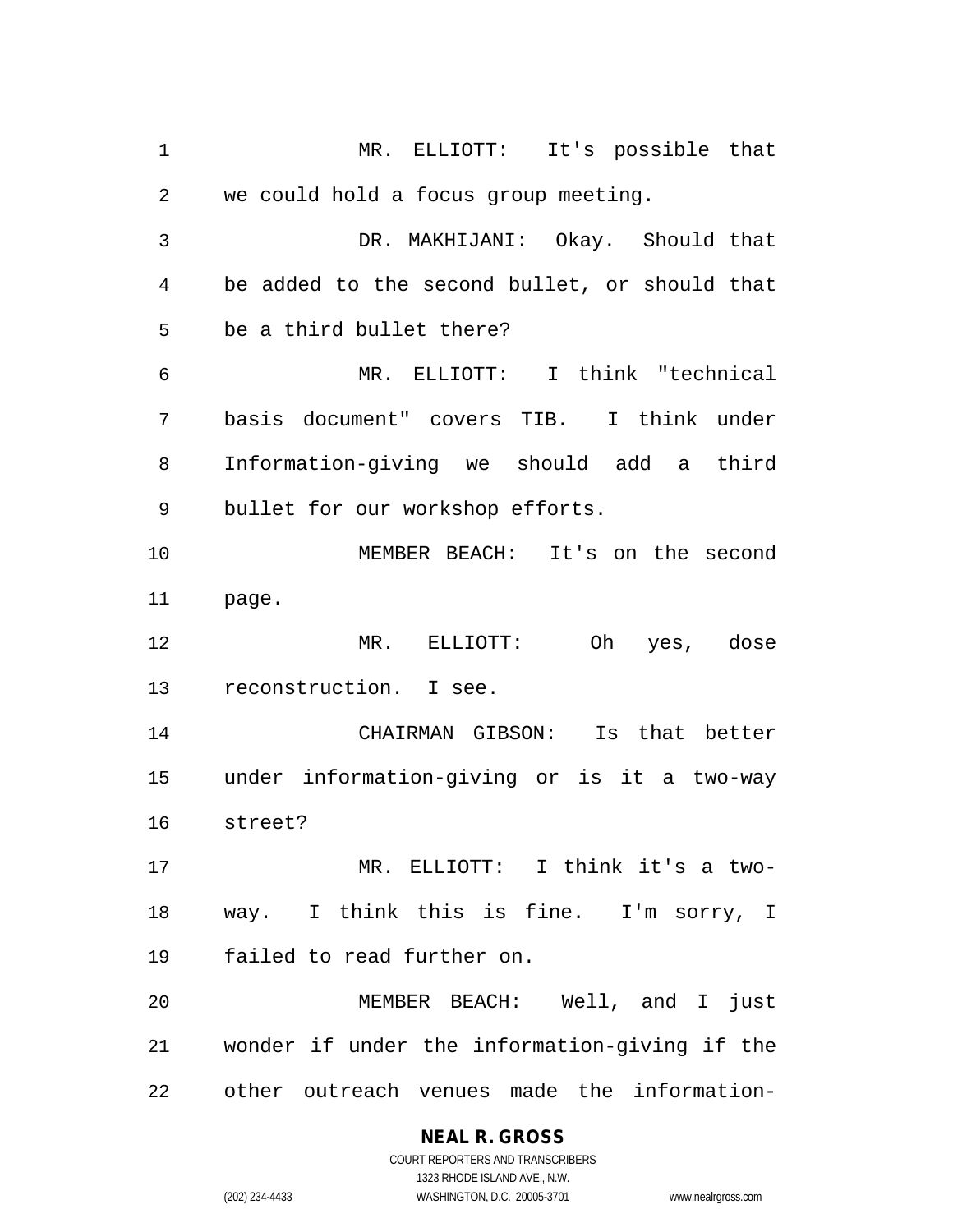MR. ELLIOTT: It's possible that we could hold a focus group meeting.

DR. MAKHIJANI: Okay. Should that be added to the second bullet, or should that be a third bullet there?

MR. ELLIOTT: I think "technical basis document" covers TIB. I think under Information-giving we should add a third bullet for our workshop efforts.

MEMBER BEACH: It's on the second page.

MR. ELLIOTT: Oh yes, dose reconstruction. I see.

CHAIRMAN GIBSON: Is that better under information-giving or is it a two-way street?

MR. ELLIOTT: I think it's a two-way. I think this is fine. I'm sorry, I failed to read further on.

MEMBER BEACH: Well, and I just wonder if under the information-giving if the other outreach venues made the information-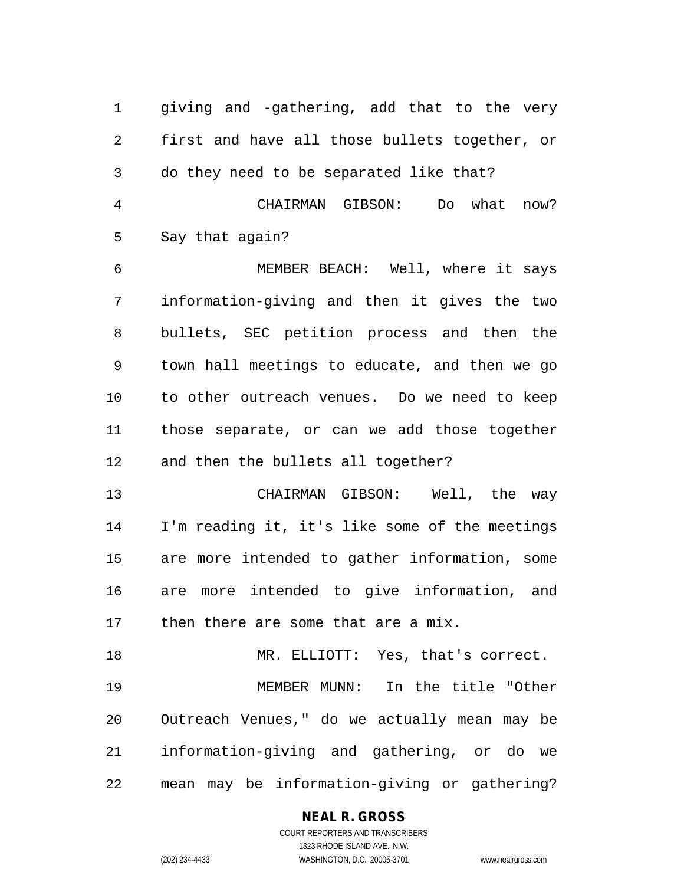giving and -gathering, add that to the very first and have all those bullets together, or do they need to be separated like that?

CHAIRMAN GIBSON: Do what now? Say that again?

MEMBER BEACH: Well, where it says information-giving and then it gives the two bullets, SEC petition process and then the town hall meetings to educate, and then we go to other outreach venues. Do we need to keep those separate, or can we add those together and then the bullets all together?

CHAIRMAN GIBSON: Well, the way I'm reading it, it's like some of the meetings are more intended to gather information, some are more intended to give information, and then there are some that are a mix.

MR. ELLIOTT: Yes, that's correct.

MEMBER MUNN: In the title "Other Outreach Venues," do we actually mean may be information-giving and gathering, or do we mean may be information-giving or gathering?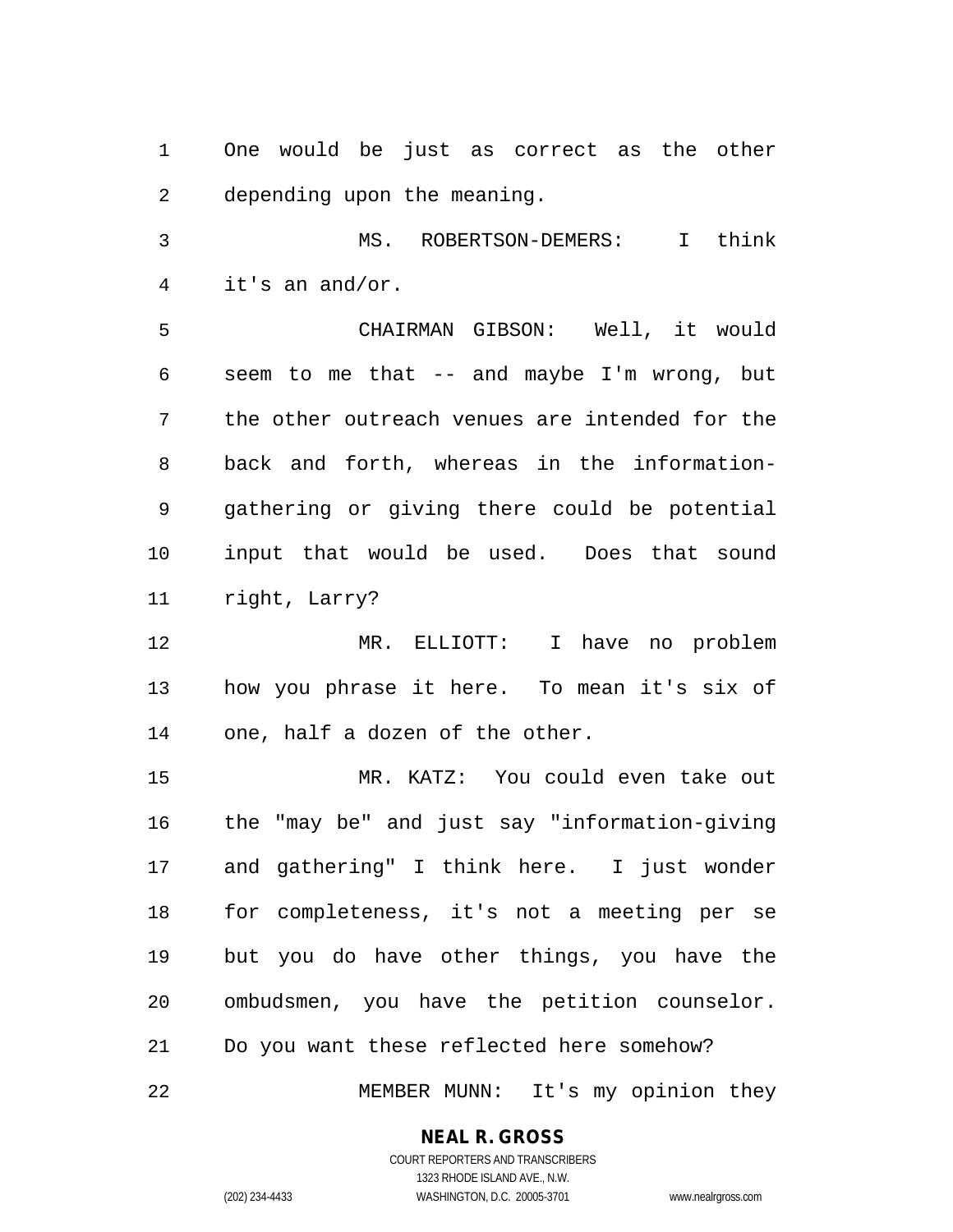One would be just as correct as the other depending upon the meaning.

MS. ROBERTSON-DEMERS: I think it's an and/or.

CHAIRMAN GIBSON: Well, it would seem to me that -- and maybe I'm wrong, but the other outreach venues are intended for the back and forth, whereas in the information-gathering or giving there could be potential input that would be used. Does that sound right, Larry?

MR. ELLIOTT: I have no problem how you phrase it here. To mean it's six of one, half a dozen of the other.

MR. KATZ: You could even take out the "may be" and just say "information-giving and gathering" I think here. I just wonder for completeness, it's not a meeting per se but you do have other things, you have the ombudsmen, you have the petition counselor. Do you want these reflected here somehow?

MEMBER MUNN: It's my opinion they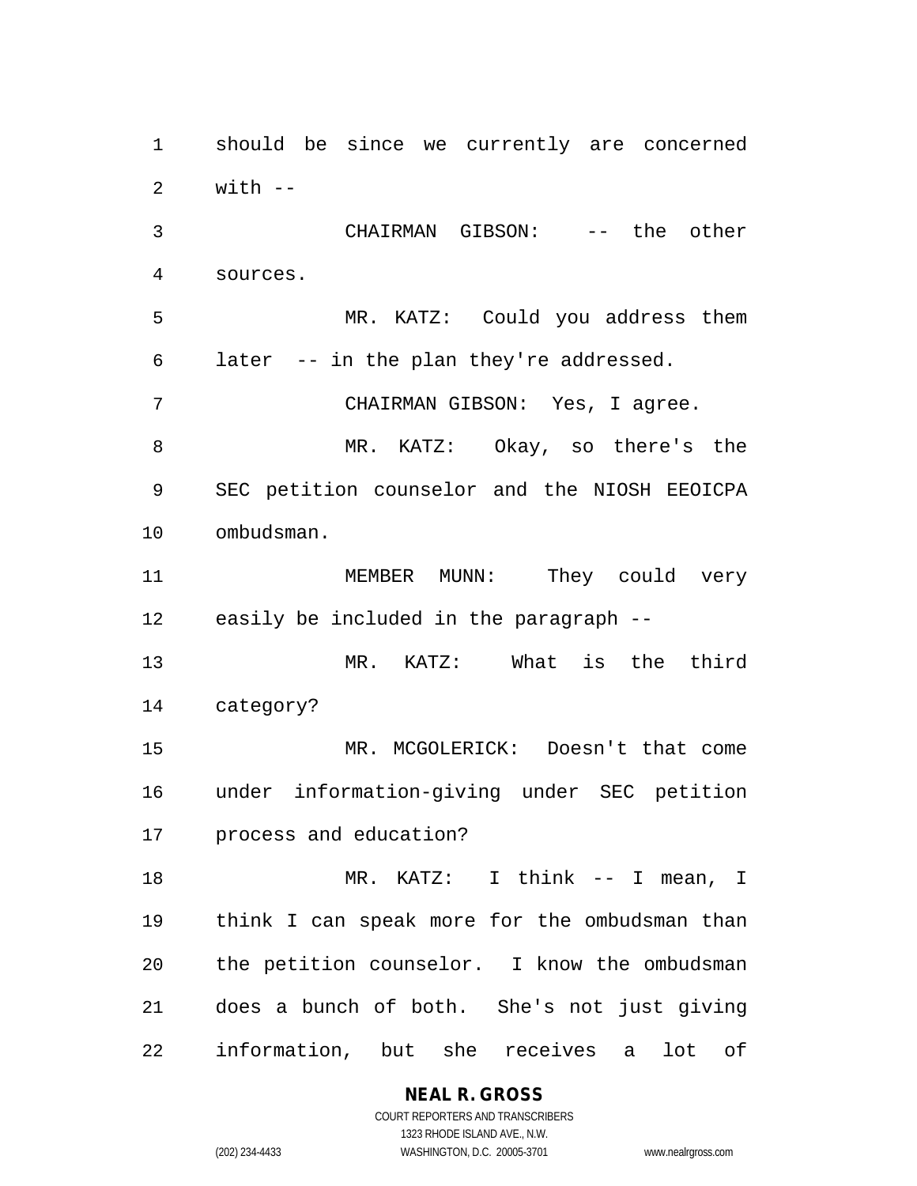should be since we currently are concerned with --

CHAIRMAN GIBSON: -- the other sources.

MR. KATZ: Could you address them later -- in the plan they're addressed.

CHAIRMAN GIBSON: Yes, I agree.

MR. KATZ: Okay, so there's the SEC petition counselor and the NIOSH EEOICPA ombudsman.

MEMBER MUNN: They could very easily be included in the paragraph --

MR. KATZ: What is the third category?

MR. MCGOLERICK: Doesn't that come under information-giving under SEC petition process and education?

MR. KATZ: I think -- I mean, I think I can speak more for the ombudsman than the petition counselor. I know the ombudsman does a bunch of both. She's not just giving information, but she receives a lot of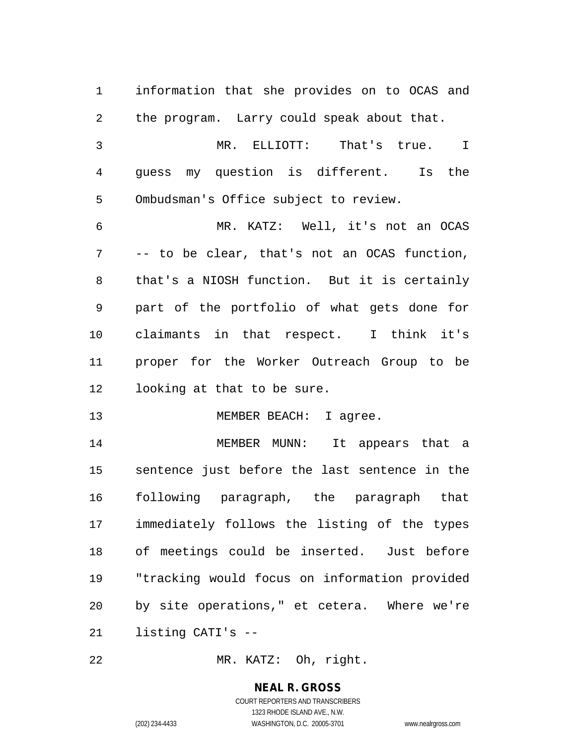information that she provides on to OCAS and the program. Larry could speak about that.

MR. ELLIOTT: That's true. I guess my question is different. Is the Ombudsman's Office subject to review.

MR. KATZ: Well, it's not an OCAS -- to be clear, that's not an OCAS function, that's a NIOSH function. But it is certainly part of the portfolio of what gets done for claimants in that respect. I think it's proper for the Worker Outreach Group to be looking at that to be sure.

MEMBER BEACH: I agree.

MEMBER MUNN: It appears that a sentence just before the last sentence in the following paragraph, the paragraph that immediately follows the listing of the types of meetings could be inserted. Just before "tracking would focus on information provided by site operations," et cetera. Where we're listing CATI's --

MR. KATZ: Oh, right.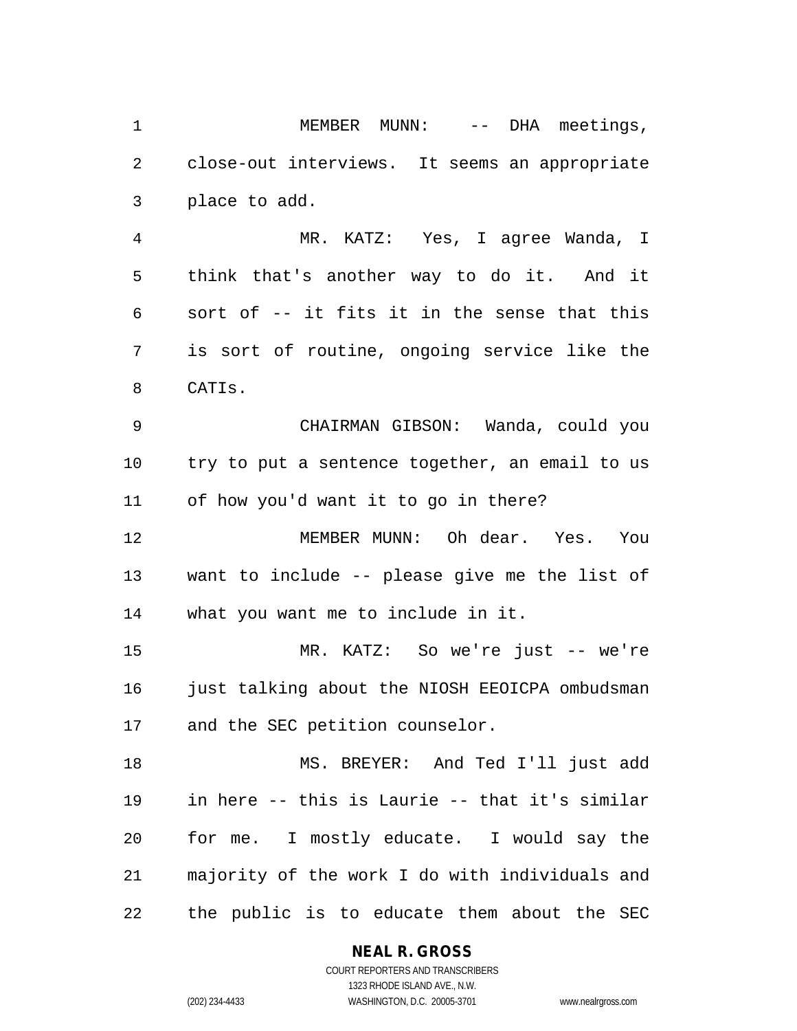MEMBER MUNN: -- DHA meetings, close-out interviews. It seems an appropriate place to add.

MR. KATZ: Yes, I agree Wanda, I think that's another way to do it. And it sort of -- it fits it in the sense that this is sort of routine, ongoing service like the CATIs.

CHAIRMAN GIBSON: Wanda, could you try to put a sentence together, an email to us of how you'd want it to go in there?

MEMBER MUNN: Oh dear. Yes. You want to include -- please give me the list of what you want me to include in it.

MR. KATZ: So we're just -- we're just talking about the NIOSH EEOICPA ombudsman and the SEC petition counselor.

MS. BREYER: And Ted I'll just add in here -- this is Laurie -- that it's similar for me. I mostly educate. I would say the majority of the work I do with individuals and the public is to educate them about the SEC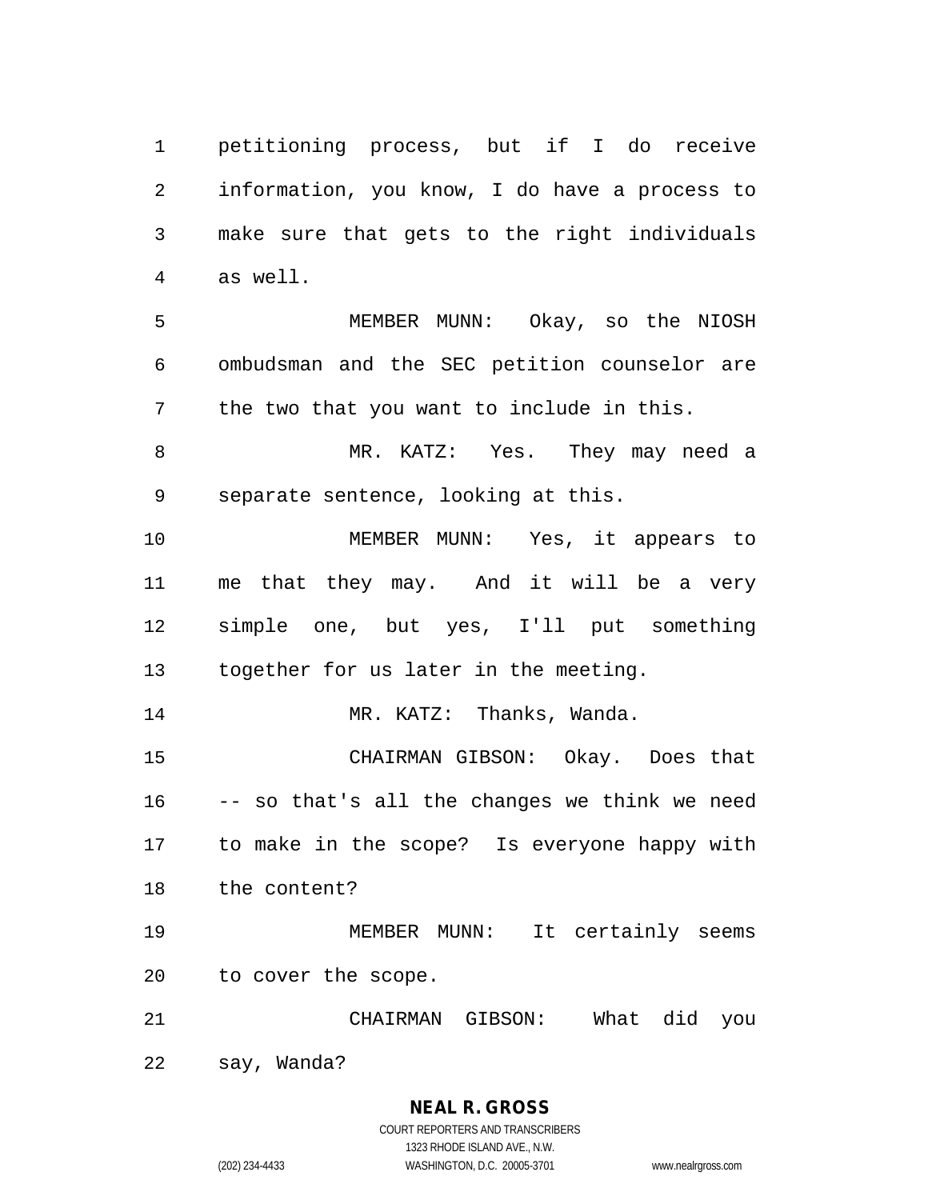petitioning process, but if I do receive information, you know, I do have a process to make sure that gets to the right individuals as well.

MEMBER MUNN: Okay, so the NIOSH ombudsman and the SEC petition counselor are the two that you want to include in this.

MR. KATZ: Yes. They may need a separate sentence, looking at this.

MEMBER MUNN: Yes, it appears to me that they may. And it will be a very simple one, but yes, I'll put something together for us later in the meeting.

MR. KATZ: Thanks, Wanda.

CHAIRMAN GIBSON: Okay. Does that -- so that's all the changes we think we need to make in the scope? Is everyone happy with the content?

MEMBER MUNN: It certainly seems to cover the scope.

CHAIRMAN GIBSON: What did you say, Wanda?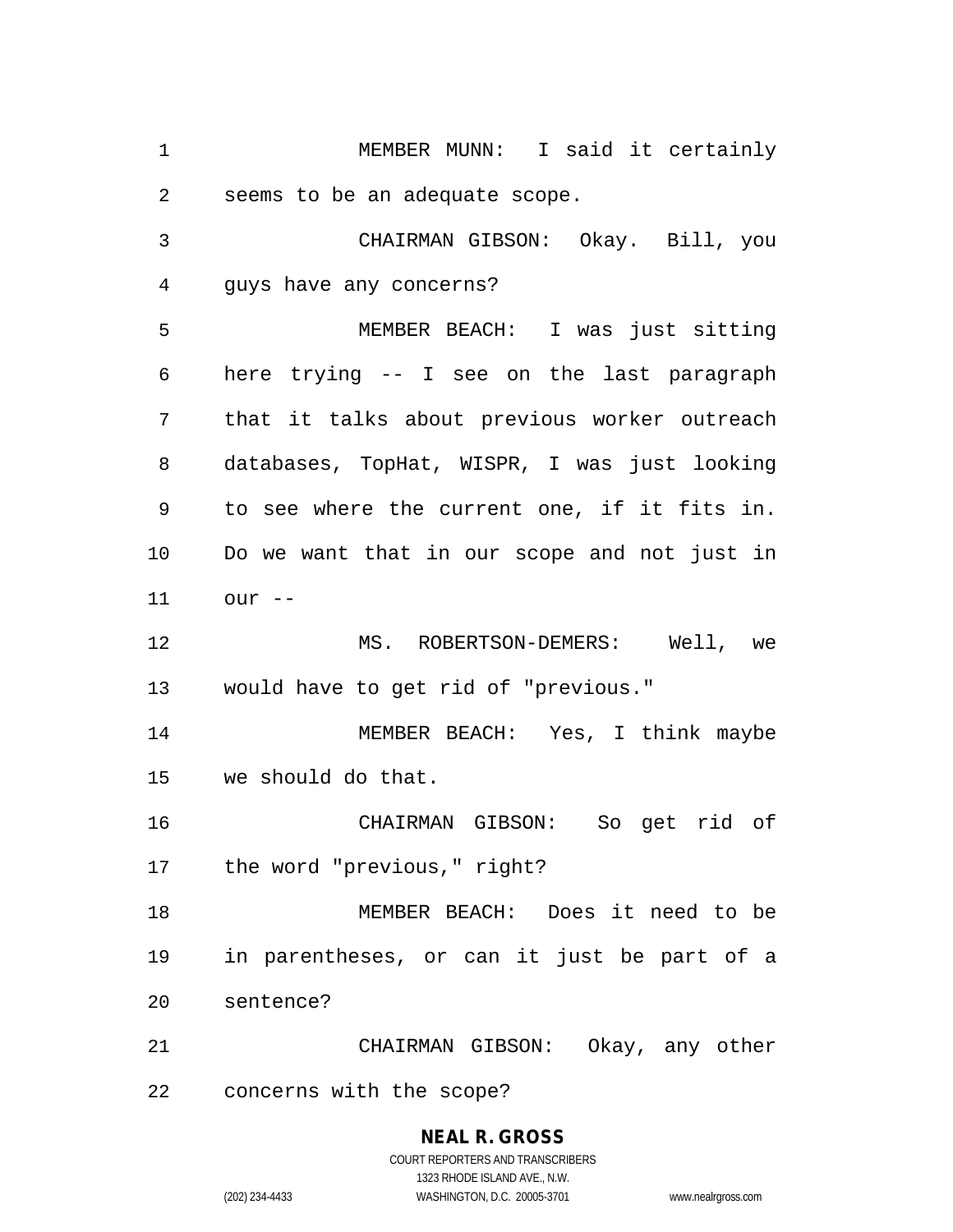MEMBER MUNN: I said it certainly seems to be an adequate scope.

CHAIRMAN GIBSON: Okay. Bill, you guys have any concerns?

MEMBER BEACH: I was just sitting here trying -- I see on the last paragraph that it talks about previous worker outreach databases, TopHat, WISPR, I was just looking to see where the current one, if it fits in. Do we want that in our scope and not just in our --

MS. ROBERTSON-DEMERS: Well, we would have to get rid of "previous."

MEMBER BEACH: Yes, I think maybe we should do that.

CHAIRMAN GIBSON: So get rid of the word "previous," right?

MEMBER BEACH: Does it need to be in parentheses, or can it just be part of a sentence?

CHAIRMAN GIBSON: Okay, any other concerns with the scope?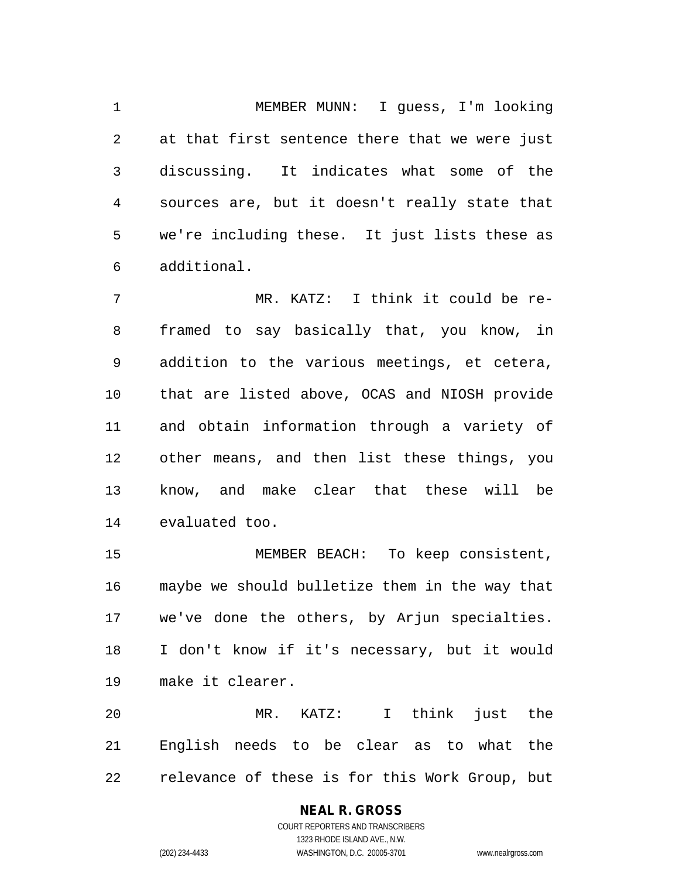MEMBER MUNN: I guess, I'm looking at that first sentence there that we were just discussing. It indicates what some of the sources are, but it doesn't really state that we're including these. It just lists these as additional.

MR. KATZ: I think it could be re-framed to say basically that, you know, in addition to the various meetings, et cetera, that are listed above, OCAS and NIOSH provide and obtain information through a variety of other means, and then list these things, you know, and make clear that these will be evaluated too.

MEMBER BEACH: To keep consistent, maybe we should bulletize them in the way that we've done the others, by Arjun specialties. I don't know if it's necessary, but it would make it clearer.

MR. KATZ: I think just the English needs to be clear as to what the relevance of these is for this Work Group, but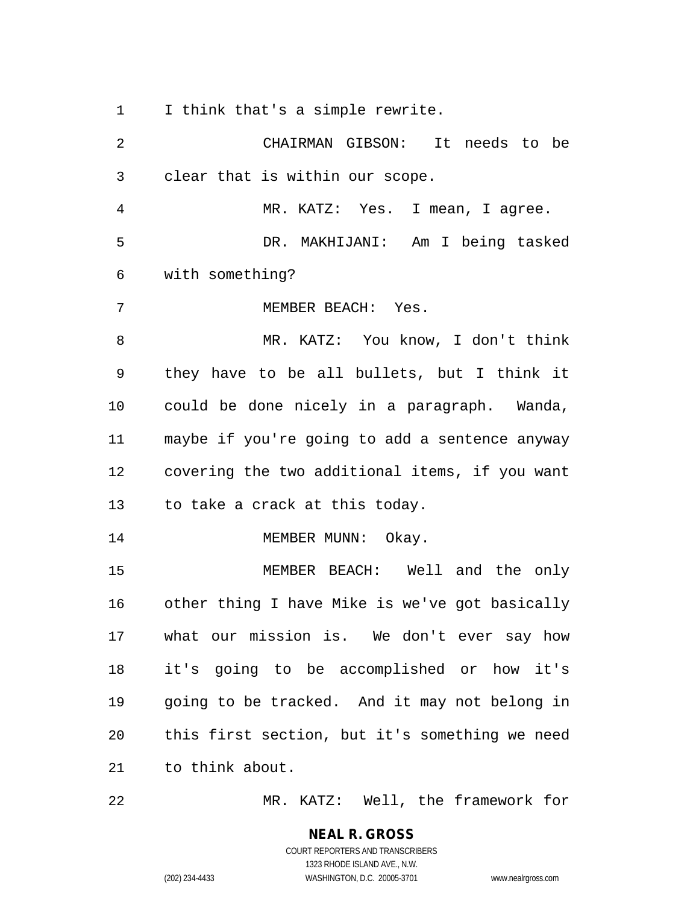I think that's a simple rewrite.

CHAIRMAN GIBSON: It needs to be clear that is within our scope.

MR. KATZ: Yes. I mean, I agree.

DR. MAKHIJANI: Am I being tasked with something?

MEMBER BEACH: Yes.

MR. KATZ: You know, I don't think they have to be all bullets, but I think it could be done nicely in a paragraph. Wanda, maybe if you're going to add a sentence anyway covering the two additional items, if you want to take a crack at this today.

MEMBER MUNN: Okay.

MEMBER BEACH: Well and the only other thing I have Mike is we've got basically what our mission is. We don't ever say how it's going to be accomplished or how it's going to be tracked. And it may not belong in this first section, but it's something we need to think about.

MR. KATZ: Well, the framework for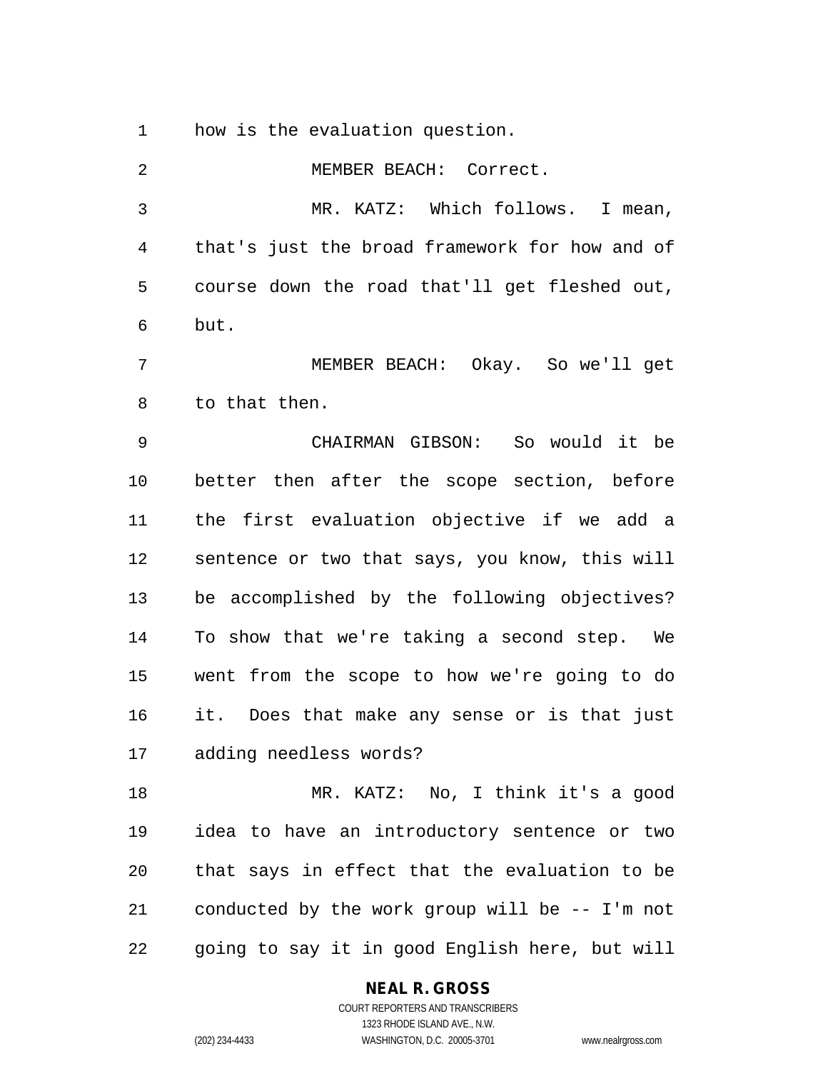how is the evaluation question.

MEMBER BEACH: Correct.

MR. KATZ: Which follows. I mean, that's just the broad framework for how and of course down the road that'll get fleshed out, but.

MEMBER BEACH: Okay. So we'll get to that then.

CHAIRMAN GIBSON: So would it be better then after the scope section, before the first evaluation objective if we add a sentence or two that says, you know, this will be accomplished by the following objectives? To show that we're taking a second step. We went from the scope to how we're going to do it. Does that make any sense or is that just adding needless words?

MR. KATZ: No, I think it's a good idea to have an introductory sentence or two that says in effect that the evaluation to be conducted by the work group will be -- I'm not going to say it in good English here, but will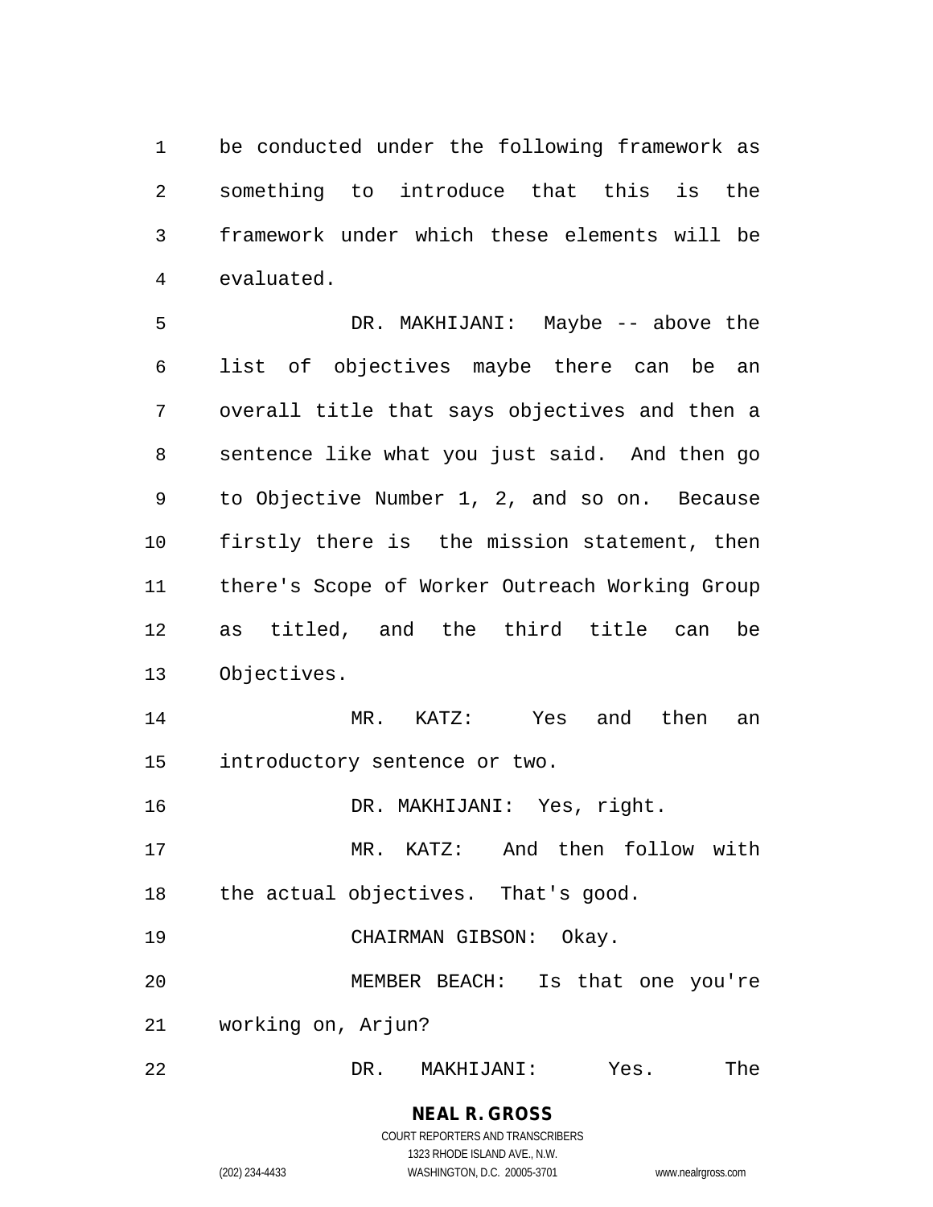be conducted under the following framework as something to introduce that this is the framework under which these elements will be evaluated.

DR. MAKHIJANI: Maybe -- above the list of objectives maybe there can be an overall title that says objectives and then a sentence like what you just said. And then go to Objective Number 1, 2, and so on. Because firstly there is the mission statement, then there's Scope of Worker Outreach Working Group as titled, and the third title can be Objectives.

MR. KATZ: Yes and then an introductory sentence or two.

DR. MAKHIJANI: Yes, right.

MR. KATZ: And then follow with the actual objectives. That's good.

CHAIRMAN GIBSON: Okay.

MEMBER BEACH: Is that one you're working on, Arjun?

DR. MAKHIJANI: Yes. The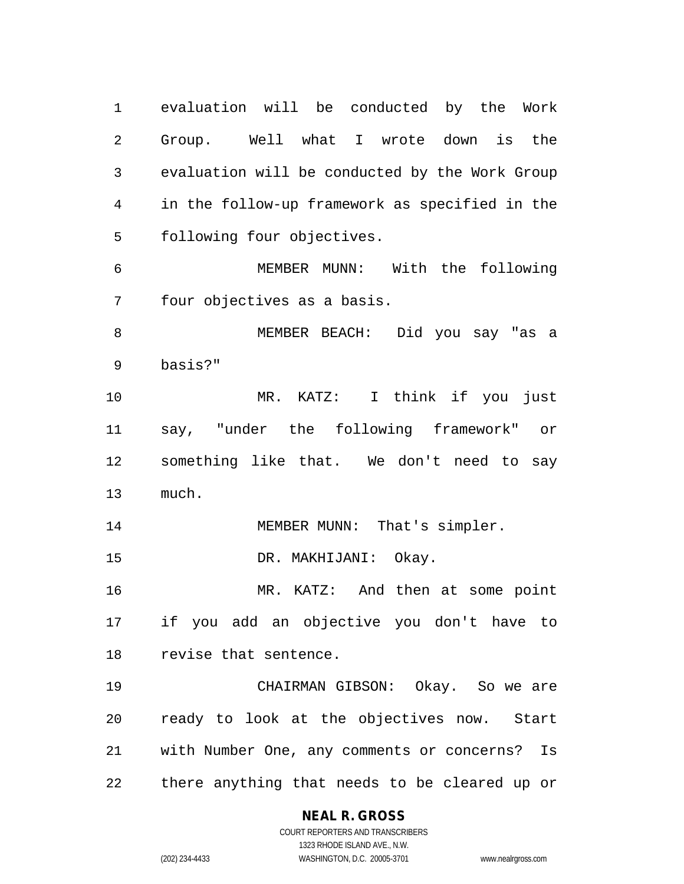evaluation will be conducted by the Work Group. Well what I wrote down is the evaluation will be conducted by the Work Group in the follow-up framework as specified in the following four objectives.

MEMBER MUNN: With the following four objectives as a basis.

MEMBER BEACH: Did you say "as a basis?"

MR. KATZ: I think if you just say, "under the following framework" or something like that. We don't need to say much.

MEMBER MUNN: That's simpler.

DR. MAKHIJANI: Okay.

MR. KATZ: And then at some point if you add an objective you don't have to revise that sentence.

CHAIRMAN GIBSON: Okay. So we are ready to look at the objectives now. Start with Number One, any comments or concerns? Is there anything that needs to be cleared up or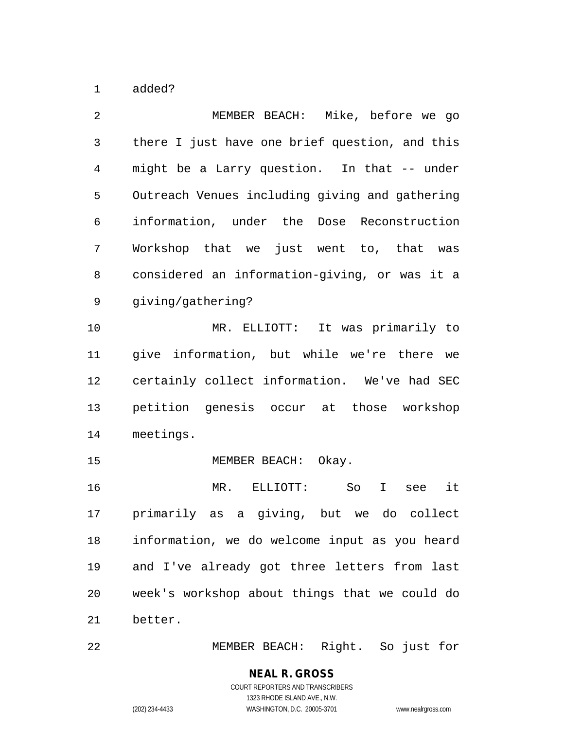added?

MEMBER BEACH: Mike, before we go there I just have one brief question, and this might be a Larry question. In that -- under Outreach Venues including giving and gathering information, under the Dose Reconstruction Workshop that we just went to, that was considered an information-giving, or was it a giving/gathering?

MR. ELLIOTT: It was primarily to give information, but while we're there we certainly collect information. We've had SEC petition genesis occur at those workshop meetings.

MEMBER BEACH: Okay.

MR. ELLIOTT: So I see it primarily as a giving, but we do collect information, we do welcome input as you heard and I've already got three letters from last week's workshop about things that we could do better.

MEMBER BEACH: Right. So just for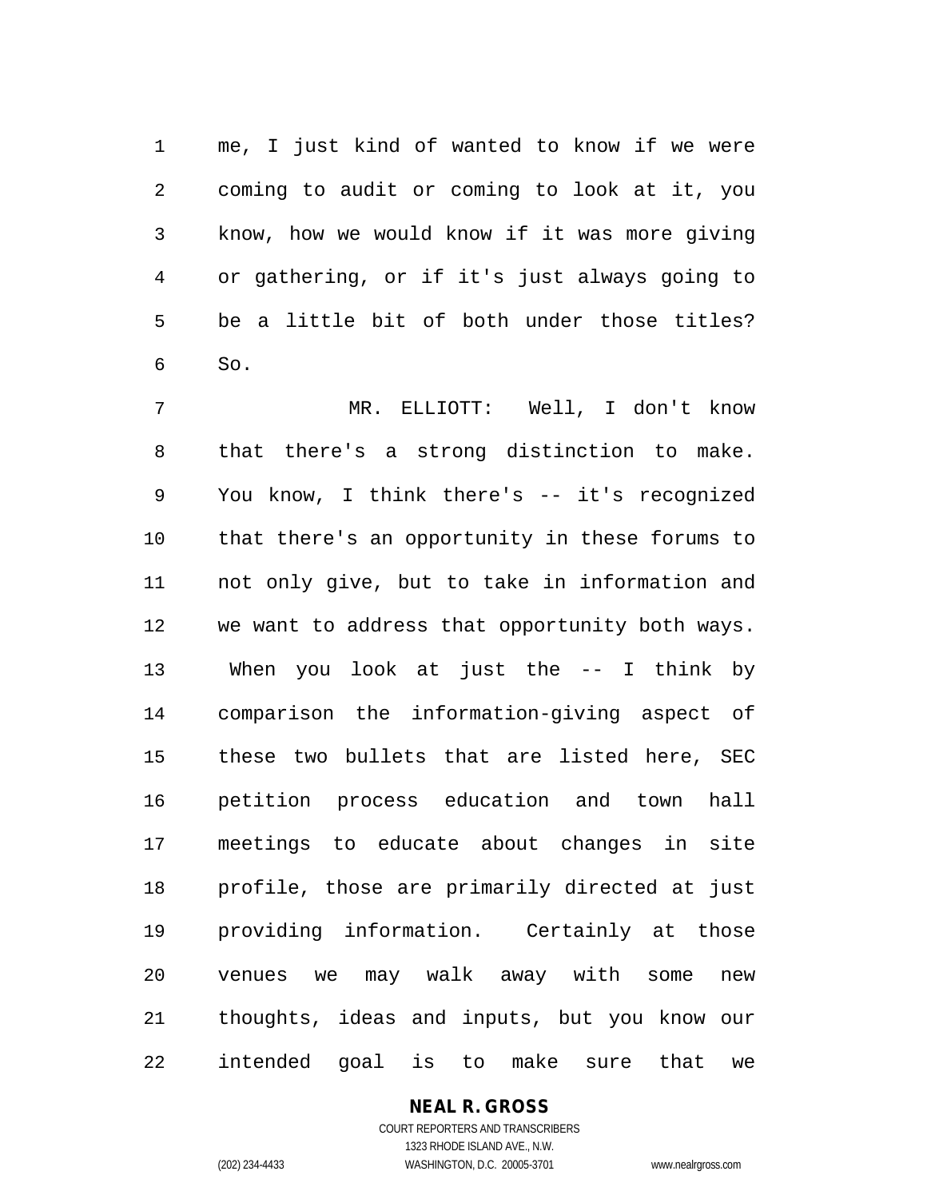me, I just kind of wanted to know if we were coming to audit or coming to look at it, you know, how we would know if it was more giving or gathering, or if it's just always going to be a little bit of both under those titles? So.

MR. ELLIOTT: Well, I don't know that there's a strong distinction to make. You know, I think there's -- it's recognized that there's an opportunity in these forums to not only give, but to take in information and we want to address that opportunity both ways. When you look at just the -- I think by comparison the information-giving aspect of these two bullets that are listed here, SEC petition process education and town hall meetings to educate about changes in site profile, those are primarily directed at just providing information. Certainly at those venues we may walk away with some new thoughts, ideas and inputs, but you know our intended goal is to make sure that we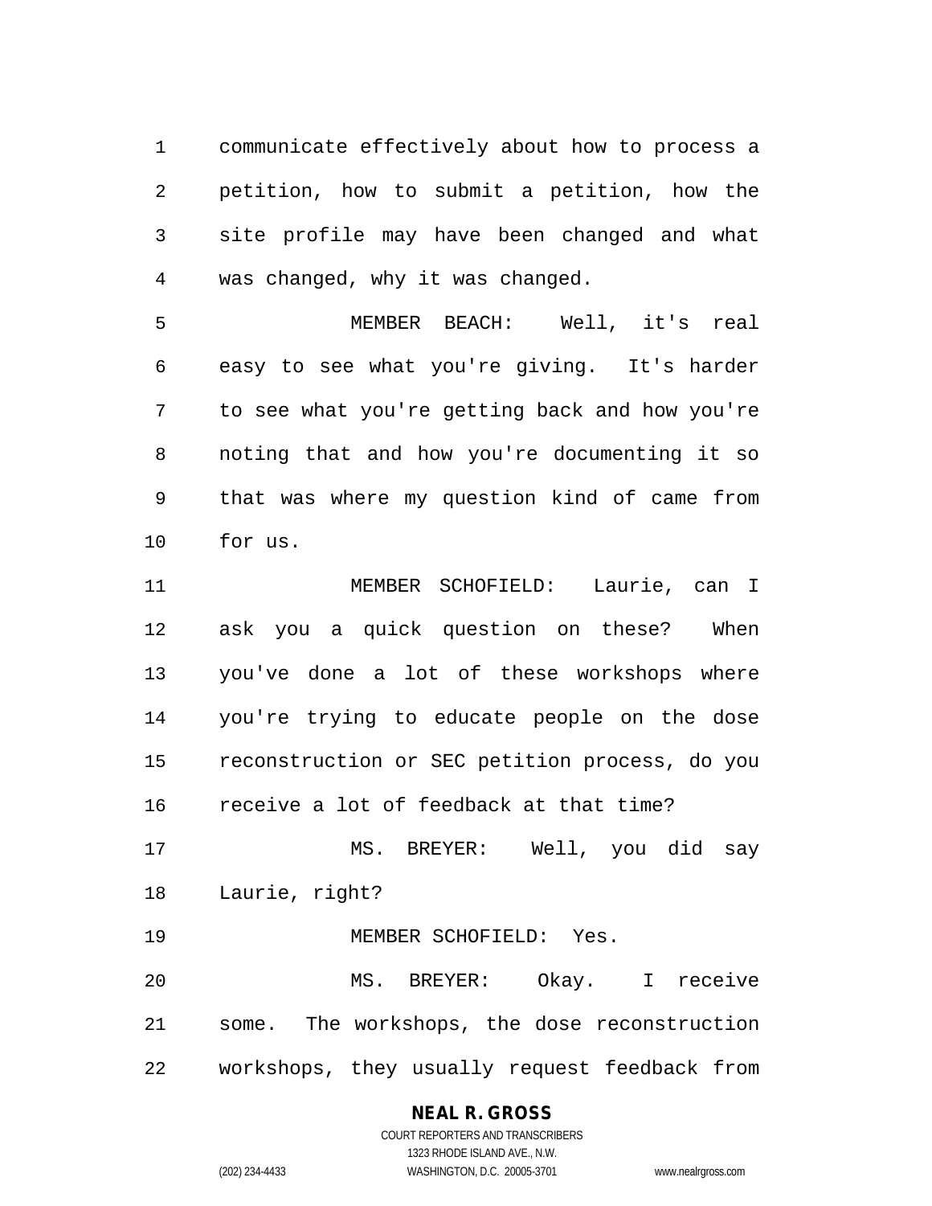communicate effectively about how to process a petition, how to submit a petition, how the site profile may have been changed and what was changed, why it was changed.

MEMBER BEACH: Well, it's real easy to see what you're giving. It's harder to see what you're getting back and how you're noting that and how you're documenting it so that was where my question kind of came from for us.

MEMBER SCHOFIELD: Laurie, can I ask you a quick question on these? When you've done a lot of these workshops where you're trying to educate people on the dose reconstruction or SEC petition process, do you receive a lot of feedback at that time?

MS. BREYER: Well, you did say Laurie, right?

MEMBER SCHOFIELD: Yes.

MS. BREYER: Okay. I receive some. The workshops, the dose reconstruction workshops, they usually request feedback from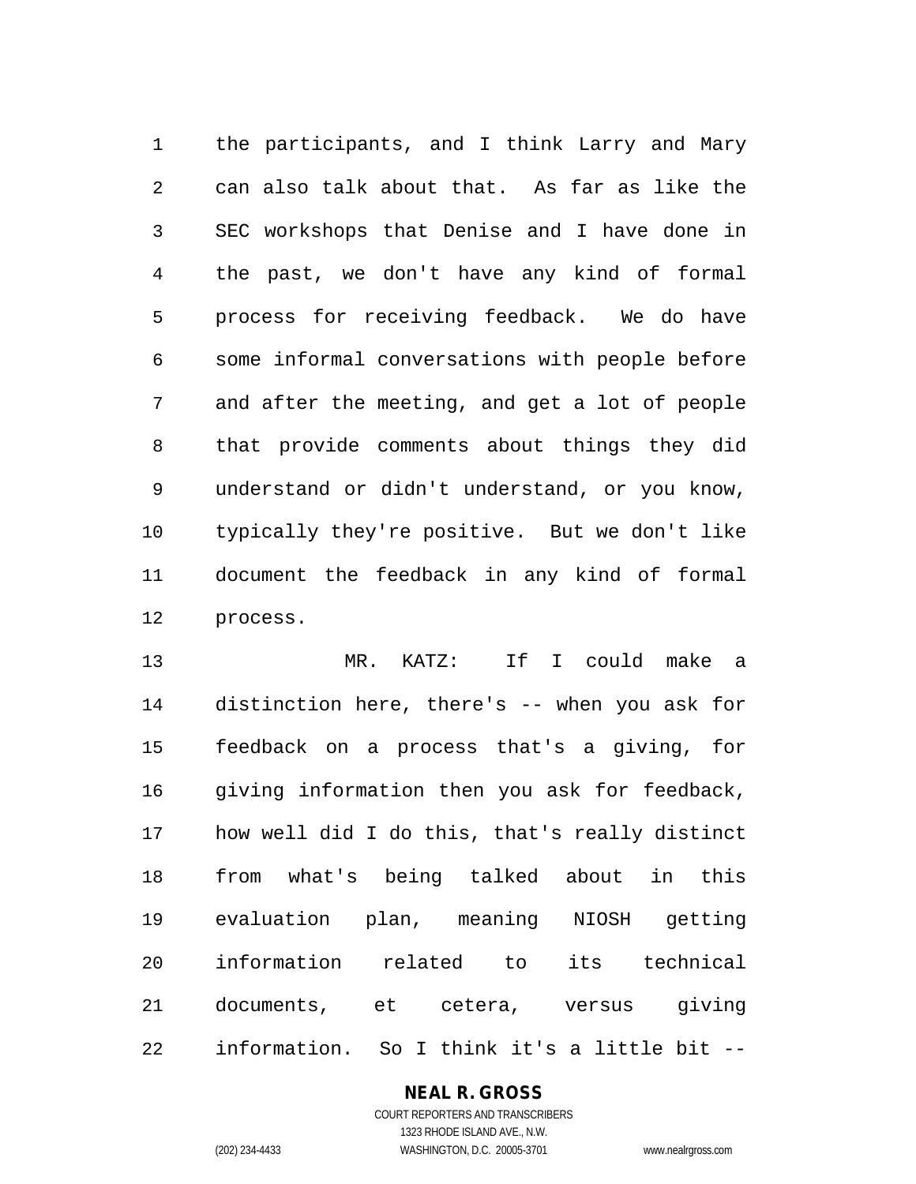the participants, and I think Larry and Mary can also talk about that. As far as like the SEC workshops that Denise and I have done in the past, we don't have any kind of formal process for receiving feedback. We do have some informal conversations with people before and after the meeting, and get a lot of people that provide comments about things they did understand or didn't understand, or you know, typically they're positive. But we don't like document the feedback in any kind of formal process.

MR. KATZ: If I could make a distinction here, there's -- when you ask for feedback on a process that's a giving, for giving information then you ask for feedback, how well did I do this, that's really distinct from what's being talked about in this evaluation plan, meaning NIOSH getting information related to its technical documents, et cetera, versus giving information. So I think it's a little bit --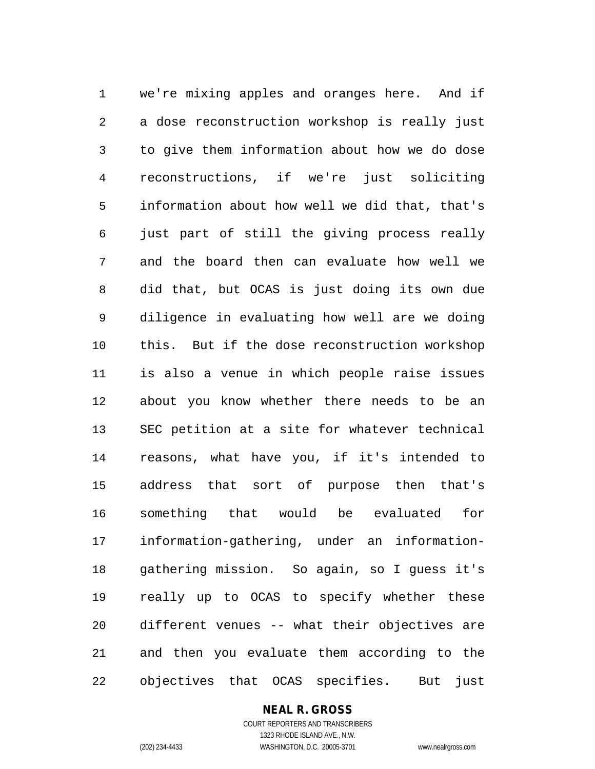we're mixing apples and oranges here. And if a dose reconstruction workshop is really just to give them information about how we do dose reconstructions, if we're just soliciting information about how well we did that, that's just part of still the giving process really and the board then can evaluate how well we did that, but OCAS is just doing its own due diligence in evaluating how well are we doing this. But if the dose reconstruction workshop is also a venue in which people raise issues about you know whether there needs to be an SEC petition at a site for whatever technical reasons, what have you, if it's intended to address that sort of purpose then that's something that would be evaluated for information-gathering, under an information-gathering mission. So again, so I guess it's really up to OCAS to specify whether these different venues -- what their objectives are and then you evaluate them according to the objectives that OCAS specifies. But just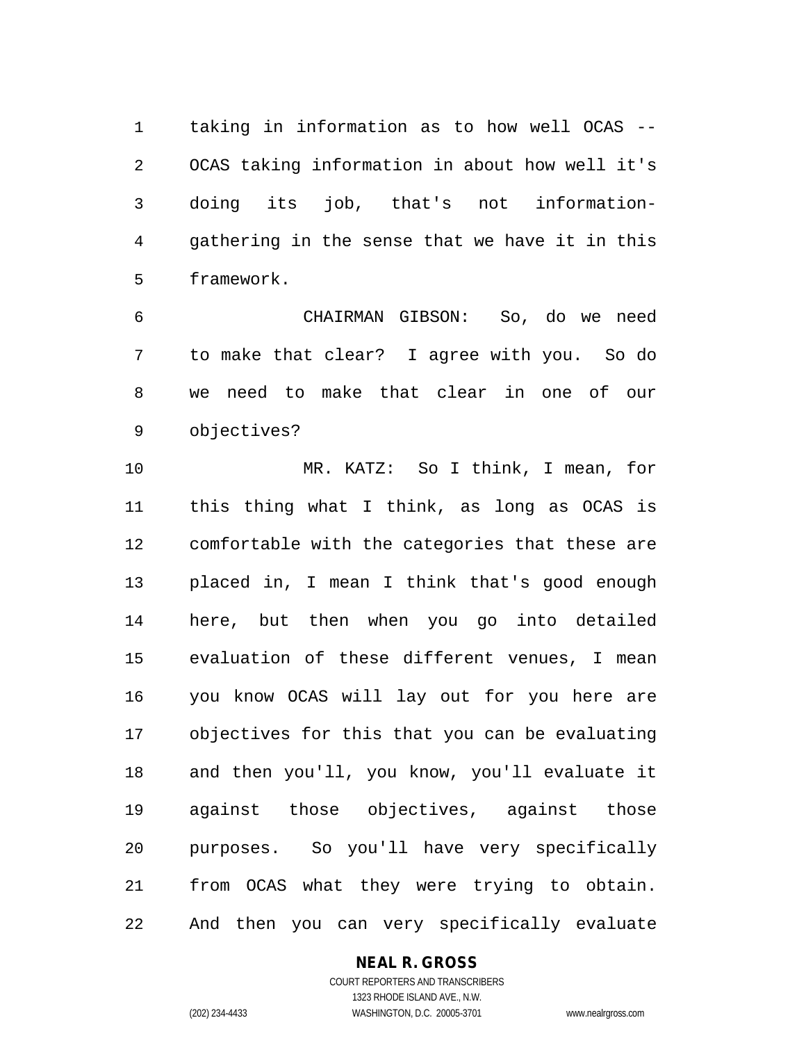taking in information as to how well OCAS -- OCAS taking information in about how well it's doing its job, that's not information-gathering in the sense that we have it in this framework.

CHAIRMAN GIBSON: So, do we need to make that clear? I agree with you. So do we need to make that clear in one of our objectives?

MR. KATZ: So I think, I mean, for this thing what I think, as long as OCAS is comfortable with the categories that these are placed in, I mean I think that's good enough here, but then when you go into detailed evaluation of these different venues, I mean you know OCAS will lay out for you here are objectives for this that you can be evaluating and then you'll, you know, you'll evaluate it against those objectives, against those purposes. So you'll have very specifically from OCAS what they were trying to obtain. And then you can very specifically evaluate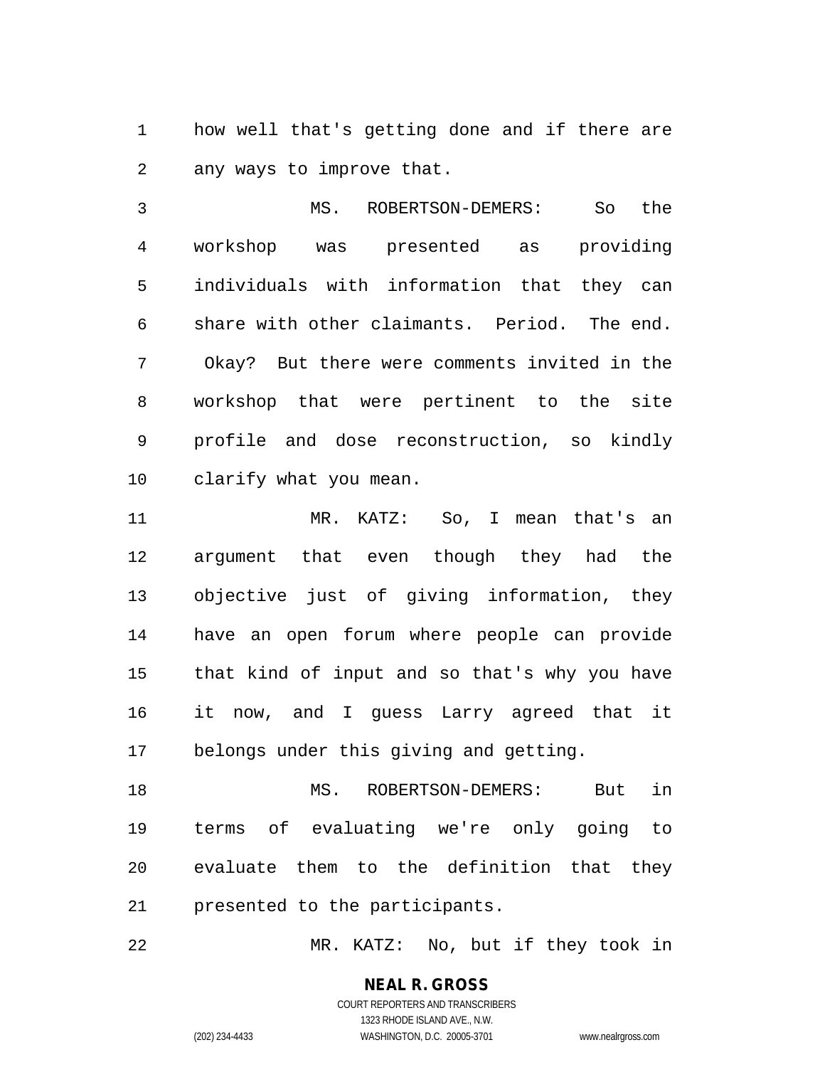how well that's getting done and if there are any ways to improve that.

MS. ROBERTSON-DEMERS: So the workshop was presented as providing individuals with information that they can share with other claimants. Period. The end. Okay? But there were comments invited in the workshop that were pertinent to the site profile and dose reconstruction, so kindly clarify what you mean.

MR. KATZ: So, I mean that's an argument that even though they had the objective just of giving information, they have an open forum where people can provide that kind of input and so that's why you have it now, and I guess Larry agreed that it belongs under this giving and getting.

MS. ROBERTSON-DEMERS: But in terms of evaluating we're only going to evaluate them to the definition that they presented to the participants.

MR. KATZ: No, but if they took in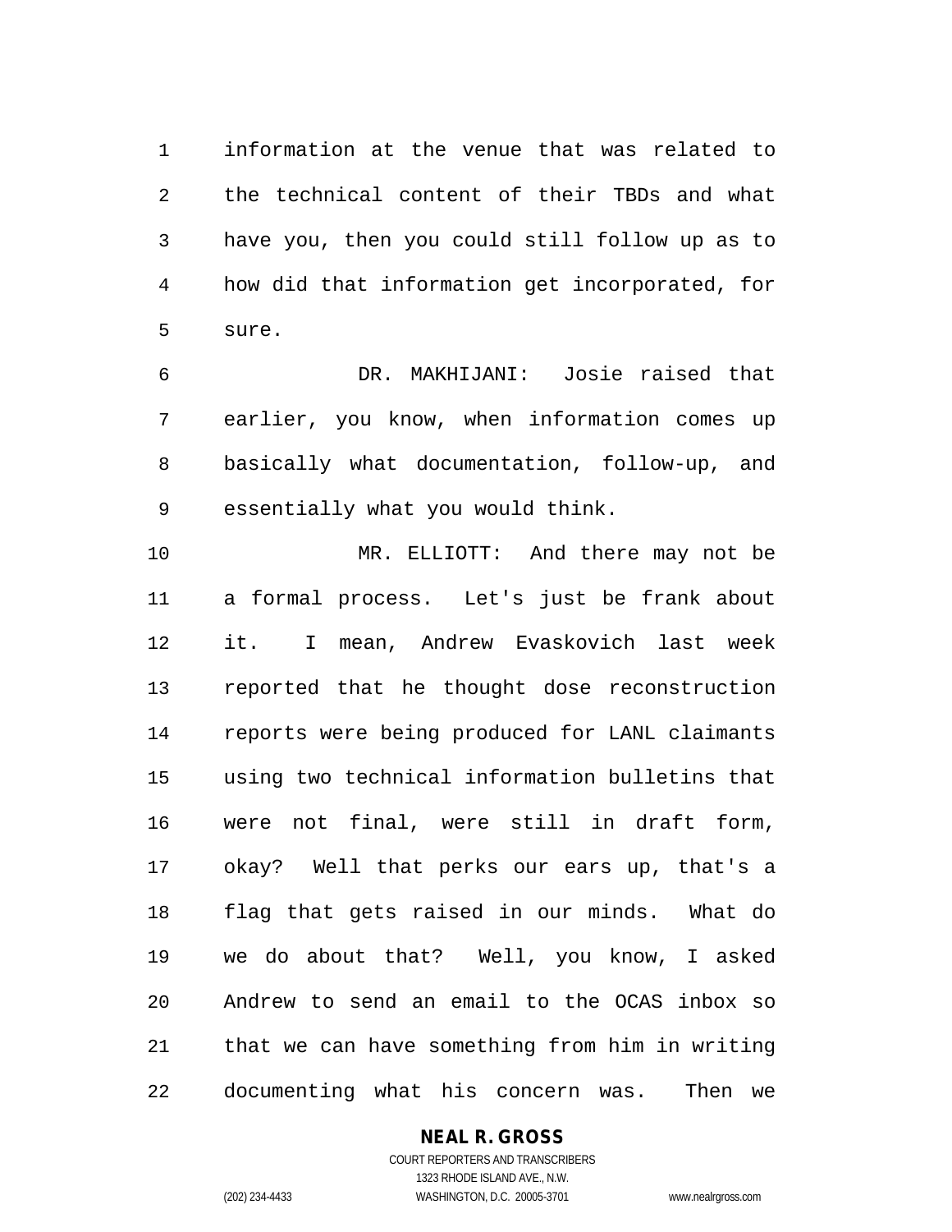information at the venue that was related to the technical content of their TBDs and what have you, then you could still follow up as to how did that information get incorporated, for sure.

DR. MAKHIJANI: Josie raised that earlier, you know, when information comes up basically what documentation, follow-up, and essentially what you would think.

MR. ELLIOTT: And there may not be a formal process. Let's just be frank about it. I mean, Andrew Evaskovich last week reported that he thought dose reconstruction reports were being produced for LANL claimants using two technical information bulletins that were not final, were still in draft form, okay? Well that perks our ears up, that's a flag that gets raised in our minds. What do we do about that? Well, you know, I asked Andrew to send an email to the OCAS inbox so that we can have something from him in writing documenting what his concern was. Then we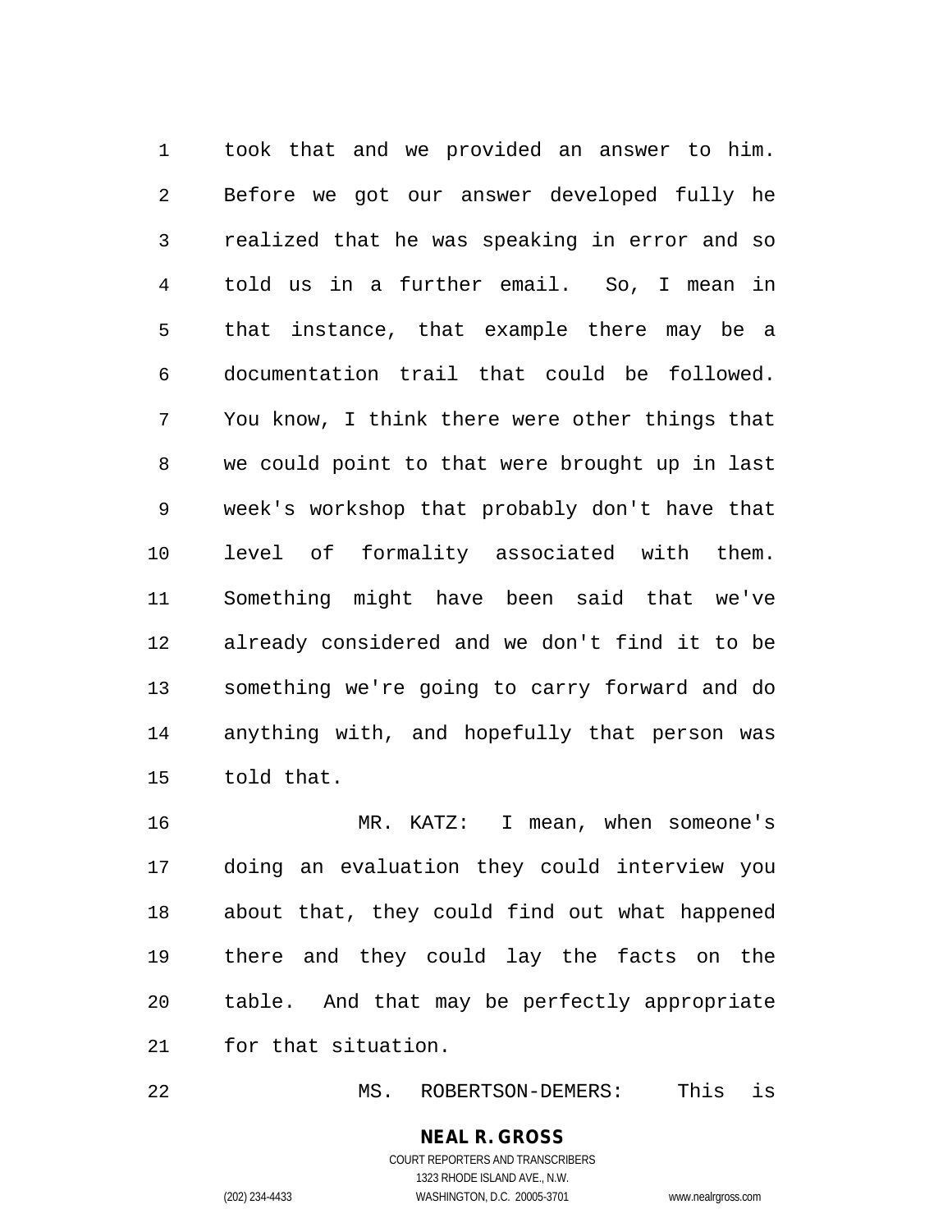took that and we provided an answer to him. Before we got our answer developed fully he realized that he was speaking in error and so told us in a further email. So, I mean in that instance, that example there may be a documentation trail that could be followed. You know, I think there were other things that we could point to that were brought up in last week's workshop that probably don't have that level of formality associated with them. Something might have been said that we've already considered and we don't find it to be something we're going to carry forward and do anything with, and hopefully that person was told that.

MR. KATZ: I mean, when someone's doing an evaluation they could interview you about that, they could find out what happened there and they could lay the facts on the table. And that may be perfectly appropriate for that situation.

MS. ROBERTSON-DEMERS: This is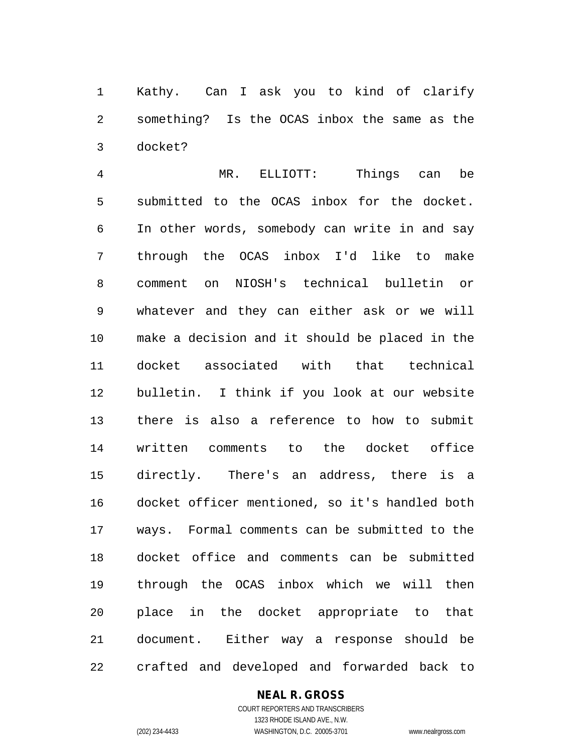Kathy. Can I ask you to kind of clarify something? Is the OCAS inbox the same as the docket?

MR. ELLIOTT: Things can be submitted to the OCAS inbox for the docket. In other words, somebody can write in and say through the OCAS inbox I'd like to make comment on NIOSH's technical bulletin or whatever and they can either ask or we will make a decision and it should be placed in the docket associated with that technical bulletin. I think if you look at our website there is also a reference to how to submit written comments to the docket office directly. There's an address, there is a docket officer mentioned, so it's handled both ways. Formal comments can be submitted to the docket office and comments can be submitted through the OCAS inbox which we will then place in the docket appropriate to that document. Either way a response should be crafted and developed and forwarded back to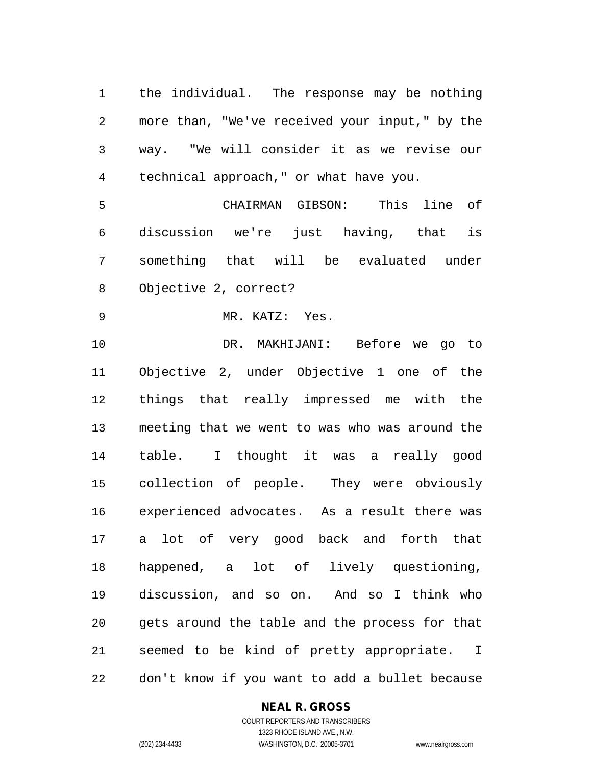the individual. The response may be nothing more than, "We've received your input," by the way. "We will consider it as we revise our technical approach," or what have you.

CHAIRMAN GIBSON: This line of discussion we're just having, that is something that will be evaluated under Objective 2, correct?

MR. KATZ: Yes.

DR. MAKHIJANI: Before we go to Objective 2, under Objective 1 one of the things that really impressed me with the meeting that we went to was who was around the table. I thought it was a really good collection of people. They were obviously experienced advocates. As a result there was a lot of very good back and forth that happened, a lot of lively questioning, discussion, and so on. And so I think who gets around the table and the process for that seemed to be kind of pretty appropriate. I don't know if you want to add a bullet because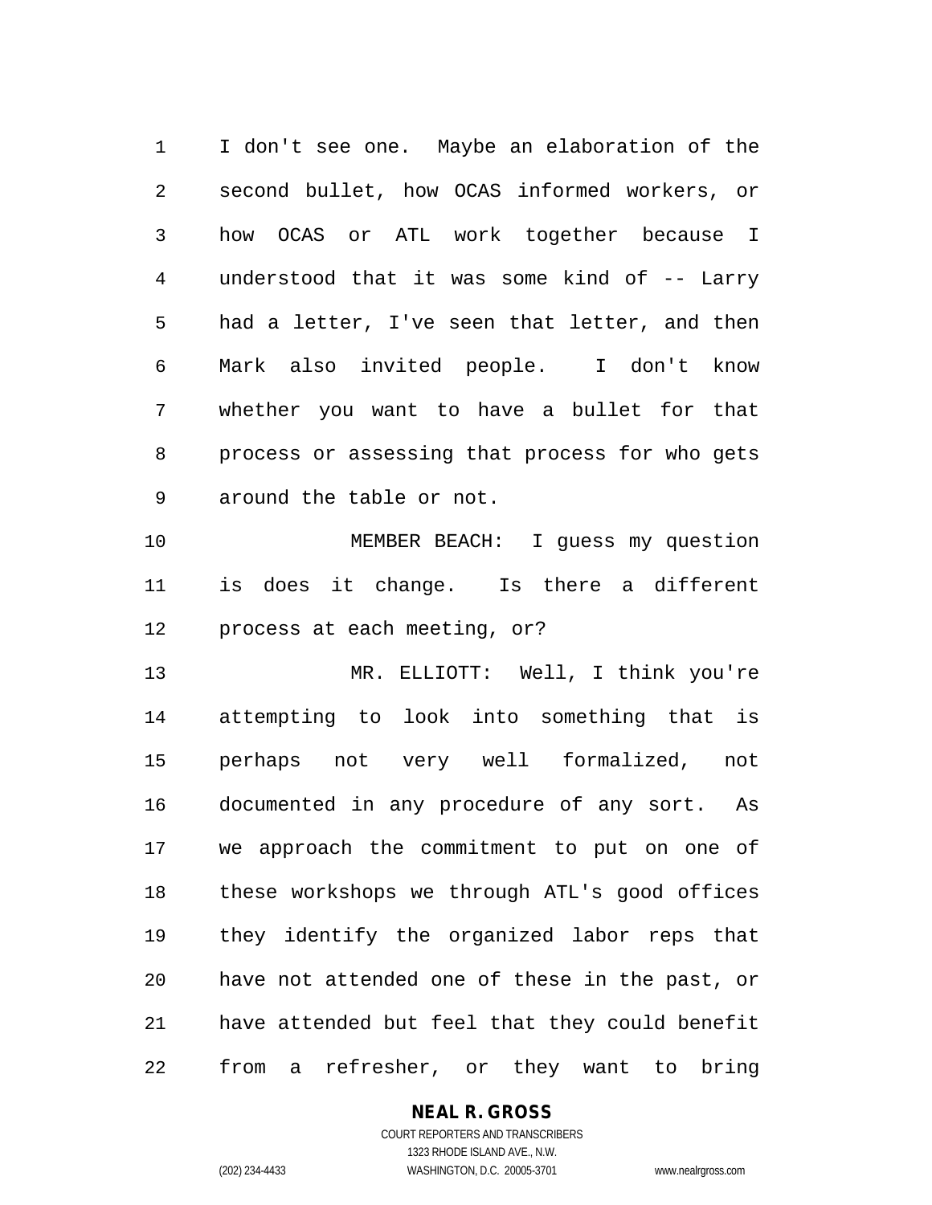I don't see one. Maybe an elaboration of the second bullet, how OCAS informed workers, or how OCAS or ATL work together because I understood that it was some kind of -- Larry had a letter, I've seen that letter, and then Mark also invited people. I don't know whether you want to have a bullet for that process or assessing that process for who gets around the table or not.

MEMBER BEACH: I guess my question is does it change. Is there a different process at each meeting, or?

MR. ELLIOTT: Well, I think you're attempting to look into something that is perhaps not very well formalized, not documented in any procedure of any sort. As we approach the commitment to put on one of these workshops we through ATL's good offices they identify the organized labor reps that have not attended one of these in the past, or have attended but feel that they could benefit from a refresher, or they want to bring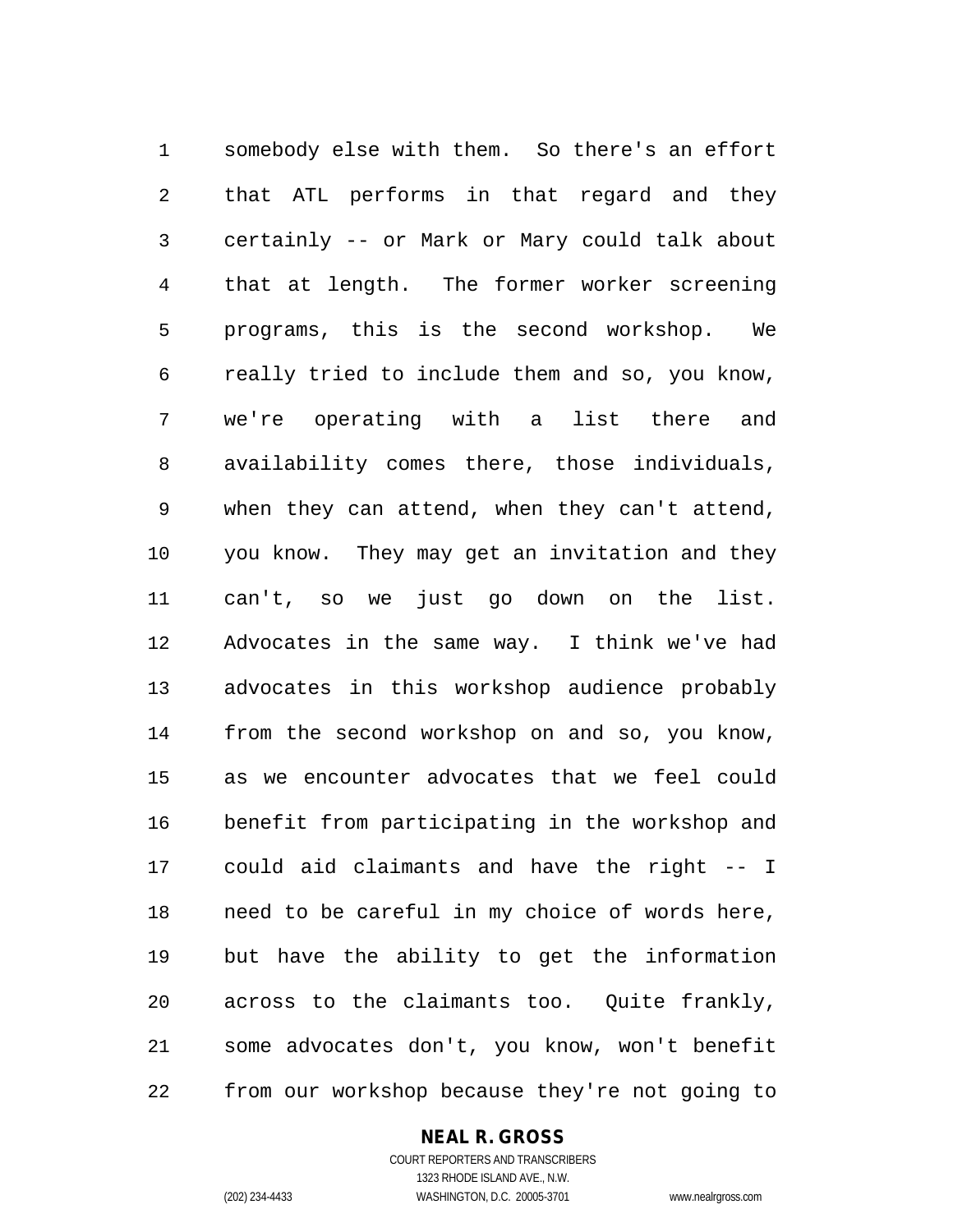somebody else with them. So there's an effort that ATL performs in that regard and they certainly -- or Mark or Mary could talk about that at length. The former worker screening programs, this is the second workshop. We really tried to include them and so, you know, we're operating with a list there and availability comes there, those individuals, when they can attend, when they can't attend, you know. They may get an invitation and they can't, so we just go down on the list. Advocates in the same way. I think we've had advocates in this workshop audience probably from the second workshop on and so, you know, as we encounter advocates that we feel could benefit from participating in the workshop and could aid claimants and have the right -- I need to be careful in my choice of words here, but have the ability to get the information across to the claimants too. Quite frankly, some advocates don't, you know, won't benefit from our workshop because they're not going to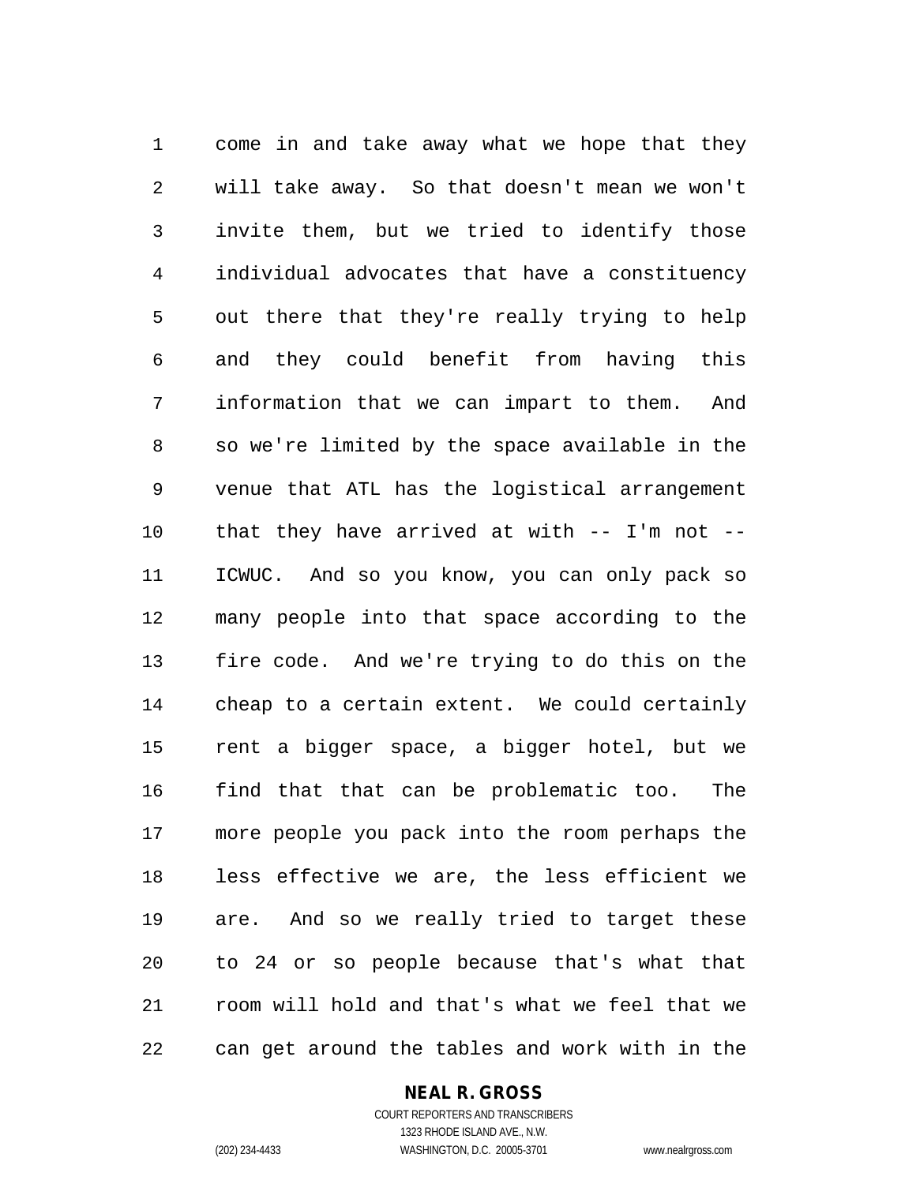come in and take away what we hope that they will take away. So that doesn't mean we won't invite them, but we tried to identify those individual advocates that have a constituency out there that they're really trying to help and they could benefit from having this information that we can impart to them. And so we're limited by the space available in the venue that ATL has the logistical arrangement that they have arrived at with -- I'm not -- ICWUC. And so you know, you can only pack so many people into that space according to the fire code. And we're trying to do this on the cheap to a certain extent. We could certainly rent a bigger space, a bigger hotel, but we find that that can be problematic too. The more people you pack into the room perhaps the less effective we are, the less efficient we are. And so we really tried to target these to 24 or so people because that's what that room will hold and that's what we feel that we can get around the tables and work with in the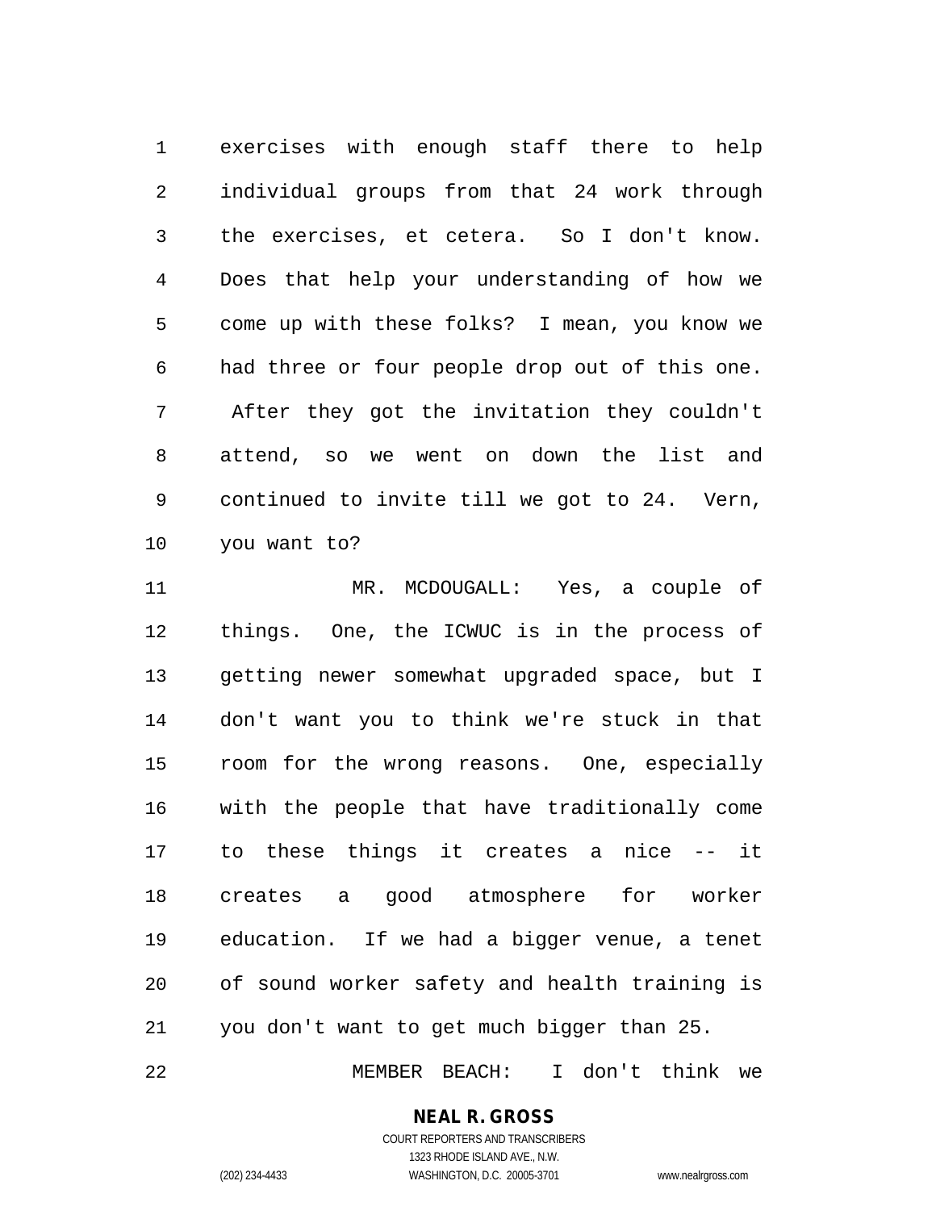exercises with enough staff there to help individual groups from that 24 work through the exercises, et cetera. So I don't know. Does that help your understanding of how we come up with these folks? I mean, you know we had three or four people drop out of this one. After they got the invitation they couldn't attend, so we went on down the list and continued to invite till we got to 24. Vern, you want to?

MR. MCDOUGALL: Yes, a couple of things. One, the ICWUC is in the process of getting newer somewhat upgraded space, but I don't want you to think we're stuck in that room for the wrong reasons. One, especially with the people that have traditionally come to these things it creates a nice -- it creates a good atmosphere for worker education. If we had a bigger venue, a tenet of sound worker safety and health training is you don't want to get much bigger than 25.

MEMBER BEACH: I don't think we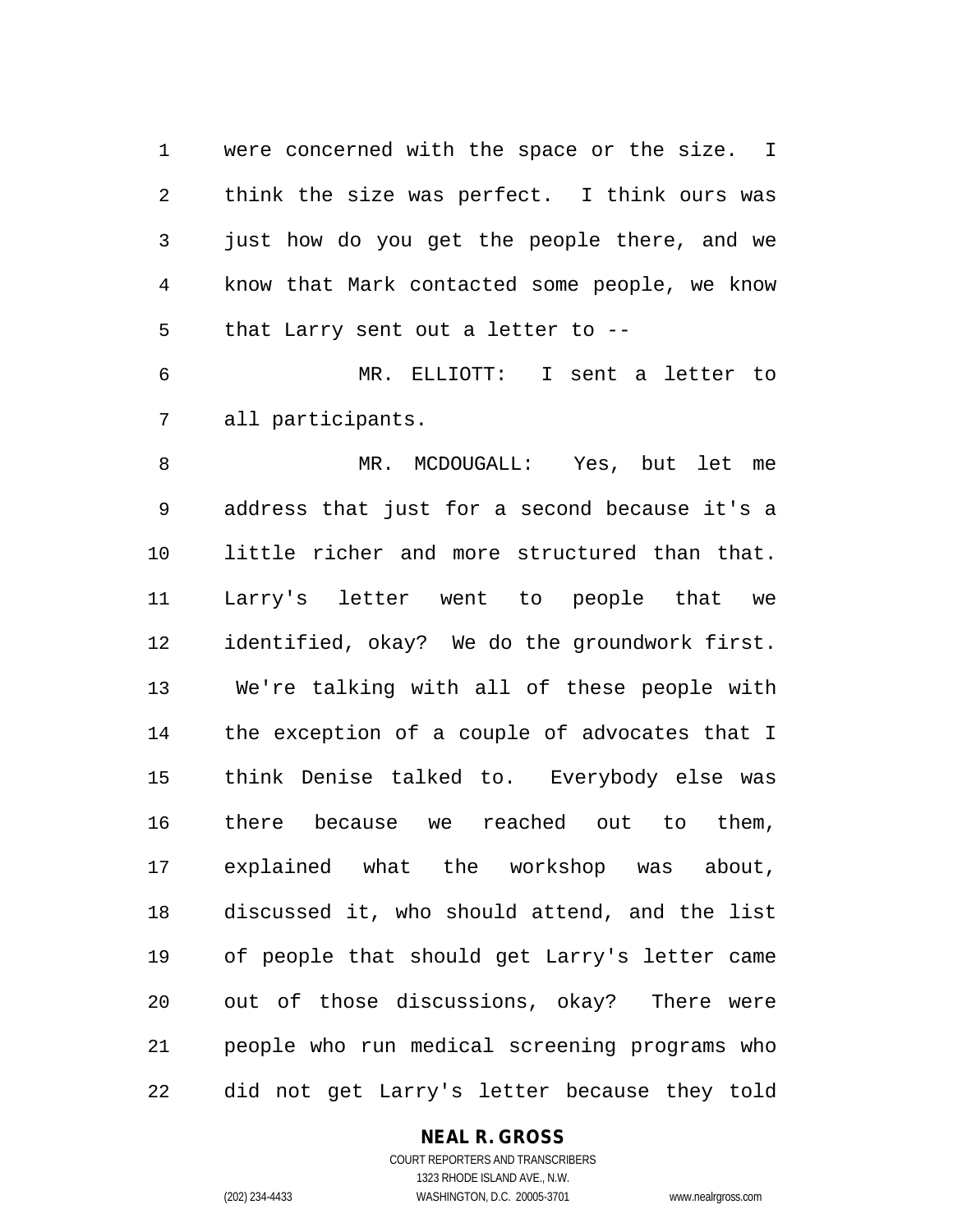were concerned with the space or the size. I think the size was perfect. I think ours was just how do you get the people there, and we know that Mark contacted some people, we know that Larry sent out a letter to --

MR. ELLIOTT: I sent a letter to all participants.

MR. MCDOUGALL: Yes, but let me address that just for a second because it's a little richer and more structured than that. Larry's letter went to people that we identified, okay? We do the groundwork first. We're talking with all of these people with the exception of a couple of advocates that I think Denise talked to. Everybody else was there because we reached out to them, explained what the workshop was about, discussed it, who should attend, and the list of people that should get Larry's letter came out of those discussions, okay? There were people who run medical screening programs who did not get Larry's letter because they told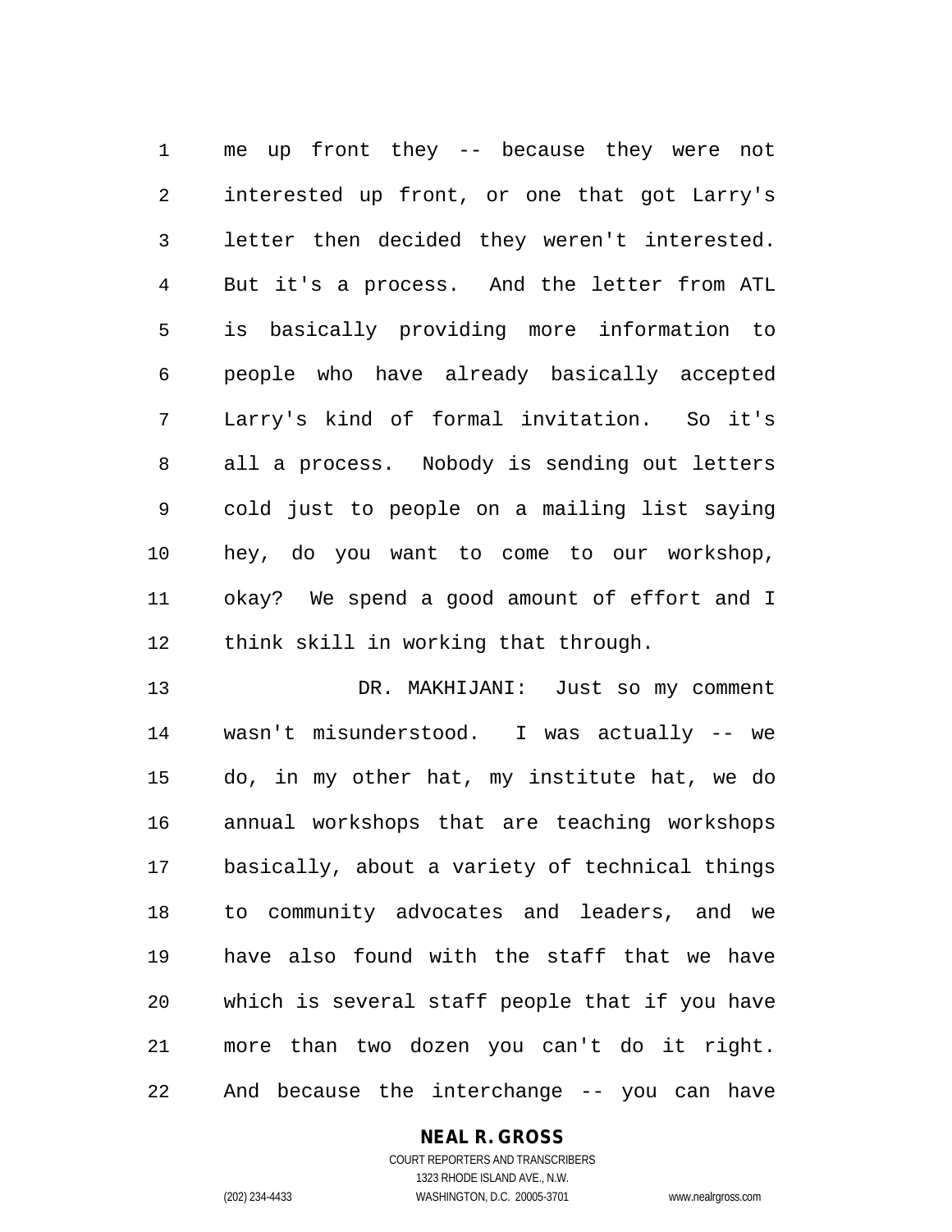me up front they -- because they were not interested up front, or one that got Larry's letter then decided they weren't interested. But it's a process. And the letter from ATL is basically providing more information to people who have already basically accepted Larry's kind of formal invitation. So it's all a process. Nobody is sending out letters cold just to people on a mailing list saying hey, do you want to come to our workshop, okay? We spend a good amount of effort and I think skill in working that through.

DR. MAKHIJANI: Just so my comment wasn't misunderstood. I was actually -- we do, in my other hat, my institute hat, we do annual workshops that are teaching workshops basically, about a variety of technical things to community advocates and leaders, and we have also found with the staff that we have which is several staff people that if you have more than two dozen you can't do it right. And because the interchange -- you can have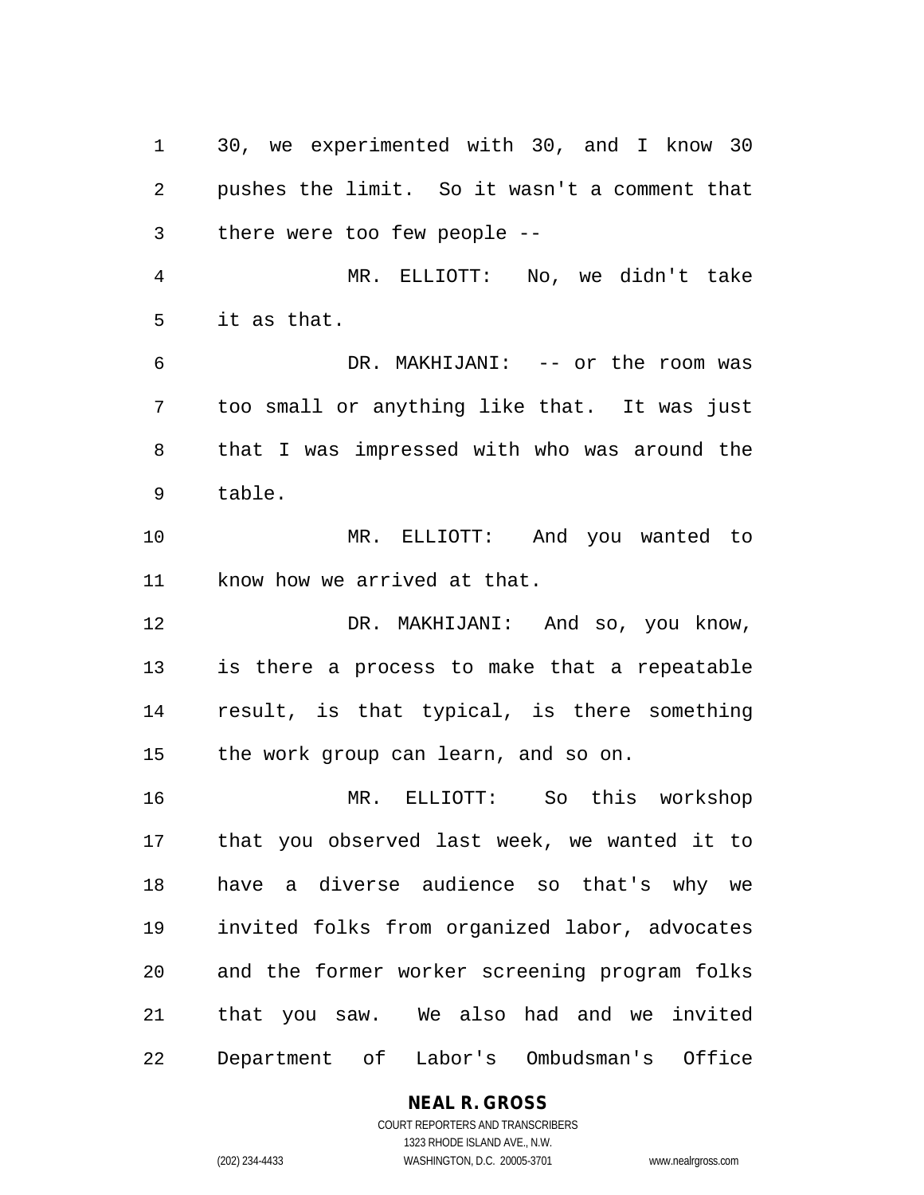30, we experimented with 30, and I know 30 pushes the limit. So it wasn't a comment that there were too few people --

MR. ELLIOTT: No, we didn't take it as that.

DR. MAKHIJANI: -- or the room was too small or anything like that. It was just that I was impressed with who was around the table.

MR. ELLIOTT: And you wanted to know how we arrived at that.

DR. MAKHIJANI: And so, you know, is there a process to make that a repeatable result, is that typical, is there something the work group can learn, and so on.

MR. ELLIOTT: So this workshop that you observed last week, we wanted it to have a diverse audience so that's why we invited folks from organized labor, advocates and the former worker screening program folks that you saw. We also had and we invited Department of Labor's Ombudsman's Office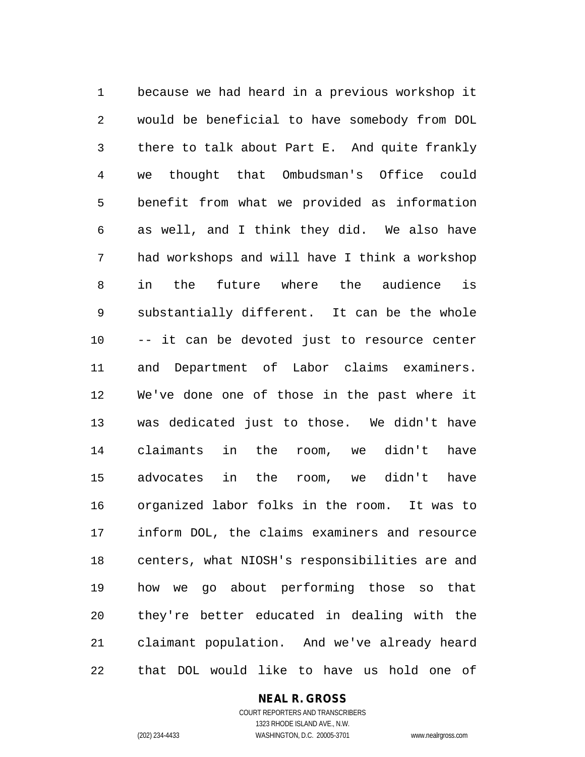because we had heard in a previous workshop it would be beneficial to have somebody from DOL there to talk about Part E. And quite frankly we thought that Ombudsman's Office could benefit from what we provided as information as well, and I think they did. We also have had workshops and will have I think a workshop in the future where the audience is substantially different. It can be the whole -- it can be devoted just to resource center and Department of Labor claims examiners. We've done one of those in the past where it was dedicated just to those. We didn't have claimants in the room, we didn't have advocates in the room, we didn't have organized labor folks in the room. It was to inform DOL, the claims examiners and resource centers, what NIOSH's responsibilities are and how we go about performing those so that they're better educated in dealing with the claimant population. And we've already heard that DOL would like to have us hold one of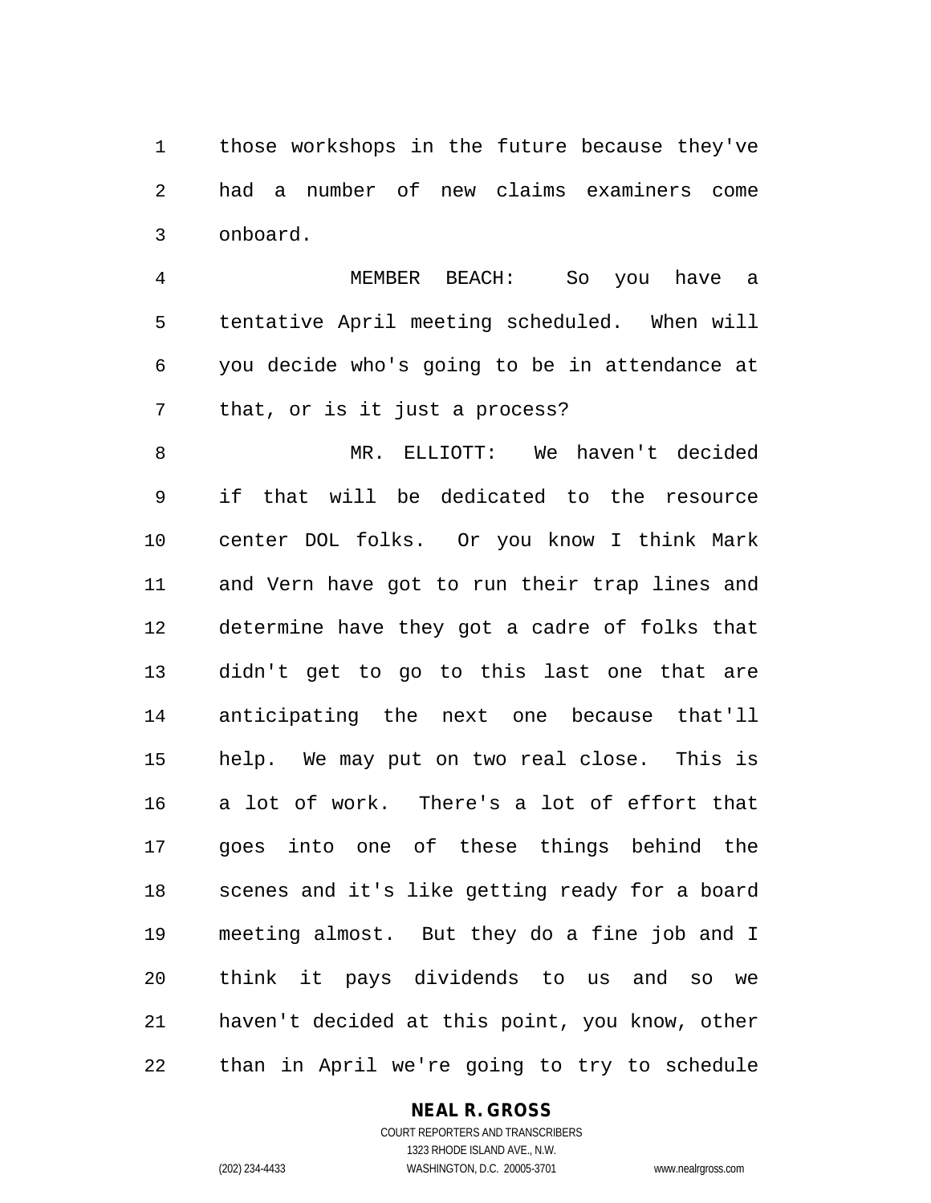those workshops in the future because they've had a number of new claims examiners come onboard.

MEMBER BEACH: So you have a tentative April meeting scheduled. When will you decide who's going to be in attendance at that, or is it just a process?

MR. ELLIOTT: We haven't decided if that will be dedicated to the resource center DOL folks. Or you know I think Mark and Vern have got to run their trap lines and determine have they got a cadre of folks that didn't get to go to this last one that are anticipating the next one because that'll help. We may put on two real close. This is a lot of work. There's a lot of effort that goes into one of these things behind the scenes and it's like getting ready for a board meeting almost. But they do a fine job and I think it pays dividends to us and so we haven't decided at this point, you know, other than in April we're going to try to schedule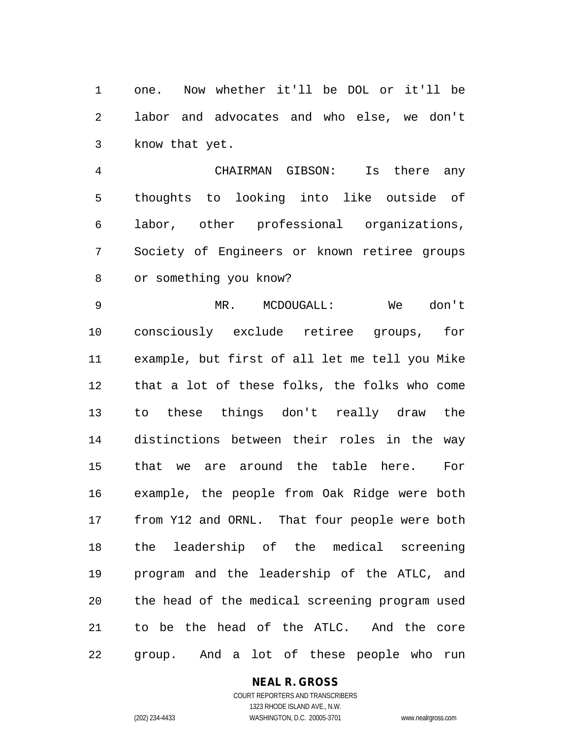one. Now whether it'll be DOL or it'll be labor and advocates and who else, we don't know that yet.

CHAIRMAN GIBSON: Is there any thoughts to looking into like outside of labor, other professional organizations, Society of Engineers or known retiree groups or something you know?

MR. MCDOUGALL: We don't consciously exclude retiree groups, for example, but first of all let me tell you Mike that a lot of these folks, the folks who come to these things don't really draw the distinctions between their roles in the way that we are around the table here. For example, the people from Oak Ridge were both from Y12 and ORNL. That four people were both the leadership of the medical screening program and the leadership of the ATLC, and the head of the medical screening program used to be the head of the ATLC. And the core group. And a lot of these people who run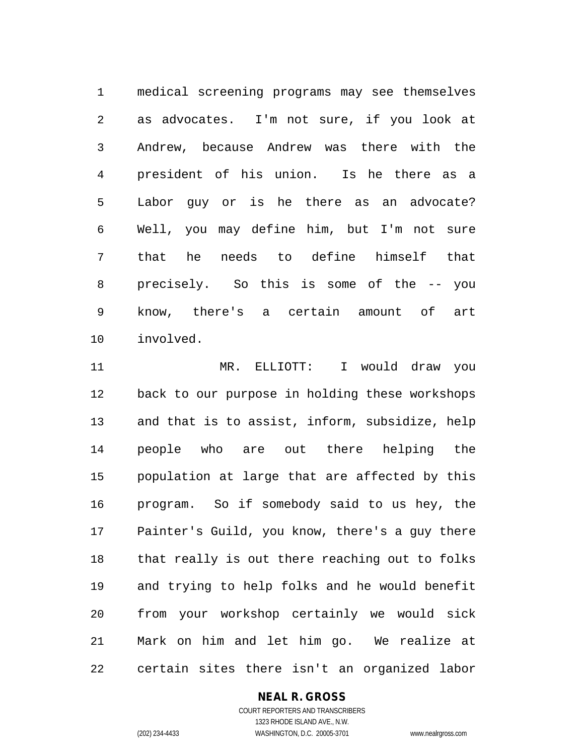medical screening programs may see themselves as advocates. I'm not sure, if you look at Andrew, because Andrew was there with the president of his union. Is he there as a Labor guy or is he there as an advocate? Well, you may define him, but I'm not sure that he needs to define himself that precisely. So this is some of the -- you know, there's a certain amount of art involved.

MR. ELLIOTT: I would draw you back to our purpose in holding these workshops and that is to assist, inform, subsidize, help people who are out there helping the population at large that are affected by this program. So if somebody said to us hey, the Painter's Guild, you know, there's a guy there that really is out there reaching out to folks and trying to help folks and he would benefit from your workshop certainly we would sick Mark on him and let him go. We realize at certain sites there isn't an organized labor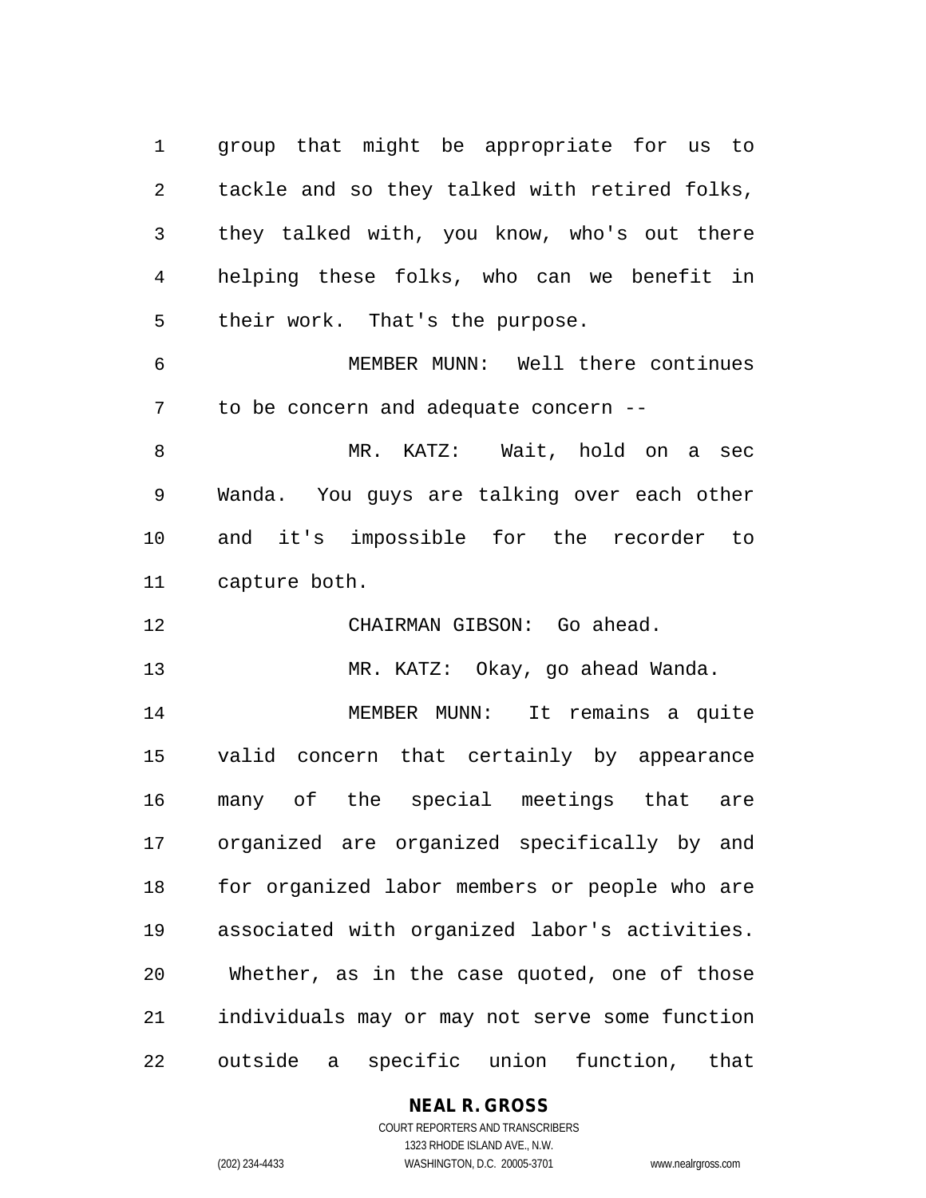group that might be appropriate for us to tackle and so they talked with retired folks, they talked with, you know, who's out there helping these folks, who can we benefit in their work. That's the purpose.

MEMBER MUNN: Well there continues to be concern and adequate concern --

MR. KATZ: Wait, hold on a sec Wanda. You guys are talking over each other and it's impossible for the recorder to capture both.

CHAIRMAN GIBSON: Go ahead.

MR. KATZ: Okay, go ahead Wanda.

MEMBER MUNN: It remains a quite valid concern that certainly by appearance many of the special meetings that are organized are organized specifically by and for organized labor members or people who are associated with organized labor's activities. Whether, as in the case quoted, one of those individuals may or may not serve some function outside a specific union function, that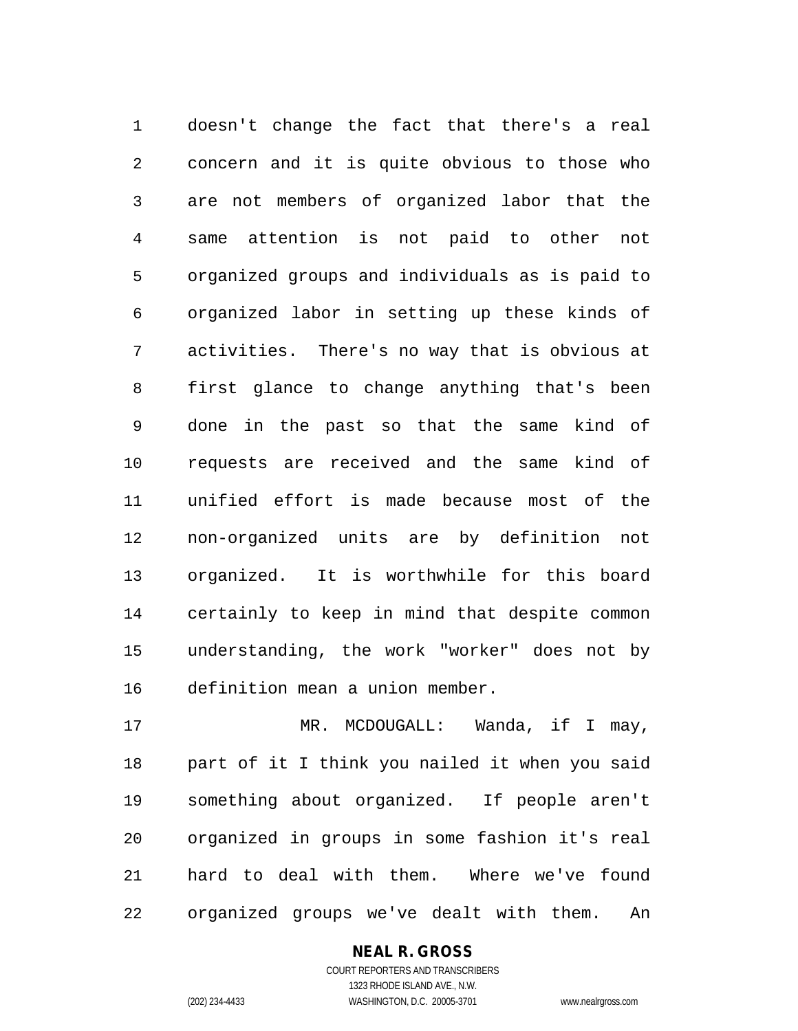doesn't change the fact that there's a real concern and it is quite obvious to those who are not members of organized labor that the same attention is not paid to other not organized groups and individuals as is paid to organized labor in setting up these kinds of activities. There's no way that is obvious at first glance to change anything that's been done in the past so that the same kind of requests are received and the same kind of unified effort is made because most of the non-organized units are by definition not organized. It is worthwhile for this board certainly to keep in mind that despite common understanding, the work "worker" does not by definition mean a union member.

MR. MCDOUGALL: Wanda, if I may, part of it I think you nailed it when you said something about organized. If people aren't organized in groups in some fashion it's real hard to deal with them. Where we've found organized groups we've dealt with them. An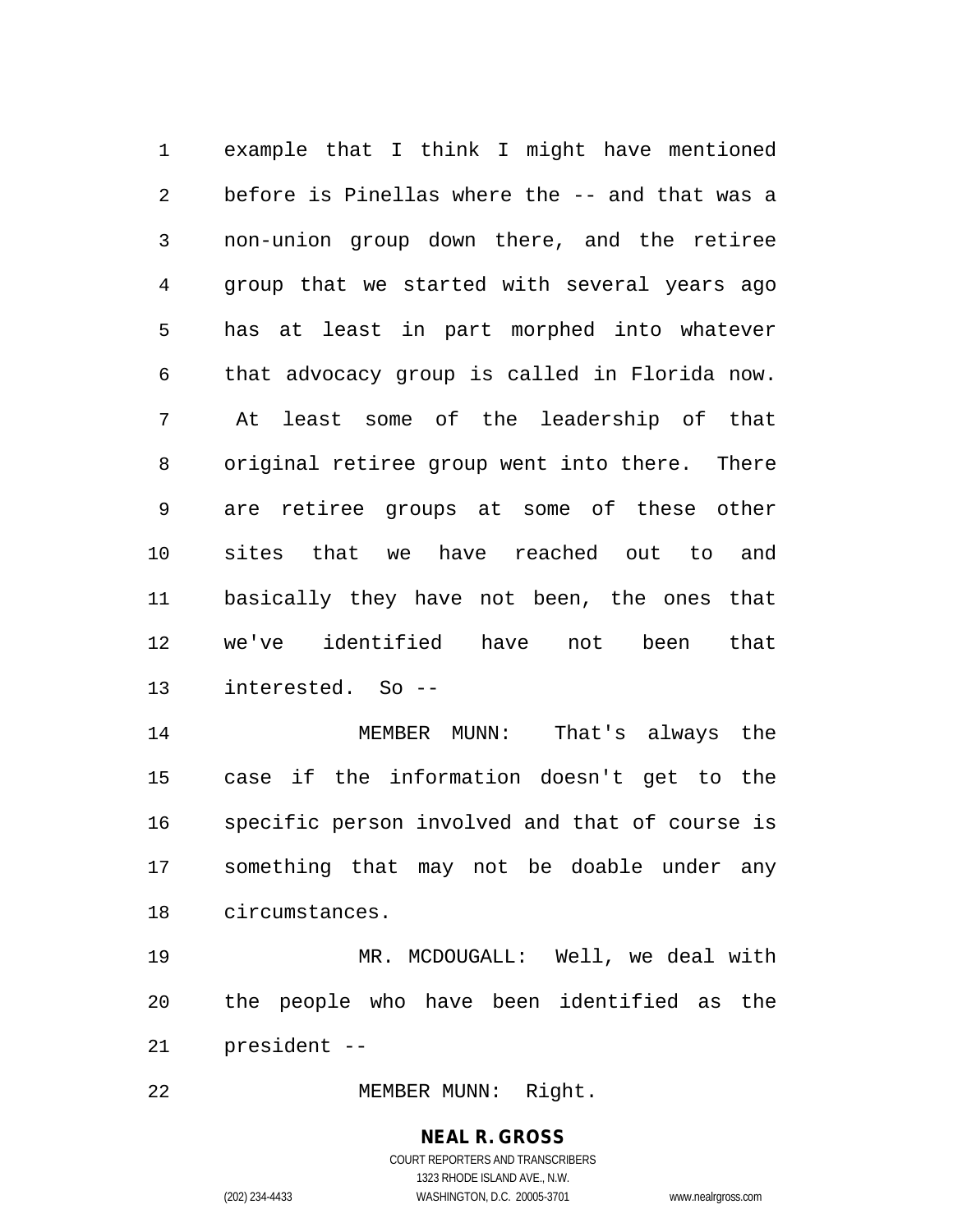example that I think I might have mentioned before is Pinellas where the -- and that was a non-union group down there, and the retiree group that we started with several years ago has at least in part morphed into whatever that advocacy group is called in Florida now. At least some of the leadership of that original retiree group went into there. There are retiree groups at some of these other sites that we have reached out to and basically they have not been, the ones that we've identified have not been that interested. So --

MEMBER MUNN: That's always the case if the information doesn't get to the specific person involved and that of course is something that may not be doable under any circumstances.

MR. MCDOUGALL: Well, we deal with the people who have been identified as the president --

MEMBER MUNN: Right.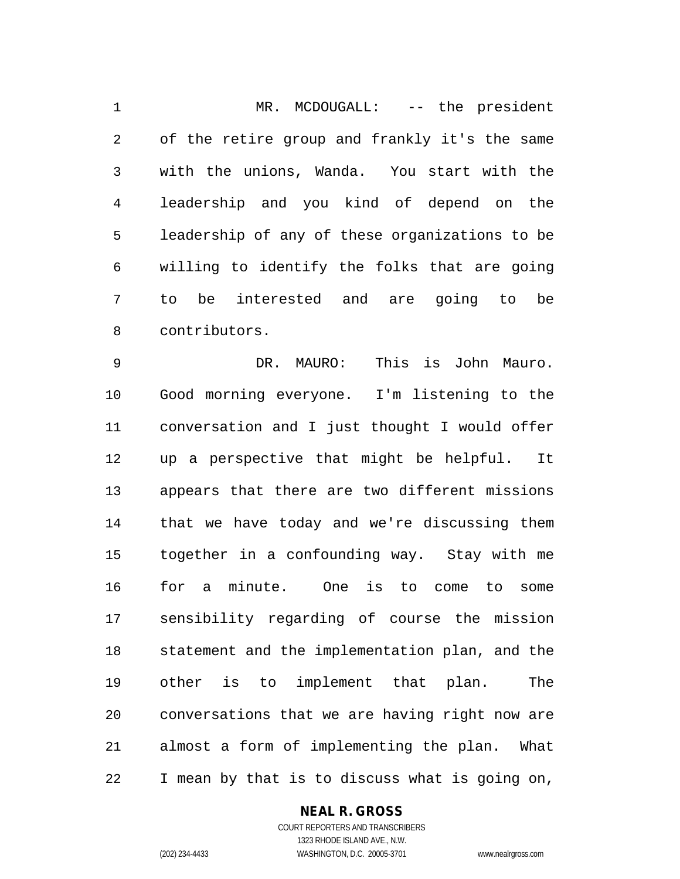MR. MCDOUGALL: -- the president of the retire group and frankly it's the same with the unions, Wanda. You start with the leadership and you kind of depend on the leadership of any of these organizations to be willing to identify the folks that are going to be interested and are going to be contributors.

DR. MAURO: This is John Mauro. Good morning everyone. I'm listening to the conversation and I just thought I would offer up a perspective that might be helpful. It appears that there are two different missions that we have today and we're discussing them together in a confounding way. Stay with me for a minute. One is to come to some sensibility regarding of course the mission statement and the implementation plan, and the other is to implement that plan. The conversations that we are having right now are almost a form of implementing the plan. What I mean by that is to discuss what is going on,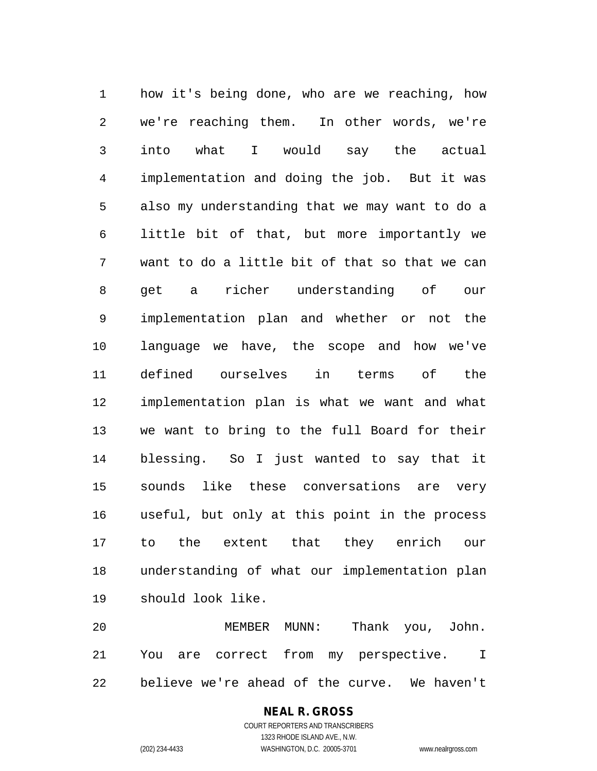how it's being done, who are we reaching, how we're reaching them. In other words, we're into what I would say the actual implementation and doing the job. But it was also my understanding that we may want to do a little bit of that, but more importantly we want to do a little bit of that so that we can get a richer understanding of our implementation plan and whether or not the language we have, the scope and how we've defined ourselves in terms of the implementation plan is what we want and what we want to bring to the full Board for their blessing. So I just wanted to say that it sounds like these conversations are very useful, but only at this point in the process to the extent that they enrich our understanding of what our implementation plan should look like.

MEMBER MUNN: Thank you, John. You are correct from my perspective. I believe we're ahead of the curve. We haven't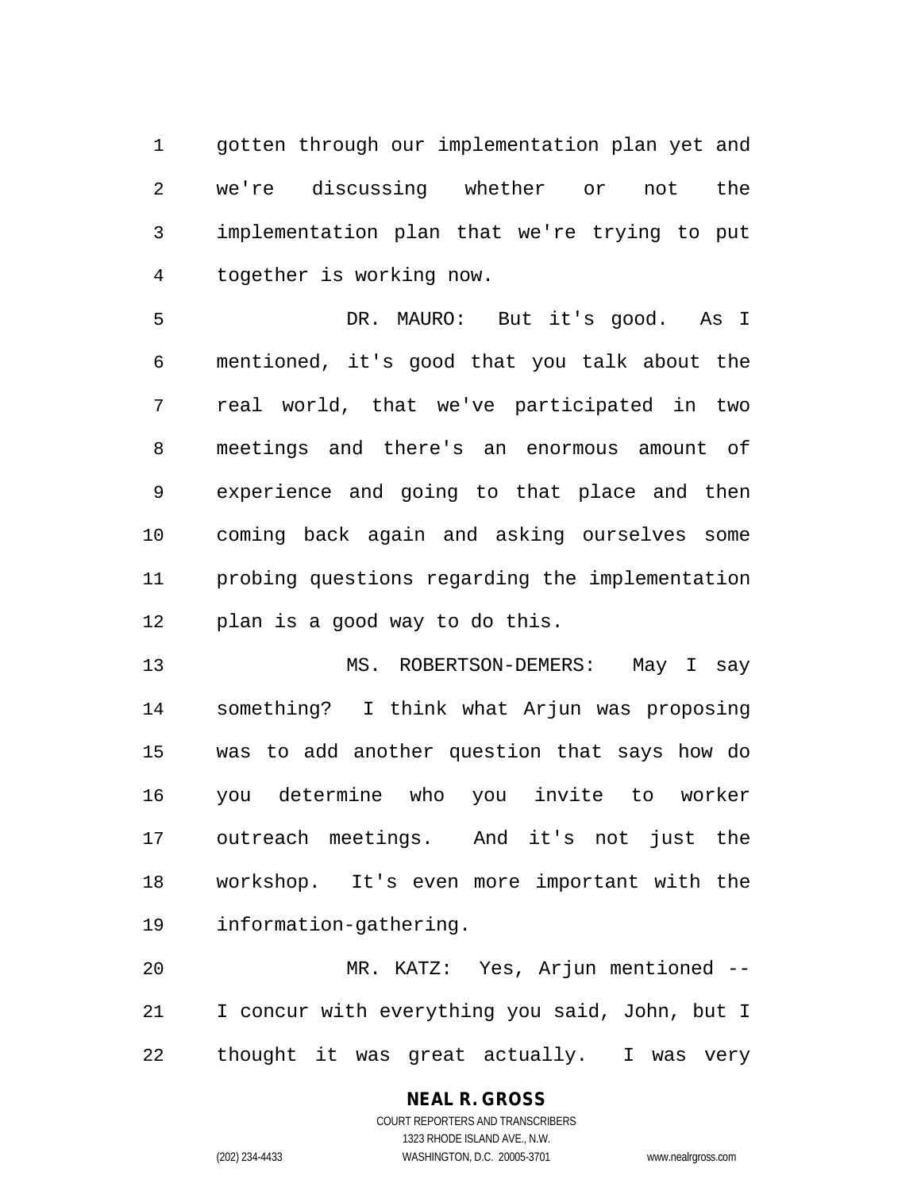gotten through our implementation plan yet and we're discussing whether or not the implementation plan that we're trying to put together is working now.

DR. MAURO: But it's good. As I mentioned, it's good that you talk about the real world, that we've participated in two meetings and there's an enormous amount of experience and going to that place and then coming back again and asking ourselves some probing questions regarding the implementation plan is a good way to do this.

MS. ROBERTSON-DEMERS: May I say something? I think what Arjun was proposing was to add another question that says how do you determine who you invite to worker outreach meetings. And it's not just the workshop. It's even more important with the information-gathering.

MR. KATZ: Yes, Arjun mentioned -- I concur with everything you said, John, but I thought it was great actually. I was very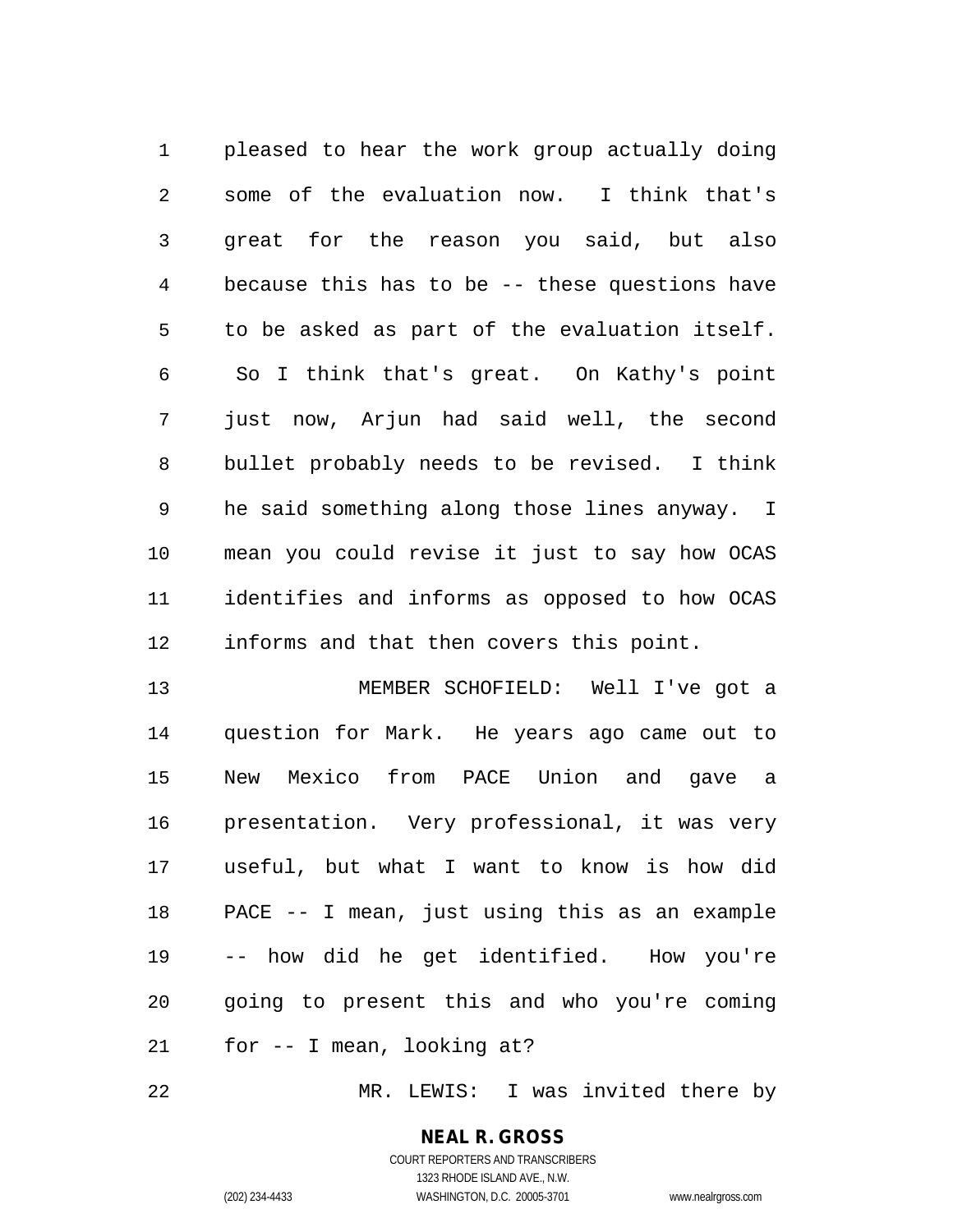pleased to hear the work group actually doing some of the evaluation now. I think that's great for the reason you said, but also because this has to be -- these questions have to be asked as part of the evaluation itself. So I think that's great. On Kathy's point just now, Arjun had said well, the second bullet probably needs to be revised. I think he said something along those lines anyway. I mean you could revise it just to say how OCAS identifies and informs as opposed to how OCAS informs and that then covers this point.

MEMBER SCHOFIELD: Well I've got a question for Mark. He years ago came out to New Mexico from PACE Union and gave a presentation. Very professional, it was very useful, but what I want to know is how did PACE -- I mean, just using this as an example -- how did he get identified. How you're going to present this and who you're coming for -- I mean, looking at?

MR. LEWIS: I was invited there by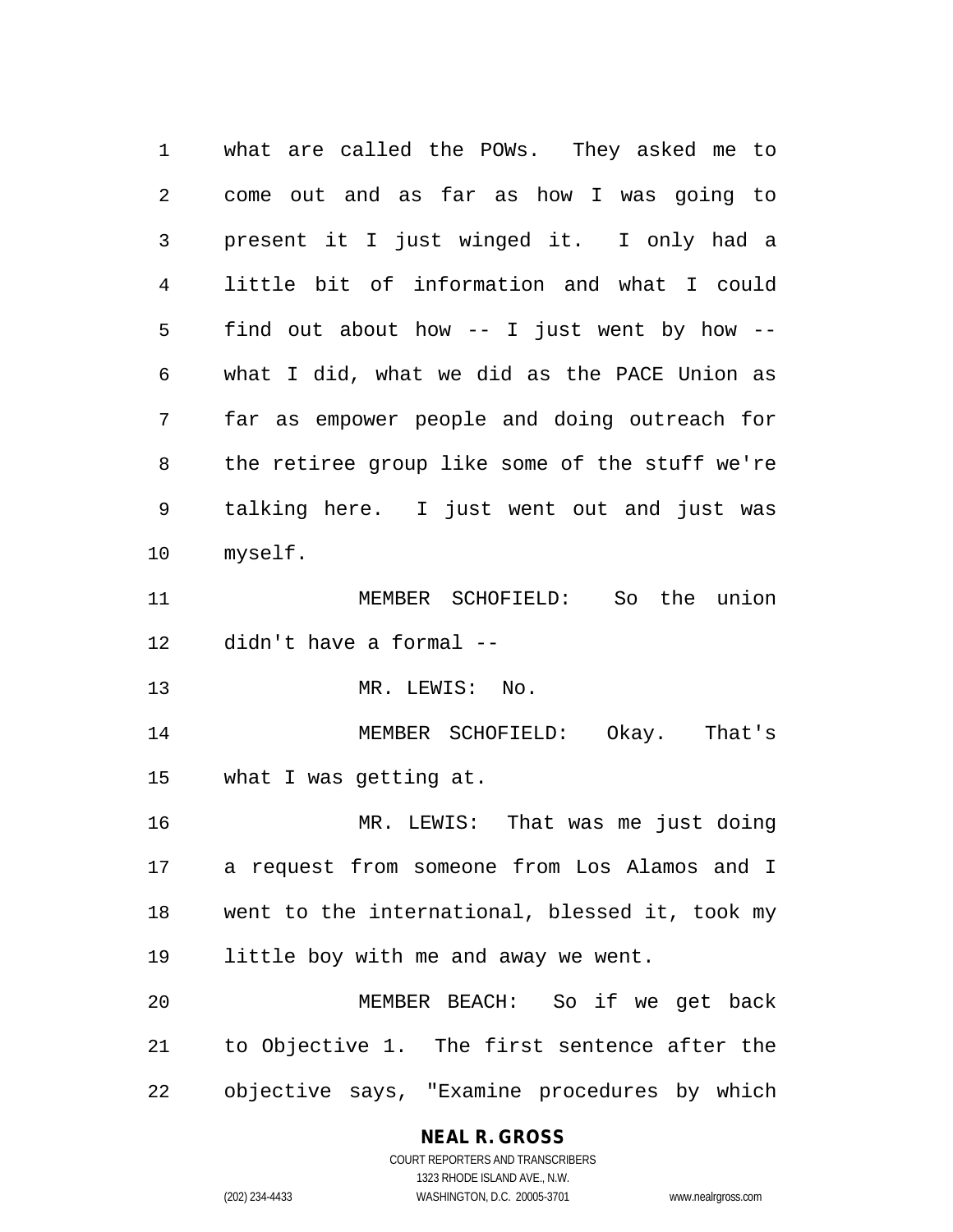what are called the POWs. They asked me to come out and as far as how I was going to present it I just winged it. I only had a little bit of information and what I could find out about how -- I just went by how -- what I did, what we did as the PACE Union as far as empower people and doing outreach for the retiree group like some of the stuff we're talking here. I just went out and just was myself.

MEMBER SCHOFIELD: So the union didn't have a formal --

MR. LEWIS: No.

MEMBER SCHOFIELD: Okay. That's what I was getting at.

MR. LEWIS: That was me just doing a request from someone from Los Alamos and I went to the international, blessed it, took my little boy with me and away we went.

MEMBER BEACH: So if we get back to Objective 1. The first sentence after the objective says, "Examine procedures by which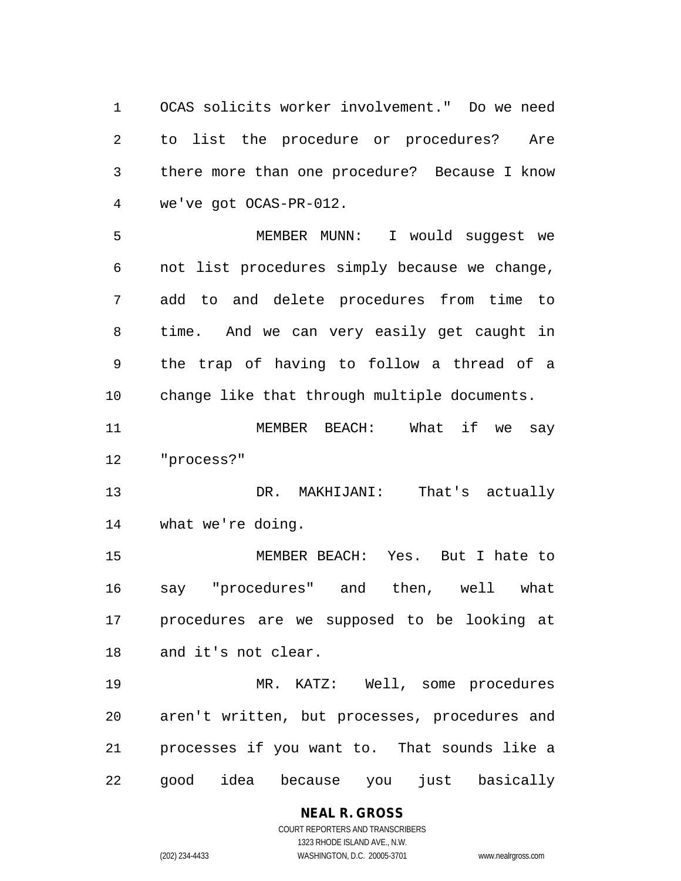OCAS solicits worker involvement." Do we need to list the procedure or procedures? Are there more than one procedure? Because I know we've got OCAS-PR-012.

MEMBER MUNN: I would suggest we not list procedures simply because we change, add to and delete procedures from time to time. And we can very easily get caught in the trap of having to follow a thread of a change like that through multiple documents.

MEMBER BEACH: What if we say "process?"

DR. MAKHIJANI: That's actually what we're doing.

MEMBER BEACH: Yes. But I hate to say "procedures" and then, well what procedures are we supposed to be looking at and it's not clear.

MR. KATZ: Well, some procedures aren't written, but processes, procedures and processes if you want to. That sounds like a good idea because you just basically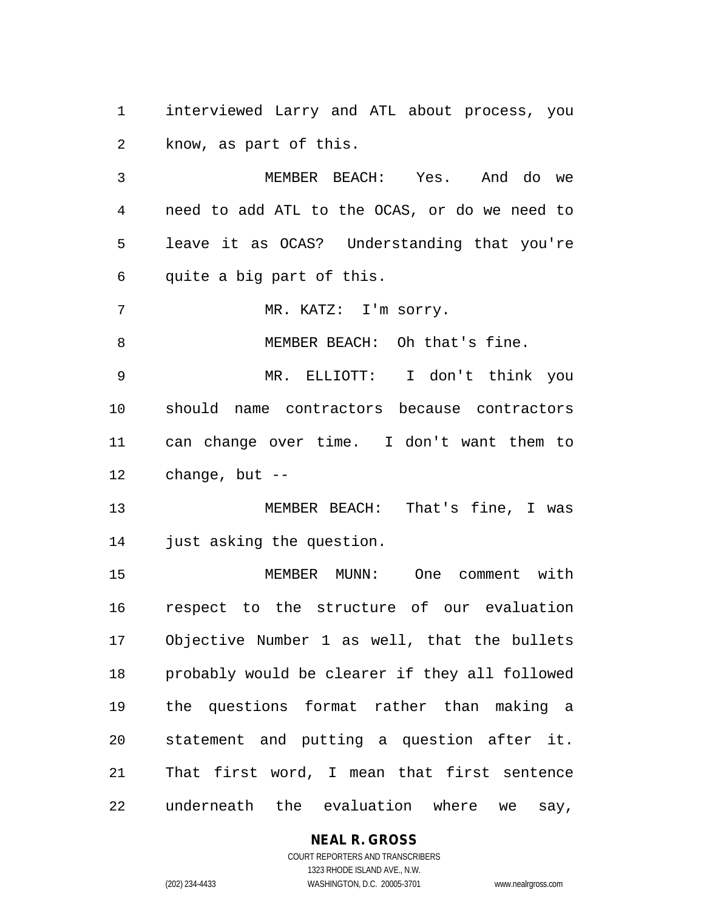interviewed Larry and ATL about process, you know, as part of this.

MEMBER BEACH: Yes. And do we need to add ATL to the OCAS, or do we need to leave it as OCAS? Understanding that you're quite a big part of this.

MR. KATZ: I'm sorry.

MEMBER BEACH: Oh that's fine.

MR. ELLIOTT: I don't think you should name contractors because contractors can change over time. I don't want them to change, but --

MEMBER BEACH: That's fine, I was just asking the question.

MEMBER MUNN: One comment with respect to the structure of our evaluation Objective Number 1 as well, that the bullets probably would be clearer if they all followed the questions format rather than making a statement and putting a question after it. That first word, I mean that first sentence underneath the evaluation where we say,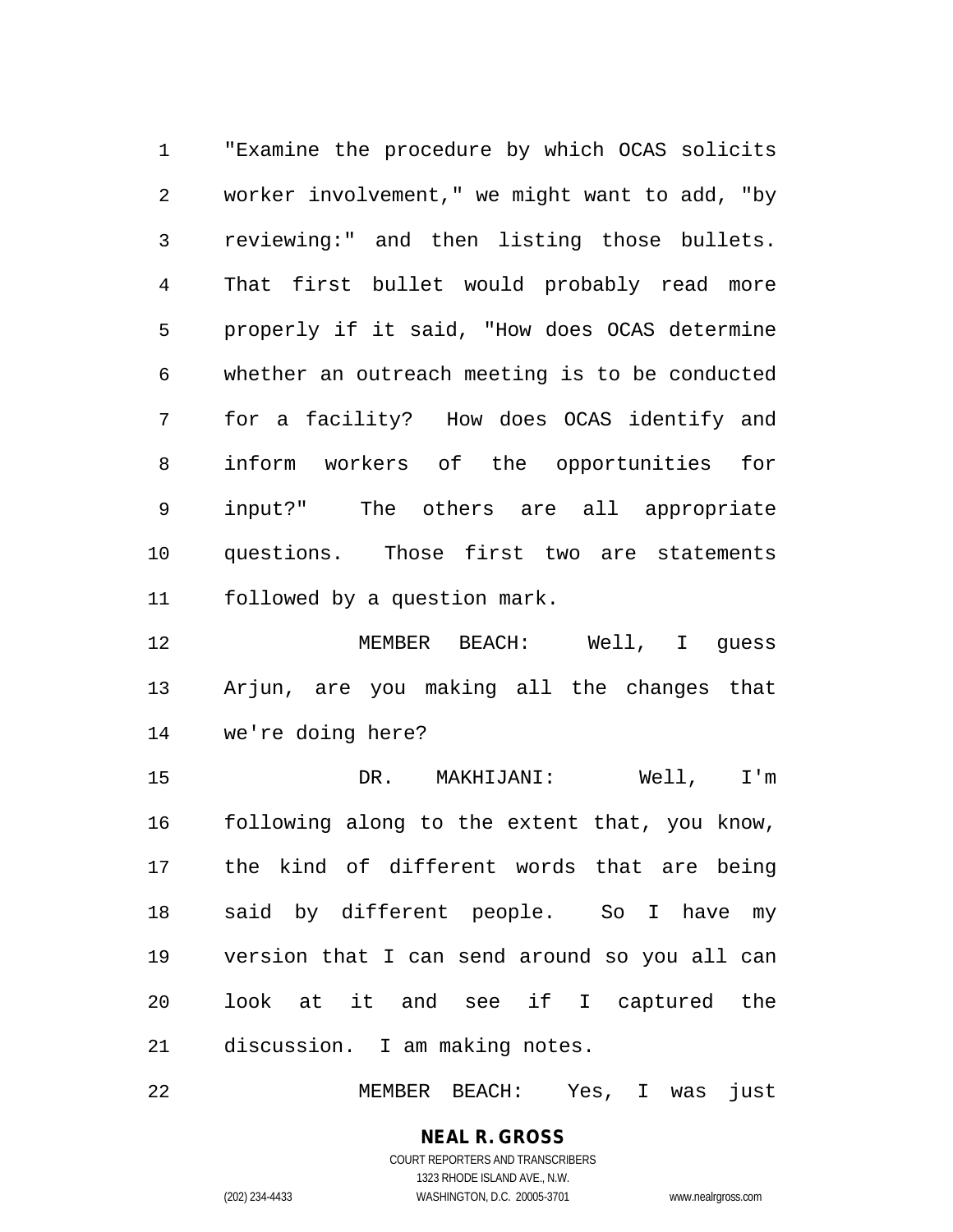"Examine the procedure by which OCAS solicits worker involvement," we might want to add, "by reviewing:" and then listing those bullets. That first bullet would probably read more properly if it said, "How does OCAS determine whether an outreach meeting is to be conducted for a facility? How does OCAS identify and inform workers of the opportunities for input?" The others are all appropriate questions. Those first two are statements followed by a question mark.

MEMBER BEACH: Well, I guess Arjun, are you making all the changes that we're doing here?

DR. MAKHIJANI: Well, I'm following along to the extent that, you know, the kind of different words that are being said by different people. So I have my version that I can send around so you all can look at it and see if I captured the discussion. I am making notes.

MEMBER BEACH: Yes, I was just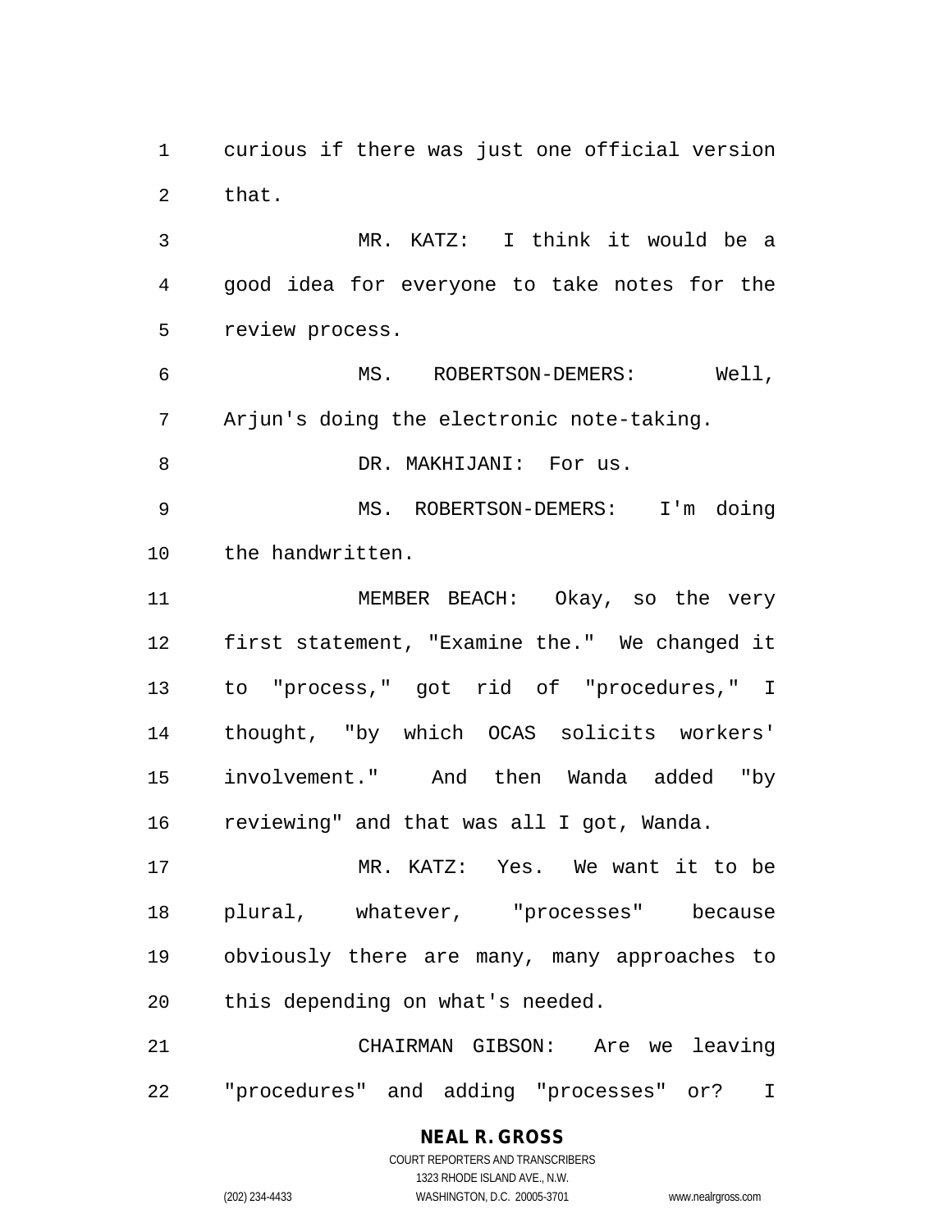curious if there was just one official version that.

MR. KATZ: I think it would be a good idea for everyone to take notes for the review process.

MS. ROBERTSON-DEMERS: Well, Arjun's doing the electronic note-taking.

DR. MAKHIJANI: For us.

MS. ROBERTSON-DEMERS: I'm doing the handwritten.

MEMBER BEACH: Okay, so the very first statement, "Examine the." We changed it to "process," got rid of "procedures," I thought, "by which OCAS solicits workers' involvement." And then Wanda added "by reviewing" and that was all I got, Wanda.

MR. KATZ: Yes. We want it to be plural, whatever, "processes" because obviously there are many, many approaches to this depending on what's needed.

CHAIRMAN GIBSON: Are we leaving "procedures" and adding "processes" or? I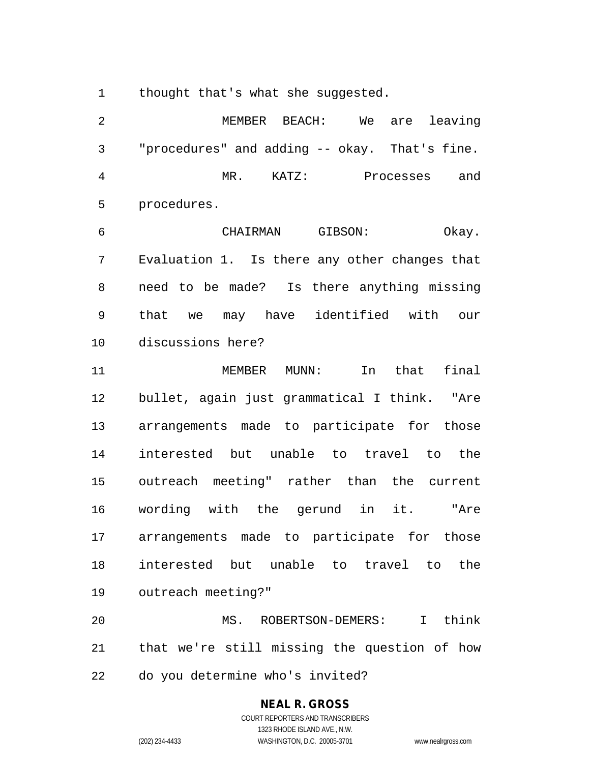thought that's what she suggested.

MEMBER BEACH: We are leaving "procedures" and adding -- okay. That's fine.

MR. KATZ: Processes and procedures.

CHAIRMAN GIBSON: Okay. Evaluation 1. Is there any other changes that need to be made? Is there anything missing that we may have identified with our discussions here?

MEMBER MUNN: In that final bullet, again just grammatical I think. "Are arrangements made to participate for those interested but unable to travel to the outreach meeting" rather than the current wording with the gerund in it. "Are arrangements made to participate for those interested but unable to travel to the outreach meeting?"

MS. ROBERTSON-DEMERS: I think that we're still missing the question of how do you determine who's invited?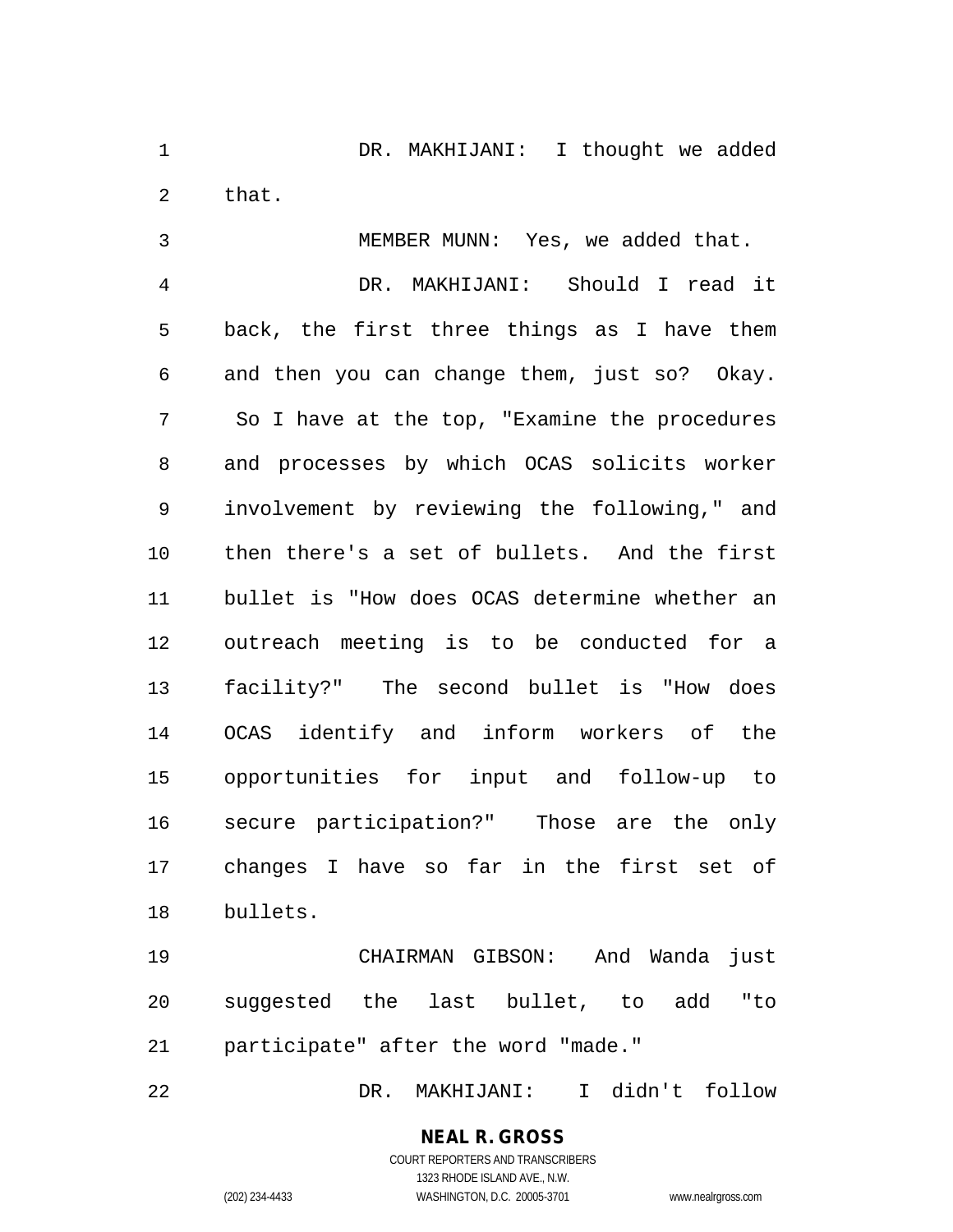DR. MAKHIJANI: I thought we added that.

MEMBER MUNN: Yes, we added that.

DR. MAKHIJANI: Should I read it back, the first three things as I have them and then you can change them, just so? Okay. So I have at the top, "Examine the procedures and processes by which OCAS solicits worker involvement by reviewing the following," and then there's a set of bullets. And the first bullet is "How does OCAS determine whether an outreach meeting is to be conducted for a facility?" The second bullet is "How does OCAS identify and inform workers of the opportunities for input and follow-up to secure participation?" Those are the only changes I have so far in the first set of bullets.

CHAIRMAN GIBSON: And Wanda just suggested the last bullet, to add "to participate" after the word "made."

DR. MAKHIJANI: I didn't follow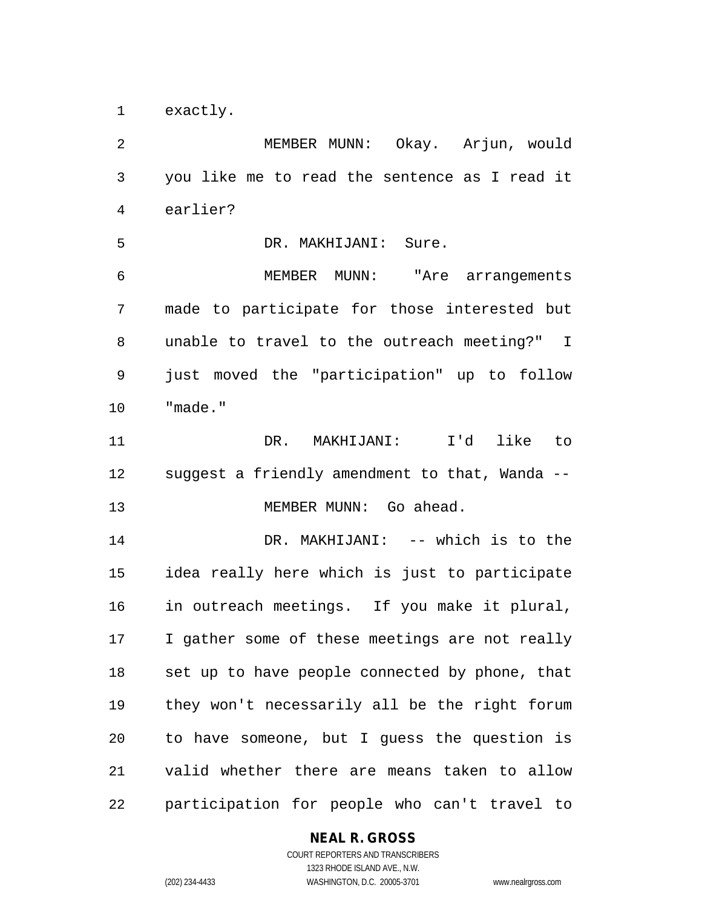exactly.

MEMBER MUNN: Okay. Arjun, would you like me to read the sentence as I read it earlier?

DR. MAKHIJANI: Sure.

MEMBER MUNN: "Are arrangements made to participate for those interested but unable to travel to the outreach meeting?" I just moved the "participation" up to follow "made."

DR. MAKHIJANI: I'd like to suggest a friendly amendment to that, Wanda --

MEMBER MUNN: Go ahead.

DR. MAKHIJANI: -- which is to the idea really here which is just to participate in outreach meetings. If you make it plural, I gather some of these meetings are not really set up to have people connected by phone, that they won't necessarily all be the right forum to have someone, but I guess the question is valid whether there are means taken to allow participation for people who can't travel to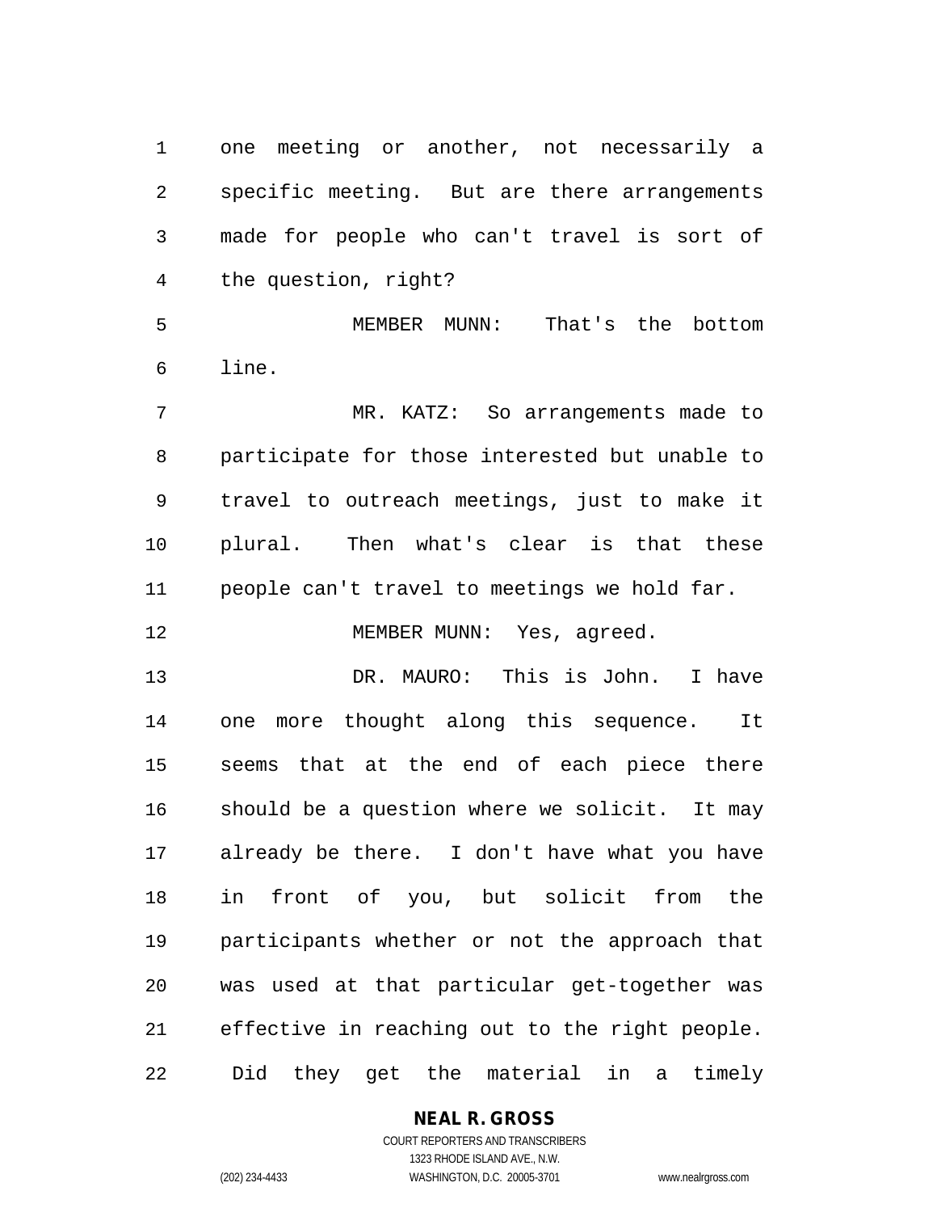one meeting or another, not necessarily a specific meeting. But are there arrangements made for people who can't travel is sort of the question, right?

MEMBER MUNN: That's the bottom line.

MR. KATZ: So arrangements made to participate for those interested but unable to travel to outreach meetings, just to make it plural. Then what's clear is that these people can't travel to meetings we hold far.

MEMBER MUNN: Yes, agreed.

DR. MAURO: This is John. I have one more thought along this sequence. It seems that at the end of each piece there should be a question where we solicit. It may already be there. I don't have what you have in front of you, but solicit from the participants whether or not the approach that was used at that particular get-together was effective in reaching out to the right people. Did they get the material in a timely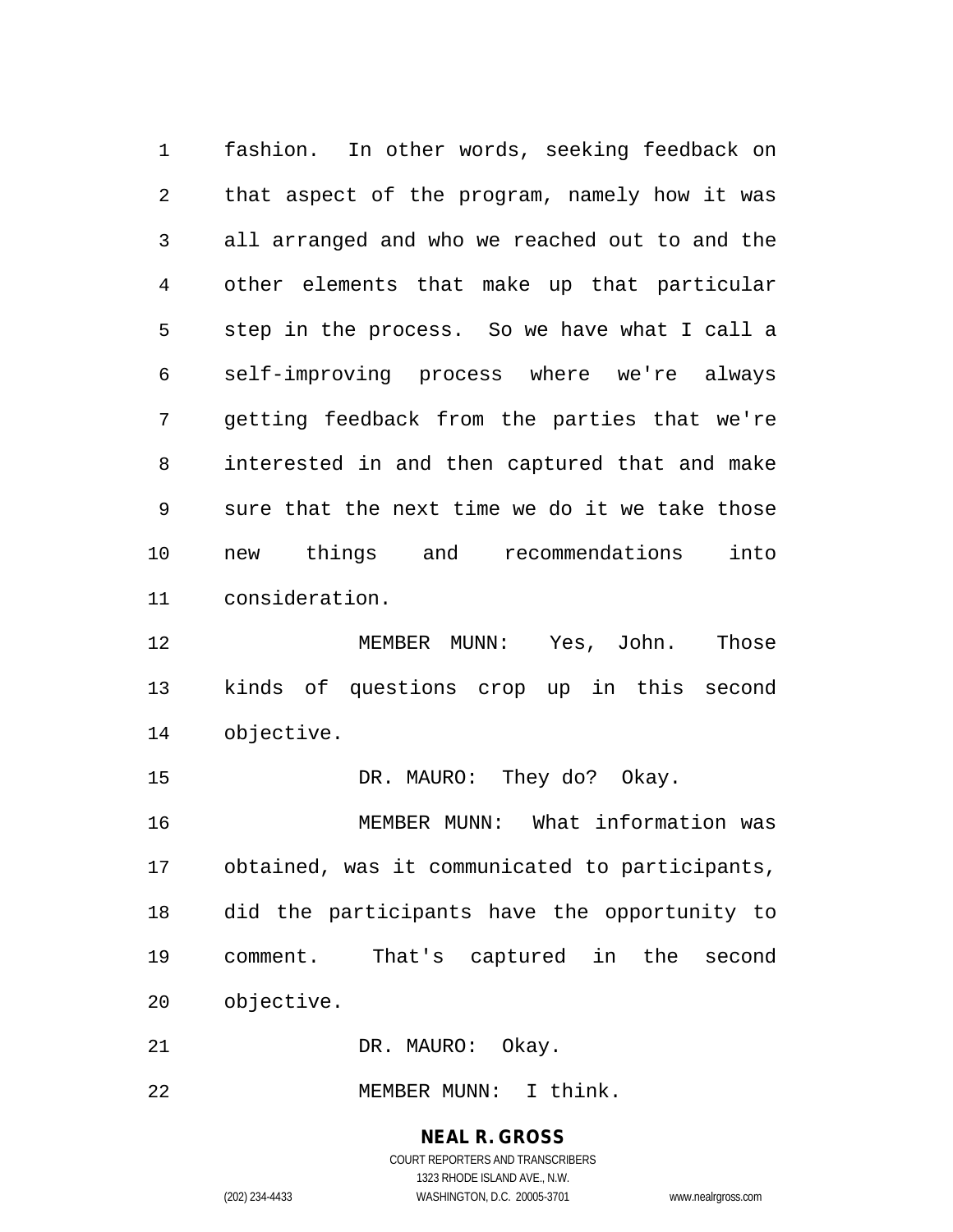fashion. In other words, seeking feedback on that aspect of the program, namely how it was all arranged and who we reached out to and the other elements that make up that particular step in the process. So we have what I call a self-improving process where we're always getting feedback from the parties that we're interested in and then captured that and make sure that the next time we do it we take those new things and recommendations into consideration.

MEMBER MUNN: Yes, John. Those kinds of questions crop up in this second objective.

DR. MAURO: They do? Okay.

MEMBER MUNN: What information was obtained, was it communicated to participants, did the participants have the opportunity to comment. That's captured in the second objective.

DR. MAURO: Okay.

MEMBER MUNN: I think.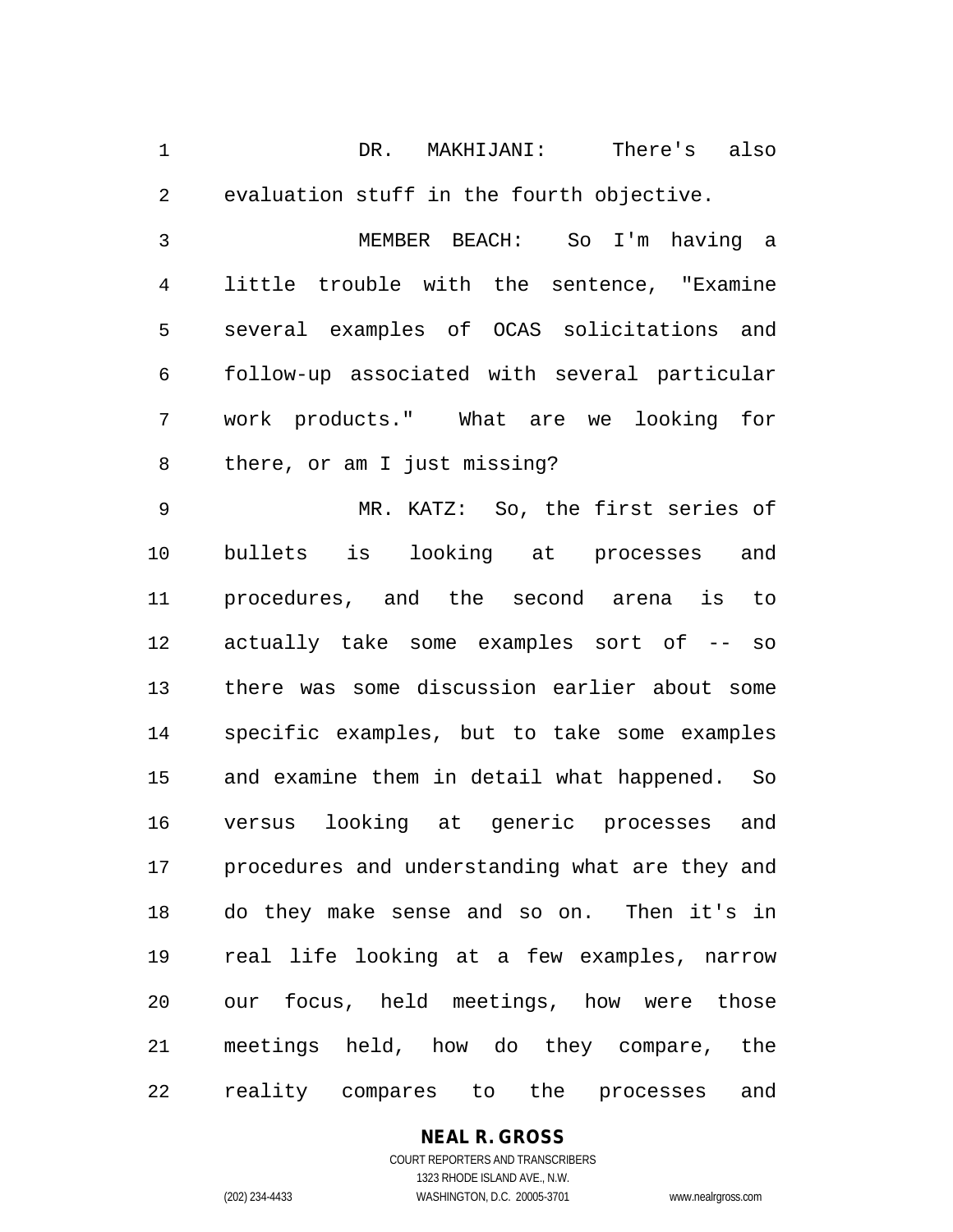DR. MAKHIJANI: There's also evaluation stuff in the fourth objective.

MEMBER BEACH: So I'm having a little trouble with the sentence, "Examine several examples of OCAS solicitations and follow-up associated with several particular work products." What are we looking for there, or am I just missing?

MR. KATZ: So, the first series of bullets is looking at processes and procedures, and the second arena is to actually take some examples sort of -- so there was some discussion earlier about some specific examples, but to take some examples and examine them in detail what happened. So versus looking at generic processes and procedures and understanding what are they and do they make sense and so on. Then it's in real life looking at a few examples, narrow our focus, held meetings, how were those meetings held, how do they compare, the reality compares to the processes and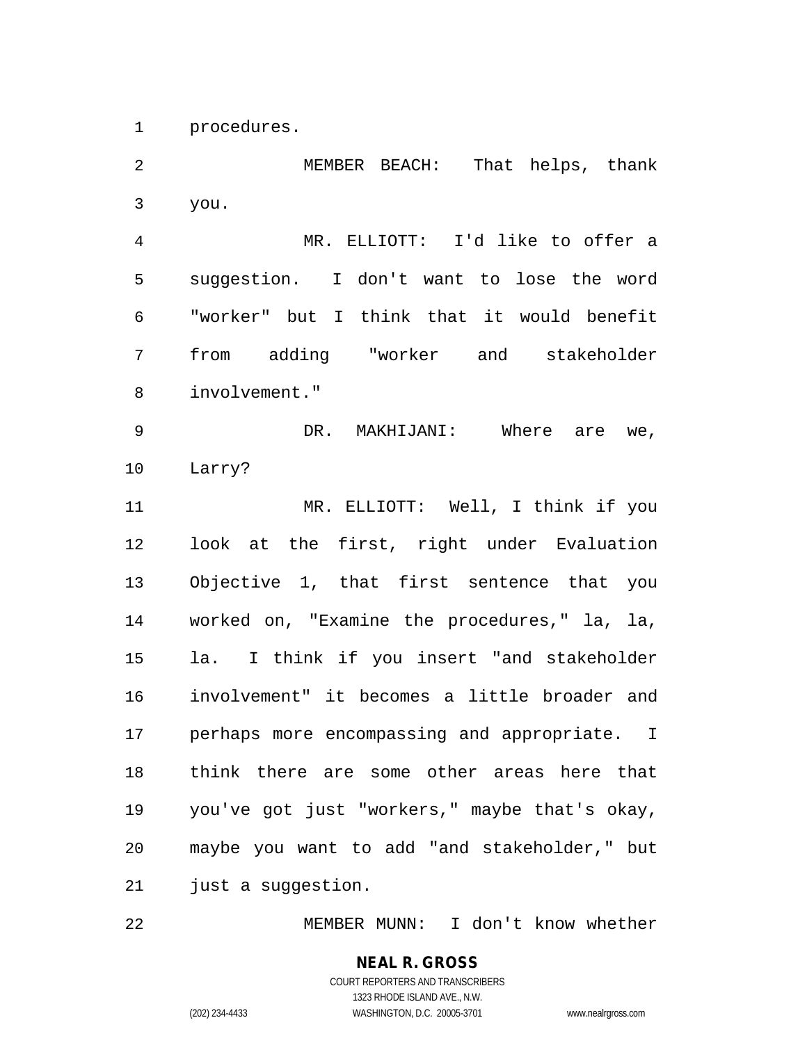procedures.

MEMBER BEACH: That helps, thank you.

MR. ELLIOTT: I'd like to offer a suggestion. I don't want to lose the word "worker" but I think that it would benefit from adding "worker and stakeholder involvement."

DR. MAKHIJANI: Where are we, Larry?

MR. ELLIOTT: Well, I think if you look at the first, right under Evaluation Objective 1, that first sentence that you worked on, "Examine the procedures," la, la, la. I think if you insert "and stakeholder involvement" it becomes a little broader and perhaps more encompassing and appropriate. I think there are some other areas here that you've got just "workers," maybe that's okay, maybe you want to add "and stakeholder," but just a suggestion.

MEMBER MUNN: I don't know whether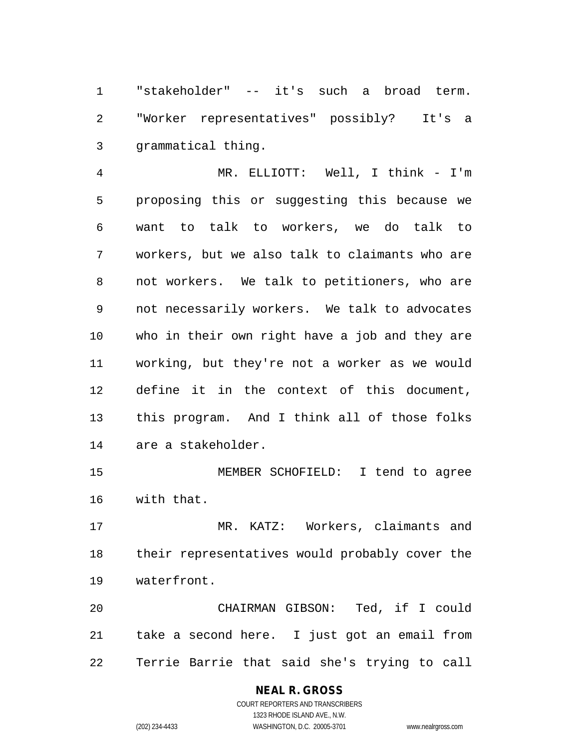"stakeholder" -- it's such a broad term. "Worker representatives" possibly? It's a grammatical thing.

MR. ELLIOTT: Well, I think - I'm proposing this or suggesting this because we want to talk to workers, we do talk to workers, but we also talk to claimants who are not workers. We talk to petitioners, who are not necessarily workers. We talk to advocates who in their own right have a job and they are working, but they're not a worker as we would define it in the context of this document, this program. And I think all of those folks are a stakeholder.

MEMBER SCHOFIELD: I tend to agree with that.

MR. KATZ: Workers, claimants and their representatives would probably cover the waterfront.

CHAIRMAN GIBSON: Ted, if I could take a second here. I just got an email from Terrie Barrie that said she's trying to call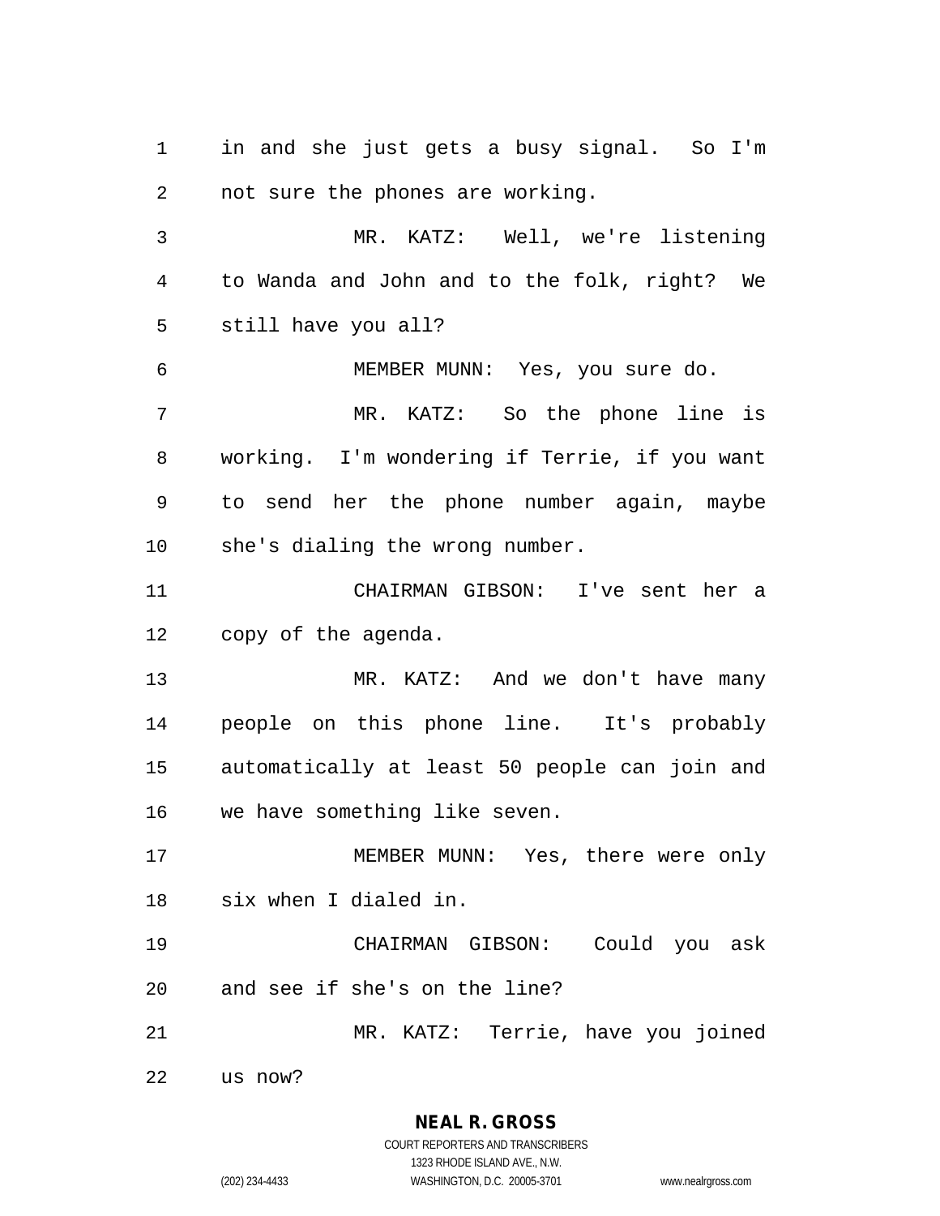in and she just gets a busy signal. So I'm not sure the phones are working.

MR. KATZ: Well, we're listening to Wanda and John and to the folk, right? We still have you all?

MEMBER MUNN: Yes, you sure do.

MR. KATZ: So the phone line is working. I'm wondering if Terrie, if you want to send her the phone number again, maybe she's dialing the wrong number.

CHAIRMAN GIBSON: I've sent her a copy of the agenda.

MR. KATZ: And we don't have many people on this phone line. It's probably automatically at least 50 people can join and we have something like seven.

MEMBER MUNN: Yes, there were only six when I dialed in.

CHAIRMAN GIBSON: Could you ask and see if she's on the line?

MR. KATZ: Terrie, have you joined us now?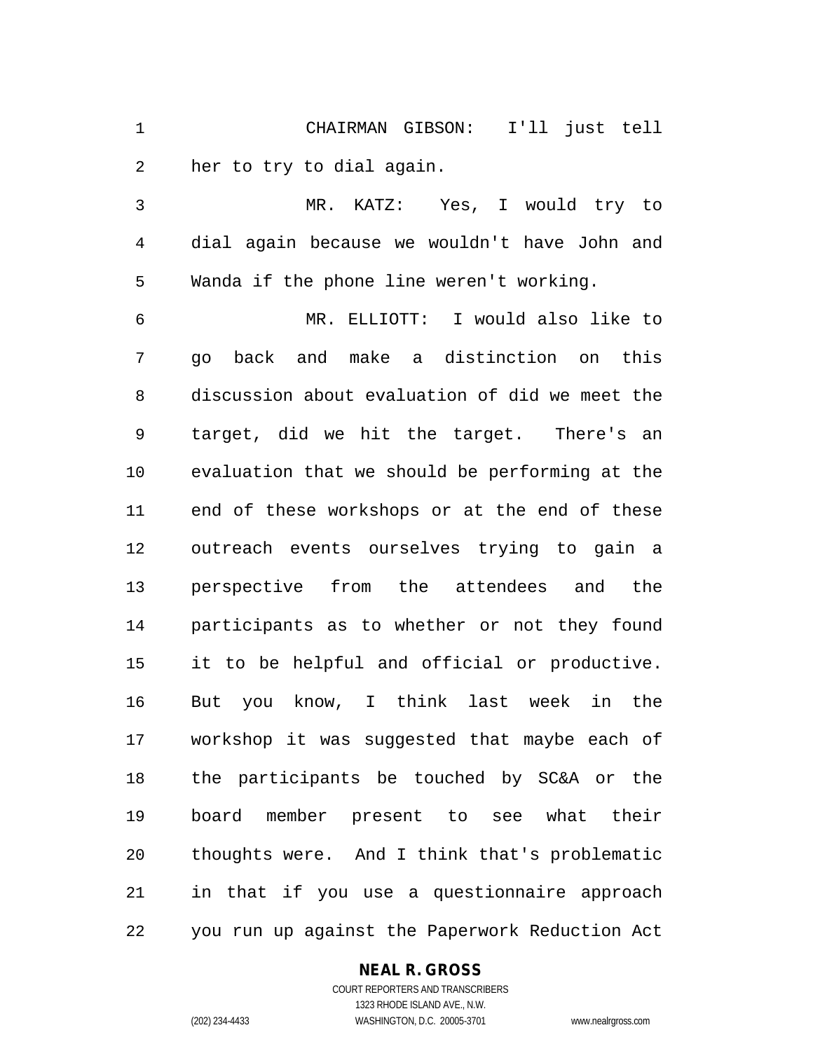CHAIRMAN GIBSON: I'll just tell her to try to dial again.

MR. KATZ: Yes, I would try to dial again because we wouldn't have John and Wanda if the phone line weren't working.

MR. ELLIOTT: I would also like to go back and make a distinction on this discussion about evaluation of did we meet the target, did we hit the target. There's an evaluation that we should be performing at the end of these workshops or at the end of these outreach events ourselves trying to gain a perspective from the attendees and the participants as to whether or not they found it to be helpful and official or productive. But you know, I think last week in the workshop it was suggested that maybe each of the participants be touched by SC&A or the board member present to see what their thoughts were. And I think that's problematic in that if you use a questionnaire approach you run up against the Paperwork Reduction Act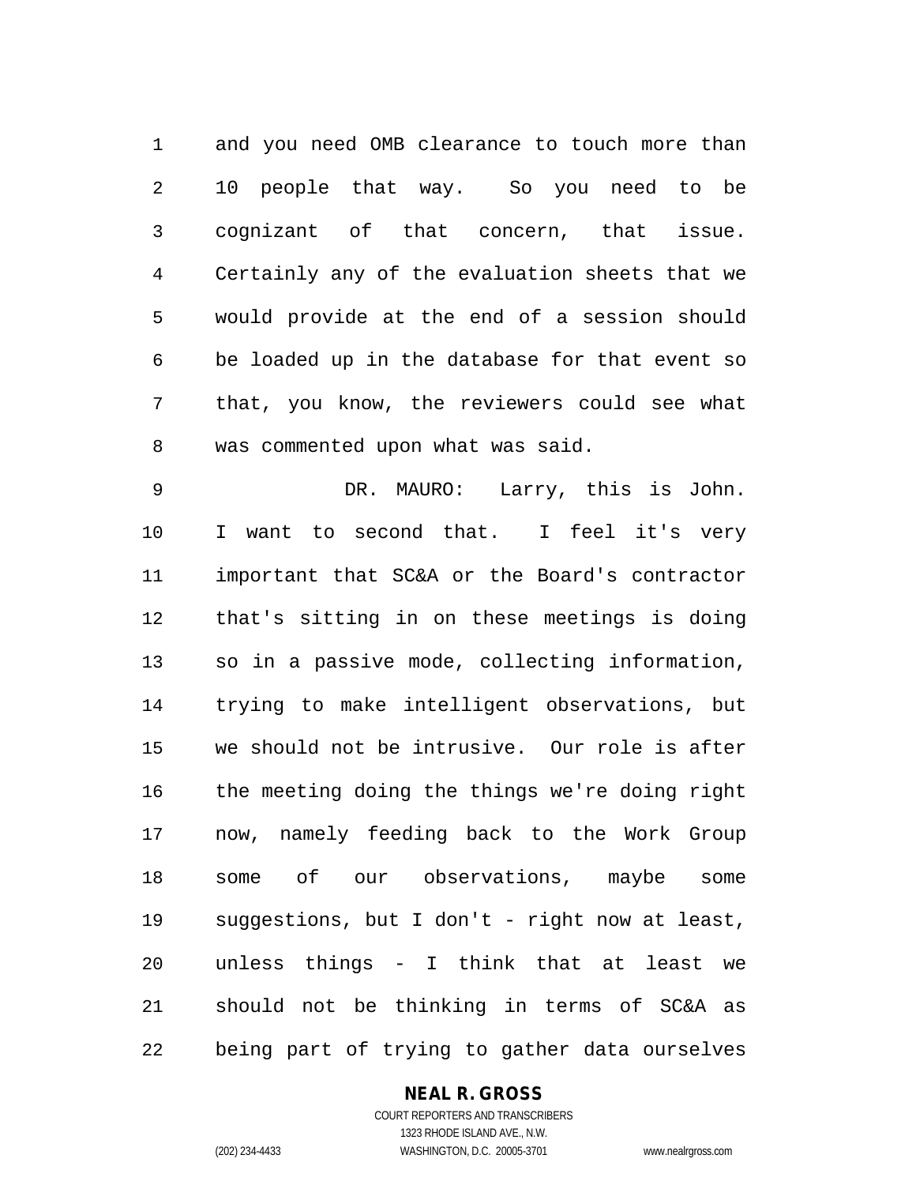and you need OMB clearance to touch more than 10 people that way. So you need to be cognizant of that concern, that issue. Certainly any of the evaluation sheets that we would provide at the end of a session should be loaded up in the database for that event so that, you know, the reviewers could see what was commented upon what was said.

DR. MAURO: Larry, this is John. I want to second that. I feel it's very important that SC&A or the Board's contractor that's sitting in on these meetings is doing so in a passive mode, collecting information, trying to make intelligent observations, but we should not be intrusive. Our role is after the meeting doing the things we're doing right now, namely feeding back to the Work Group some of our observations, maybe some suggestions, but I don't - right now at least, unless things - I think that at least we should not be thinking in terms of SC&A as being part of trying to gather data ourselves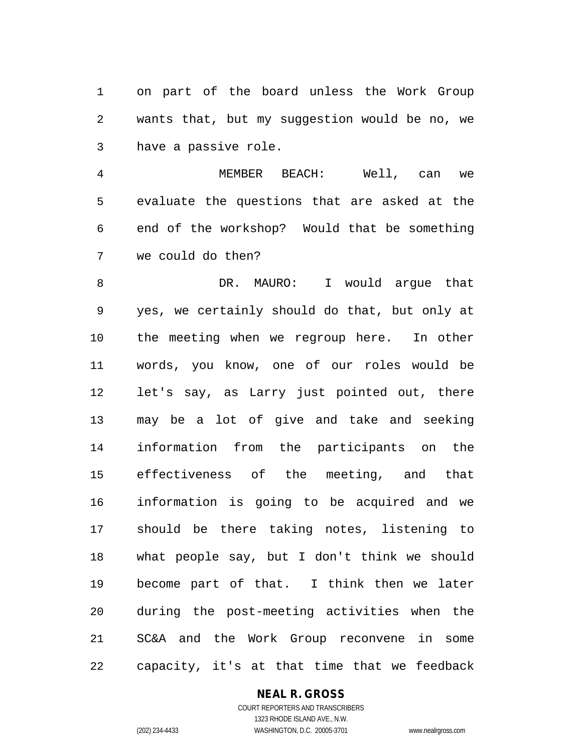on part of the board unless the Work Group wants that, but my suggestion would be no, we have a passive role.

MEMBER BEACH: Well, can we evaluate the questions that are asked at the end of the workshop? Would that be something we could do then?

DR. MAURO: I would argue that yes, we certainly should do that, but only at the meeting when we regroup here. In other words, you know, one of our roles would be let's say, as Larry just pointed out, there may be a lot of give and take and seeking information from the participants on the effectiveness of the meeting, and that information is going to be acquired and we should be there taking notes, listening to what people say, but I don't think we should become part of that. I think then we later during the post-meeting activities when the SC&A and the Work Group reconvene in some capacity, it's at that time that we feedback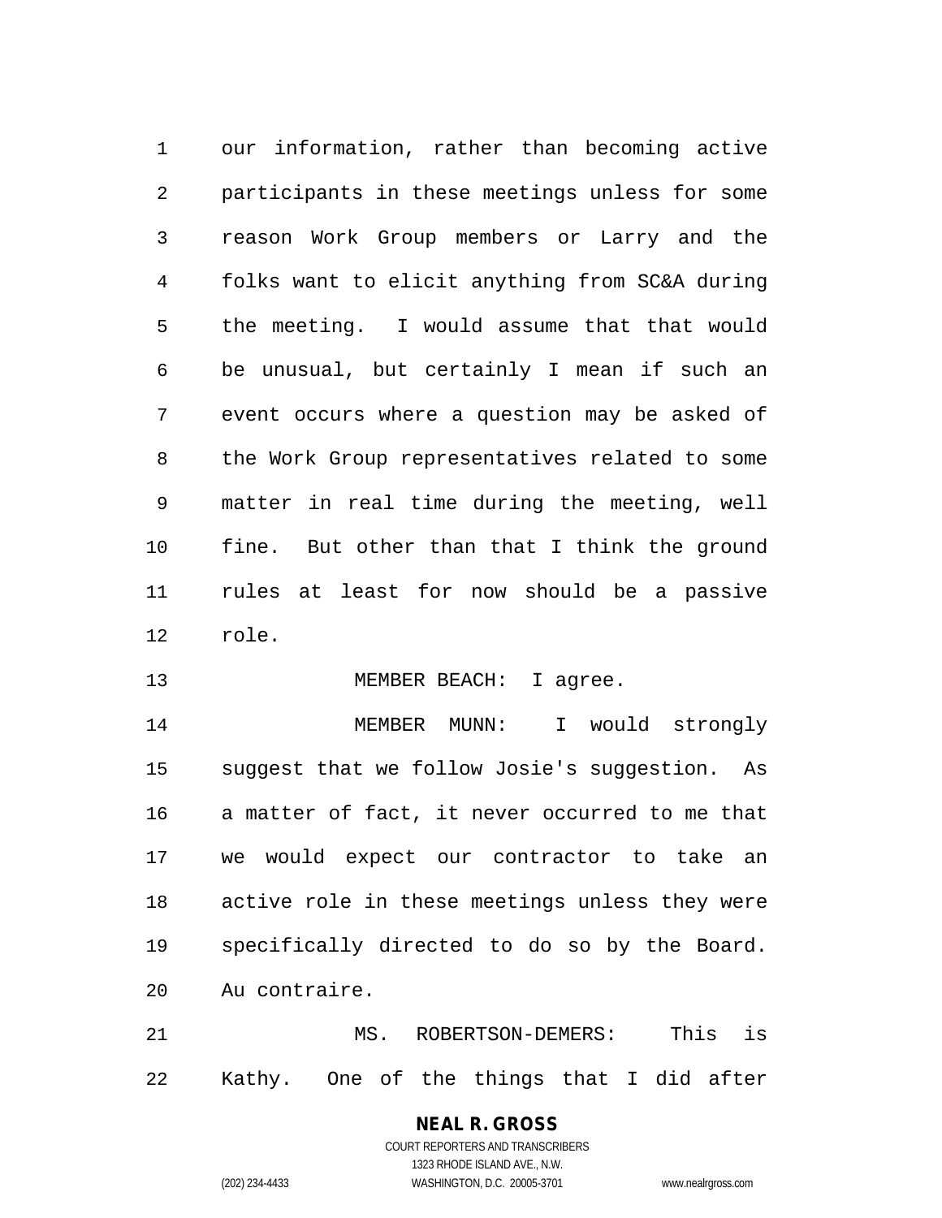our information, rather than becoming active participants in these meetings unless for some reason Work Group members or Larry and the folks want to elicit anything from SC&A during the meeting. I would assume that that would be unusual, but certainly I mean if such an event occurs where a question may be asked of the Work Group representatives related to some matter in real time during the meeting, well fine. But other than that I think the ground rules at least for now should be a passive role.

MEMBER BEACH: I agree.

MEMBER MUNN: I would strongly suggest that we follow Josie's suggestion. As a matter of fact, it never occurred to me that we would expect our contractor to take an active role in these meetings unless they were specifically directed to do so by the Board. Au contraire.

MS. ROBERTSON-DEMERS: This is Kathy. One of the things that I did after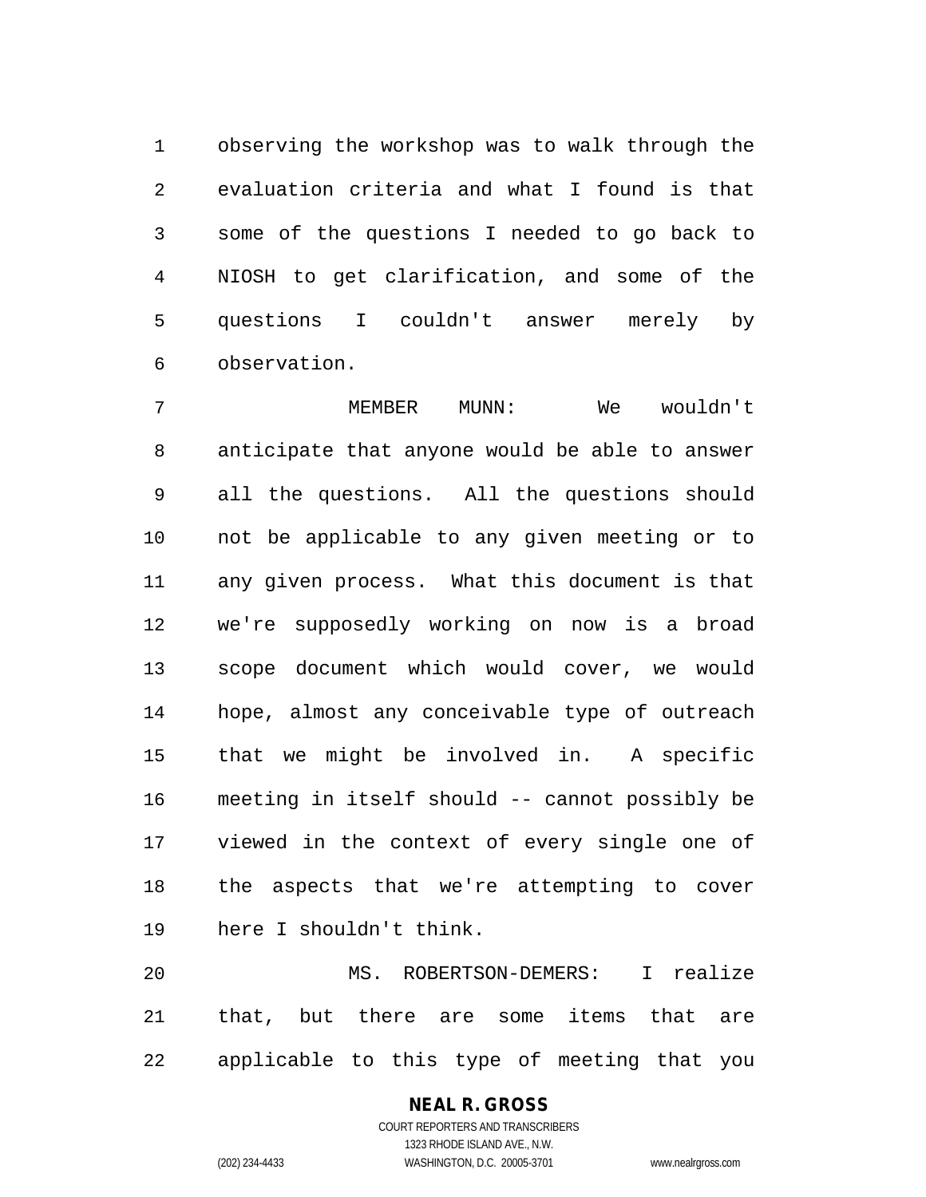observing the workshop was to walk through the evaluation criteria and what I found is that some of the questions I needed to go back to NIOSH to get clarification, and some of the questions I couldn't answer merely by observation.

MEMBER MUNN: We wouldn't anticipate that anyone would be able to answer all the questions. All the questions should not be applicable to any given meeting or to any given process. What this document is that we're supposedly working on now is a broad scope document which would cover, we would hope, almost any conceivable type of outreach that we might be involved in. A specific meeting in itself should -- cannot possibly be viewed in the context of every single one of the aspects that we're attempting to cover here I shouldn't think.

MS. ROBERTSON-DEMERS: I realize that, but there are some items that are applicable to this type of meeting that you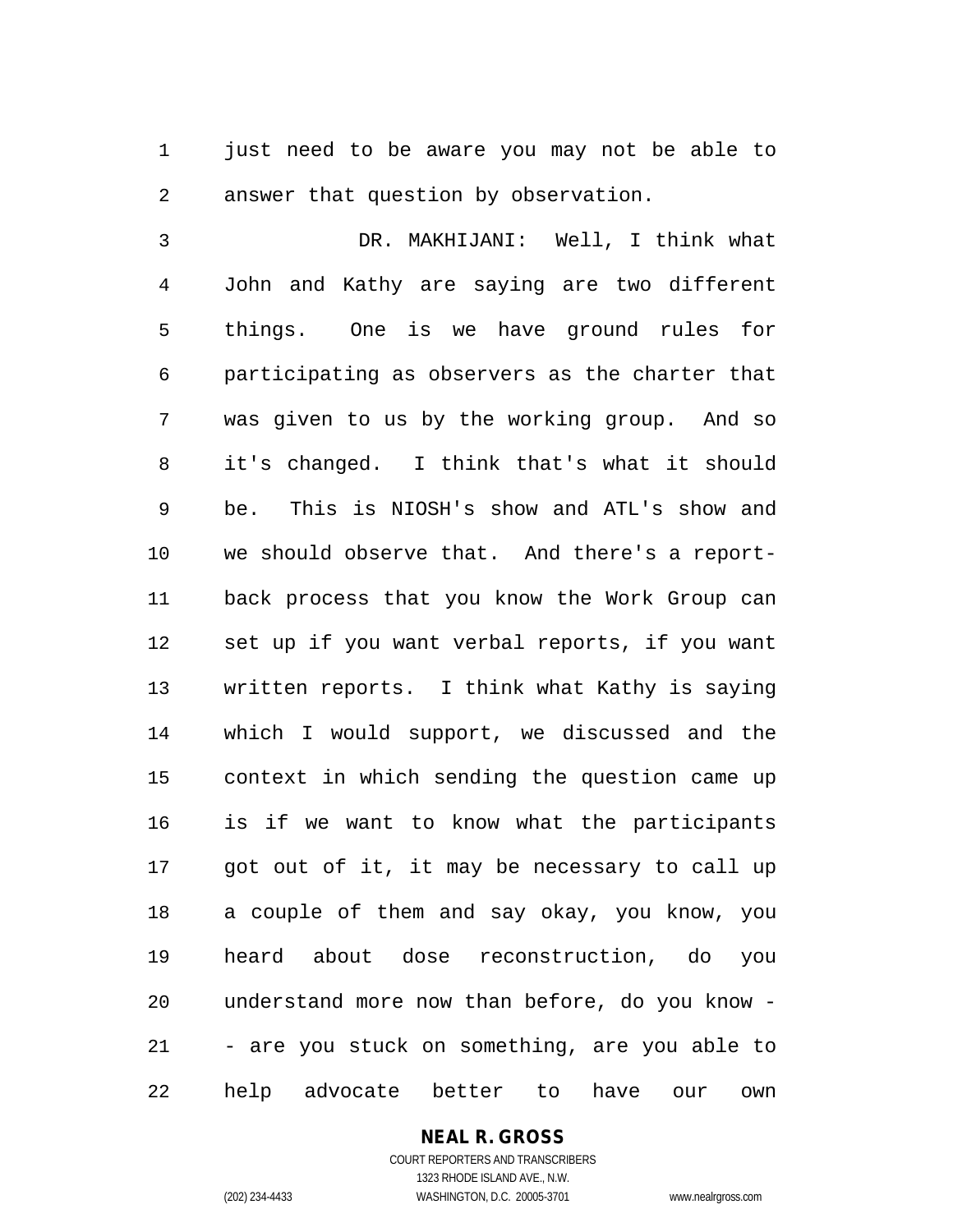just need to be aware you may not be able to answer that question by observation.

DR. MAKHIJANI: Well, I think what John and Kathy are saying are two different things. One is we have ground rules for participating as observers as the charter that was given to us by the working group. And so it's changed. I think that's what it should be. This is NIOSH's show and ATL's show and we should observe that. And there's a report-back process that you know the Work Group can set up if you want verbal reports, if you want written reports. I think what Kathy is saying which I would support, we discussed and the context in which sending the question came up is if we want to know what the participants got out of it, it may be necessary to call up a couple of them and say okay, you know, you heard about dose reconstruction, do you understand more now than before, do you know -- are you stuck on something, are you able to help advocate better to have our own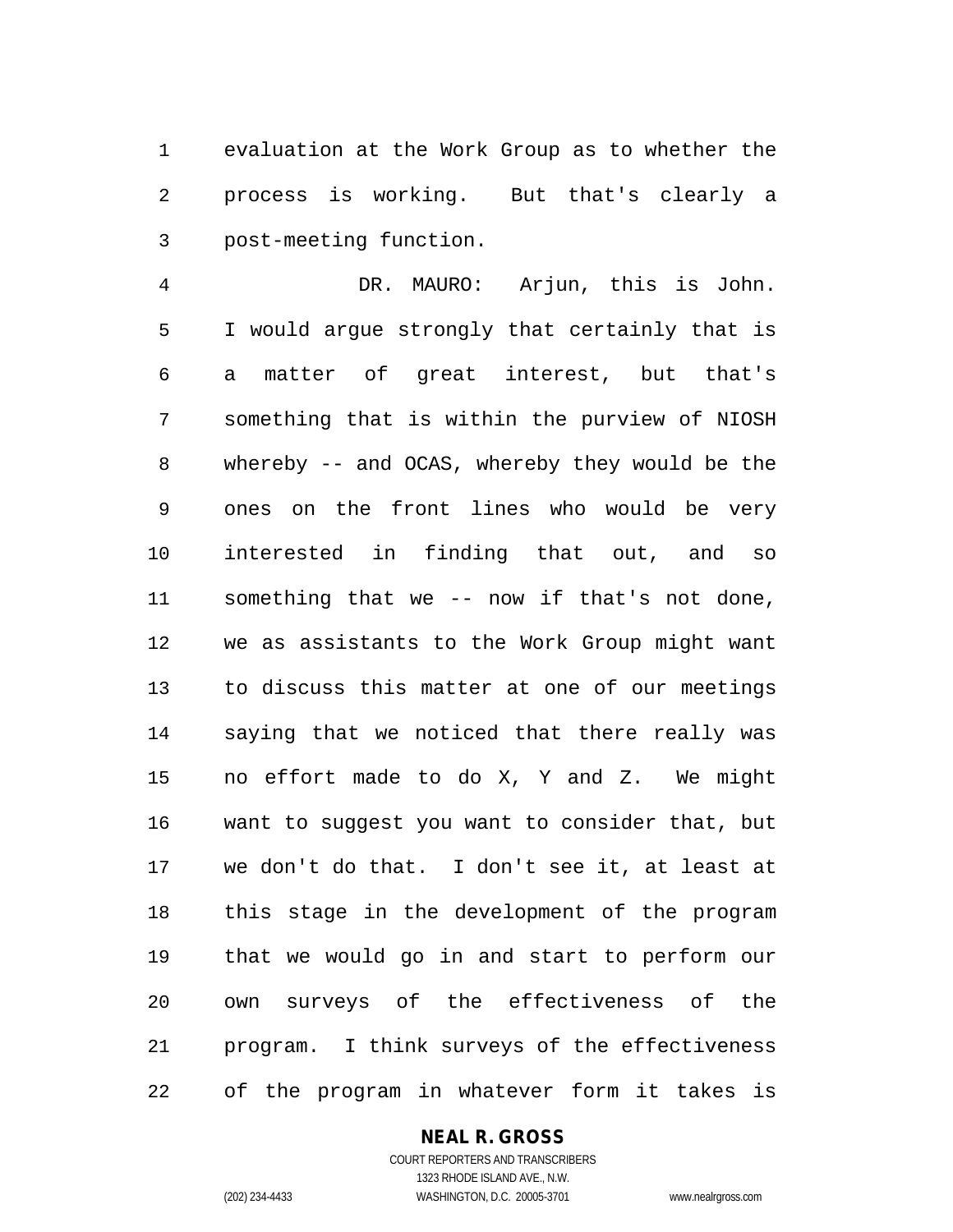evaluation at the Work Group as to whether the process is working. But that's clearly a post-meeting function.

DR. MAURO: Arjun, this is John. I would argue strongly that certainly that is a matter of great interest, but that's something that is within the purview of NIOSH whereby -- and OCAS, whereby they would be the ones on the front lines who would be very interested in finding that out, and so something that we -- now if that's not done, we as assistants to the Work Group might want to discuss this matter at one of our meetings saying that we noticed that there really was no effort made to do X, Y and Z. We might want to suggest you want to consider that, but we don't do that. I don't see it, at least at this stage in the development of the program that we would go in and start to perform our own surveys of the effectiveness of the program. I think surveys of the effectiveness of the program in whatever form it takes is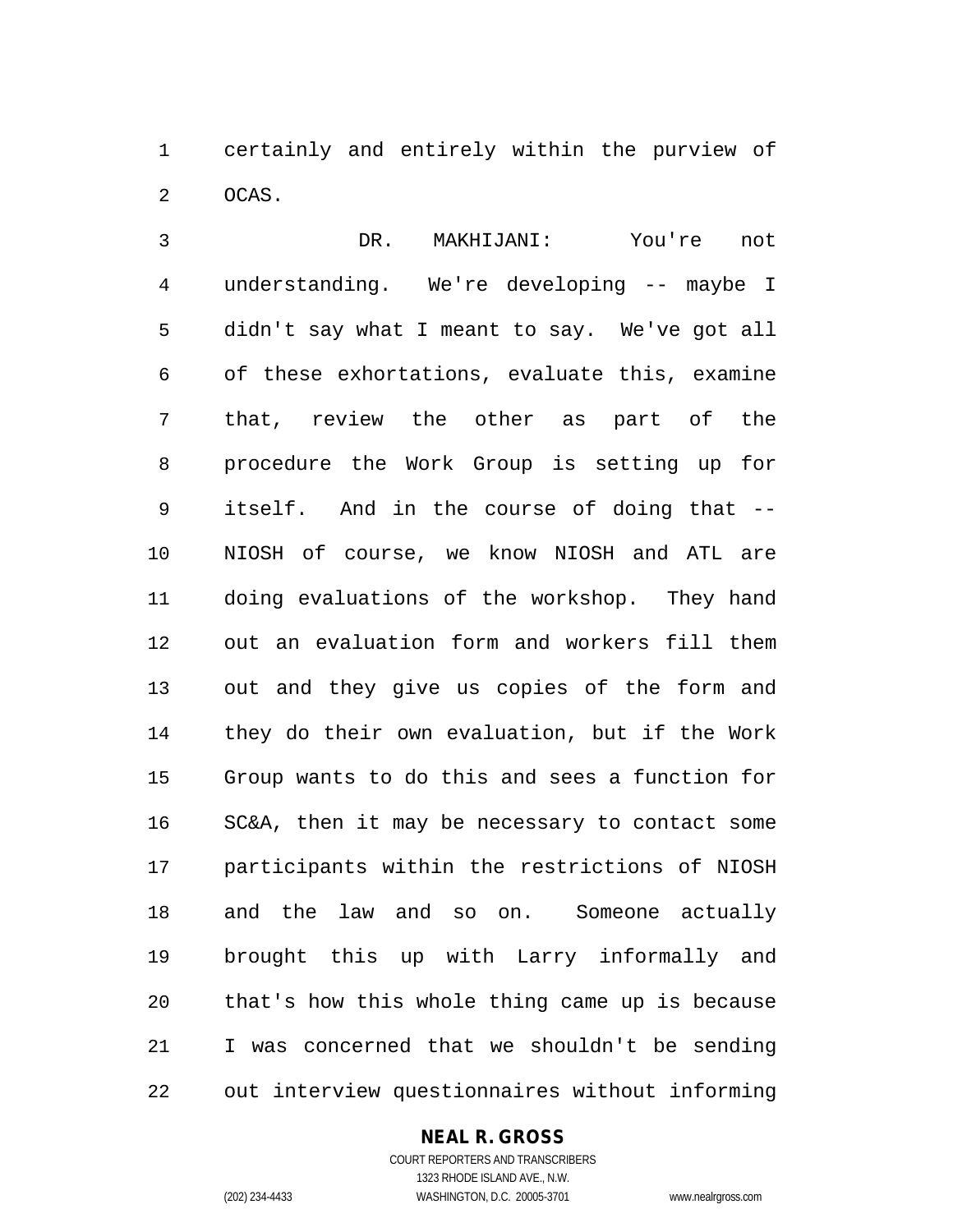certainly and entirely within the purview of OCAS.

DR. MAKHIJANI: You're not understanding. We're developing -- maybe I didn't say what I meant to say. We've got all of these exhortations, evaluate this, examine that, review the other as part of the procedure the Work Group is setting up for itself. And in the course of doing that -- NIOSH of course, we know NIOSH and ATL are doing evaluations of the workshop. They hand out an evaluation form and workers fill them out and they give us copies of the form and they do their own evaluation, but if the Work Group wants to do this and sees a function for SC&A, then it may be necessary to contact some participants within the restrictions of NIOSH and the law and so on. Someone actually brought this up with Larry informally and that's how this whole thing came up is because I was concerned that we shouldn't be sending out interview questionnaires without informing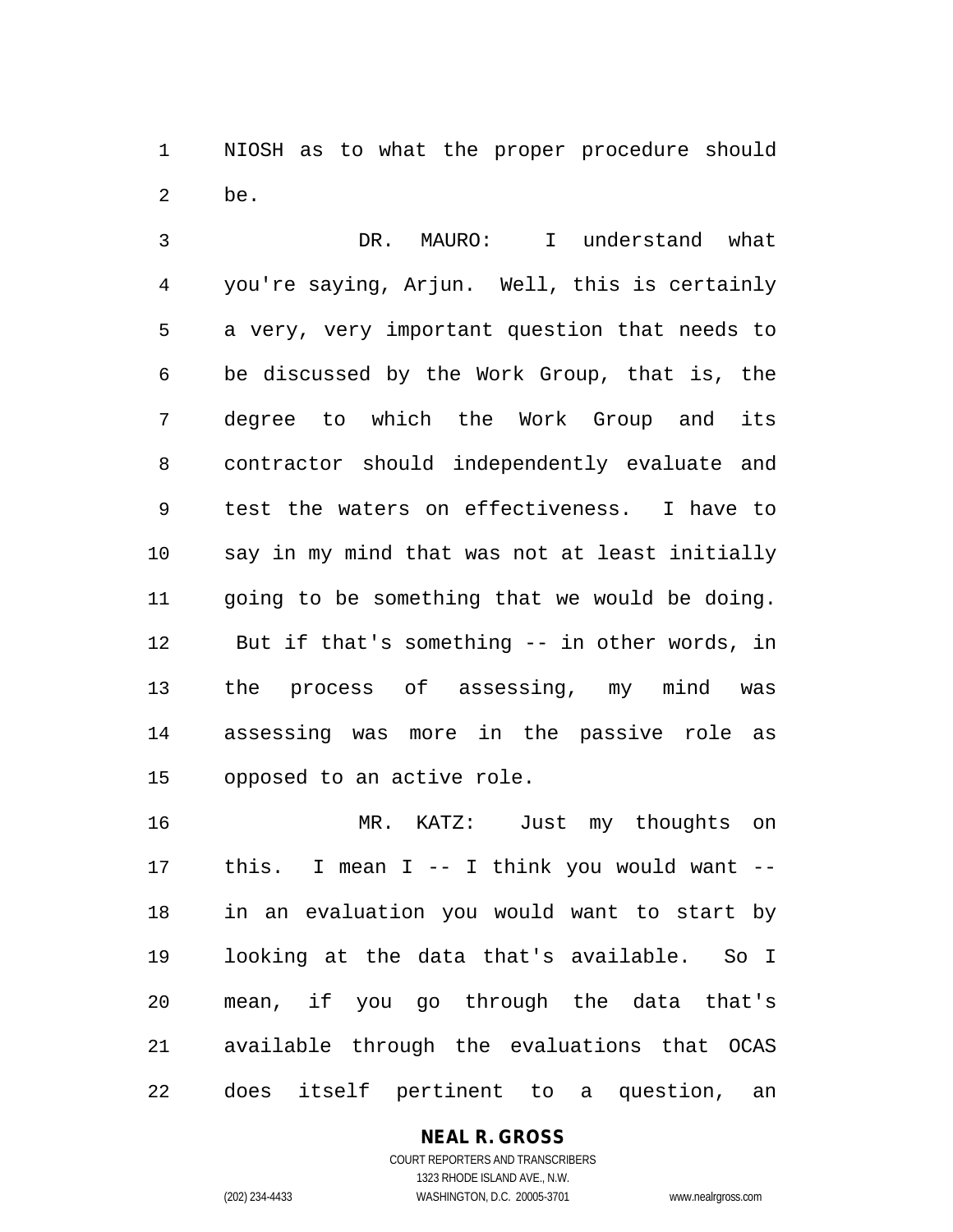NIOSH as to what the proper procedure should be.

DR. MAURO: I understand what you're saying, Arjun. Well, this is certainly a very, very important question that needs to be discussed by the Work Group, that is, the degree to which the Work Group and its contractor should independently evaluate and test the waters on effectiveness. I have to say in my mind that was not at least initially going to be something that we would be doing. But if that's something -- in other words, in the process of assessing, my mind was assessing was more in the passive role as opposed to an active role.

MR. KATZ: Just my thoughts on this. I mean I -- I think you would want -- in an evaluation you would want to start by looking at the data that's available. So I mean, if you go through the data that's available through the evaluations that OCAS does itself pertinent to a question, an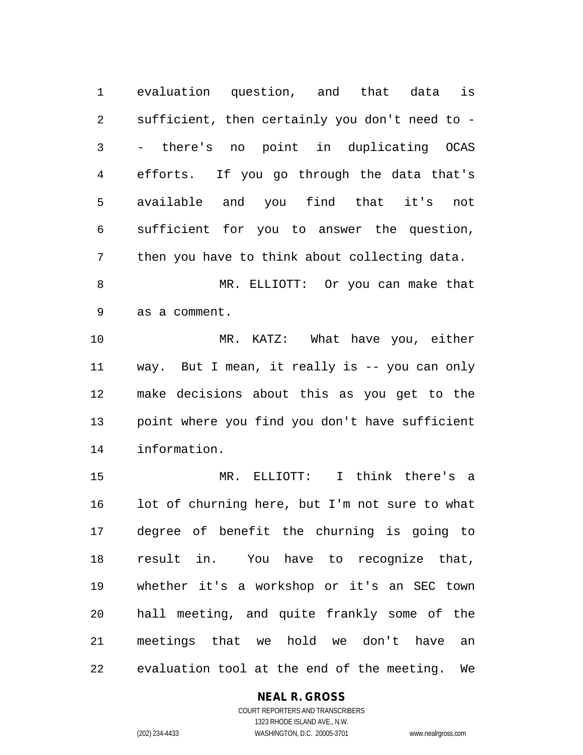evaluation question, and that data is sufficient, then certainly you don't need to -- there's no point in duplicating OCAS efforts. If you go through the data that's available and you find that it's not sufficient for you to answer the question, then you have to think about collecting data.

MR. ELLIOTT: Or you can make that as a comment.

MR. KATZ: What have you, either way. But I mean, it really is -- you can only make decisions about this as you get to the point where you find you don't have sufficient information.

MR. ELLIOTT: I think there's a lot of churning here, but I'm not sure to what degree of benefit the churning is going to result in. You have to recognize that, whether it's a workshop or it's an SEC town hall meeting, and quite frankly some of the meetings that we hold we don't have an evaluation tool at the end of the meeting. We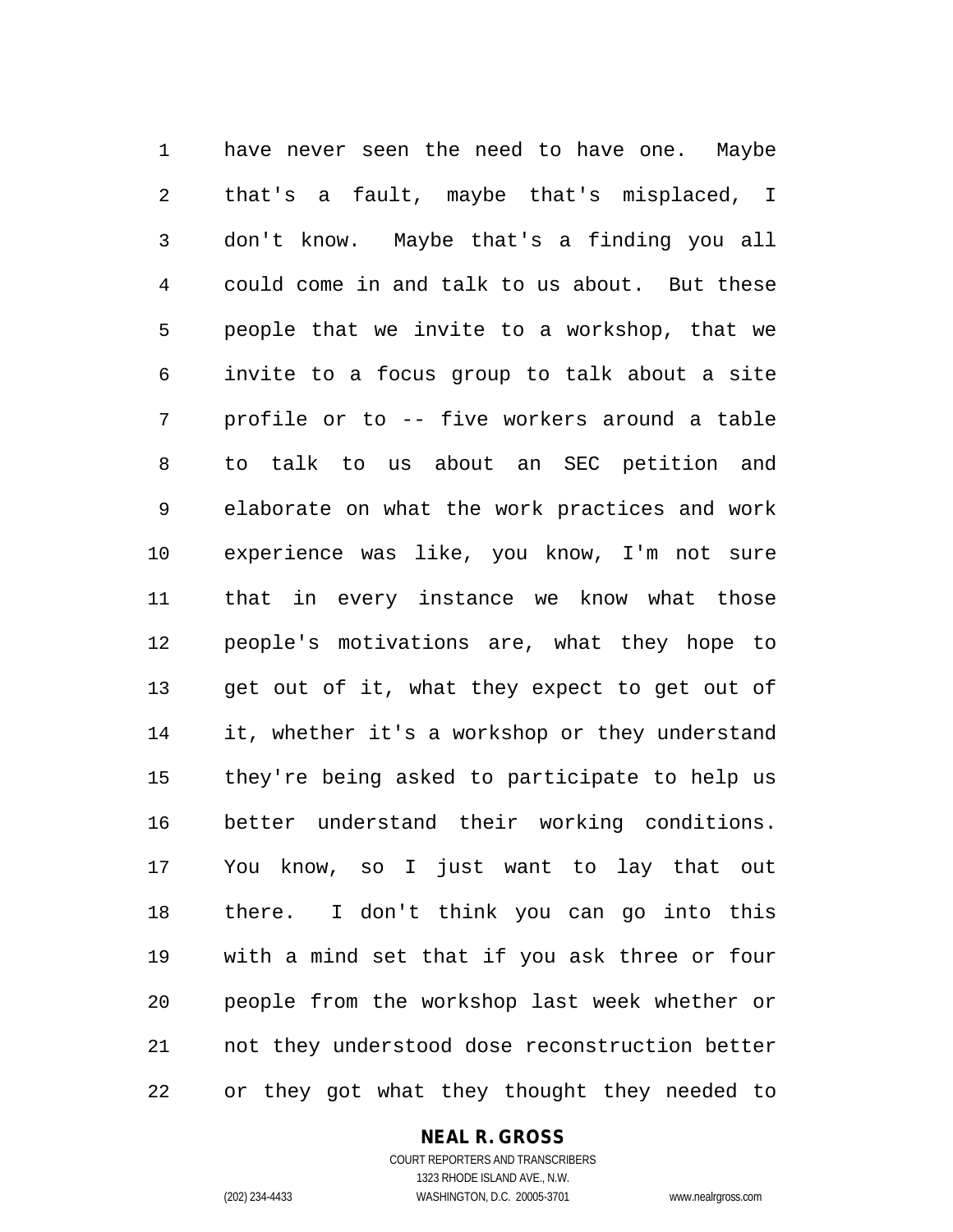have never seen the need to have one. Maybe that's a fault, maybe that's misplaced, I don't know. Maybe that's a finding you all could come in and talk to us about. But these people that we invite to a workshop, that we invite to a focus group to talk about a site profile or to -- five workers around a table to talk to us about an SEC petition and elaborate on what the work practices and work experience was like, you know, I'm not sure that in every instance we know what those people's motivations are, what they hope to get out of it, what they expect to get out of it, whether it's a workshop or they understand they're being asked to participate to help us better understand their working conditions. You know, so I just want to lay that out there. I don't think you can go into this with a mind set that if you ask three or four people from the workshop last week whether or not they understood dose reconstruction better or they got what they thought they needed to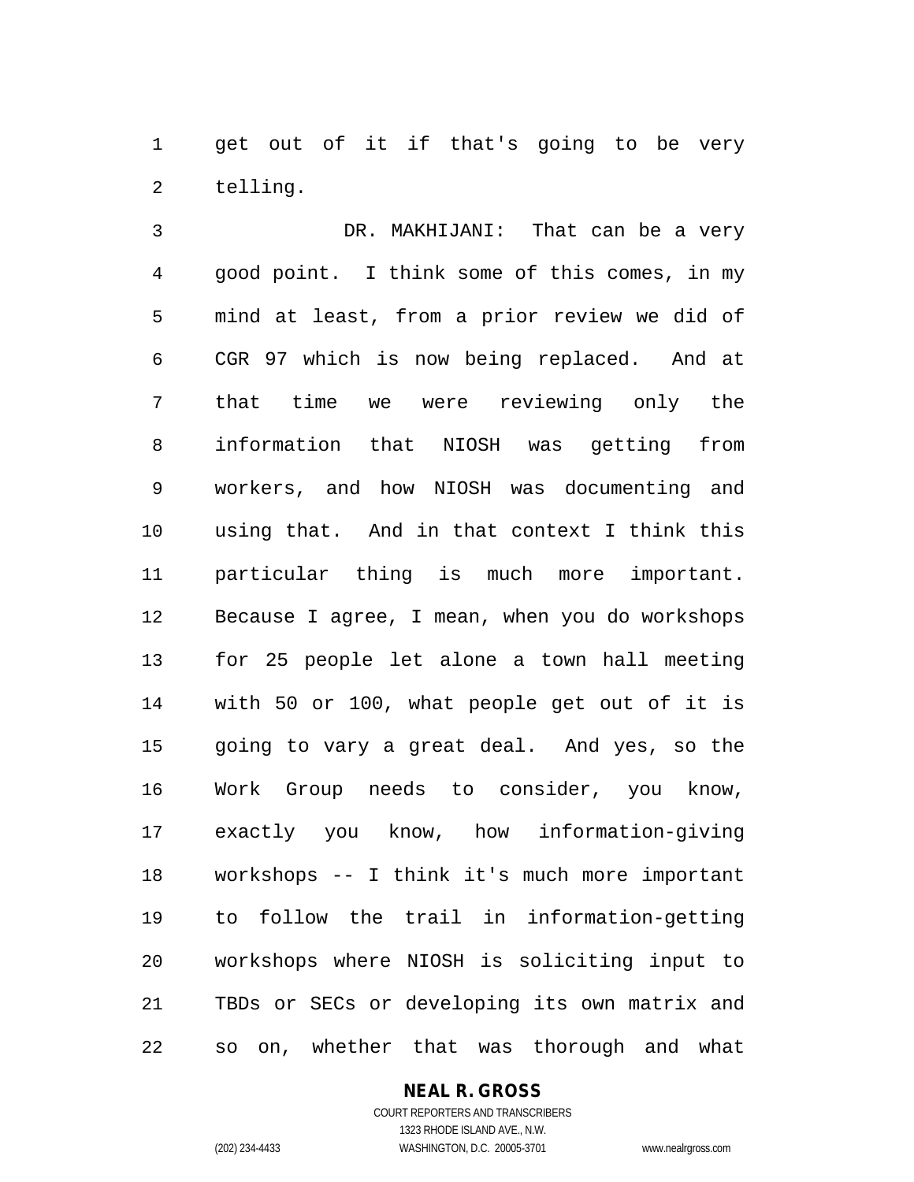get out of it if that's going to be very telling.

DR. MAKHIJANI: That can be a very good point. I think some of this comes, in my mind at least, from a prior review we did of CGR 97 which is now being replaced. And at that time we were reviewing only the information that NIOSH was getting from workers, and how NIOSH was documenting and using that. And in that context I think this particular thing is much more important. Because I agree, I mean, when you do workshops for 25 people let alone a town hall meeting with 50 or 100, what people get out of it is going to vary a great deal. And yes, so the Work Group needs to consider, you know, exactly you know, how information-giving workshops -- I think it's much more important to follow the trail in information-getting workshops where NIOSH is soliciting input to TBDs or SECs or developing its own matrix and so on, whether that was thorough and what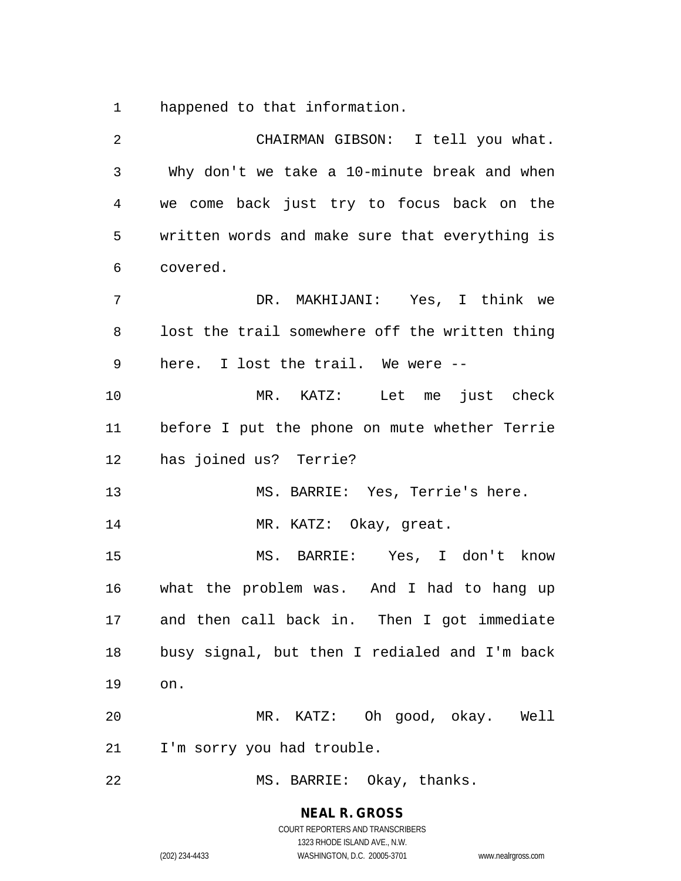happened to that information.

CHAIRMAN GIBSON: I tell you what. Why don't we take a 10-minute break and when we come back just try to focus back on the written words and make sure that everything is covered.

DR. MAKHIJANI: Yes, I think we lost the trail somewhere off the written thing here. I lost the trail. We were --

MR. KATZ: Let me just check before I put the phone on mute whether Terrie has joined us? Terrie?

MS. BARRIE: Yes, Terrie's here.

MR. KATZ: Okay, great.

MS. BARRIE: Yes, I don't know what the problem was. And I had to hang up and then call back in. Then I got immediate busy signal, but then I redialed and I'm back on.

MR. KATZ: Oh good, okay. Well I'm sorry you had trouble.

MS. BARRIE: Okay, thanks.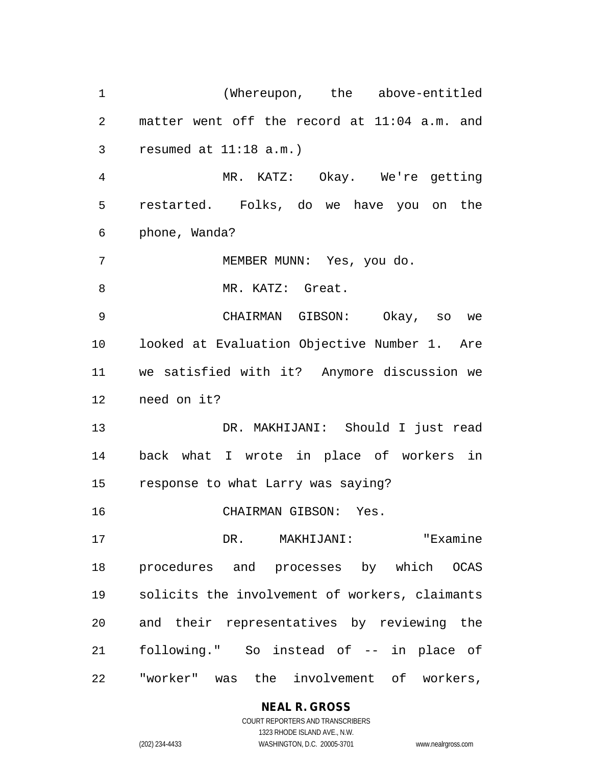(Whereupon, the above-entitled matter went off the record at 11:04 a.m. and resumed at 11:18 a.m.)

MR. KATZ: Okay. We're getting restarted. Folks, do we have you on the phone, Wanda?

MEMBER MUNN: Yes, you do.

MR. KATZ: Great.

CHAIRMAN GIBSON: Okay, so we looked at Evaluation Objective Number 1. Are we satisfied with it? Anymore discussion we need on it?

DR. MAKHIJANI: Should I just read back what I wrote in place of workers in response to what Larry was saying?

CHAIRMAN GIBSON: Yes.

DR. MAKHIJANI: "Examine procedures and processes by which OCAS solicits the involvement of workers, claimants and their representatives by reviewing the following." So instead of -- in place of "worker" was the involvement of workers,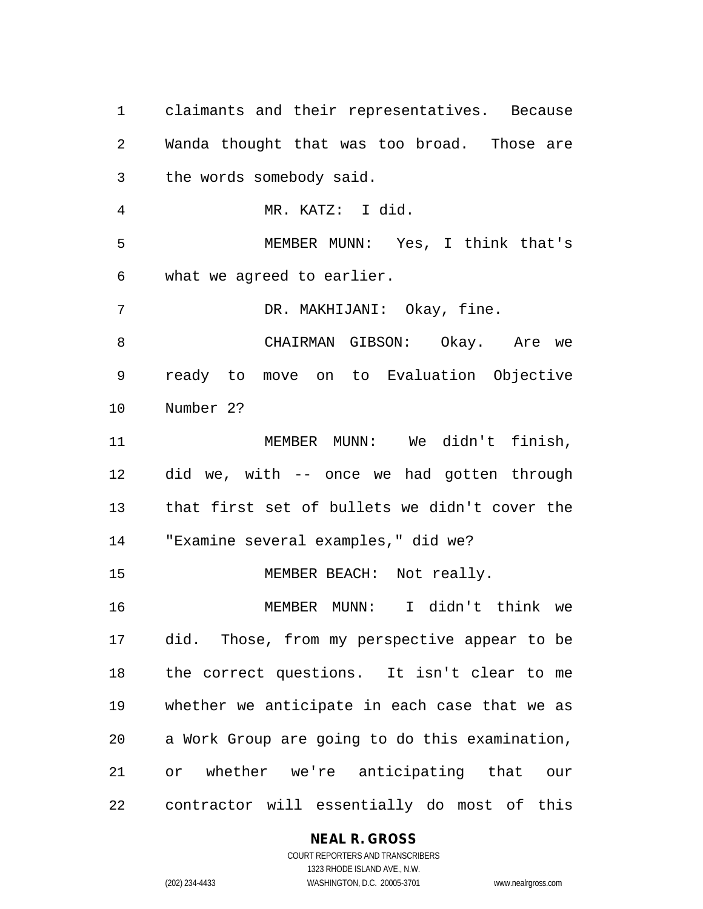claimants and their representatives. Because Wanda thought that was too broad. Those are the words somebody said.

MR. KATZ: I did.

MEMBER MUNN: Yes, I think that's what we agreed to earlier.

DR. MAKHIJANI: Okay, fine.

CHAIRMAN GIBSON: Okay. Are we ready to move on to Evaluation Objective Number 2?

MEMBER MUNN: We didn't finish, did we, with -- once we had gotten through that first set of bullets we didn't cover the "Examine several examples," did we?

MEMBER BEACH: Not really.

MEMBER MUNN: I didn't think we did. Those, from my perspective appear to be the correct questions. It isn't clear to me whether we anticipate in each case that we as a Work Group are going to do this examination, or whether we're anticipating that our contractor will essentially do most of this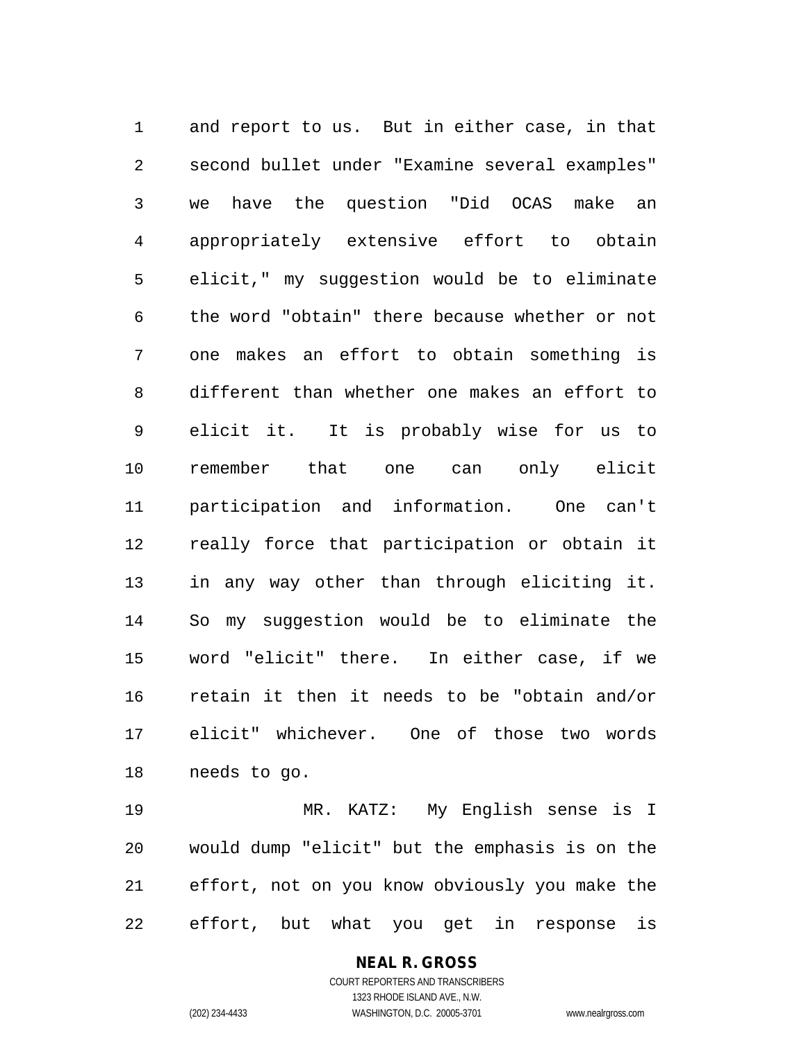and report to us. But in either case, in that second bullet under "Examine several examples" we have the question "Did OCAS make an appropriately extensive effort to obtain elicit," my suggestion would be to eliminate the word "obtain" there because whether or not one makes an effort to obtain something is different than whether one makes an effort to elicit it. It is probably wise for us to remember that one can only elicit participation and information. One can't really force that participation or obtain it in any way other than through eliciting it. So my suggestion would be to eliminate the word "elicit" there. In either case, if we retain it then it needs to be "obtain and/or elicit" whichever. One of those two words needs to go.

MR. KATZ: My English sense is I would dump "elicit" but the emphasis is on the effort, not on you know obviously you make the effort, but what you get in response is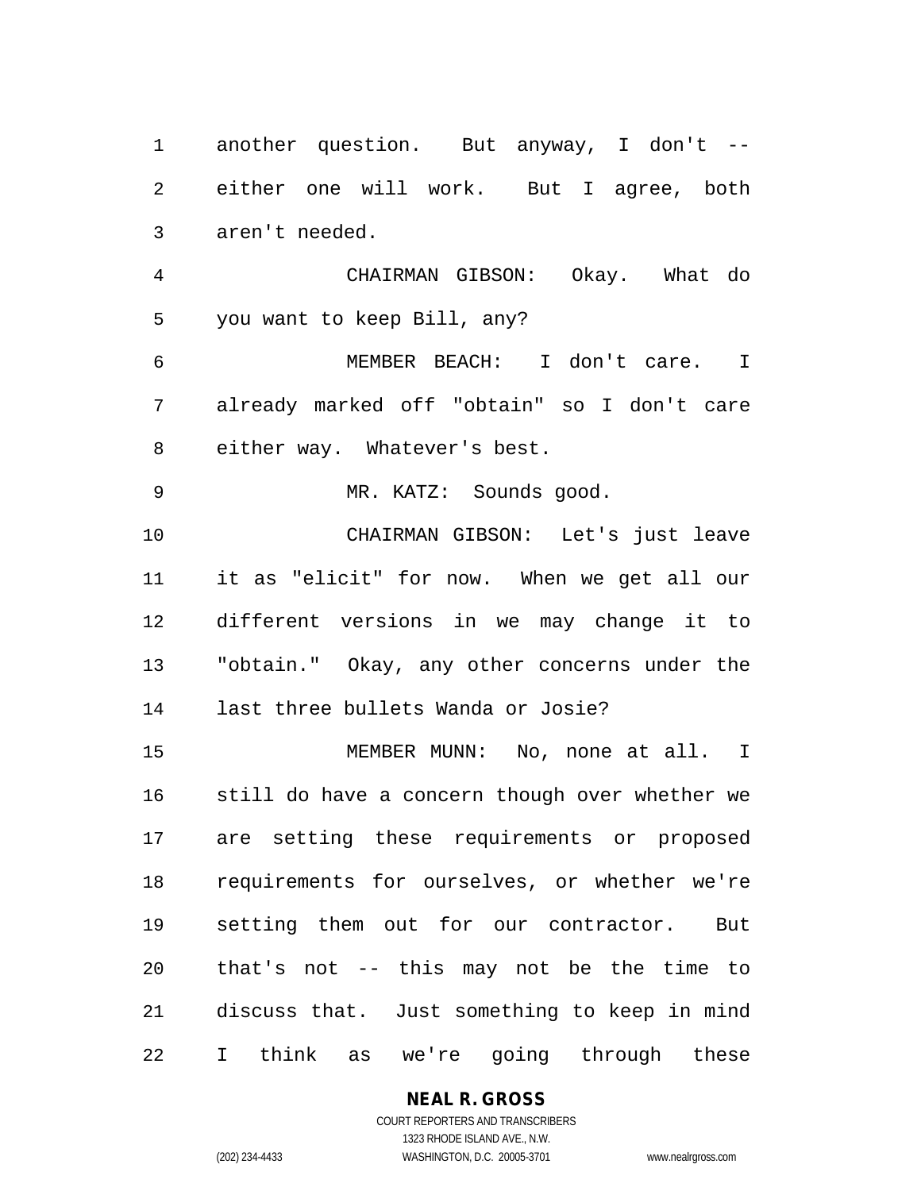another question. But anyway, I don't -- either one will work. But I agree, both aren't needed.

CHAIRMAN GIBSON: Okay. What do you want to keep Bill, any?

MEMBER BEACH: I don't care. I already marked off "obtain" so I don't care either way. Whatever's best.

MR. KATZ: Sounds good.

CHAIRMAN GIBSON: Let's just leave it as "elicit" for now. When we get all our different versions in we may change it to "obtain." Okay, any other concerns under the last three bullets Wanda or Josie?

MEMBER MUNN: No, none at all. I still do have a concern though over whether we are setting these requirements or proposed requirements for ourselves, or whether we're setting them out for our contractor. But that's not -- this may not be the time to discuss that. Just something to keep in mind I think as we're going through these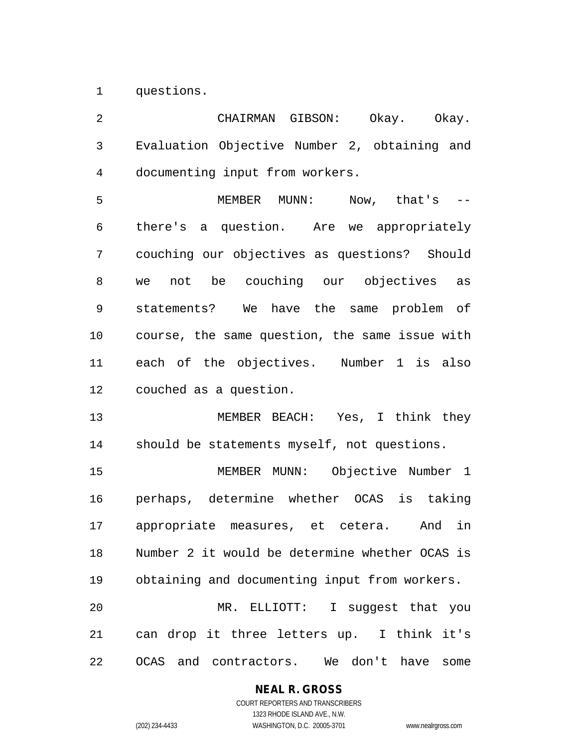questions.

CHAIRMAN GIBSON: Okay. Okay. Evaluation Objective Number 2, obtaining and documenting input from workers.

MEMBER MUNN: Now, that's -- there's a question. Are we appropriately couching our objectives as questions? Should we not be couching our objectives as statements? We have the same problem of course, the same question, the same issue with each of the objectives. Number 1 is also couched as a question.

MEMBER BEACH: Yes, I think they should be statements myself, not questions.

MEMBER MUNN: Objective Number 1 perhaps, determine whether OCAS is taking appropriate measures, et cetera. And in Number 2 it would be determine whether OCAS is obtaining and documenting input from workers.

MR. ELLIOTT: I suggest that you can drop it three letters up. I think it's OCAS and contractors. We don't have some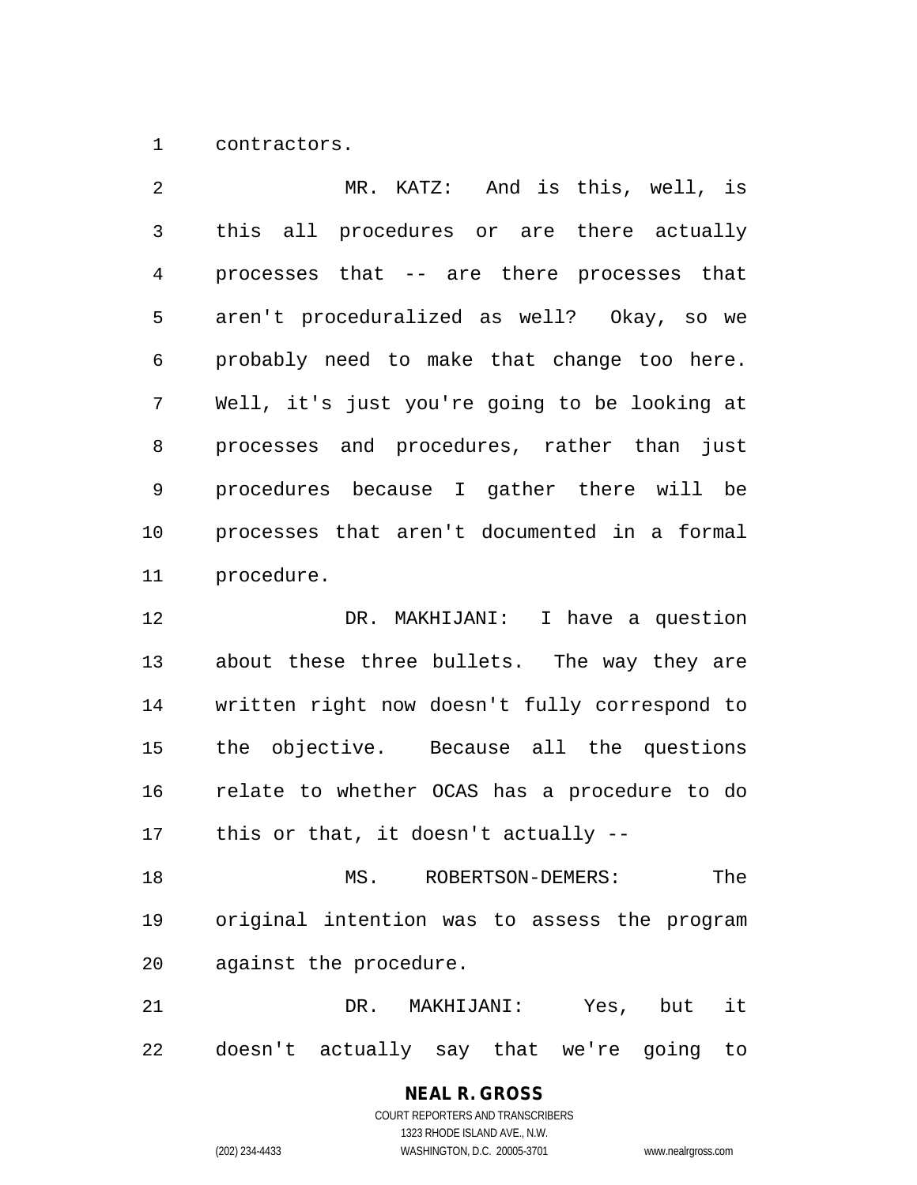contractors.

MR. KATZ: And is this, well, is this all procedures or are there actually processes that -- are there processes that aren't proceduralized as well? Okay, so we probably need to make that change too here. Well, it's just you're going to be looking at processes and procedures, rather than just procedures because I gather there will be processes that aren't documented in a formal procedure.

DR. MAKHIJANI: I have a question about these three bullets. The way they are written right now doesn't fully correspond to the objective. Because all the questions relate to whether OCAS has a procedure to do this or that, it doesn't actually --

MS. ROBERTSON-DEMERS: The original intention was to assess the program against the procedure.

DR. MAKHIJANI: Yes, but it doesn't actually say that we're going to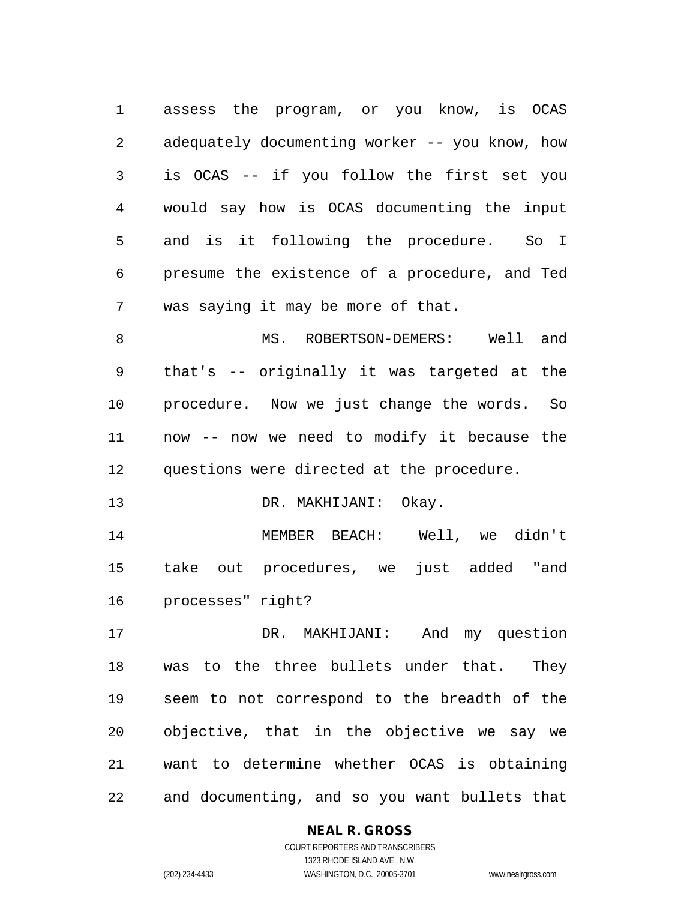assess the program, or you know, is OCAS adequately documenting worker -- you know, how is OCAS -- if you follow the first set you would say how is OCAS documenting the input and is it following the procedure. So I presume the existence of a procedure, and Ted was saying it may be more of that.

MS. ROBERTSON-DEMERS: Well and that's -- originally it was targeted at the procedure. Now we just change the words. So now -- now we need to modify it because the questions were directed at the procedure.

DR. MAKHIJANI: Okay.

MEMBER BEACH: Well, we didn't take out procedures, we just added "and processes" right?

DR. MAKHIJANI: And my question was to the three bullets under that. They seem to not correspond to the breadth of the objective, that in the objective we say we want to determine whether OCAS is obtaining and documenting, and so you want bullets that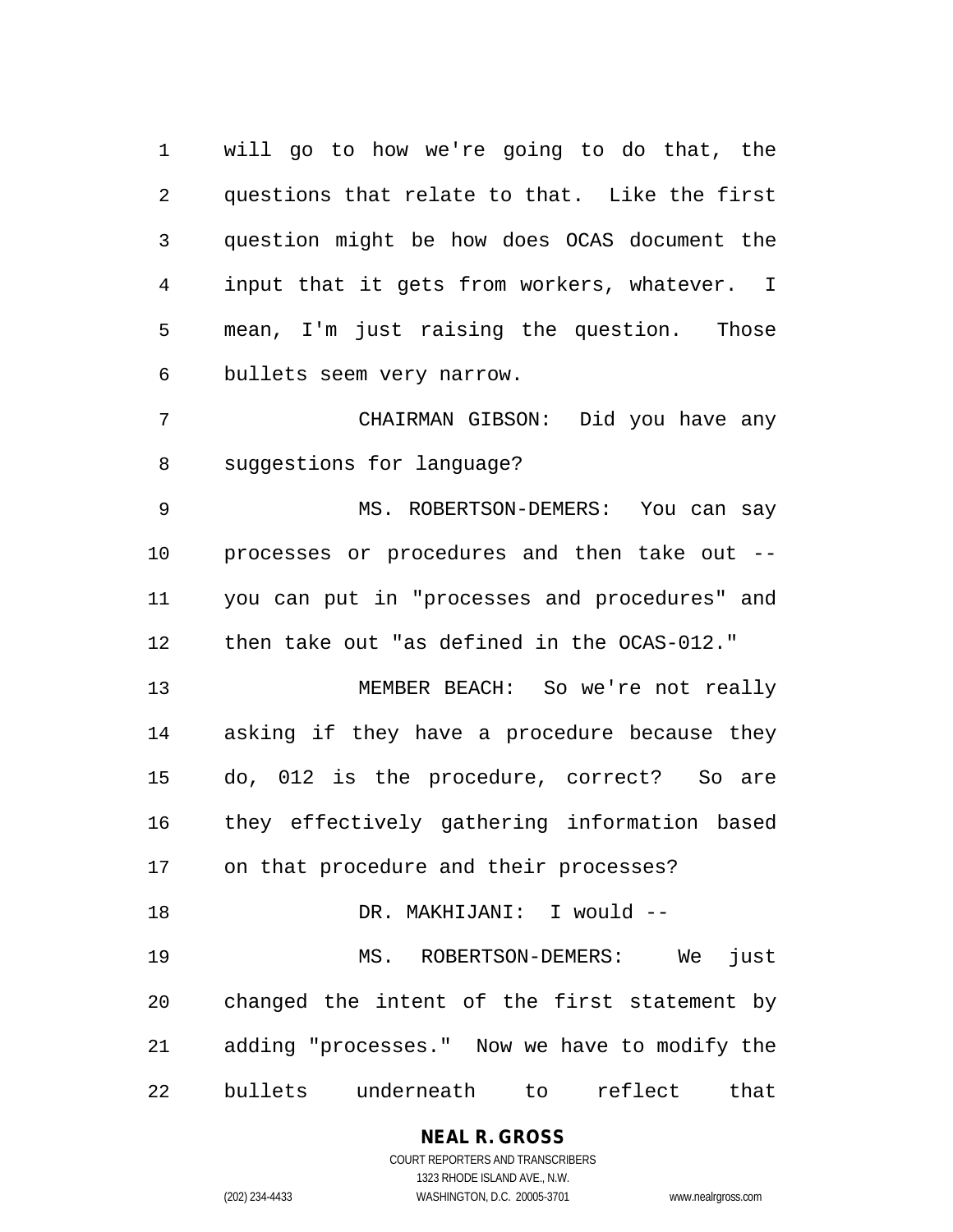will go to how we're going to do that, the questions that relate to that. Like the first question might be how does OCAS document the input that it gets from workers, whatever. I mean, I'm just raising the question. Those bullets seem very narrow.

CHAIRMAN GIBSON: Did you have any suggestions for language?

MS. ROBERTSON-DEMERS: You can say processes or procedures and then take out -- you can put in "processes and procedures" and then take out "as defined in the OCAS-012."

MEMBER BEACH: So we're not really asking if they have a procedure because they do, 012 is the procedure, correct? So are they effectively gathering information based on that procedure and their processes?

DR. MAKHIJANI: I would --

MS. ROBERTSON-DEMERS: We just changed the intent of the first statement by adding "processes." Now we have to modify the bullets underneath to reflect that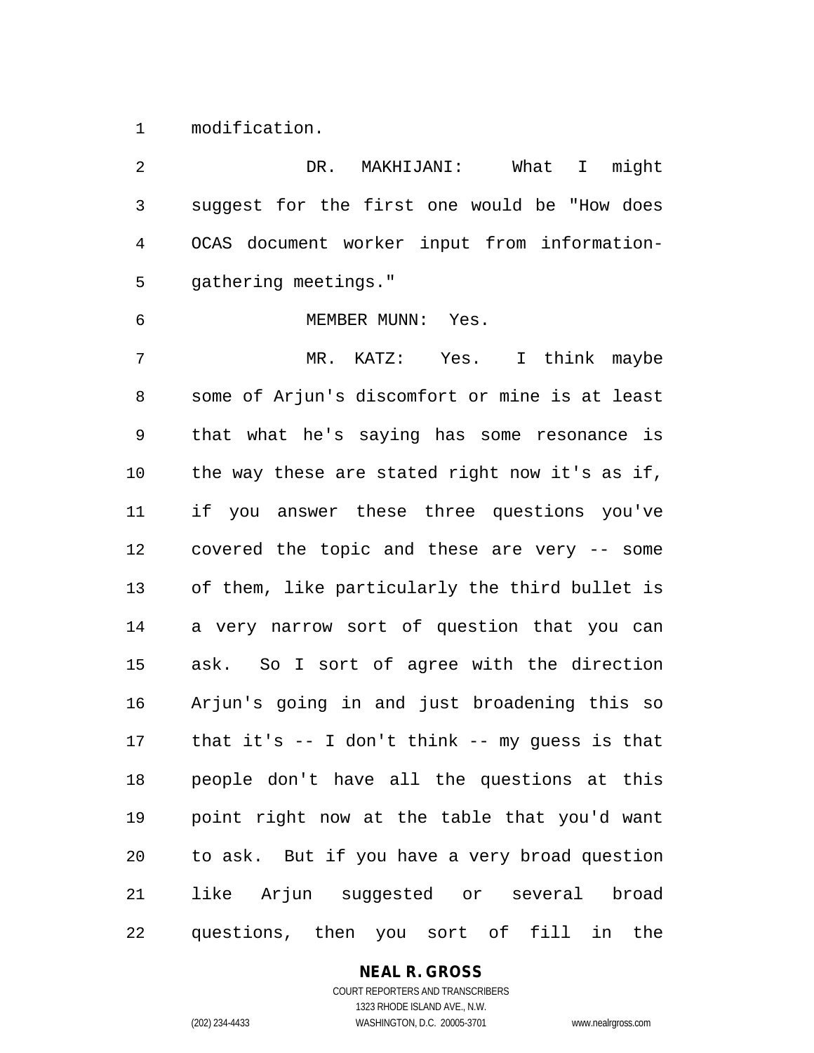modification.

DR. MAKHIJANI: What I might suggest for the first one would be "How does OCAS document worker input from information-gathering meetings."

MEMBER MUNN: Yes.

MR. KATZ: Yes. I think maybe some of Arjun's discomfort or mine is at least that what he's saying has some resonance is the way these are stated right now it's as if, if you answer these three questions you've covered the topic and these are very -- some of them, like particularly the third bullet is a very narrow sort of question that you can ask. So I sort of agree with the direction Arjun's going in and just broadening this so that it's -- I don't think -- my guess is that people don't have all the questions at this point right now at the table that you'd want to ask. But if you have a very broad question like Arjun suggested or several broad questions, then you sort of fill in the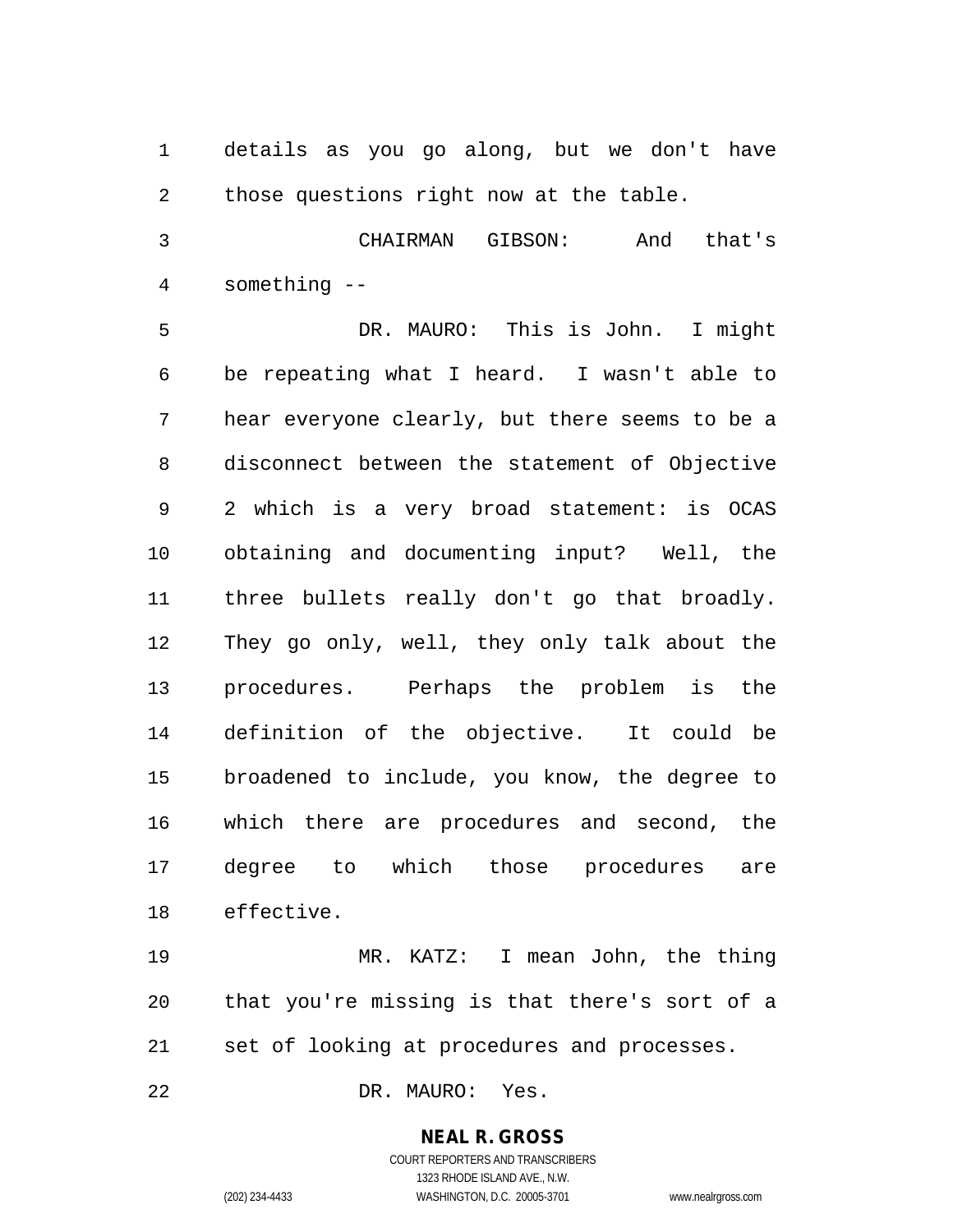details as you go along, but we don't have those questions right now at the table.

CHAIRMAN GIBSON: And that's something --

DR. MAURO: This is John. I might be repeating what I heard. I wasn't able to hear everyone clearly, but there seems to be a disconnect between the statement of Objective 2 which is a very broad statement: is OCAS obtaining and documenting input? Well, the three bullets really don't go that broadly. They go only, well, they only talk about the procedures. Perhaps the problem is the definition of the objective. It could be broadened to include, you know, the degree to which there are procedures and second, the degree to which those procedures are effective.

MR. KATZ: I mean John, the thing that you're missing is that there's sort of a set of looking at procedures and processes.

DR. MAURO: Yes.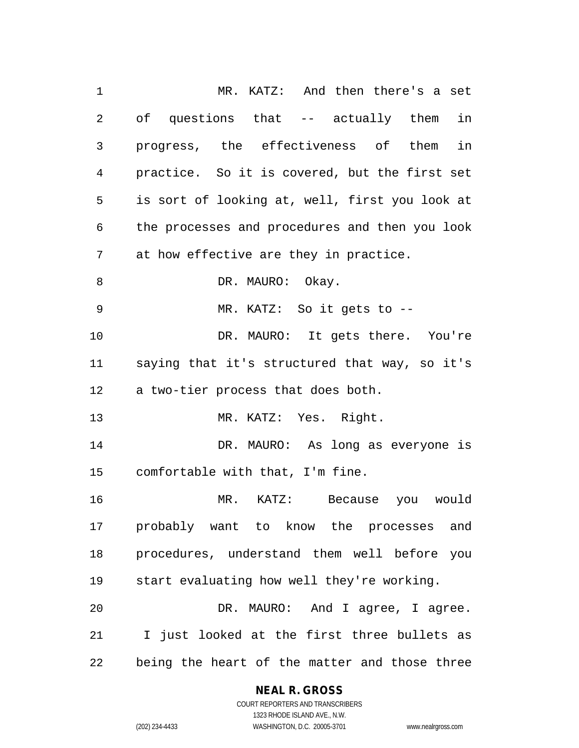MR. KATZ: And then there's a set of questions that -- actually them in progress, the effectiveness of them in practice. So it is covered, but the first set is sort of looking at, well, first you look at the processes and procedures and then you look at how effective are they in practice.

DR. MAURO: Okay.

MR. KATZ: So it gets to --

DR. MAURO: It gets there. You're saying that it's structured that way, so it's a two-tier process that does both.

MR. KATZ: Yes. Right.

DR. MAURO: As long as everyone is comfortable with that, I'm fine.

MR. KATZ: Because you would probably want to know the processes and procedures, understand them well before you start evaluating how well they're working.

DR. MAURO: And I agree, I agree. I just looked at the first three bullets as being the heart of the matter and those three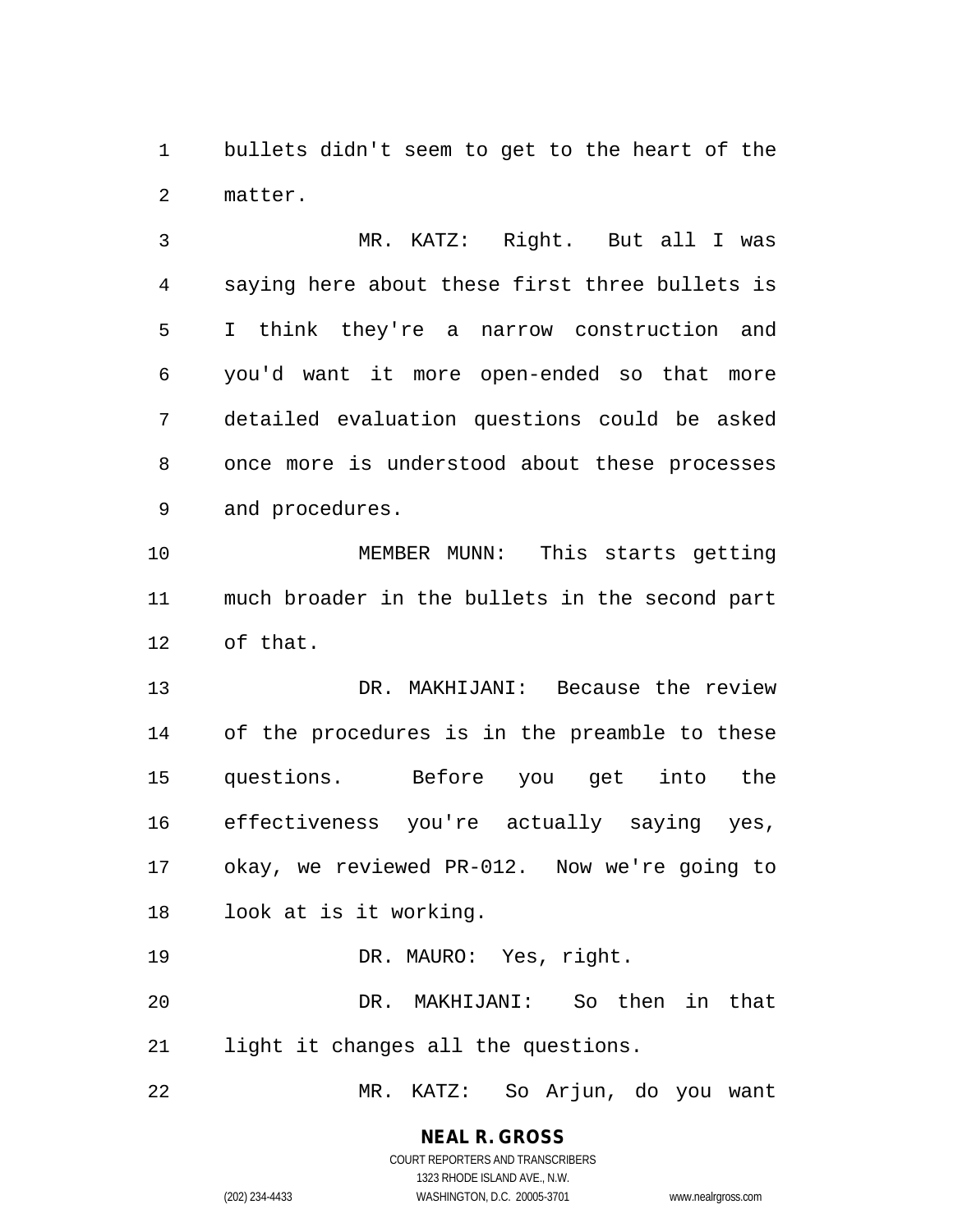bullets didn't seem to get to the heart of the matter.

MR. KATZ: Right. But all I was saying here about these first three bullets is I think they're a narrow construction and you'd want it more open-ended so that more detailed evaluation questions could be asked once more is understood about these processes and procedures.

MEMBER MUNN: This starts getting much broader in the bullets in the second part of that.

DR. MAKHIJANI: Because the review of the procedures is in the preamble to these questions. Before you get into the effectiveness you're actually saying yes, okay, we reviewed PR-012. Now we're going to look at is it working.

DR. MAURO: Yes, right.

DR. MAKHIJANI: So then in that light it changes all the questions.

MR. KATZ: So Arjun, do you want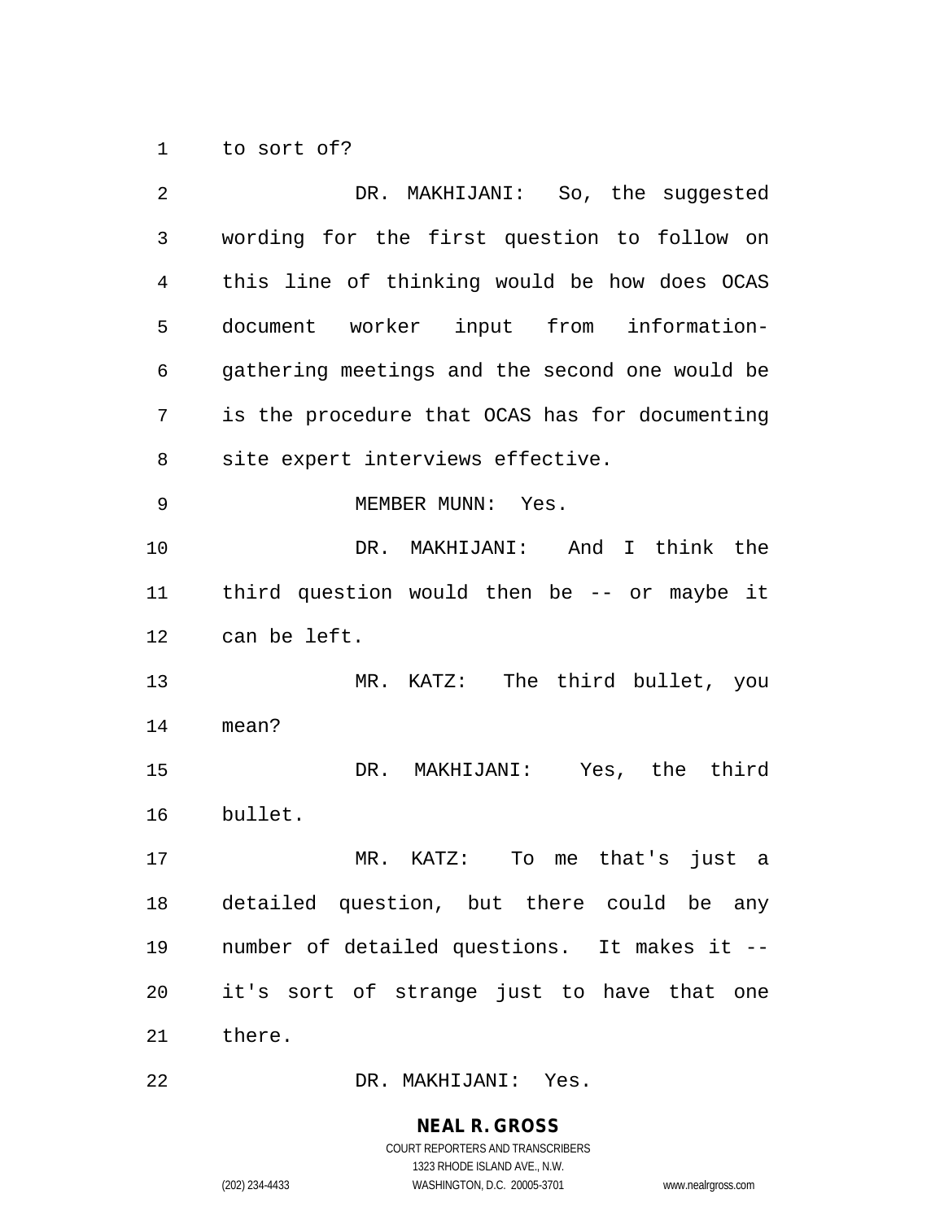to sort of?

DR. MAKHIJANI: So, the suggested wording for the first question to follow on this line of thinking would be how does OCAS document worker input from information-gathering meetings and the second one would be is the procedure that OCAS has for documenting site expert interviews effective.

MEMBER MUNN: Yes.

DR. MAKHIJANI: And I think the third question would then be -- or maybe it can be left.

MR. KATZ: The third bullet, you mean?

DR. MAKHIJANI: Yes, the third bullet.

MR. KATZ: To me that's just a detailed question, but there could be any number of detailed questions. It makes it -- it's sort of strange just to have that one there.

DR. MAKHIJANI: Yes.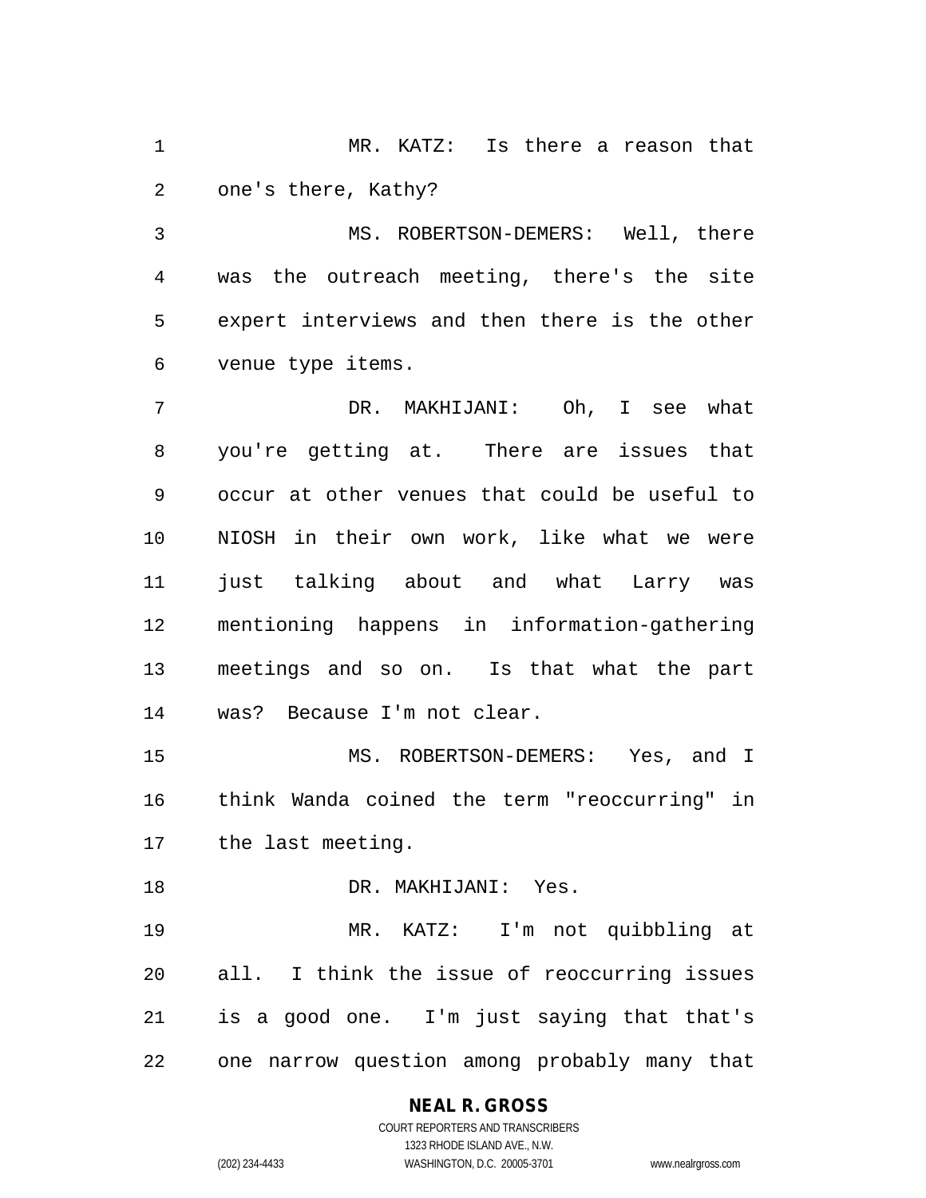MR. KATZ: Is there a reason that one's there, Kathy?

MS. ROBERTSON-DEMERS: Well, there was the outreach meeting, there's the site expert interviews and then there is the other venue type items.

DR. MAKHIJANI: Oh, I see what you're getting at. There are issues that occur at other venues that could be useful to NIOSH in their own work, like what we were just talking about and what Larry was mentioning happens in information-gathering meetings and so on. Is that what the part was? Because I'm not clear.

MS. ROBERTSON-DEMERS: Yes, and I think Wanda coined the term "reoccurring" in the last meeting.

DR. MAKHIJANI: Yes.

MR. KATZ: I'm not quibbling at all. I think the issue of reoccurring issues is a good one. I'm just saying that that's one narrow question among probably many that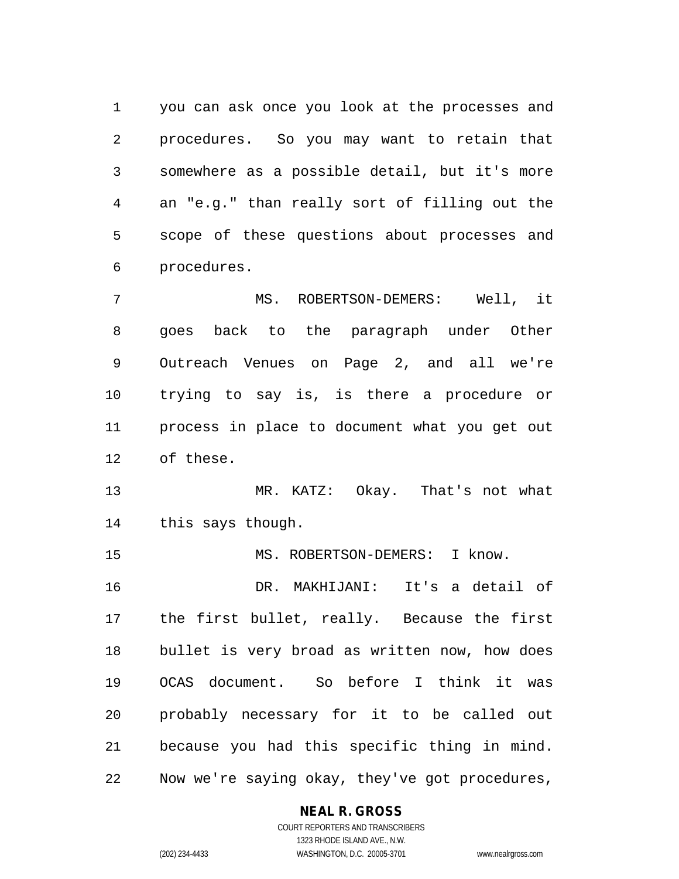you can ask once you look at the processes and procedures. So you may want to retain that somewhere as a possible detail, but it's more an "e.g." than really sort of filling out the scope of these questions about processes and procedures.

MS. ROBERTSON-DEMERS: Well, it goes back to the paragraph under Other Outreach Venues on Page 2, and all we're trying to say is, is there a procedure or process in place to document what you get out of these.

MR. KATZ: Okay. That's not what this says though.

MS. ROBERTSON-DEMERS: I know.

DR. MAKHIJANI: It's a detail of the first bullet, really. Because the first bullet is very broad as written now, how does OCAS document. So before I think it was probably necessary for it to be called out because you had this specific thing in mind. Now we're saying okay, they've got procedures,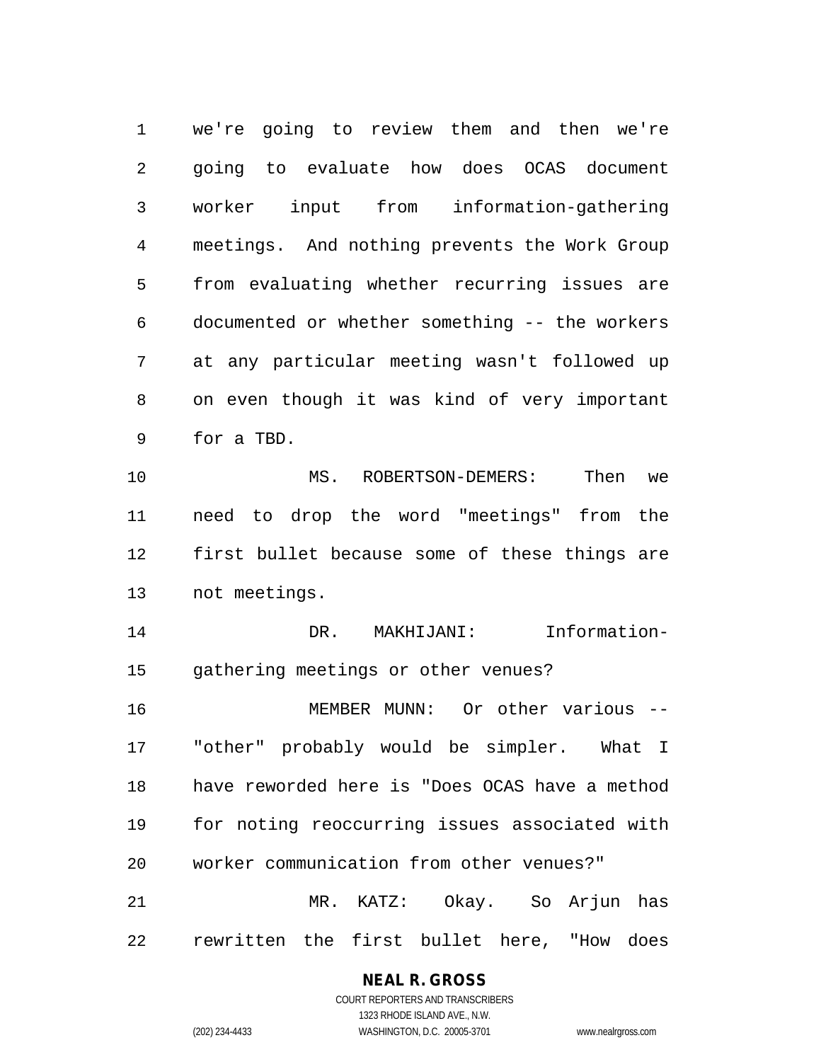we're going to review them and then we're going to evaluate how does OCAS document worker input from information-gathering meetings. And nothing prevents the Work Group from evaluating whether recurring issues are documented or whether something -- the workers at any particular meeting wasn't followed up on even though it was kind of very important for a TBD.

MS. ROBERTSON-DEMERS: Then we need to drop the word "meetings" from the first bullet because some of these things are not meetings.

DR. MAKHIJANI: Information-gathering meetings or other venues?

MEMBER MUNN: Or other various -- "other" probably would be simpler. What I have reworded here is "Does OCAS have a method for noting reoccurring issues associated with worker communication from other venues?"

MR. KATZ: Okay. So Arjun has rewritten the first bullet here, "How does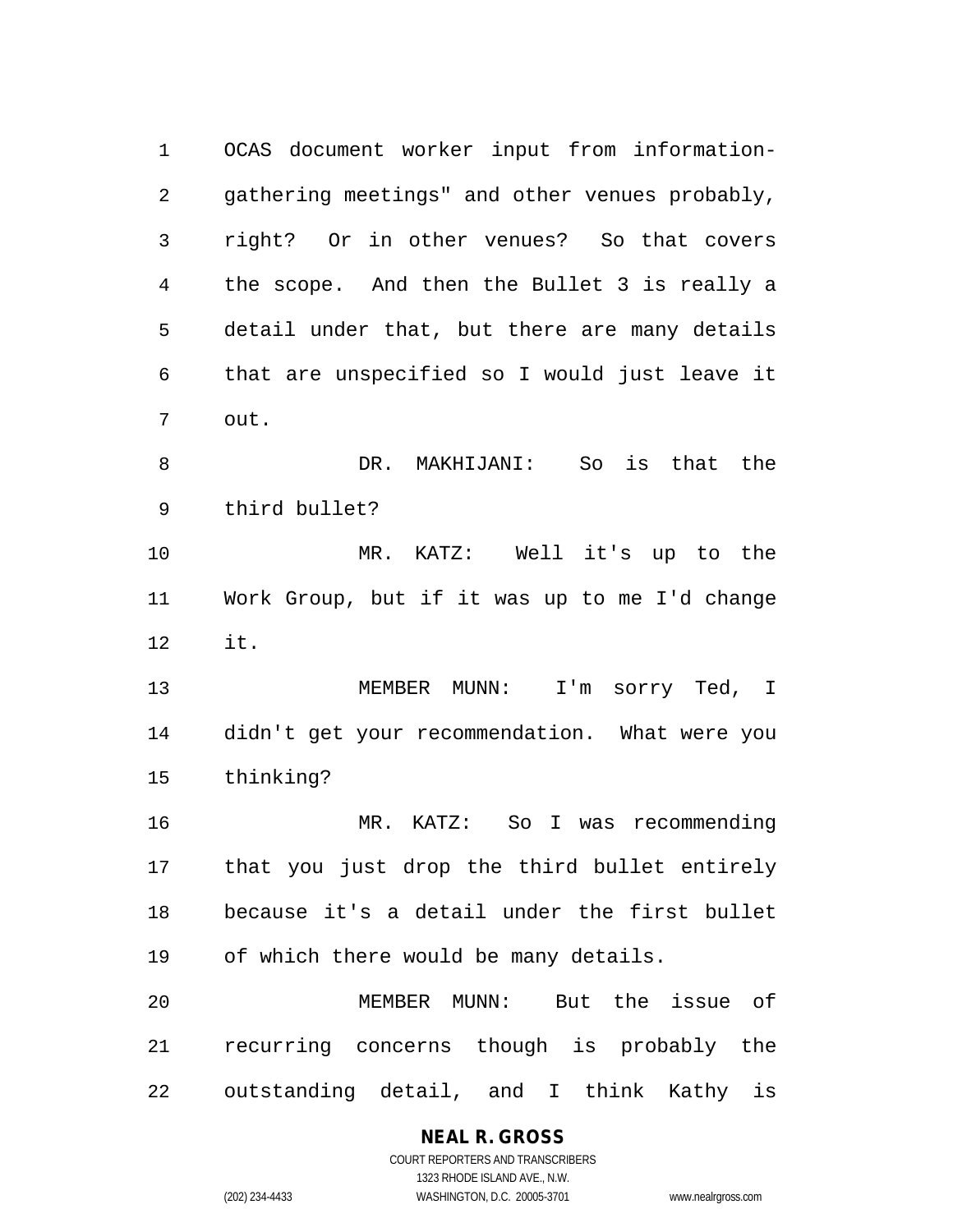OCAS document worker input from information-gathering meetings" and other venues probably, right? Or in other venues? So that covers the scope. And then the Bullet 3 is really a detail under that, but there are many details that are unspecified so I would just leave it out.

DR. MAKHIJANI: So is that the third bullet?

MR. KATZ: Well it's up to the Work Group, but if it was up to me I'd change it.

MEMBER MUNN: I'm sorry Ted, I didn't get your recommendation. What were you thinking?

MR. KATZ: So I was recommending that you just drop the third bullet entirely because it's a detail under the first bullet of which there would be many details.

MEMBER MUNN: But the issue of recurring concerns though is probably the outstanding detail, and I think Kathy is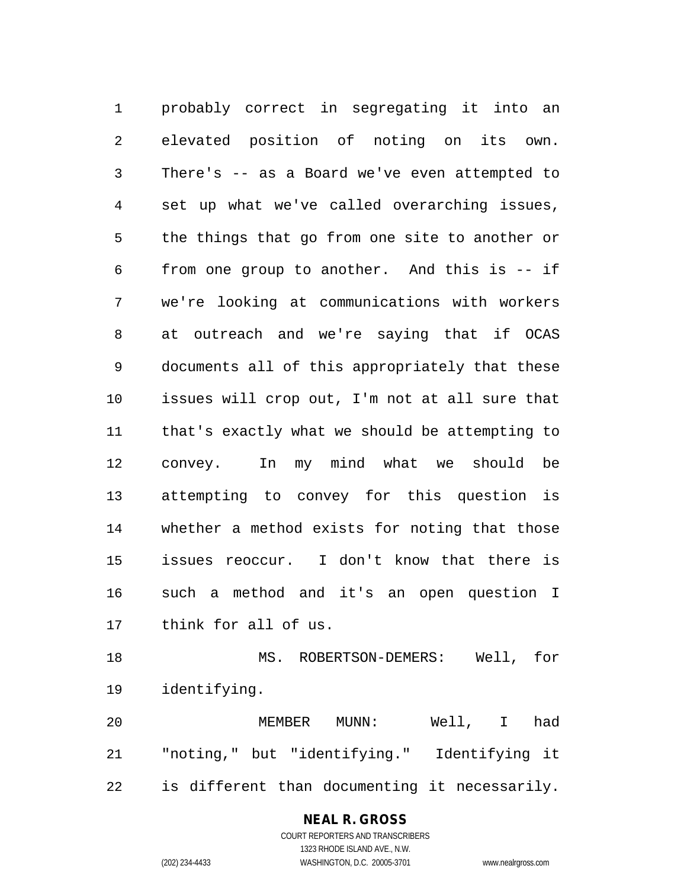probably correct in segregating it into an elevated position of noting on its own. There's -- as a Board we've even attempted to set up what we've called overarching issues, the things that go from one site to another or from one group to another. And this is -- if we're looking at communications with workers at outreach and we're saying that if OCAS documents all of this appropriately that these issues will crop out, I'm not at all sure that that's exactly what we should be attempting to convey. In my mind what we should be attempting to convey for this question is whether a method exists for noting that those issues reoccur. I don't know that there is such a method and it's an open question I think for all of us.

MS. ROBERTSON-DEMERS: Well, for identifying.

MEMBER MUNN: Well, I had "noting," but "identifying." Identifying it is different than documenting it necessarily.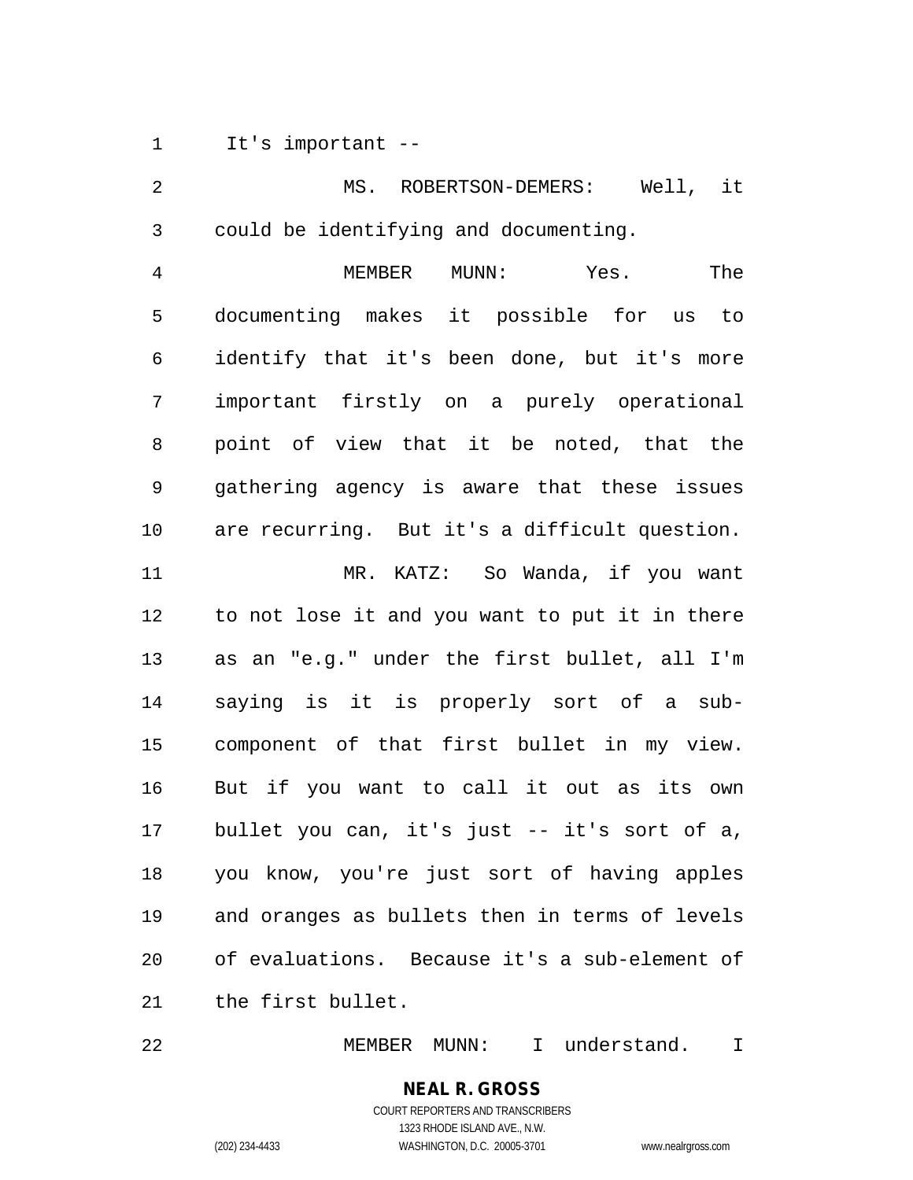It's important --

MS. ROBERTSON-DEMERS: Well, it could be identifying and documenting.

MEMBER MUNN: Yes. The documenting makes it possible for us to identify that it's been done, but it's more important firstly on a purely operational point of view that it be noted, that the gathering agency is aware that these issues are recurring. But it's a difficult question.

MR. KATZ: So Wanda, if you want to not lose it and you want to put it in there as an "e.g." under the first bullet, all I'm saying is it is properly sort of a sub-component of that first bullet in my view. But if you want to call it out as its own bullet you can, it's just -- it's sort of a, you know, you're just sort of having apples and oranges as bullets then in terms of levels of evaluations. Because it's a sub-element of the first bullet.

MEMBER MUNN: I understand. I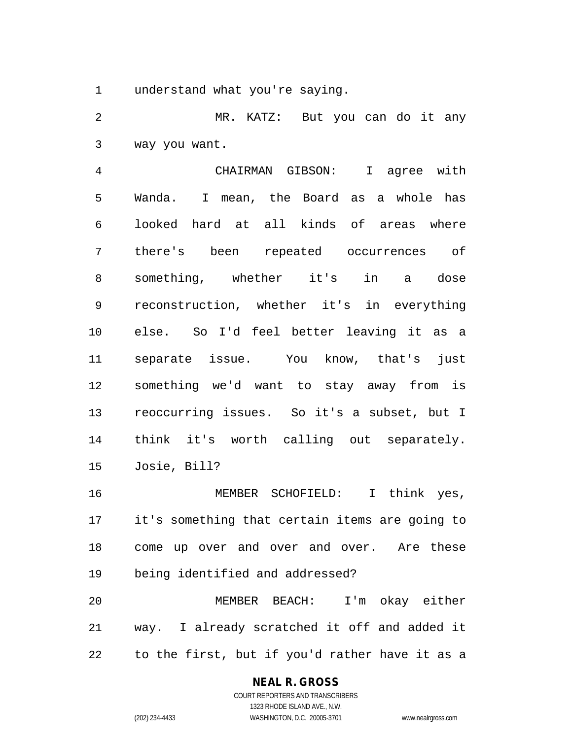understand what you're saying.

MR. KATZ: But you can do it any way you want.

CHAIRMAN GIBSON: I agree with Wanda. I mean, the Board as a whole has looked hard at all kinds of areas where there's been repeated occurrences of something, whether it's in a dose reconstruction, whether it's in everything else. So I'd feel better leaving it as a separate issue. You know, that's just something we'd want to stay away from is reoccurring issues. So it's a subset, but I think it's worth calling out separately. Josie, Bill?

MEMBER SCHOFIELD: I think yes, it's something that certain items are going to come up over and over and over. Are these being identified and addressed?

MEMBER BEACH: I'm okay either way. I already scratched it off and added it to the first, but if you'd rather have it as a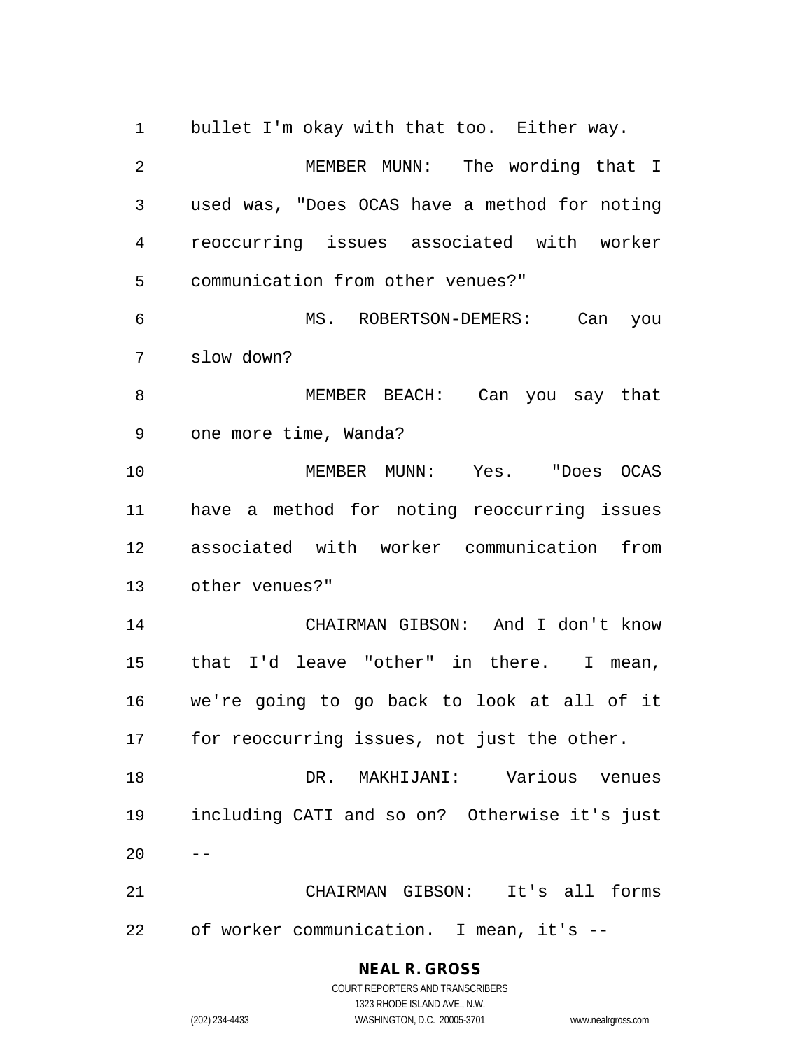bullet I'm okay with that too. Either way.

MEMBER MUNN: The wording that I used was, "Does OCAS have a method for noting reoccurring issues associated with worker communication from other venues?"

MS. ROBERTSON-DEMERS: Can you slow down?

MEMBER BEACH: Can you say that one more time, Wanda?

MEMBER MUNN: Yes. "Does OCAS have a method for noting reoccurring issues associated with worker communication from other venues?"

CHAIRMAN GIBSON: And I don't know that I'd leave "other" in there. I mean, we're going to go back to look at all of it for reoccurring issues, not just the other.

DR. MAKHIJANI: Various venues including CATI and so on? Otherwise it's just --

CHAIRMAN GIBSON: It's all forms of worker communication. I mean, it's --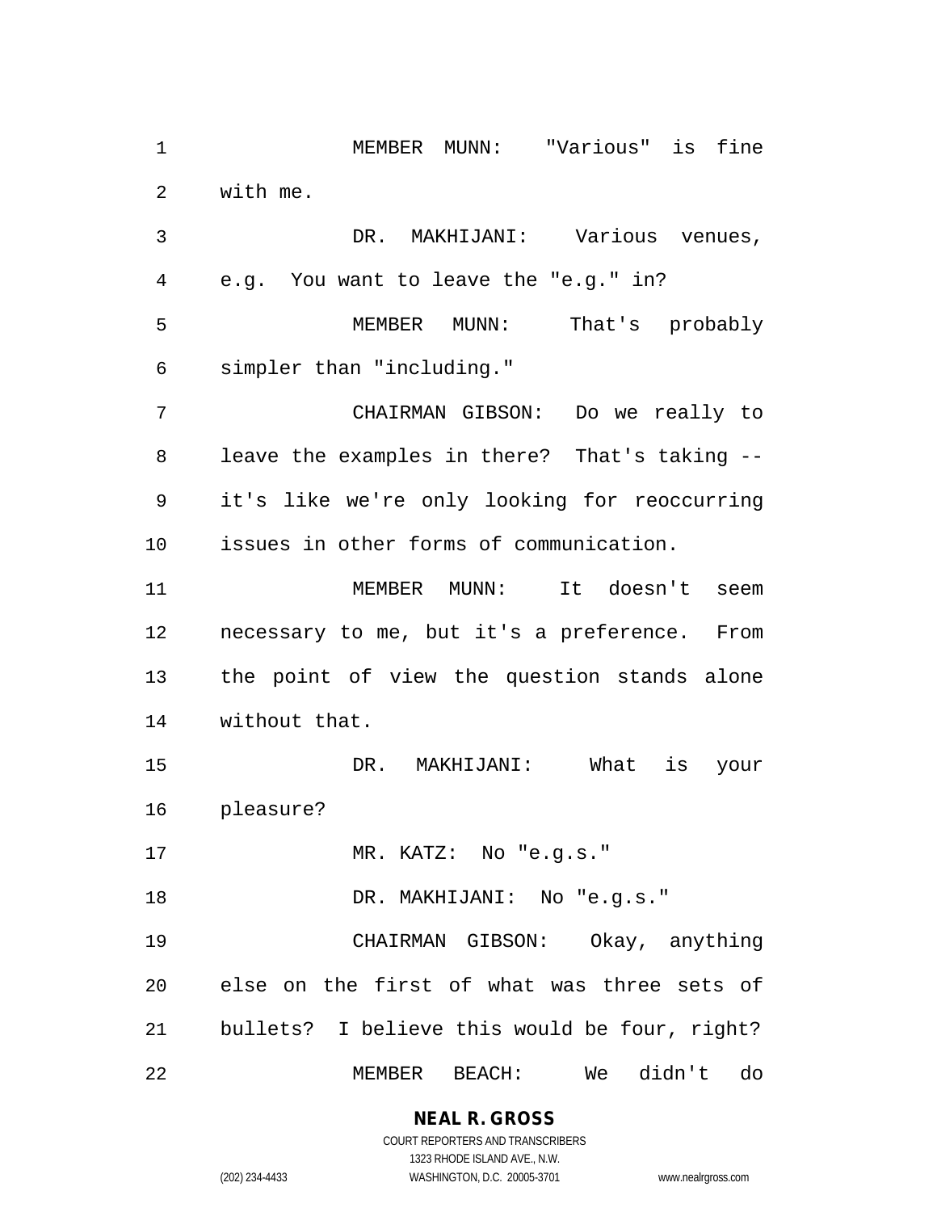MEMBER MUNN: "Various" is fine with me.

DR. MAKHIJANI: Various venues, e.g. You want to leave the "e.g." in?

MEMBER MUNN: That's probably simpler than "including."

CHAIRMAN GIBSON: Do we really to leave the examples in there? That's taking -- it's like we're only looking for reoccurring issues in other forms of communication.

MEMBER MUNN: It doesn't seem necessary to me, but it's a preference. From the point of view the question stands alone without that.

DR. MAKHIJANI: What is your pleasure?

MR. KATZ: No "e.g.s."

DR. MAKHIJANI: No "e.g.s."

CHAIRMAN GIBSON: Okay, anything else on the first of what was three sets of bullets? I believe this would be four, right?

MEMBER BEACH: We didn't do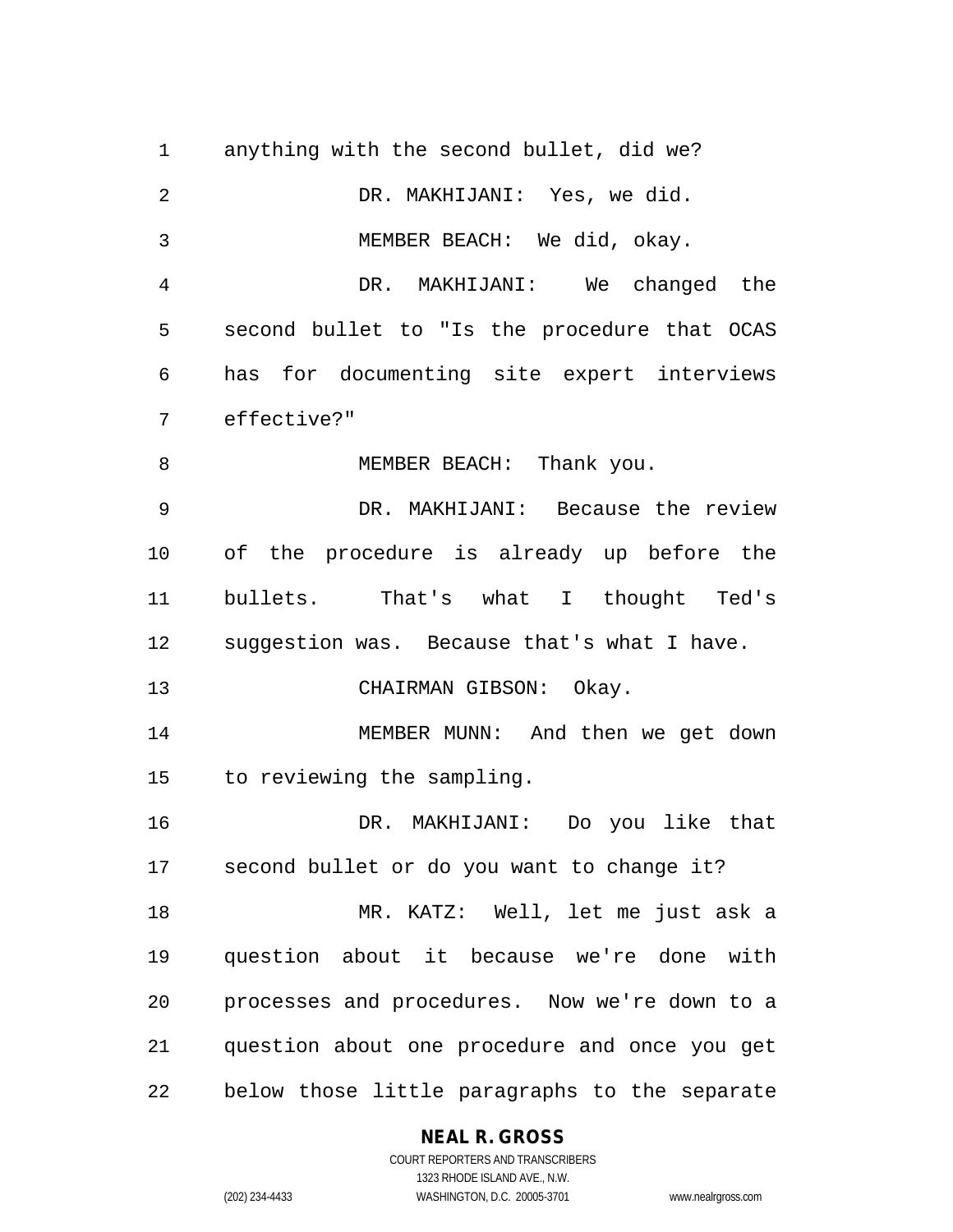anything with the second bullet, did we?

DR. MAKHIJANI: Yes, we did.

MEMBER BEACH: We did, okay.

DR. MAKHIJANI: We changed the second bullet to "Is the procedure that OCAS has for documenting site expert interviews effective?"

MEMBER BEACH: Thank you.

DR. MAKHIJANI: Because the review of the procedure is already up before the bullets. That's what I thought Ted's suggestion was. Because that's what I have.

CHAIRMAN GIBSON: Okay.

MEMBER MUNN: And then we get down to reviewing the sampling.

DR. MAKHIJANI: Do you like that second bullet or do you want to change it?

MR. KATZ: Well, let me just ask a question about it because we're done with processes and procedures. Now we're down to a question about one procedure and once you get below those little paragraphs to the separate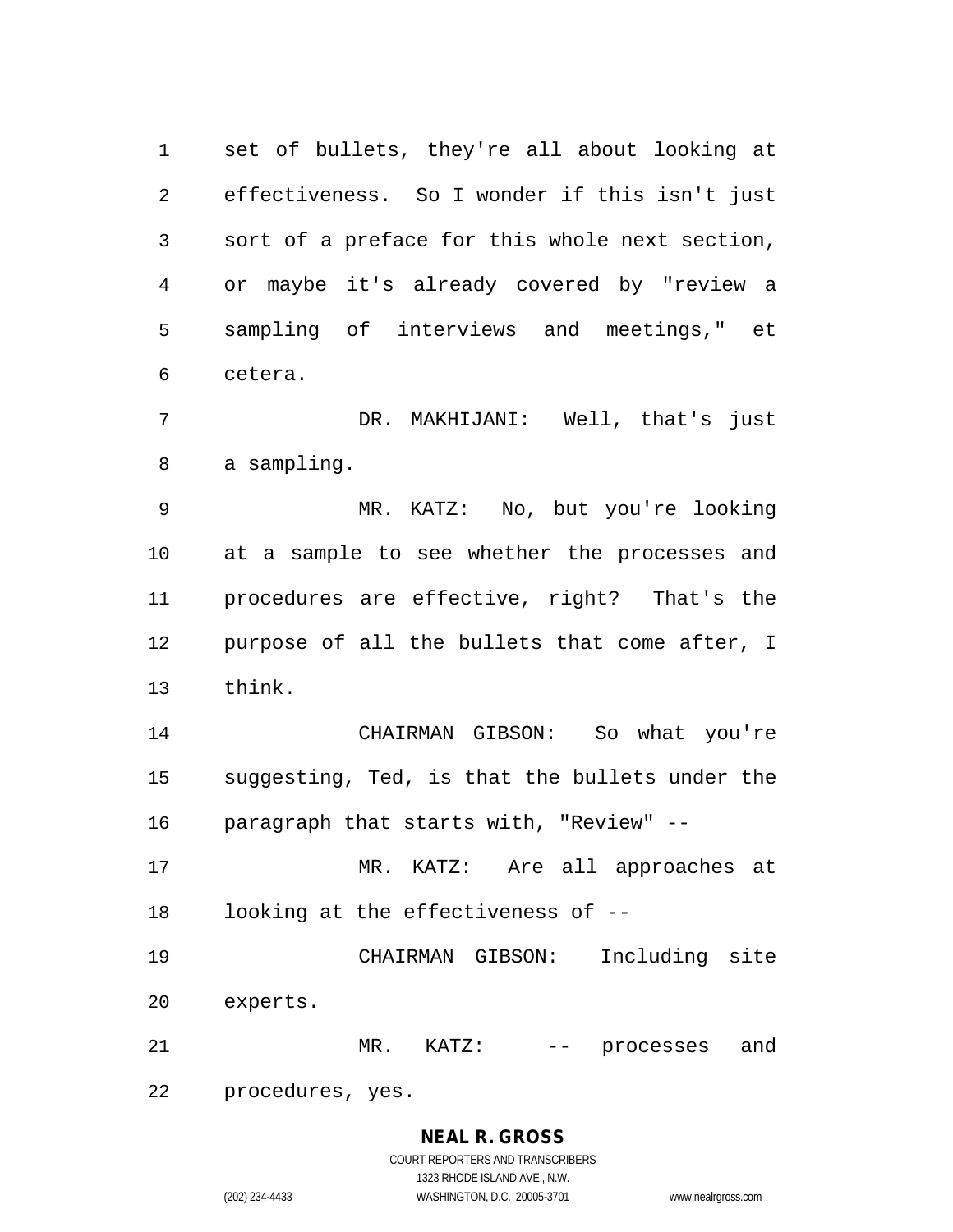set of bullets, they're all about looking at effectiveness. So I wonder if this isn't just sort of a preface for this whole next section, or maybe it's already covered by "review a sampling of interviews and meetings," et cetera.

DR. MAKHIJANI: Well, that's just a sampling.

MR. KATZ: No, but you're looking at a sample to see whether the processes and procedures are effective, right? That's the purpose of all the bullets that come after, I think.

CHAIRMAN GIBSON: So what you're suggesting, Ted, is that the bullets under the paragraph that starts with, "Review" --

MR. KATZ: Are all approaches at looking at the effectiveness of --

CHAIRMAN GIBSON: Including site experts.

MR. KATZ: -- processes and procedures, yes.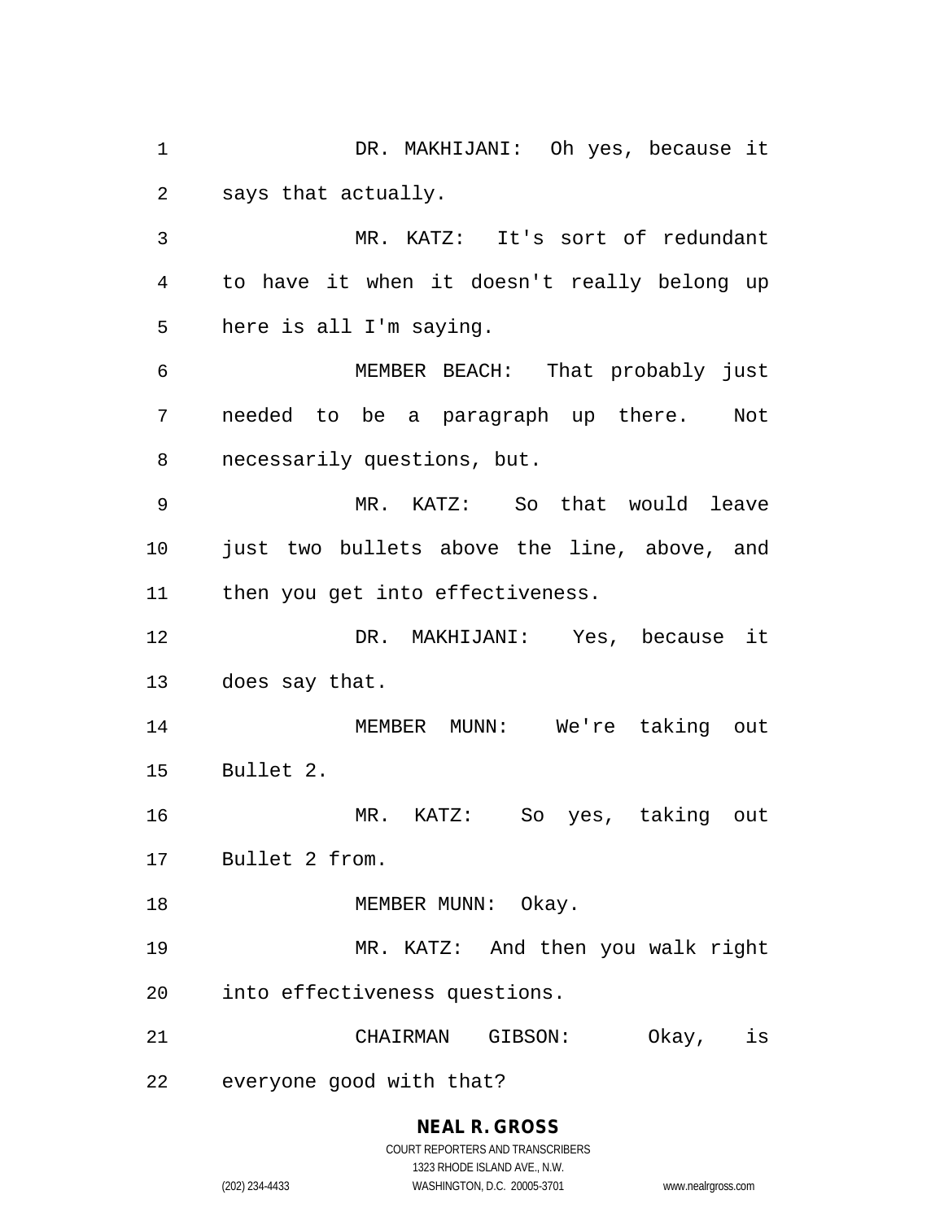DR. MAKHIJANI: Oh yes, because it says that actually.

MR. KATZ: It's sort of redundant to have it when it doesn't really belong up here is all I'm saying.

MEMBER BEACH: That probably just needed to be a paragraph up there. Not necessarily questions, but.

MR. KATZ: So that would leave just two bullets above the line, above, and then you get into effectiveness.

DR. MAKHIJANI: Yes, because it does say that.

MEMBER MUNN: We're taking out Bullet 2.

MR. KATZ: So yes, taking out Bullet 2 from.

MEMBER MUNN: Okay.

MR. KATZ: And then you walk right into effectiveness questions.

CHAIRMAN GIBSON: Okay, is everyone good with that?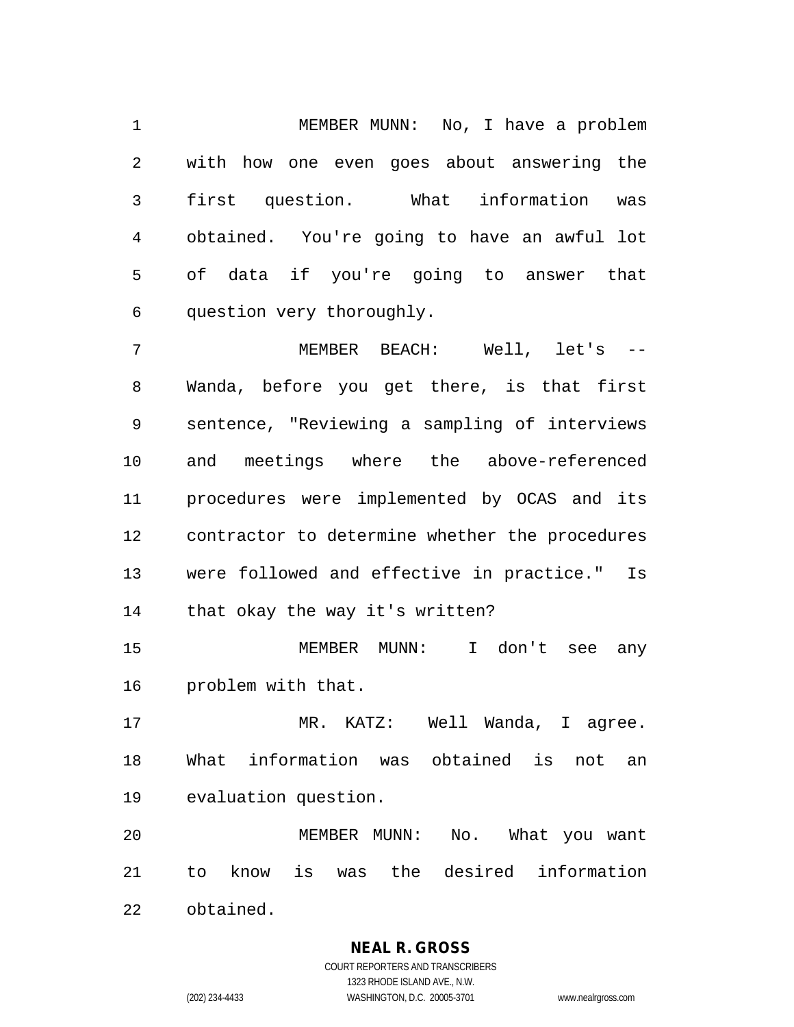MEMBER MUNN: No, I have a problem with how one even goes about answering the first question. What information was obtained. You're going to have an awful lot of data if you're going to answer that question very thoroughly.

MEMBER BEACH: Well, let's -- Wanda, before you get there, is that first sentence, "Reviewing a sampling of interviews and meetings where the above-referenced procedures were implemented by OCAS and its contractor to determine whether the procedures were followed and effective in practice." Is that okay the way it's written?

MEMBER MUNN: I don't see any problem with that.

MR. KATZ: Well Wanda, I agree. What information was obtained is not an evaluation question.

MEMBER MUNN: No. What you want to know is was the desired information obtained.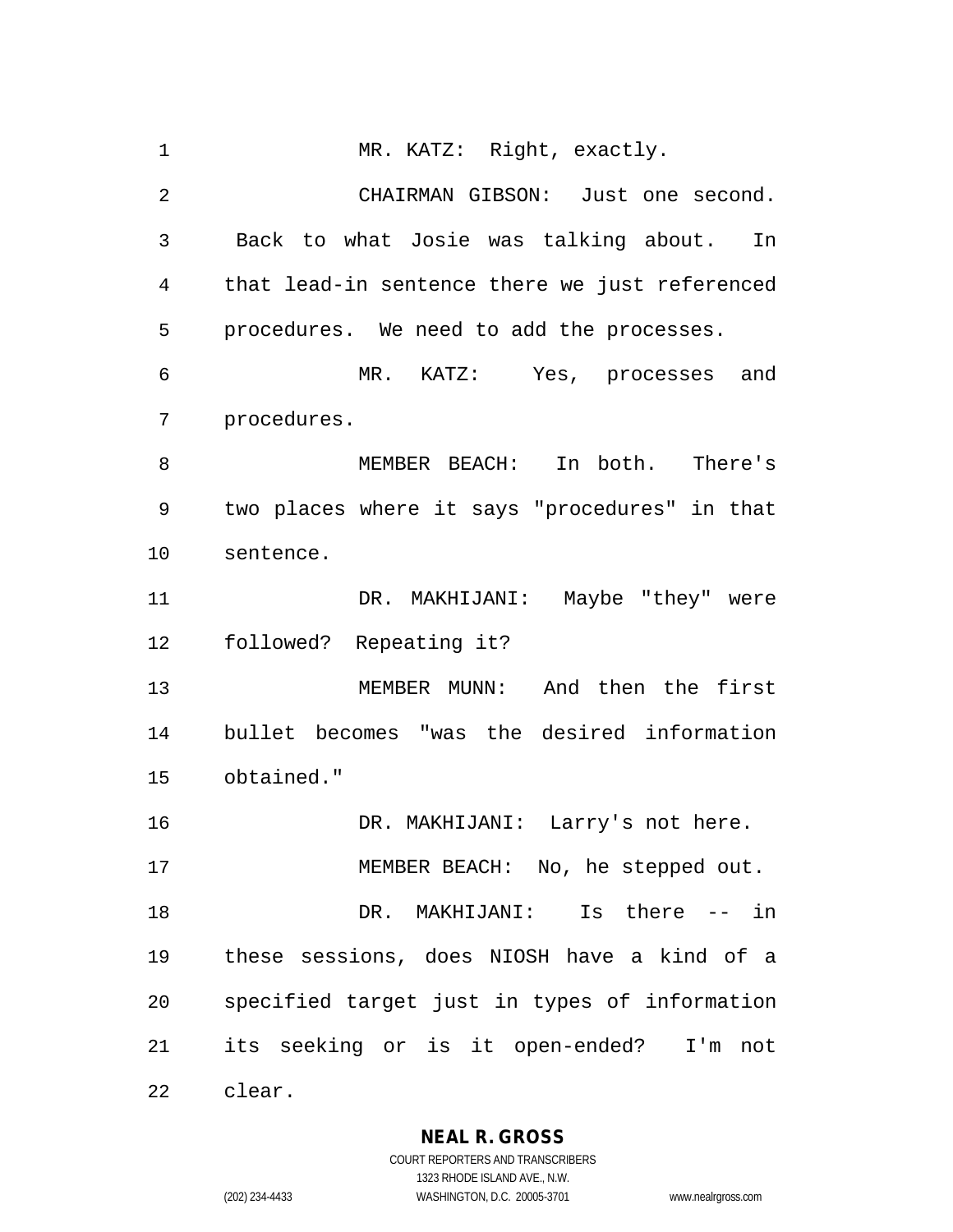MR. KATZ: Right, exactly.

CHAIRMAN GIBSON: Just one second. Back to what Josie was talking about. In that lead-in sentence there we just referenced procedures. We need to add the processes.

MR. KATZ: Yes, processes and procedures.

MEMBER BEACH: In both. There's two places where it says "procedures" in that sentence.

DR. MAKHIJANI: Maybe "they" were followed? Repeating it?

MEMBER MUNN: And then the first bullet becomes "was the desired information obtained."

DR. MAKHIJANI: Larry's not here.

MEMBER BEACH: No, he stepped out.

DR. MAKHIJANI: Is there -- in these sessions, does NIOSH have a kind of a specified target just in types of information its seeking or is it open-ended? I'm not clear.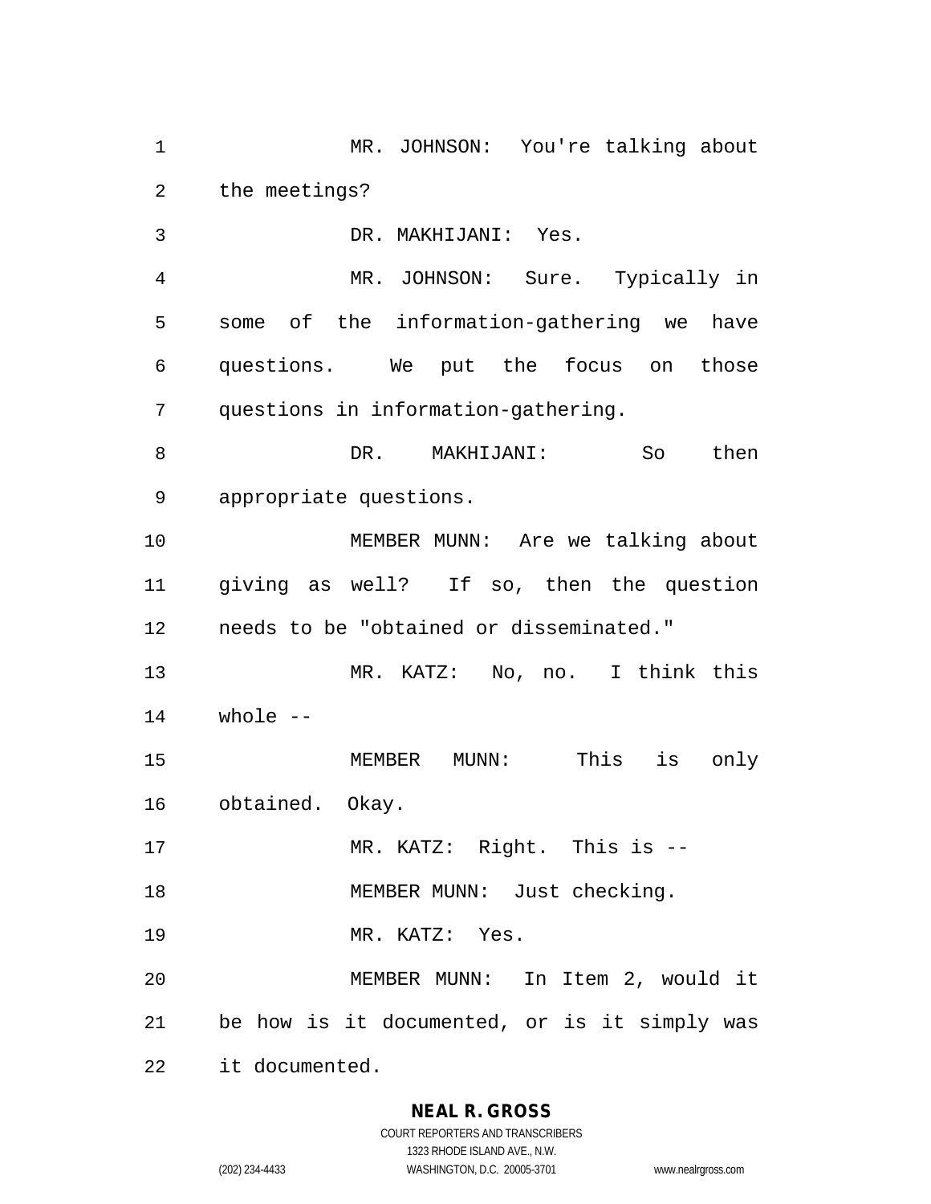MR. JOHNSON: You're talking about the meetings?

DR. MAKHIJANI: Yes.

MR. JOHNSON: Sure. Typically in some of the information-gathering we have questions. We put the focus on those questions in information-gathering.

DR. MAKHIJANI: So then appropriate questions.

MEMBER MUNN: Are we talking about giving as well? If so, then the question needs to be "obtained or disseminated."

MR. KATZ: No, no. I think this whole --

MEMBER MUNN: This is only obtained. Okay.

MR. KATZ: Right. This is --

MEMBER MUNN: Just checking.

MR. KATZ: Yes.

MEMBER MUNN: In Item 2, would it be how is it documented, or is it simply was it documented.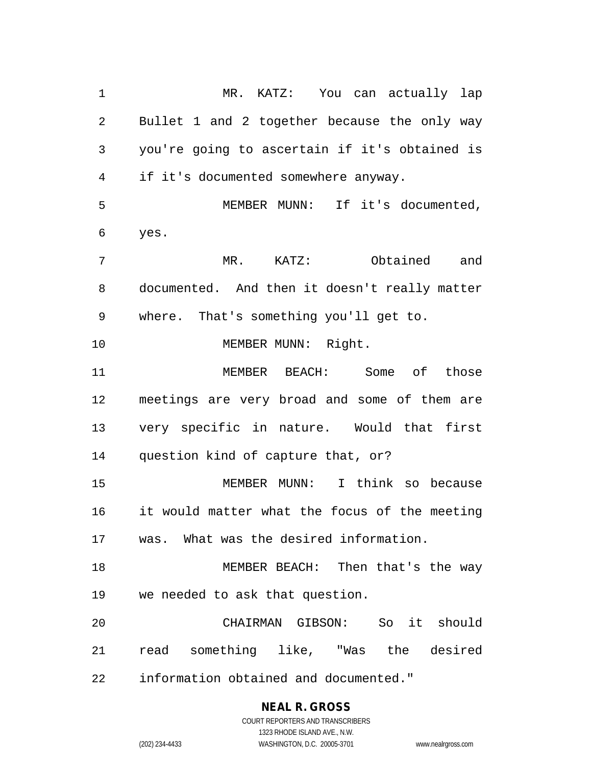MR. KATZ: You can actually lap Bullet 1 and 2 together because the only way you're going to ascertain if it's obtained is if it's documented somewhere anyway.

MEMBER MUNN: If it's documented, yes.

MR. KATZ: Obtained and documented. And then it doesn't really matter where. That's something you'll get to.

MEMBER MUNN: Right.

MEMBER BEACH: Some of those meetings are very broad and some of them are very specific in nature. Would that first question kind of capture that, or?

MEMBER MUNN: I think so because it would matter what the focus of the meeting was. What was the desired information.

MEMBER BEACH: Then that's the way we needed to ask that question.

CHAIRMAN GIBSON: So it should read something like, "Was the desired information obtained and documented."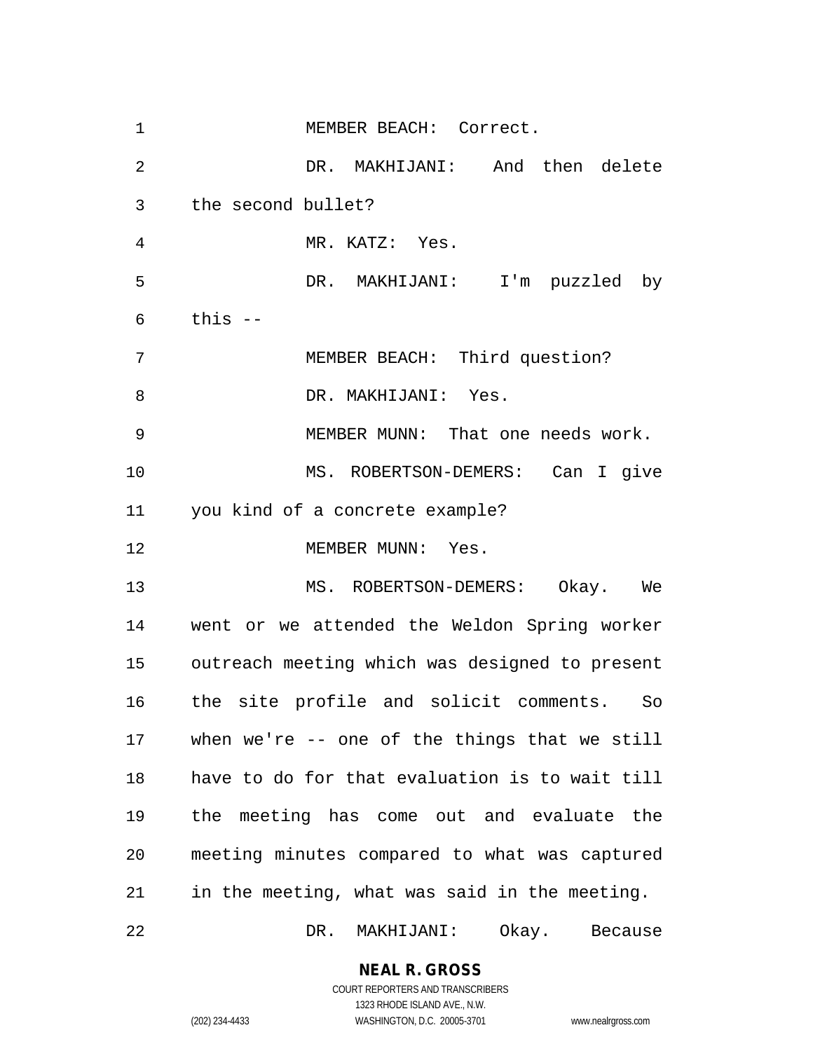MEMBER BEACH: Correct.

DR. MAKHIJANI: And then delete the second bullet?

MR. KATZ: Yes.

DR. MAKHIJANI: I'm puzzled by this --

MEMBER BEACH: Third question?

DR. MAKHIJANI: Yes.

MEMBER MUNN: That one needs work.

MS. ROBERTSON-DEMERS: Can I give you kind of a concrete example?

MEMBER MUNN: Yes.

MS. ROBERTSON-DEMERS: Okay. We went or we attended the Weldon Spring worker outreach meeting which was designed to present the site profile and solicit comments. So when we're -- one of the things that we still have to do for that evaluation is to wait till the meeting has come out and evaluate the meeting minutes compared to what was captured in the meeting, what was said in the meeting.

DR. MAKHIJANI: Okay. Because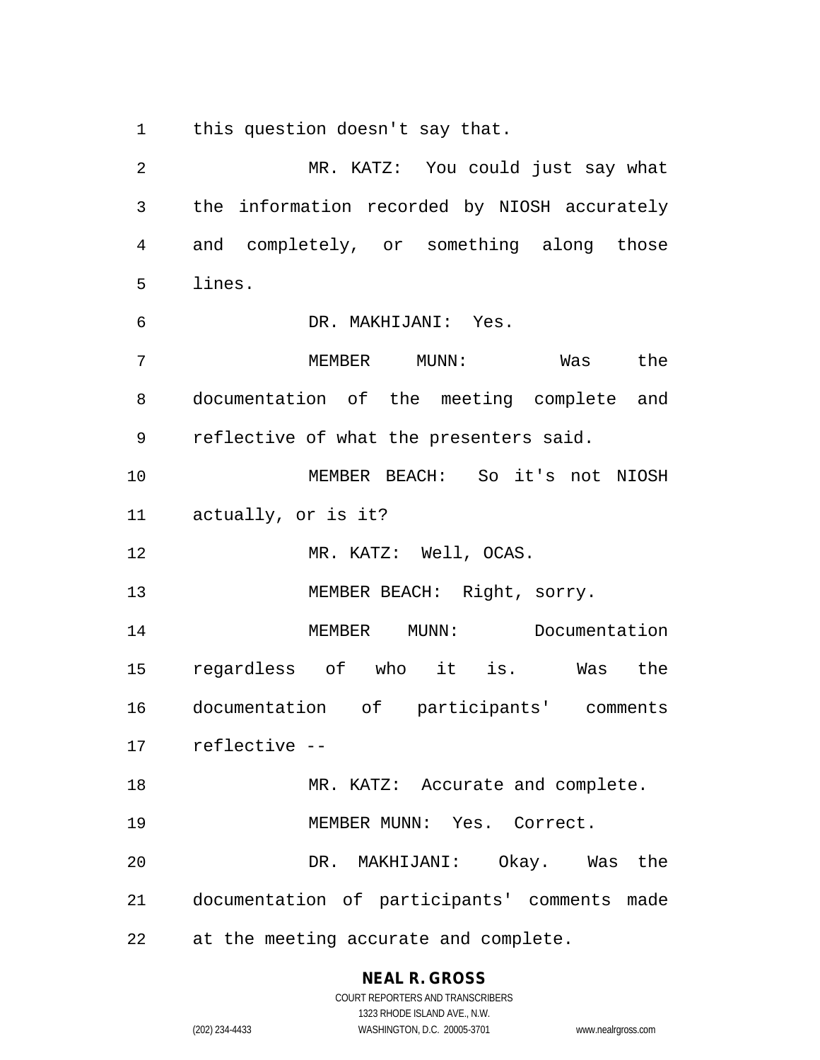this question doesn't say that.

MR. KATZ: You could just say what the information recorded by NIOSH accurately and completely, or something along those lines.

DR. MAKHIJANI: Yes.

MEMBER MUNN: Was the documentation of the meeting complete and reflective of what the presenters said.

MEMBER BEACH: So it's not NIOSH actually, or is it?

MR. KATZ: Well, OCAS.

MEMBER BEACH: Right, sorry.

MEMBER MUNN: Documentation regardless of who it is. Was the documentation of participants' comments reflective --

MR. KATZ: Accurate and complete.

MEMBER MUNN: Yes. Correct.

DR. MAKHIJANI: Okay. Was the documentation of participants' comments made at the meeting accurate and complete.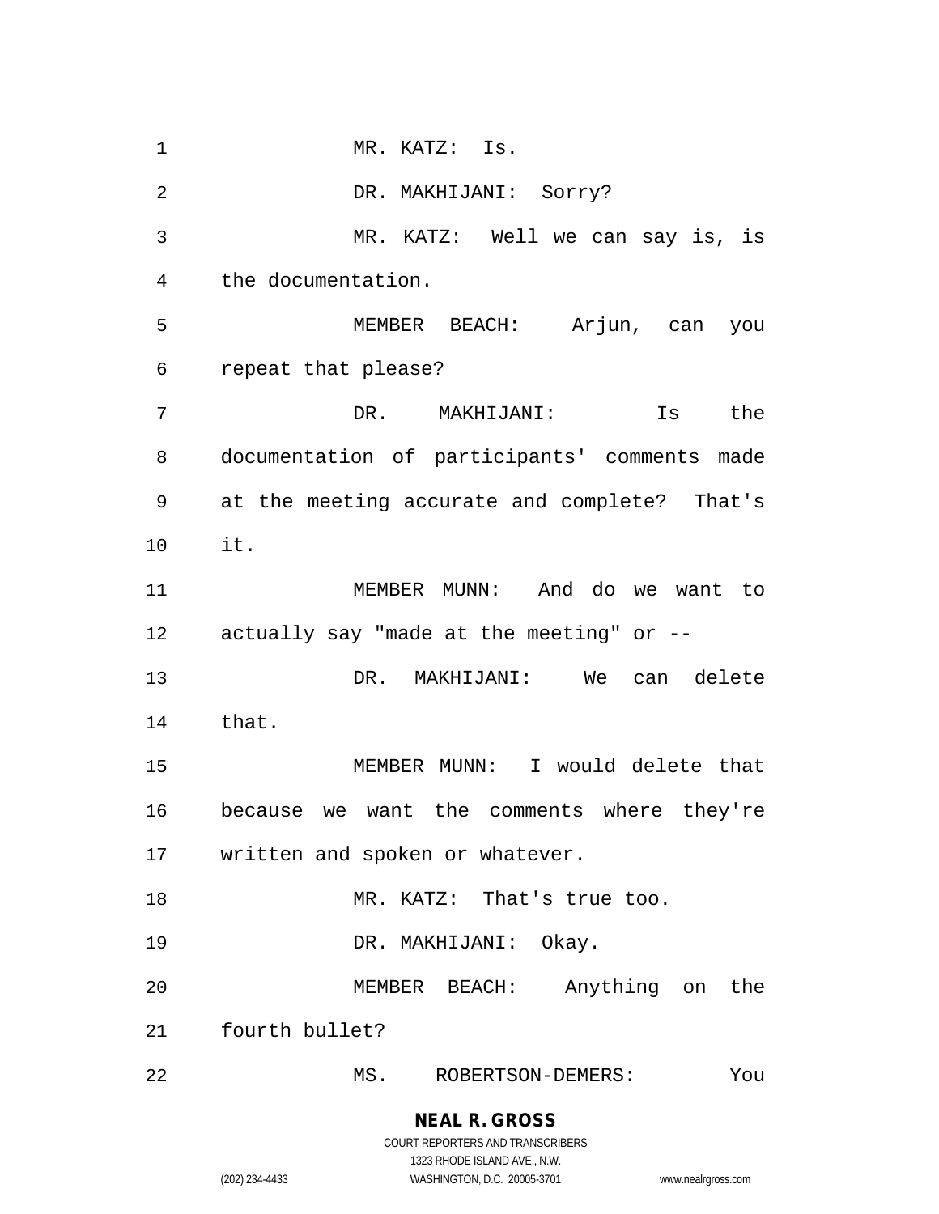MR. KATZ: Is.

DR. MAKHIJANI: Sorry?

MR. KATZ: Well we can say is, is the documentation.

MEMBER BEACH: Arjun, can you repeat that please?

DR. MAKHIJANI: Is the documentation of participants' comments made at the meeting accurate and complete? That's it.

MEMBER MUNN: And do we want to actually say "made at the meeting" or --

DR. MAKHIJANI: We can delete that.

MEMBER MUNN: I would delete that because we want the comments where they're written and spoken or whatever.

MR. KATZ: That's true too.

DR. MAKHIJANI: Okay.

MEMBER BEACH: Anything on the fourth bullet?

MS. ROBERTSON-DEMERS: You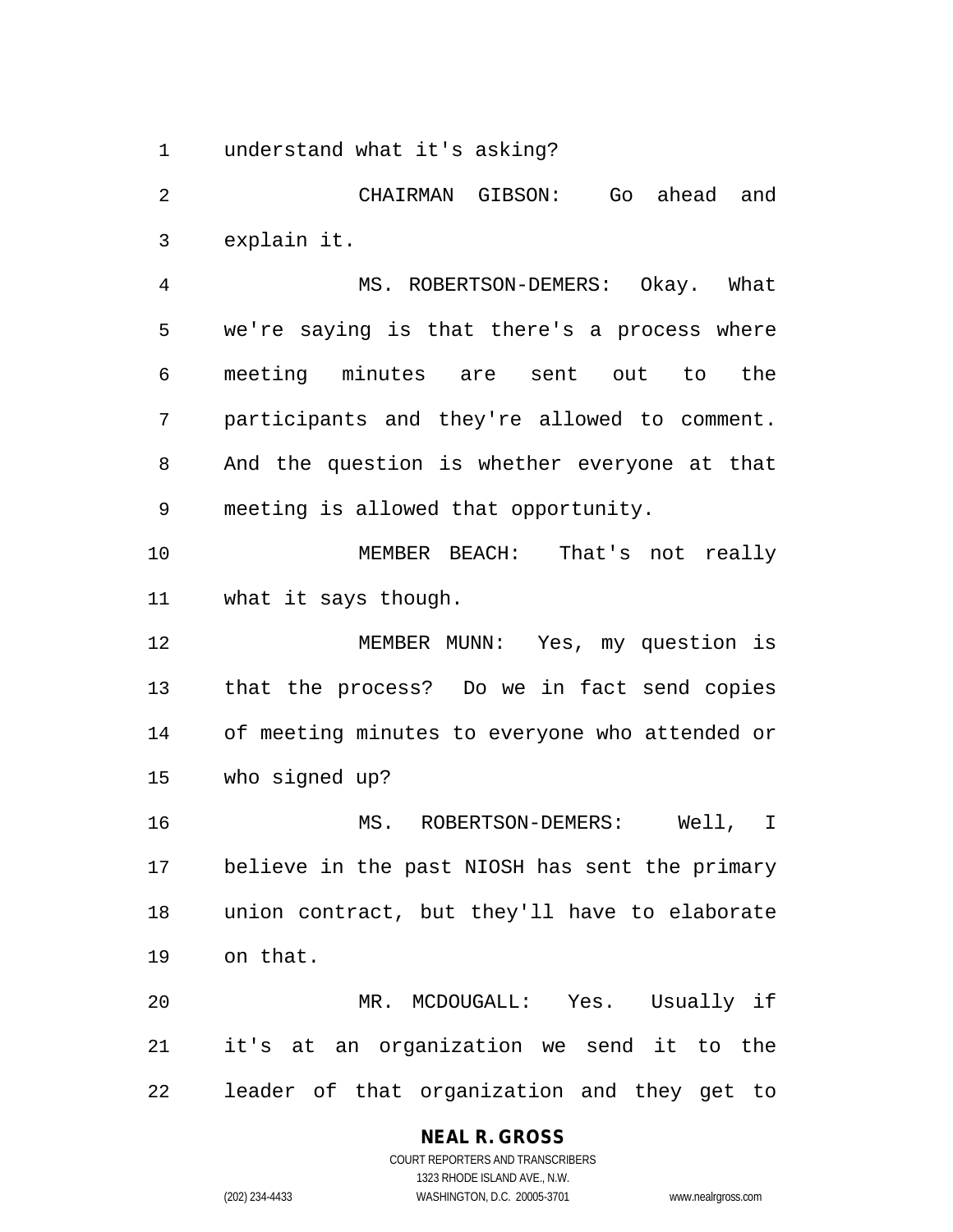understand what it's asking?

CHAIRMAN GIBSON: Go ahead and explain it.

MS. ROBERTSON-DEMERS: Okay. What we're saying is that there's a process where meeting minutes are sent out to the participants and they're allowed to comment. And the question is whether everyone at that meeting is allowed that opportunity.

MEMBER BEACH: That's not really what it says though.

MEMBER MUNN: Yes, my question is that the process? Do we in fact send copies of meeting minutes to everyone who attended or who signed up?

MS. ROBERTSON-DEMERS: Well, I believe in the past NIOSH has sent the primary union contract, but they'll have to elaborate on that.

MR. MCDOUGALL: Yes. Usually if it's at an organization we send it to the leader of that organization and they get to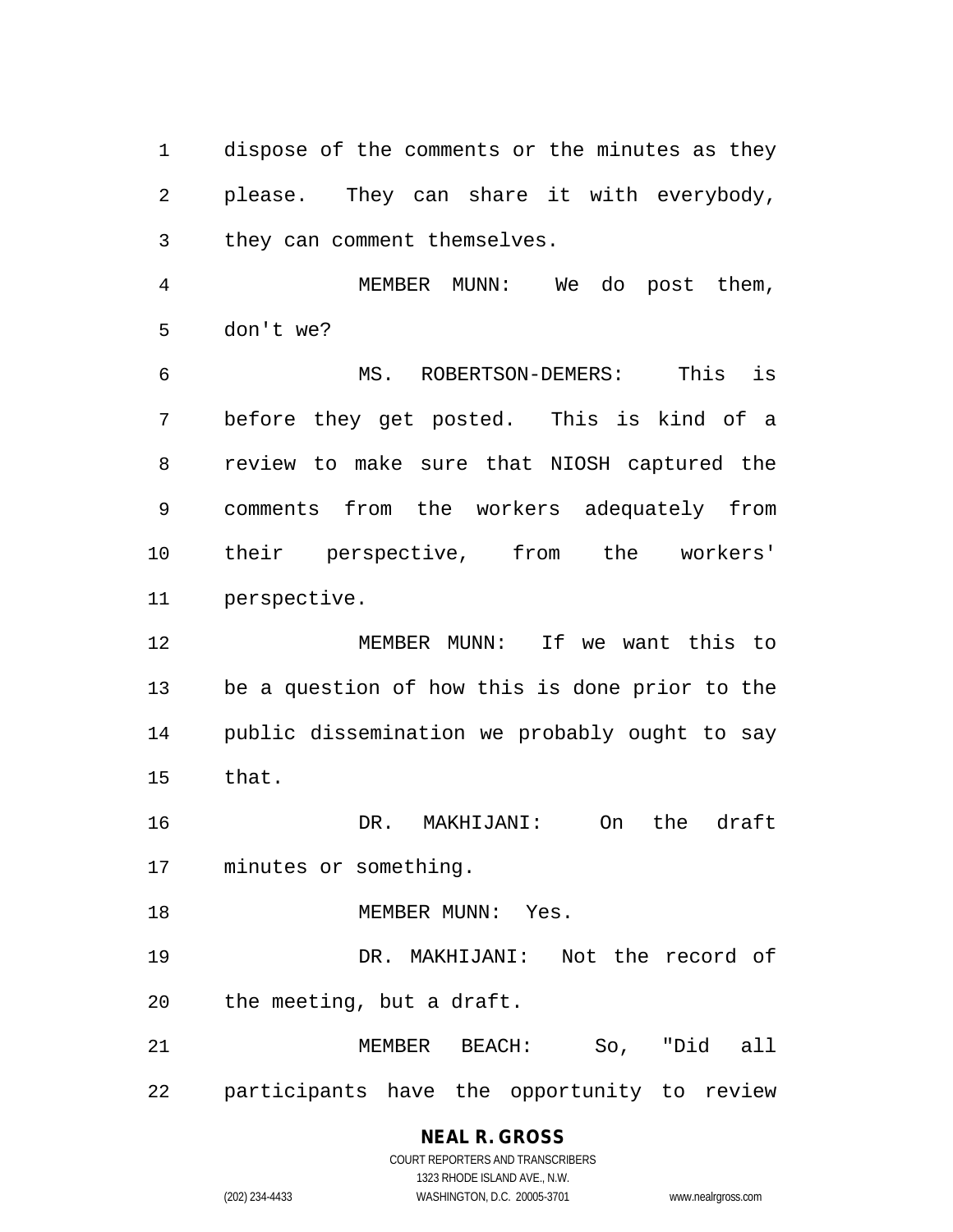dispose of the comments or the minutes as they please. They can share it with everybody, they can comment themselves.

MEMBER MUNN: We do post them, don't we?

MS. ROBERTSON-DEMERS: This is before they get posted. This is kind of a review to make sure that NIOSH captured the comments from the workers adequately from their perspective, from the workers' perspective.

MEMBER MUNN: If we want this to be a question of how this is done prior to the public dissemination we probably ought to say that.

DR. MAKHIJANI: On the draft minutes or something.

MEMBER MUNN: Yes.

DR. MAKHIJANI: Not the record of the meeting, but a draft.

MEMBER BEACH: So, "Did all participants have the opportunity to review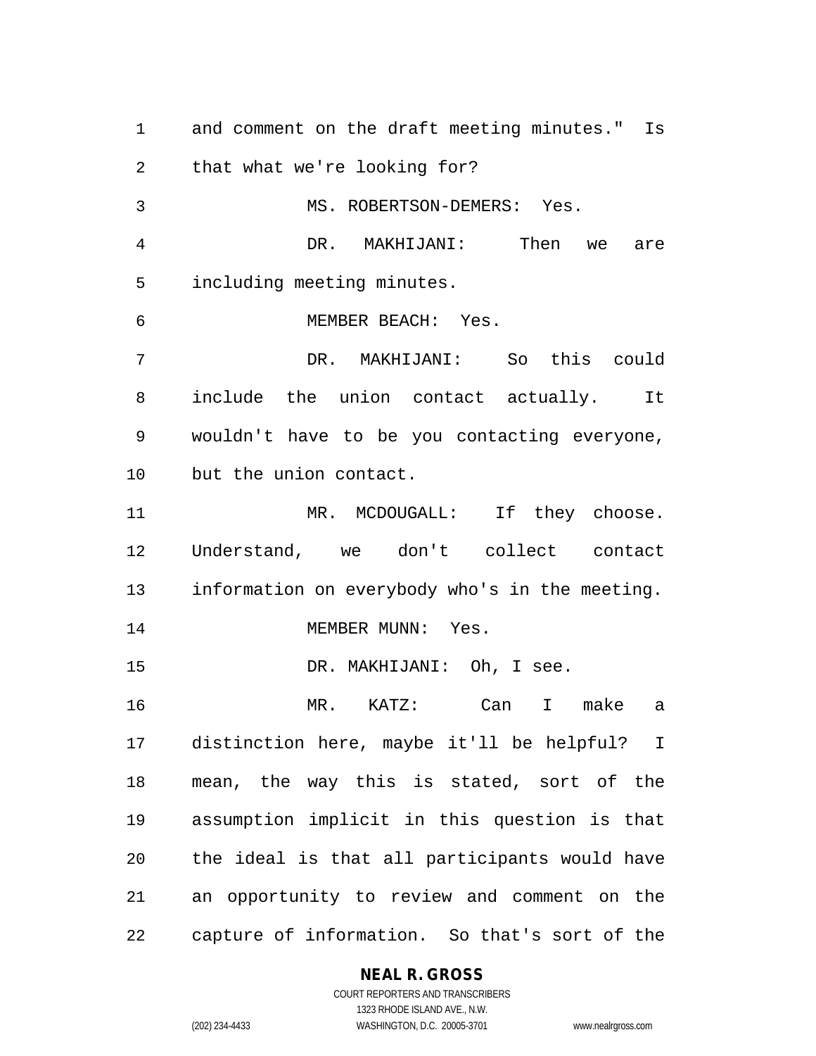and comment on the draft meeting minutes." Is that what we're looking for?

MS. ROBERTSON-DEMERS: Yes.

DR. MAKHIJANI: Then we are including meeting minutes.

MEMBER BEACH: Yes.

DR. MAKHIJANI: So this could include the union contact actually. It wouldn't have to be you contacting everyone, but the union contact.

MR. MCDOUGALL: If they choose. Understand, we don't collect contact information on everybody who's in the meeting.

MEMBER MUNN: Yes.

DR. MAKHIJANI: Oh, I see.

MR. KATZ: Can I make a distinction here, maybe it'll be helpful? I mean, the way this is stated, sort of the assumption implicit in this question is that the ideal is that all participants would have an opportunity to review and comment on the capture of information. So that's sort of the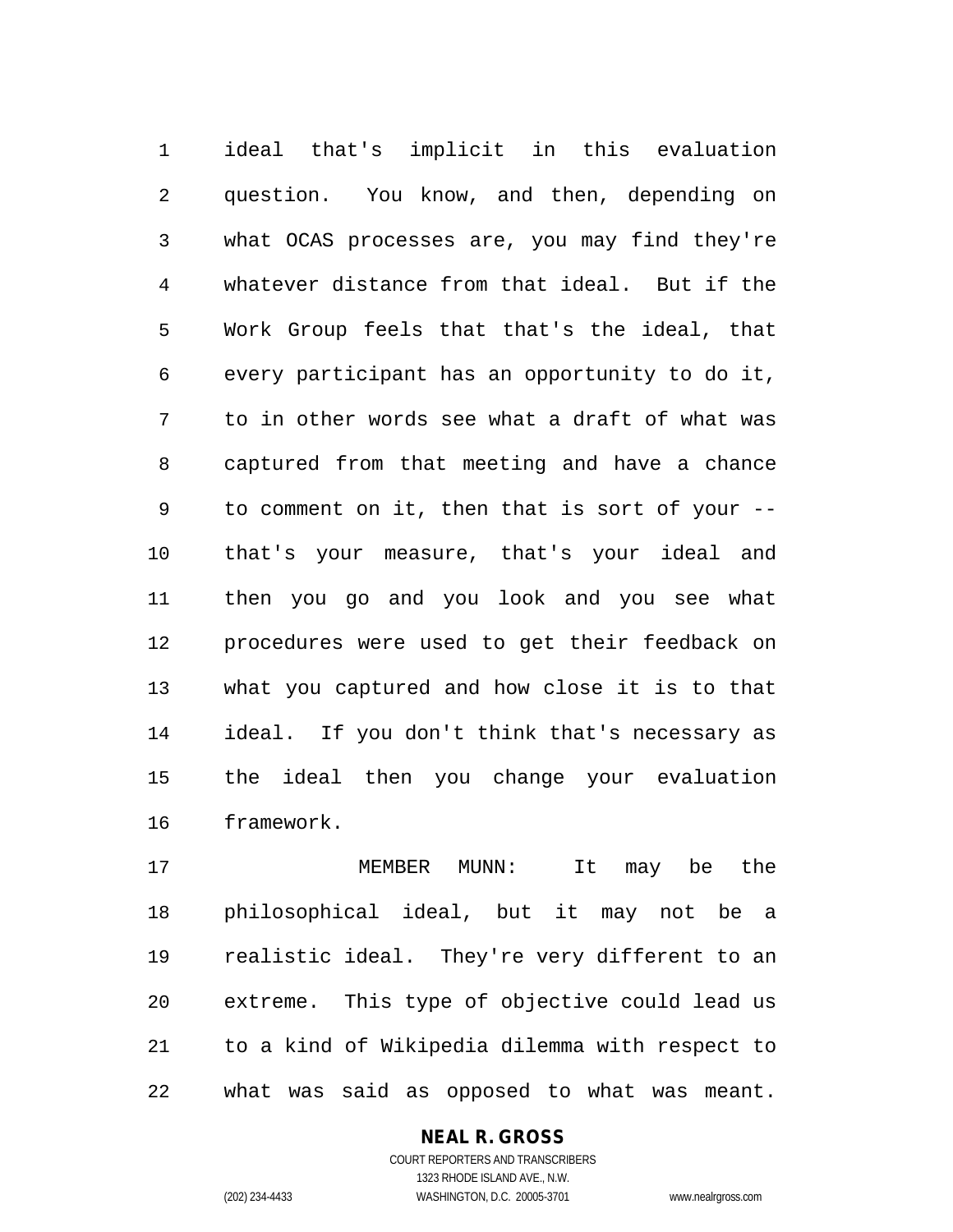ideal that's implicit in this evaluation question. You know, and then, depending on what OCAS processes are, you may find they're whatever distance from that ideal. But if the Work Group feels that that's the ideal, that every participant has an opportunity to do it, to in other words see what a draft of what was captured from that meeting and have a chance to comment on it, then that is sort of your -- that's your measure, that's your ideal and then you go and you look and you see what procedures were used to get their feedback on what you captured and how close it is to that ideal. If you don't think that's necessary as the ideal then you change your evaluation framework.

MEMBER MUNN: It may be the philosophical ideal, but it may not be a realistic ideal. They're very different to an extreme. This type of objective could lead us to a kind of Wikipedia dilemma with respect to what was said as opposed to what was meant.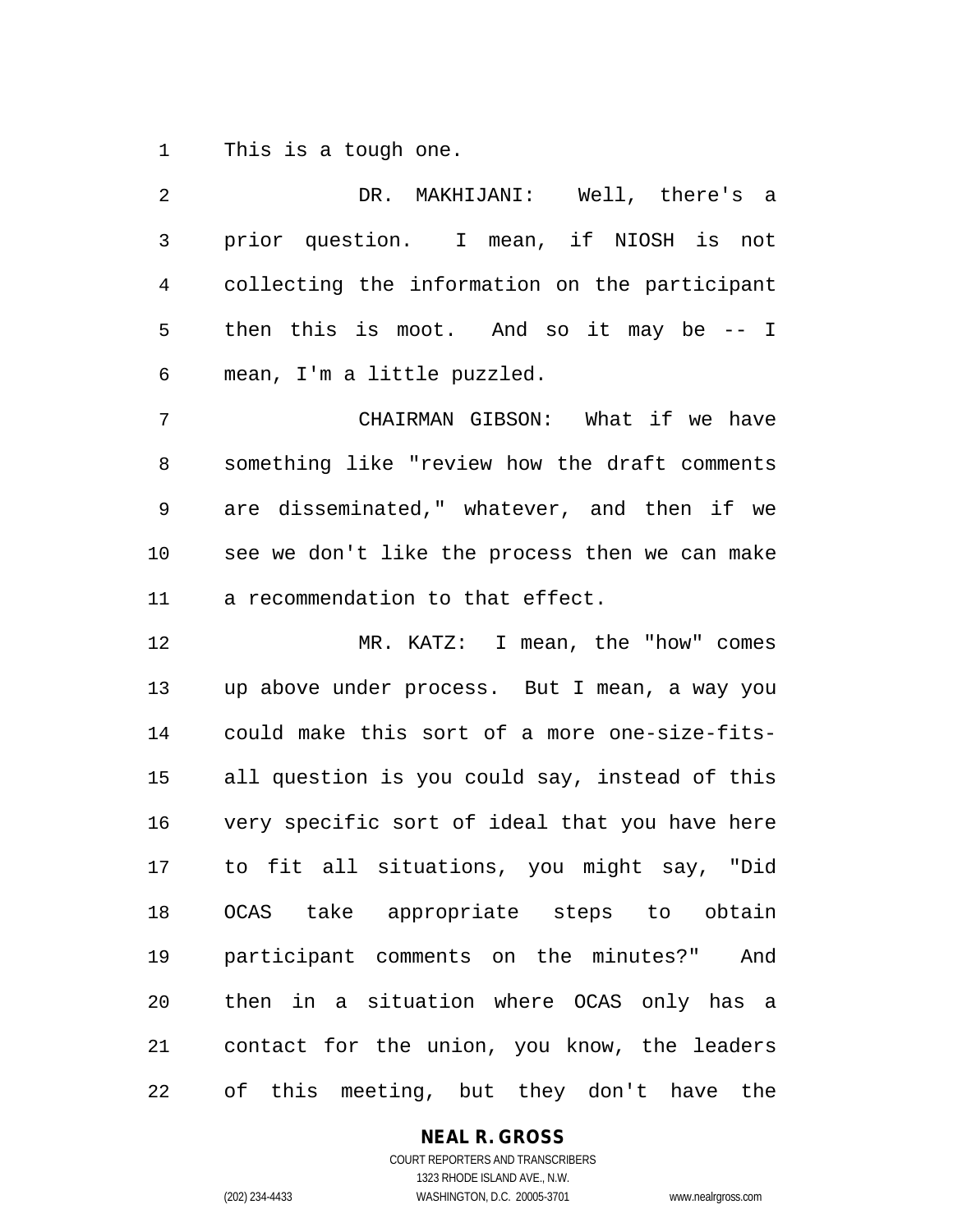This is a tough one.

DR. MAKHIJANI: Well, there's a prior question. I mean, if NIOSH is not collecting the information on the participant then this is moot. And so it may be -- I mean, I'm a little puzzled.

CHAIRMAN GIBSON: What if we have something like "review how the draft comments are disseminated," whatever, and then if we see we don't like the process then we can make a recommendation to that effect.

MR. KATZ: I mean, the "how" comes up above under process. But I mean, a way you could make this sort of a more one-size-fits-all question is you could say, instead of this very specific sort of ideal that you have here to fit all situations, you might say, "Did OCAS take appropriate steps to obtain participant comments on the minutes?" And then in a situation where OCAS only has a contact for the union, you know, the leaders of this meeting, but they don't have the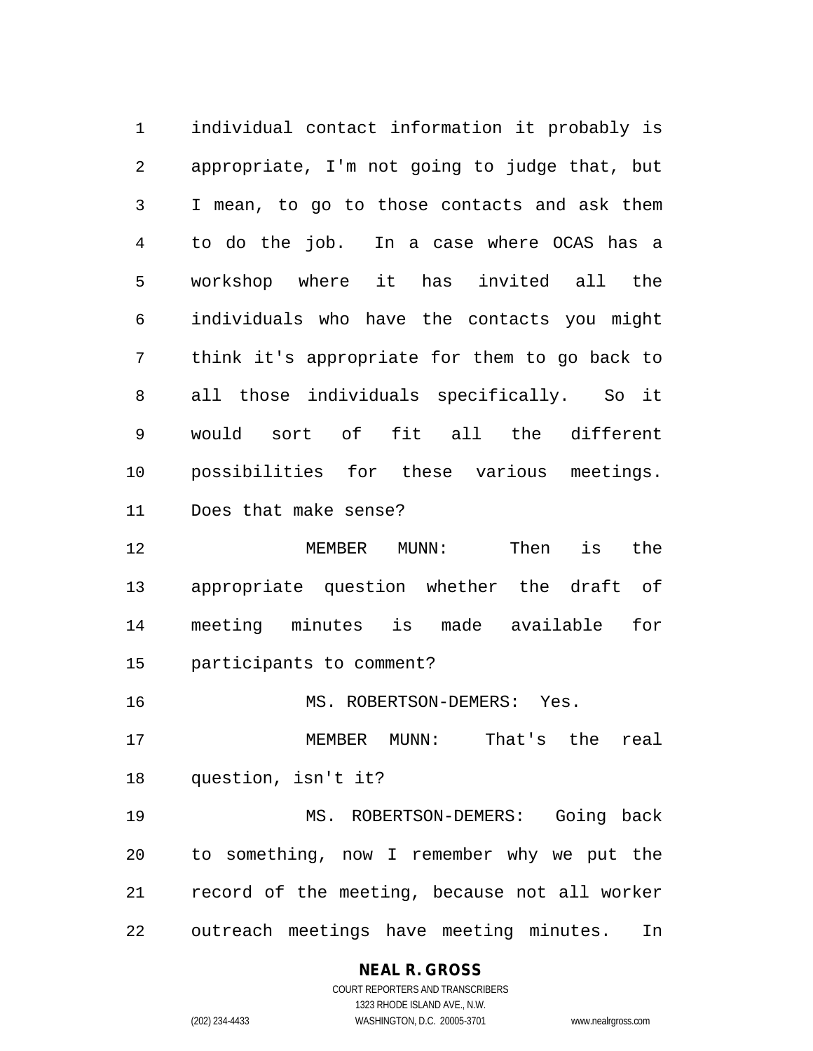individual contact information it probably is appropriate, I'm not going to judge that, but I mean, to go to those contacts and ask them to do the job. In a case where OCAS has a workshop where it has invited all the individuals who have the contacts you might think it's appropriate for them to go back to all those individuals specifically. So it would sort of fit all the different possibilities for these various meetings. Does that make sense?

MEMBER MUNN: Then is the appropriate question whether the draft of meeting minutes is made available for participants to comment?

MS. ROBERTSON-DEMERS: Yes.

MEMBER MUNN: That's the real question, isn't it?

MS. ROBERTSON-DEMERS: Going back to something, now I remember why we put the record of the meeting, because not all worker outreach meetings have meeting minutes. In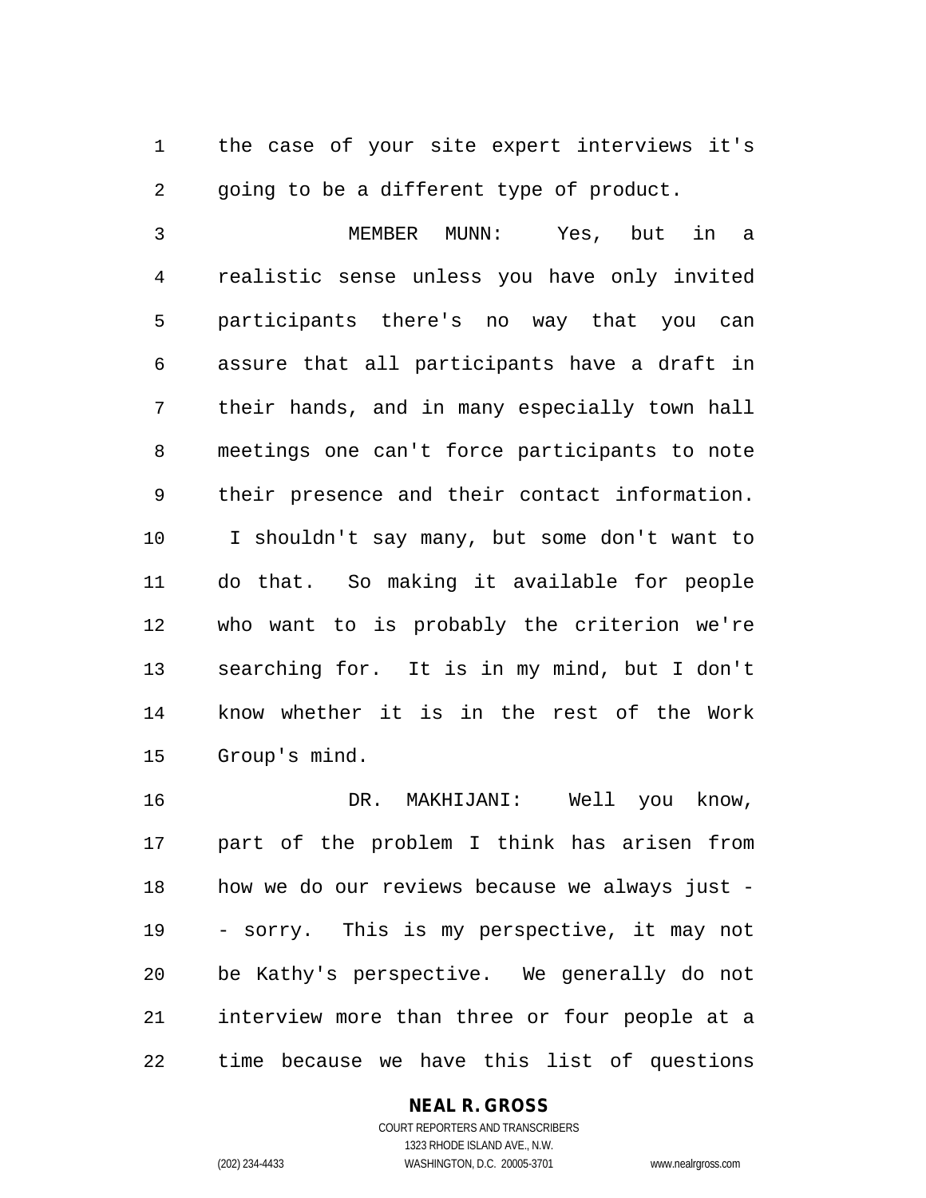the case of your site expert interviews it's going to be a different type of product.

MEMBER MUNN: Yes, but in a realistic sense unless you have only invited participants there's no way that you can assure that all participants have a draft in their hands, and in many especially town hall meetings one can't force participants to note their presence and their contact information. I shouldn't say many, but some don't want to do that. So making it available for people who want to is probably the criterion we're searching for. It is in my mind, but I don't know whether it is in the rest of the Work Group's mind.

DR. MAKHIJANI: Well you know, part of the problem I think has arisen from how we do our reviews because we always just -- sorry. This is my perspective, it may not be Kathy's perspective. We generally do not interview more than three or four people at a time because we have this list of questions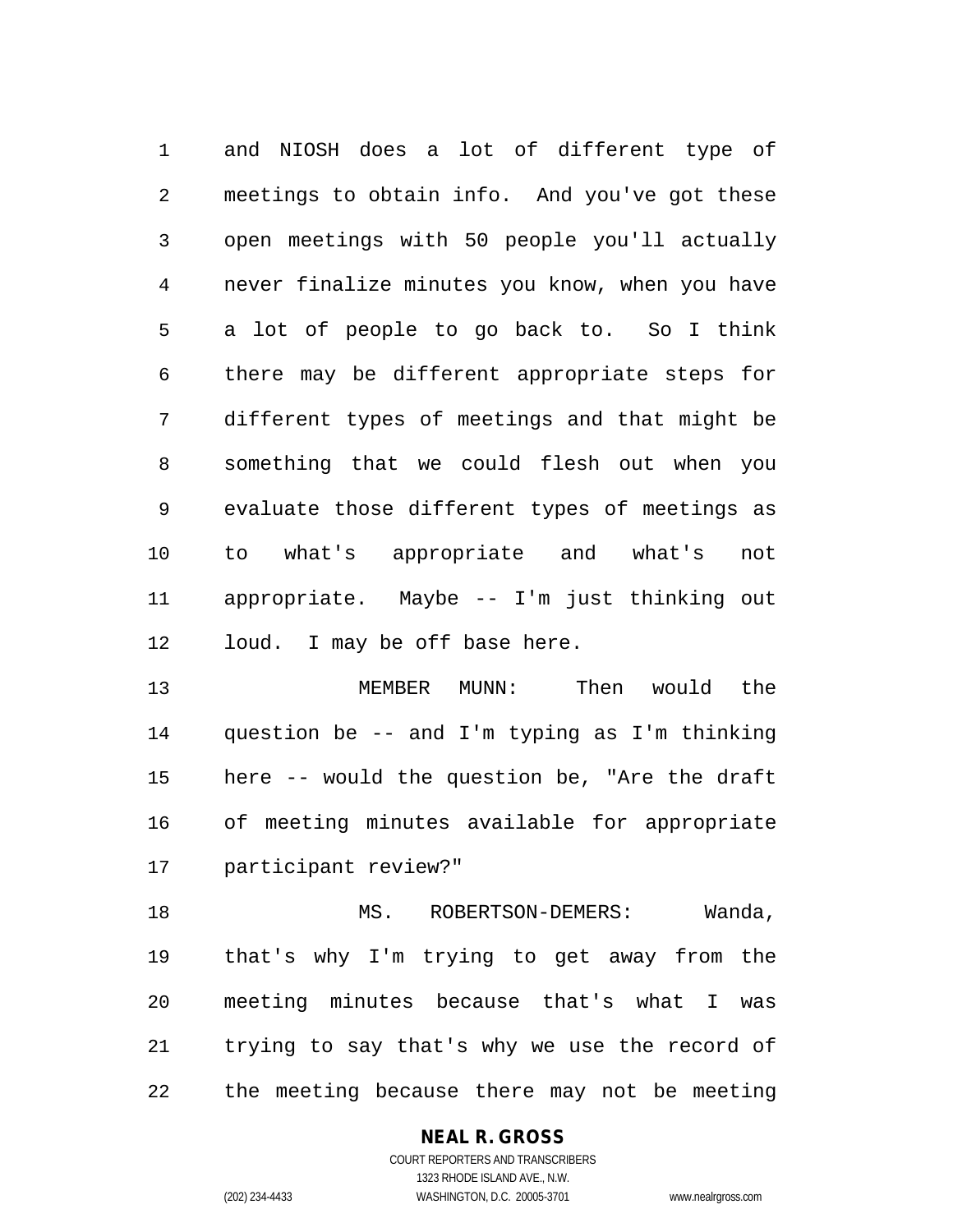and NIOSH does a lot of different type of meetings to obtain info. And you've got these open meetings with 50 people you'll actually never finalize minutes you know, when you have a lot of people to go back to. So I think there may be different appropriate steps for different types of meetings and that might be something that we could flesh out when you evaluate those different types of meetings as to what's appropriate and what's not appropriate. Maybe -- I'm just thinking out loud. I may be off base here.

MEMBER MUNN: Then would the question be -- and I'm typing as I'm thinking here -- would the question be, "Are the draft of meeting minutes available for appropriate participant review?"

MS. ROBERTSON-DEMERS: Wanda, that's why I'm trying to get away from the meeting minutes because that's what I was trying to say that's why we use the record of the meeting because there may not be meeting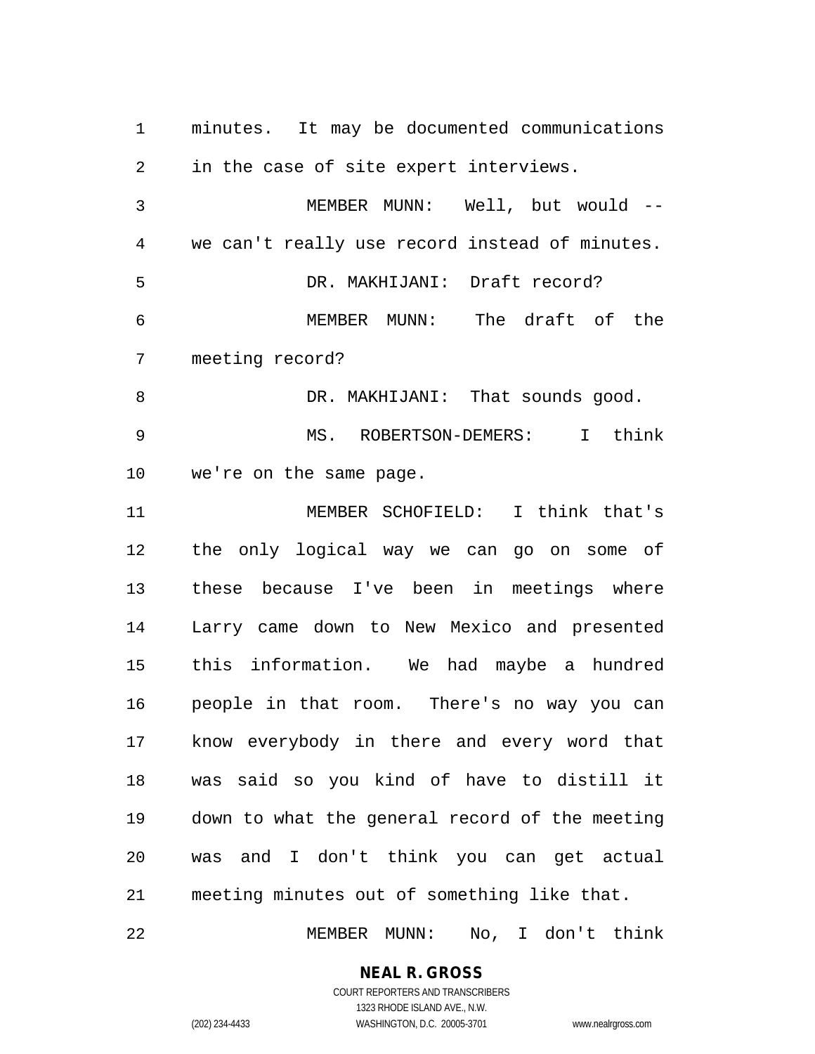minutes. It may be documented communications in the case of site expert interviews.

MEMBER MUNN: Well, but would -- we can't really use record instead of minutes.

DR. MAKHIJANI: Draft record?

MEMBER MUNN: The draft of the meeting record?

DR. MAKHIJANI: That sounds good.

MS. ROBERTSON-DEMERS: I think we're on the same page.

MEMBER SCHOFIELD: I think that's the only logical way we can go on some of these because I've been in meetings where Larry came down to New Mexico and presented this information. We had maybe a hundred people in that room. There's no way you can know everybody in there and every word that was said so you kind of have to distill it down to what the general record of the meeting was and I don't think you can get actual meeting minutes out of something like that.

MEMBER MUNN: No, I don't think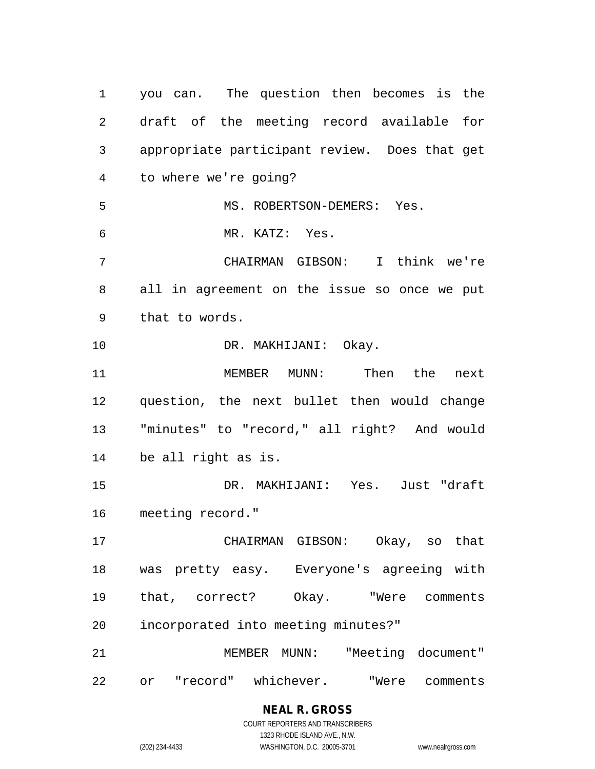you can. The question then becomes is the draft of the meeting record available for appropriate participant review. Does that get to where we're going?

MS. ROBERTSON-DEMERS: Yes.

MR. KATZ: Yes.

CHAIRMAN GIBSON: I think we're all in agreement on the issue so once we put that to words.

DR. MAKHIJANI: Okay.

MEMBER MUNN: Then the next question, the next bullet then would change "minutes" to "record," all right? And would be all right as is.

DR. MAKHIJANI: Yes. Just "draft meeting record."

CHAIRMAN GIBSON: Okay, so that was pretty easy. Everyone's agreeing with that, correct? Okay. "Were comments incorporated into meeting minutes?"

MEMBER MUNN: "Meeting document" or "record" whichever. "Were comments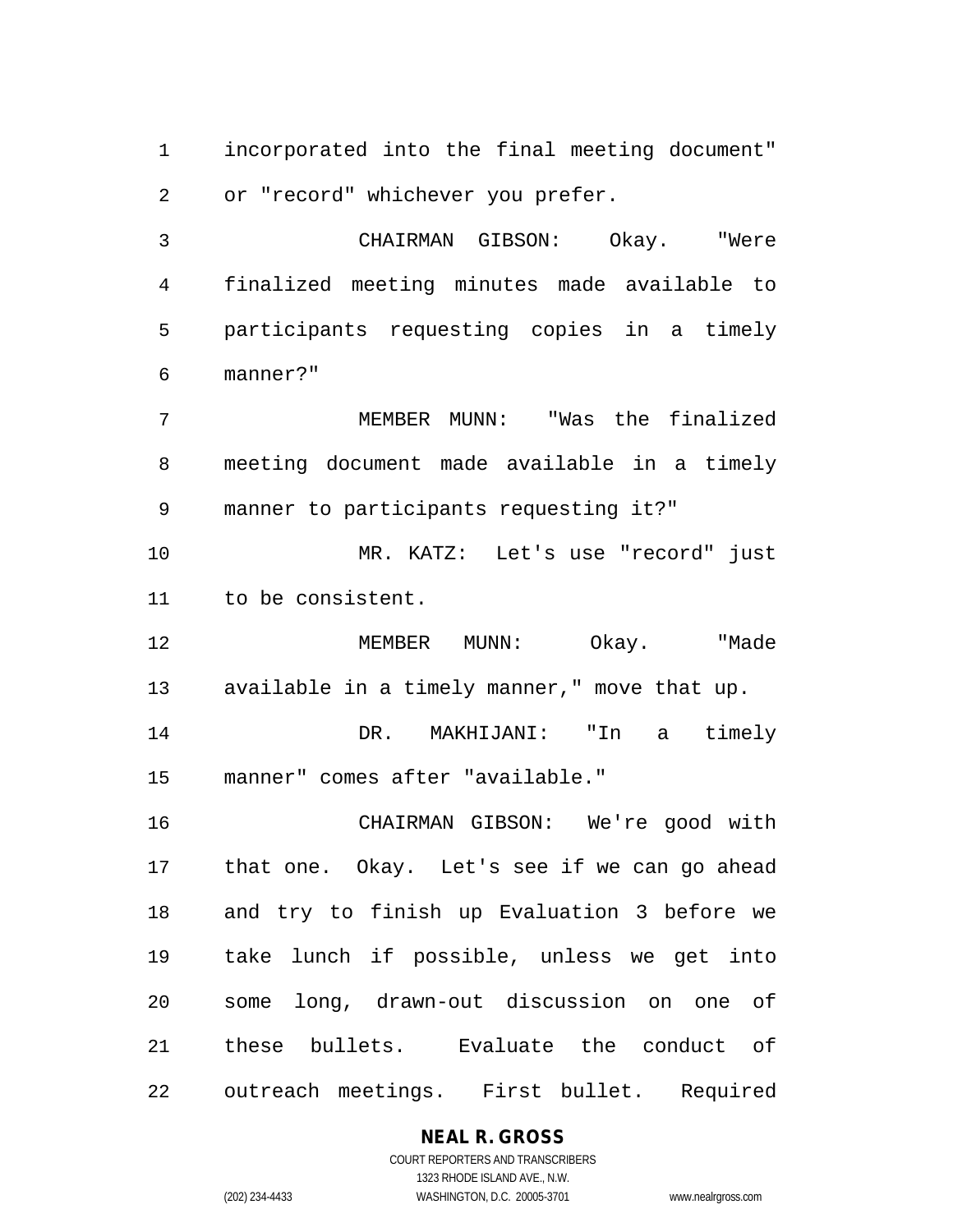incorporated into the final meeting document" or "record" whichever you prefer.

CHAIRMAN GIBSON: Okay. "Were finalized meeting minutes made available to participants requesting copies in a timely manner?"

MEMBER MUNN: "Was the finalized meeting document made available in a timely manner to participants requesting it?"

MR. KATZ: Let's use "record" just to be consistent.

MEMBER MUNN: Okay. "Made available in a timely manner," move that up.

DR. MAKHIJANI: "In a timely manner" comes after "available."

CHAIRMAN GIBSON: We're good with that one. Okay. Let's see if we can go ahead and try to finish up Evaluation 3 before we take lunch if possible, unless we get into some long, drawn-out discussion on one of these bullets. Evaluate the conduct of outreach meetings. First bullet. Required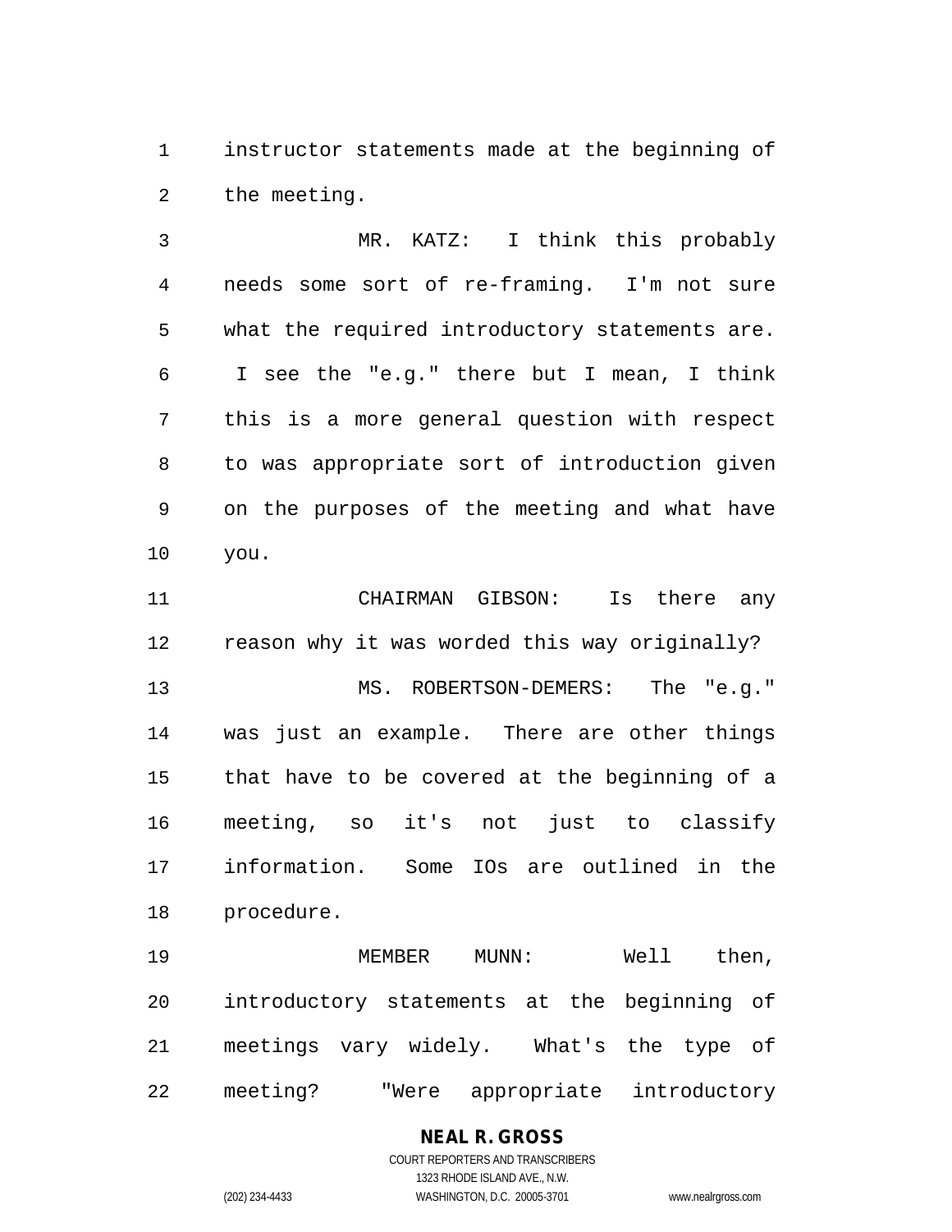instructor statements made at the beginning of the meeting.

MR. KATZ: I think this probably needs some sort of re-framing. I'm not sure what the required introductory statements are. I see the "e.g." there but I mean, I think this is a more general question with respect to was appropriate sort of introduction given on the purposes of the meeting and what have you.

CHAIRMAN GIBSON: Is there any reason why it was worded this way originally?

MS. ROBERTSON-DEMERS: The "e.g." was just an example. There are other things that have to be covered at the beginning of a meeting, so it's not just to classify information. Some IOs are outlined in the procedure.

MEMBER MUNN: Well then, introductory statements at the beginning of meetings vary widely. What's the type of meeting? "Were appropriate introductory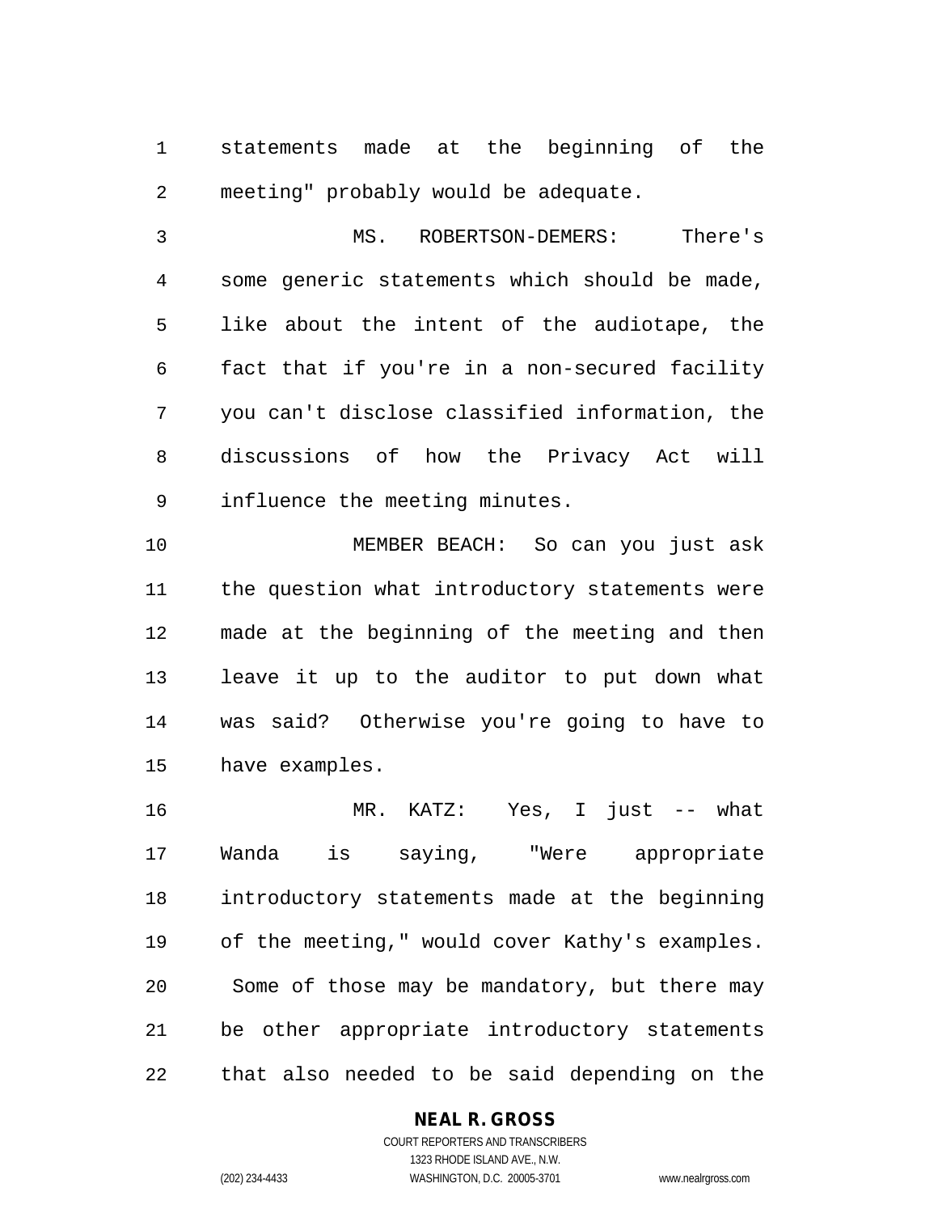statements made at the beginning of the meeting" probably would be adequate.

MS. ROBERTSON-DEMERS: There's some generic statements which should be made, like about the intent of the audiotape, the fact that if you're in a non-secured facility you can't disclose classified information, the discussions of how the Privacy Act will influence the meeting minutes.

MEMBER BEACH: So can you just ask the question what introductory statements were made at the beginning of the meeting and then leave it up to the auditor to put down what was said? Otherwise you're going to have to have examples.

MR. KATZ: Yes, I just -- what Wanda is saying, "Were appropriate introductory statements made at the beginning of the meeting," would cover Kathy's examples. Some of those may be mandatory, but there may be other appropriate introductory statements that also needed to be said depending on the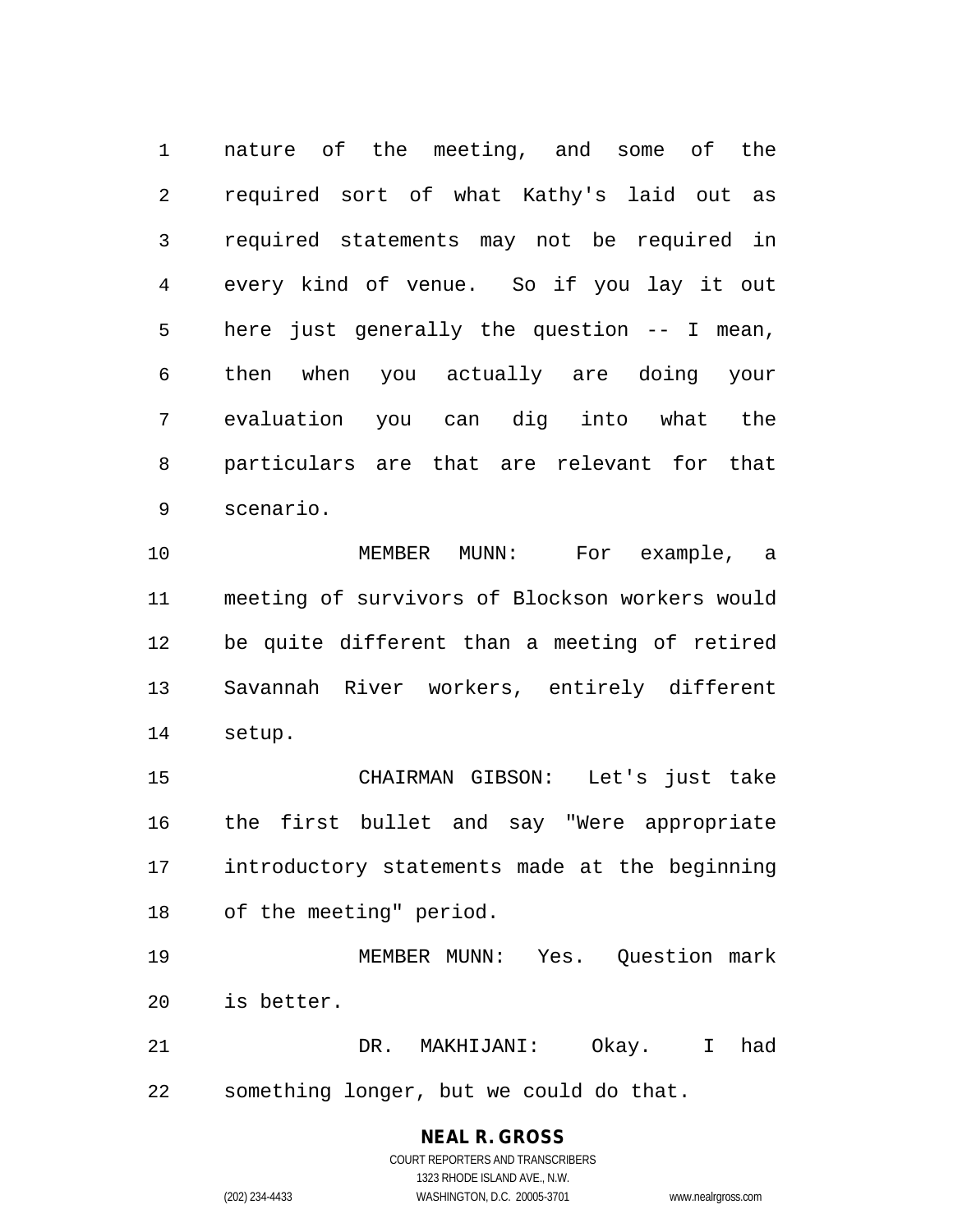nature of the meeting, and some of the required sort of what Kathy's laid out as required statements may not be required in every kind of venue. So if you lay it out here just generally the question -- I mean, then when you actually are doing your evaluation you can dig into what the particulars are that are relevant for that scenario.

MEMBER MUNN: For example, a meeting of survivors of Blockson workers would be quite different than a meeting of retired Savannah River workers, entirely different setup.

CHAIRMAN GIBSON: Let's just take the first bullet and say "Were appropriate introductory statements made at the beginning of the meeting" period.

MEMBER MUNN: Yes. Question mark is better.

DR. MAKHIJANI: Okay. I had something longer, but we could do that.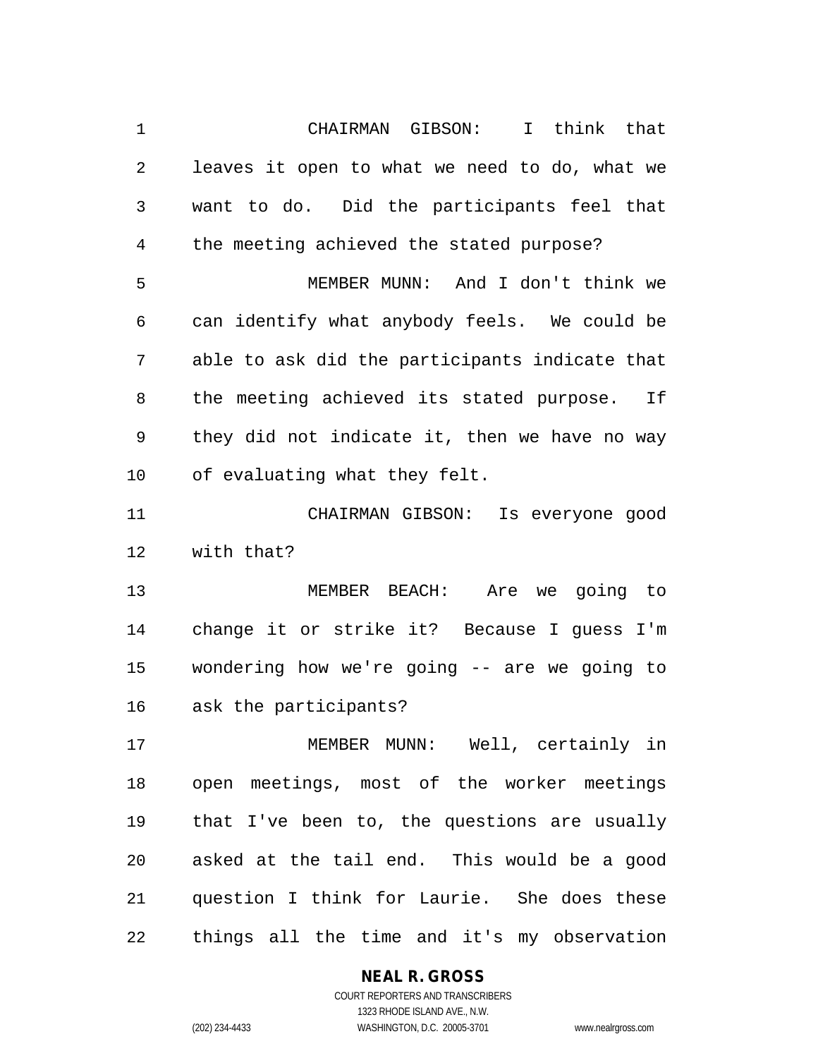CHAIRMAN GIBSON: I think that leaves it open to what we need to do, what we want to do. Did the participants feel that the meeting achieved the stated purpose?

MEMBER MUNN: And I don't think we can identify what anybody feels. We could be able to ask did the participants indicate that the meeting achieved its stated purpose. If they did not indicate it, then we have no way of evaluating what they felt.

CHAIRMAN GIBSON: Is everyone good with that?

MEMBER BEACH: Are we going to change it or strike it? Because I guess I'm wondering how we're going -- are we going to ask the participants?

MEMBER MUNN: Well, certainly in open meetings, most of the worker meetings that I've been to, the questions are usually asked at the tail end. This would be a good question I think for Laurie. She does these things all the time and it's my observation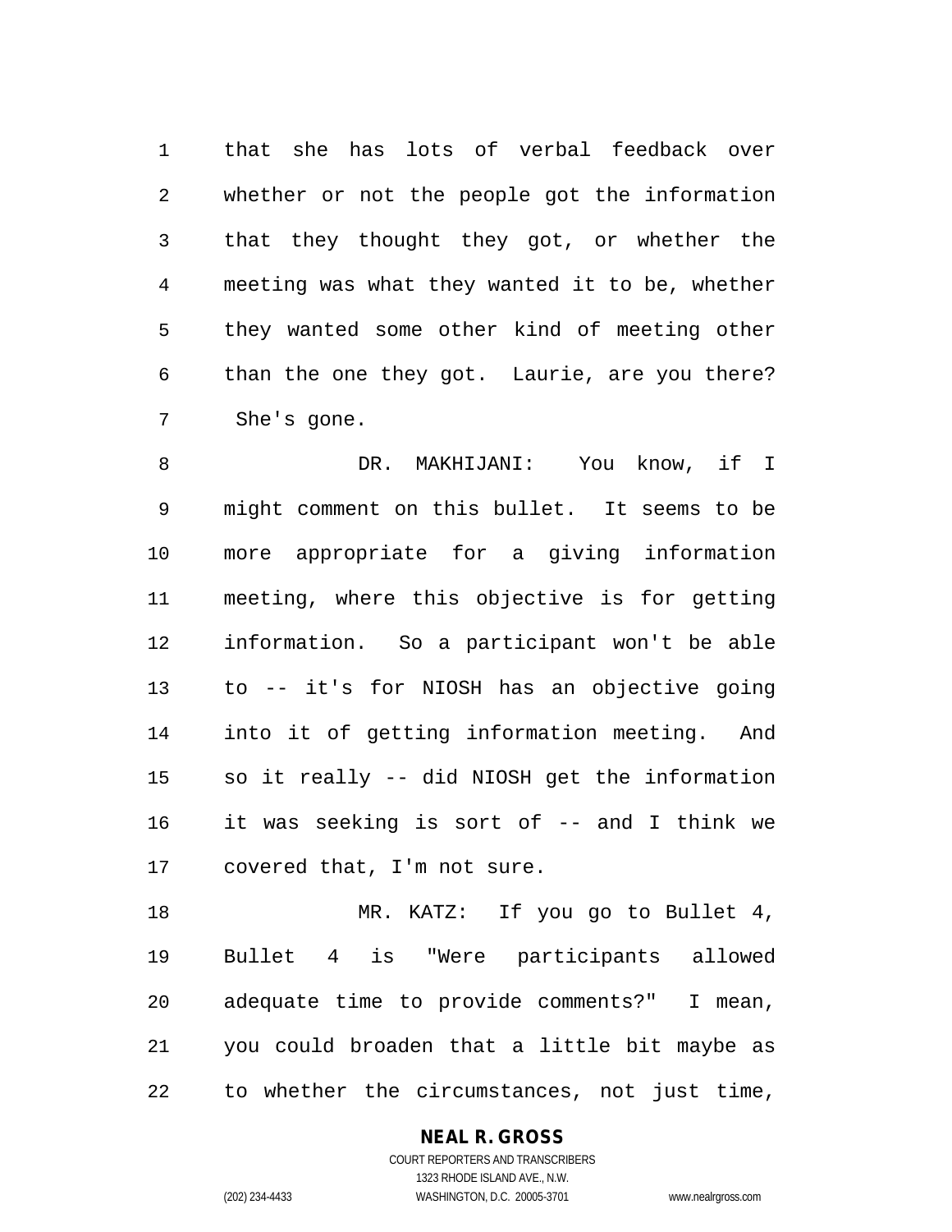that she has lots of verbal feedback over whether or not the people got the information that they thought they got, or whether the meeting was what they wanted it to be, whether they wanted some other kind of meeting other than the one they got. Laurie, are you there? She's gone.

DR. MAKHIJANI: You know, if I might comment on this bullet. It seems to be more appropriate for a giving information meeting, where this objective is for getting information. So a participant won't be able to -- it's for NIOSH has an objective going into it of getting information meeting. And so it really -- did NIOSH get the information it was seeking is sort of -- and I think we covered that, I'm not sure.

MR. KATZ: If you go to Bullet 4, Bullet 4 is "Were participants allowed adequate time to provide comments?" I mean, you could broaden that a little bit maybe as to whether the circumstances, not just time,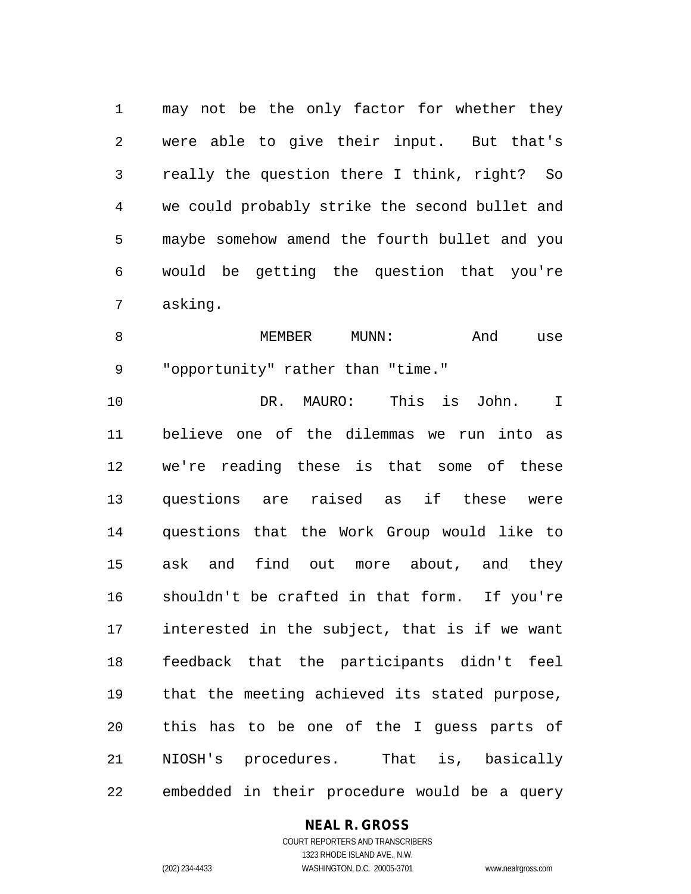may not be the only factor for whether they were able to give their input. But that's really the question there I think, right? So we could probably strike the second bullet and maybe somehow amend the fourth bullet and you would be getting the question that you're asking.

MEMBER MUNN: And use "opportunity" rather than "time."

DR. MAURO: This is John. I believe one of the dilemmas we run into as we're reading these is that some of these questions are raised as if these were questions that the Work Group would like to ask and find out more about, and they shouldn't be crafted in that form. If you're interested in the subject, that is if we want feedback that the participants didn't feel that the meeting achieved its stated purpose, this has to be one of the I guess parts of NIOSH's procedures. That is, basically embedded in their procedure would be a query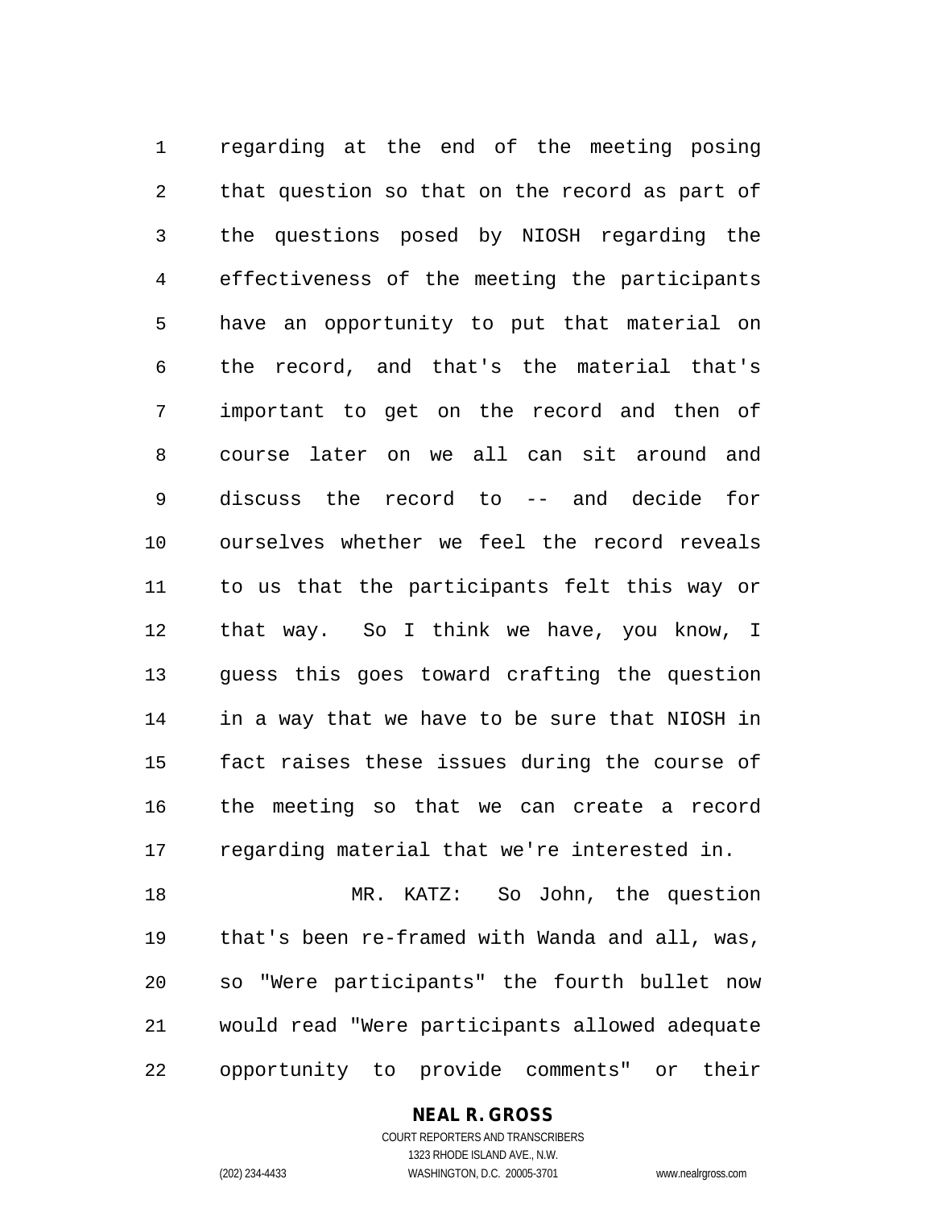regarding at the end of the meeting posing that question so that on the record as part of the questions posed by NIOSH regarding the effectiveness of the meeting the participants have an opportunity to put that material on the record, and that's the material that's important to get on the record and then of course later on we all can sit around and discuss the record to -- and decide for ourselves whether we feel the record reveals to us that the participants felt this way or that way. So I think we have, you know, I guess this goes toward crafting the question in a way that we have to be sure that NIOSH in fact raises these issues during the course of the meeting so that we can create a record regarding material that we're interested in.

MR. KATZ: So John, the question that's been re-framed with Wanda and all, was, so "Were participants" the fourth bullet now would read "Were participants allowed adequate opportunity to provide comments" or their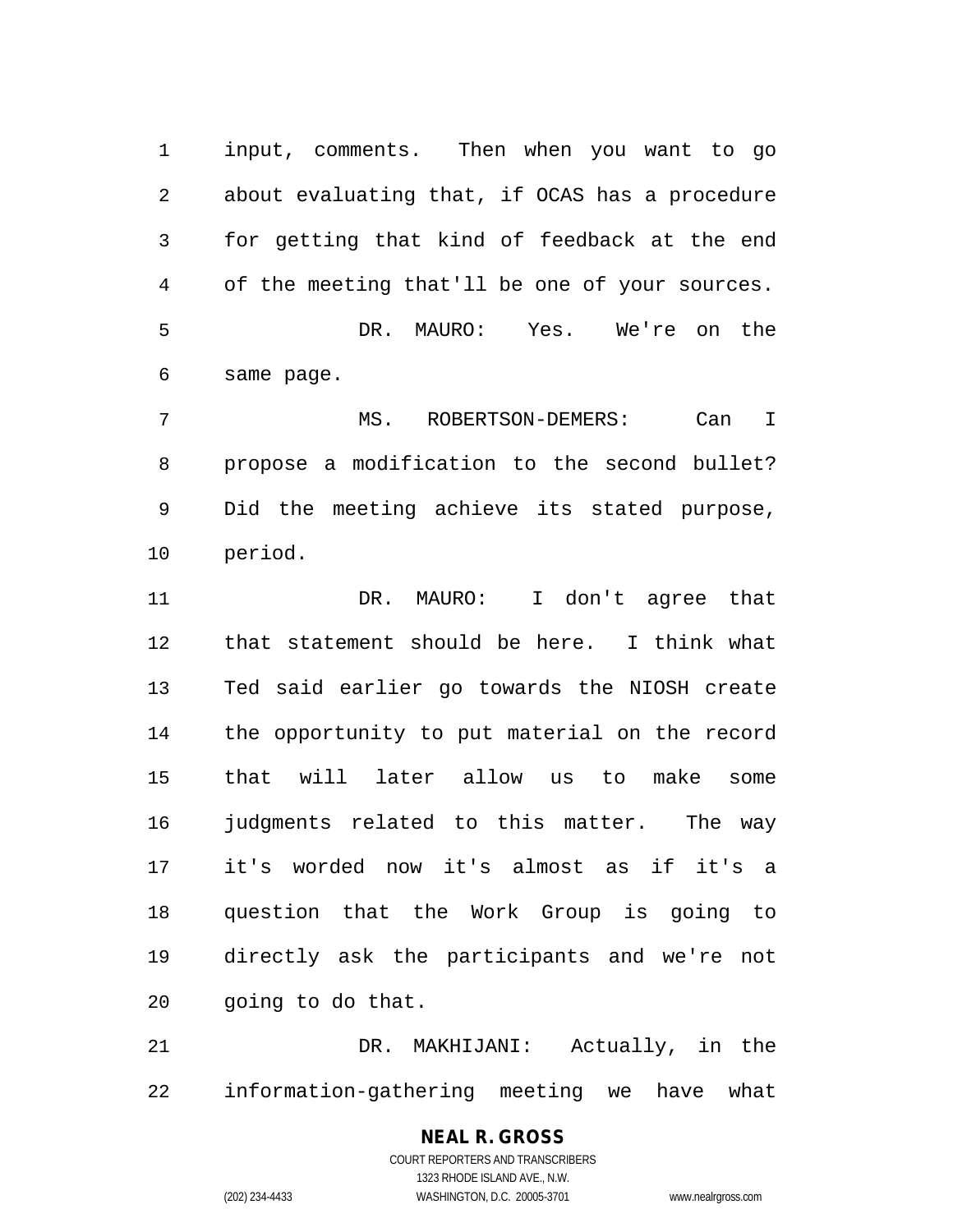input, comments. Then when you want to go about evaluating that, if OCAS has a procedure for getting that kind of feedback at the end of the meeting that'll be one of your sources.

DR. MAURO: Yes. We're on the same page.

MS. ROBERTSON-DEMERS: Can I propose a modification to the second bullet? Did the meeting achieve its stated purpose, period.

DR. MAURO: I don't agree that that statement should be here. I think what Ted said earlier go towards the NIOSH create the opportunity to put material on the record that will later allow us to make some judgments related to this matter. The way it's worded now it's almost as if it's a question that the Work Group is going to directly ask the participants and we're not going to do that.

DR. MAKHIJANI: Actually, in the information-gathering meeting we have what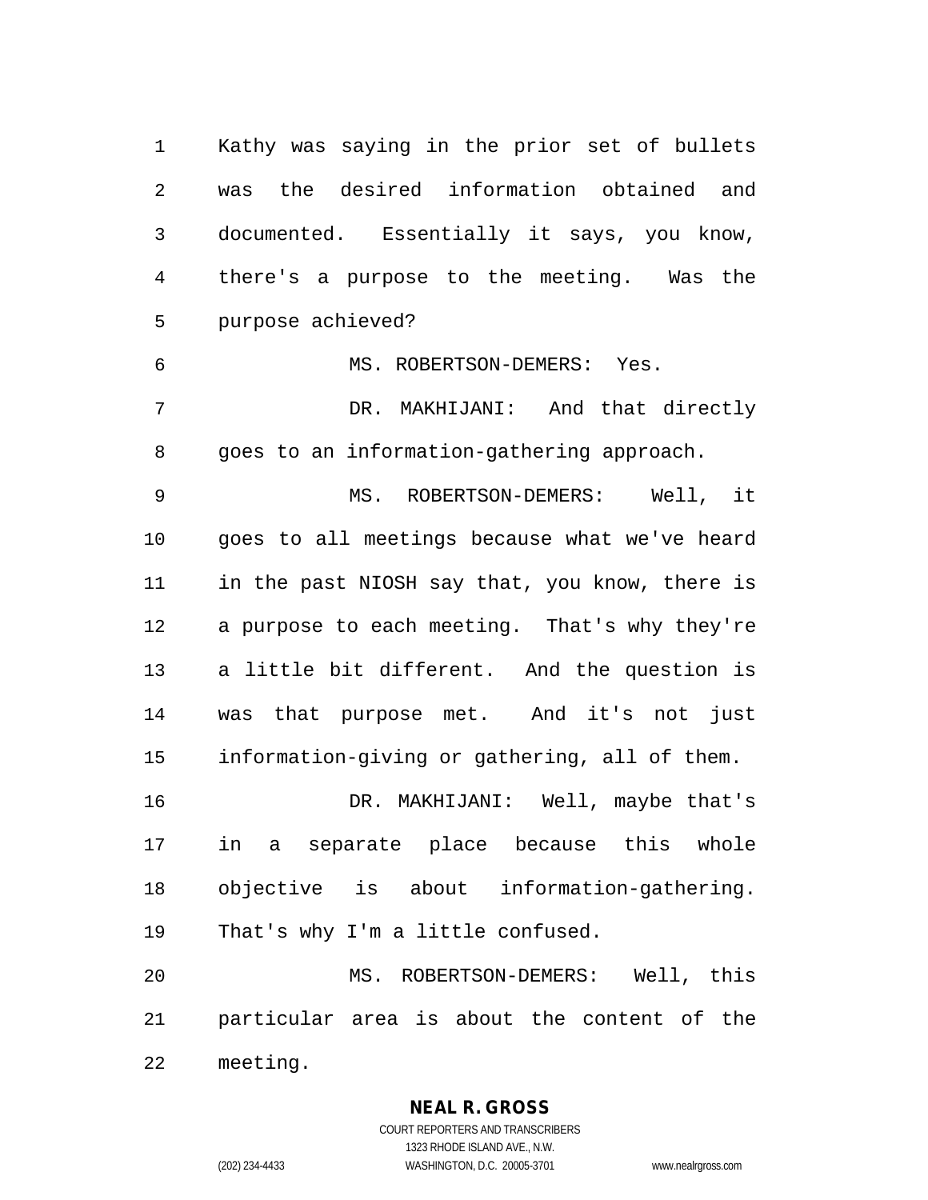Kathy was saying in the prior set of bullets was the desired information obtained and documented. Essentially it says, you know, there's a purpose to the meeting. Was the purpose achieved?

MS. ROBERTSON-DEMERS: Yes.

DR. MAKHIJANI: And that directly goes to an information-gathering approach.

MS. ROBERTSON-DEMERS: Well, it goes to all meetings because what we've heard in the past NIOSH say that, you know, there is a purpose to each meeting. That's why they're a little bit different. And the question is was that purpose met. And it's not just information-giving or gathering, all of them.

DR. MAKHIJANI: Well, maybe that's in a separate place because this whole objective is about information-gathering. That's why I'm a little confused.

MS. ROBERTSON-DEMERS: Well, this particular area is about the content of the meeting.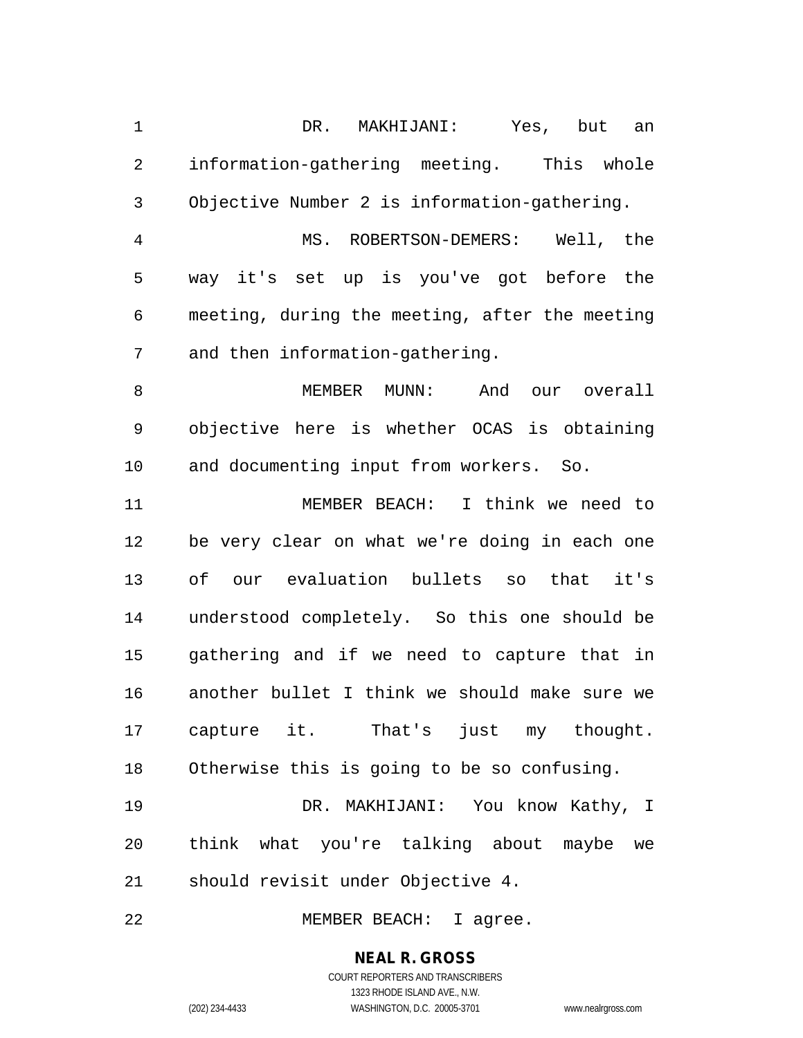DR. MAKHIJANI: Yes, but an information-gathering meeting. This whole Objective Number 2 is information-gathering.

MS. ROBERTSON-DEMERS: Well, the way it's set up is you've got before the meeting, during the meeting, after the meeting and then information-gathering.

MEMBER MUNN: And our overall objective here is whether OCAS is obtaining and documenting input from workers. So.

MEMBER BEACH: I think we need to be very clear on what we're doing in each one of our evaluation bullets so that it's understood completely. So this one should be gathering and if we need to capture that in another bullet I think we should make sure we capture it. That's just my thought. Otherwise this is going to be so confusing.

DR. MAKHIJANI: You know Kathy, I think what you're talking about maybe we should revisit under Objective 4.

MEMBER BEACH: I agree.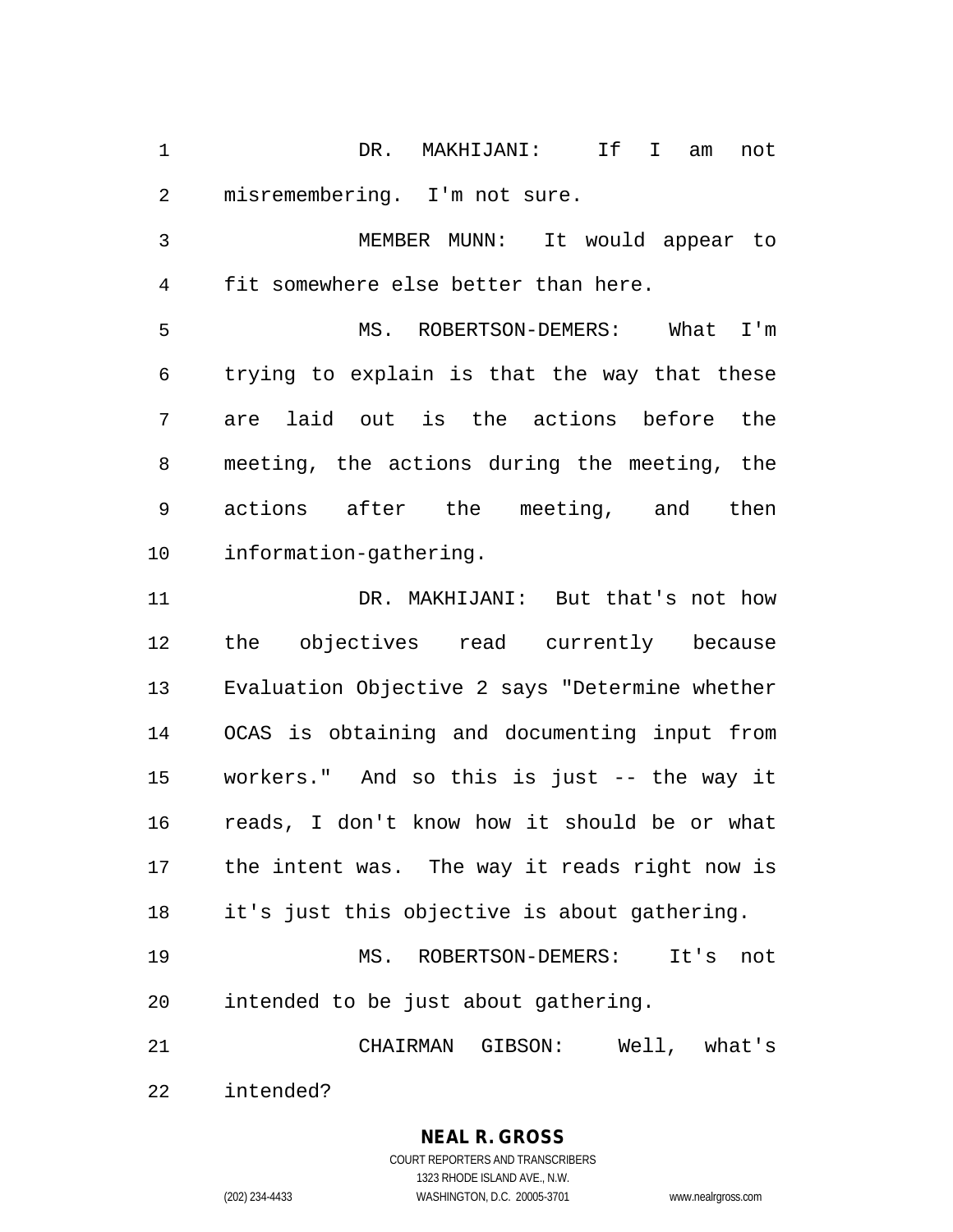DR. MAKHIJANI: If I am not misremembering. I'm not sure.

MEMBER MUNN: It would appear to fit somewhere else better than here.

MS. ROBERTSON-DEMERS: What I'm trying to explain is that the way that these are laid out is the actions before the meeting, the actions during the meeting, the actions after the meeting, and then information-gathering.

DR. MAKHIJANI: But that's not how the objectives read currently because Evaluation Objective 2 says "Determine whether OCAS is obtaining and documenting input from workers." And so this is just -- the way it reads, I don't know how it should be or what the intent was. The way it reads right now is it's just this objective is about gathering.

MS. ROBERTSON-DEMERS: It's not intended to be just about gathering.

CHAIRMAN GIBSON: Well, what's intended?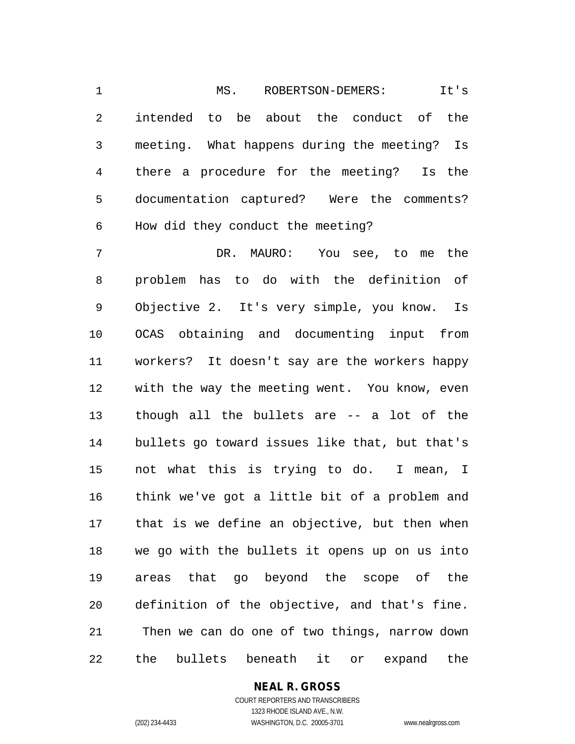MS. ROBERTSON-DEMERS: It's intended to be about the conduct of the meeting. What happens during the meeting? Is there a procedure for the meeting? Is the documentation captured? Were the comments? How did they conduct the meeting?

DR. MAURO: You see, to me the problem has to do with the definition of Objective 2. It's very simple, you know. Is OCAS obtaining and documenting input from workers? It doesn't say are the workers happy with the way the meeting went. You know, even though all the bullets are -- a lot of the bullets go toward issues like that, but that's not what this is trying to do. I mean, I think we've got a little bit of a problem and that is we define an objective, but then when we go with the bullets it opens up on us into areas that go beyond the scope of the definition of the objective, and that's fine. Then we can do one of two things, narrow down the bullets beneath it or expand the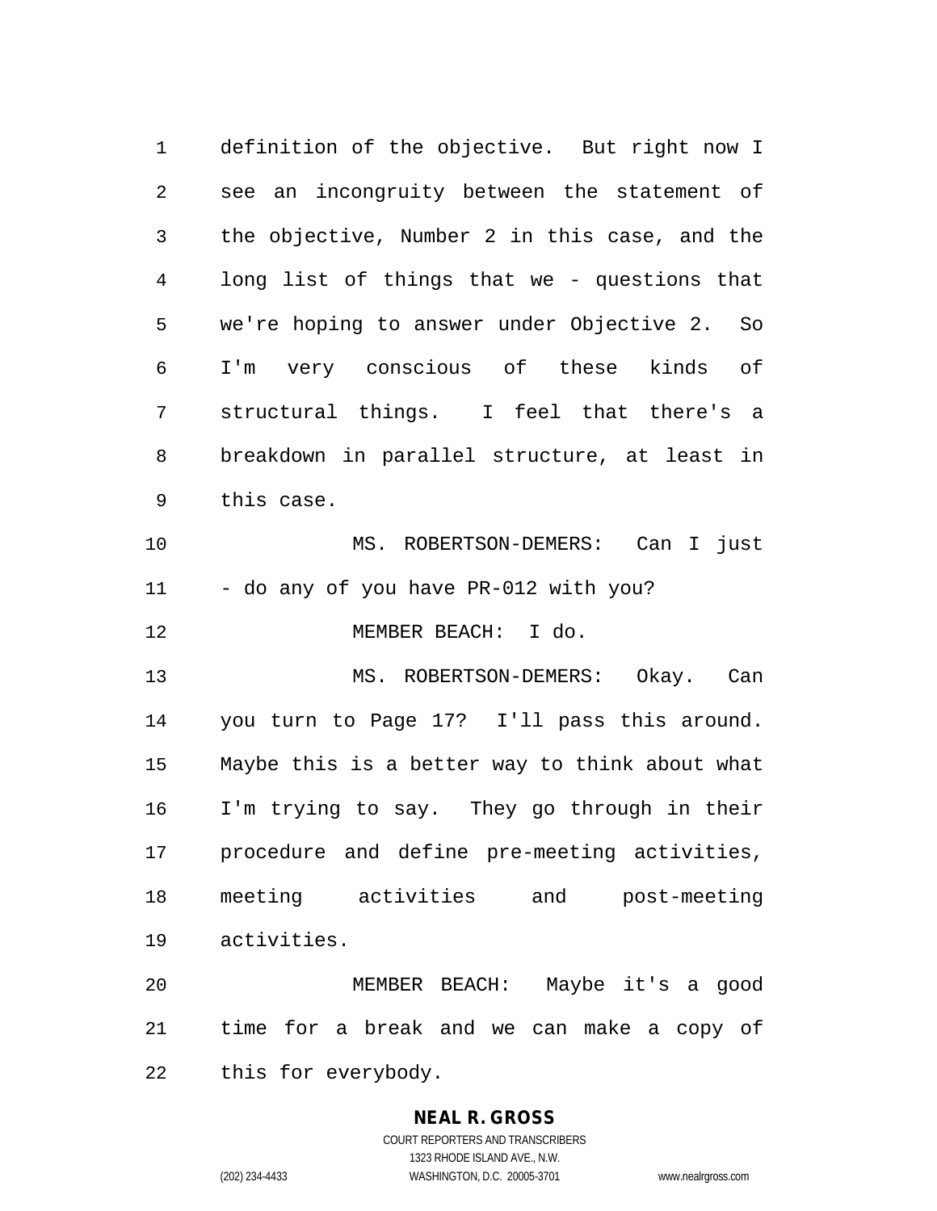definition of the objective. But right now I see an incongruity between the statement of the objective, Number 2 in this case, and the long list of things that we - questions that we're hoping to answer under Objective 2. So I'm very conscious of these kinds of structural things. I feel that there's a breakdown in parallel structure, at least in this case.

MS. ROBERTSON-DEMERS: Can I just - do any of you have PR-012 with you?

MEMBER BEACH: I do.

MS. ROBERTSON-DEMERS: Okay. Can you turn to Page 17? I'll pass this around. Maybe this is a better way to think about what I'm trying to say. They go through in their procedure and define pre-meeting activities, meeting activities and post-meeting activities.

MEMBER BEACH: Maybe it's a good time for a break and we can make a copy of this for everybody.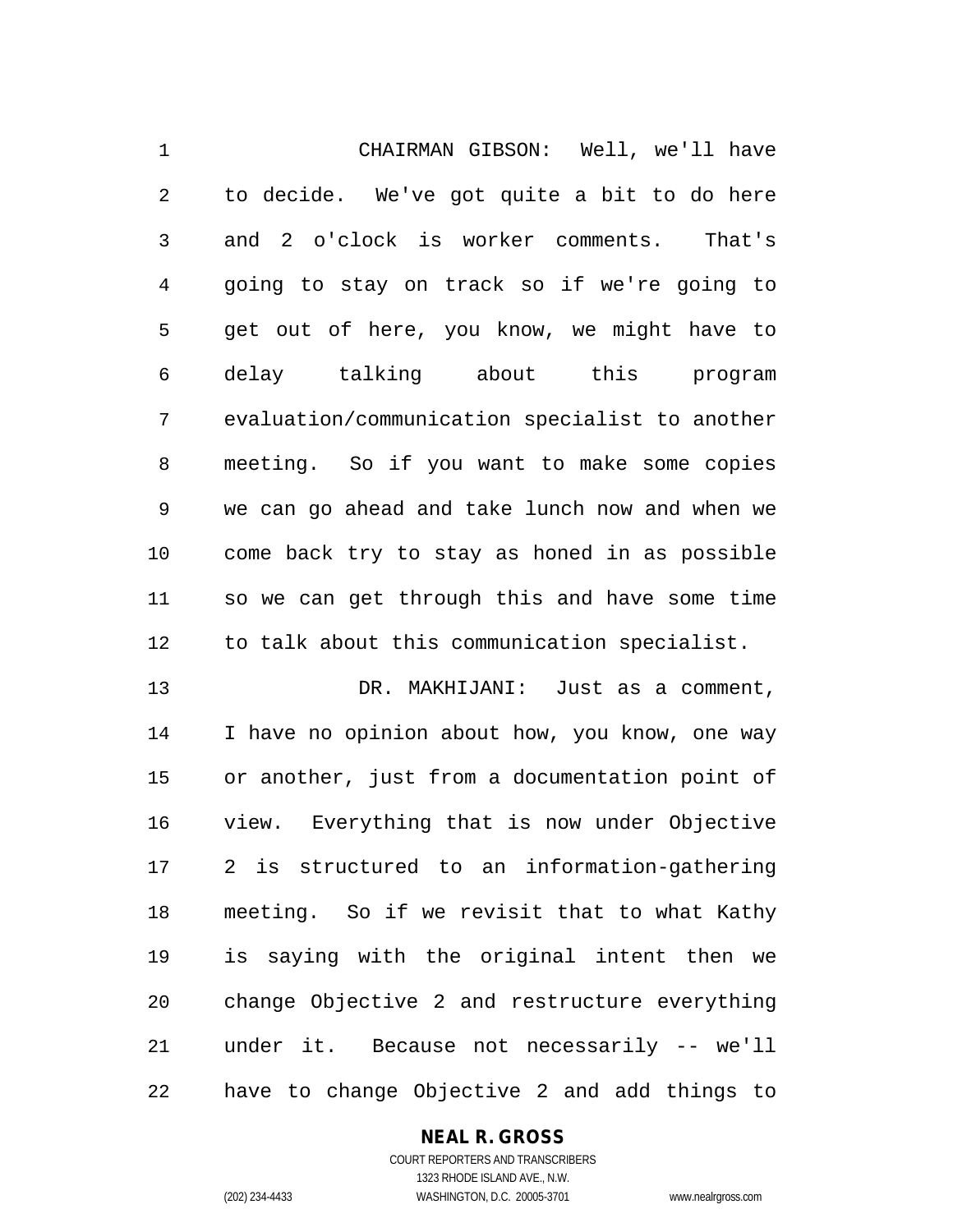CHAIRMAN GIBSON: Well, we'll have to decide. We've got quite a bit to do here and 2 o'clock is worker comments. That's going to stay on track so if we're going to get out of here, you know, we might have to delay talking about this program evaluation/communication specialist to another meeting. So if you want to make some copies we can go ahead and take lunch now and when we come back try to stay as honed in as possible so we can get through this and have some time to talk about this communication specialist.

DR. MAKHIJANI: Just as a comment, I have no opinion about how, you know, one way or another, just from a documentation point of view. Everything that is now under Objective 2 is structured to an information-gathering meeting. So if we revisit that to what Kathy is saying with the original intent then we change Objective 2 and restructure everything under it. Because not necessarily -- we'll have to change Objective 2 and add things to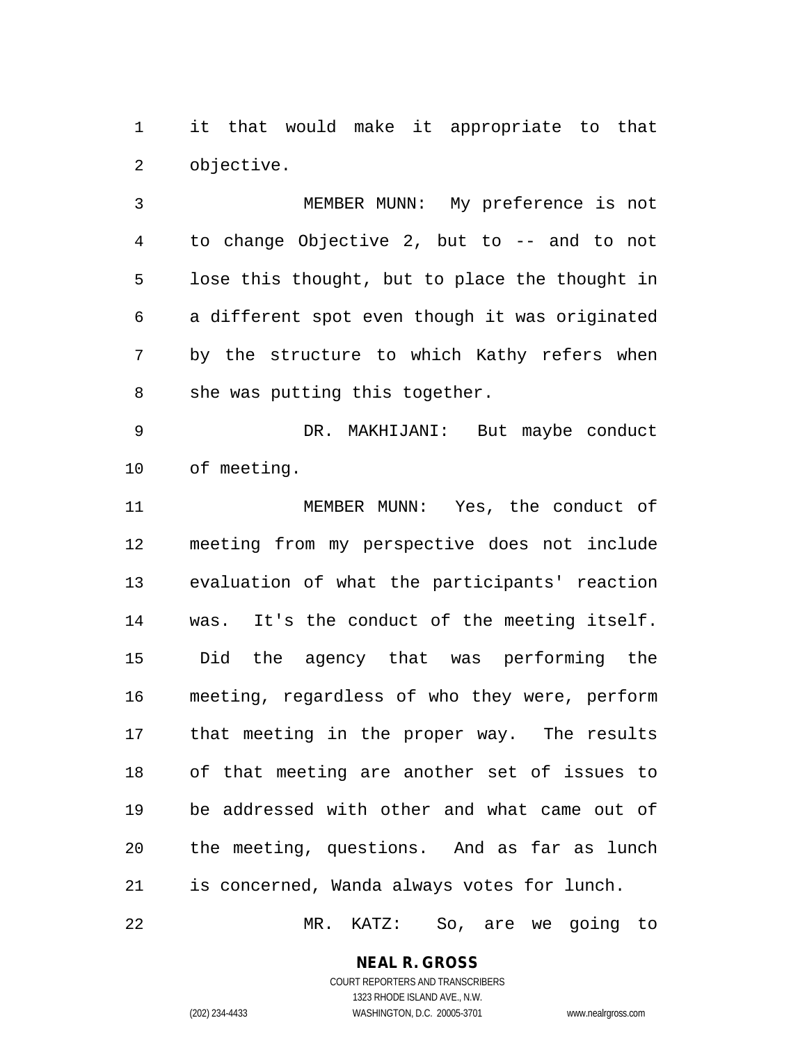it that would make it appropriate to that objective.

MEMBER MUNN: My preference is not to change Objective 2, but to -- and to not lose this thought, but to place the thought in a different spot even though it was originated by the structure to which Kathy refers when she was putting this together.

DR. MAKHIJANI: But maybe conduct of meeting.

MEMBER MUNN: Yes, the conduct of meeting from my perspective does not include evaluation of what the participants' reaction was. It's the conduct of the meeting itself. Did the agency that was performing the meeting, regardless of who they were, perform that meeting in the proper way. The results of that meeting are another set of issues to be addressed with other and what came out of the meeting, questions. And as far as lunch is concerned, Wanda always votes for lunch.

MR. KATZ: So, are we going to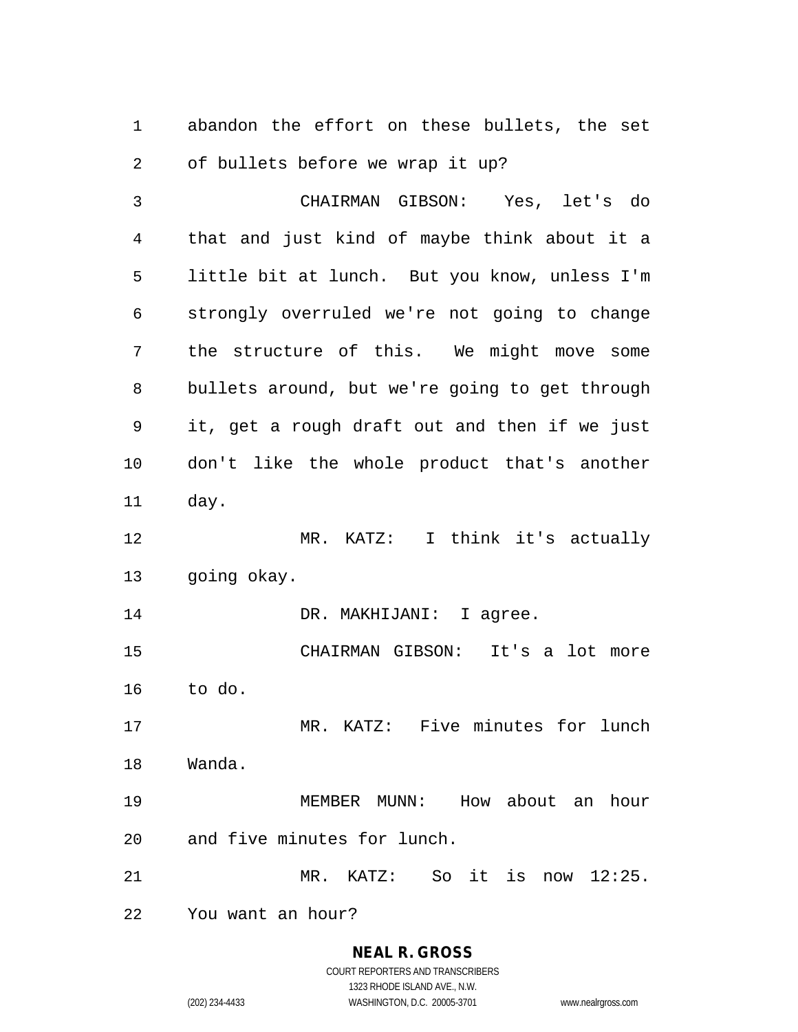abandon the effort on these bullets, the set of bullets before we wrap it up?

CHAIRMAN GIBSON: Yes, let's do that and just kind of maybe think about it a little bit at lunch. But you know, unless I'm strongly overruled we're not going to change the structure of this. We might move some bullets around, but we're going to get through it, get a rough draft out and then if we just don't like the whole product that's another day.

MR. KATZ: I think it's actually going okay.

DR. MAKHIJANI: I agree.

CHAIRMAN GIBSON: It's a lot more to do.

MR. KATZ: Five minutes for lunch Wanda.

MEMBER MUNN: How about an hour and five minutes for lunch.

MR. KATZ: So it is now 12:25. You want an hour?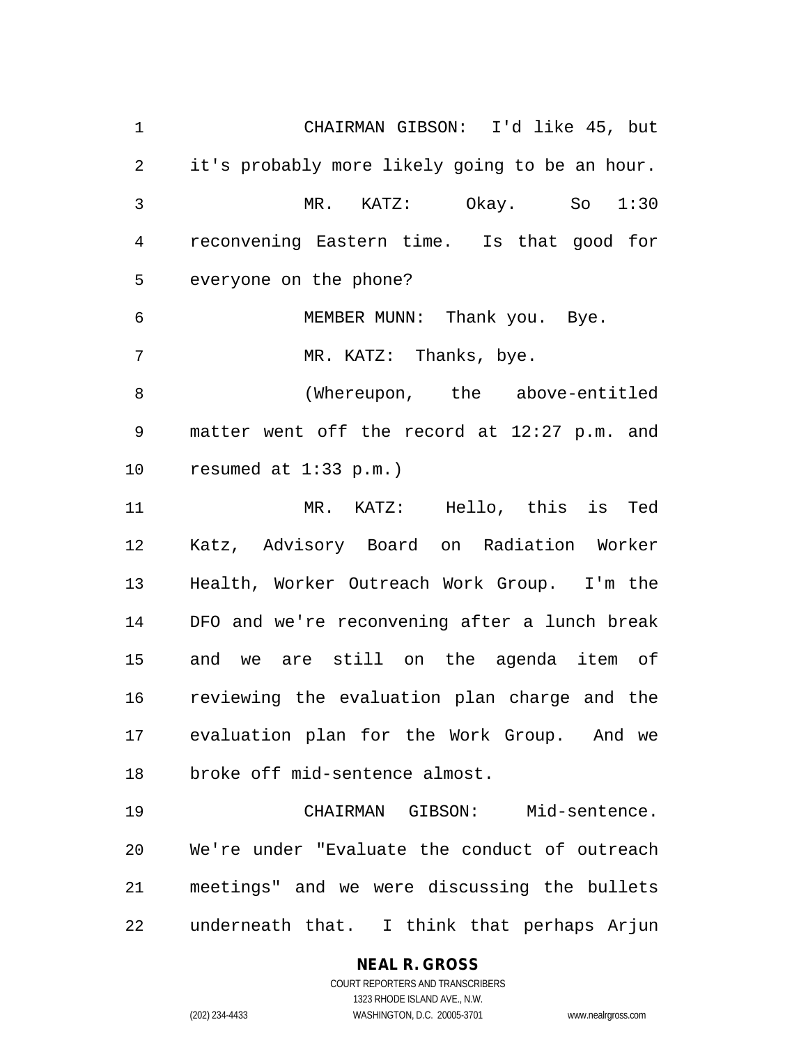CHAIRMAN GIBSON: I'd like 45, but it's probably more likely going to be an hour.

MR. KATZ: Okay. So 1:30 reconvening Eastern time. Is that good for everyone on the phone?

MEMBER MUNN: Thank you. Bye.

MR. KATZ: Thanks, bye.

(Whereupon, the above-entitled matter went off the record at 12:27 p.m. and resumed at 1:33 p.m.)

MR. KATZ: Hello, this is Ted Katz, Advisory Board on Radiation Worker Health, Worker Outreach Work Group. I'm the DFO and we're reconvening after a lunch break and we are still on the agenda item of reviewing the evaluation plan charge and the evaluation plan for the Work Group. And we broke off mid-sentence almost.

CHAIRMAN GIBSON: Mid-sentence. We're under "Evaluate the conduct of outreach meetings" and we were discussing the bullets underneath that. I think that perhaps Arjun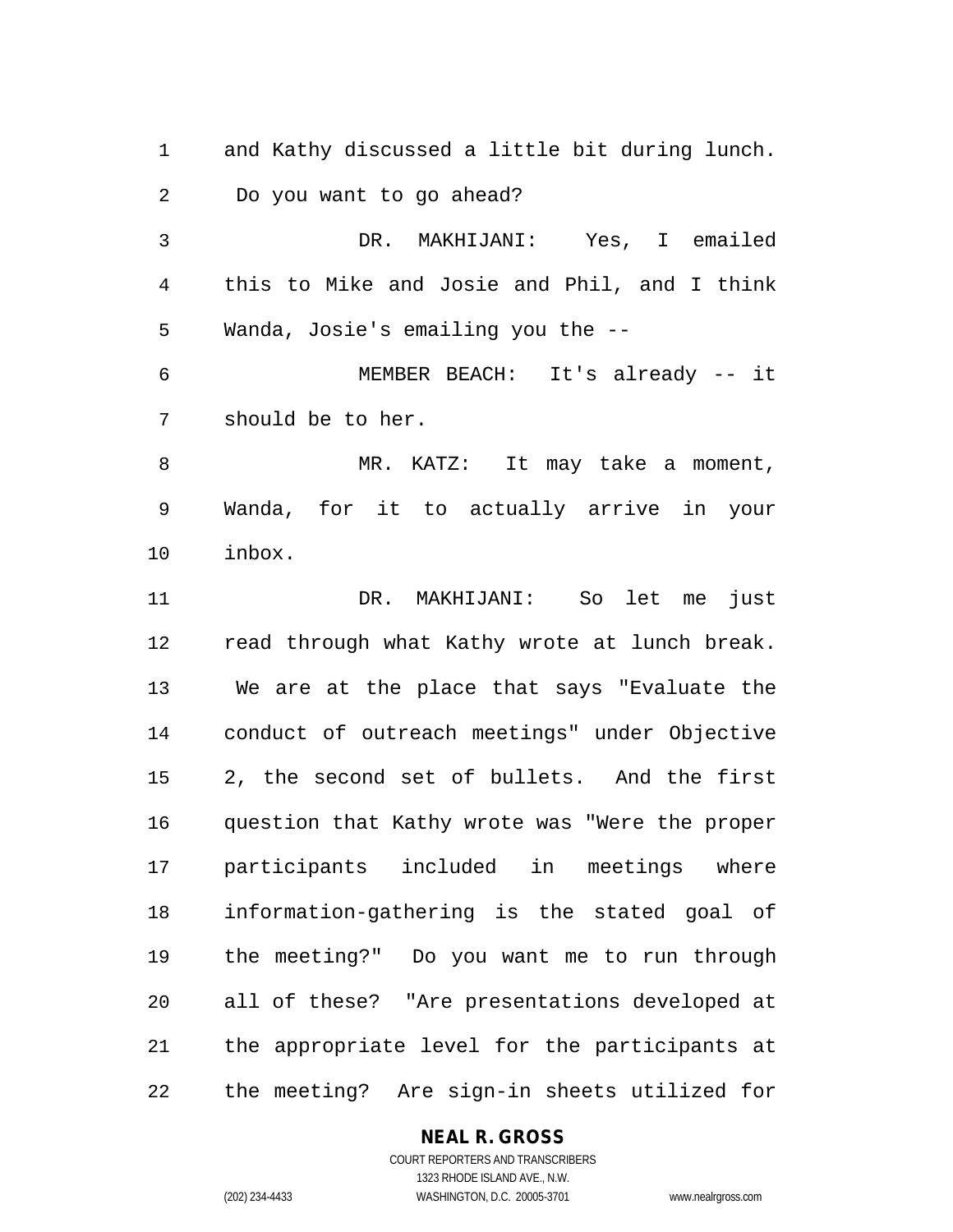and Kathy discussed a little bit during lunch. Do you want to go ahead?

DR. MAKHIJANI: Yes, I emailed this to Mike and Josie and Phil, and I think Wanda, Josie's emailing you the --

MEMBER BEACH: It's already -- it should be to her.

MR. KATZ: It may take a moment, Wanda, for it to actually arrive in your inbox.

DR. MAKHIJANI: So let me just read through what Kathy wrote at lunch break. We are at the place that says "Evaluate the conduct of outreach meetings" under Objective 2, the second set of bullets. And the first question that Kathy wrote was "Were the proper participants included in meetings where information-gathering is the stated goal of the meeting?" Do you want me to run through all of these? "Are presentations developed at the appropriate level for the participants at the meeting? Are sign-in sheets utilized for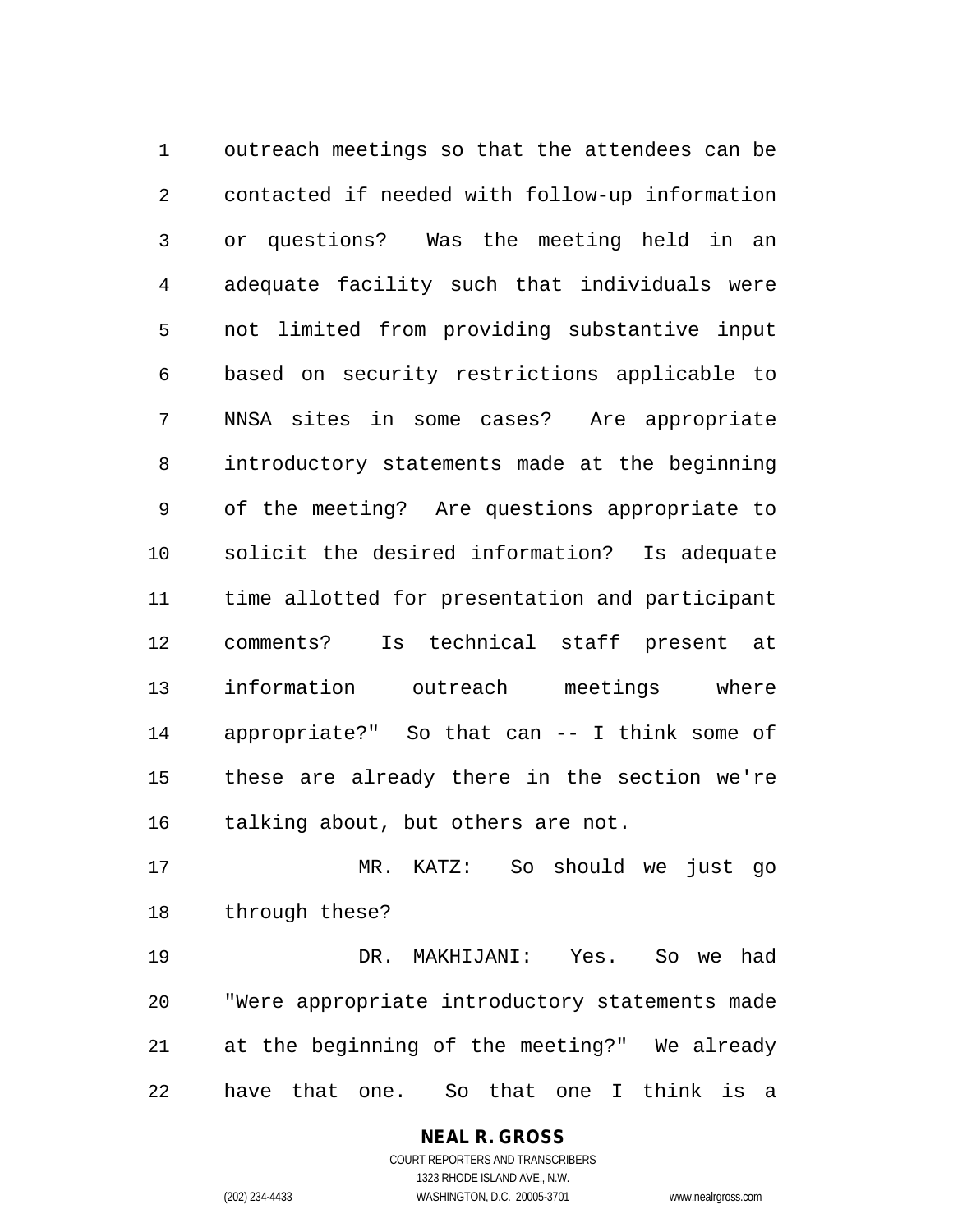outreach meetings so that the attendees can be contacted if needed with follow-up information or questions? Was the meeting held in an adequate facility such that individuals were not limited from providing substantive input based on security restrictions applicable to NNSA sites in some cases? Are appropriate introductory statements made at the beginning of the meeting? Are questions appropriate to solicit the desired information? Is adequate time allotted for presentation and participant comments? Is technical staff present at information outreach meetings where appropriate?" So that can -- I think some of these are already there in the section we're talking about, but others are not.

MR. KATZ: So should we just go through these?

DR. MAKHIJANI: Yes. So we had "Were appropriate introductory statements made at the beginning of the meeting?" We already have that one. So that one I think is a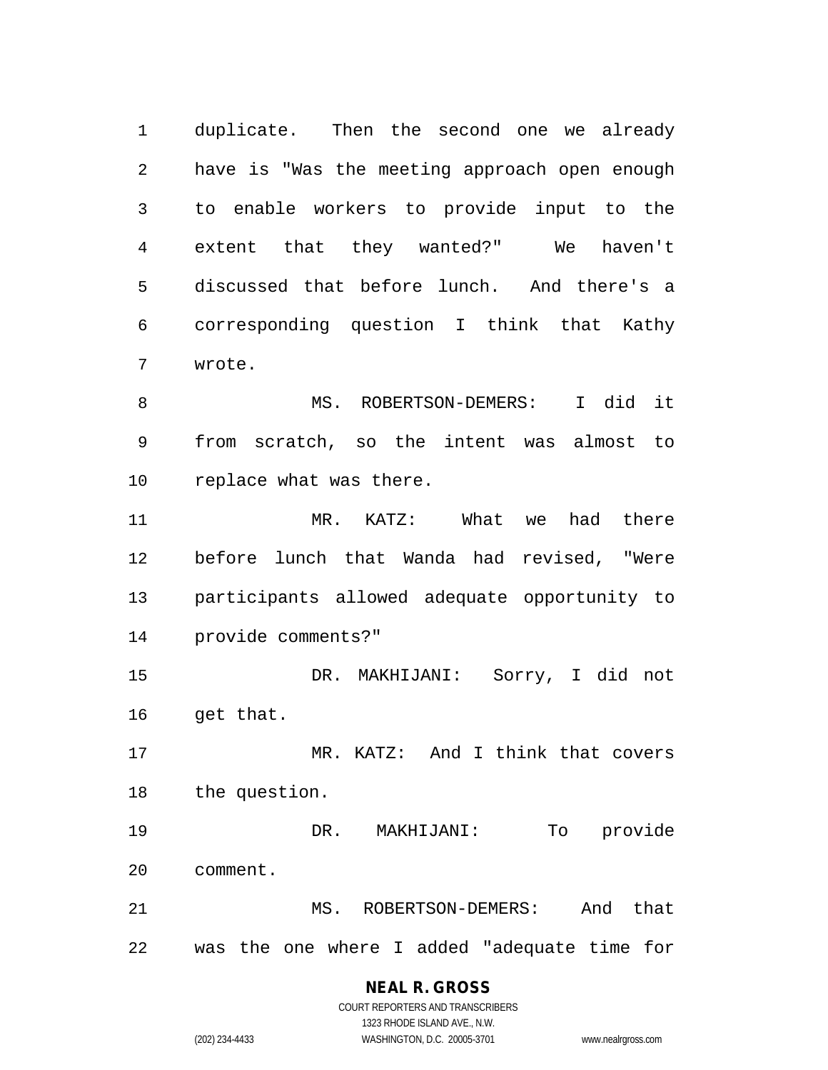duplicate. Then the second one we already have is "Was the meeting approach open enough to enable workers to provide input to the extent that they wanted?" We haven't discussed that before lunch. And there's a corresponding question I think that Kathy wrote.

MS. ROBERTSON-DEMERS: I did it from scratch, so the intent was almost to replace what was there.

MR. KATZ: What we had there before lunch that Wanda had revised, "Were participants allowed adequate opportunity to provide comments?"

DR. MAKHIJANI: Sorry, I did not get that.

MR. KATZ: And I think that covers the question.

DR. MAKHIJANI: To provide comment.

MS. ROBERTSON-DEMERS: And that was the one where I added "adequate time for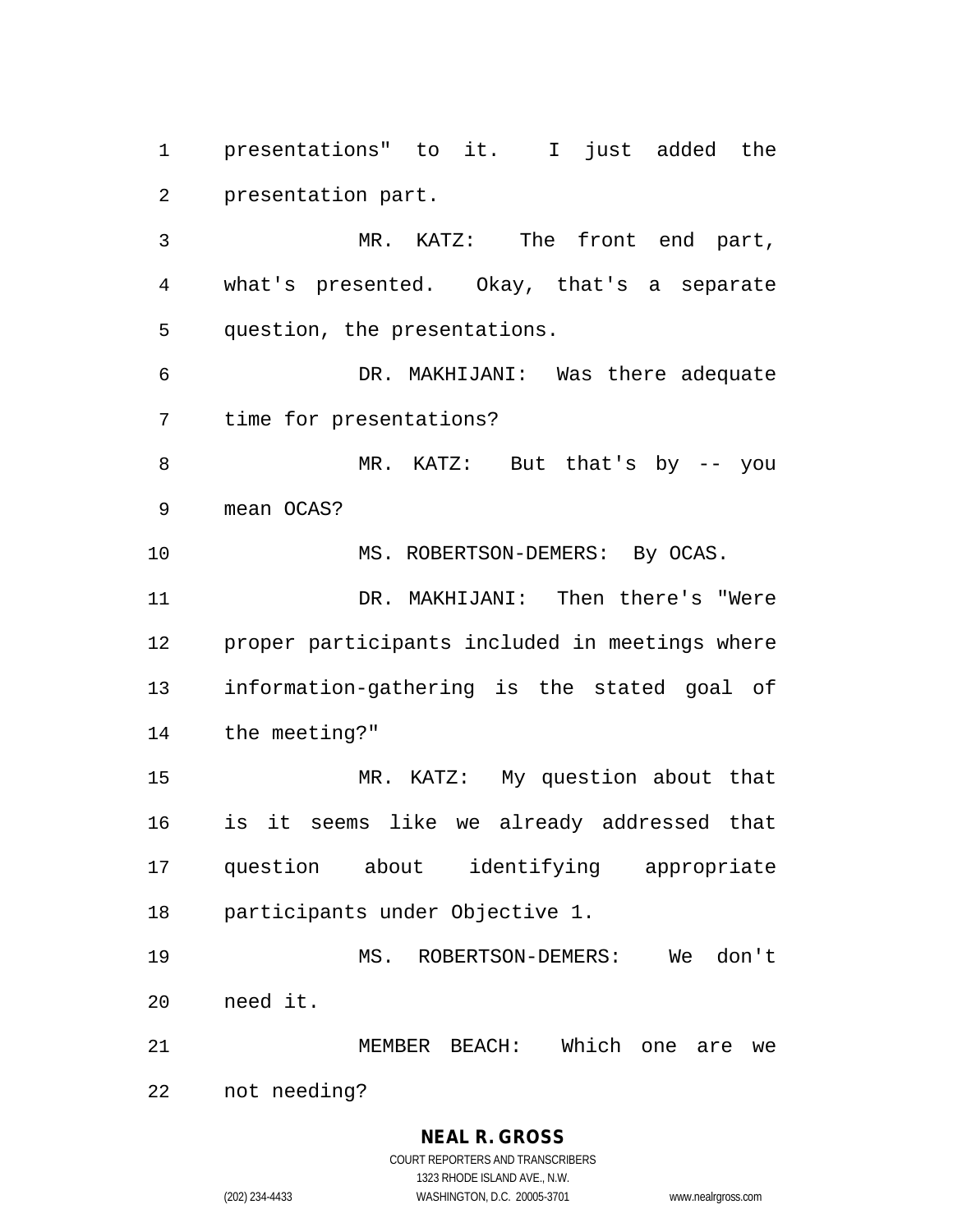presentations" to it. I just added the presentation part.

MR. KATZ: The front end part, what's presented. Okay, that's a separate question, the presentations.

DR. MAKHIJANI: Was there adequate time for presentations?

MR. KATZ: But that's by -- you mean OCAS?

MS. ROBERTSON-DEMERS: By OCAS.

DR. MAKHIJANI: Then there's "Were proper participants included in meetings where information-gathering is the stated goal of the meeting?"

MR. KATZ: My question about that is it seems like we already addressed that question about identifying appropriate participants under Objective 1.

MS. ROBERTSON-DEMERS: We don't need it.

MEMBER BEACH: Which one are we not needing?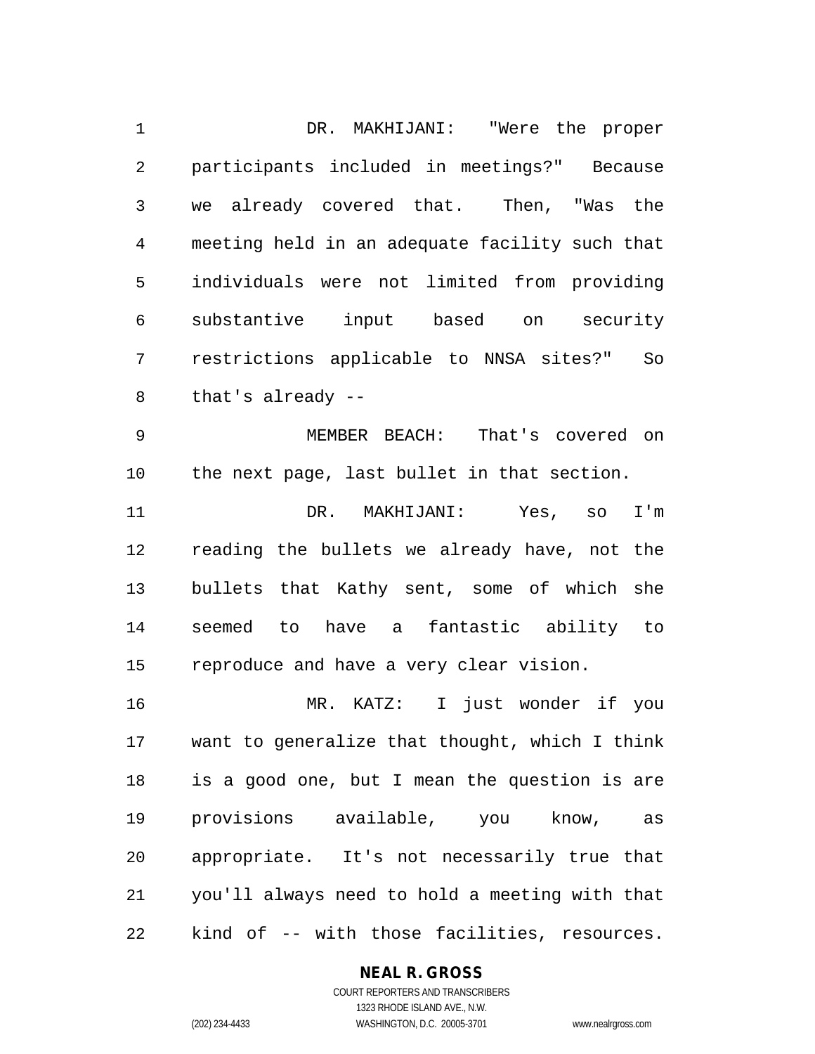DR. MAKHIJANI: "Were the proper participants included in meetings?" Because we already covered that. Then, "Was the meeting held in an adequate facility such that individuals were not limited from providing substantive input based on security restrictions applicable to NNSA sites?" So that's already --

MEMBER BEACH: That's covered on the next page, last bullet in that section.

DR. MAKHIJANI: Yes, so I'm reading the bullets we already have, not the bullets that Kathy sent, some of which she seemed to have a fantastic ability to reproduce and have a very clear vision.

MR. KATZ: I just wonder if you want to generalize that thought, which I think is a good one, but I mean the question is are provisions available, you know, as appropriate. It's not necessarily true that you'll always need to hold a meeting with that kind of -- with those facilities, resources.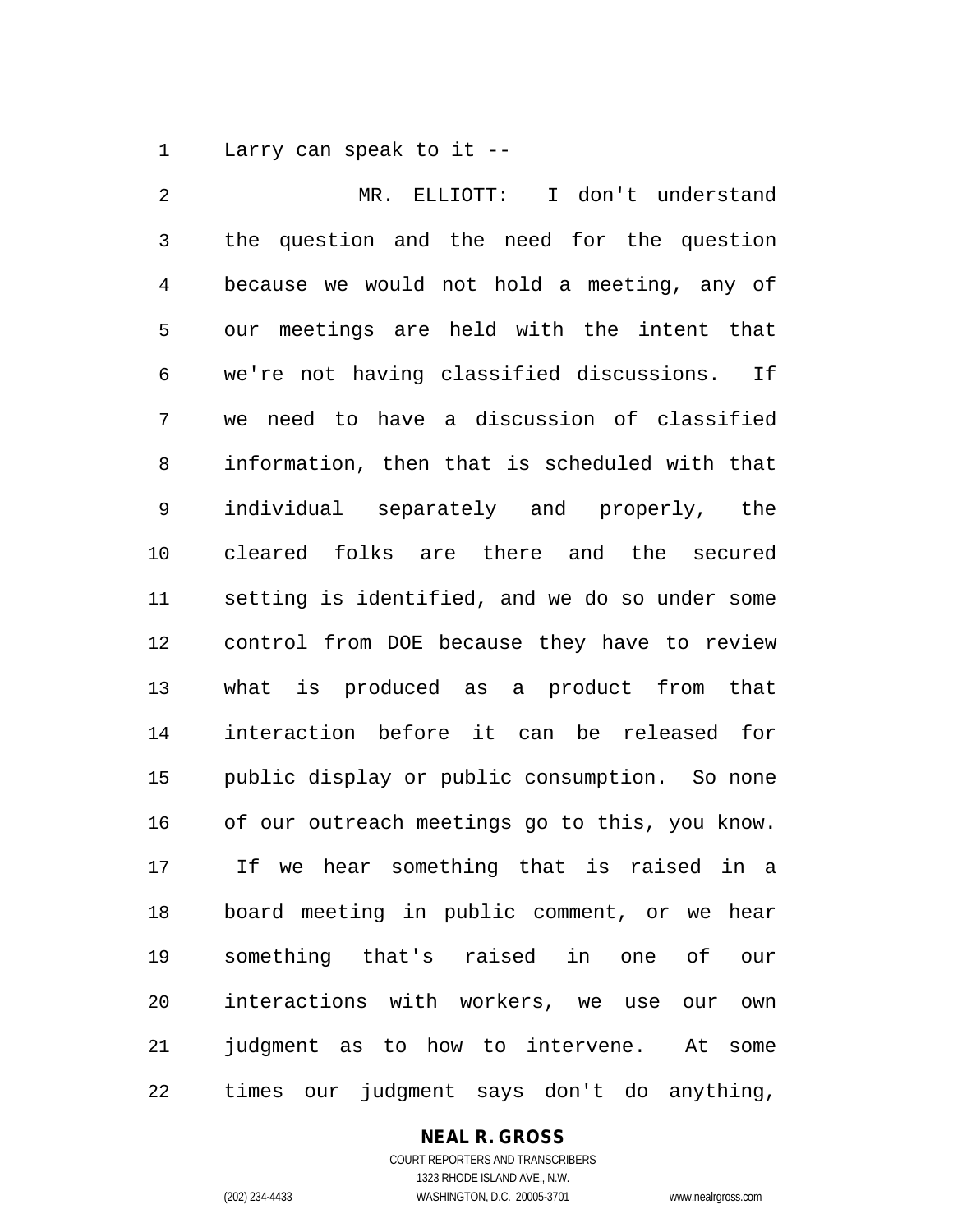Larry can speak to it --

MR. ELLIOTT: I don't understand the question and the need for the question because we would not hold a meeting, any of our meetings are held with the intent that we're not having classified discussions. If we need to have a discussion of classified information, then that is scheduled with that individual separately and properly, the cleared folks are there and the secured setting is identified, and we do so under some control from DOE because they have to review what is produced as a product from that interaction before it can be released for public display or public consumption. So none of our outreach meetings go to this, you know. If we hear something that is raised in a board meeting in public comment, or we hear something that's raised in one of our interactions with workers, we use our own judgment as to how to intervene. At some times our judgment says don't do anything,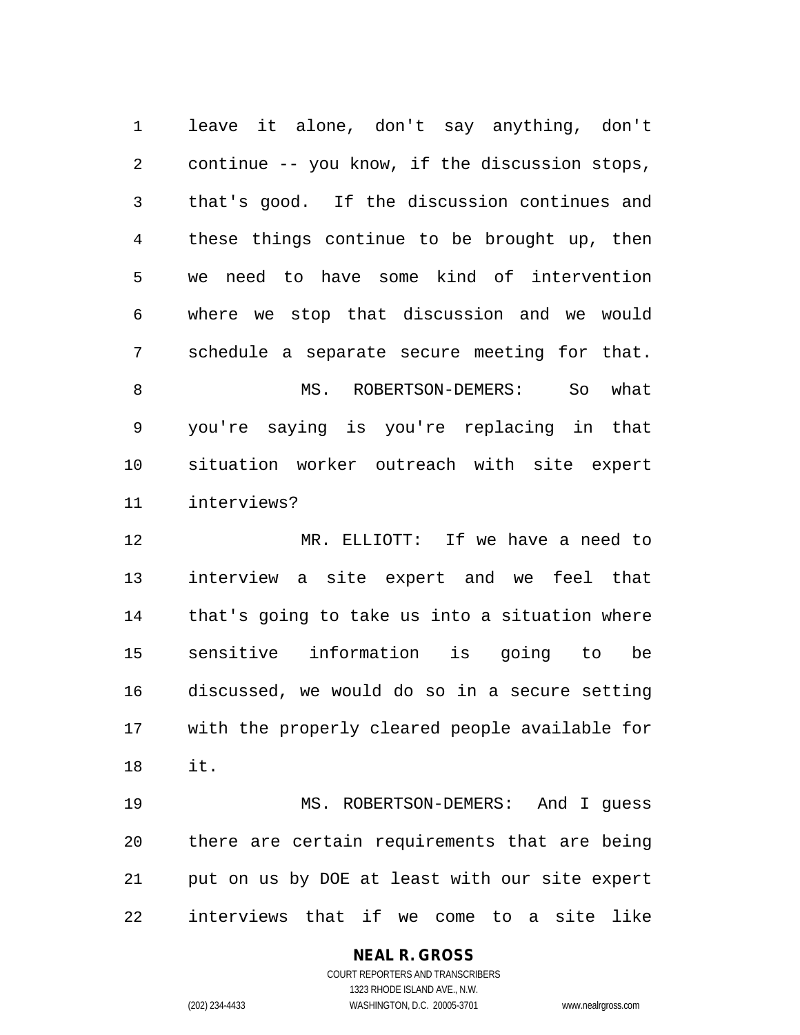leave it alone, don't say anything, don't continue -- you know, if the discussion stops, that's good. If the discussion continues and these things continue to be brought up, then we need to have some kind of intervention where we stop that discussion and we would schedule a separate secure meeting for that.

MS. ROBERTSON-DEMERS: So what you're saying is you're replacing in that situation worker outreach with site expert interviews?

MR. ELLIOTT: If we have a need to interview a site expert and we feel that that's going to take us into a situation where sensitive information is going to be discussed, we would do so in a secure setting with the properly cleared people available for it.

MS. ROBERTSON-DEMERS: And I guess there are certain requirements that are being put on us by DOE at least with our site expert interviews that if we come to a site like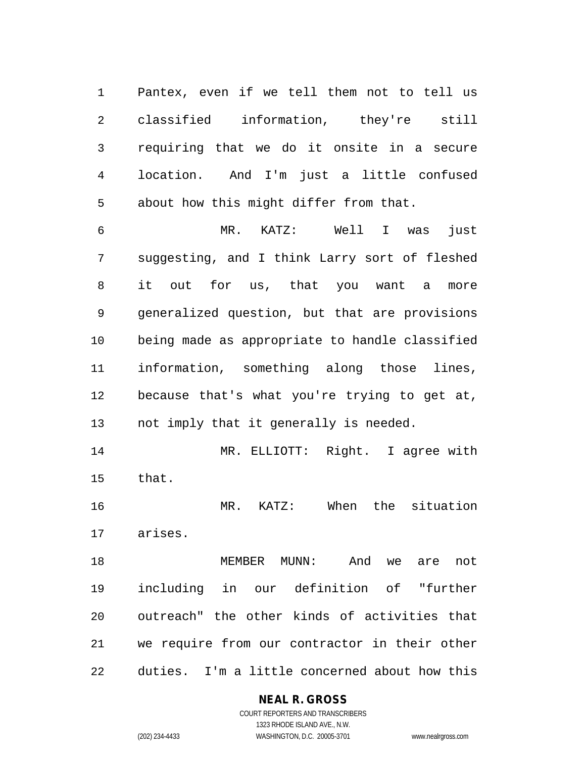Pantex, even if we tell them not to tell us classified information, they're still requiring that we do it onsite in a secure location. And I'm just a little confused about how this might differ from that.

MR. KATZ: Well I was just suggesting, and I think Larry sort of fleshed it out for us, that you want a more generalized question, but that are provisions being made as appropriate to handle classified information, something along those lines, because that's what you're trying to get at, not imply that it generally is needed.

MR. ELLIOTT: Right. I agree with that.

MR. KATZ: When the situation arises.

MEMBER MUNN: And we are not including in our definition of "further outreach" the other kinds of activities that we require from our contractor in their other duties. I'm a little concerned about how this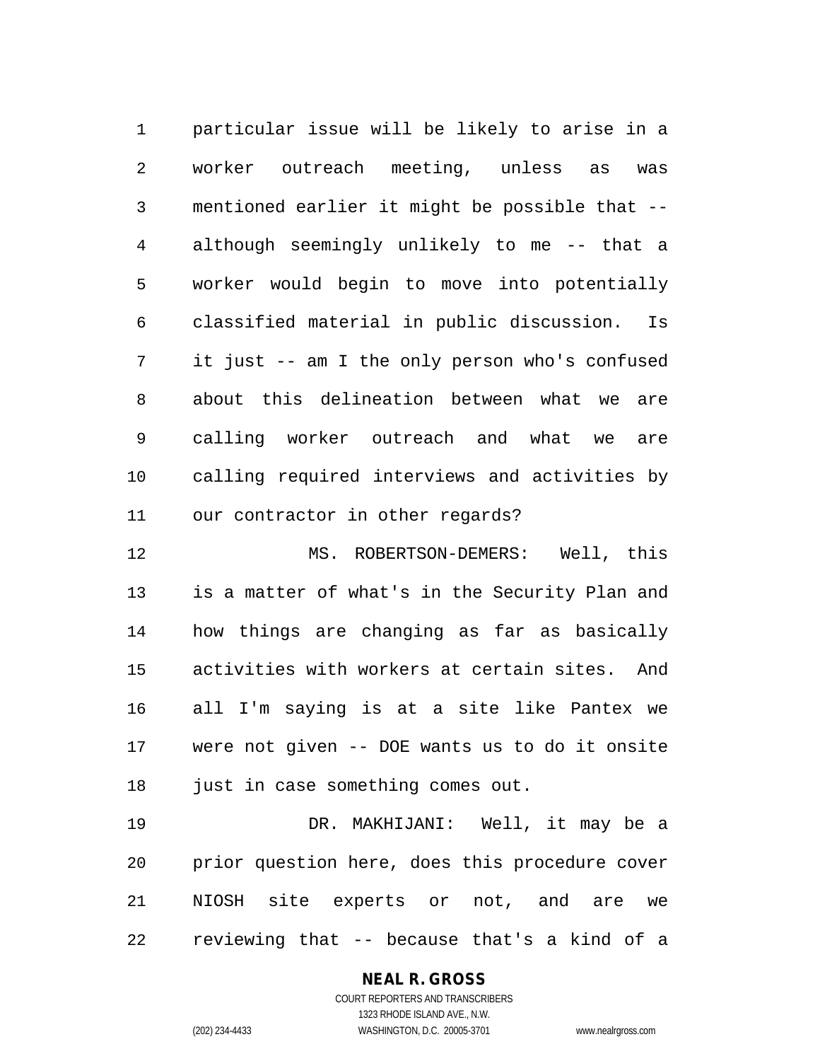particular issue will be likely to arise in a worker outreach meeting, unless as was mentioned earlier it might be possible that -- although seemingly unlikely to me -- that a worker would begin to move into potentially classified material in public discussion. Is it just -- am I the only person who's confused about this delineation between what we are calling worker outreach and what we are calling required interviews and activities by our contractor in other regards?

MS. ROBERTSON-DEMERS: Well, this is a matter of what's in the Security Plan and how things are changing as far as basically activities with workers at certain sites. And all I'm saying is at a site like Pantex we were not given -- DOE wants us to do it onsite just in case something comes out.

DR. MAKHIJANI: Well, it may be a prior question here, does this procedure cover NIOSH site experts or not, and are we reviewing that -- because that's a kind of a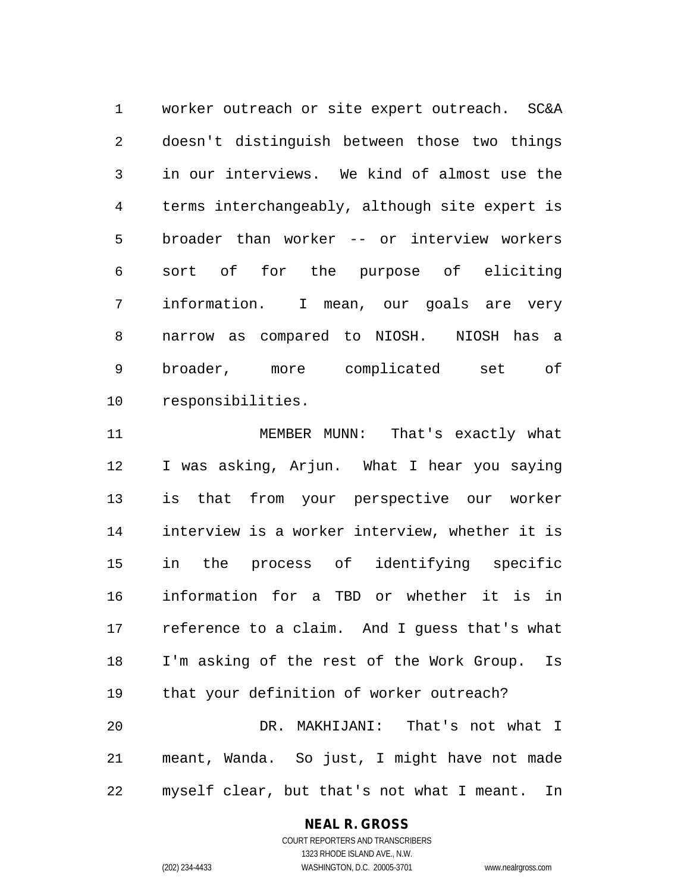worker outreach or site expert outreach. SC&A doesn't distinguish between those two things in our interviews. We kind of almost use the terms interchangeably, although site expert is broader than worker -- or interview workers sort of for the purpose of eliciting information. I mean, our goals are very narrow as compared to NIOSH. NIOSH has a broader, more complicated set of responsibilities.

MEMBER MUNN: That's exactly what I was asking, Arjun. What I hear you saying is that from your perspective our worker interview is a worker interview, whether it is in the process of identifying specific information for a TBD or whether it is in reference to a claim. And I guess that's what I'm asking of the rest of the Work Group. Is that your definition of worker outreach?

DR. MAKHIJANI: That's not what I meant, Wanda. So just, I might have not made myself clear, but that's not what I meant. In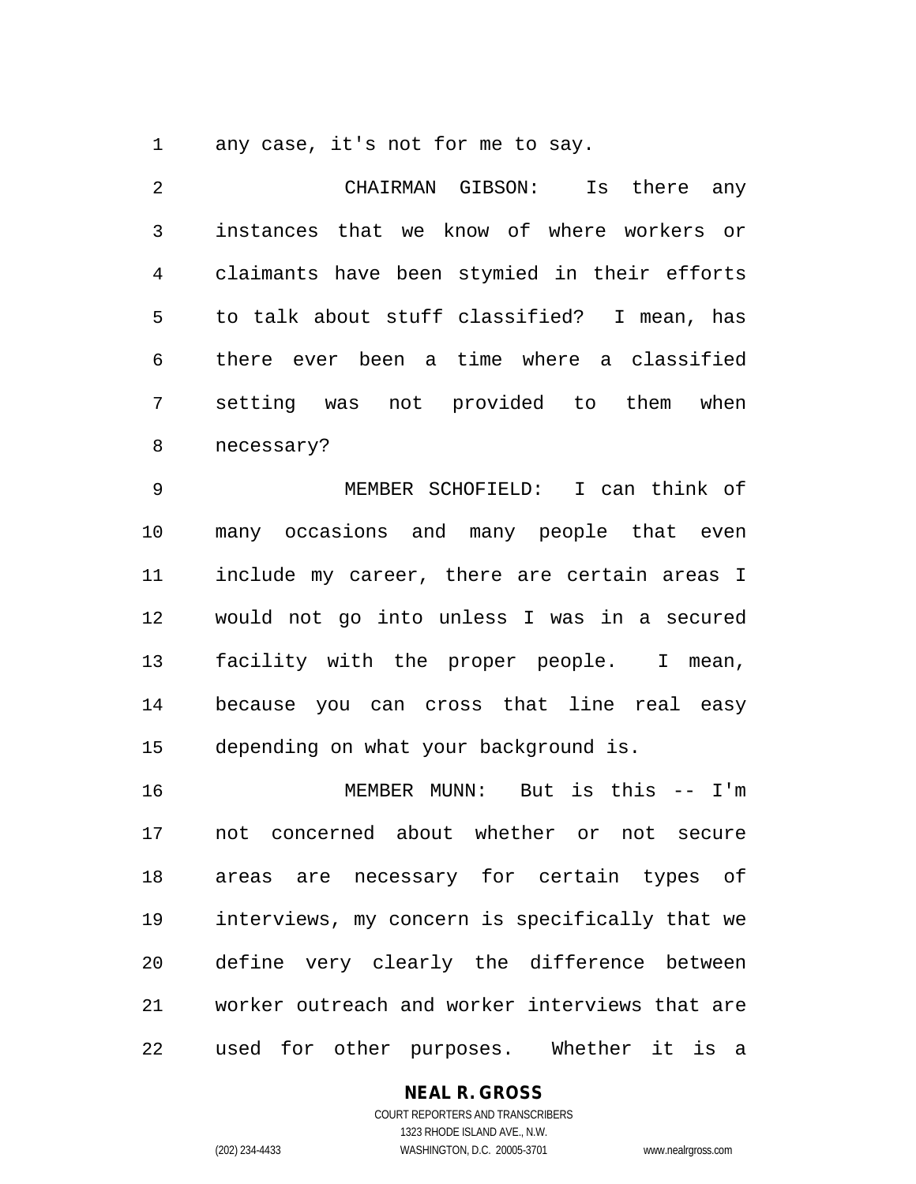any case, it's not for me to say.

CHAIRMAN GIBSON: Is there any instances that we know of where workers or claimants have been stymied in their efforts to talk about stuff classified? I mean, has there ever been a time where a classified setting was not provided to them when necessary?

MEMBER SCHOFIELD: I can think of many occasions and many people that even include my career, there are certain areas I would not go into unless I was in a secured facility with the proper people. I mean, because you can cross that line real easy depending on what your background is.

MEMBER MUNN: But is this -- I'm not concerned about whether or not secure areas are necessary for certain types of interviews, my concern is specifically that we define very clearly the difference between worker outreach and worker interviews that are used for other purposes. Whether it is a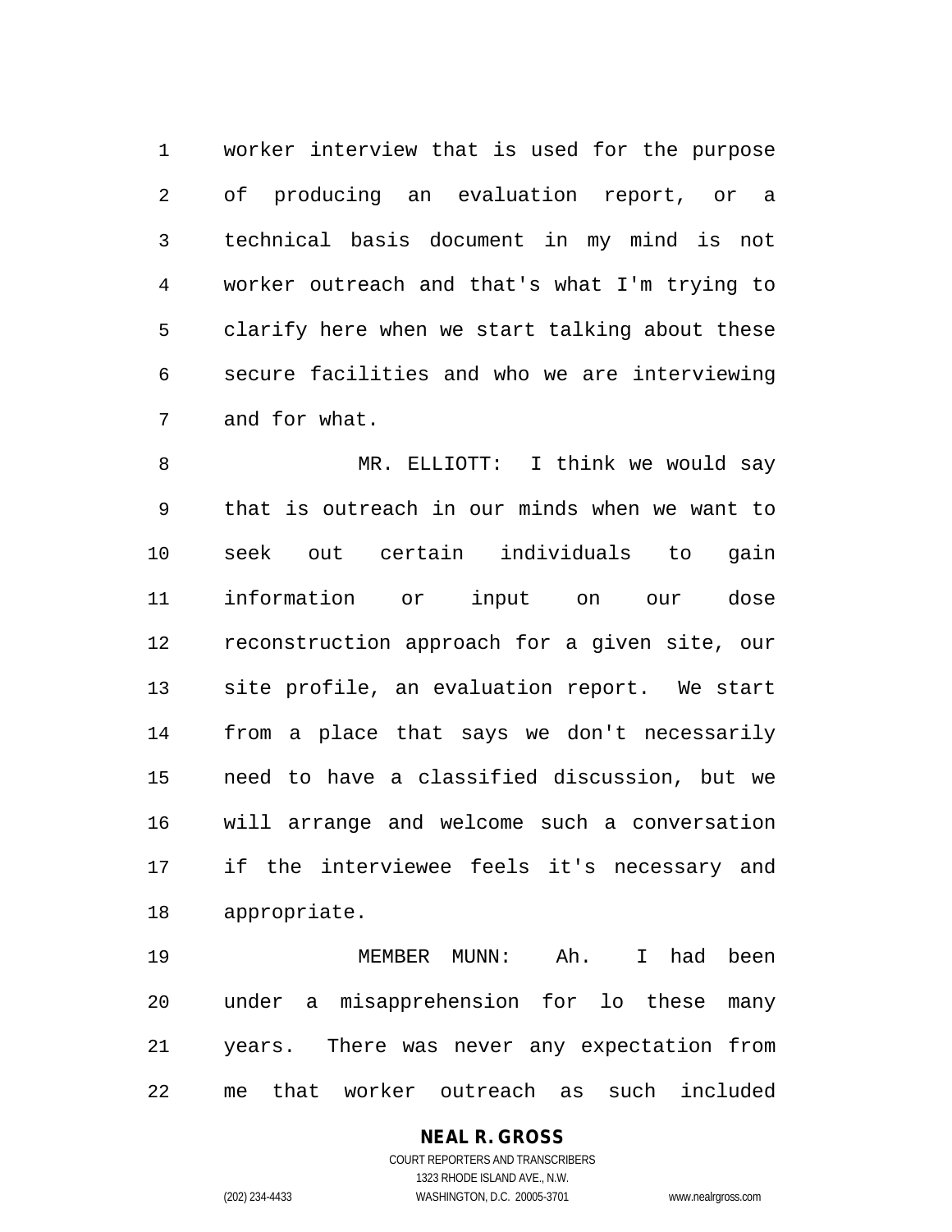worker interview that is used for the purpose of producing an evaluation report, or a technical basis document in my mind is not worker outreach and that's what I'm trying to clarify here when we start talking about these secure facilities and who we are interviewing and for what.

MR. ELLIOTT: I think we would say that is outreach in our minds when we want to seek out certain individuals to gain information or input on our dose reconstruction approach for a given site, our site profile, an evaluation report. We start from a place that says we don't necessarily need to have a classified discussion, but we will arrange and welcome such a conversation if the interviewee feels it's necessary and appropriate.

MEMBER MUNN: Ah. I had been under a misapprehension for lo these many years. There was never any expectation from me that worker outreach as such included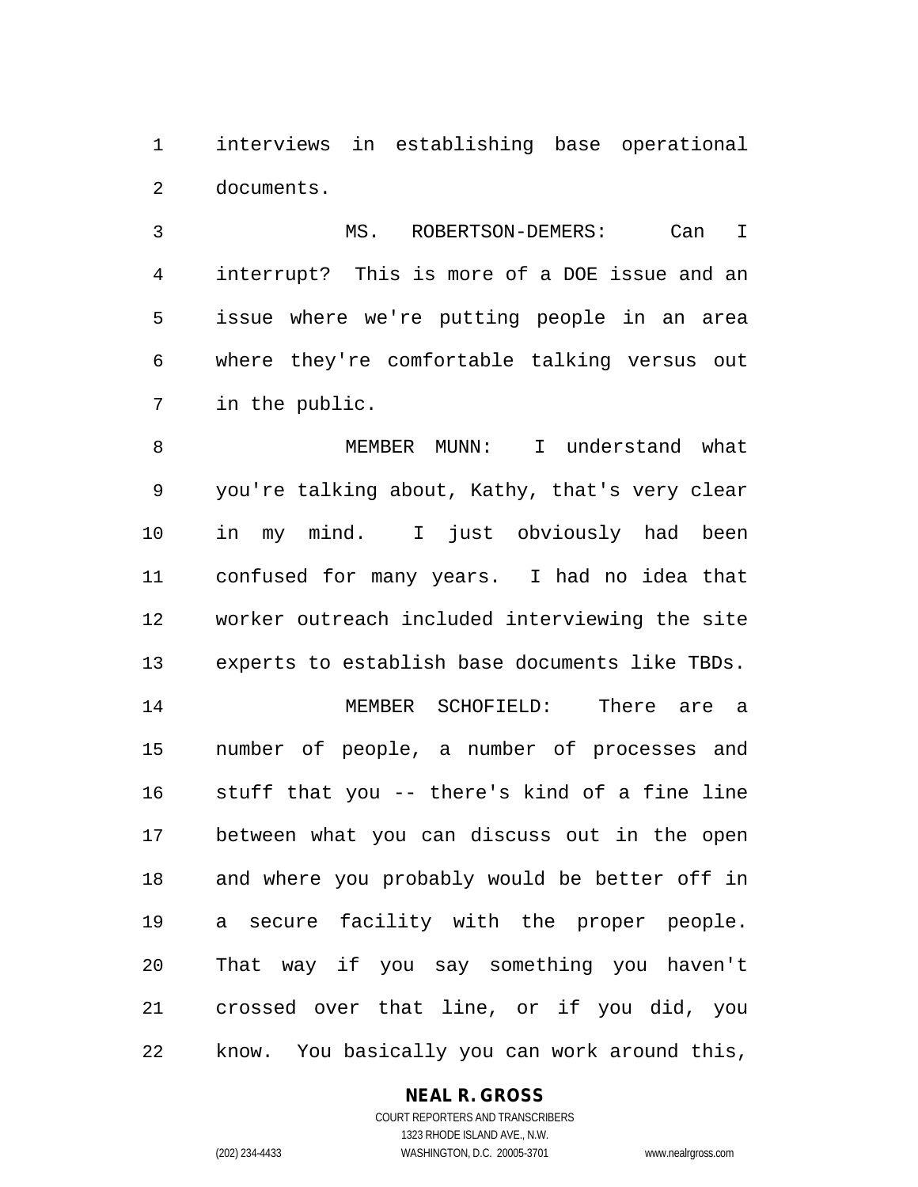interviews in establishing base operational documents.

MS. ROBERTSON-DEMERS: Can I interrupt? This is more of a DOE issue and an issue where we're putting people in an area where they're comfortable talking versus out in the public.

MEMBER MUNN: I understand what you're talking about, Kathy, that's very clear in my mind. I just obviously had been confused for many years. I had no idea that worker outreach included interviewing the site experts to establish base documents like TBDs.

MEMBER SCHOFIELD: There are a number of people, a number of processes and stuff that you -- there's kind of a fine line between what you can discuss out in the open and where you probably would be better off in a secure facility with the proper people. That way if you say something you haven't crossed over that line, or if you did, you know. You basically you can work around this,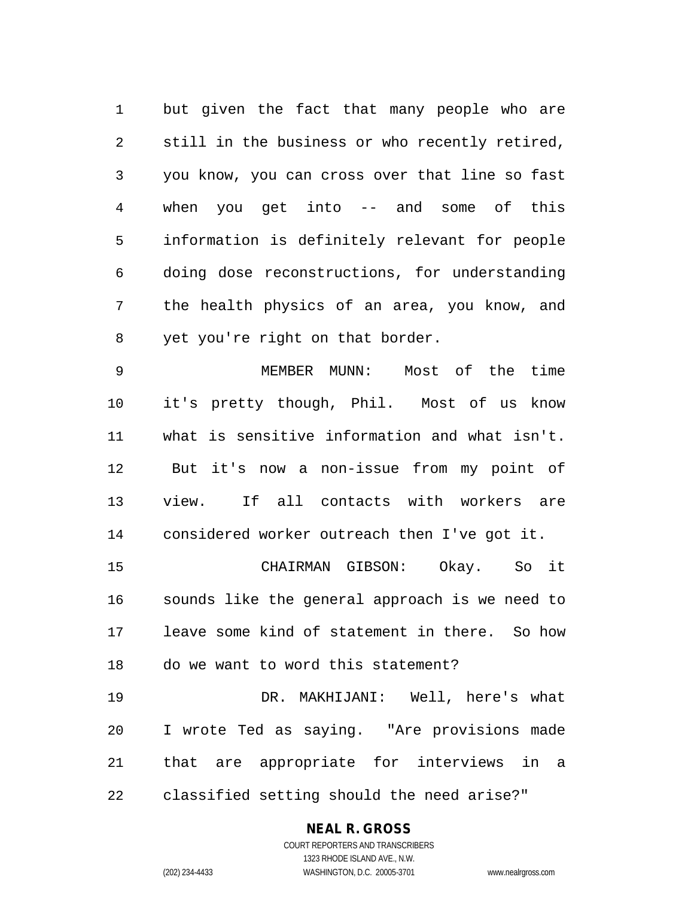but given the fact that many people who are still in the business or who recently retired, you know, you can cross over that line so fast when you get into -- and some of this information is definitely relevant for people doing dose reconstructions, for understanding the health physics of an area, you know, and yet you're right on that border.

MEMBER MUNN: Most of the time it's pretty though, Phil. Most of us know what is sensitive information and what isn't. But it's now a non-issue from my point of view. If all contacts with workers are considered worker outreach then I've got it.

CHAIRMAN GIBSON: Okay. So it sounds like the general approach is we need to leave some kind of statement in there. So how do we want to word this statement?

DR. MAKHIJANI: Well, here's what I wrote Ted as saying. "Are provisions made that are appropriate for interviews in a classified setting should the need arise?"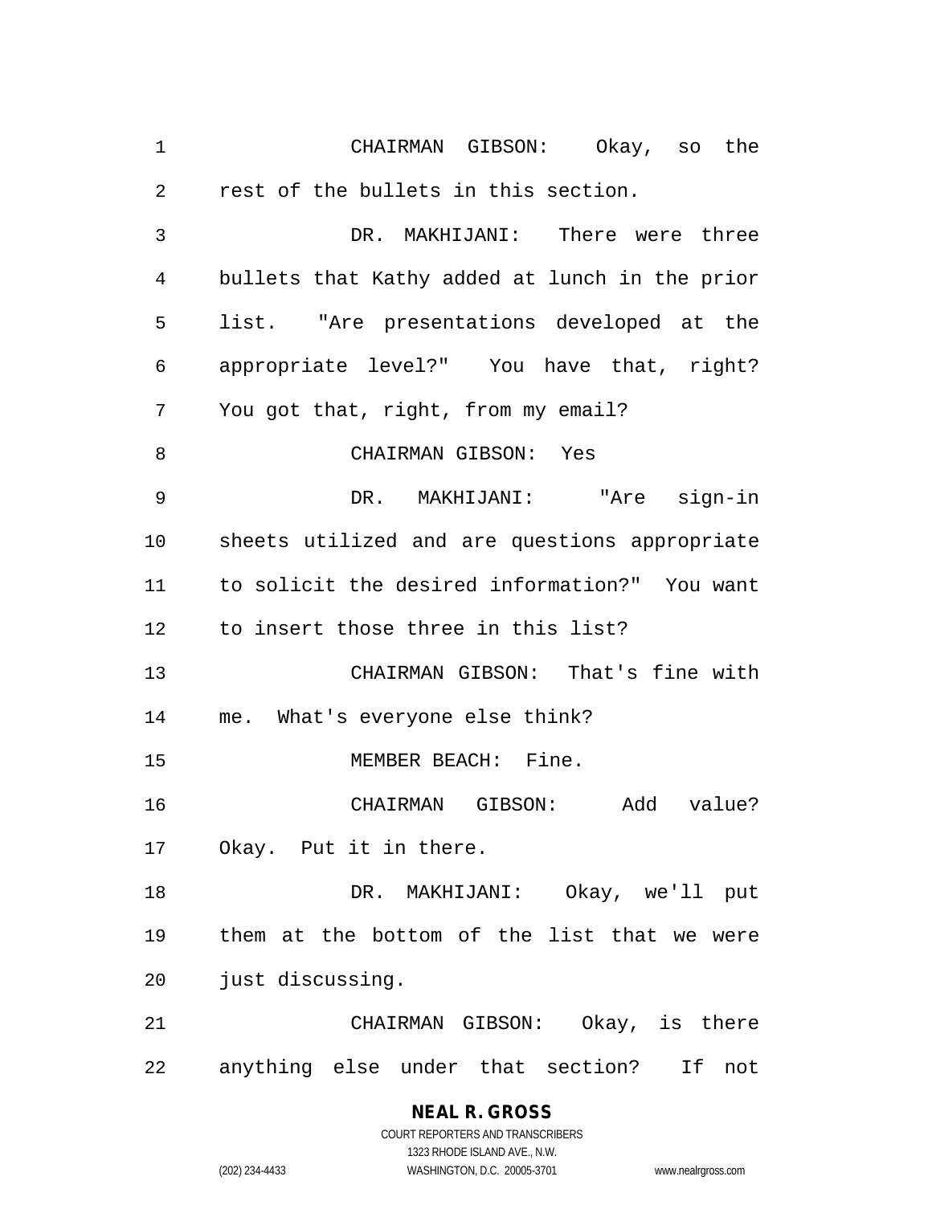CHAIRMAN GIBSON: Okay, so the rest of the bullets in this section.

DR. MAKHIJANI: There were three bullets that Kathy added at lunch in the prior list. "Are presentations developed at the appropriate level?" You have that, right? You got that, right, from my email?

CHAIRMAN GIBSON: Yes

DR. MAKHIJANI: "Are sign-in sheets utilized and are questions appropriate to solicit the desired information?" You want to insert those three in this list?

CHAIRMAN GIBSON: That's fine with me. What's everyone else think?

MEMBER BEACH: Fine.

CHAIRMAN GIBSON: Add value? Okay. Put it in there.

DR. MAKHIJANI: Okay, we'll put them at the bottom of the list that we were just discussing.

CHAIRMAN GIBSON: Okay, is there anything else under that section? If not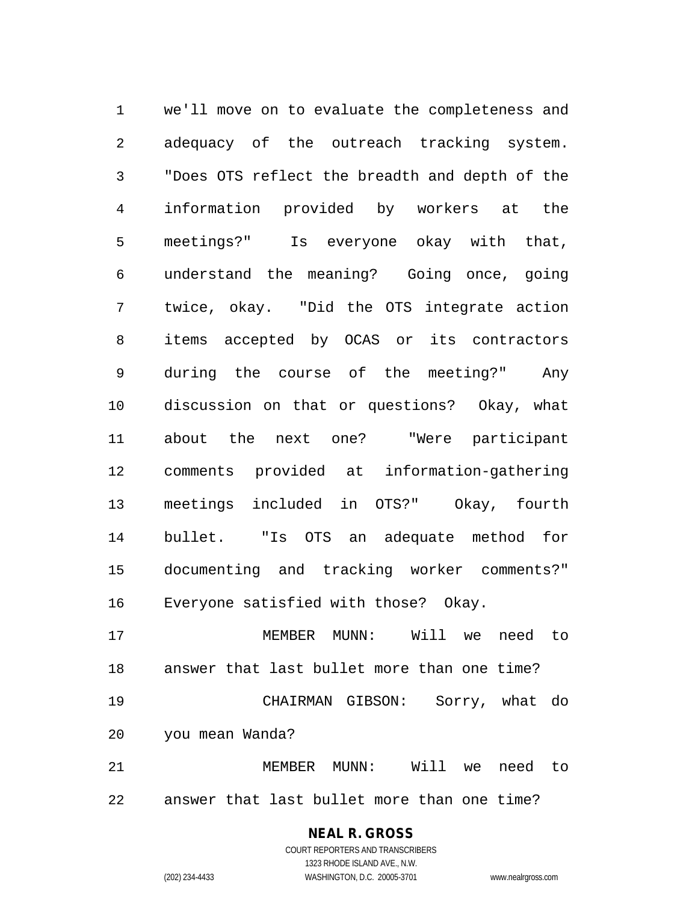we'll move on to evaluate the completeness and adequacy of the outreach tracking system. "Does OTS reflect the breadth and depth of the information provided by workers at the meetings?" Is everyone okay with that, understand the meaning? Going once, going twice, okay. "Did the OTS integrate action items accepted by OCAS or its contractors during the course of the meeting?" Any discussion on that or questions? Okay, what about the next one? "Were participant comments provided at information-gathering meetings included in OTS?" Okay, fourth bullet. "Is OTS an adequate method for documenting and tracking worker comments?" Everyone satisfied with those? Okay.

MEMBER MUNN: Will we need to answer that last bullet more than one time?

CHAIRMAN GIBSON: Sorry, what do you mean Wanda?

MEMBER MUNN: Will we need to answer that last bullet more than one time?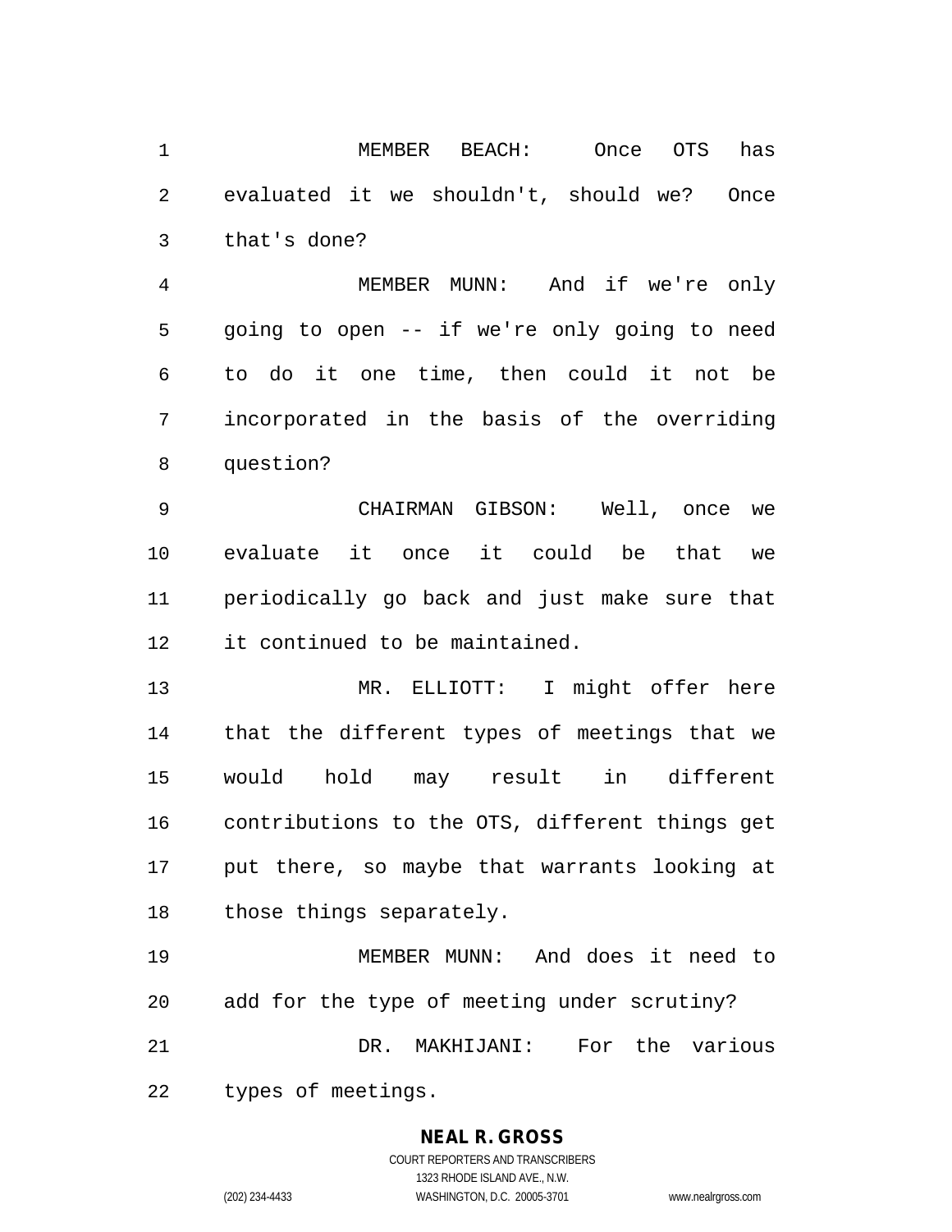MEMBER BEACH: Once OTS has evaluated it we shouldn't, should we? Once that's done?

MEMBER MUNN: And if we're only going to open -- if we're only going to need to do it one time, then could it not be incorporated in the basis of the overriding question?

CHAIRMAN GIBSON: Well, once we evaluate it once it could be that we periodically go back and just make sure that it continued to be maintained.

MR. ELLIOTT: I might offer here that the different types of meetings that we would hold may result in different contributions to the OTS, different things get put there, so maybe that warrants looking at those things separately.

MEMBER MUNN: And does it need to add for the type of meeting under scrutiny?

DR. MAKHIJANI: For the various types of meetings.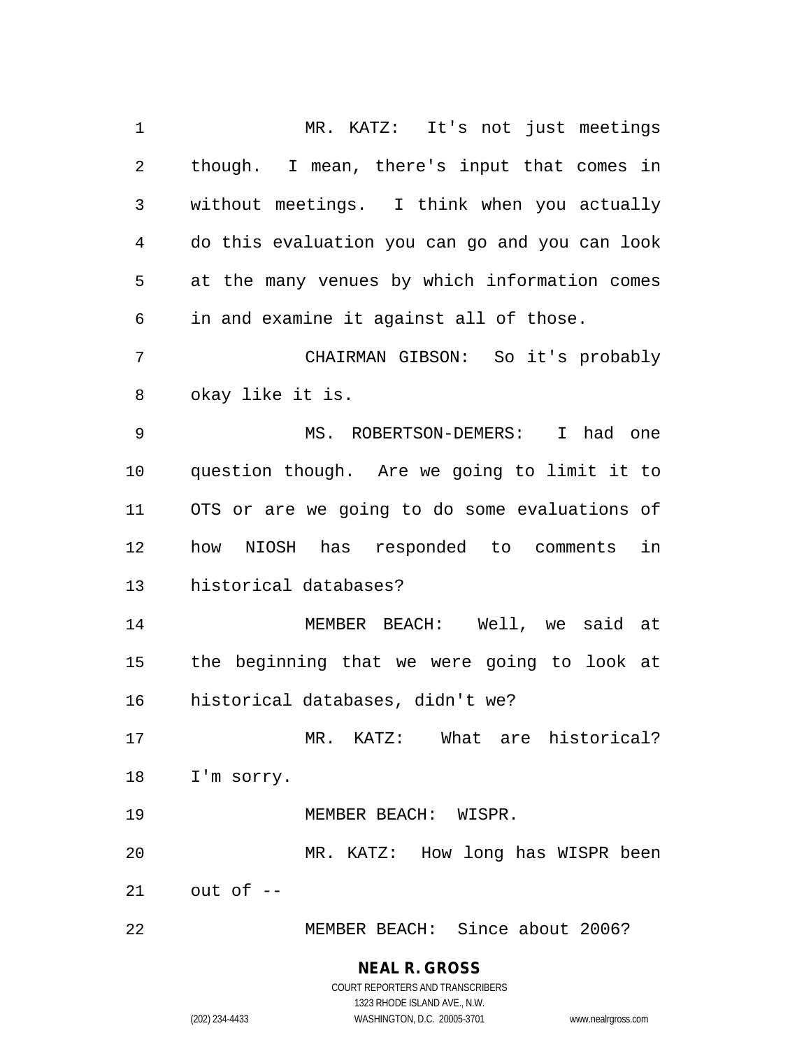MR. KATZ: It's not just meetings though. I mean, there's input that comes in without meetings. I think when you actually do this evaluation you can go and you can look at the many venues by which information comes in and examine it against all of those.

CHAIRMAN GIBSON: So it's probably okay like it is.

MS. ROBERTSON-DEMERS: I had one question though. Are we going to limit it to OTS or are we going to do some evaluations of how NIOSH has responded to comments in historical databases?

MEMBER BEACH: Well, we said at the beginning that we were going to look at historical databases, didn't we?

MR. KATZ: What are historical? I'm sorry.

MEMBER BEACH: WISPR.

MR. KATZ: How long has WISPR been out of --

MEMBER BEACH: Since about 2006?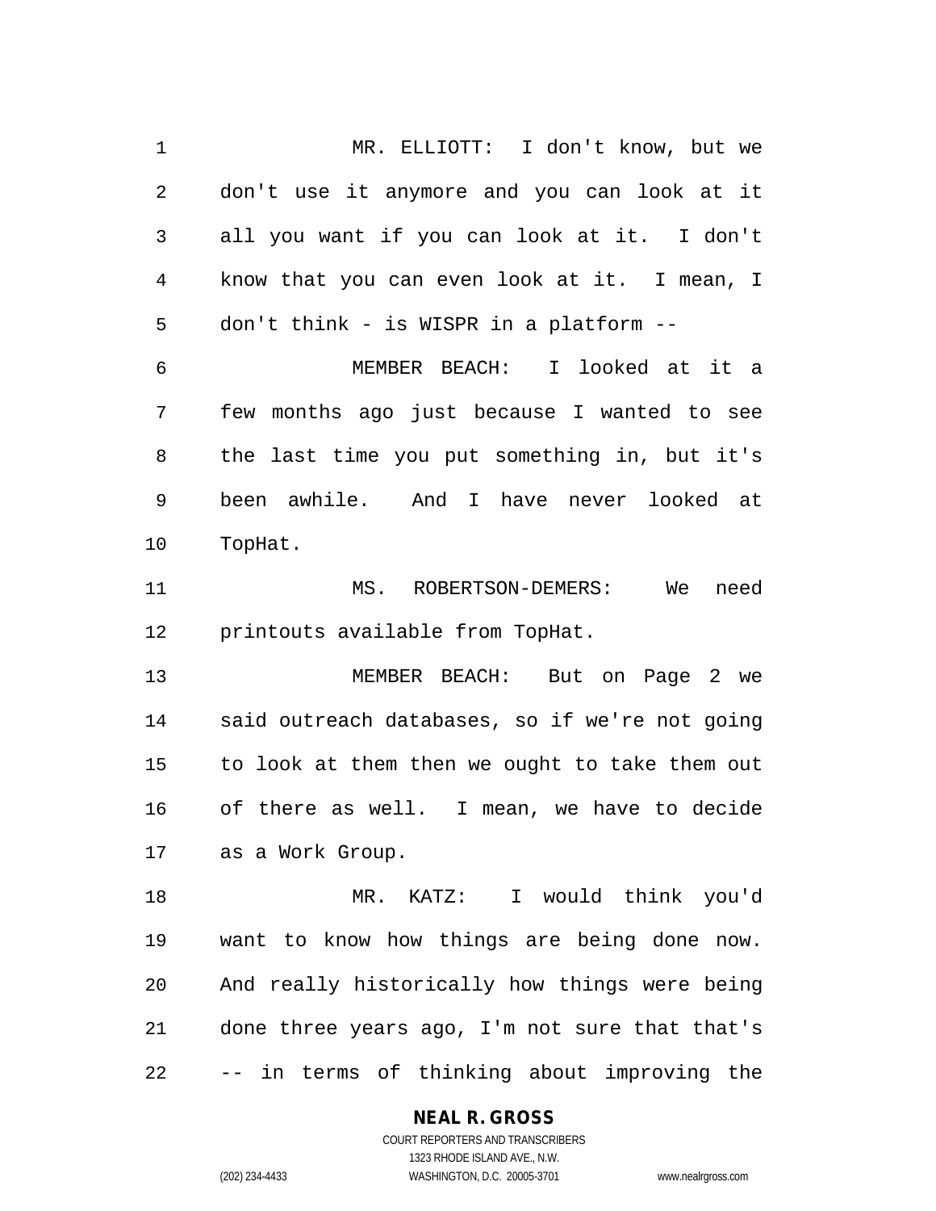MR. ELLIOTT: I don't know, but we don't use it anymore and you can look at it all you want if you can look at it. I don't know that you can even look at it. I mean, I don't think - is WISPR in a platform --

MEMBER BEACH: I looked at it a few months ago just because I wanted to see the last time you put something in, but it's been awhile. And I have never looked at TopHat.

MS. ROBERTSON-DEMERS: We need printouts available from TopHat.

MEMBER BEACH: But on Page 2 we said outreach databases, so if we're not going to look at them then we ought to take them out of there as well. I mean, we have to decide as a Work Group.

MR. KATZ: I would think you'd want to know how things are being done now. And really historically how things were being done three years ago, I'm not sure that that's -- in terms of thinking about improving the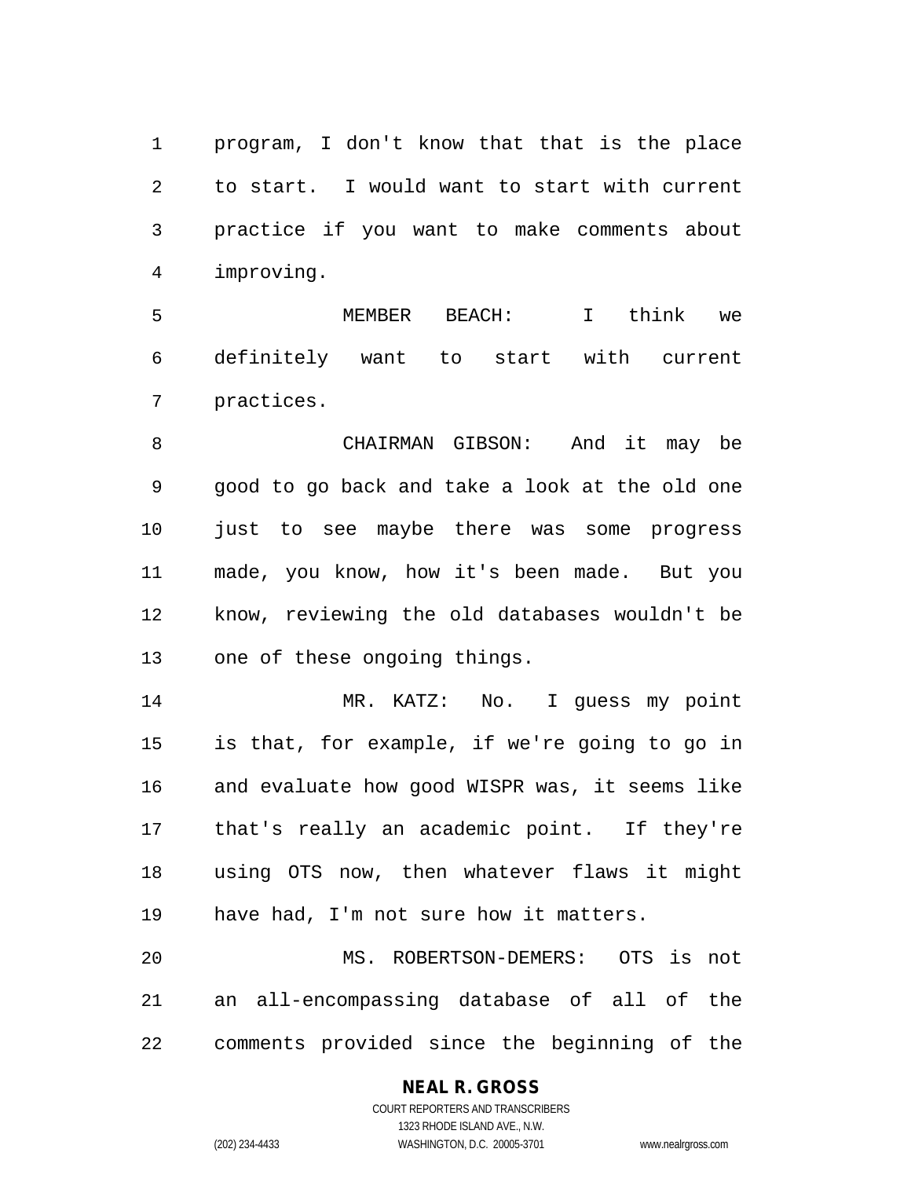program, I don't know that that is the place to start. I would want to start with current practice if you want to make comments about improving.

MEMBER BEACH: I think we definitely want to start with current practices.

CHAIRMAN GIBSON: And it may be good to go back and take a look at the old one just to see maybe there was some progress made, you know, how it's been made. But you know, reviewing the old databases wouldn't be one of these ongoing things.

MR. KATZ: No. I guess my point is that, for example, if we're going to go in and evaluate how good WISPR was, it seems like that's really an academic point. If they're using OTS now, then whatever flaws it might have had, I'm not sure how it matters.

MS. ROBERTSON-DEMERS: OTS is not an all-encompassing database of all of the comments provided since the beginning of the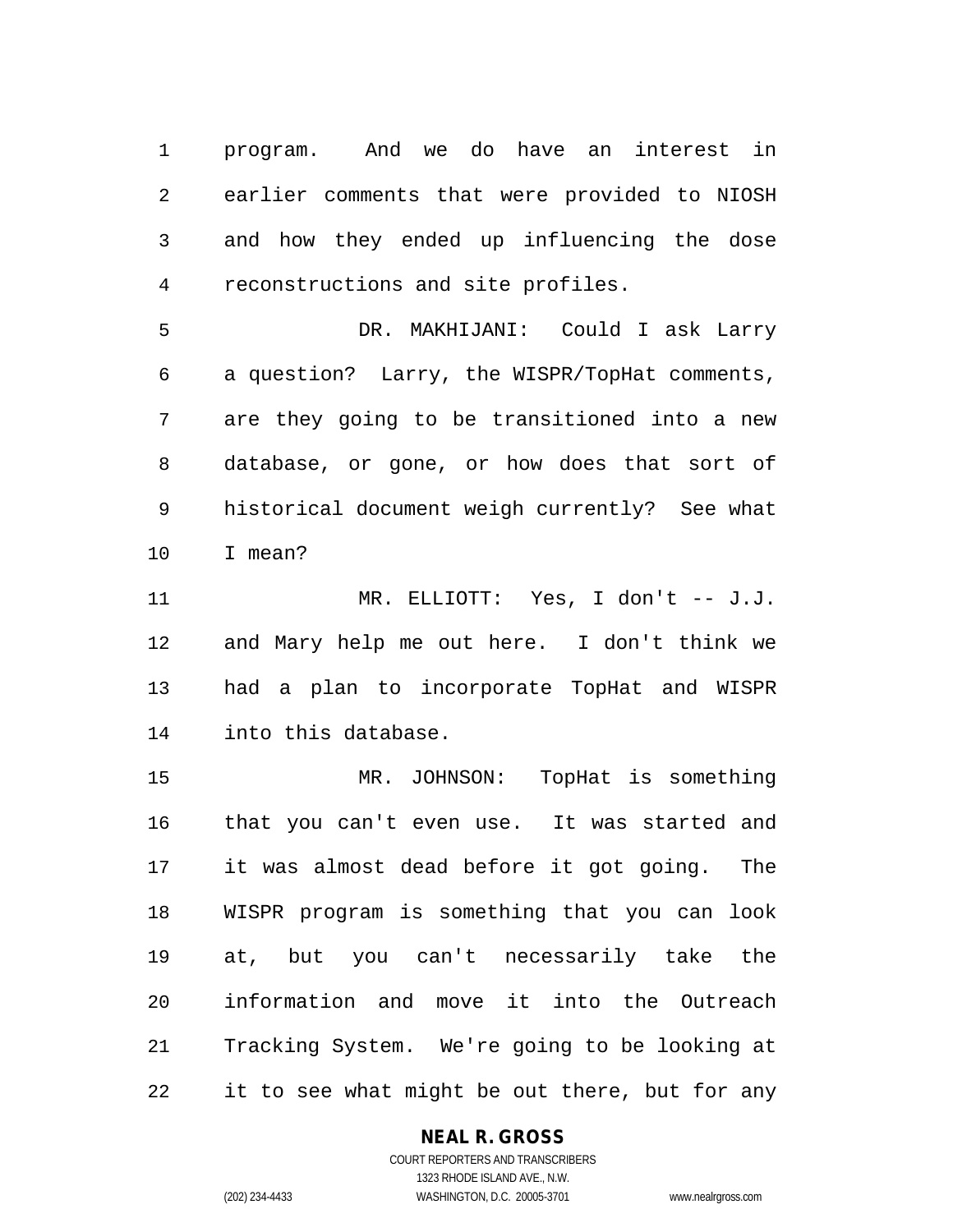program. And we do have an interest in earlier comments that were provided to NIOSH and how they ended up influencing the dose reconstructions and site profiles.

DR. MAKHIJANI: Could I ask Larry a question? Larry, the WISPR/TopHat comments, are they going to be transitioned into a new database, or gone, or how does that sort of historical document weigh currently? See what I mean?

MR. ELLIOTT: Yes, I don't -- J.J. and Mary help me out here. I don't think we had a plan to incorporate TopHat and WISPR into this database.

MR. JOHNSON: TopHat is something that you can't even use. It was started and it was almost dead before it got going. The WISPR program is something that you can look at, but you can't necessarily take the information and move it into the Outreach Tracking System. We're going to be looking at it to see what might be out there, but for any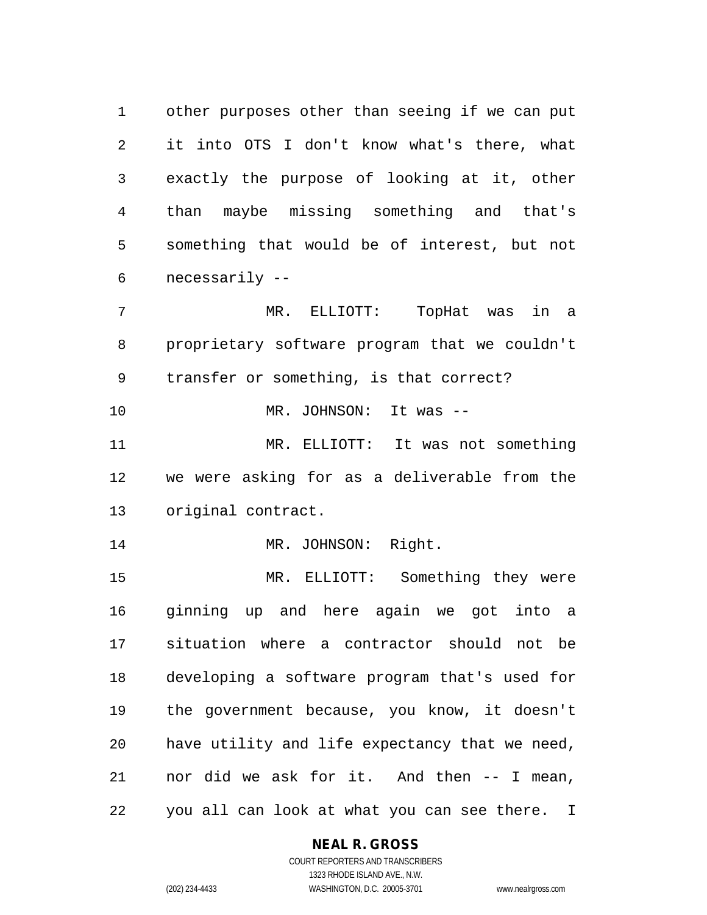other purposes other than seeing if we can put it into OTS I don't know what's there, what exactly the purpose of looking at it, other than maybe missing something and that's something that would be of interest, but not necessarily --

MR. ELLIOTT: TopHat was in a proprietary software program that we couldn't transfer or something, is that correct?

MR. JOHNSON: It was --

MR. ELLIOTT: It was not something we were asking for as a deliverable from the original contract.

MR. JOHNSON: Right.

MR. ELLIOTT: Something they were ginning up and here again we got into a situation where a contractor should not be developing a software program that's used for the government because, you know, it doesn't have utility and life expectancy that we need, nor did we ask for it. And then -- I mean, you all can look at what you can see there. I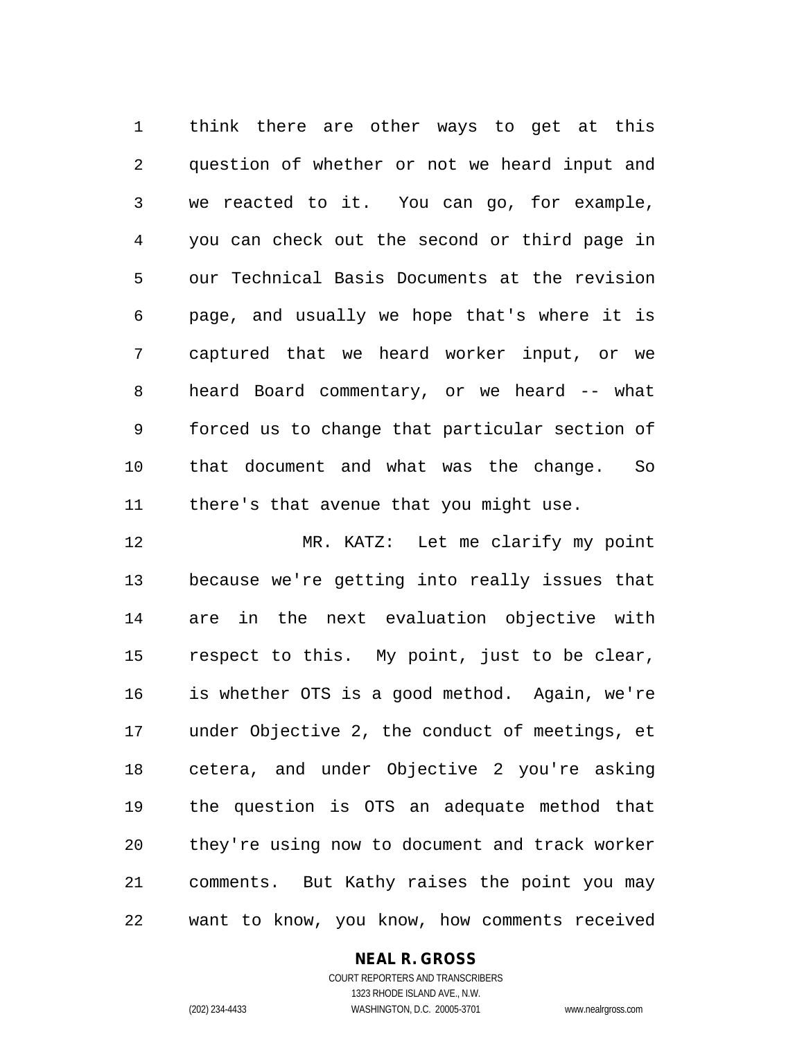think there are other ways to get at this question of whether or not we heard input and we reacted to it. You can go, for example, you can check out the second or third page in our Technical Basis Documents at the revision page, and usually we hope that's where it is captured that we heard worker input, or we heard Board commentary, or we heard -- what forced us to change that particular section of that document and what was the change. So there's that avenue that you might use.

MR. KATZ: Let me clarify my point because we're getting into really issues that are in the next evaluation objective with respect to this. My point, just to be clear, is whether OTS is a good method. Again, we're under Objective 2, the conduct of meetings, et cetera, and under Objective 2 you're asking the question is OTS an adequate method that they're using now to document and track worker comments. But Kathy raises the point you may want to know, you know, how comments received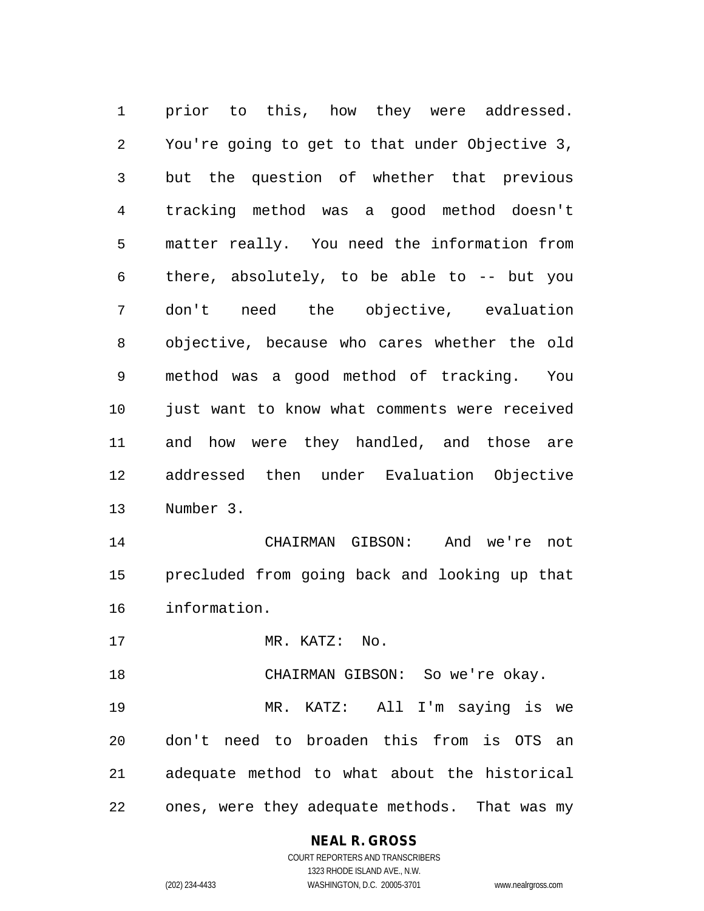prior to this, how they were addressed. You're going to get to that under Objective 3, but the question of whether that previous tracking method was a good method doesn't matter really. You need the information from there, absolutely, to be able to -- but you don't need the objective, evaluation objective, because who cares whether the old method was a good method of tracking. You just want to know what comments were received and how were they handled, and those are addressed then under Evaluation Objective Number 3.

CHAIRMAN GIBSON: And we're not precluded from going back and looking up that information.

MR. KATZ: No.

CHAIRMAN GIBSON: So we're okay.

MR. KATZ: All I'm saying is we don't need to broaden this from is OTS an adequate method to what about the historical ones, were they adequate methods. That was my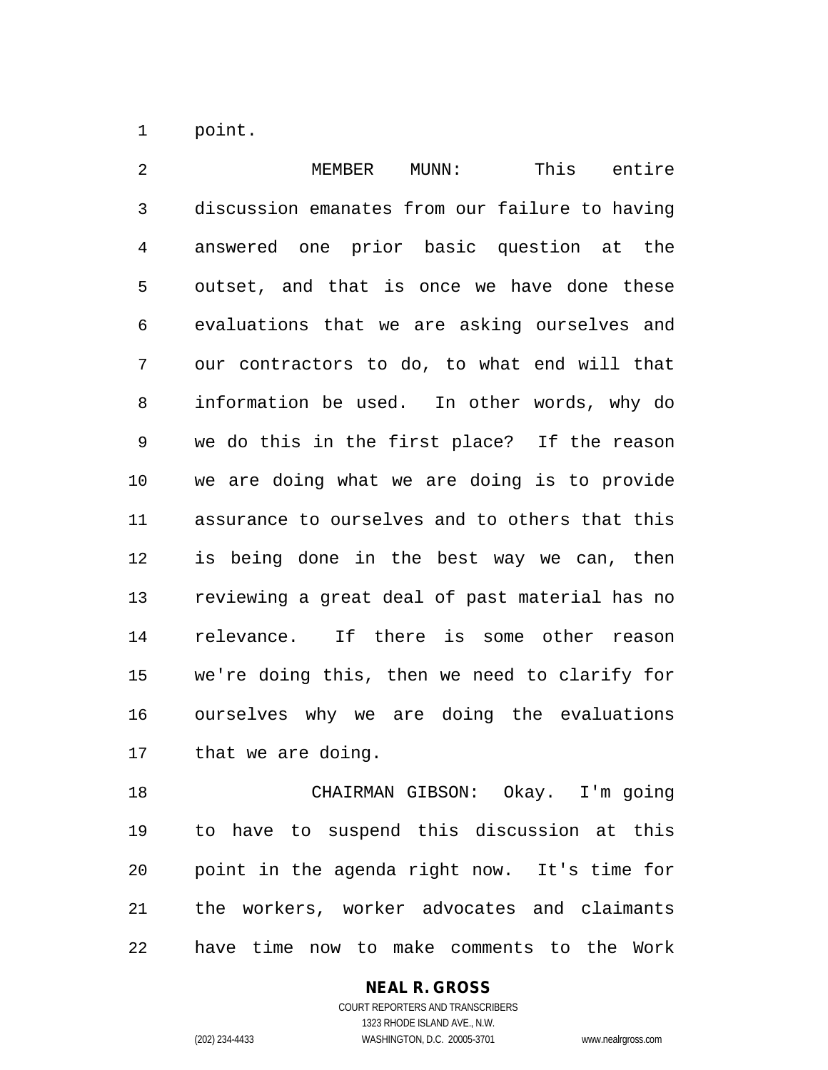point.

MEMBER MUNN: This entire discussion emanates from our failure to having answered one prior basic question at the outset, and that is once we have done these evaluations that we are asking ourselves and our contractors to do, to what end will that information be used. In other words, why do we do this in the first place? If the reason we are doing what we are doing is to provide assurance to ourselves and to others that this is being done in the best way we can, then reviewing a great deal of past material has no relevance. If there is some other reason we're doing this, then we need to clarify for ourselves why we are doing the evaluations that we are doing.

CHAIRMAN GIBSON: Okay. I'm going to have to suspend this discussion at this point in the agenda right now. It's time for the workers, worker advocates and claimants have time now to make comments to the Work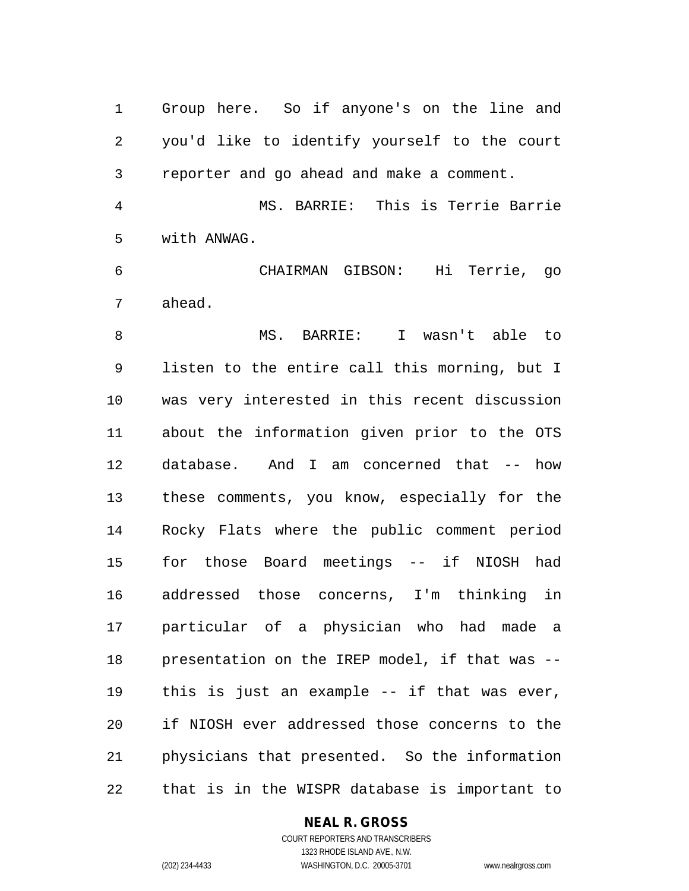Group here. So if anyone's on the line and you'd like to identify yourself to the court reporter and go ahead and make a comment.

MS. BARRIE: This is Terrie Barrie with ANWAG.

CHAIRMAN GIBSON: Hi Terrie, go ahead.

MS. BARRIE: I wasn't able to listen to the entire call this morning, but I was very interested in this recent discussion about the information given prior to the OTS database. And I am concerned that -- how these comments, you know, especially for the Rocky Flats where the public comment period for those Board meetings -- if NIOSH had addressed those concerns, I'm thinking in particular of a physician who had made a presentation on the IREP model, if that was -- this is just an example -- if that was ever, if NIOSH ever addressed those concerns to the physicians that presented. So the information that is in the WISPR database is important to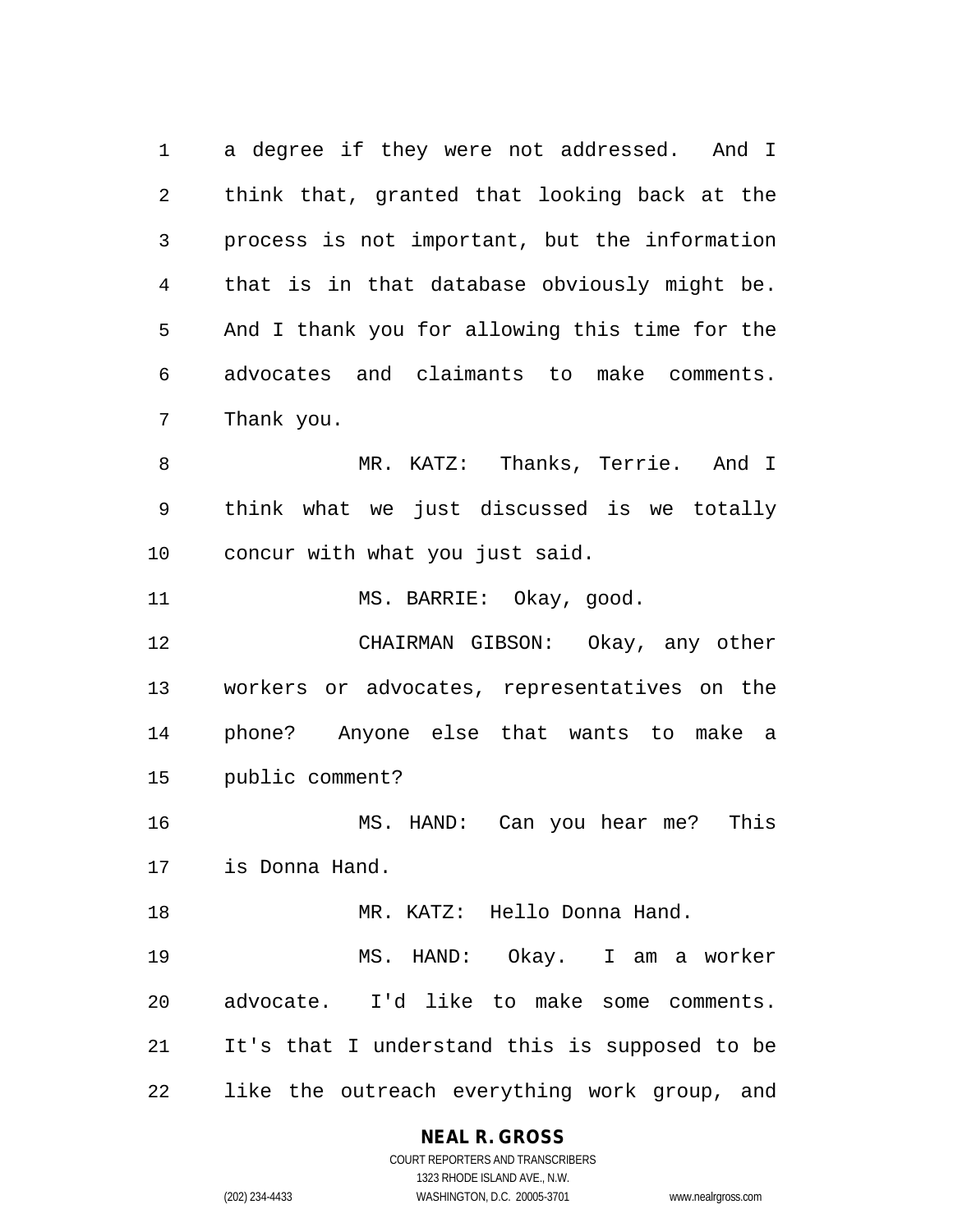a degree if they were not addressed. And I think that, granted that looking back at the process is not important, but the information that is in that database obviously might be. And I thank you for allowing this time for the advocates and claimants to make comments. Thank you.

MR. KATZ: Thanks, Terrie. And I think what we just discussed is we totally concur with what you just said.

MS. BARRIE: Okay, good.

CHAIRMAN GIBSON: Okay, any other workers or advocates, representatives on the phone? Anyone else that wants to make a public comment?

MS. HAND: Can you hear me? This is Donna Hand.

MR. KATZ: Hello Donna Hand.

MS. HAND: Okay. I am a worker advocate. I'd like to make some comments. It's that I understand this is supposed to be like the outreach everything work group, and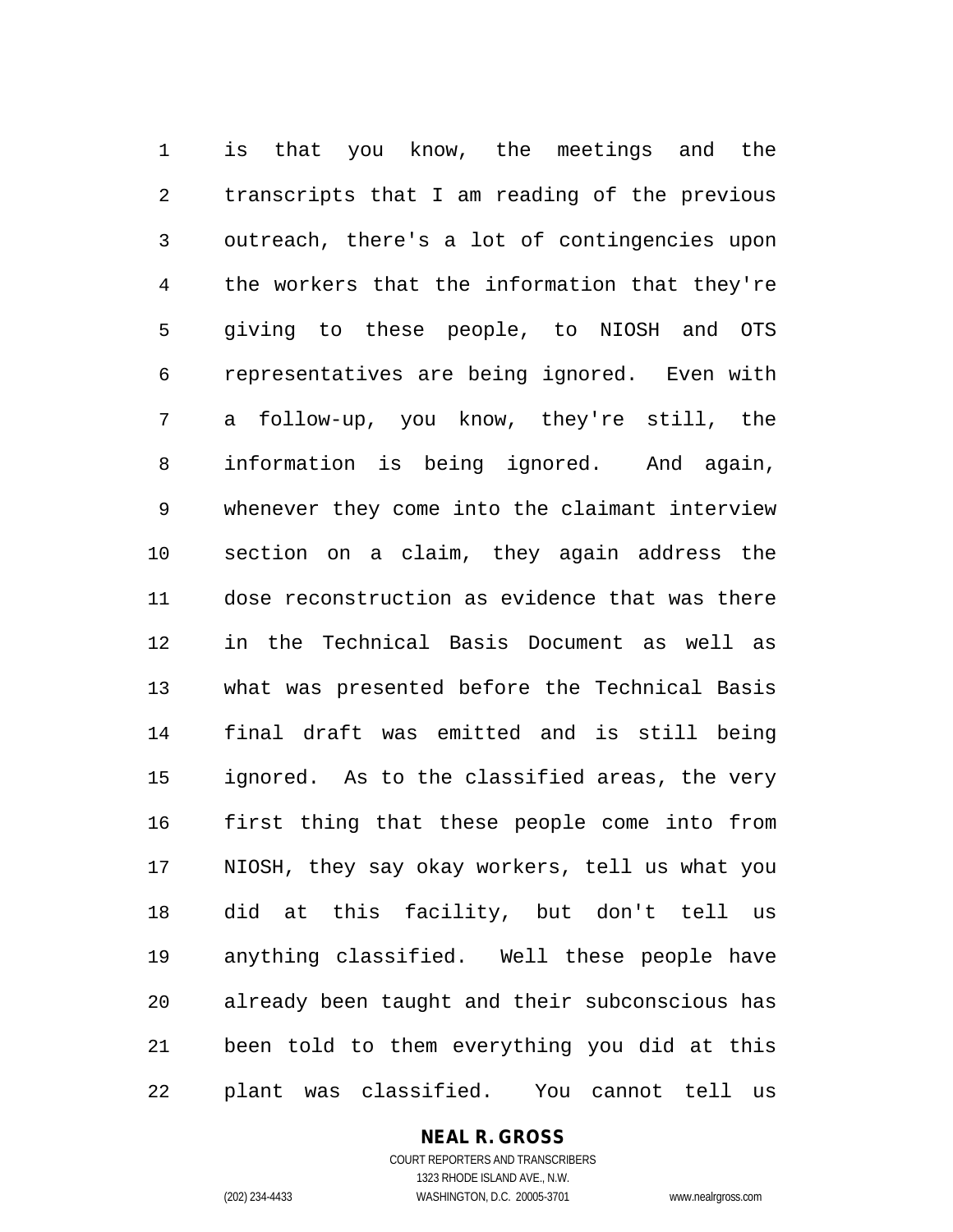is that you know, the meetings and the transcripts that I am reading of the previous outreach, there's a lot of contingencies upon the workers that the information that they're giving to these people, to NIOSH and OTS representatives are being ignored. Even with a follow-up, you know, they're still, the information is being ignored. And again, whenever they come into the claimant interview section on a claim, they again address the dose reconstruction as evidence that was there in the Technical Basis Document as well as what was presented before the Technical Basis final draft was emitted and is still being ignored. As to the classified areas, the very first thing that these people come into from NIOSH, they say okay workers, tell us what you did at this facility, but don't tell us anything classified. Well these people have already been taught and their subconscious has been told to them everything you did at this plant was classified. You cannot tell us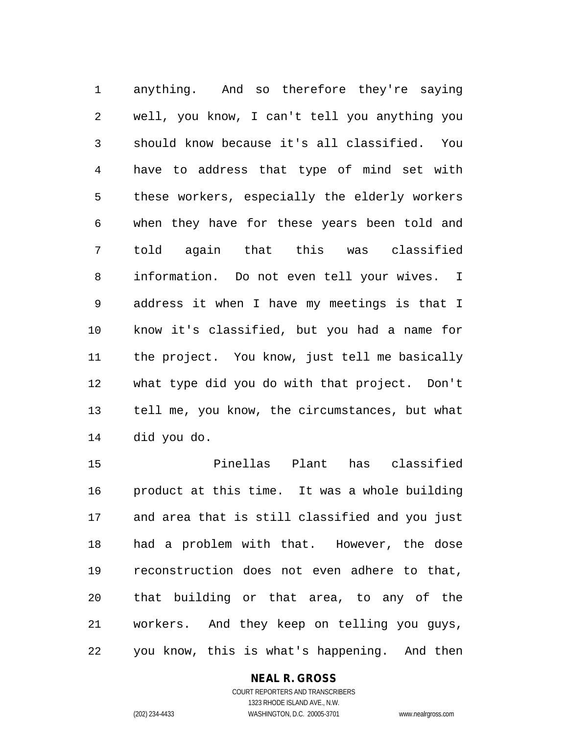anything. And so therefore they're saying well, you know, I can't tell you anything you should know because it's all classified. You have to address that type of mind set with these workers, especially the elderly workers when they have for these years been told and told again that this was classified information. Do not even tell your wives. I address it when I have my meetings is that I know it's classified, but you had a name for the project. You know, just tell me basically what type did you do with that project. Don't tell me, you know, the circumstances, but what did you do.

Pinellas Plant has classified product at this time. It was a whole building and area that is still classified and you just had a problem with that. However, the dose reconstruction does not even adhere to that, that building or that area, to any of the workers. And they keep on telling you guys, you know, this is what's happening. And then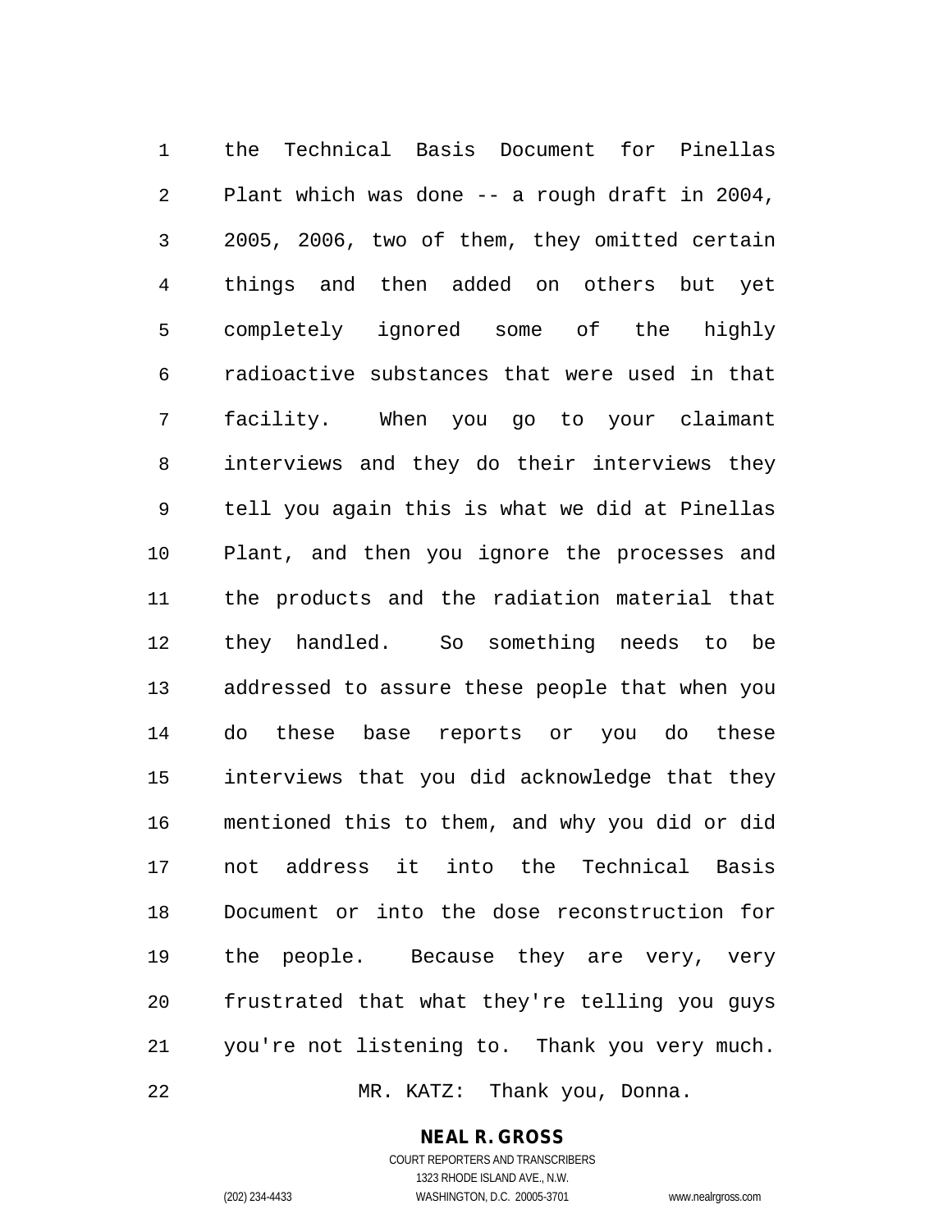the Technical Basis Document for Pinellas Plant which was done -- a rough draft in 2004, 2005, 2006, two of them, they omitted certain things and then added on others but yet completely ignored some of the highly radioactive substances that were used in that facility. When you go to your claimant interviews and they do their interviews they tell you again this is what we did at Pinellas Plant, and then you ignore the processes and the products and the radiation material that they handled. So something needs to be addressed to assure these people that when you do these base reports or you do these interviews that you did acknowledge that they mentioned this to them, and why you did or did not address it into the Technical Basis Document or into the dose reconstruction for the people. Because they are very, very frustrated that what they're telling you guys you're not listening to. Thank you very much.

MR. KATZ: Thank you, Donna.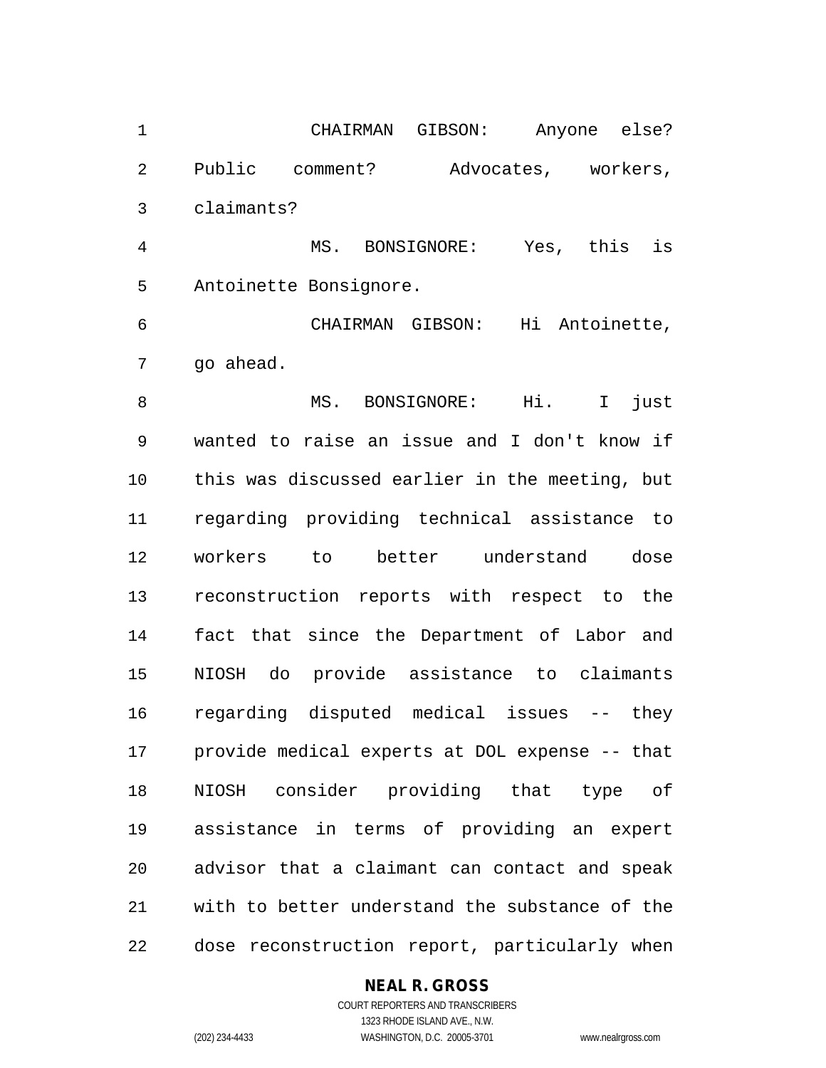CHAIRMAN GIBSON: Anyone else? Public comment? Advocates, workers, claimants?

MS. BONSIGNORE: Yes, this is Antoinette Bonsignore.

CHAIRMAN GIBSON: Hi Antoinette, go ahead.

MS. BONSIGNORE: Hi. I just wanted to raise an issue and I don't know if this was discussed earlier in the meeting, but regarding providing technical assistance to workers to better understand dose reconstruction reports with respect to the fact that since the Department of Labor and NIOSH do provide assistance to claimants regarding disputed medical issues -- they provide medical experts at DOL expense -- that NIOSH consider providing that type of assistance in terms of providing an expert advisor that a claimant can contact and speak with to better understand the substance of the dose reconstruction report, particularly when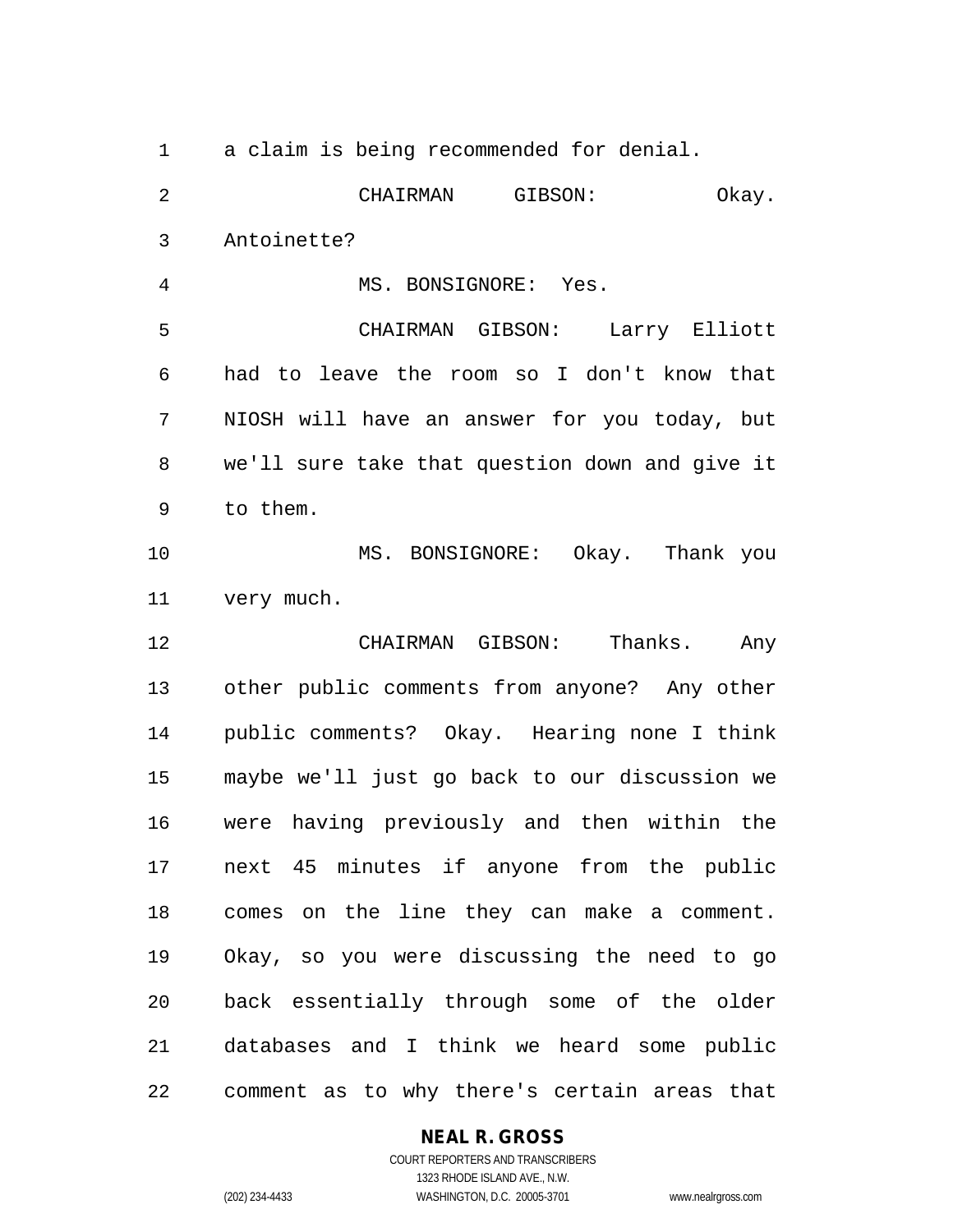a claim is being recommended for denial.

CHAIRMAN GIBSON: Okay. Antoinette?

MS. BONSIGNORE: Yes.

CHAIRMAN GIBSON: Larry Elliott had to leave the room so I don't know that NIOSH will have an answer for you today, but we'll sure take that question down and give it to them.

MS. BONSIGNORE: Okay. Thank you very much.

CHAIRMAN GIBSON: Thanks. Any other public comments from anyone? Any other public comments? Okay. Hearing none I think maybe we'll just go back to our discussion we were having previously and then within the next 45 minutes if anyone from the public comes on the line they can make a comment. Okay, so you were discussing the need to go back essentially through some of the older databases and I think we heard some public comment as to why there's certain areas that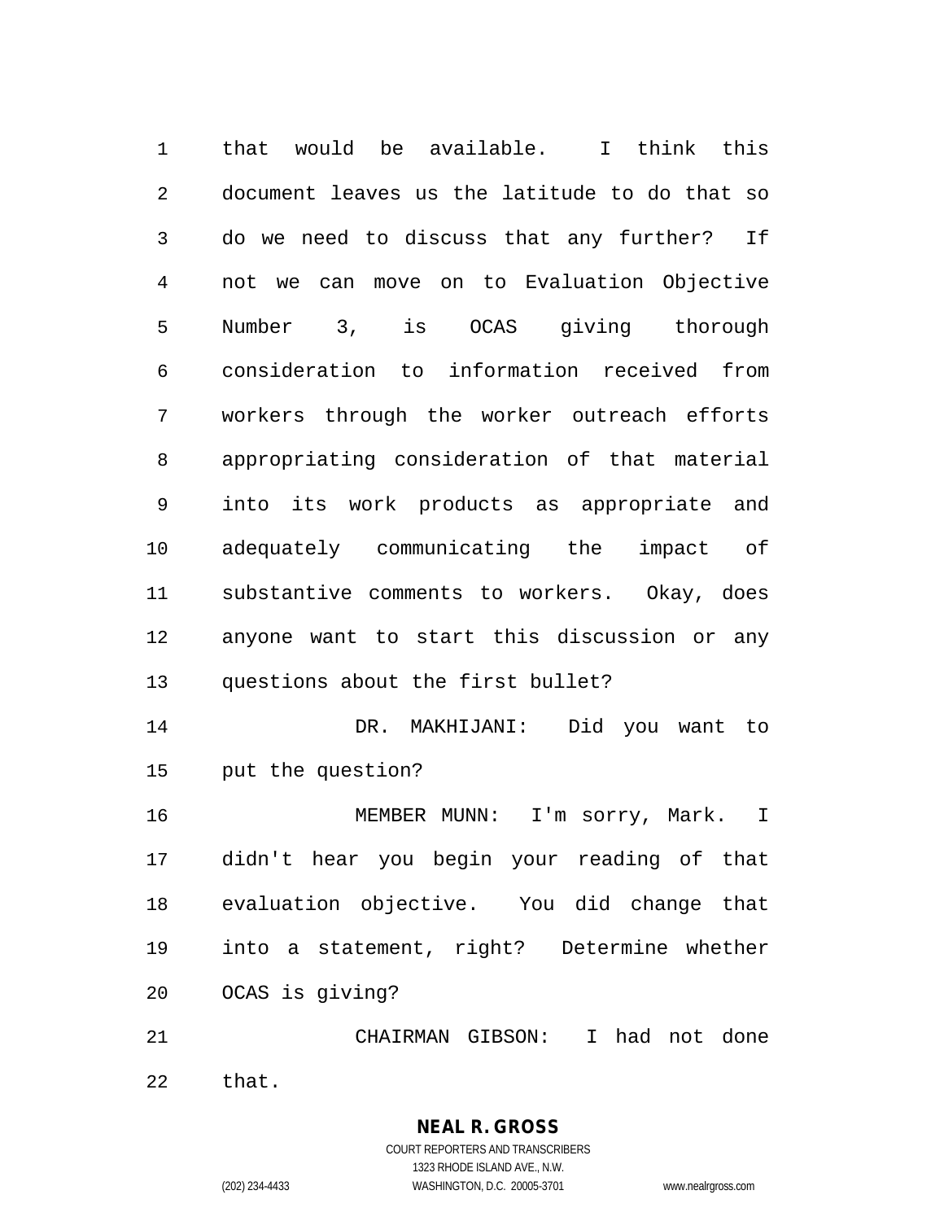that would be available. I think this document leaves us the latitude to do that so do we need to discuss that any further? If not we can move on to Evaluation Objective Number 3, is OCAS giving thorough consideration to information received from workers through the worker outreach efforts appropriating consideration of that material into its work products as appropriate and adequately communicating the impact of substantive comments to workers. Okay, does anyone want to start this discussion or any questions about the first bullet?

DR. MAKHIJANI: Did you want to put the question?

MEMBER MUNN: I'm sorry, Mark. I didn't hear you begin your reading of that evaluation objective. You did change that into a statement, right? Determine whether OCAS is giving?

CHAIRMAN GIBSON: I had not done that.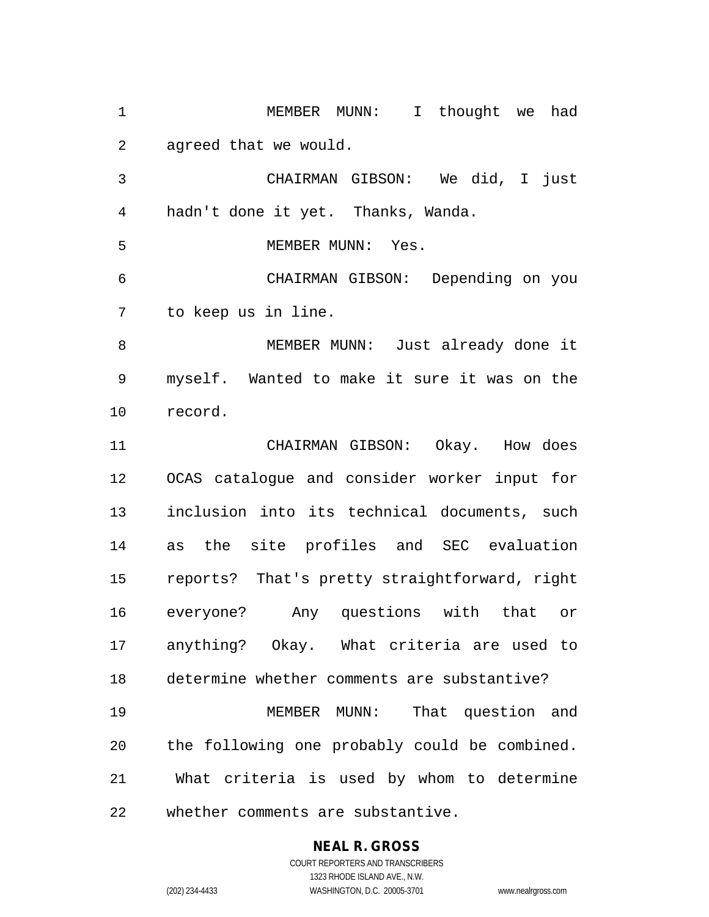MEMBER MUNN: I thought we had agreed that we would.

CHAIRMAN GIBSON: We did, I just hadn't done it yet. Thanks, Wanda.

MEMBER MUNN: Yes.

CHAIRMAN GIBSON: Depending on you to keep us in line.

MEMBER MUNN: Just already done it myself. Wanted to make it sure it was on the record.

CHAIRMAN GIBSON: Okay. How does OCAS catalogue and consider worker input for inclusion into its technical documents, such as the site profiles and SEC evaluation reports? That's pretty straightforward, right everyone? Any questions with that or anything? Okay. What criteria are used to determine whether comments are substantive?

MEMBER MUNN: That question and the following one probably could be combined. What criteria is used by whom to determine whether comments are substantive.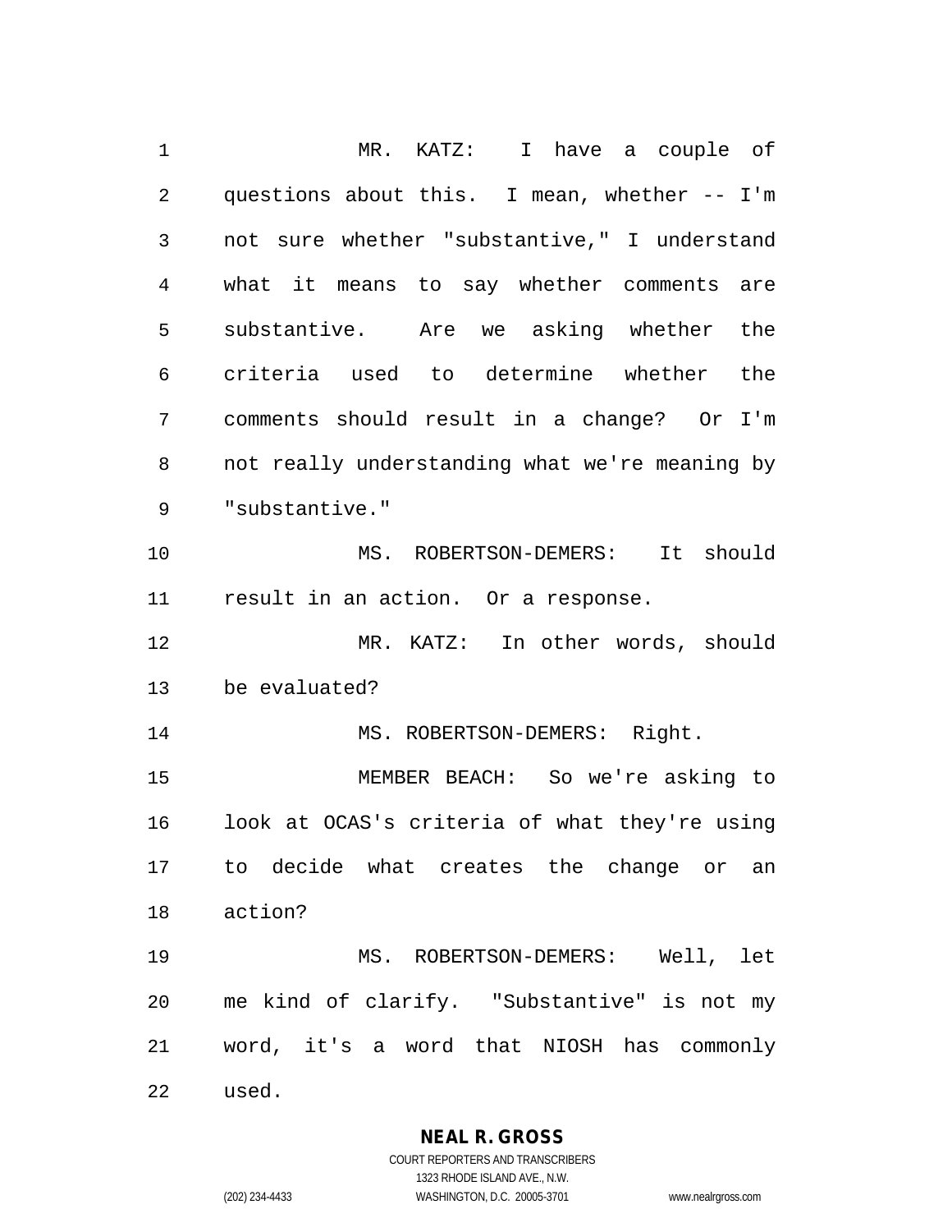MR. KATZ: I have a couple of questions about this. I mean, whether -- I'm not sure whether "substantive," I understand what it means to say whether comments are substantive. Are we asking whether the criteria used to determine whether the comments should result in a change? Or I'm not really understanding what we're meaning by "substantive."

MS. ROBERTSON-DEMERS: It should result in an action. Or a response.

MR. KATZ: In other words, should be evaluated?

MS. ROBERTSON-DEMERS: Right.

MEMBER BEACH: So we're asking to look at OCAS's criteria of what they're using to decide what creates the change or an action?

MS. ROBERTSON-DEMERS: Well, let me kind of clarify. "Substantive" is not my word, it's a word that NIOSH has commonly used.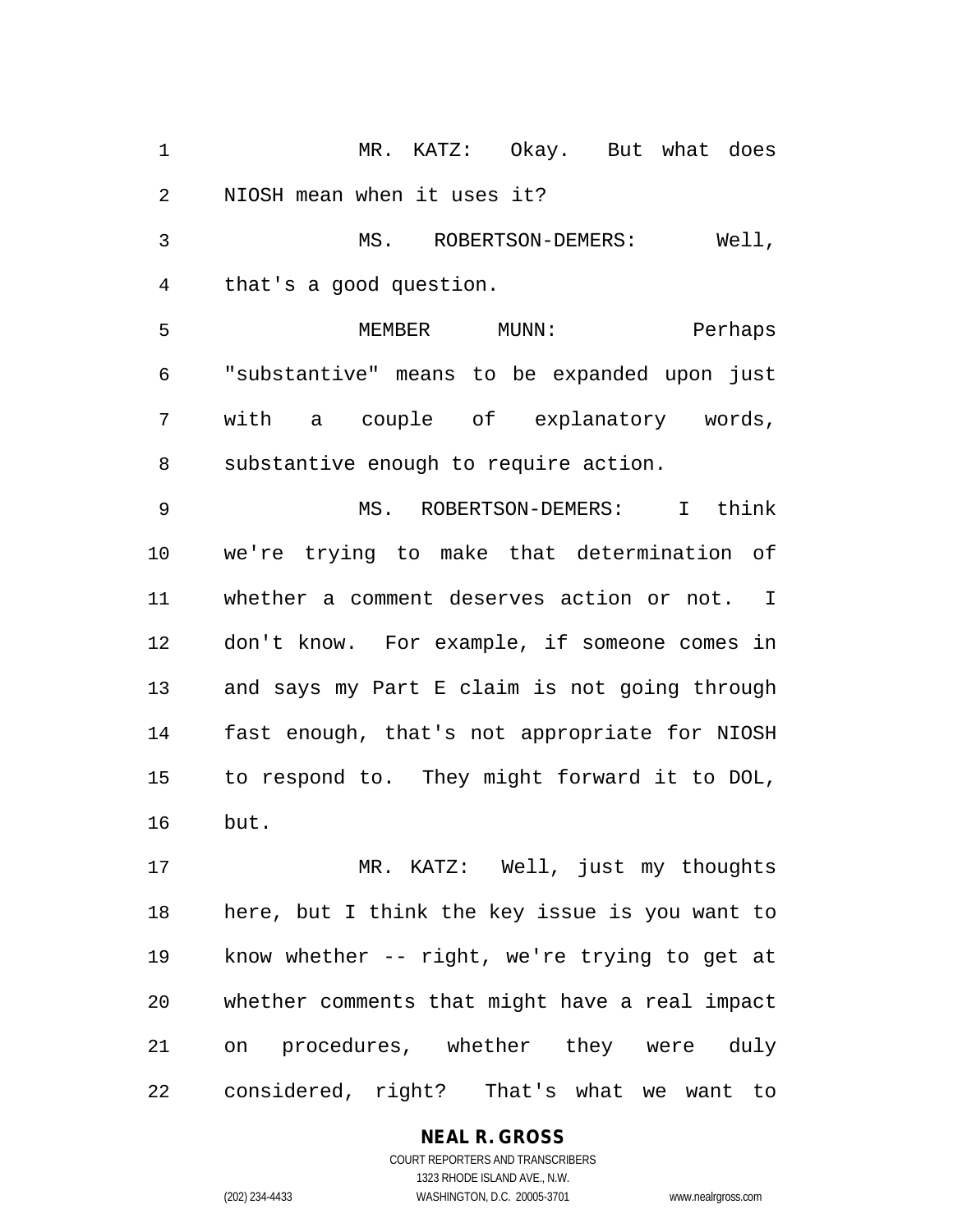MR. KATZ: Okay. But what does NIOSH mean when it uses it?

MS. ROBERTSON-DEMERS: Well, that's a good question.

MEMBER MUNN: Perhaps "substantive" means to be expanded upon just with a couple of explanatory words, substantive enough to require action.

MS. ROBERTSON-DEMERS: I think we're trying to make that determination of whether a comment deserves action or not. I don't know. For example, if someone comes in and says my Part E claim is not going through fast enough, that's not appropriate for NIOSH to respond to. They might forward it to DOL, but.

MR. KATZ: Well, just my thoughts here, but I think the key issue is you want to know whether -- right, we're trying to get at whether comments that might have a real impact on procedures, whether they were duly considered, right? That's what we want to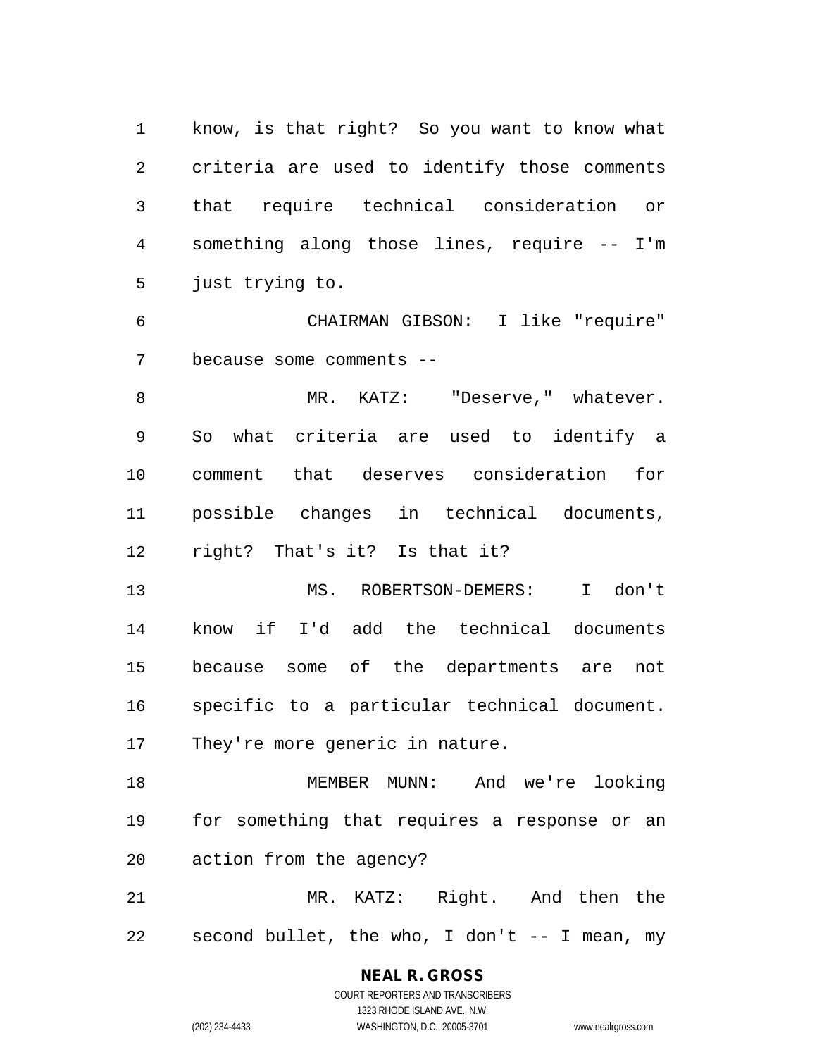know, is that right? So you want to know what criteria are used to identify those comments that require technical consideration or something along those lines, require -- I'm just trying to.

CHAIRMAN GIBSON: I like "require" because some comments --

MR. KATZ: "Deserve," whatever. So what criteria are used to identify a comment that deserves consideration for possible changes in technical documents, right? That's it? Is that it?

MS. ROBERTSON-DEMERS: I don't know if I'd add the technical documents because some of the departments are not specific to a particular technical document. They're more generic in nature.

MEMBER MUNN: And we're looking for something that requires a response or an action from the agency?

MR. KATZ: Right. And then the second bullet, the who, I don't -- I mean, my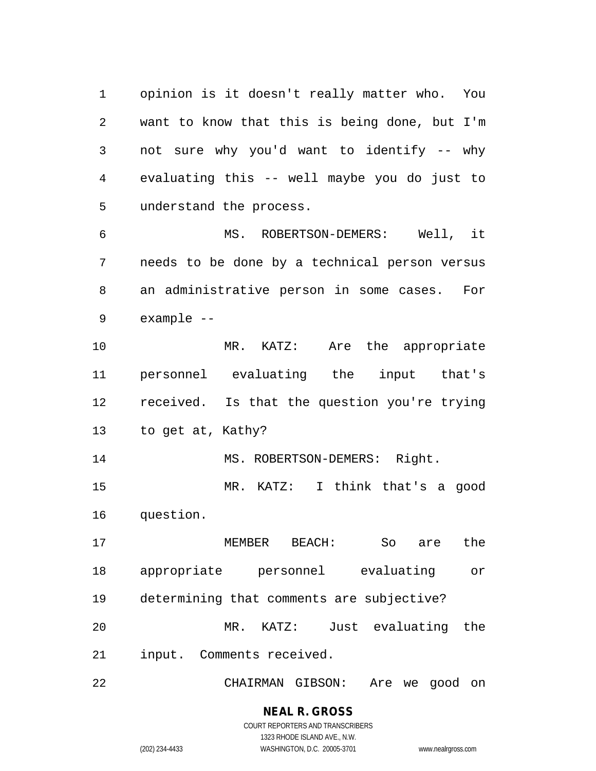opinion is it doesn't really matter who. You want to know that this is being done, but I'm not sure why you'd want to identify -- why evaluating this -- well maybe you do just to understand the process.

MS. ROBERTSON-DEMERS: Well, it needs to be done by a technical person versus an administrative person in some cases. For example --

MR. KATZ: Are the appropriate personnel evaluating the input that's received. Is that the question you're trying to get at, Kathy?

MS. ROBERTSON-DEMERS: Right.

MR. KATZ: I think that's a good question.

MEMBER BEACH: So are the appropriate personnel evaluating or determining that comments are subjective?

MR. KATZ: Just evaluating the input. Comments received.

CHAIRMAN GIBSON: Are we good on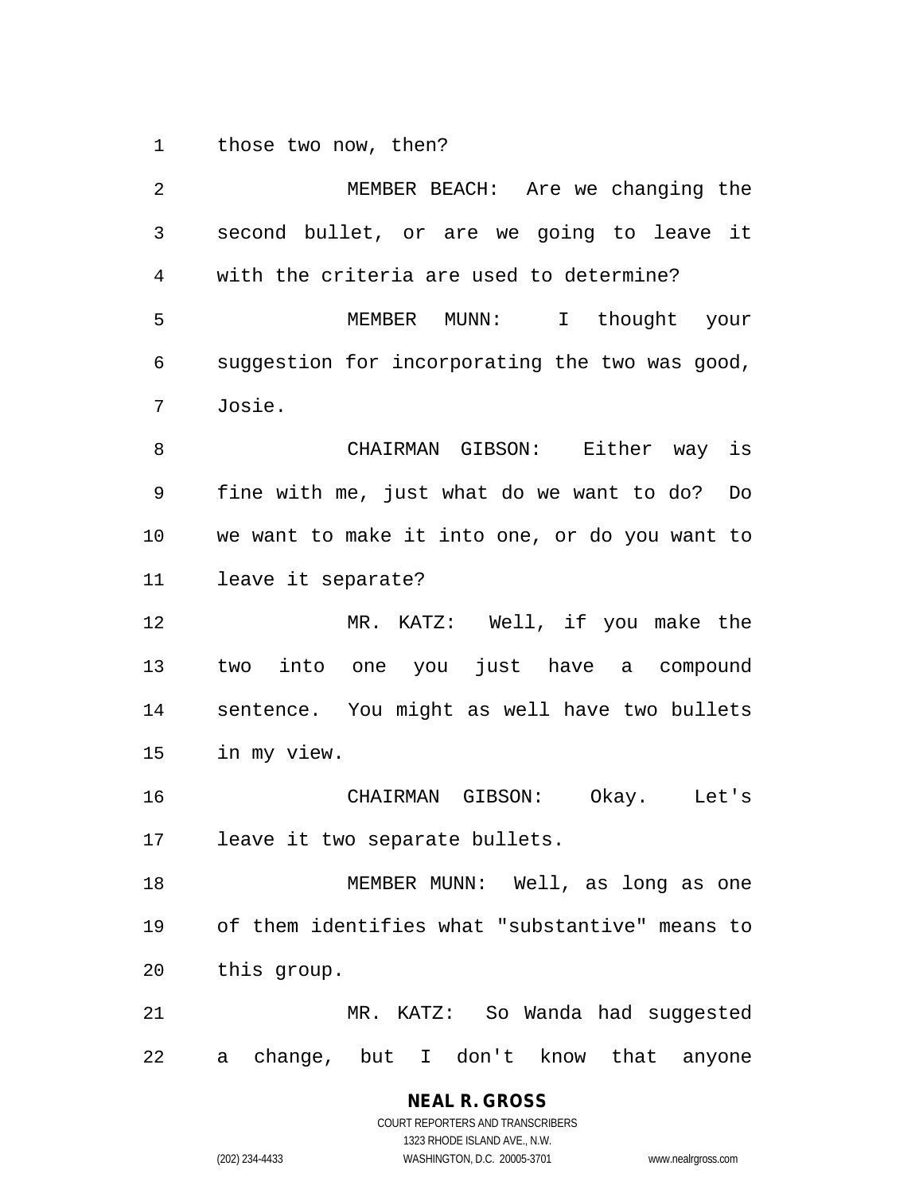those two now, then?

MEMBER BEACH: Are we changing the second bullet, or are we going to leave it with the criteria are used to determine?

MEMBER MUNN: I thought your suggestion for incorporating the two was good, Josie.

CHAIRMAN GIBSON: Either way is fine with me, just what do we want to do? Do we want to make it into one, or do you want to leave it separate?

MR. KATZ: Well, if you make the two into one you just have a compound sentence. You might as well have two bullets in my view.

CHAIRMAN GIBSON: Okay. Let's leave it two separate bullets.

MEMBER MUNN: Well, as long as one of them identifies what "substantive" means to this group.

MR. KATZ: So Wanda had suggested a change, but I don't know that anyone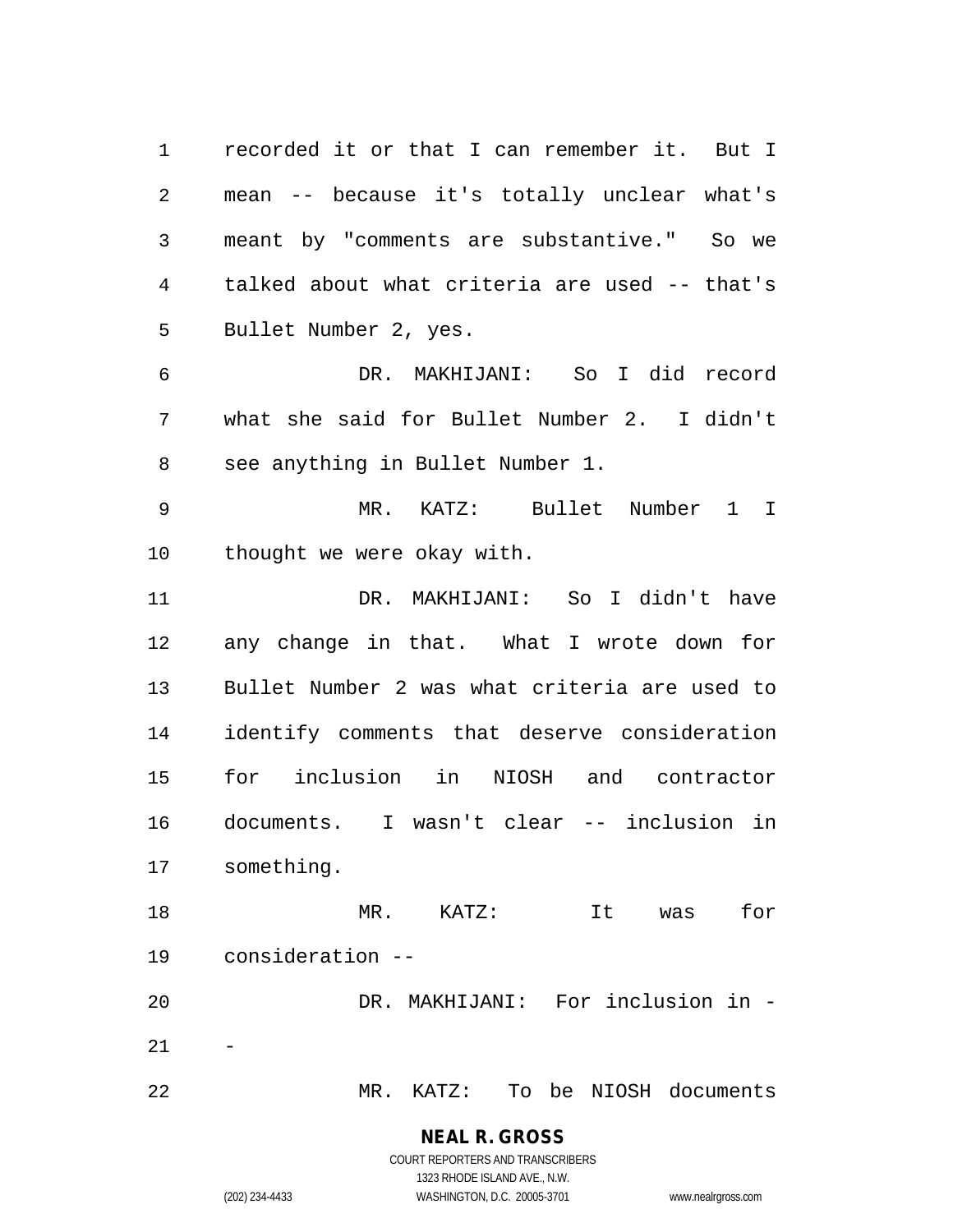recorded it or that I can remember it. But I mean -- because it's totally unclear what's meant by "comments are substantive." So we talked about what criteria are used -- that's Bullet Number 2, yes.

DR. MAKHIJANI: So I did record what she said for Bullet Number 2. I didn't see anything in Bullet Number 1.

MR. KATZ: Bullet Number 1 I thought we were okay with.

DR. MAKHIJANI: So I didn't have any change in that. What I wrote down for Bullet Number 2 was what criteria are used to identify comments that deserve consideration for inclusion in NIOSH and contractor documents. I wasn't clear -- inclusion in something.

MR. KATZ: It was for consideration --

DR. MAKHIJANI: For inclusion in --

MR. KATZ: To be NIOSH documents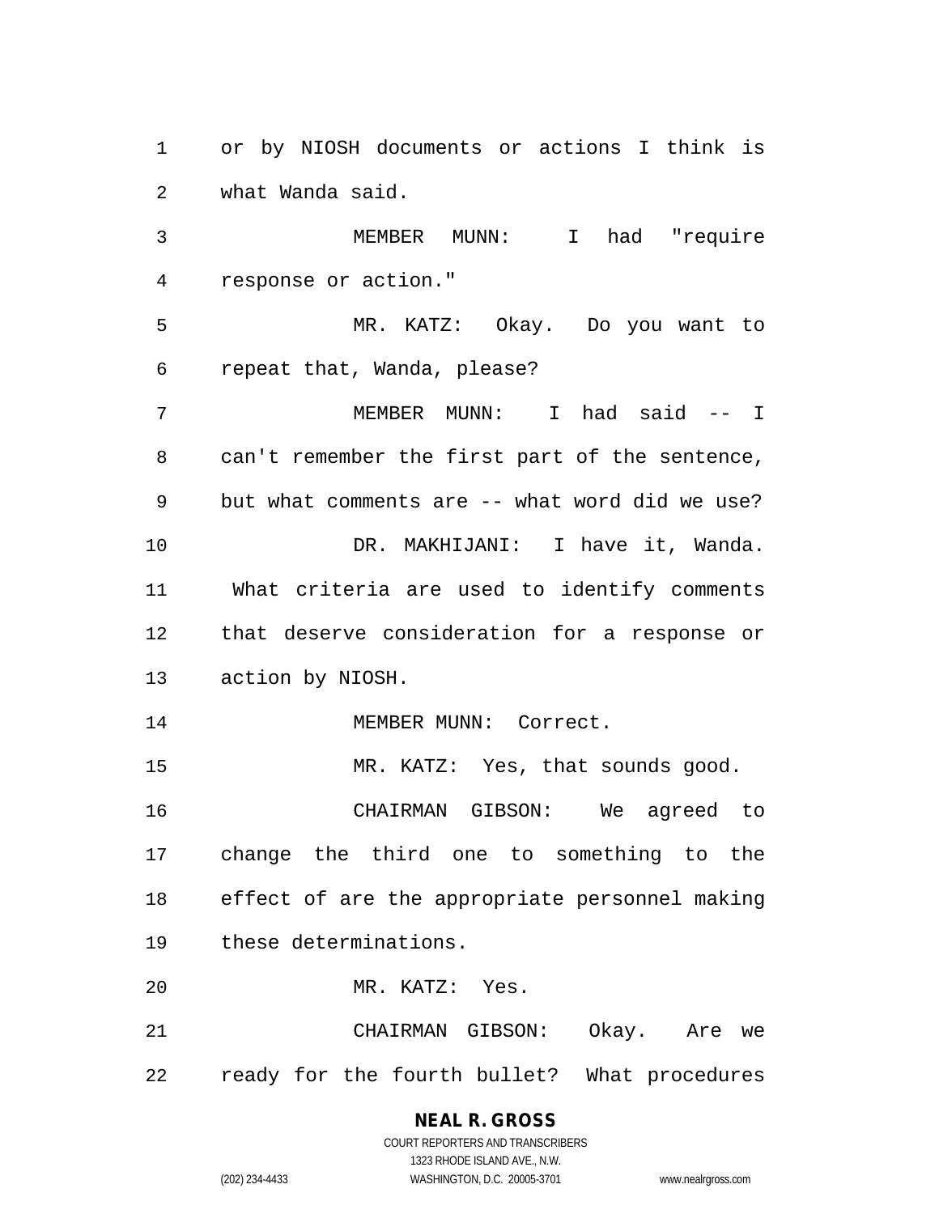1 or by NIOSH documents or actions I think is
2 what Wanda said.

3 MEMBER MUNN: I had "require
4 response or action."

5 MR. KATZ: Okay. Do you want to
6 repeat that, Wanda, please?

7 MEMBER MUNN: I had said -- I
8 can't remember the first part of the sentence,
9 but what comments are -- what word did we use?

10 DR. MAKHIJANI: I have it, Wanda.
11 What criteria are used to identify comments
12 that deserve consideration for a response or
13 action by NIOSH.

14 MEMBER MUNN: Correct.

15 MR. KATZ: Yes, that sounds good.

16 CHAIRMAN GIBSON: We agreed to
17 change the third one to something to the
18 effect of are the appropriate personnel making
19 these determinations.

20 MR. KATZ: Yes.

21 CHAIRMAN GIBSON: Okay. Are we
22 ready for the fourth bullet? What procedures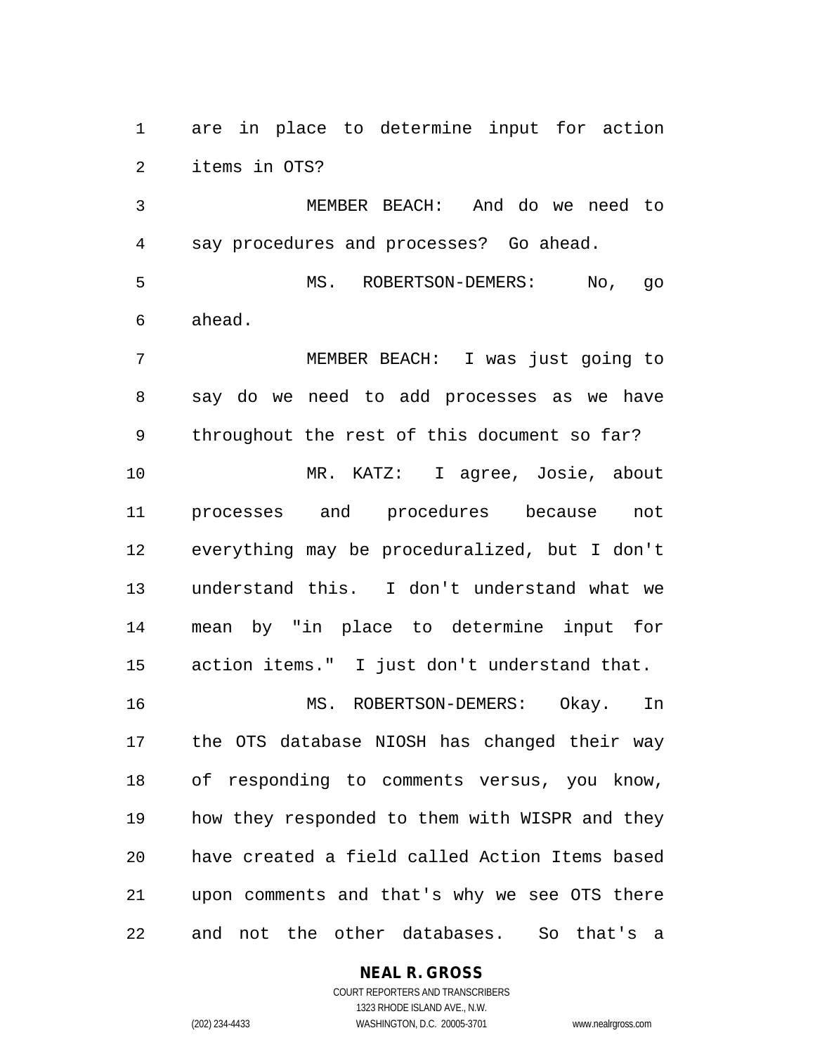are in place to determine input for action items in OTS?

MEMBER BEACH: And do we need to say procedures and processes? Go ahead.

MS. ROBERTSON-DEMERS: No, go ahead.

MEMBER BEACH: I was just going to say do we need to add processes as we have throughout the rest of this document so far?

MR. KATZ: I agree, Josie, about processes and procedures because not everything may be proceduralized, but I don't understand this. I don't understand what we mean by "in place to determine input for action items." I just don't understand that.

MS. ROBERTSON-DEMERS: Okay. In the OTS database NIOSH has changed their way of responding to comments versus, you know, how they responded to them with WISPR and they have created a field called Action Items based upon comments and that's why we see OTS there and not the other databases. So that's a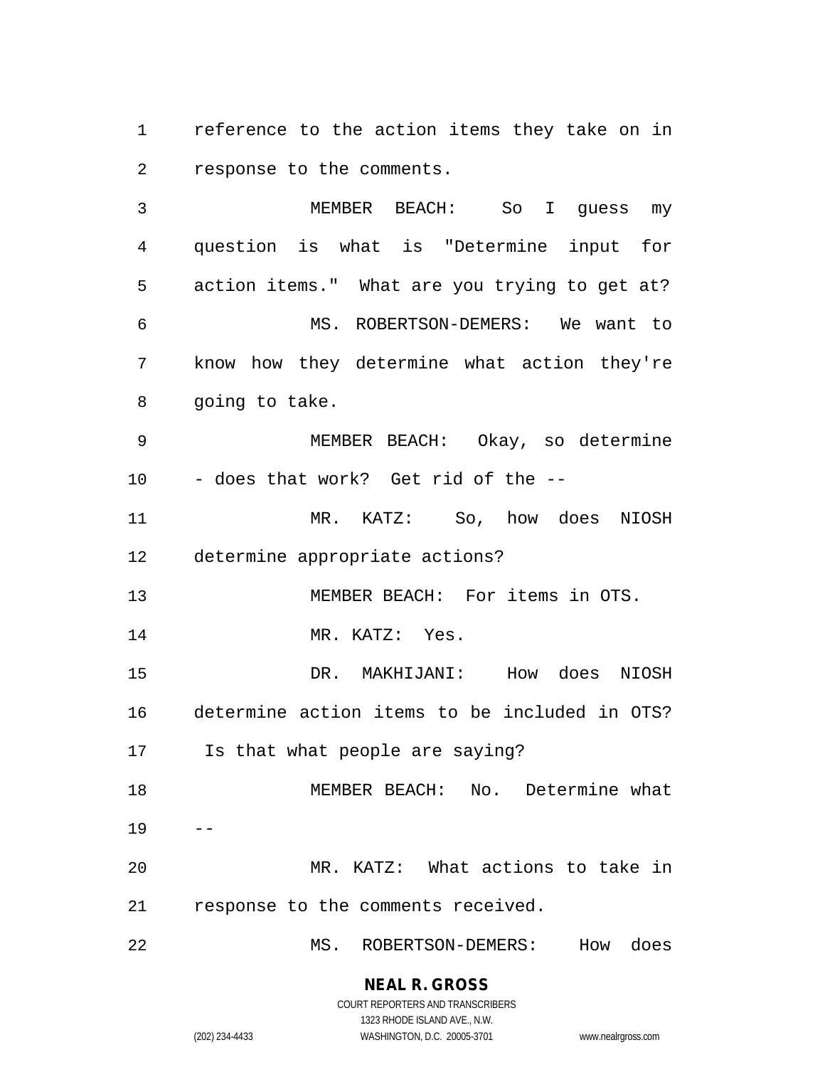reference to the action items they take on in response to the comments.

MEMBER BEACH: So I guess my question is what is "Determine input for action items." What are you trying to get at?

MS. ROBERTSON-DEMERS: We want to know how they determine what action they're going to take.

MEMBER BEACH: Okay, so determine - does that work? Get rid of the --

MR. KATZ: So, how does NIOSH determine appropriate actions?

MEMBER BEACH: For items in OTS.

MR. KATZ: Yes.

DR. MAKHIJANI: How does NIOSH determine action items to be included in OTS? Is that what people are saying?

MEMBER BEACH: No. Determine what --

MR. KATZ: What actions to take in response to the comments received.

MS. ROBERTSON-DEMERS: How does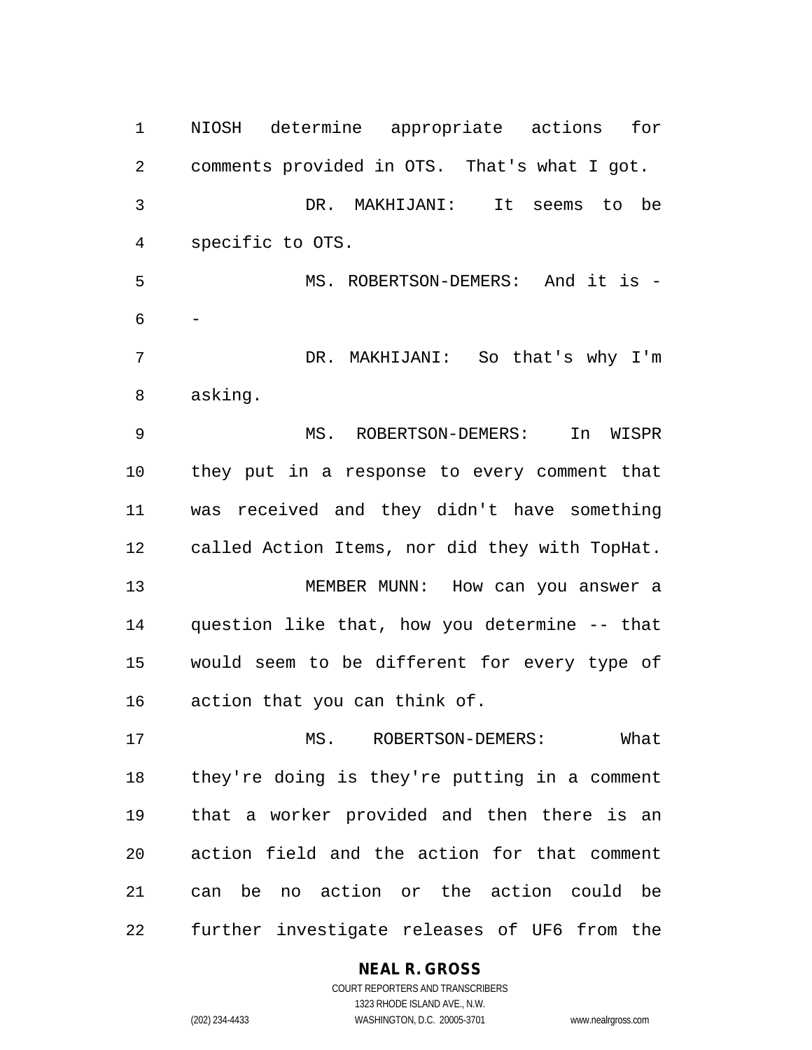NIOSH determine appropriate actions for comments provided in OTS. That's what I got.

DR. MAKHIJANI: It seems to be specific to OTS.

MS. ROBERTSON-DEMERS: And it is --

DR. MAKHIJANI: So that's why I'm asking.

MS. ROBERTSON-DEMERS: In WISPR they put in a response to every comment that was received and they didn't have something called Action Items, nor did they with TopHat.

MEMBER MUNN: How can you answer a question like that, how you determine -- that would seem to be different for every type of action that you can think of.

MS. ROBERTSON-DEMERS: What they're doing is they're putting in a comment that a worker provided and then there is an action field and the action for that comment can be no action or the action could be further investigate releases of UF6 from the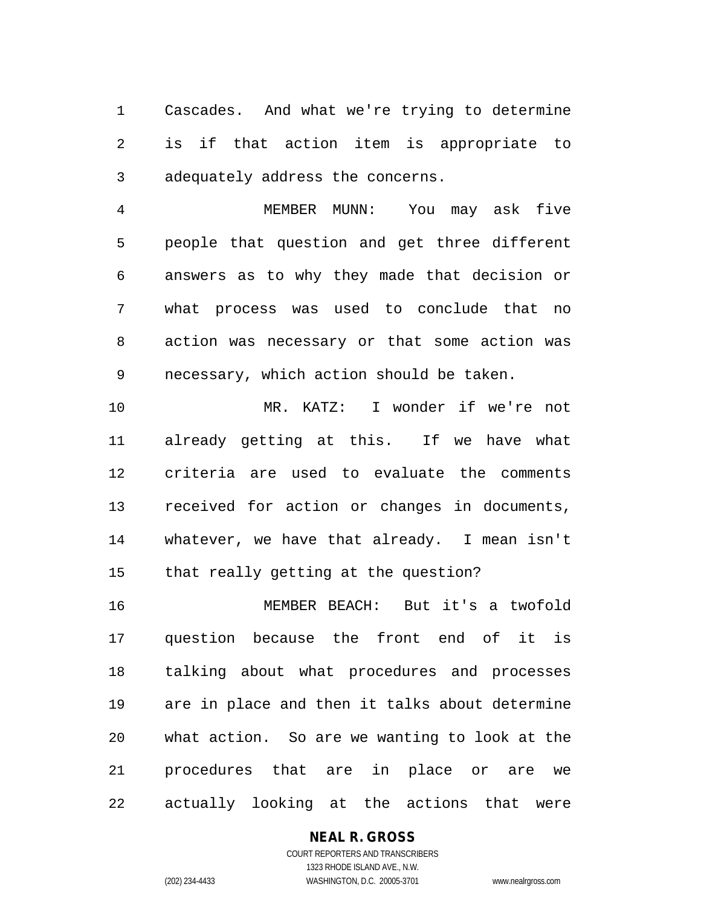Cascades. And what we're trying to determine is if that action item is appropriate to adequately address the concerns.

MEMBER MUNN: You may ask five people that question and get three different answers as to why they made that decision or what process was used to conclude that no action was necessary or that some action was necessary, which action should be taken.

MR. KATZ: I wonder if we're not already getting at this. If we have what criteria are used to evaluate the comments received for action or changes in documents, whatever, we have that already. I mean isn't that really getting at the question?

MEMBER BEACH: But it's a twofold question because the front end of it is talking about what procedures and processes are in place and then it talks about determine what action. So are we wanting to look at the procedures that are in place or are we actually looking at the actions that were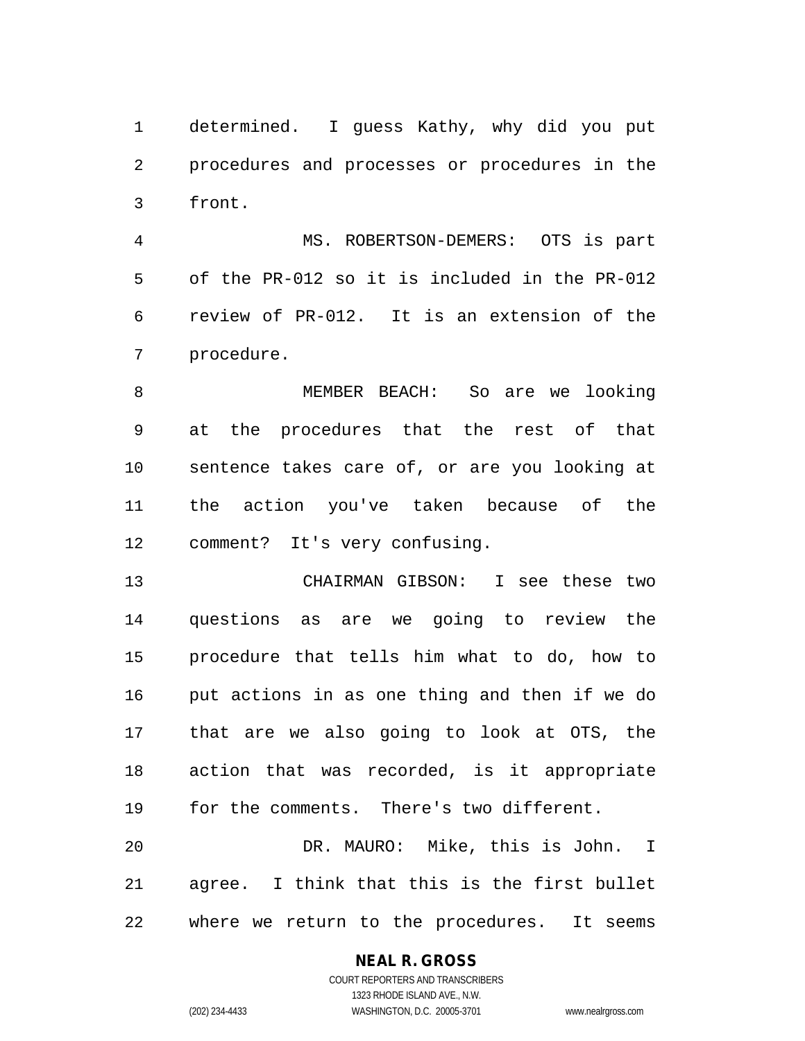determined. I guess Kathy, why did you put procedures and processes or procedures in the front.

MS. ROBERTSON-DEMERS: OTS is part of the PR-012 so it is included in the PR-012 review of PR-012. It is an extension of the procedure.

MEMBER BEACH: So are we looking at the procedures that the rest of that sentence takes care of, or are you looking at the action you've taken because of the comment? It's very confusing.

CHAIRMAN GIBSON: I see these two questions as are we going to review the procedure that tells him what to do, how to put actions in as one thing and then if we do that are we also going to look at OTS, the action that was recorded, is it appropriate for the comments. There's two different.

DR. MAURO: Mike, this is John. I agree. I think that this is the first bullet where we return to the procedures. It seems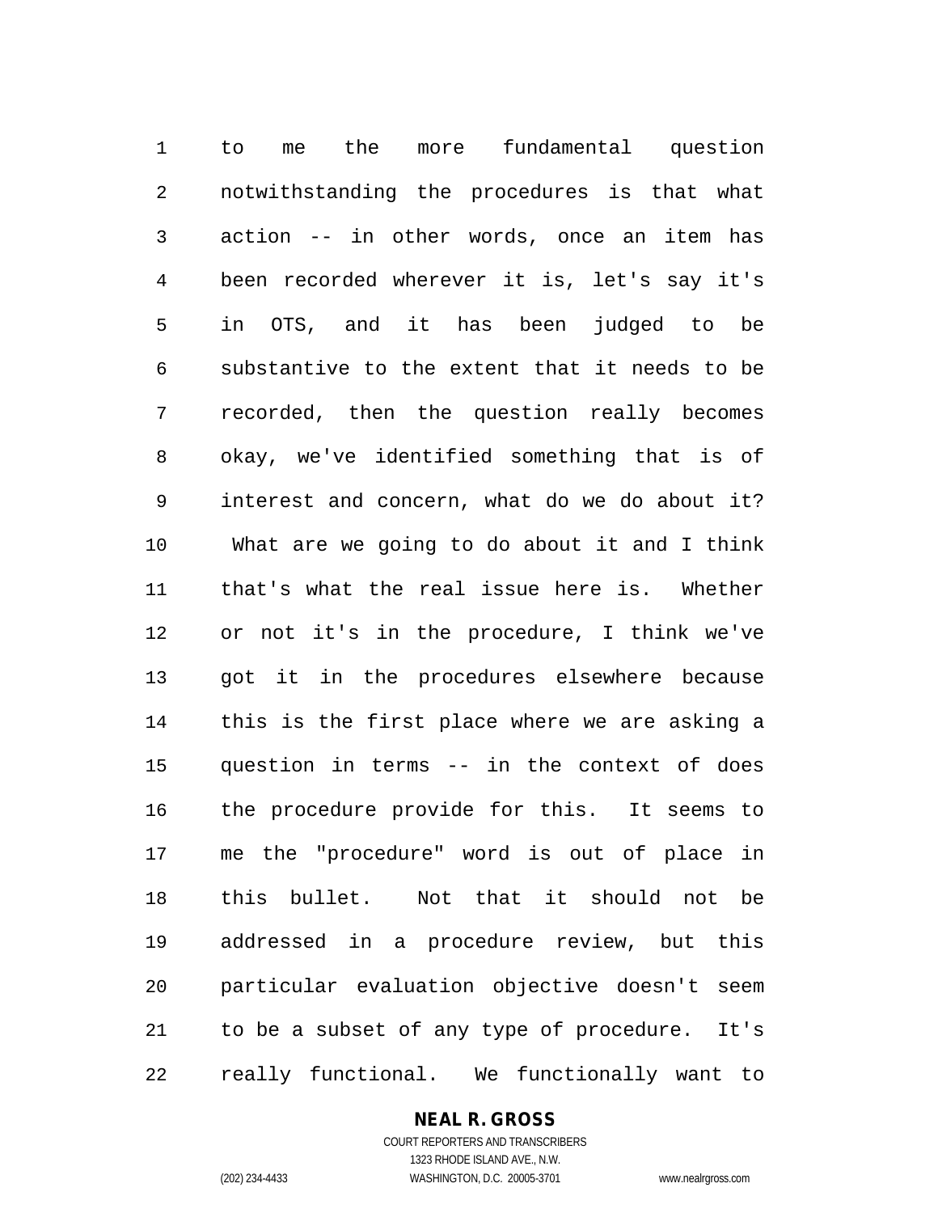to me the more fundamental question notwithstanding the procedures is that what action -- in other words, once an item has been recorded wherever it is, let's say it's in OTS, and it has been judged to be substantive to the extent that it needs to be recorded, then the question really becomes okay, we've identified something that is of interest and concern, what do we do about it? What are we going to do about it and I think that's what the real issue here is. Whether or not it's in the procedure, I think we've got it in the procedures elsewhere because this is the first place where we are asking a question in terms -- in the context of does the procedure provide for this. It seems to me the "procedure" word is out of place in this bullet. Not that it should not be addressed in a procedure review, but this particular evaluation objective doesn't seem to be a subset of any type of procedure. It's really functional. We functionally want to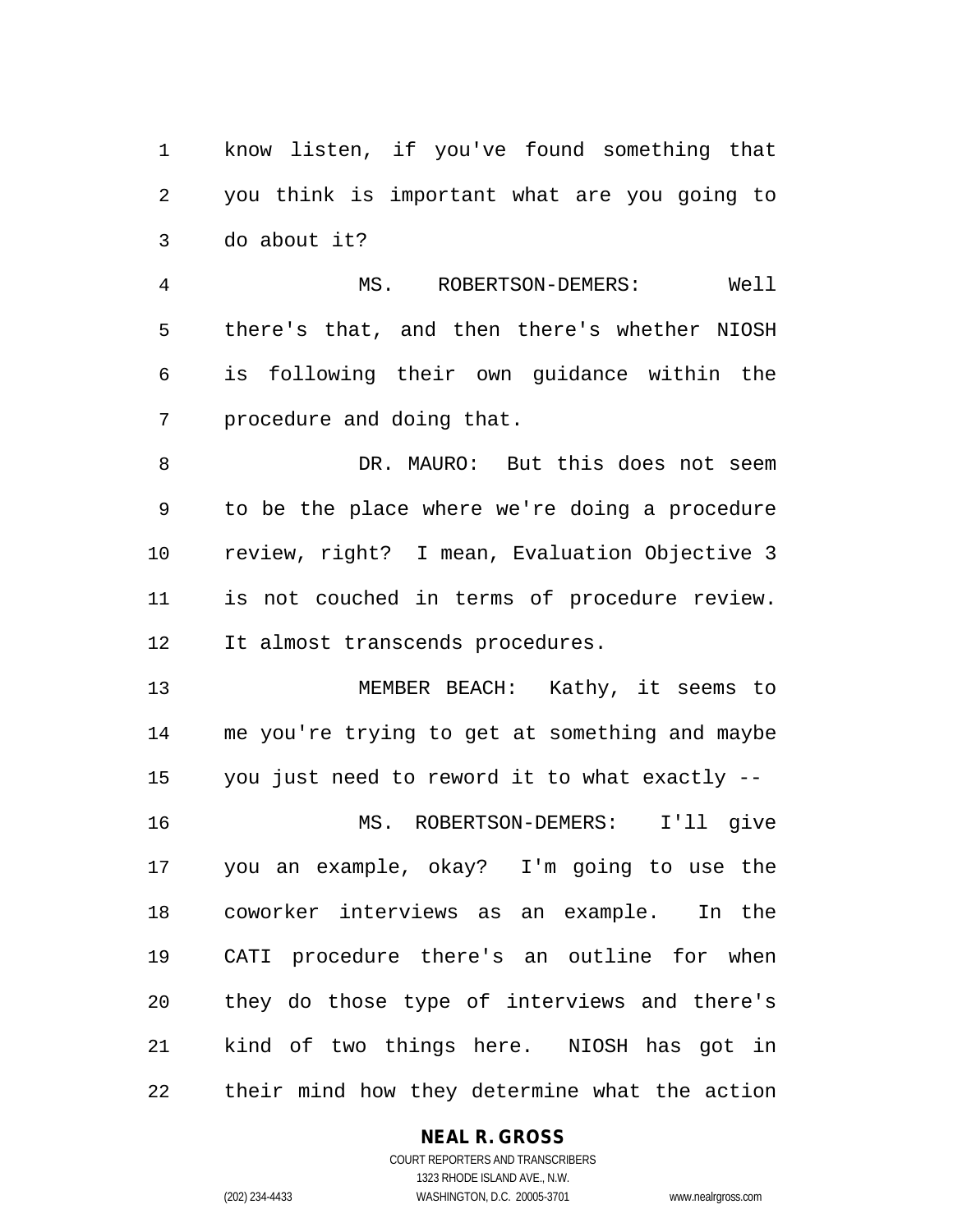know listen, if you've found something that you think is important what are you going to do about it?

MS. ROBERTSON-DEMERS: Well there's that, and then there's whether NIOSH is following their own guidance within the procedure and doing that.

DR. MAURO: But this does not seem to be the place where we're doing a procedure review, right? I mean, Evaluation Objective 3 is not couched in terms of procedure review. It almost transcends procedures.

MEMBER BEACH: Kathy, it seems to me you're trying to get at something and maybe you just need to reword it to what exactly --

MS. ROBERTSON-DEMERS: I'll give you an example, okay? I'm going to use the coworker interviews as an example. In the CATI procedure there's an outline for when they do those type of interviews and there's kind of two things here. NIOSH has got in their mind how they determine what the action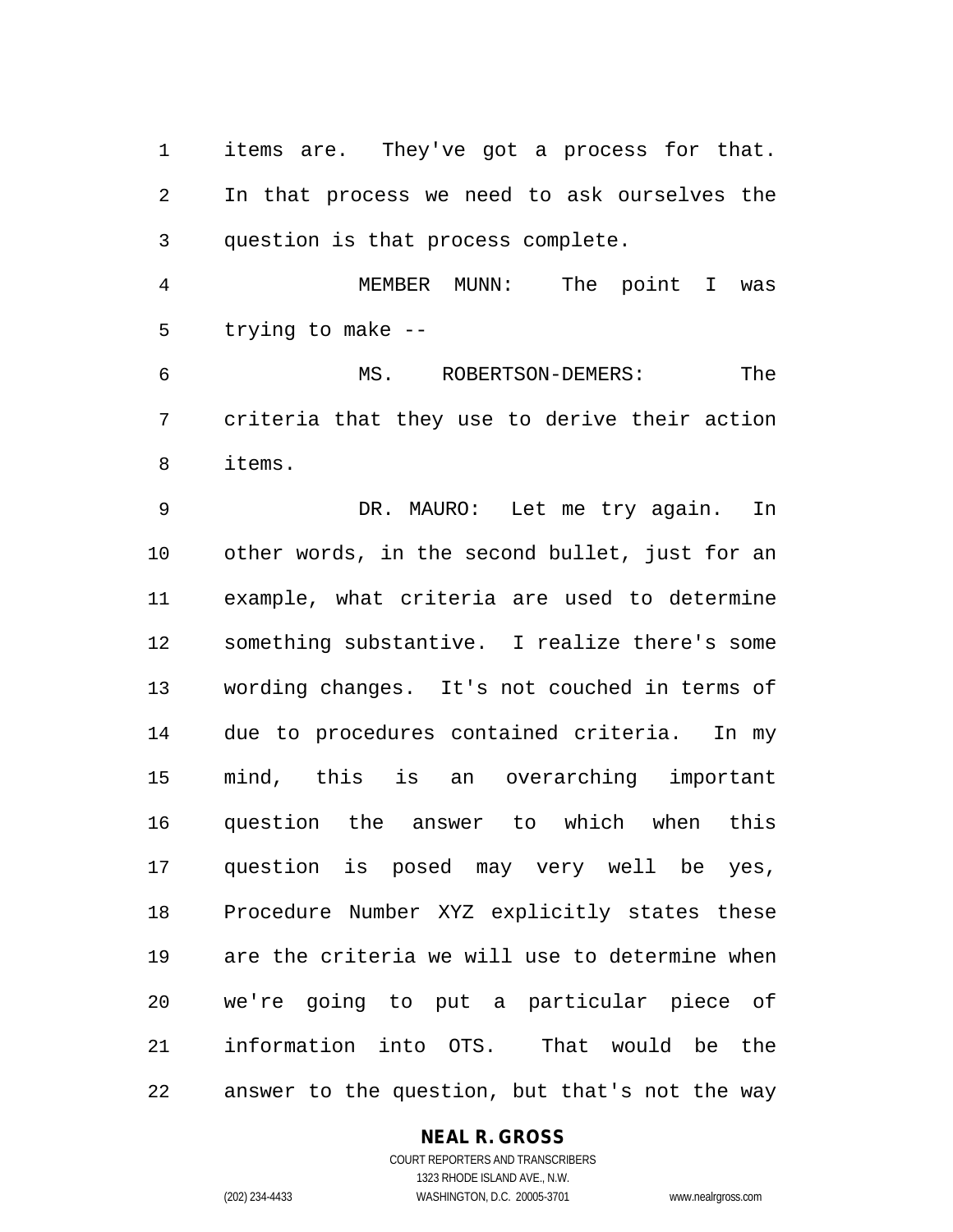items are. They've got a process for that. In that process we need to ask ourselves the question is that process complete.

MEMBER MUNN: The point I was trying to make --

MS. ROBERTSON-DEMERS: The criteria that they use to derive their action items.

DR. MAURO: Let me try again. In other words, in the second bullet, just for an example, what criteria are used to determine something substantive. I realize there's some wording changes. It's not couched in terms of due to procedures contained criteria. In my mind, this is an overarching important question the answer to which when this question is posed may very well be yes, Procedure Number XYZ explicitly states these are the criteria we will use to determine when we're going to put a particular piece of information into OTS. That would be the answer to the question, but that's not the way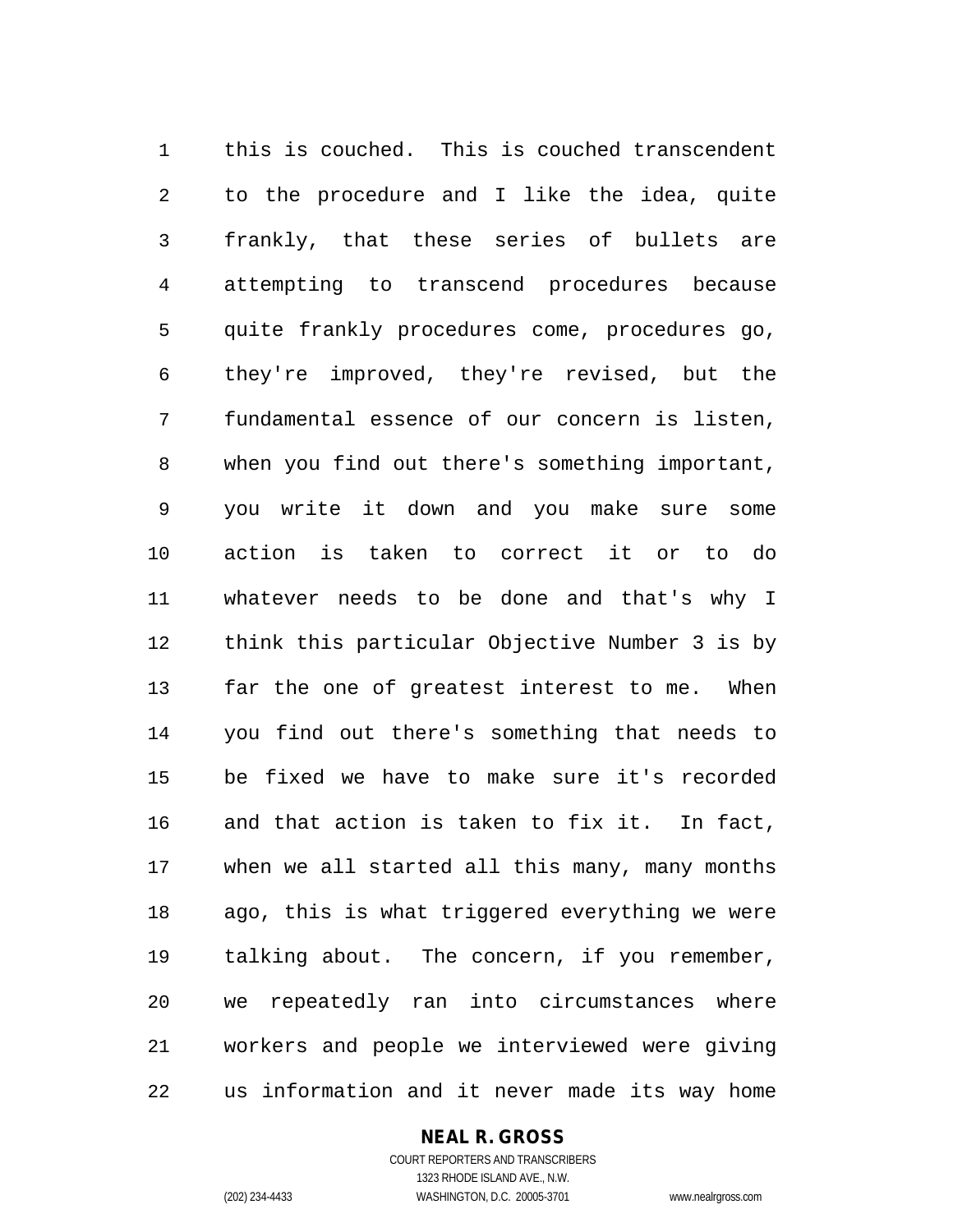this is couched. This is couched transcendent to the procedure and I like the idea, quite frankly, that these series of bullets are attempting to transcend procedures because quite frankly procedures come, procedures go, they're improved, they're revised, but the fundamental essence of our concern is listen, when you find out there's something important, you write it down and you make sure some action is taken to correct it or to do whatever needs to be done and that's why I think this particular Objective Number 3 is by far the one of greatest interest to me. When you find out there's something that needs to be fixed we have to make sure it's recorded and that action is taken to fix it. In fact, when we all started all this many, many months ago, this is what triggered everything we were talking about. The concern, if you remember, we repeatedly ran into circumstances where workers and people we interviewed were giving us information and it never made its way home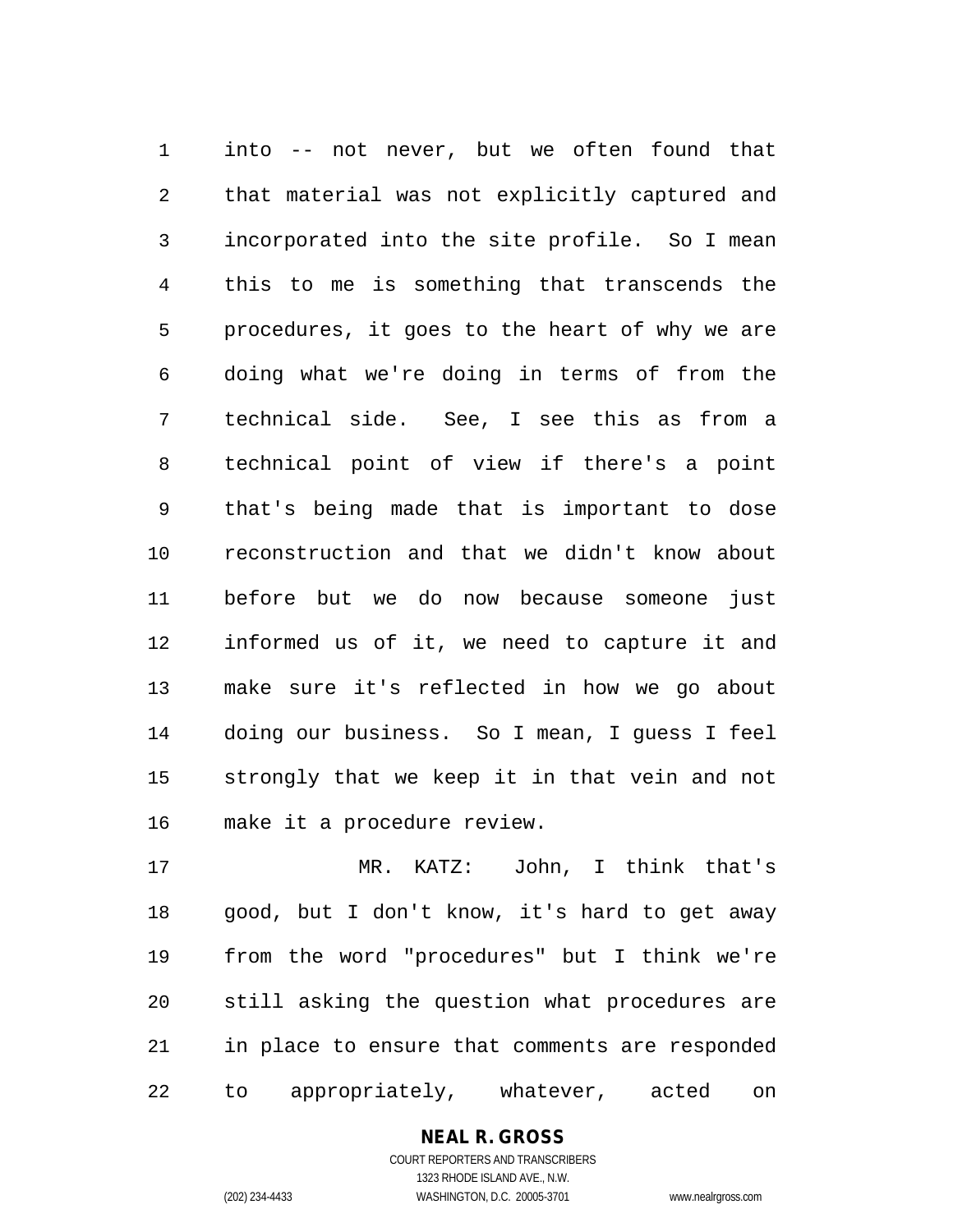into -- not never, but we often found that that material was not explicitly captured and incorporated into the site profile. So I mean this to me is something that transcends the procedures, it goes to the heart of why we are doing what we're doing in terms of from the technical side. See, I see this as from a technical point of view if there's a point that's being made that is important to dose reconstruction and that we didn't know about before but we do now because someone just informed us of it, we need to capture it and make sure it's reflected in how we go about doing our business. So I mean, I guess I feel strongly that we keep it in that vein and not make it a procedure review.

MR. KATZ: John, I think that's good, but I don't know, it's hard to get away from the word "procedures" but I think we're still asking the question what procedures are in place to ensure that comments are responded to appropriately, whatever, acted on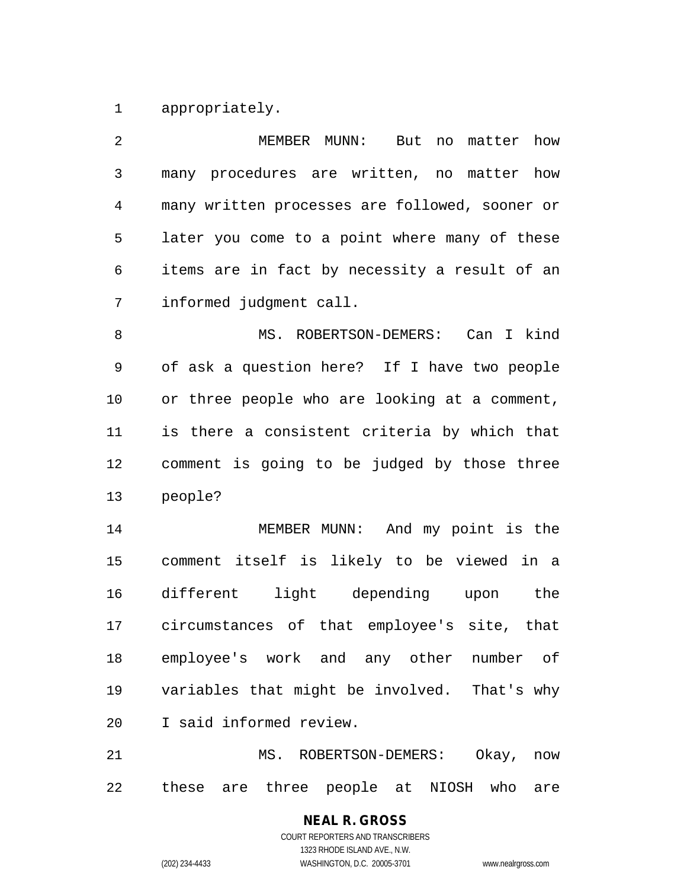appropriately.

MEMBER MUNN: But no matter how many procedures are written, no matter how many written processes are followed, sooner or later you come to a point where many of these items are in fact by necessity a result of an informed judgment call.

MS. ROBERTSON-DEMERS: Can I kind of ask a question here? If I have two people or three people who are looking at a comment, is there a consistent criteria by which that comment is going to be judged by those three people?

MEMBER MUNN: And my point is the comment itself is likely to be viewed in a different light depending upon the circumstances of that employee's site, that employee's work and any other number of variables that might be involved. That's why I said informed review.

MS. ROBERTSON-DEMERS: Okay, now these are three people at NIOSH who are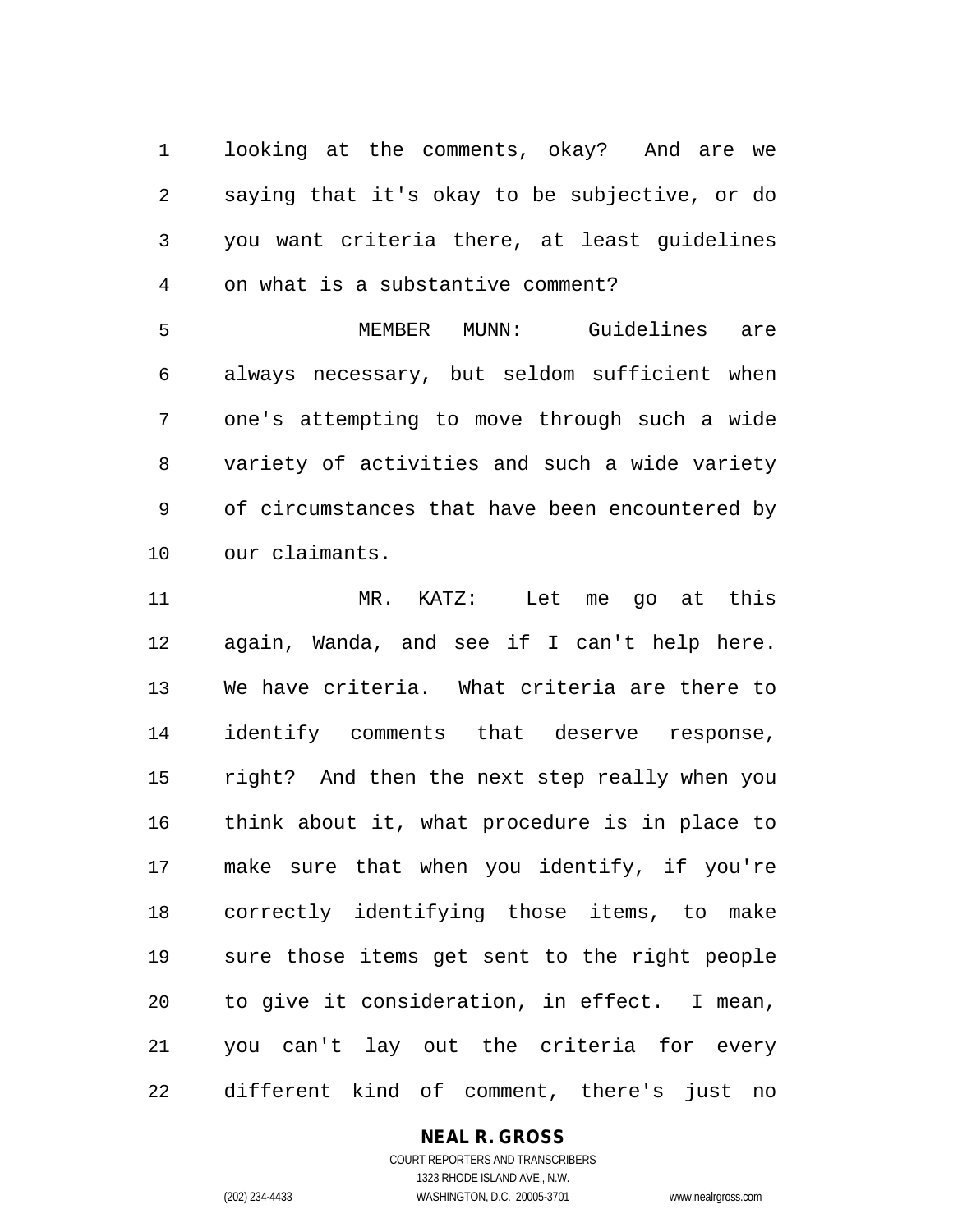looking at the comments, okay? And are we saying that it's okay to be subjective, or do you want criteria there, at least guidelines on what is a substantive comment?

MEMBER MUNN: Guidelines are always necessary, but seldom sufficient when one's attempting to move through such a wide variety of activities and such a wide variety of circumstances that have been encountered by our claimants.

MR. KATZ: Let me go at this again, Wanda, and see if I can't help here. We have criteria. What criteria are there to identify comments that deserve response, right? And then the next step really when you think about it, what procedure is in place to make sure that when you identify, if you're correctly identifying those items, to make sure those items get sent to the right people to give it consideration, in effect. I mean, you can't lay out the criteria for every different kind of comment, there's just no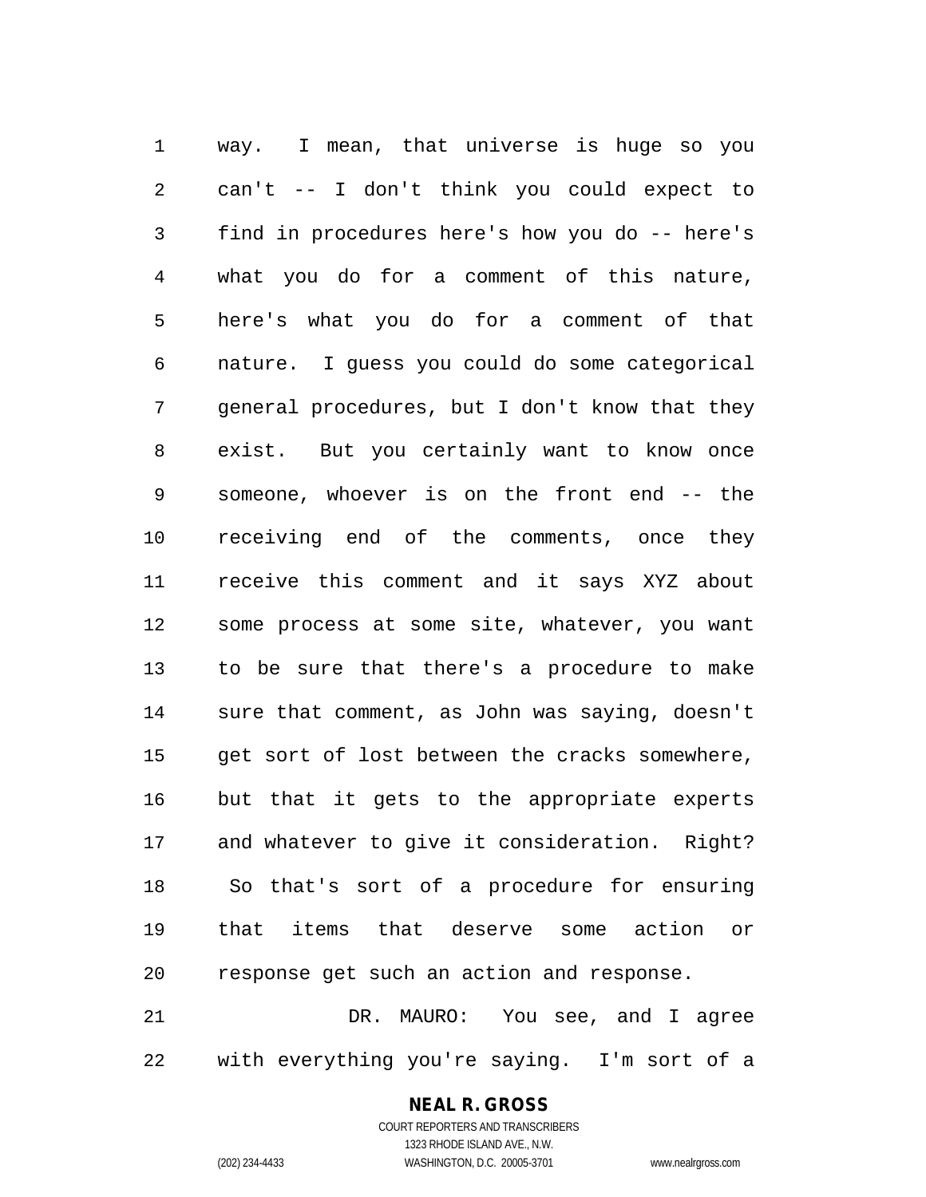way. I mean, that universe is huge so you can't -- I don't think you could expect to find in procedures here's how you do -- here's what you do for a comment of this nature, here's what you do for a comment of that nature. I guess you could do some categorical general procedures, but I don't know that they exist. But you certainly want to know once someone, whoever is on the front end -- the receiving end of the comments, once they receive this comment and it says XYZ about some process at some site, whatever, you want to be sure that there's a procedure to make sure that comment, as John was saying, doesn't get sort of lost between the cracks somewhere, but that it gets to the appropriate experts and whatever to give it consideration. Right? So that's sort of a procedure for ensuring that items that deserve some action or response get such an action and response.

DR. MAURO: You see, and I agree with everything you're saying. I'm sort of a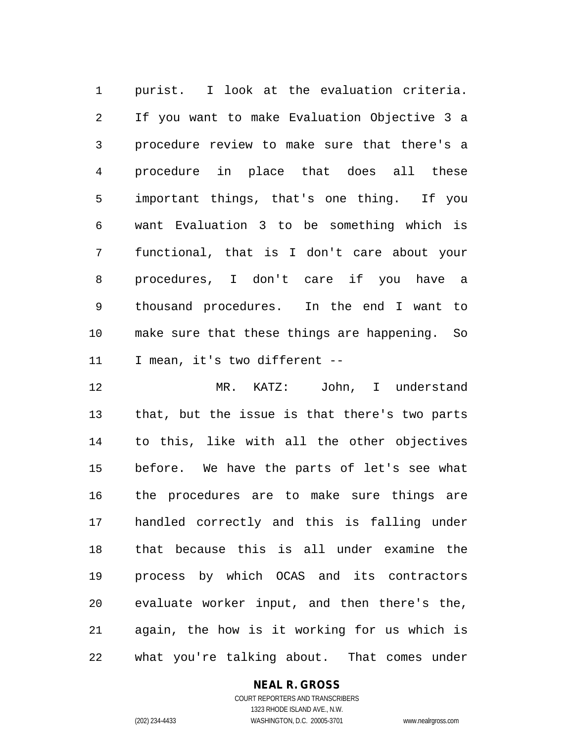purist. I look at the evaluation criteria. If you want to make Evaluation Objective 3 a procedure review to make sure that there's a procedure in place that does all these important things, that's one thing. If you want Evaluation 3 to be something which is functional, that is I don't care about your procedures, I don't care if you have a thousand procedures. In the end I want to make sure that these things are happening. So I mean, it's two different --

MR. KATZ: John, I understand that, but the issue is that there's two parts to this, like with all the other objectives before. We have the parts of let's see what the procedures are to make sure things are handled correctly and this is falling under that because this is all under examine the process by which OCAS and its contractors evaluate worker input, and then there's the, again, the how is it working for us which is what you're talking about. That comes under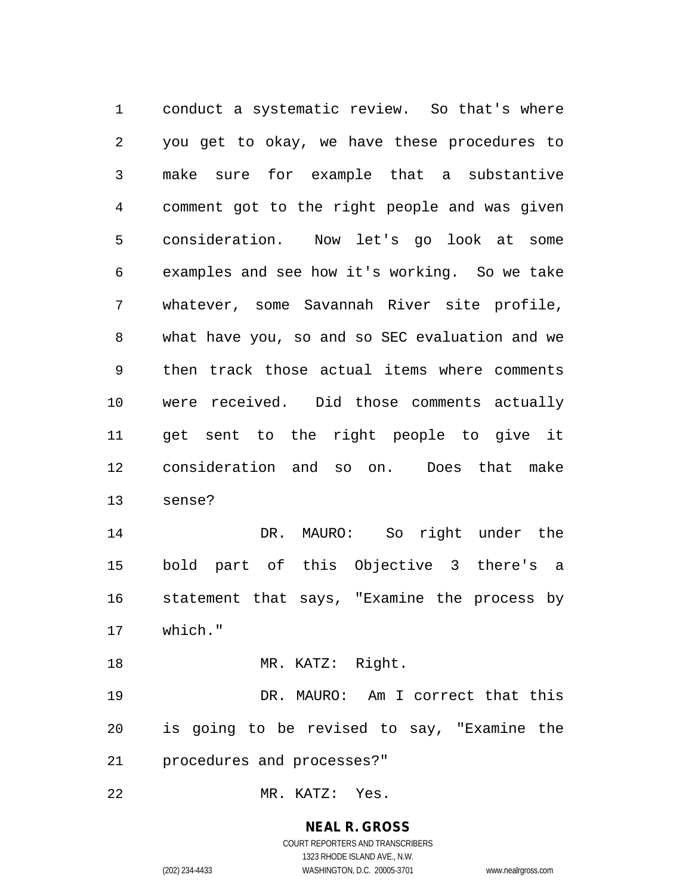conduct a systematic review. So that's where you get to okay, we have these procedures to make sure for example that a substantive comment got to the right people and was given consideration. Now let's go look at some examples and see how it's working. So we take whatever, some Savannah River site profile, what have you, so and so SEC evaluation and we then track those actual items where comments were received. Did those comments actually get sent to the right people to give it consideration and so on. Does that make sense?

DR. MAURO: So right under the bold part of this Objective 3 there's a statement that says, "Examine the process by which."

MR. KATZ: Right.

DR. MAURO: Am I correct that this is going to be revised to say, "Examine the procedures and processes?"

MR. KATZ: Yes.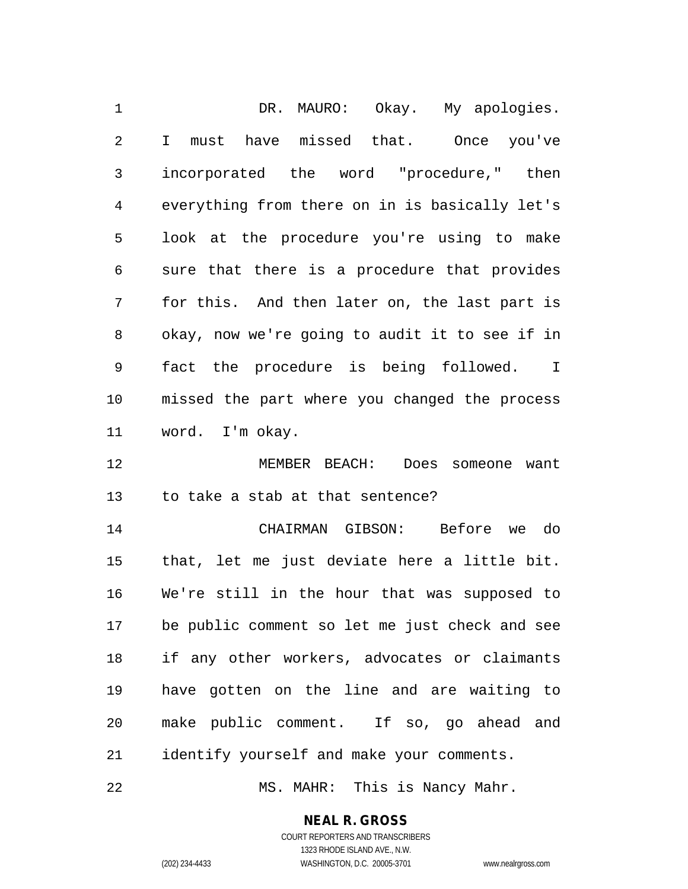DR. MAURO: Okay. My apologies. I must have missed that. Once you've incorporated the word "procedure," then everything from there on in is basically let's look at the procedure you're using to make sure that there is a procedure that provides for this. And then later on, the last part is okay, now we're going to audit it to see if in fact the procedure is being followed. I missed the part where you changed the process word. I'm okay.

MEMBER BEACH: Does someone want to take a stab at that sentence?

CHAIRMAN GIBSON: Before we do that, let me just deviate here a little bit. We're still in the hour that was supposed to be public comment so let me just check and see if any other workers, advocates or claimants have gotten on the line and are waiting to make public comment. If so, go ahead and identify yourself and make your comments.

MS. MAHR: This is Nancy Mahr.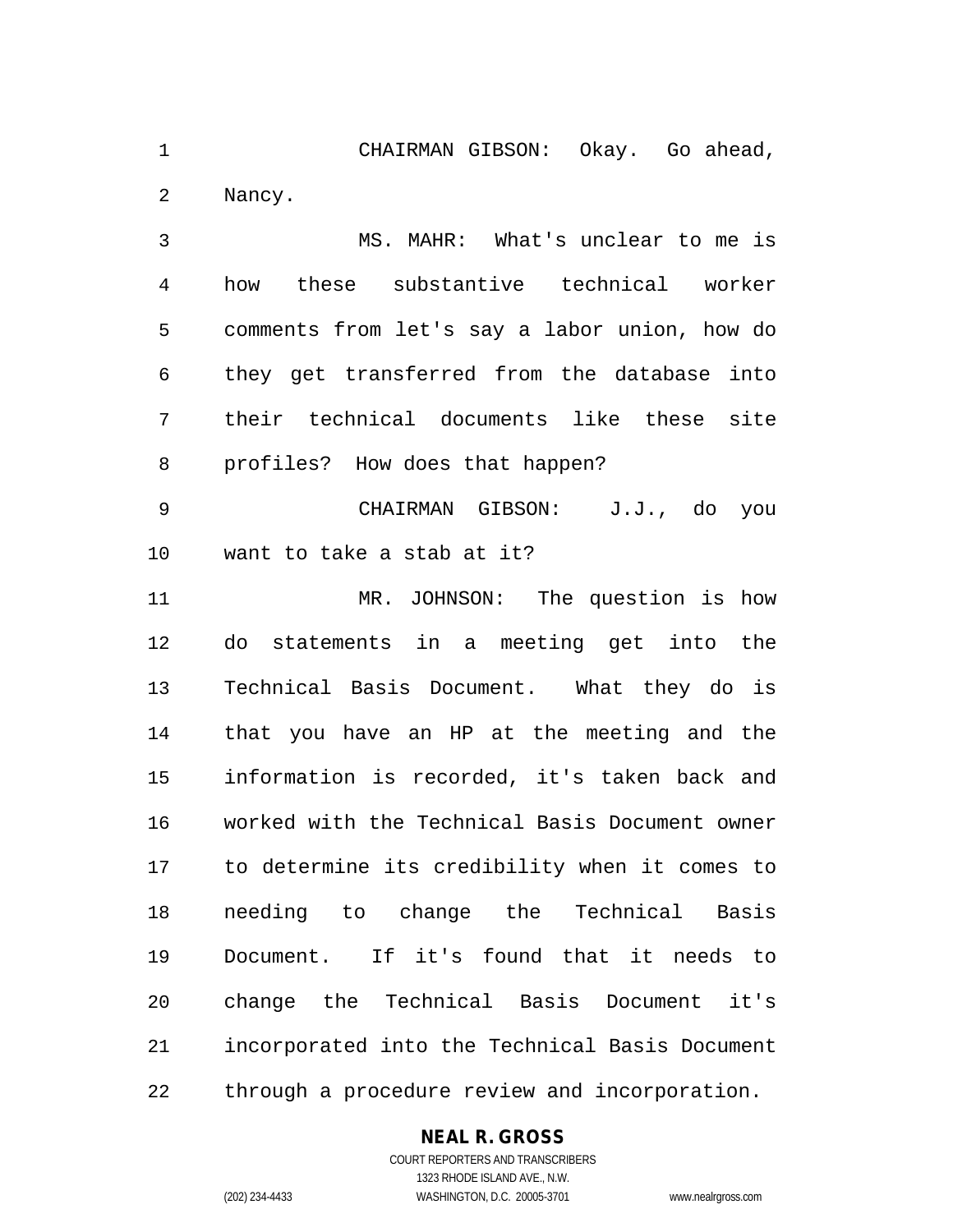CHAIRMAN GIBSON: Okay. Go ahead, Nancy.

MS. MAHR: What's unclear to me is how these substantive technical worker comments from let's say a labor union, how do they get transferred from the database into their technical documents like these site profiles? How does that happen?

CHAIRMAN GIBSON: J.J., do you want to take a stab at it?

MR. JOHNSON: The question is how do statements in a meeting get into the Technical Basis Document. What they do is that you have an HP at the meeting and the information is recorded, it's taken back and worked with the Technical Basis Document owner to determine its credibility when it comes to needing to change the Technical Basis Document. If it's found that it needs to change the Technical Basis Document it's incorporated into the Technical Basis Document through a procedure review and incorporation.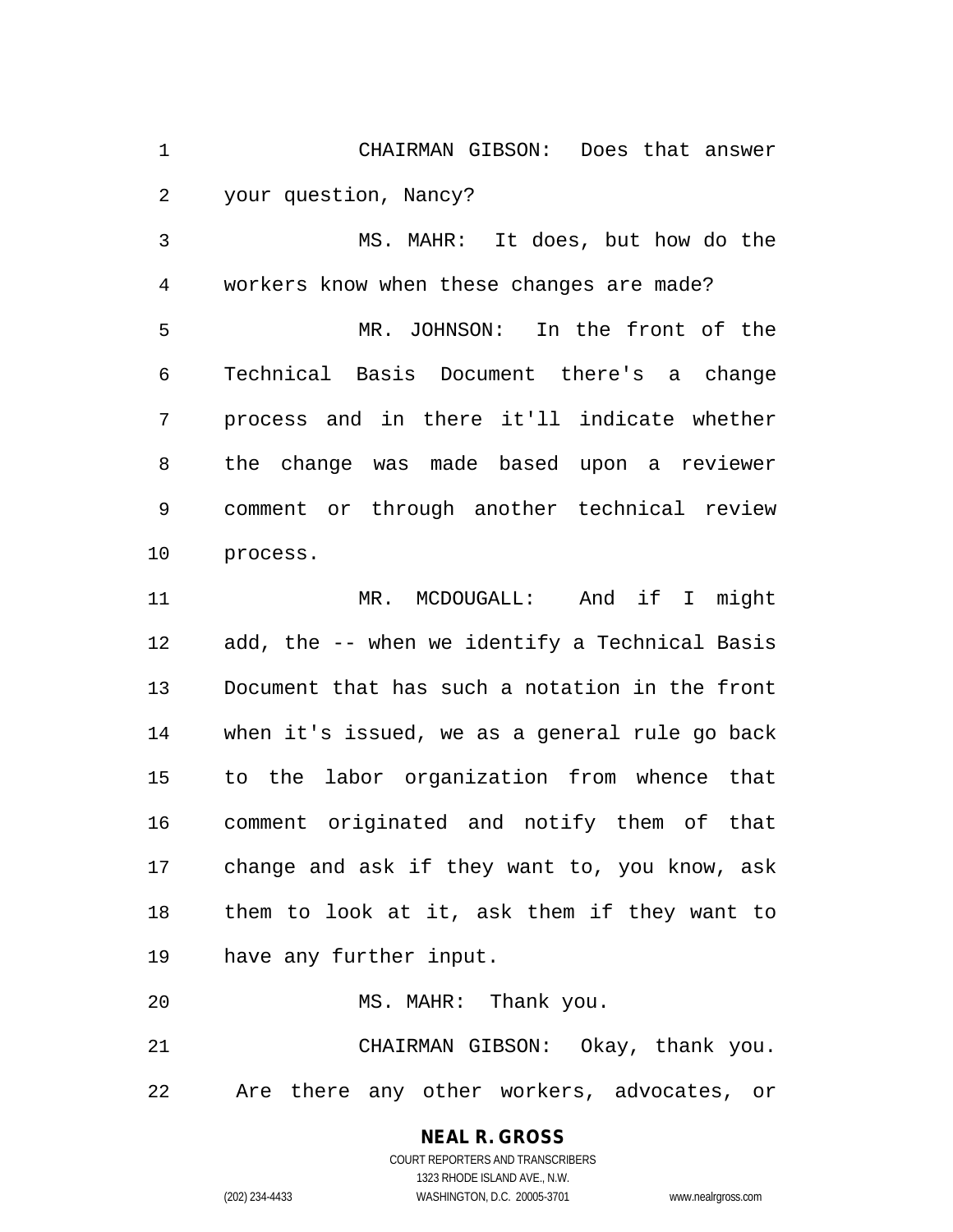CHAIRMAN GIBSON: Does that answer your question, Nancy?

MS. MAHR: It does, but how do the workers know when these changes are made?

MR. JOHNSON: In the front of the Technical Basis Document there's a change process and in there it'll indicate whether the change was made based upon a reviewer comment or through another technical review process.

MR. MCDOUGALL: And if I might add, the -- when we identify a Technical Basis Document that has such a notation in the front when it's issued, we as a general rule go back to the labor organization from whence that comment originated and notify them of that change and ask if they want to, you know, ask them to look at it, ask them if they want to have any further input.

MS. MAHR: Thank you.

CHAIRMAN GIBSON: Okay, thank you. Are there any other workers, advocates, or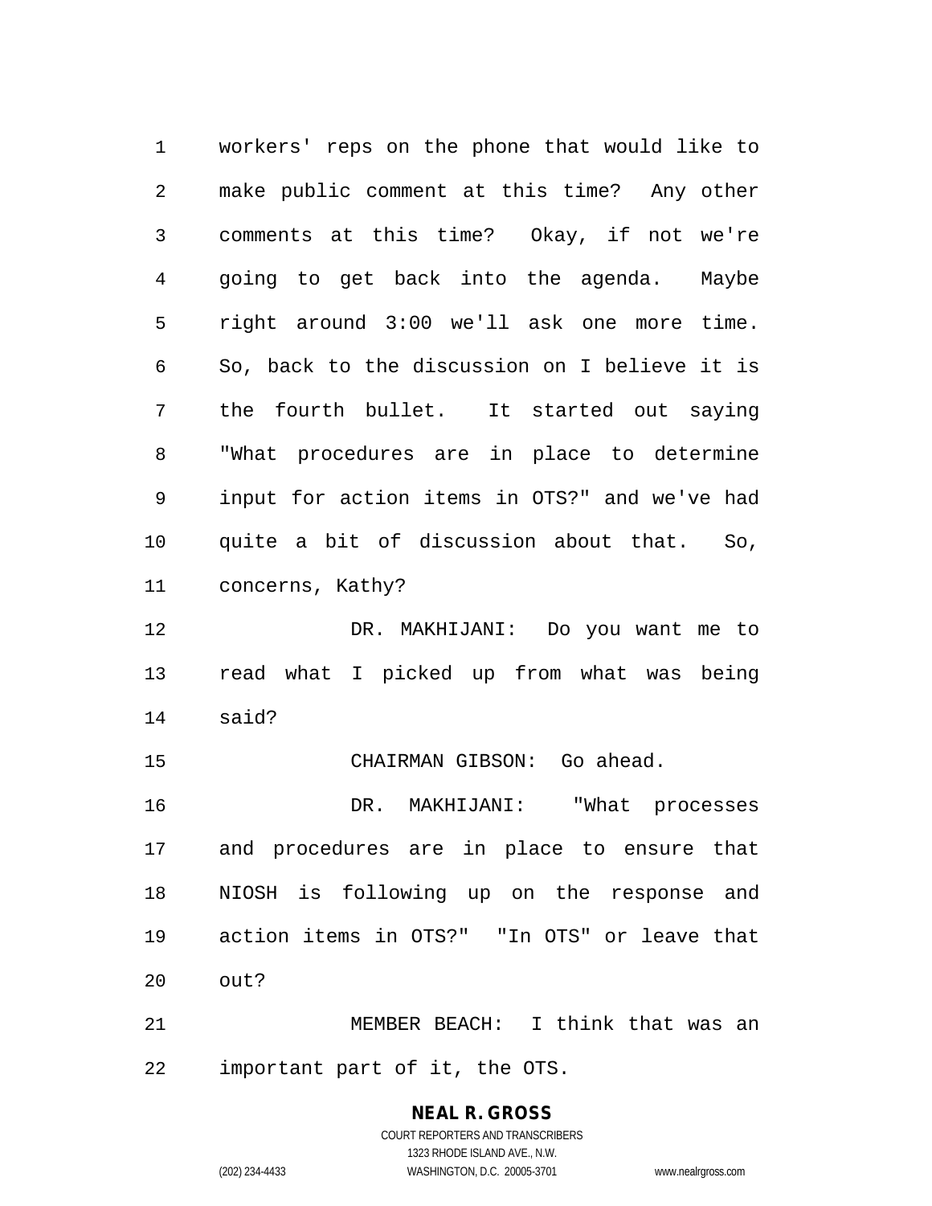workers' reps on the phone that would like to make public comment at this time? Any other comments at this time? Okay, if not we're going to get back into the agenda. Maybe right around 3:00 we'll ask one more time. So, back to the discussion on I believe it is the fourth bullet. It started out saying "What procedures are in place to determine input for action items in OTS?" and we've had quite a bit of discussion about that. So, concerns, Kathy?

DR. MAKHIJANI: Do you want me to read what I picked up from what was being said?

CHAIRMAN GIBSON: Go ahead.

DR. MAKHIJANI: "What processes and procedures are in place to ensure that NIOSH is following up on the response and action items in OTS?" "In OTS" or leave that out?

MEMBER BEACH: I think that was an important part of it, the OTS.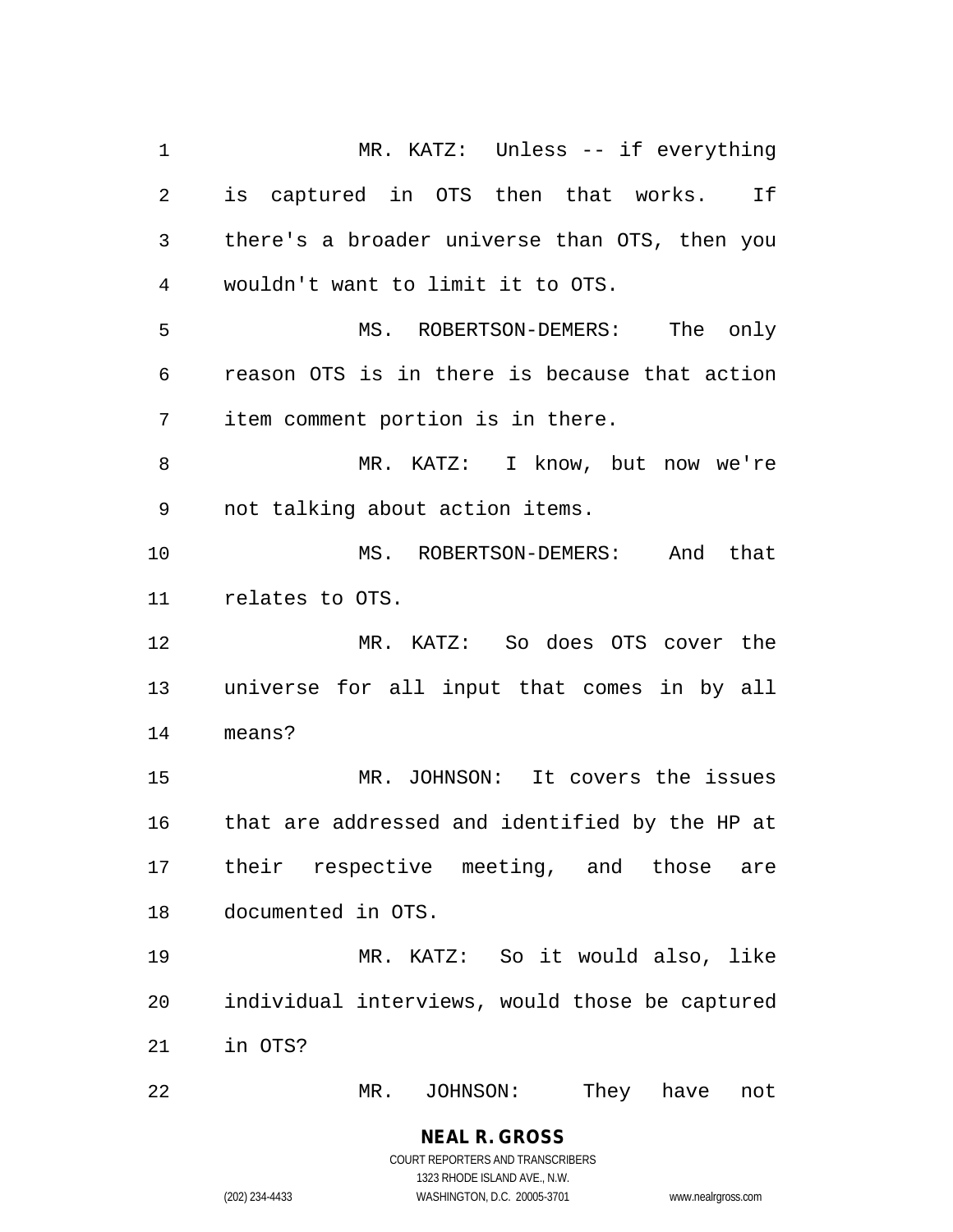MR. KATZ: Unless -- if everything is captured in OTS then that works. If there's a broader universe than OTS, then you wouldn't want to limit it to OTS.

MS. ROBERTSON-DEMERS: The only reason OTS is in there is because that action item comment portion is in there.

MR. KATZ: I know, but now we're not talking about action items.

MS. ROBERTSON-DEMERS: And that relates to OTS.

MR. KATZ: So does OTS cover the universe for all input that comes in by all means?

MR. JOHNSON: It covers the issues that are addressed and identified by the HP at their respective meeting, and those are documented in OTS.

MR. KATZ: So it would also, like individual interviews, would those be captured in OTS?

MR. JOHNSON: They have not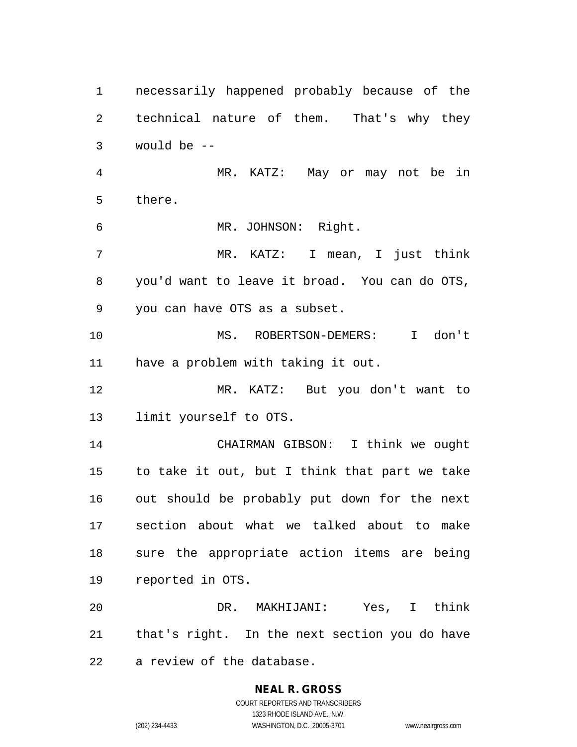necessarily happened probably because of the technical nature of them. That's why they would be --

MR. KATZ: May or may not be in there.

MR. JOHNSON: Right.

MR. KATZ: I mean, I just think you'd want to leave it broad. You can do OTS, you can have OTS as a subset.

MS. ROBERTSON-DEMERS: I don't have a problem with taking it out.

MR. KATZ: But you don't want to limit yourself to OTS.

CHAIRMAN GIBSON: I think we ought to take it out, but I think that part we take out should be probably put down for the next section about what we talked about to make sure the appropriate action items are being reported in OTS.

DR. MAKHIJANI: Yes, I think that's right. In the next section you do have a review of the database.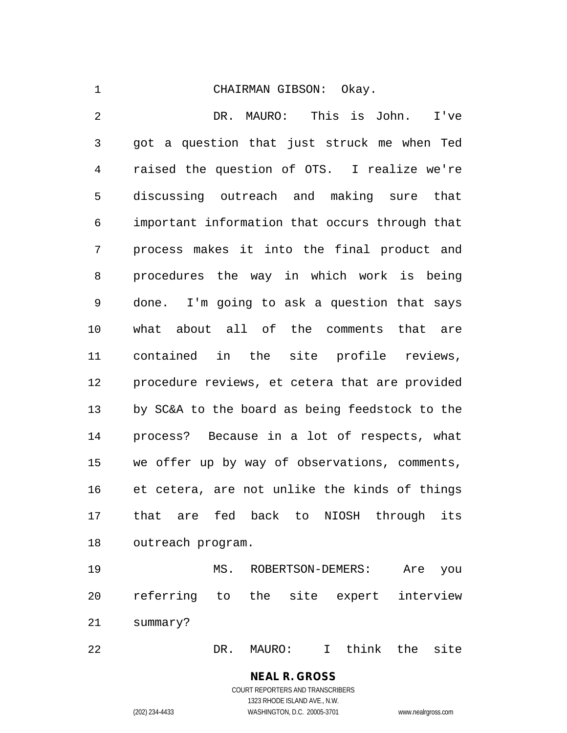CHAIRMAN GIBSON: Okay.

DR. MAURO: This is John. I've got a question that just struck me when Ted raised the question of OTS. I realize we're discussing outreach and making sure that important information that occurs through that process makes it into the final product and procedures the way in which work is being done. I'm going to ask a question that says what about all of the comments that are contained in the site profile reviews, procedure reviews, et cetera that are provided by SC&A to the board as being feedstock to the process? Because in a lot of respects, what we offer up by way of observations, comments, et cetera, are not unlike the kinds of things that are fed back to NIOSH through its outreach program.

MS. ROBERTSON-DEMERS: Are you referring to the site expert interview summary?

DR. MAURO: I think the site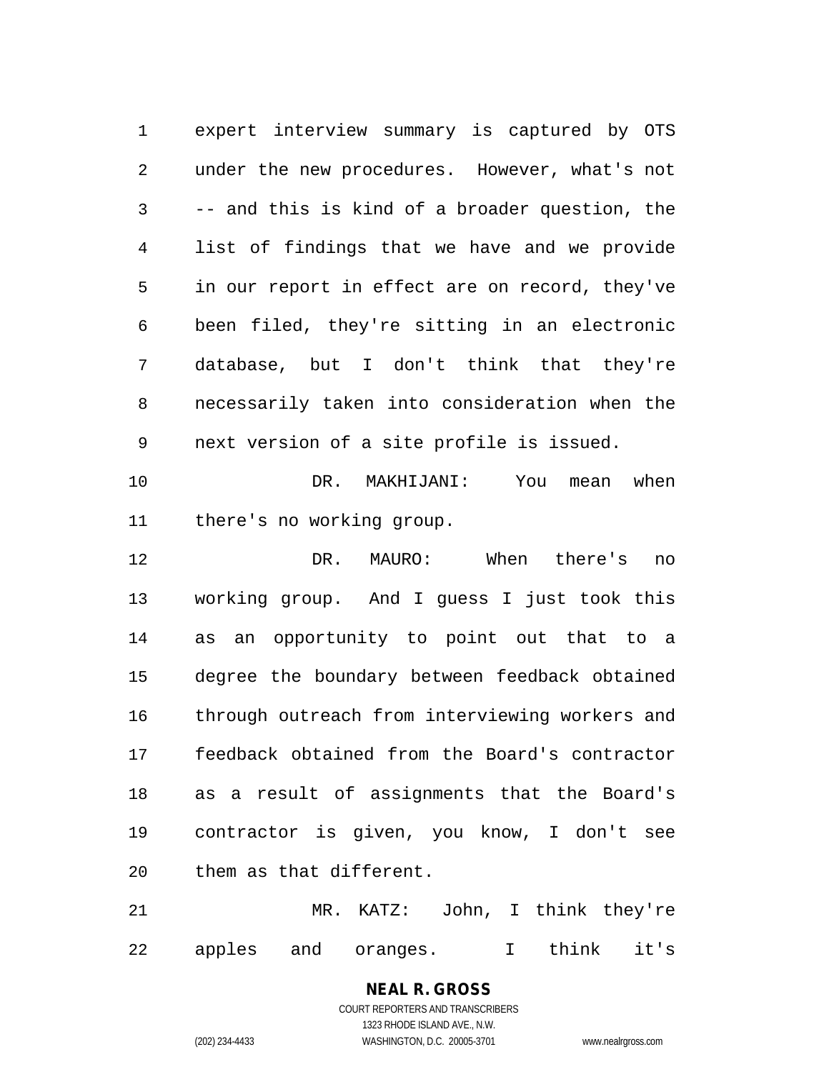expert interview summary is captured by OTS under the new procedures. However, what's not -- and this is kind of a broader question, the list of findings that we have and we provide in our report in effect are on record, they've been filed, they're sitting in an electronic database, but I don't think that they're necessarily taken into consideration when the next version of a site profile is issued.

DR. MAKHIJANI: You mean when there's no working group.

DR. MAURO: When there's no working group. And I guess I just took this as an opportunity to point out that to a degree the boundary between feedback obtained through outreach from interviewing workers and feedback obtained from the Board's contractor as a result of assignments that the Board's contractor is given, you know, I don't see them as that different.

MR. KATZ: John, I think they're apples and oranges. I think it's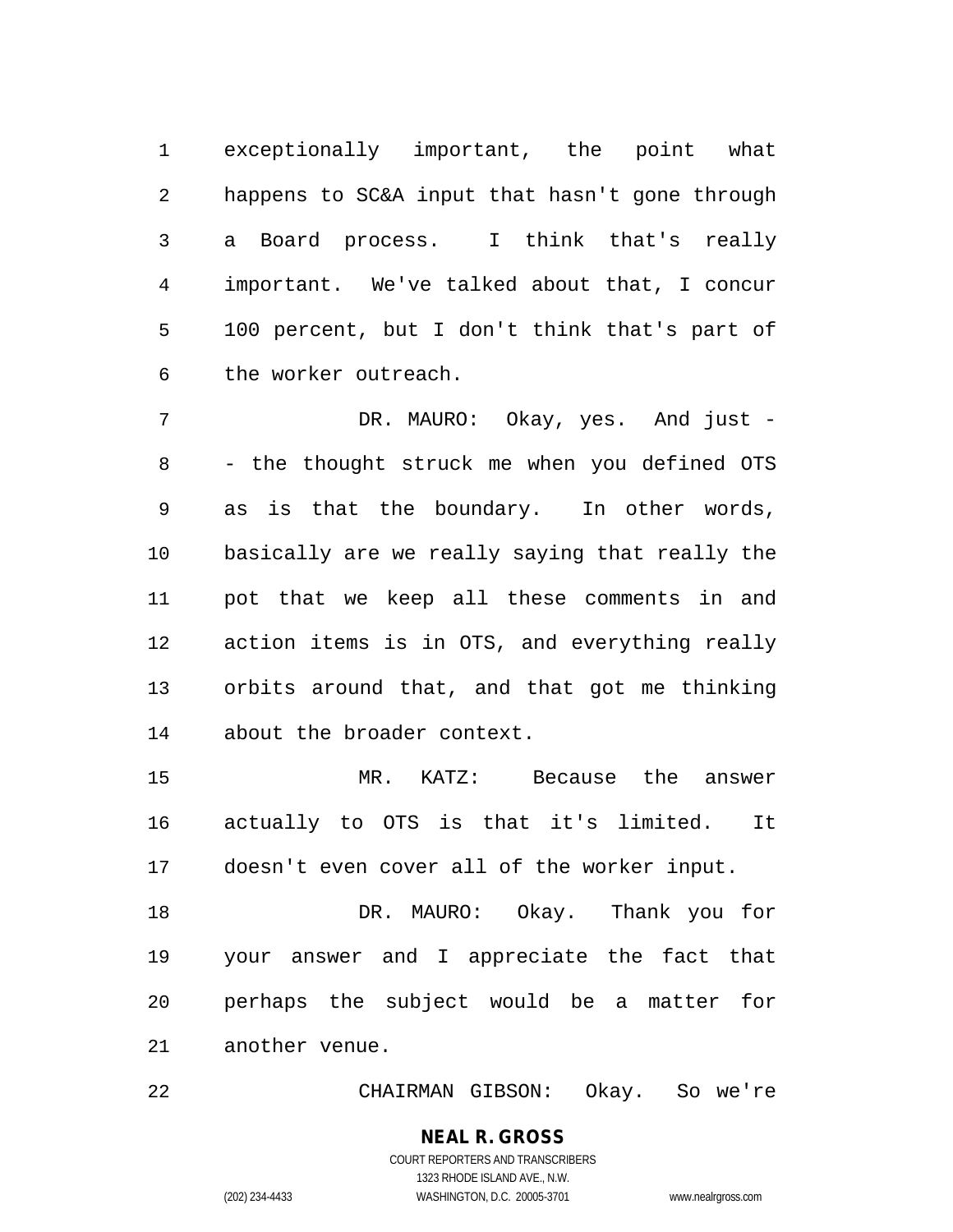exceptionally important, the point what happens to SC&A input that hasn't gone through a Board process. I think that's really important. We've talked about that, I concur 100 percent, but I don't think that's part of the worker outreach.

DR. MAURO: Okay, yes. And just -- the thought struck me when you defined OTS as is that the boundary. In other words, basically are we really saying that really the pot that we keep all these comments in and action items is in OTS, and everything really orbits around that, and that got me thinking about the broader context.

MR. KATZ: Because the answer actually to OTS is that it's limited. It doesn't even cover all of the worker input.

DR. MAURO: Okay. Thank you for your answer and I appreciate the fact that perhaps the subject would be a matter for another venue.

CHAIRMAN GIBSON: Okay. So we're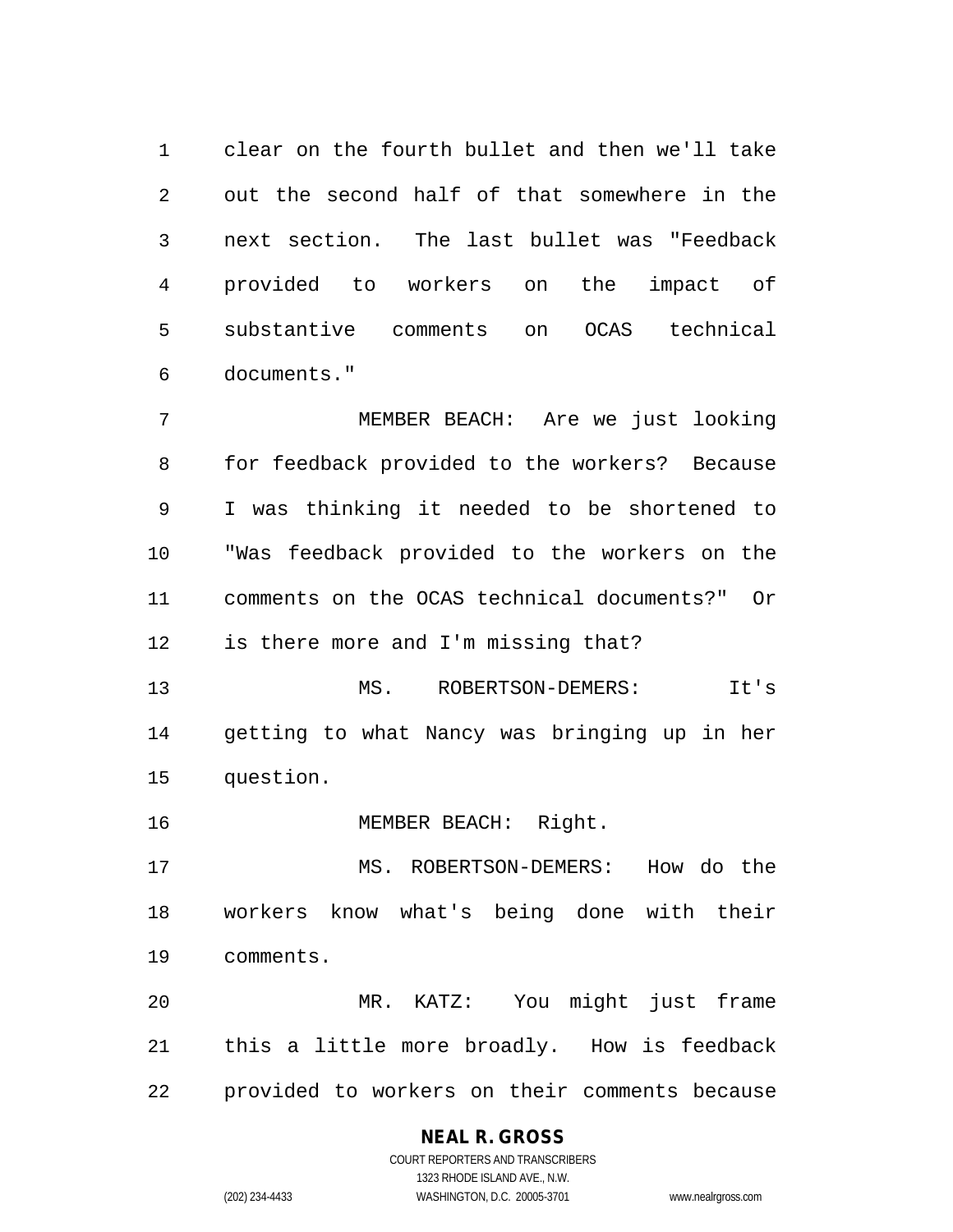clear on the fourth bullet and then we'll take out the second half of that somewhere in the next section. The last bullet was "Feedback provided to workers on the impact of substantive comments on OCAS technical documents."

MEMBER BEACH: Are we just looking for feedback provided to the workers? Because I was thinking it needed to be shortened to "Was feedback provided to the workers on the comments on the OCAS technical documents?" Or is there more and I'm missing that?

MS. ROBERTSON-DEMERS: It's getting to what Nancy was bringing up in her question.

MEMBER BEACH: Right.

MS. ROBERTSON-DEMERS: How do the workers know what's being done with their comments.

MR. KATZ: You might just frame this a little more broadly. How is feedback provided to workers on their comments because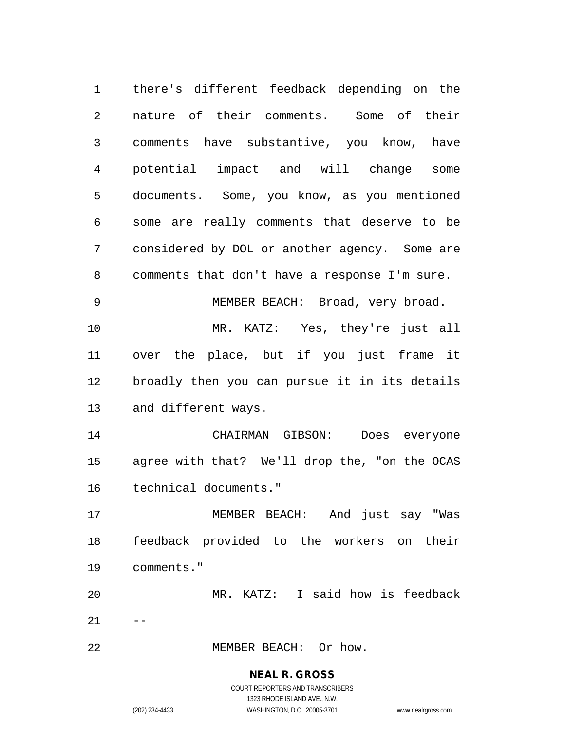there's different feedback depending on the nature of their comments. Some of their comments have substantive, you know, have potential impact and will change some documents. Some, you know, as you mentioned some are really comments that deserve to be considered by DOL or another agency. Some are comments that don't have a response I'm sure.

MEMBER BEACH: Broad, very broad.

MR. KATZ: Yes, they're just all over the place, but if you just frame it broadly then you can pursue it in its details and different ways.

CHAIRMAN GIBSON: Does everyone agree with that? We'll drop the, "on the OCAS technical documents."

MEMBER BEACH: And just say "Was feedback provided to the workers on their comments."

MR. KATZ: I said how is feedback --

MEMBER BEACH: Or how.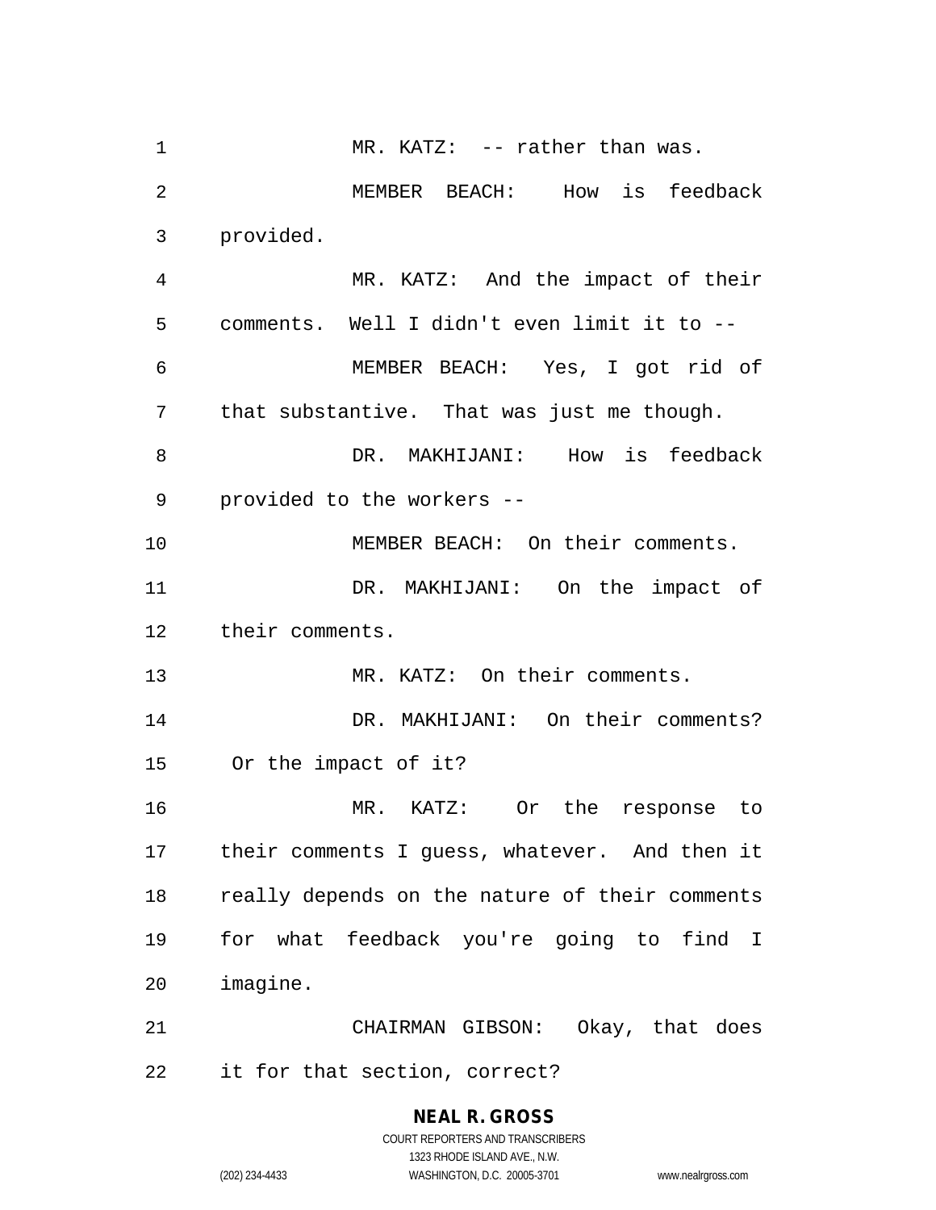MR. KATZ: -- rather than was.

MEMBER BEACH: How is feedback provided.

MR. KATZ: And the impact of their comments. Well I didn't even limit it to --

MEMBER BEACH: Yes, I got rid of that substantive. That was just me though.

DR. MAKHIJANI: How is feedback provided to the workers --

MEMBER BEACH: On their comments.

DR. MAKHIJANI: On the impact of their comments.

MR. KATZ: On their comments.

DR. MAKHIJANI: On their comments? Or the impact of it?

MR. KATZ: Or the response to their comments I guess, whatever. And then it really depends on the nature of their comments for what feedback you're going to find I imagine.

CHAIRMAN GIBSON: Okay, that does it for that section, correct?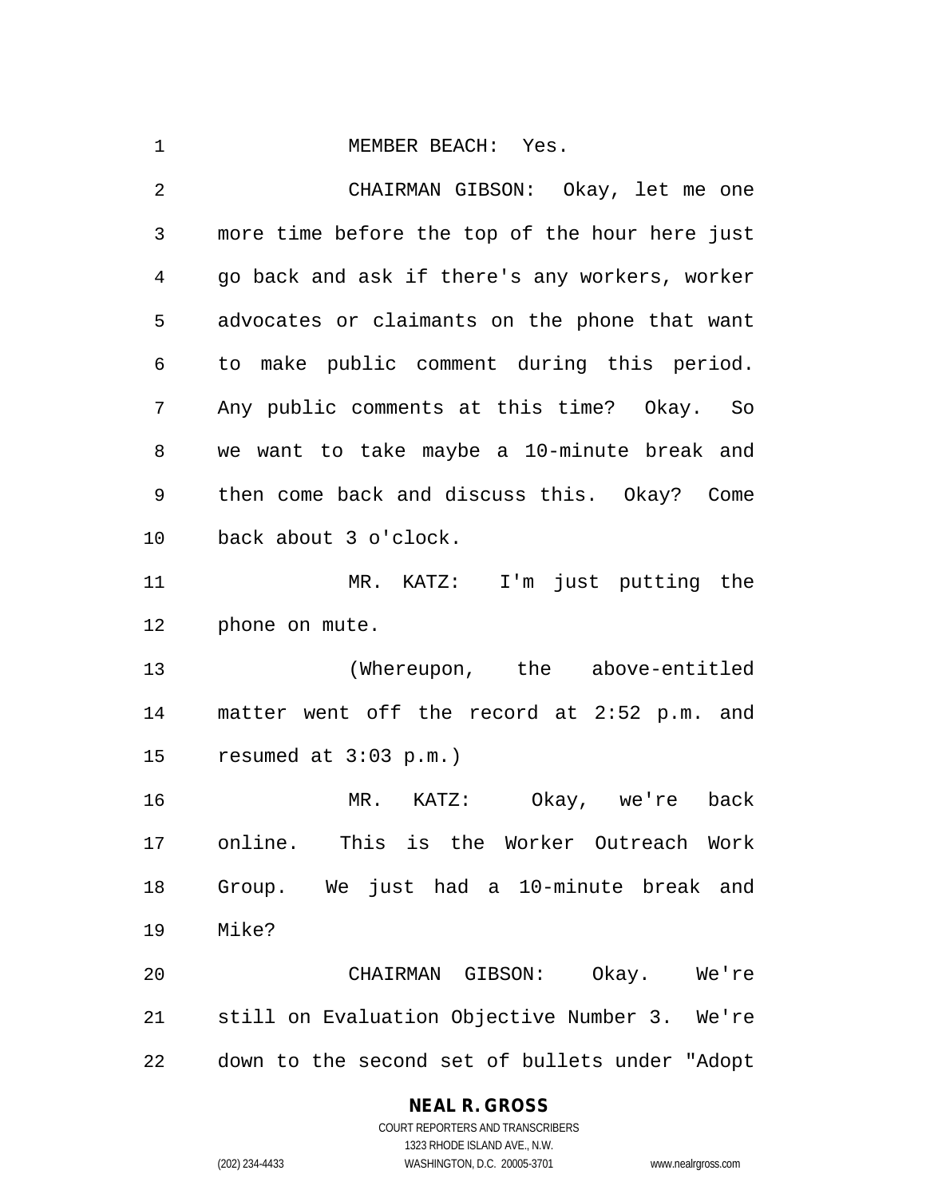MEMBER BEACH: Yes.

CHAIRMAN GIBSON: Okay, let me one more time before the top of the hour here just go back and ask if there's any workers, worker advocates or claimants on the phone that want to make public comment during this period. Any public comments at this time? Okay. So we want to take maybe a 10-minute break and then come back and discuss this. Okay? Come back about 3 o'clock.

MR. KATZ: I'm just putting the phone on mute.

(Whereupon, the above-entitled matter went off the record at 2:52 p.m. and resumed at 3:03 p.m.)

MR. KATZ: Okay, we're back online. This is the Worker Outreach Work Group. We just had a 10-minute break and Mike?

CHAIRMAN GIBSON: Okay. We're still on Evaluation Objective Number 3. We're down to the second set of bullets under "Adopt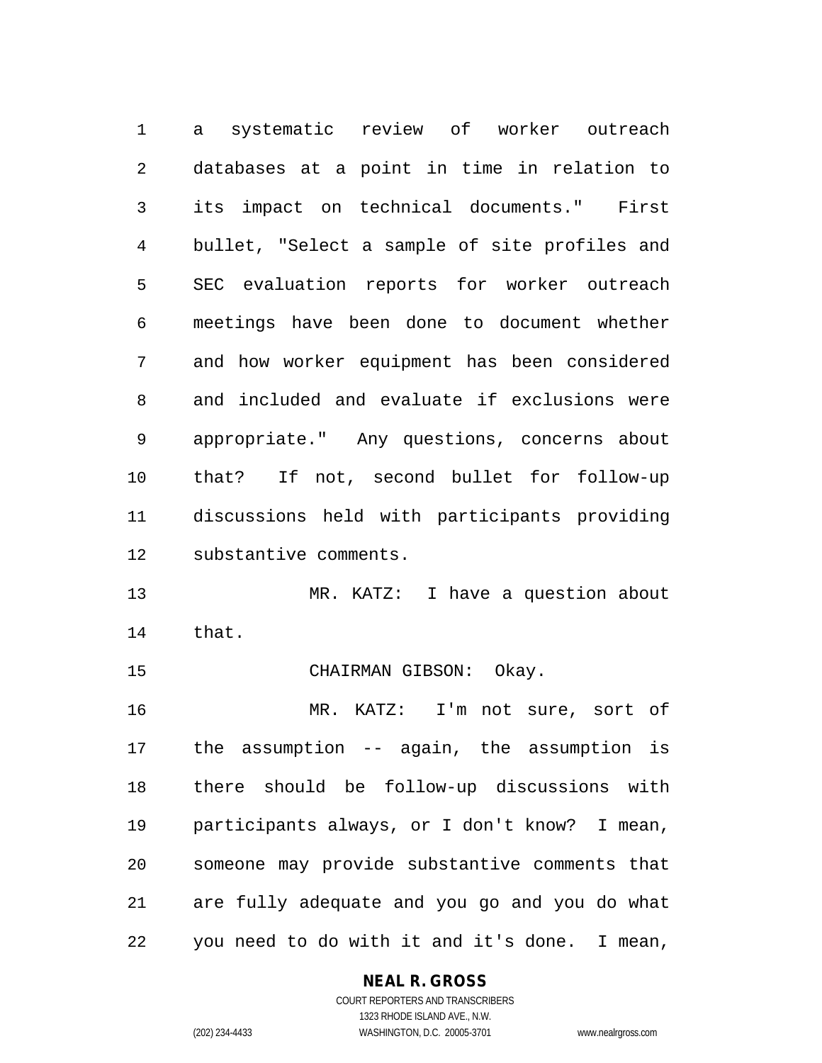a systematic review of worker outreach databases at a point in time in relation to its impact on technical documents." First bullet, "Select a sample of site profiles and SEC evaluation reports for worker outreach meetings have been done to document whether and how worker equipment has been considered and included and evaluate if exclusions were appropriate." Any questions, concerns about that? If not, second bullet for follow-up discussions held with participants providing substantive comments.

MR. KATZ: I have a question about that.

CHAIRMAN GIBSON: Okay.

MR. KATZ: I'm not sure, sort of the assumption -- again, the assumption is there should be follow-up discussions with participants always, or I don't know? I mean, someone may provide substantive comments that are fully adequate and you go and you do what you need to do with it and it's done. I mean,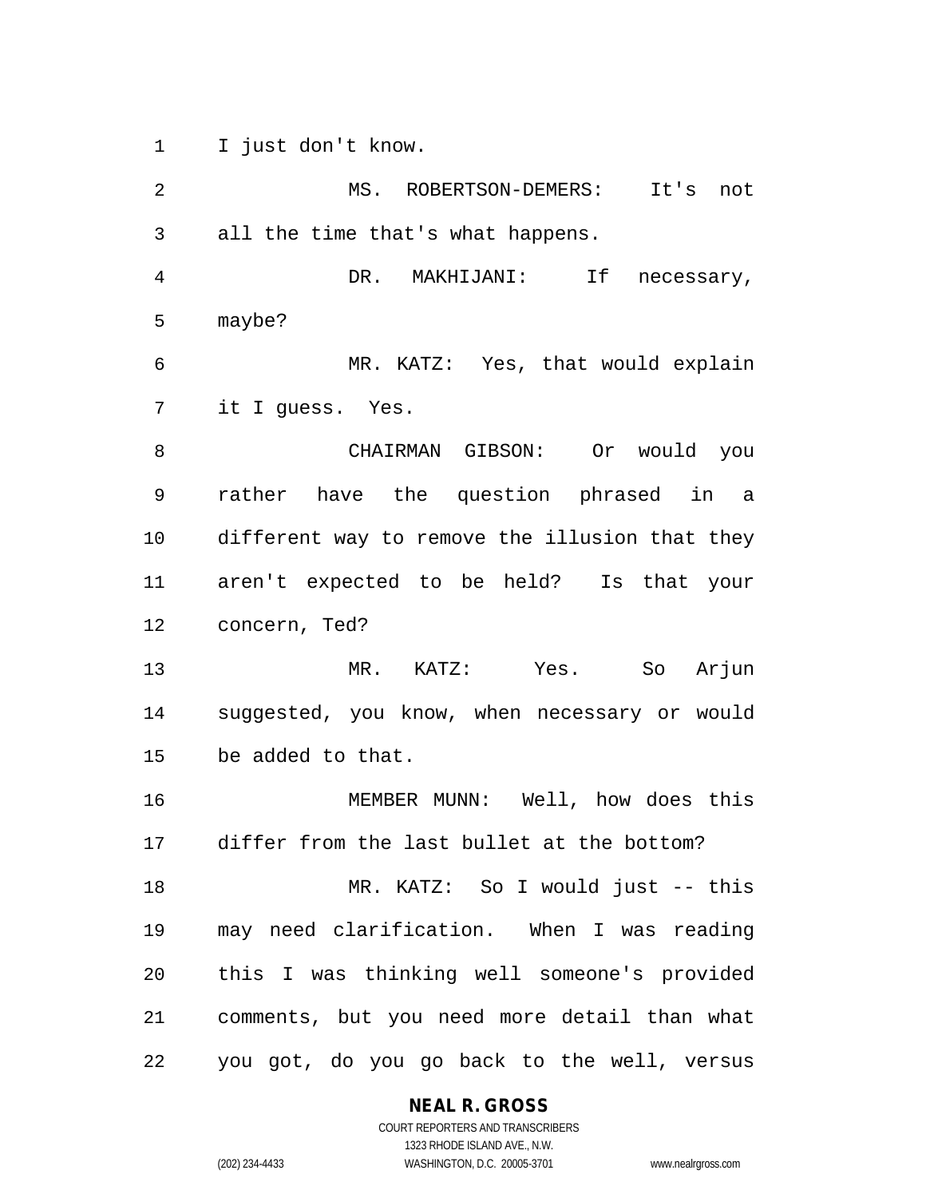I just don't know.

MS. ROBERTSON-DEMERS: It's not all the time that's what happens.

DR. MAKHIJANI: If necessary, maybe?

MR. KATZ: Yes, that would explain it I guess. Yes.

CHAIRMAN GIBSON: Or would you rather have the question phrased in a different way to remove the illusion that they aren't expected to be held? Is that your concern, Ted?

MR. KATZ: Yes. So Arjun suggested, you know, when necessary or would be added to that.

MEMBER MUNN: Well, how does this differ from the last bullet at the bottom?

MR. KATZ: So I would just -- this may need clarification. When I was reading this I was thinking well someone's provided comments, but you need more detail than what you got, do you go back to the well, versus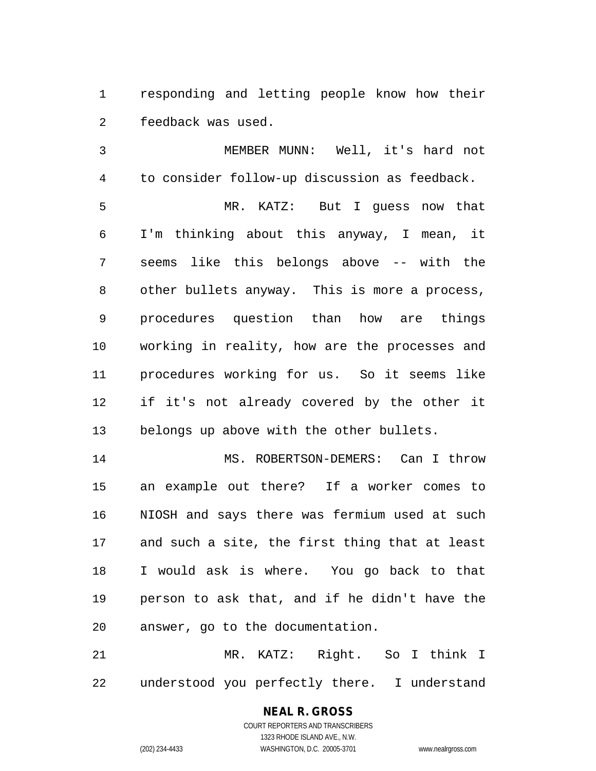responding and letting people know how their feedback was used.

MEMBER MUNN: Well, it's hard not to consider follow-up discussion as feedback.

MR. KATZ: But I guess now that I'm thinking about this anyway, I mean, it seems like this belongs above -- with the other bullets anyway. This is more a process, procedures question than how are things working in reality, how are the processes and procedures working for us. So it seems like if it's not already covered by the other it belongs up above with the other bullets.

MS. ROBERTSON-DEMERS: Can I throw an example out there? If a worker comes to NIOSH and says there was fermium used at such and such a site, the first thing that at least I would ask is where. You go back to that person to ask that, and if he didn't have the answer, go to the documentation.

MR. KATZ: Right. So I think I understood you perfectly there. I understand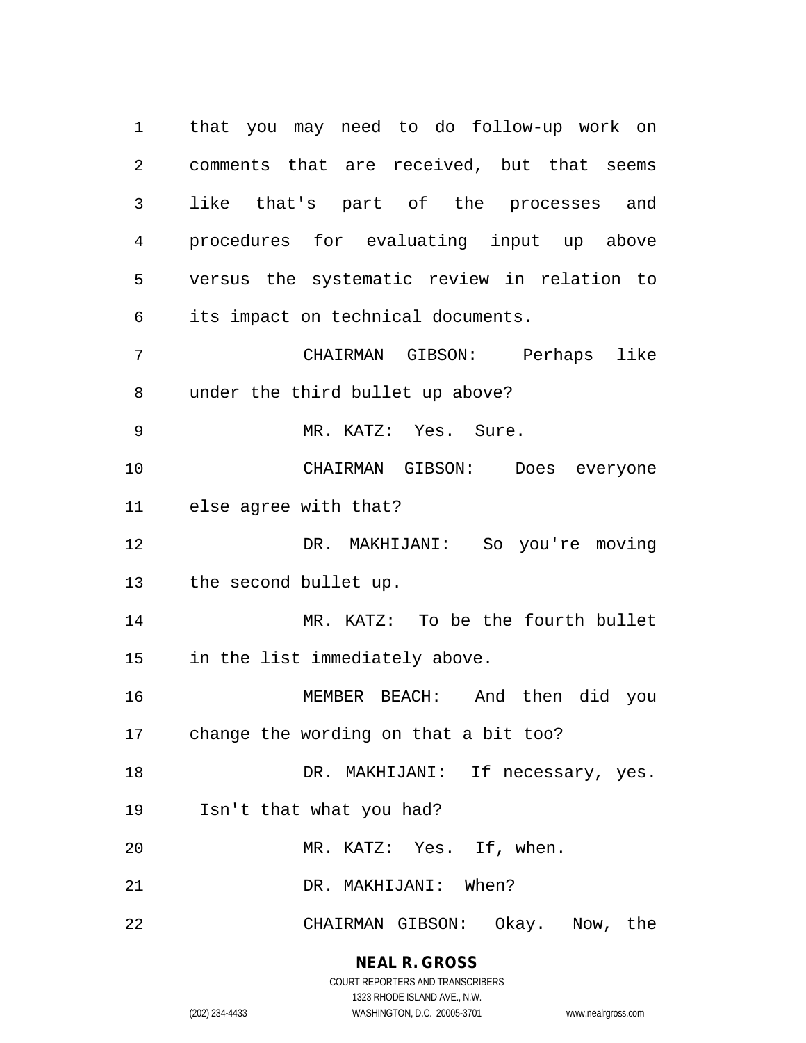that you may need to do follow-up work on comments that are received, but that seems like that's part of the processes and procedures for evaluating input up above versus the systematic review in relation to its impact on technical documents.

CHAIRMAN GIBSON: Perhaps like under the third bullet up above?

MR. KATZ: Yes. Sure.

CHAIRMAN GIBSON: Does everyone else agree with that?

DR. MAKHIJANI: So you're moving the second bullet up.

MR. KATZ: To be the fourth bullet in the list immediately above.

MEMBER BEACH: And then did you change the wording on that a bit too?

DR. MAKHIJANI: If necessary, yes. Isn't that what you had?

MR. KATZ: Yes. If, when.

DR. MAKHIJANI: When?

CHAIRMAN GIBSON: Okay. Now, the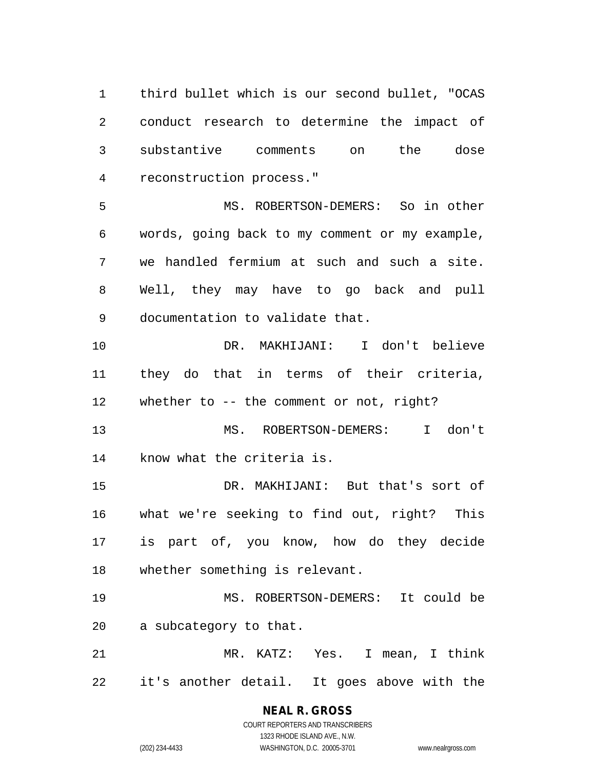third bullet which is our second bullet, "OCAS conduct research to determine the impact of substantive comments on the dose reconstruction process."

MS. ROBERTSON-DEMERS: So in other words, going back to my comment or my example, we handled fermium at such and such a site. Well, they may have to go back and pull documentation to validate that.

DR. MAKHIJANI: I don't believe they do that in terms of their criteria, whether to -- the comment or not, right?

MS. ROBERTSON-DEMERS: I don't know what the criteria is.

DR. MAKHIJANI: But that's sort of what we're seeking to find out, right? This is part of, you know, how do they decide whether something is relevant.

MS. ROBERTSON-DEMERS: It could be a subcategory to that.

MR. KATZ: Yes. I mean, I think it's another detail. It goes above with the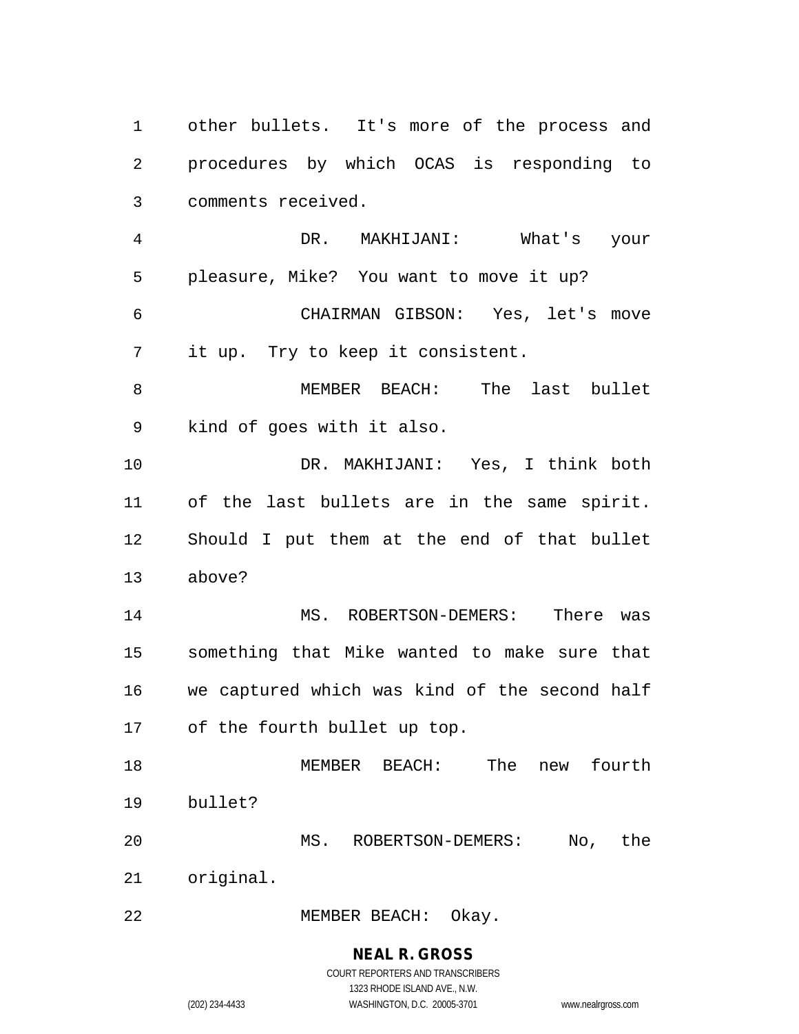other bullets. It's more of the process and procedures by which OCAS is responding to comments received.

DR. MAKHIJANI: What's your pleasure, Mike? You want to move it up?

CHAIRMAN GIBSON: Yes, let's move it up. Try to keep it consistent.

MEMBER BEACH: The last bullet kind of goes with it also.

DR. MAKHIJANI: Yes, I think both of the last bullets are in the same spirit. Should I put them at the end of that bullet above?

MS. ROBERTSON-DEMERS: There was something that Mike wanted to make sure that we captured which was kind of the second half of the fourth bullet up top.

MEMBER BEACH: The new fourth bullet?

MS. ROBERTSON-DEMERS: No, the original.

MEMBER BEACH: Okay.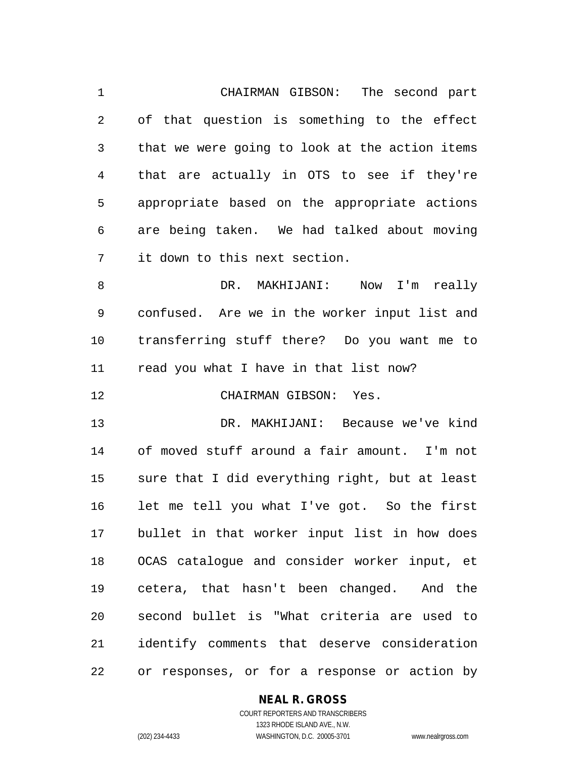CHAIRMAN GIBSON: The second part of that question is something to the effect that we were going to look at the action items that are actually in OTS to see if they're appropriate based on the appropriate actions are being taken. We had talked about moving it down to this next section.

DR. MAKHIJANI: Now I'm really confused. Are we in the worker input list and transferring stuff there? Do you want me to read you what I have in that list now?

CHAIRMAN GIBSON: Yes.

DR. MAKHIJANI: Because we've kind of moved stuff around a fair amount. I'm not sure that I did everything right, but at least let me tell you what I've got. So the first bullet in that worker input list in how does OCAS catalogue and consider worker input, et cetera, that hasn't been changed. And the second bullet is "What criteria are used to identify comments that deserve consideration or responses, or for a response or action by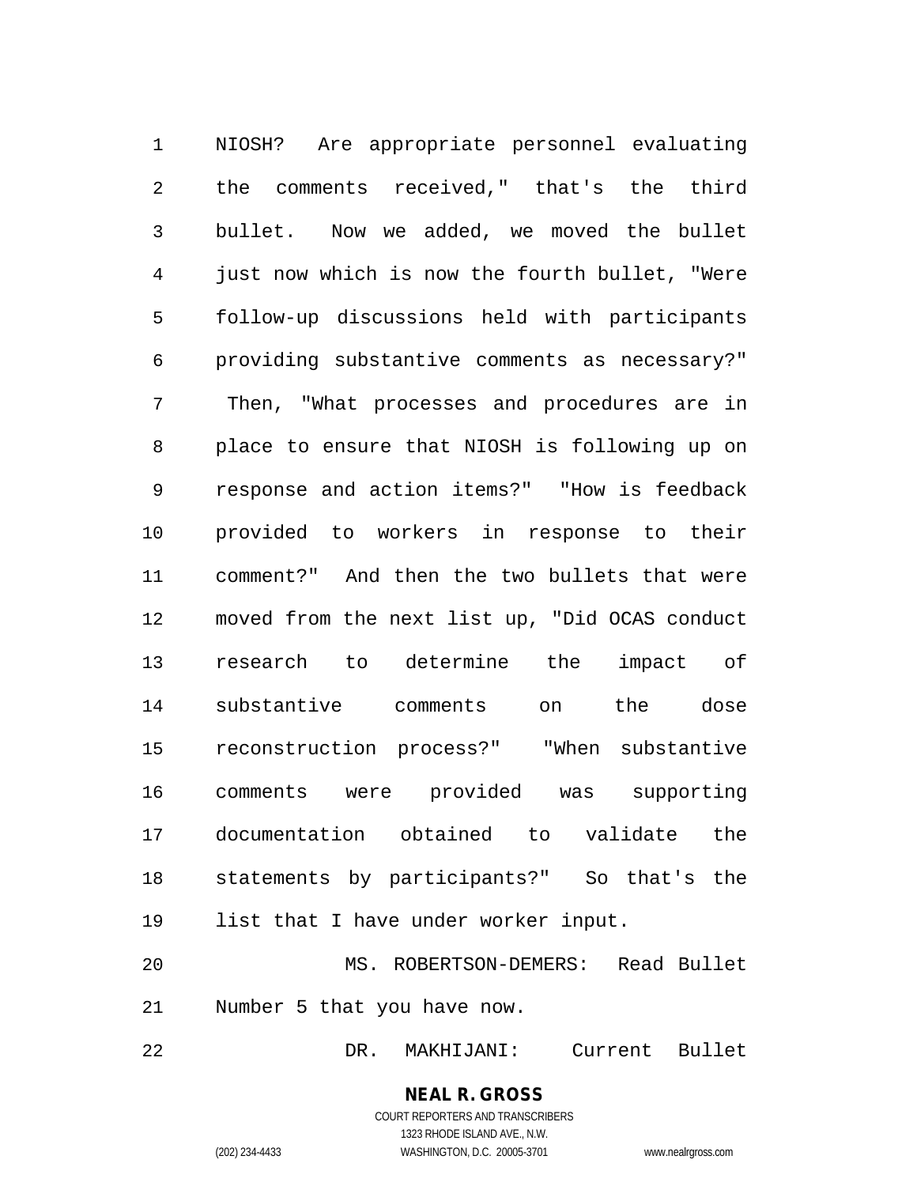NIOSH? Are appropriate personnel evaluating the comments received," that's the third bullet. Now we added, we moved the bullet just now which is now the fourth bullet, "Were follow-up discussions held with participants providing substantive comments as necessary?" Then, "What processes and procedures are in place to ensure that NIOSH is following up on response and action items?" "How is feedback provided to workers in response to their comment?" And then the two bullets that were moved from the next list up, "Did OCAS conduct research to determine the impact of substantive comments on the dose reconstruction process?" "When substantive comments were provided was supporting documentation obtained to validate the statements by participants?" So that's the list that I have under worker input.

MS. ROBERTSON-DEMERS: Read Bullet Number 5 that you have now.

DR. MAKHIJANI: Current Bullet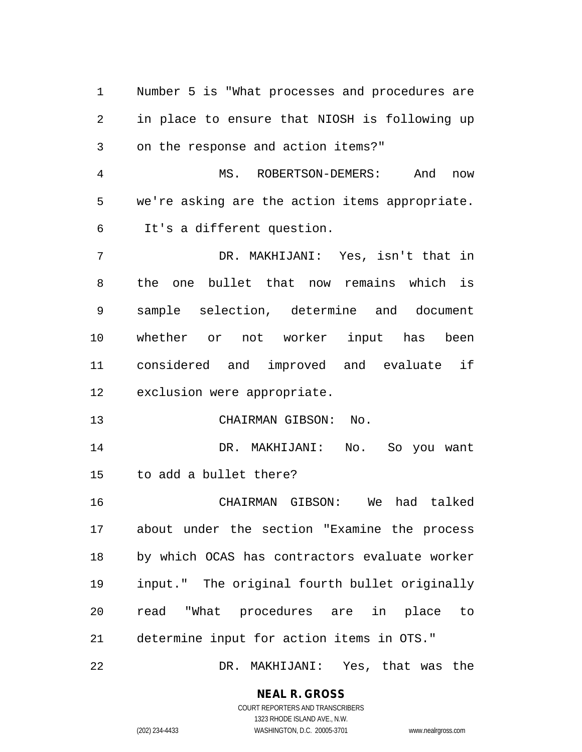Number 5 is "What processes and procedures are in place to ensure that NIOSH is following up on the response and action items?"

MS. ROBERTSON-DEMERS: And now we're asking are the action items appropriate. It's a different question.

DR. MAKHIJANI: Yes, isn't that in the one bullet that now remains which is sample selection, determine and document whether or not worker input has been considered and improved and evaluate if exclusion were appropriate.

CHAIRMAN GIBSON: No.

DR. MAKHIJANI: No. So you want to add a bullet there?

CHAIRMAN GIBSON: We had talked about under the section "Examine the process by which OCAS has contractors evaluate worker input." The original fourth bullet originally read "What procedures are in place to determine input for action items in OTS."

DR. MAKHIJANI: Yes, that was the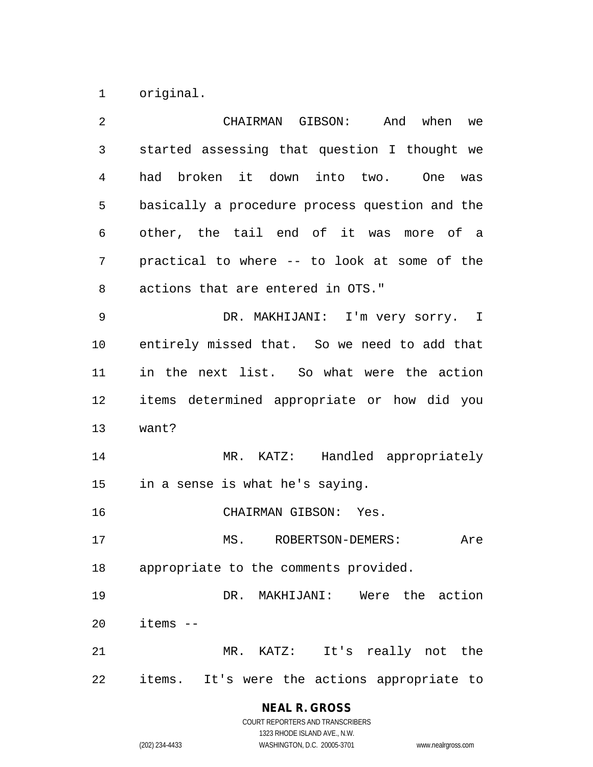original.

CHAIRMAN GIBSON: And when we started assessing that question I thought we had broken it down into two. One was basically a procedure process question and the other, the tail end of it was more of a practical to where -- to look at some of the actions that are entered in OTS."

DR. MAKHIJANI: I'm very sorry. I entirely missed that. So we need to add that in the next list. So what were the action items determined appropriate or how did you want?

MR. KATZ: Handled appropriately in a sense is what he's saying.

CHAIRMAN GIBSON: Yes.

MS. ROBERTSON-DEMERS: Are appropriate to the comments provided.

DR. MAKHIJANI: Were the action items --

MR. KATZ: It's really not the items. It's were the actions appropriate to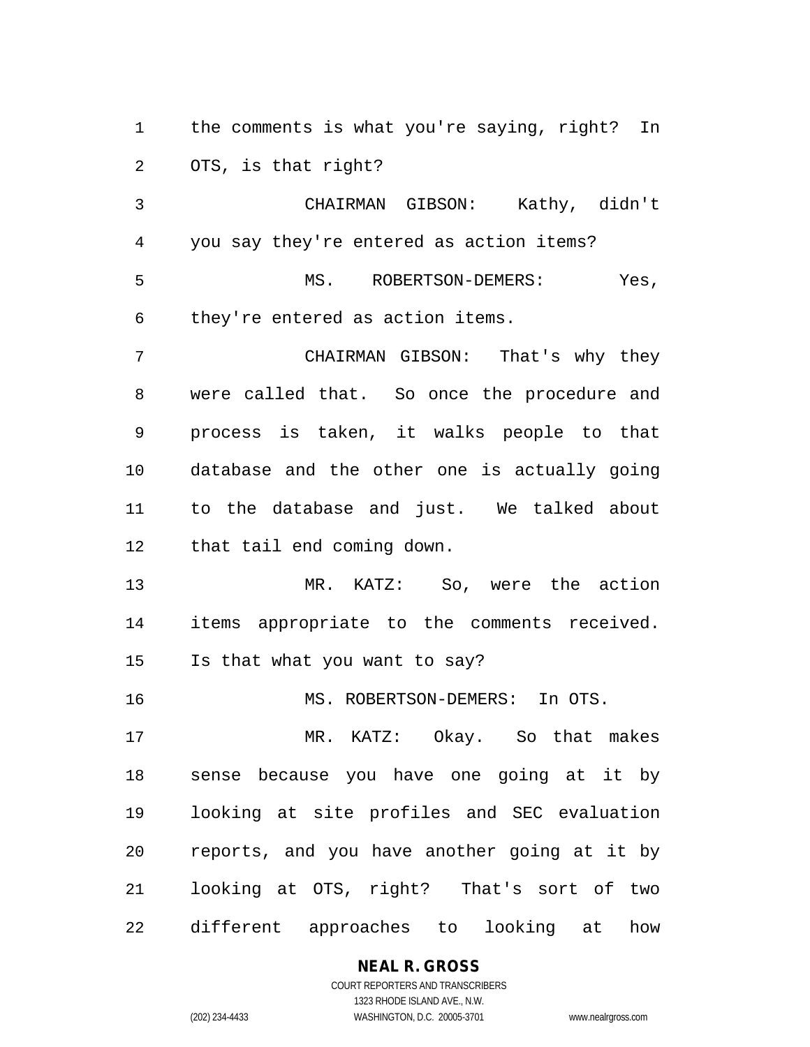the comments is what you're saying, right? In OTS, is that right?

CHAIRMAN GIBSON: Kathy, didn't you say they're entered as action items?

MS. ROBERTSON-DEMERS: Yes, they're entered as action items.

CHAIRMAN GIBSON: That's why they were called that. So once the procedure and process is taken, it walks people to that database and the other one is actually going to the database and just. We talked about that tail end coming down.

MR. KATZ: So, were the action items appropriate to the comments received. Is that what you want to say?

MS. ROBERTSON-DEMERS: In OTS.

MR. KATZ: Okay. So that makes sense because you have one going at it by looking at site profiles and SEC evaluation reports, and you have another going at it by looking at OTS, right? That's sort of two different approaches to looking at how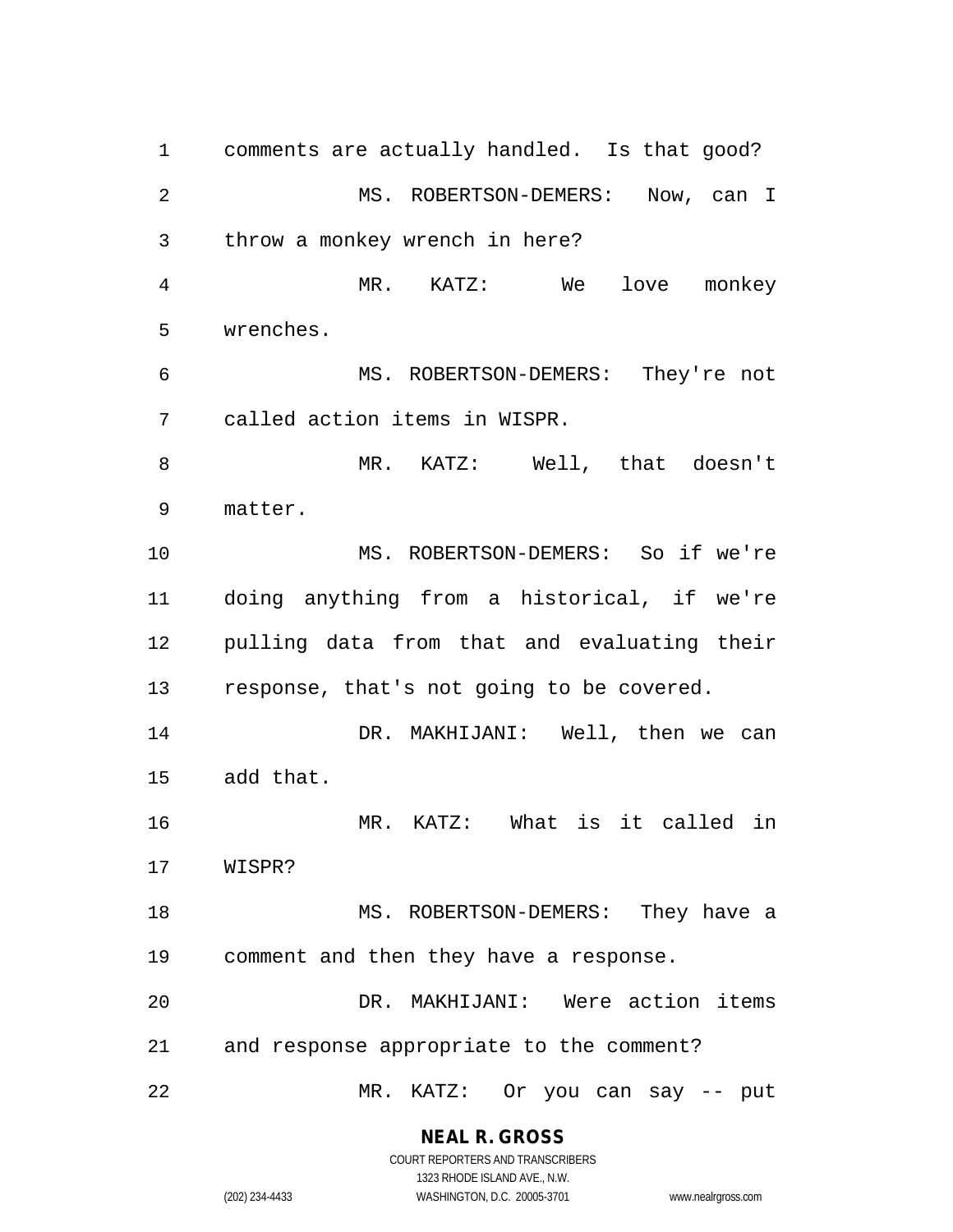comments are actually handled. Is that good?

MS. ROBERTSON-DEMERS: Now, can I throw a monkey wrench in here?

MR. KATZ: We love monkey wrenches.

MS. ROBERTSON-DEMERS: They're not called action items in WISPR.

MR. KATZ: Well, that doesn't matter.

MS. ROBERTSON-DEMERS: So if we're doing anything from a historical, if we're pulling data from that and evaluating their response, that's not going to be covered.

DR. MAKHIJANI: Well, then we can add that.

MR. KATZ: What is it called in WISPR?

MS. ROBERTSON-DEMERS: They have a comment and then they have a response.

DR. MAKHIJANI: Were action items and response appropriate to the comment?

MR. KATZ: Or you can say -- put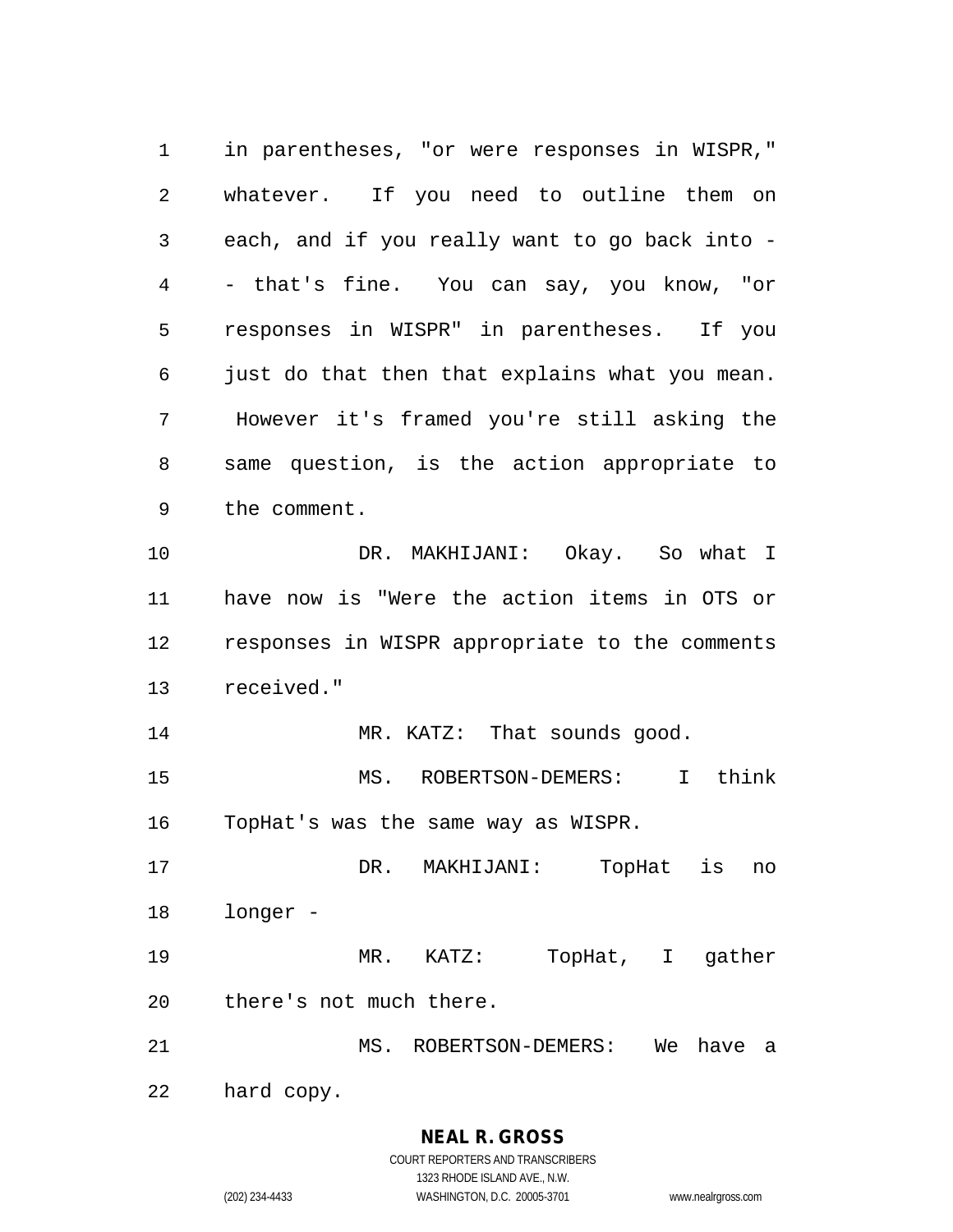in parentheses, "or were responses in WISPR," whatever. If you need to outline them on each, and if you really want to go back into -- that's fine. You can say, you know, "or responses in WISPR" in parentheses. If you just do that then that explains what you mean. However it's framed you're still asking the same question, is the action appropriate to the comment.

DR. MAKHIJANI: Okay. So what I have now is "Were the action items in OTS or responses in WISPR appropriate to the comments received."

MR. KATZ: That sounds good.

MS. ROBERTSON-DEMERS: I think TopHat's was the same way as WISPR.

DR. MAKHIJANI: TopHat is no longer -

MR. KATZ: TopHat, I gather there's not much there.

MS. ROBERTSON-DEMERS: We have a hard copy.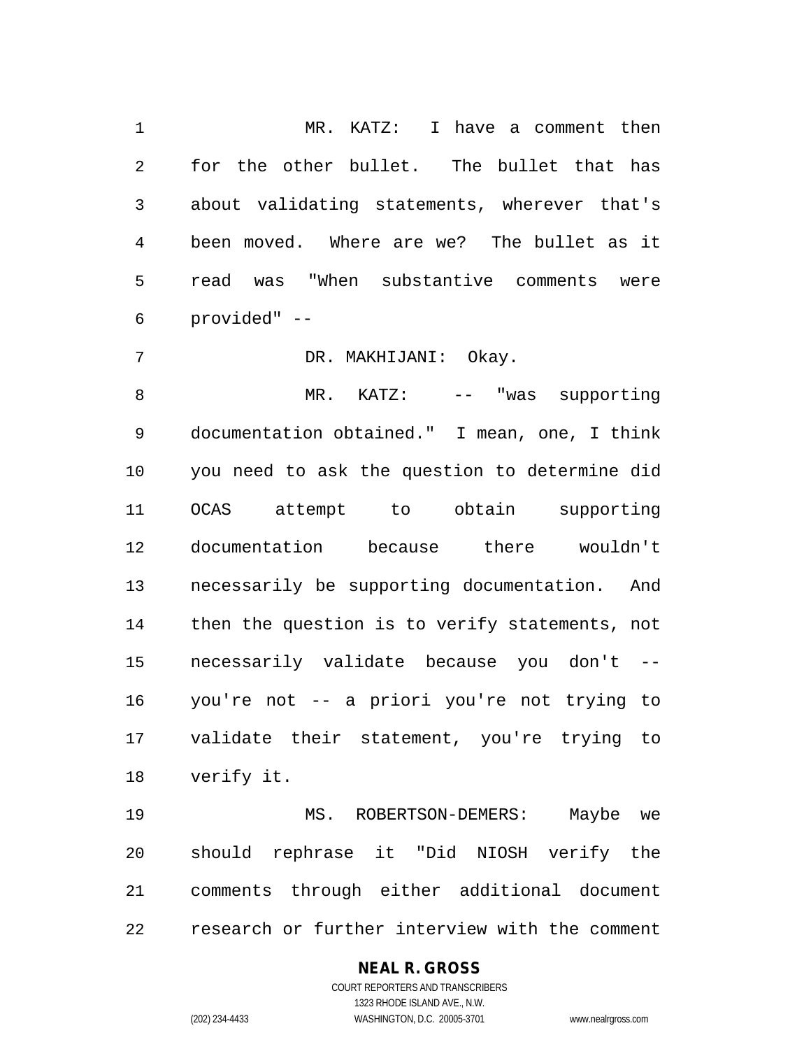MR. KATZ: I have a comment then for the other bullet. The bullet that has about validating statements, wherever that's been moved. Where are we? The bullet as it read was "When substantive comments were provided" --

DR. MAKHIJANI: Okay.

MR. KATZ: -- "was supporting documentation obtained." I mean, one, I think you need to ask the question to determine did OCAS attempt to obtain supporting documentation because there wouldn't necessarily be supporting documentation. And then the question is to verify statements, not necessarily validate because you don't -- you're not -- a priori you're not trying to validate their statement, you're trying to verify it.

MS. ROBERTSON-DEMERS: Maybe we should rephrase it "Did NIOSH verify the comments through either additional document research or further interview with the comment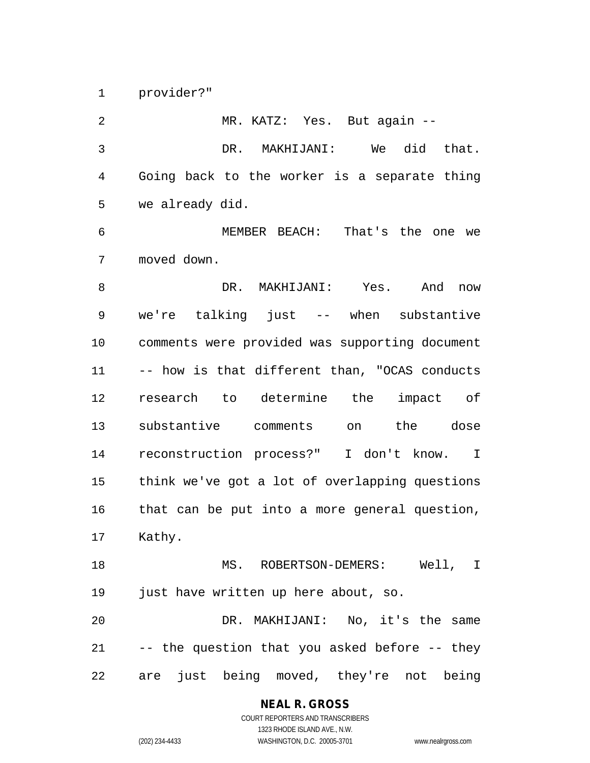provider?"

MR. KATZ: Yes. But again --

DR. MAKHIJANI: We did that. Going back to the worker is a separate thing we already did.

MEMBER BEACH: That's the one we moved down.

DR. MAKHIJANI: Yes. And now we're talking just -- when substantive comments were provided was supporting document -- how is that different than, "OCAS conducts research to determine the impact of substantive comments on the dose reconstruction process?" I don't know. I think we've got a lot of overlapping questions that can be put into a more general question, Kathy.

MS. ROBERTSON-DEMERS: Well, I just have written up here about, so.

DR. MAKHIJANI: No, it's the same -- the question that you asked before -- they are just being moved, they're not being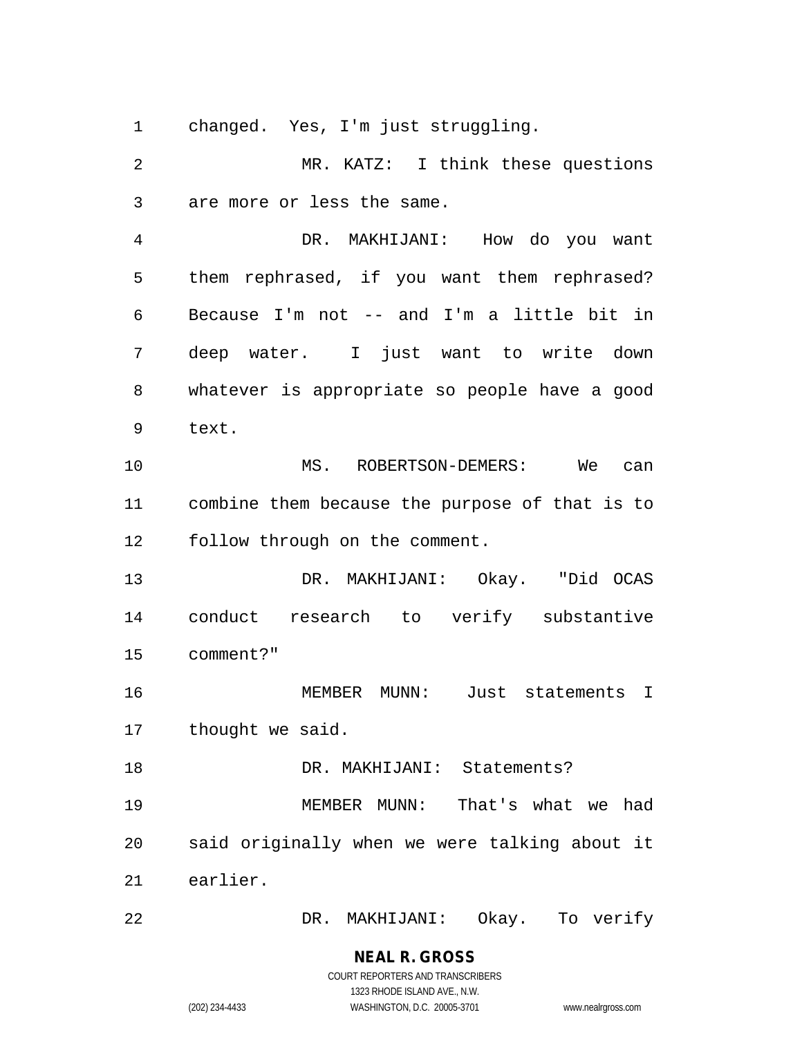changed. Yes, I'm just struggling.

MR. KATZ: I think these questions are more or less the same.

DR. MAKHIJANI: How do you want them rephrased, if you want them rephrased? Because I'm not -- and I'm a little bit in deep water. I just want to write down whatever is appropriate so people have a good text.

MS. ROBERTSON-DEMERS: We can combine them because the purpose of that is to follow through on the comment.

DR. MAKHIJANI: Okay. "Did OCAS conduct research to verify substantive comment?"

MEMBER MUNN: Just statements I thought we said.

DR. MAKHIJANI: Statements?

MEMBER MUNN: That's what we had said originally when we were talking about it earlier.

DR. MAKHIJANI: Okay. To verify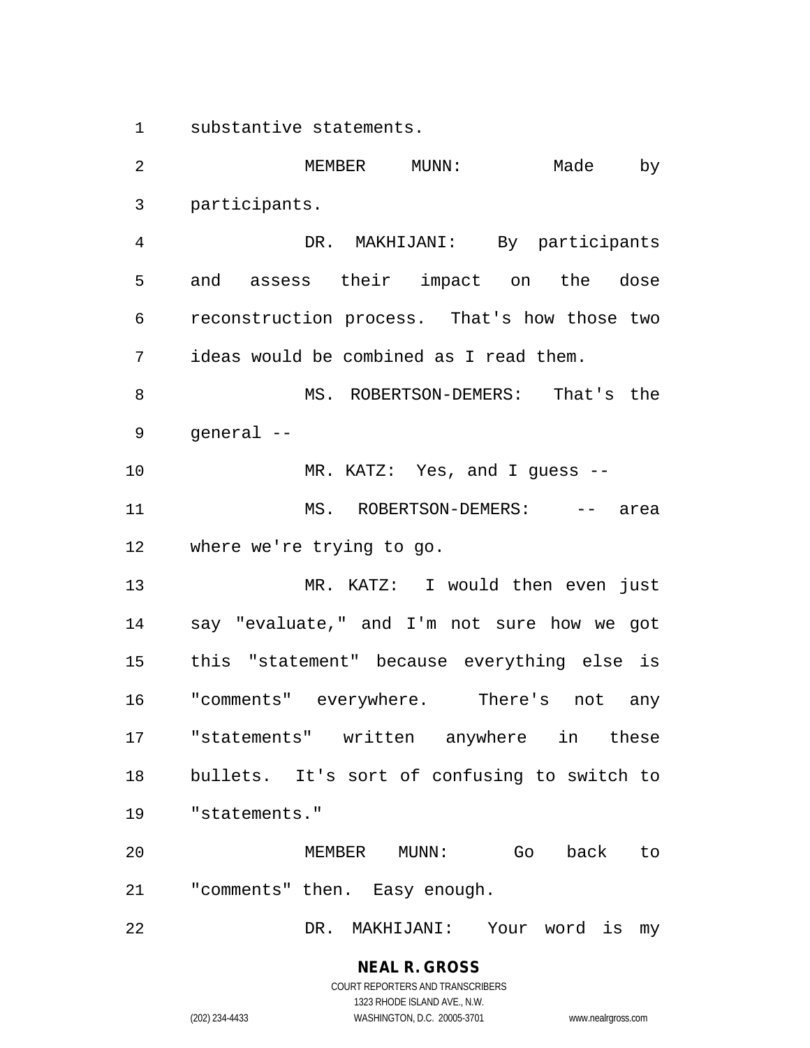substantive statements.

MEMBER MUNN: Made by participants.

DR. MAKHIJANI: By participants and assess their impact on the dose reconstruction process. That's how those two ideas would be combined as I read them.

MS. ROBERTSON-DEMERS: That's the general --

MR. KATZ: Yes, and I guess --

MS. ROBERTSON-DEMERS: -- area where we're trying to go.

MR. KATZ: I would then even just say "evaluate," and I'm not sure how we got this "statement" because everything else is "comments" everywhere. There's not any "statements" written anywhere in these bullets. It's sort of confusing to switch to "statements."

MEMBER MUNN: Go back to "comments" then. Easy enough.

DR. MAKHIJANI: Your word is my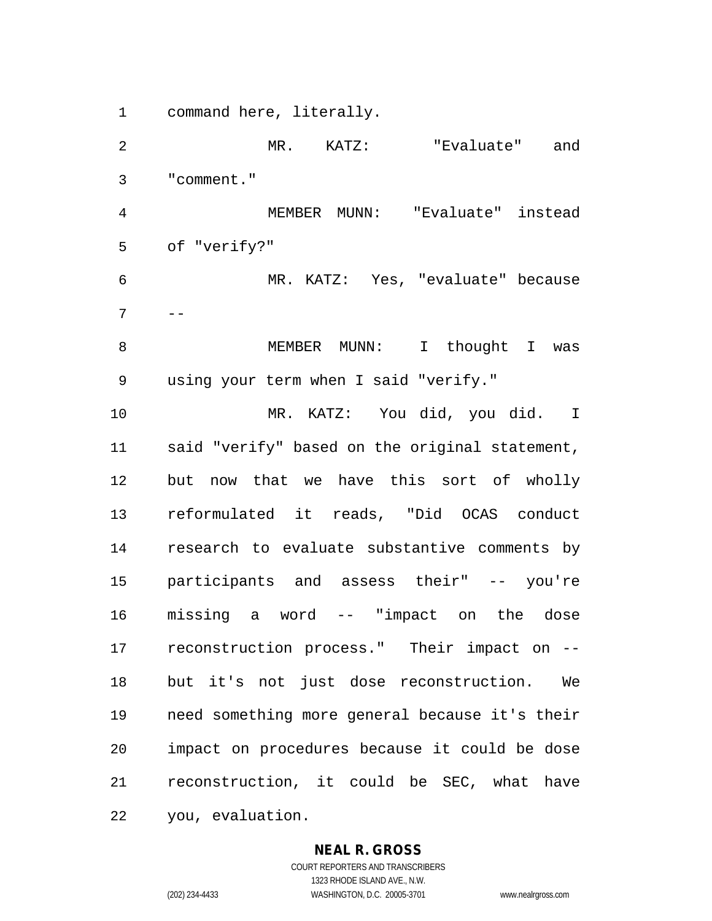command here, literally.

MR. KATZ: "Evaluate" and "comment."

MEMBER MUNN: "Evaluate" instead of "verify?"

MR. KATZ: Yes, "evaluate" because --

MEMBER MUNN: I thought I was using your term when I said "verify."

MR. KATZ: You did, you did. I said "verify" based on the original statement, but now that we have this sort of wholly reformulated it reads, "Did OCAS conduct research to evaluate substantive comments by participants and assess their" -- you're missing a word -- "impact on the dose reconstruction process." Their impact on -- but it's not just dose reconstruction. We need something more general because it's their impact on procedures because it could be dose reconstruction, it could be SEC, what have you, evaluation.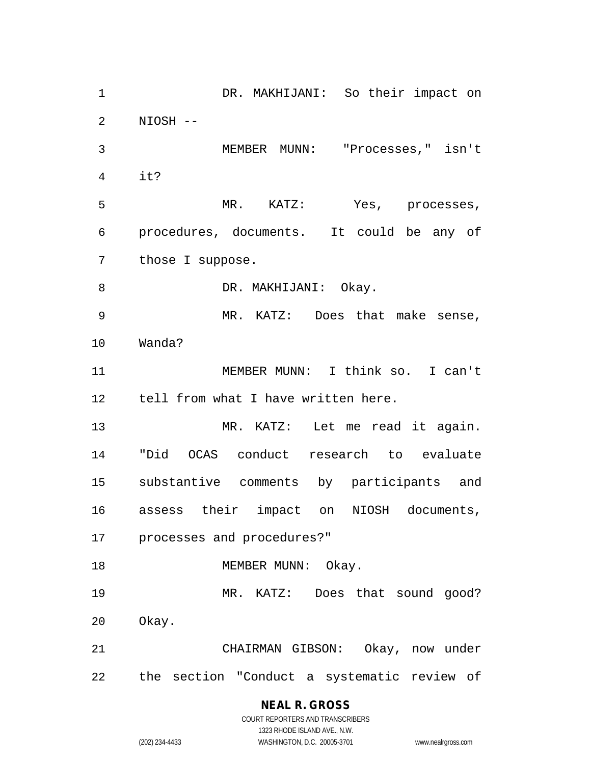DR. MAKHIJANI: So their impact on NIOSH --

MEMBER MUNN: "Processes," isn't it?

MR. KATZ: Yes, processes, procedures, documents. It could be any of those I suppose.

DR. MAKHIJANI: Okay.

MR. KATZ: Does that make sense, Wanda?

MEMBER MUNN: I think so. I can't tell from what I have written here.

MR. KATZ: Let me read it again. "Did OCAS conduct research to evaluate substantive comments by participants and assess their impact on NIOSH documents, processes and procedures?"

MEMBER MUNN: Okay.

MR. KATZ: Does that sound good? Okay.

CHAIRMAN GIBSON: Okay, now under the section "Conduct a systematic review of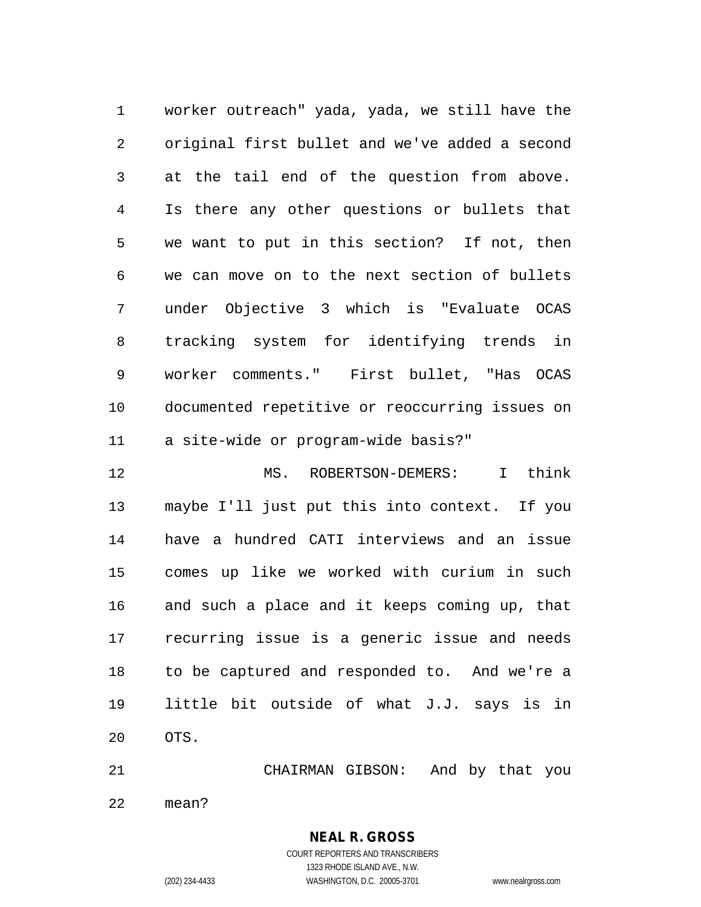worker outreach" yada, yada, we still have the original first bullet and we've added a second at the tail end of the question from above. Is there any other questions or bullets that we want to put in this section? If not, then we can move on to the next section of bullets under Objective 3 which is "Evaluate OCAS tracking system for identifying trends in worker comments." First bullet, "Has OCAS documented repetitive or reoccurring issues on a site-wide or program-wide basis?"

MS. ROBERTSON-DEMERS: I think maybe I'll just put this into context. If you have a hundred CATI interviews and an issue comes up like we worked with curium in such and such a place and it keeps coming up, that recurring issue is a generic issue and needs to be captured and responded to. And we're a little bit outside of what J.J. says is in OTS.

CHAIRMAN GIBSON: And by that you mean?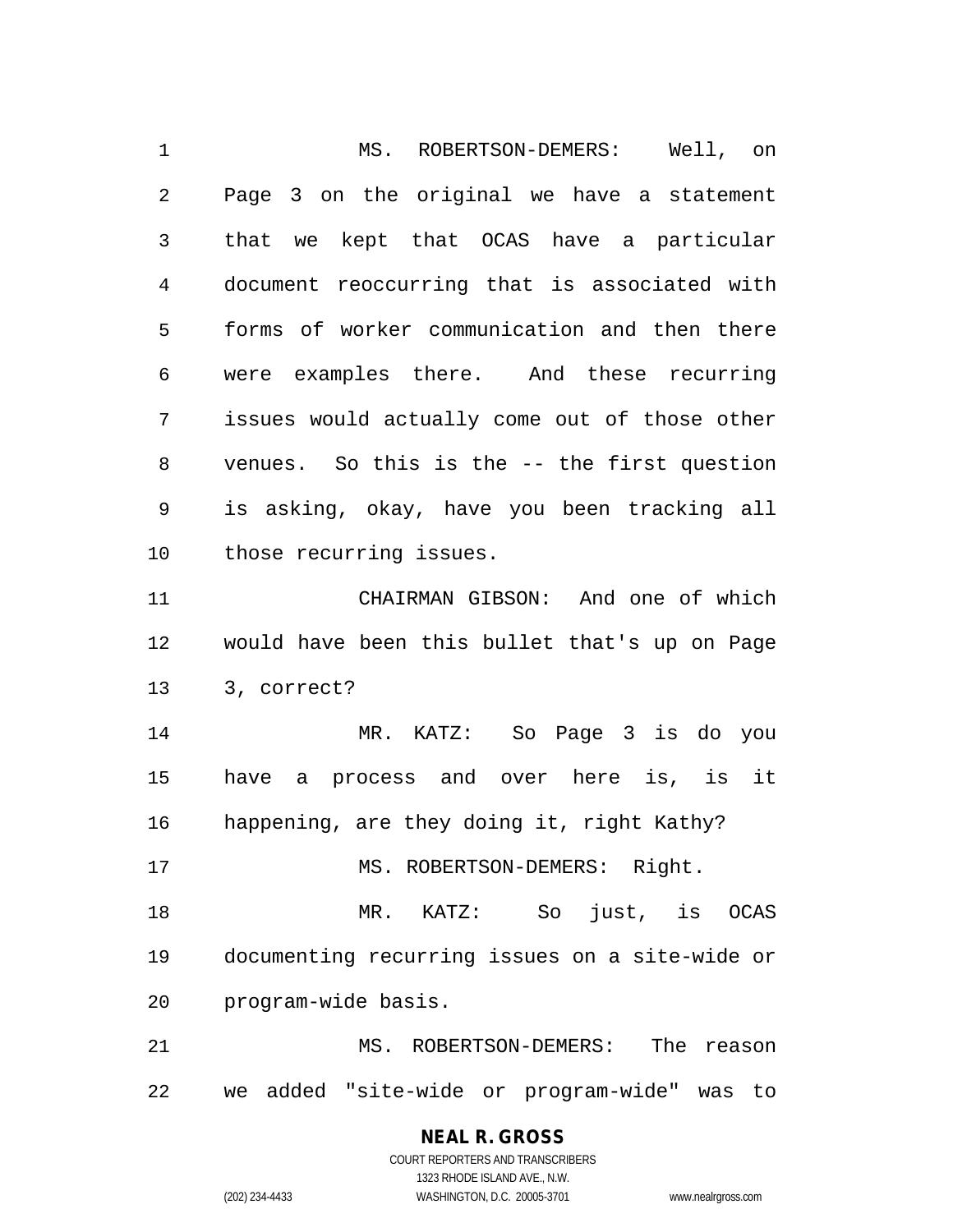MS. ROBERTSON-DEMERS: Well, on Page 3 on the original we have a statement that we kept that OCAS have a particular document reoccurring that is associated with forms of worker communication and then there were examples there. And these recurring issues would actually come out of those other venues. So this is the -- the first question is asking, okay, have you been tracking all those recurring issues.

CHAIRMAN GIBSON: And one of which would have been this bullet that's up on Page 3, correct?

MR. KATZ: So Page 3 is do you have a process and over here is, is it happening, are they doing it, right Kathy?

MS. ROBERTSON-DEMERS: Right.

MR. KATZ: So just, is OCAS documenting recurring issues on a site-wide or program-wide basis.

MS. ROBERTSON-DEMERS: The reason we added "site-wide or program-wide" was to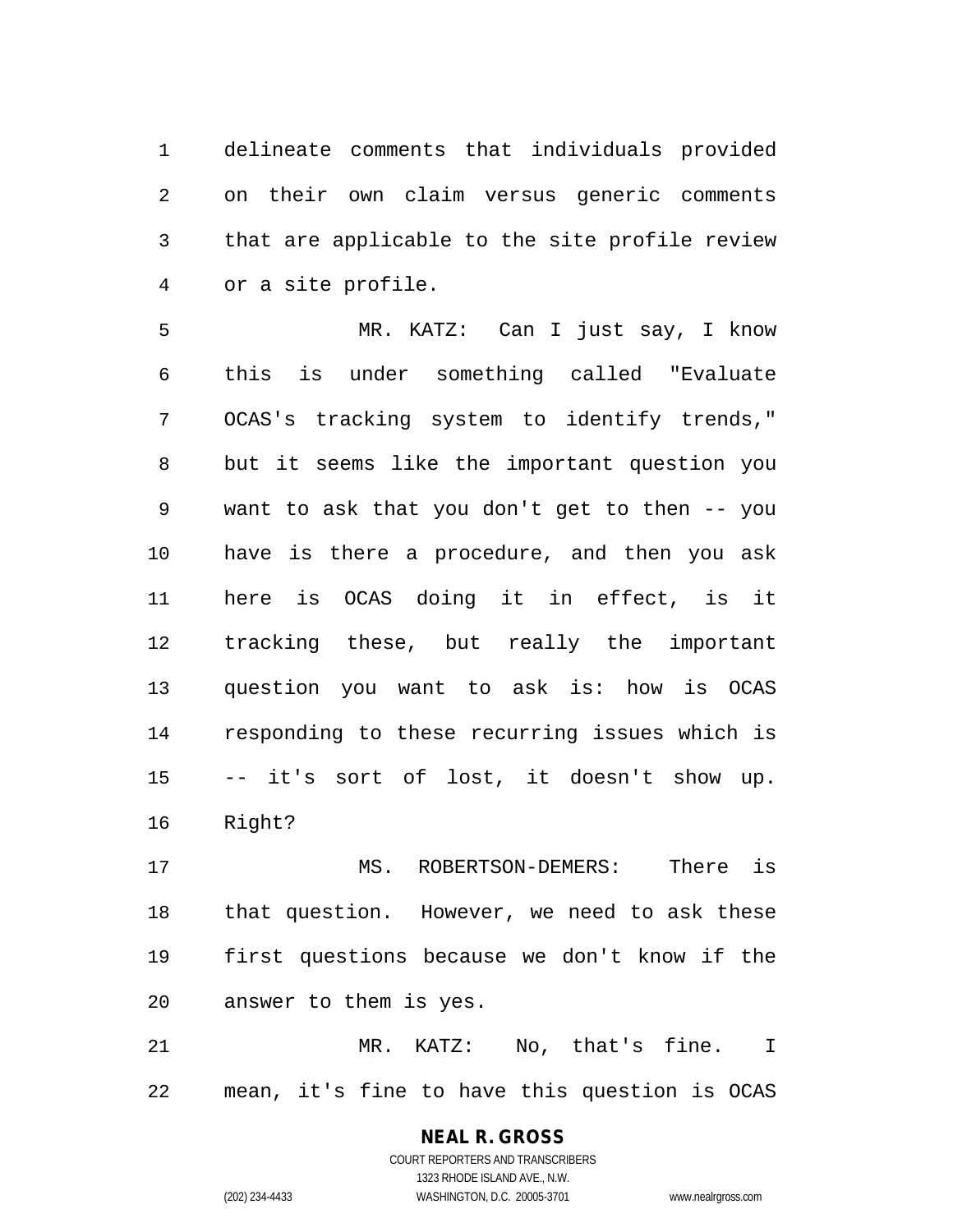delineate comments that individuals provided on their own claim versus generic comments that are applicable to the site profile review or a site profile.

MR. KATZ: Can I just say, I know this is under something called "Evaluate OCAS's tracking system to identify trends," but it seems like the important question you want to ask that you don't get to then -- you have is there a procedure, and then you ask here is OCAS doing it in effect, is it tracking these, but really the important question you want to ask is: how is OCAS responding to these recurring issues which is -- it's sort of lost, it doesn't show up. Right?

MS. ROBERTSON-DEMERS: There is that question. However, we need to ask these first questions because we don't know if the answer to them is yes.

MR. KATZ: No, that's fine. I mean, it's fine to have this question is OCAS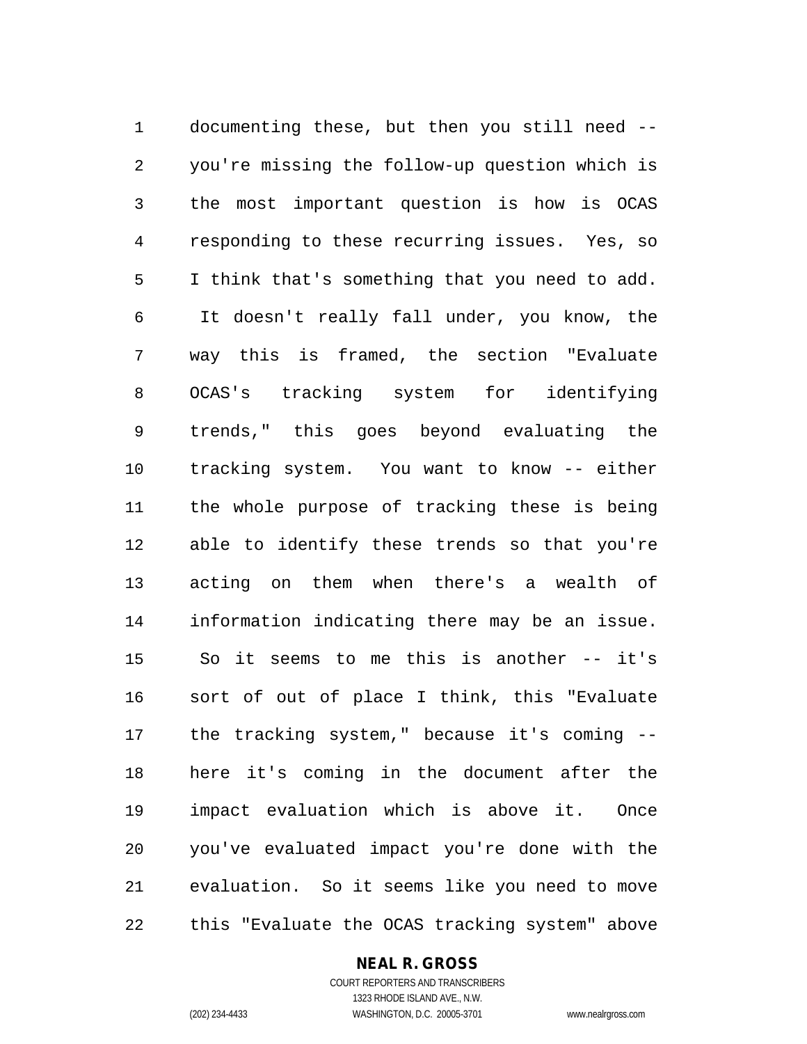documenting these, but then you still need -- you're missing the follow-up question which is the most important question is how is OCAS responding to these recurring issues. Yes, so I think that's something that you need to add. It doesn't really fall under, you know, the way this is framed, the section "Evaluate OCAS's tracking system for identifying trends," this goes beyond evaluating the tracking system. You want to know -- either the whole purpose of tracking these is being able to identify these trends so that you're acting on them when there's a wealth of information indicating there may be an issue. So it seems to me this is another -- it's sort of out of place I think, this "Evaluate the tracking system," because it's coming -- here it's coming in the document after the impact evaluation which is above it. Once you've evaluated impact you're done with the evaluation. So it seems like you need to move this "Evaluate the OCAS tracking system" above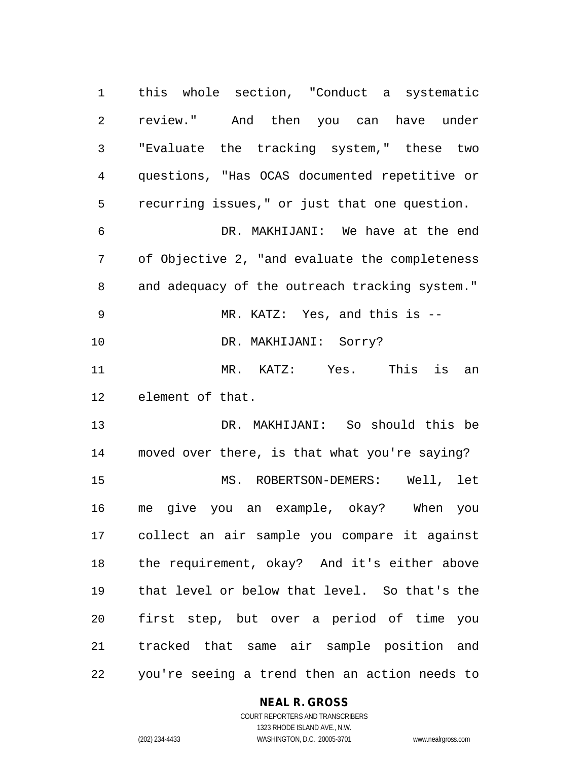this whole section, "Conduct a systematic review." And then you can have under "Evaluate the tracking system," these two questions, "Has OCAS documented repetitive or recurring issues," or just that one question.

DR. MAKHIJANI: We have at the end of Objective 2, "and evaluate the completeness and adequacy of the outreach tracking system."

MR. KATZ: Yes, and this is --

DR. MAKHIJANI: Sorry?

MR. KATZ: Yes. This is an element of that.

DR. MAKHIJANI: So should this be moved over there, is that what you're saying?

MS. ROBERTSON-DEMERS: Well, let me give you an example, okay? When you collect an air sample you compare it against the requirement, okay? And it's either above that level or below that level. So that's the first step, but over a period of time you tracked that same air sample position and you're seeing a trend then an action needs to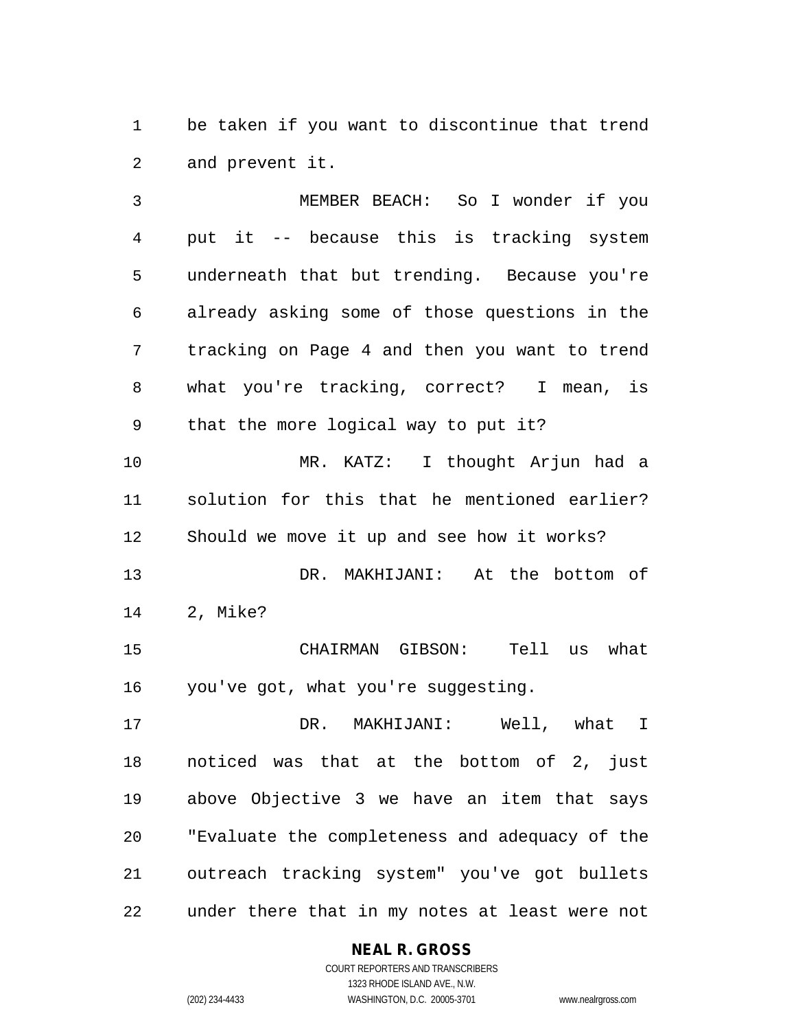be taken if you want to discontinue that trend and prevent it.

MEMBER BEACH: So I wonder if you put it -- because this is tracking system underneath that but trending. Because you're already asking some of those questions in the tracking on Page 4 and then you want to trend what you're tracking, correct? I mean, is that the more logical way to put it?

MR. KATZ: I thought Arjun had a solution for this that he mentioned earlier? Should we move it up and see how it works?

DR. MAKHIJANI: At the bottom of 2, Mike?

CHAIRMAN GIBSON: Tell us what you've got, what you're suggesting.

DR. MAKHIJANI: Well, what I noticed was that at the bottom of 2, just above Objective 3 we have an item that says "Evaluate the completeness and adequacy of the outreach tracking system" you've got bullets under there that in my notes at least were not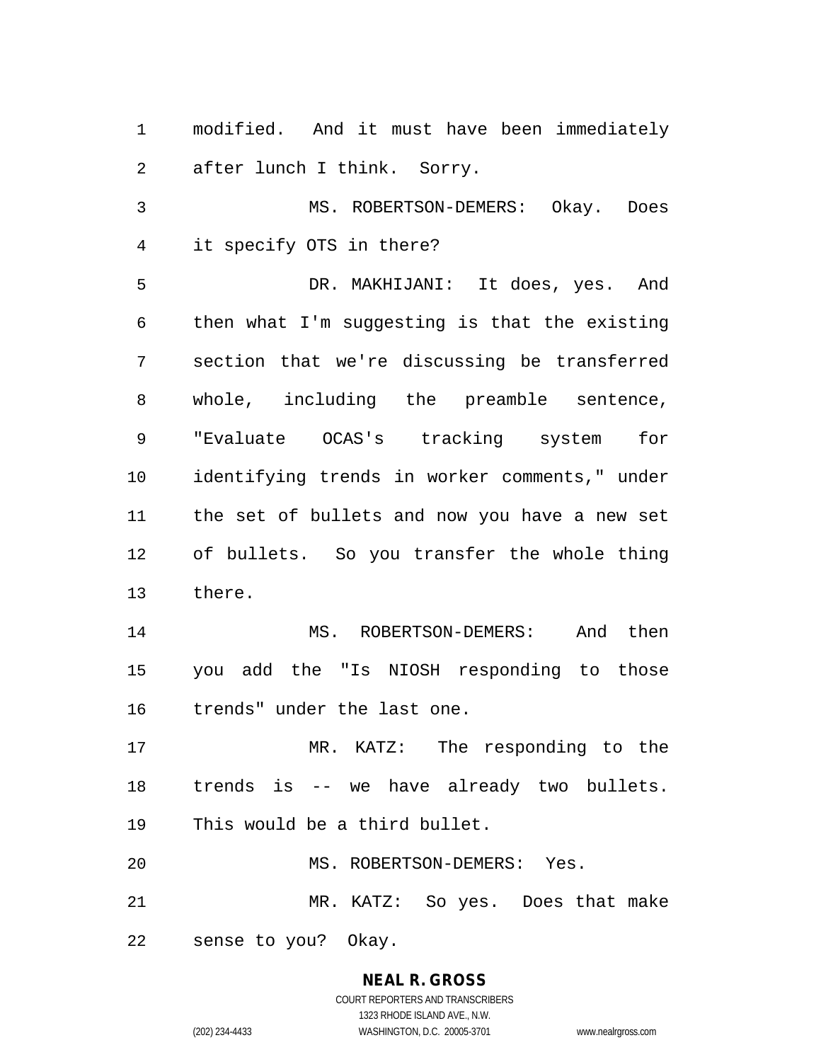modified. And it must have been immediately after lunch I think. Sorry.

MS. ROBERTSON-DEMERS: Okay. Does it specify OTS in there?

DR. MAKHIJANI: It does, yes. And then what I'm suggesting is that the existing section that we're discussing be transferred whole, including the preamble sentence, "Evaluate OCAS's tracking system for identifying trends in worker comments," under the set of bullets and now you have a new set of bullets. So you transfer the whole thing there.

MS. ROBERTSON-DEMERS: And then you add the "Is NIOSH responding to those trends" under the last one.

MR. KATZ: The responding to the trends is -- we have already two bullets. This would be a third bullet.

MS. ROBERTSON-DEMERS: Yes.

MR. KATZ: So yes. Does that make sense to you? Okay.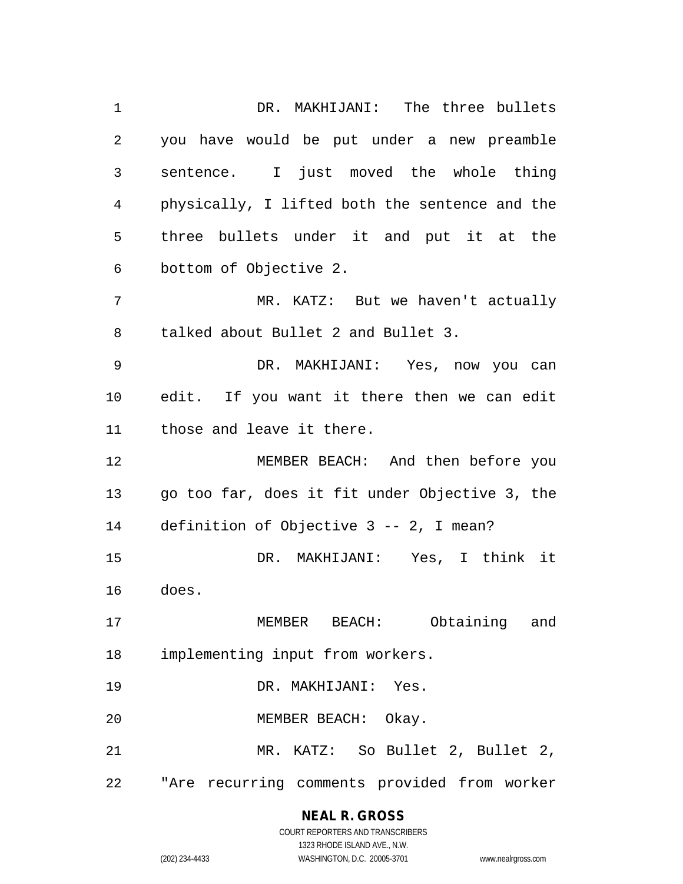DR. MAKHIJANI: The three bullets you have would be put under a new preamble sentence. I just moved the whole thing physically, I lifted both the sentence and the three bullets under it and put it at the bottom of Objective 2.

MR. KATZ: But we haven't actually talked about Bullet 2 and Bullet 3.

DR. MAKHIJANI: Yes, now you can edit. If you want it there then we can edit those and leave it there.

MEMBER BEACH: And then before you go too far, does it fit under Objective 3, the definition of Objective 3 -- 2, I mean?

DR. MAKHIJANI: Yes, I think it does.

MEMBER BEACH: Obtaining and implementing input from workers.

DR. MAKHIJANI: Yes.

MEMBER BEACH: Okay.

MR. KATZ: So Bullet 2, Bullet 2, "Are recurring comments provided from worker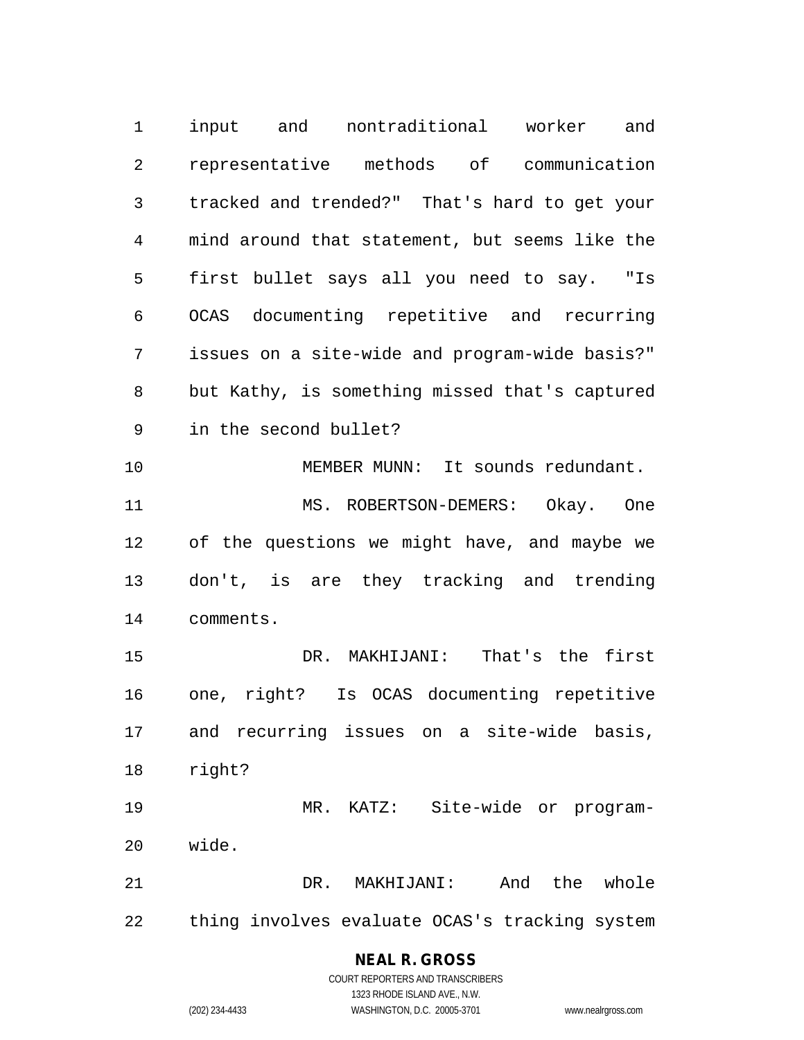input and nontraditional worker and representative methods of communication tracked and trended?" That's hard to get your mind around that statement, but seems like the first bullet says all you need to say. "Is OCAS documenting repetitive and recurring issues on a site-wide and program-wide basis?" but Kathy, is something missed that's captured in the second bullet?

MEMBER MUNN: It sounds redundant.

MS. ROBERTSON-DEMERS: Okay. One of the questions we might have, and maybe we don't, is are they tracking and trending comments.

DR. MAKHIJANI: That's the first one, right? Is OCAS documenting repetitive and recurring issues on a site-wide basis, right?

MR. KATZ: Site-wide or program-wide.

DR. MAKHIJANI: And the whole thing involves evaluate OCAS's tracking system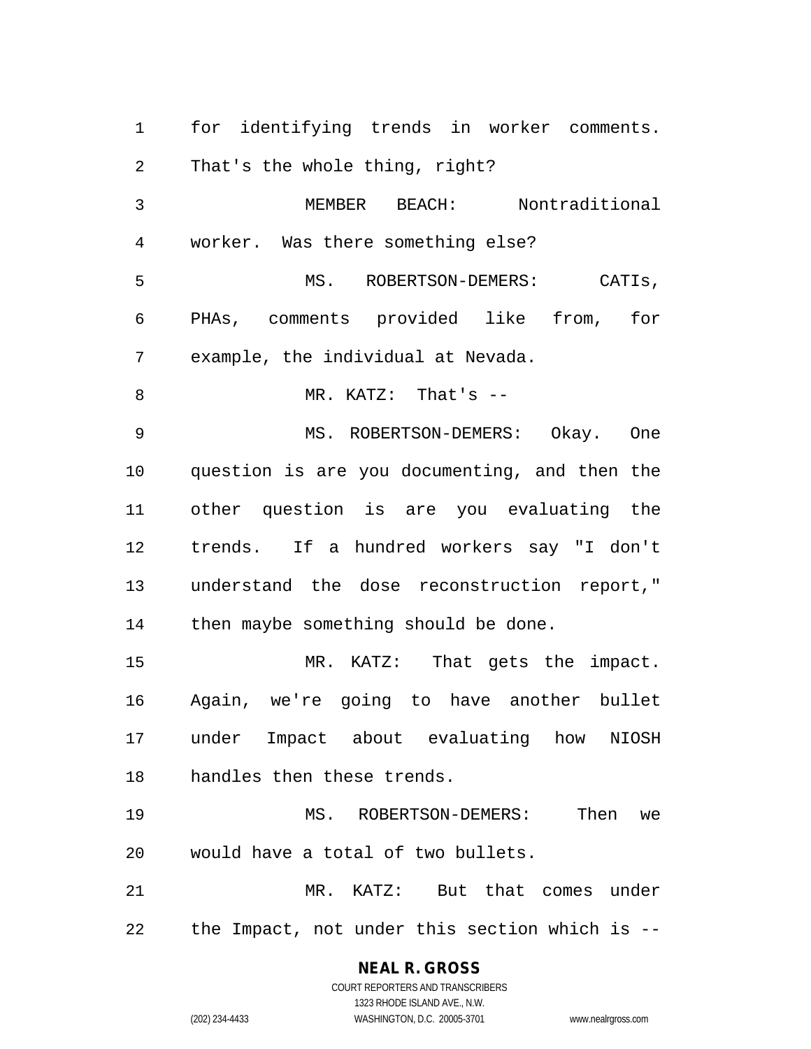for identifying trends in worker comments. That's the whole thing, right?

MEMBER BEACH: Nontraditional worker. Was there something else?

MS. ROBERTSON-DEMERS: CATIs, PHAs, comments provided like from, for example, the individual at Nevada.

MR. KATZ: That's --

MS. ROBERTSON-DEMERS: Okay. One question is are you documenting, and then the other question is are you evaluating the trends. If a hundred workers say "I don't understand the dose reconstruction report," then maybe something should be done.

MR. KATZ: That gets the impact. Again, we're going to have another bullet under Impact about evaluating how NIOSH handles then these trends.

MS. ROBERTSON-DEMERS: Then we would have a total of two bullets.

MR. KATZ: But that comes under the Impact, not under this section which is --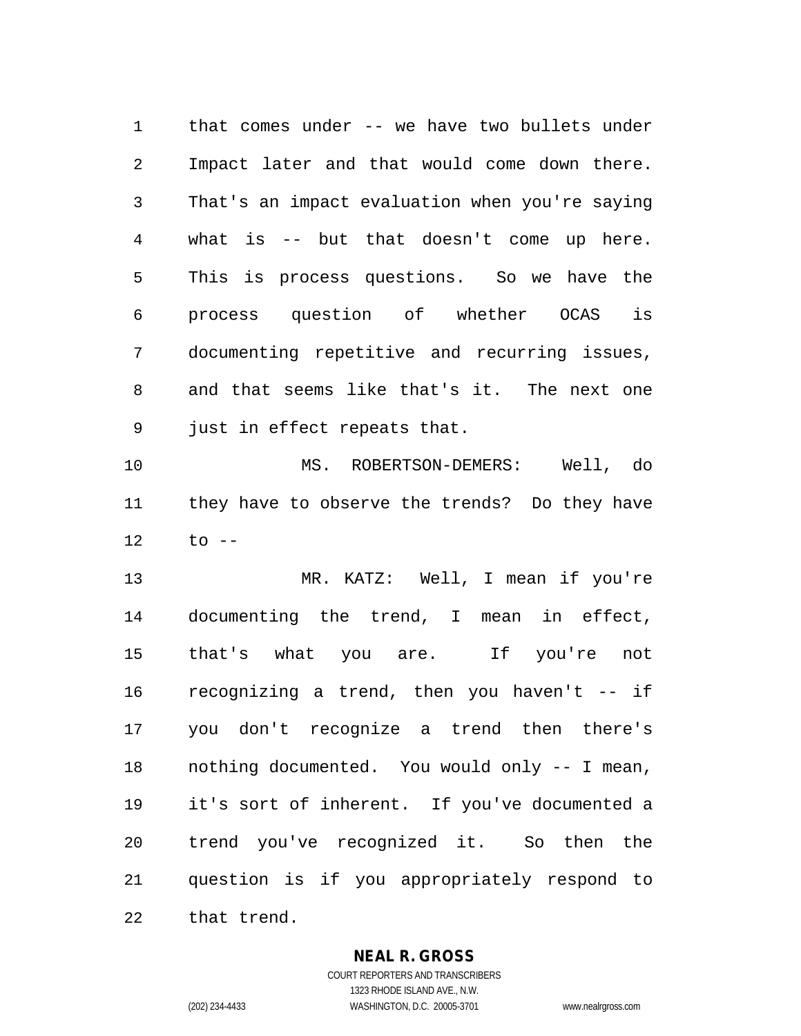that comes under -- we have two bullets under Impact later and that would come down there. That's an impact evaluation when you're saying what is -- but that doesn't come up here. This is process questions. So we have the process question of whether OCAS is documenting repetitive and recurring issues, and that seems like that's it. The next one just in effect repeats that.

MS. ROBERTSON-DEMERS: Well, do they have to observe the trends? Do they have to --

MR. KATZ: Well, I mean if you're documenting the trend, I mean in effect, that's what you are. If you're not recognizing a trend, then you haven't -- if you don't recognize a trend then there's nothing documented. You would only -- I mean, it's sort of inherent. If you've documented a trend you've recognized it. So then the question is if you appropriately respond to that trend.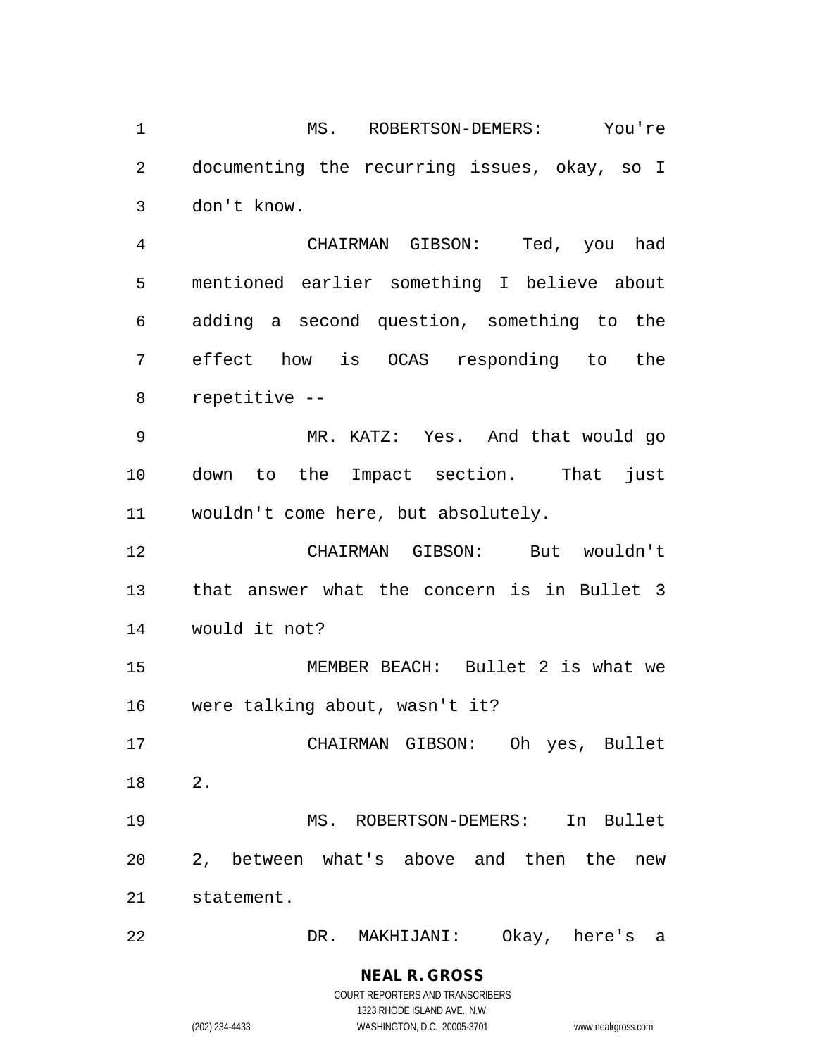MS. ROBERTSON-DEMERS: You're documenting the recurring issues, okay, so I don't know.

CHAIRMAN GIBSON: Ted, you had mentioned earlier something I believe about adding a second question, something to the effect how is OCAS responding to the repetitive --

MR. KATZ: Yes. And that would go down to the Impact section. That just wouldn't come here, but absolutely.

CHAIRMAN GIBSON: But wouldn't that answer what the concern is in Bullet 3 would it not?

MEMBER BEACH: Bullet 2 is what we were talking about, wasn't it?

CHAIRMAN GIBSON: Oh yes, Bullet 2.

MS. ROBERTSON-DEMERS: In Bullet 2, between what's above and then the new statement.

DR. MAKHIJANI: Okay, here's a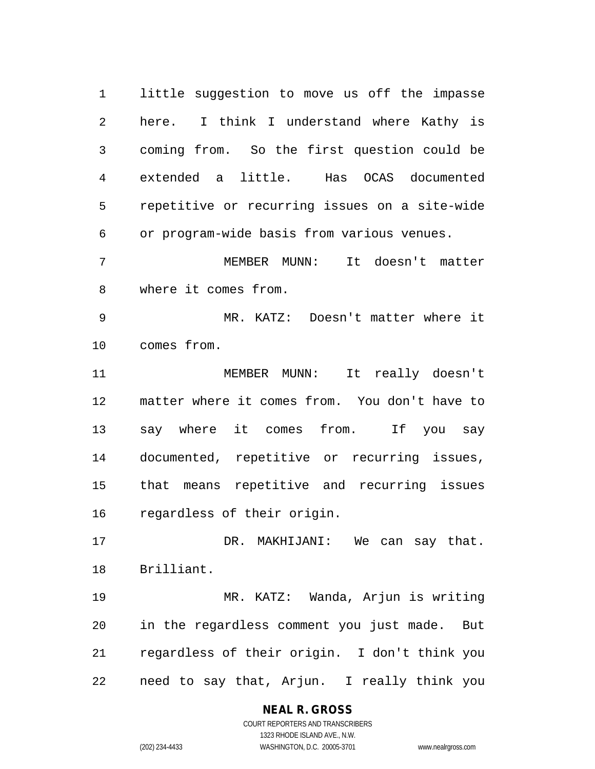little suggestion to move us off the impasse here. I think I understand where Kathy is coming from. So the first question could be extended a little. Has OCAS documented repetitive or recurring issues on a site-wide or program-wide basis from various venues.

MEMBER MUNN: It doesn't matter where it comes from.

MR. KATZ: Doesn't matter where it comes from.

MEMBER MUNN: It really doesn't matter where it comes from. You don't have to say where it comes from. If you say documented, repetitive or recurring issues, that means repetitive and recurring issues regardless of their origin.

DR. MAKHIJANI: We can say that. Brilliant.

MR. KATZ: Wanda, Arjun is writing in the regardless comment you just made. But regardless of their origin. I don't think you need to say that, Arjun. I really think you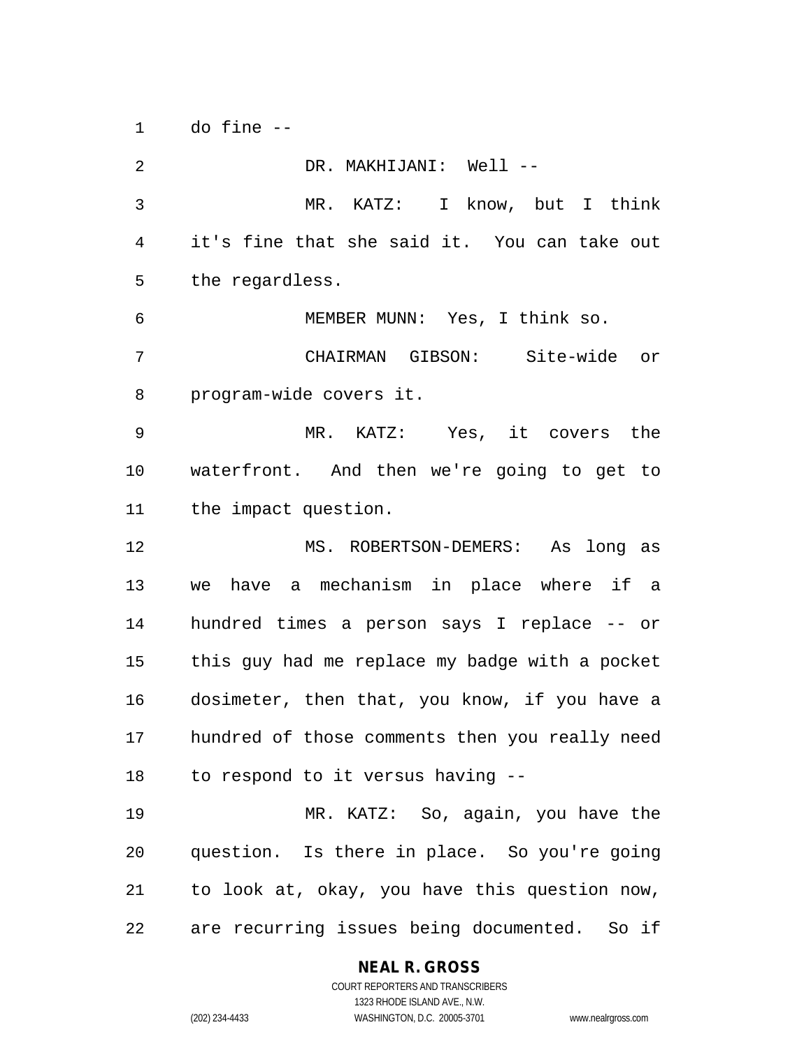do fine --

DR. MAKHIJANI: Well --

MR. KATZ: I know, but I think it's fine that she said it. You can take out the regardless.

MEMBER MUNN: Yes, I think so.

CHAIRMAN GIBSON: Site-wide or program-wide covers it.

MR. KATZ: Yes, it covers the waterfront. And then we're going to get to the impact question.

MS. ROBERTSON-DEMERS: As long as we have a mechanism in place where if a hundred times a person says I replace -- or this guy had me replace my badge with a pocket dosimeter, then that, you know, if you have a hundred of those comments then you really need to respond to it versus having --

MR. KATZ: So, again, you have the question. Is there in place. So you're going to look at, okay, you have this question now, are recurring issues being documented. So if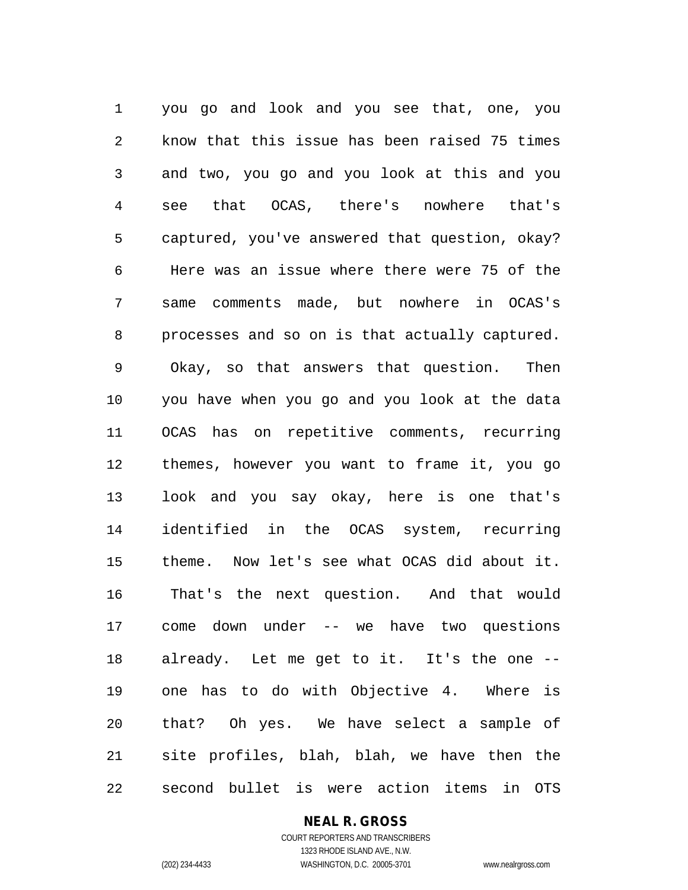you go and look and you see that, one, you know that this issue has been raised 75 times and two, you go and you look at this and you see that OCAS, there's nowhere that's captured, you've answered that question, okay? Here was an issue where there were 75 of the same comments made, but nowhere in OCAS's processes and so on is that actually captured. Okay, so that answers that question. Then you have when you go and you look at the data OCAS has on repetitive comments, recurring themes, however you want to frame it, you go look and you say okay, here is one that's identified in the OCAS system, recurring theme. Now let's see what OCAS did about it. That's the next question. And that would come down under -- we have two questions already. Let me get to it. It's the one -- one has to do with Objective 4. Where is that? Oh yes. We have select a sample of site profiles, blah, blah, we have then the second bullet is were action items in OTS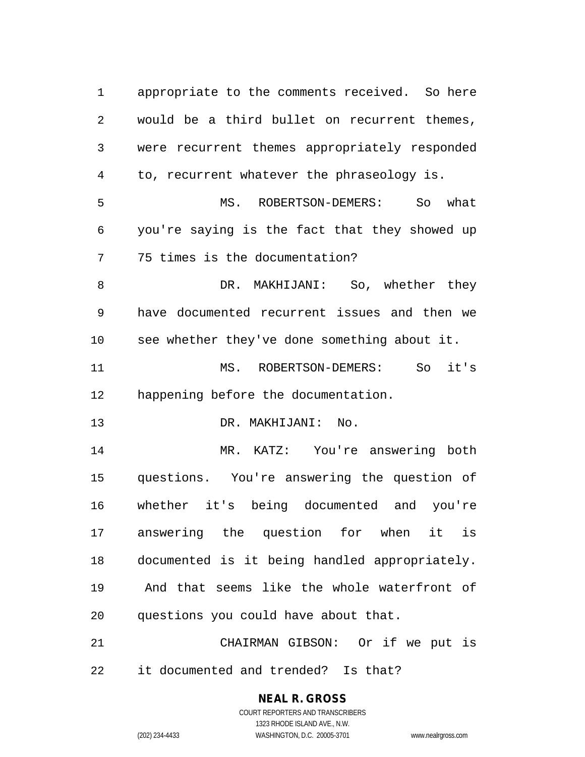appropriate to the comments received. So here would be a third bullet on recurrent themes, were recurrent themes appropriately responded to, recurrent whatever the phraseology is.

MS. ROBERTSON-DEMERS: So what you're saying is the fact that they showed up 75 times is the documentation?

DR. MAKHIJANI: So, whether they have documented recurrent issues and then we see whether they've done something about it.

MS. ROBERTSON-DEMERS: So it's happening before the documentation.

DR. MAKHIJANI: No.

MR. KATZ: You're answering both questions. You're answering the question of whether it's being documented and you're answering the question for when it is documented is it being handled appropriately. And that seems like the whole waterfront of questions you could have about that.

CHAIRMAN GIBSON: Or if we put is it documented and trended? Is that?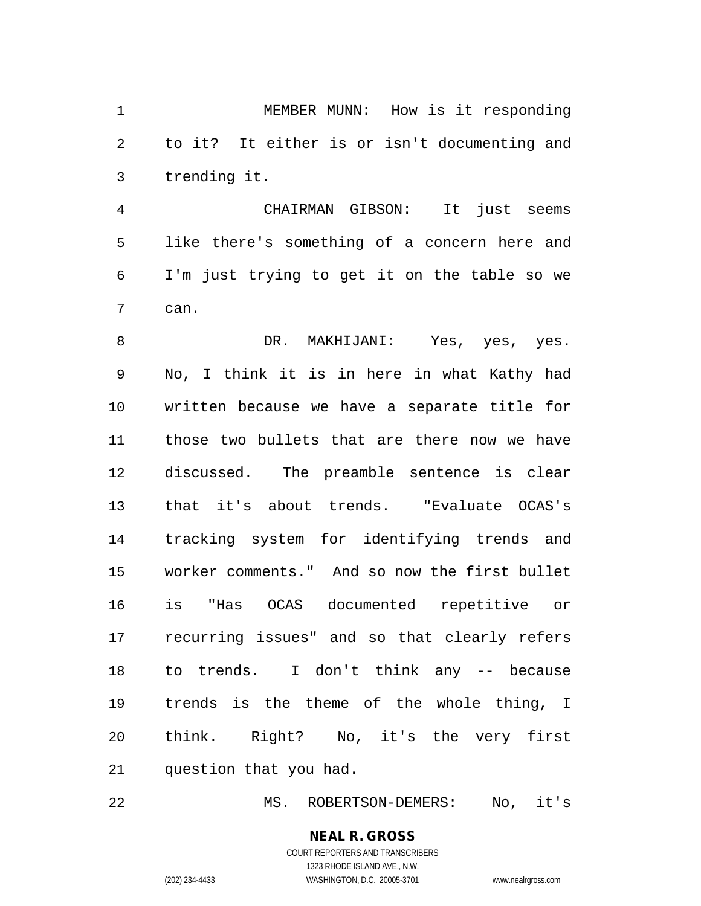MEMBER MUNN: How is it responding to it? It either is or isn't documenting and trending it.

CHAIRMAN GIBSON: It just seems like there's something of a concern here and I'm just trying to get it on the table so we can.

DR. MAKHIJANI: Yes, yes, yes. No, I think it is in here in what Kathy had written because we have a separate title for those two bullets that are there now we have discussed. The preamble sentence is clear that it's about trends. "Evaluate OCAS's tracking system for identifying trends and worker comments." And so now the first bullet is "Has OCAS documented repetitive or recurring issues" and so that clearly refers to trends. I don't think any -- because trends is the theme of the whole thing, I think. Right? No, it's the very first question that you had.

MS. ROBERTSON-DEMERS: No, it's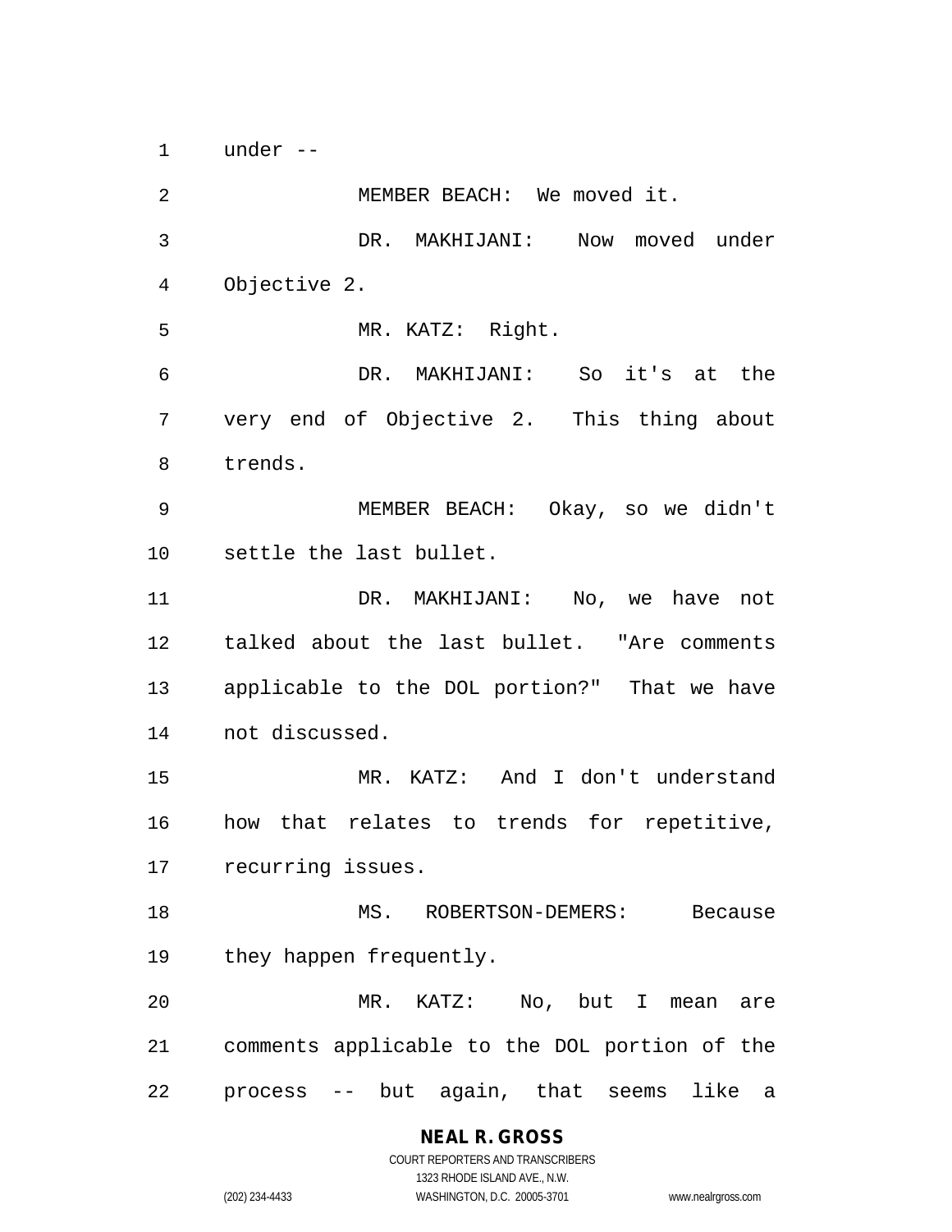under --

MEMBER BEACH: We moved it.

DR. MAKHIJANI: Now moved under Objective 2.

MR. KATZ: Right.

DR. MAKHIJANI: So it's at the very end of Objective 2. This thing about trends.

MEMBER BEACH: Okay, so we didn't settle the last bullet.

DR. MAKHIJANI: No, we have not talked about the last bullet. "Are comments applicable to the DOL portion?" That we have not discussed.

MR. KATZ: And I don't understand how that relates to trends for repetitive, recurring issues.

MS. ROBERTSON-DEMERS: Because they happen frequently.

MR. KATZ: No, but I mean are comments applicable to the DOL portion of the process -- but again, that seems like a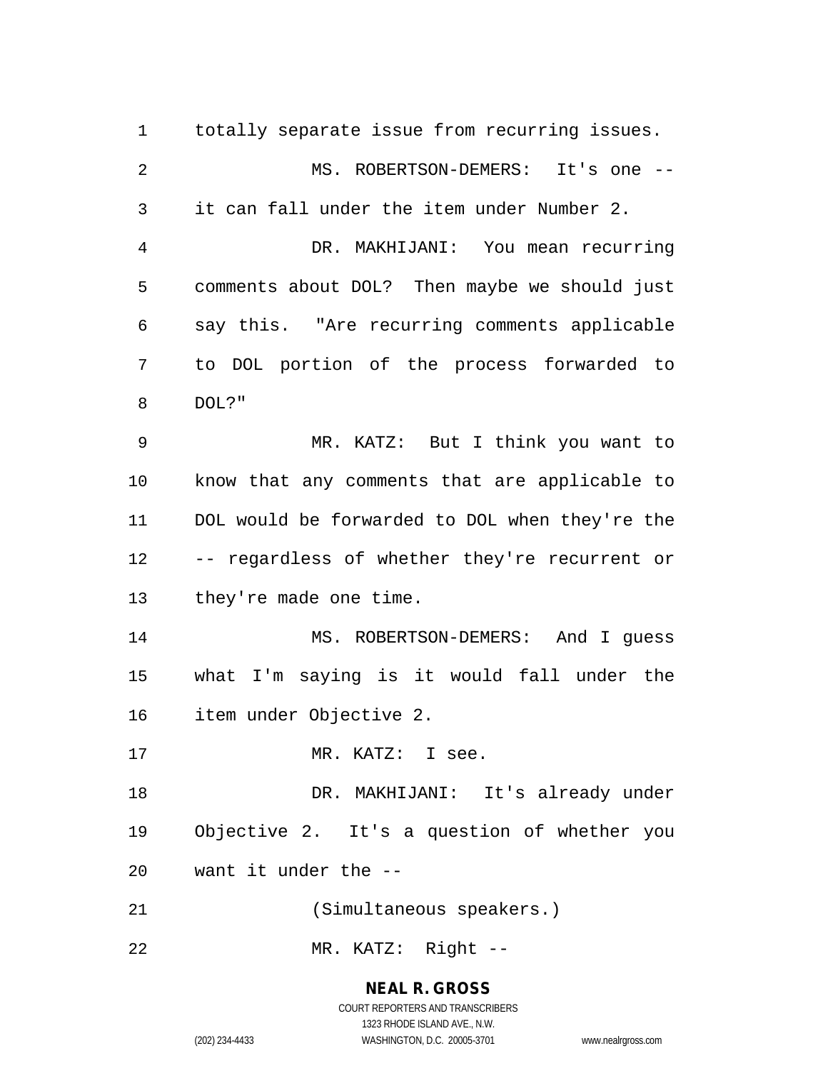totally separate issue from recurring issues.

MS. ROBERTSON-DEMERS: It's one -- it can fall under the item under Number 2.

DR. MAKHIJANI: You mean recurring comments about DOL? Then maybe we should just say this. "Are recurring comments applicable to DOL portion of the process forwarded to DOL?"

MR. KATZ: But I think you want to know that any comments that are applicable to DOL would be forwarded to DOL when they're the -- regardless of whether they're recurrent or they're made one time.

MS. ROBERTSON-DEMERS: And I guess what I'm saying is it would fall under the item under Objective 2.

MR. KATZ: I see.

DR. MAKHIJANI: It's already under Objective 2. It's a question of whether you want it under the --

(Simultaneous speakers.)

MR. KATZ: Right --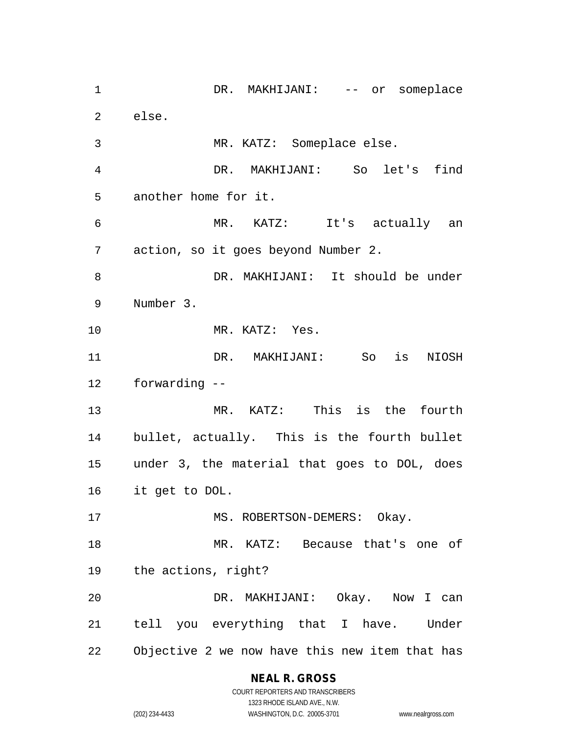DR. MAKHIJANI: -- or someplace else.

MR. KATZ: Someplace else.

DR. MAKHIJANI: So let's find another home for it.

MR. KATZ: It's actually an action, so it goes beyond Number 2.

DR. MAKHIJANI: It should be under Number 3.

MR. KATZ: Yes.

DR. MAKHIJANI: So is NIOSH forwarding --

MR. KATZ: This is the fourth bullet, actually. This is the fourth bullet under 3, the material that goes to DOL, does it get to DOL.

MS. ROBERTSON-DEMERS: Okay.

MR. KATZ: Because that's one of the actions, right?

DR. MAKHIJANI: Okay. Now I can tell you everything that I have. Under Objective 2 we now have this new item that has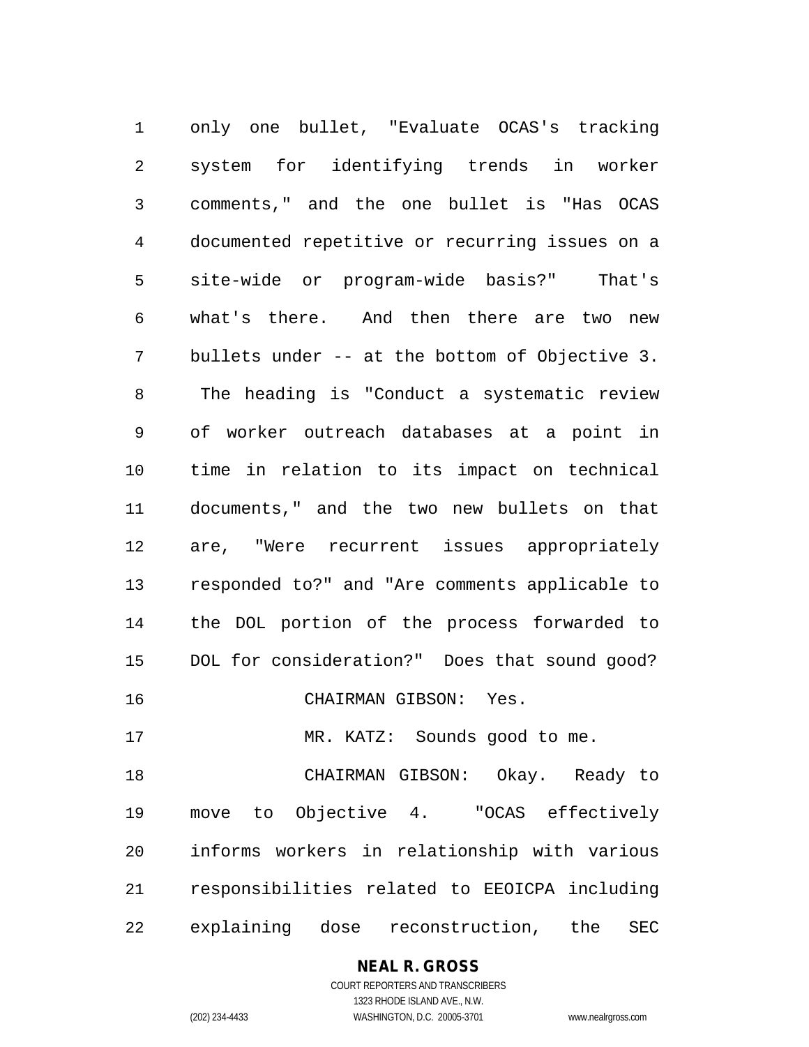only one bullet, "Evaluate OCAS's tracking system for identifying trends in worker comments," and the one bullet is "Has OCAS documented repetitive or recurring issues on a site-wide or program-wide basis?" That's what's there. And then there are two new bullets under -- at the bottom of Objective 3. The heading is "Conduct a systematic review of worker outreach databases at a point in time in relation to its impact on technical documents," and the two new bullets on that are, "Were recurrent issues appropriately responded to?" and "Are comments applicable to the DOL portion of the process forwarded to DOL for consideration?" Does that sound good?

CHAIRMAN GIBSON: Yes.

MR. KATZ: Sounds good to me.

CHAIRMAN GIBSON: Okay. Ready to move to Objective 4. "OCAS effectively informs workers in relationship with various responsibilities related to EEOICPA including explaining dose reconstruction, the SEC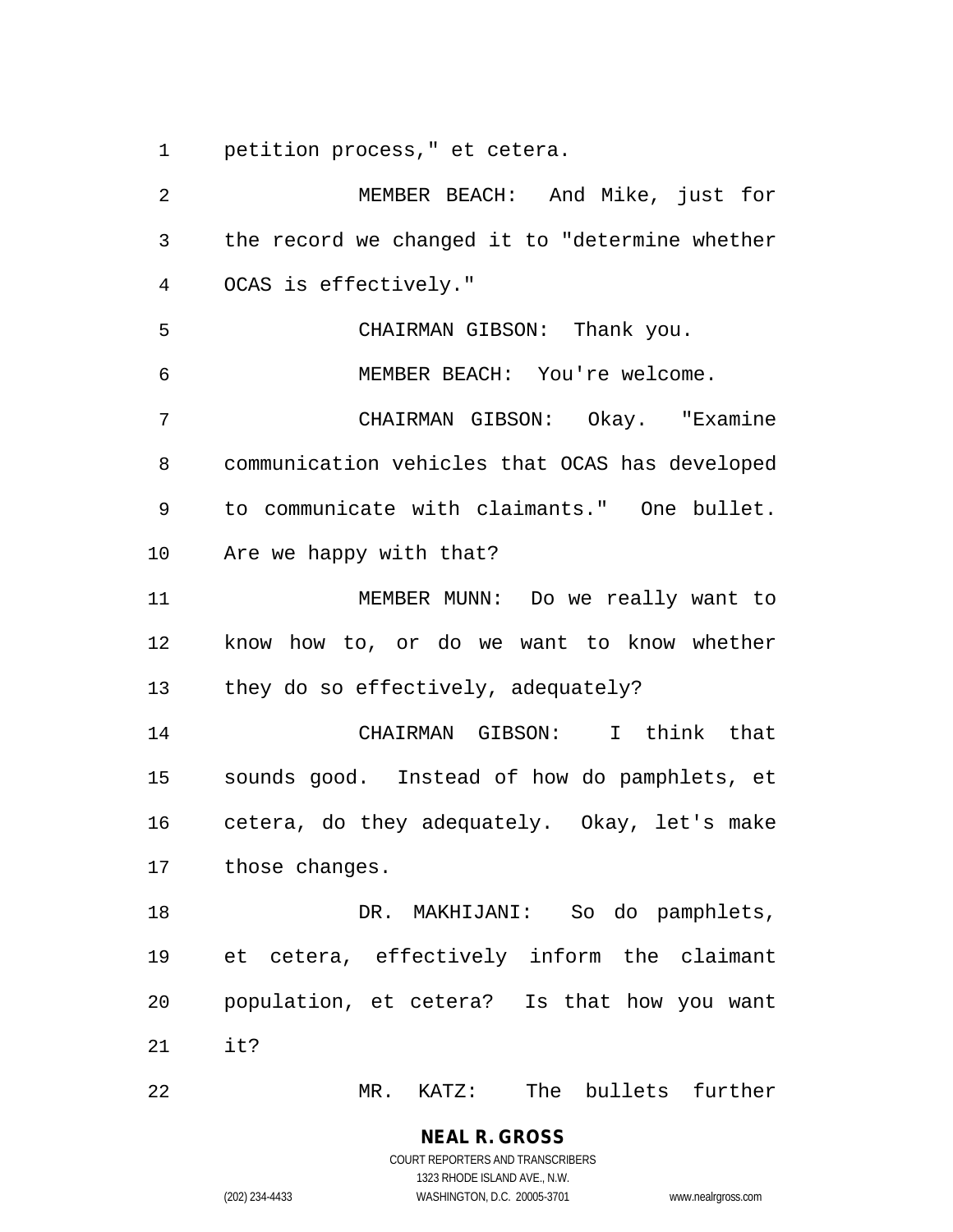petition process," et cetera.

MEMBER BEACH: And Mike, just for the record we changed it to "determine whether OCAS is effectively."

CHAIRMAN GIBSON: Thank you.

MEMBER BEACH: You're welcome.

CHAIRMAN GIBSON: Okay. "Examine communication vehicles that OCAS has developed to communicate with claimants." One bullet. Are we happy with that?

MEMBER MUNN: Do we really want to know how to, or do we want to know whether they do so effectively, adequately?

CHAIRMAN GIBSON: I think that sounds good. Instead of how do pamphlets, et cetera, do they adequately. Okay, let's make those changes.

DR. MAKHIJANI: So do pamphlets, et cetera, effectively inform the claimant population, et cetera? Is that how you want it?

MR. KATZ: The bullets further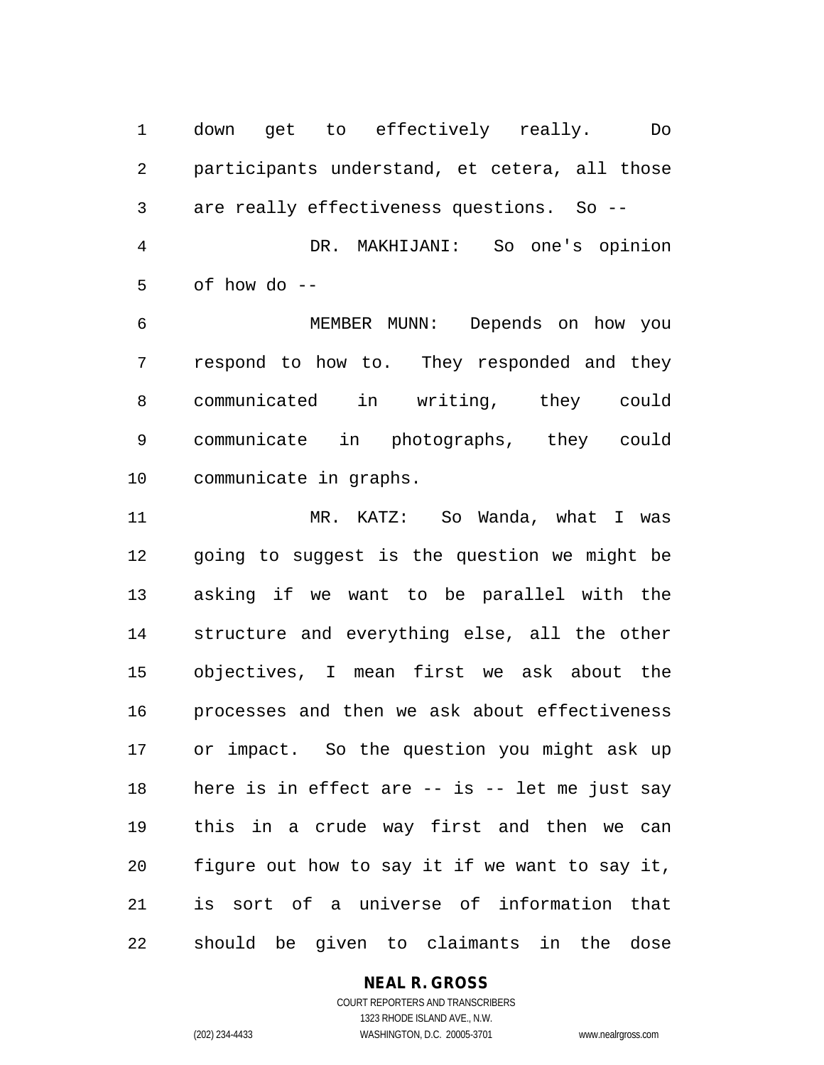down get to effectively really. Do participants understand, et cetera, all those are really effectiveness questions. So --

DR. MAKHIJANI: So one's opinion of how do --

MEMBER MUNN: Depends on how you respond to how to. They responded and they communicated in writing, they could communicate in photographs, they could communicate in graphs.

MR. KATZ: So Wanda, what I was going to suggest is the question we might be asking if we want to be parallel with the structure and everything else, all the other objectives, I mean first we ask about the processes and then we ask about effectiveness or impact. So the question you might ask up here is in effect are -- is -- let me just say this in a crude way first and then we can figure out how to say it if we want to say it, is sort of a universe of information that should be given to claimants in the dose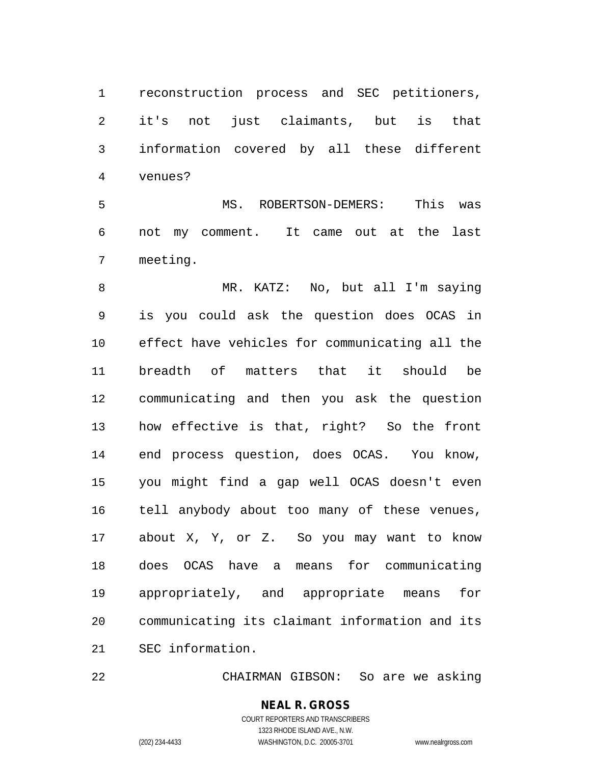reconstruction process and SEC petitioners, it's not just claimants, but is that information covered by all these different venues?

MS. ROBERTSON-DEMERS: This was not my comment. It came out at the last meeting.

MR. KATZ: No, but all I'm saying is you could ask the question does OCAS in effect have vehicles for communicating all the breadth of matters that it should be communicating and then you ask the question how effective is that, right? So the front end process question, does OCAS. You know, you might find a gap well OCAS doesn't even tell anybody about too many of these venues, about X, Y, or Z. So you may want to know does OCAS have a means for communicating appropriately, and appropriate means for communicating its claimant information and its SEC information.

CHAIRMAN GIBSON: So are we asking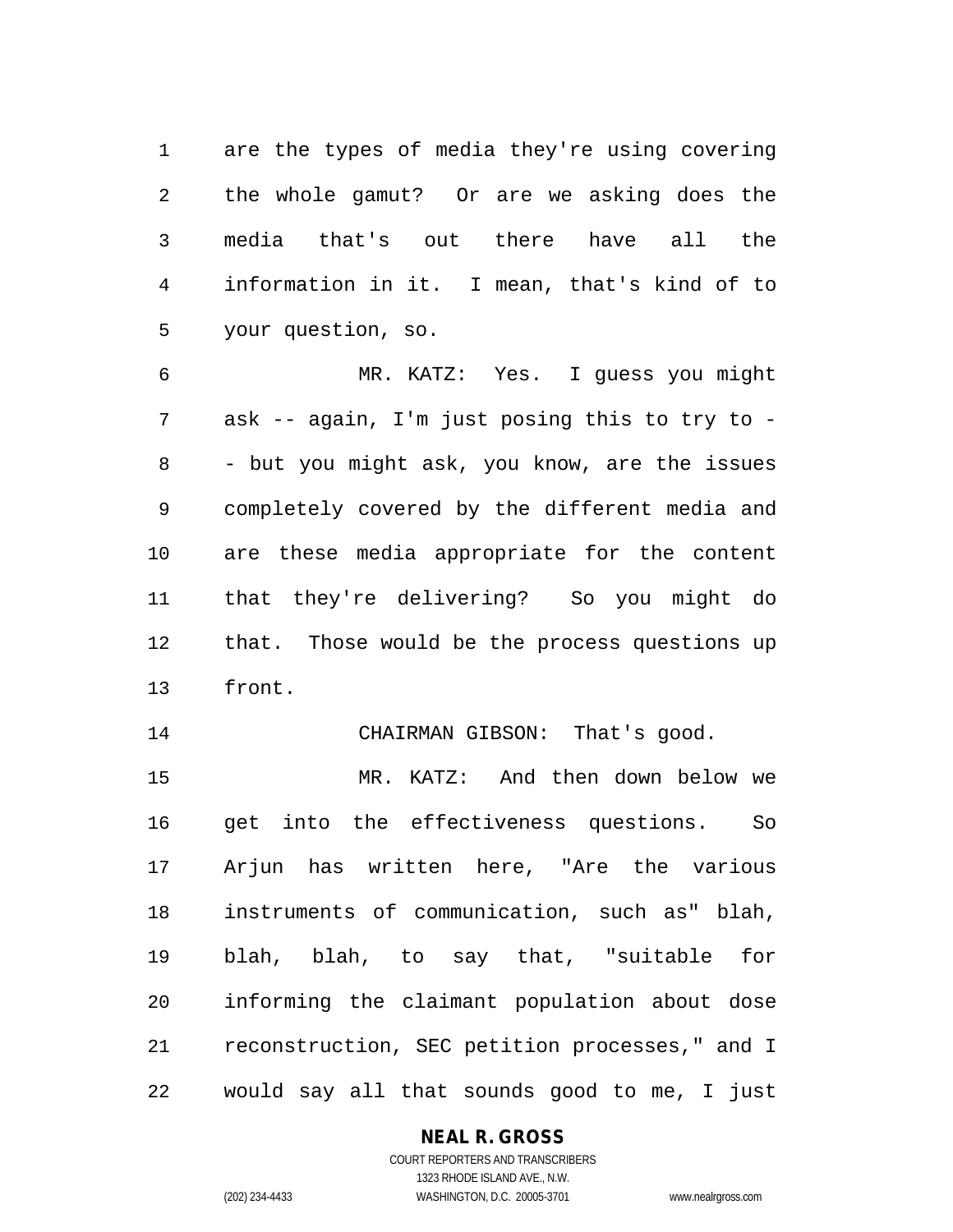are the types of media they're using covering the whole gamut? Or are we asking does the media that's out there have all the information in it. I mean, that's kind of to your question, so.

MR. KATZ: Yes. I guess you might ask -- again, I'm just posing this to try to -- but you might ask, you know, are the issues completely covered by the different media and are these media appropriate for the content that they're delivering? So you might do that. Those would be the process questions up front.

CHAIRMAN GIBSON: That's good.

MR. KATZ: And then down below we get into the effectiveness questions. So Arjun has written here, "Are the various instruments of communication, such as" blah, blah, blah, to say that, "suitable for informing the claimant population about dose reconstruction, SEC petition processes," and I would say all that sounds good to me, I just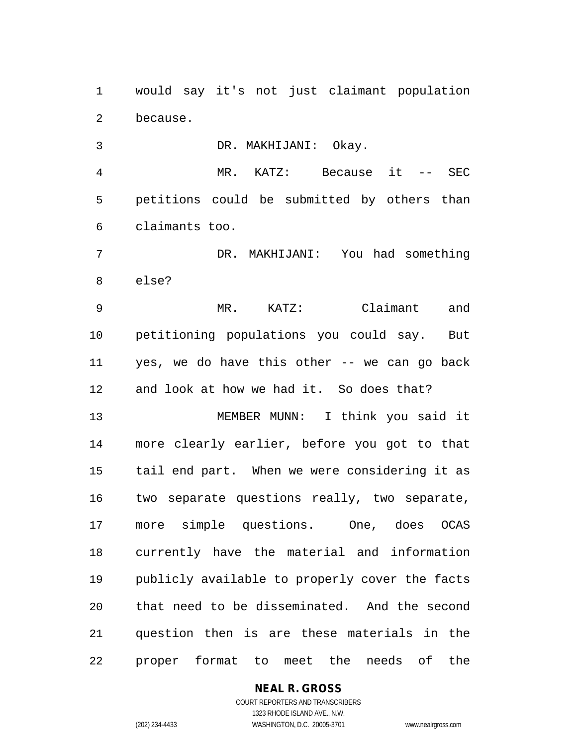would say it's not just claimant population because.

DR. MAKHIJANI: Okay.

MR. KATZ: Because it -- SEC petitions could be submitted by others than claimants too.

DR. MAKHIJANI: You had something else?

MR. KATZ: Claimant and petitioning populations you could say. But yes, we do have this other -- we can go back and look at how we had it. So does that?

MEMBER MUNN: I think you said it more clearly earlier, before you got to that tail end part. When we were considering it as two separate questions really, two separate, more simple questions. One, does OCAS currently have the material and information publicly available to properly cover the facts that need to be disseminated. And the second question then is are these materials in the proper format to meet the needs of the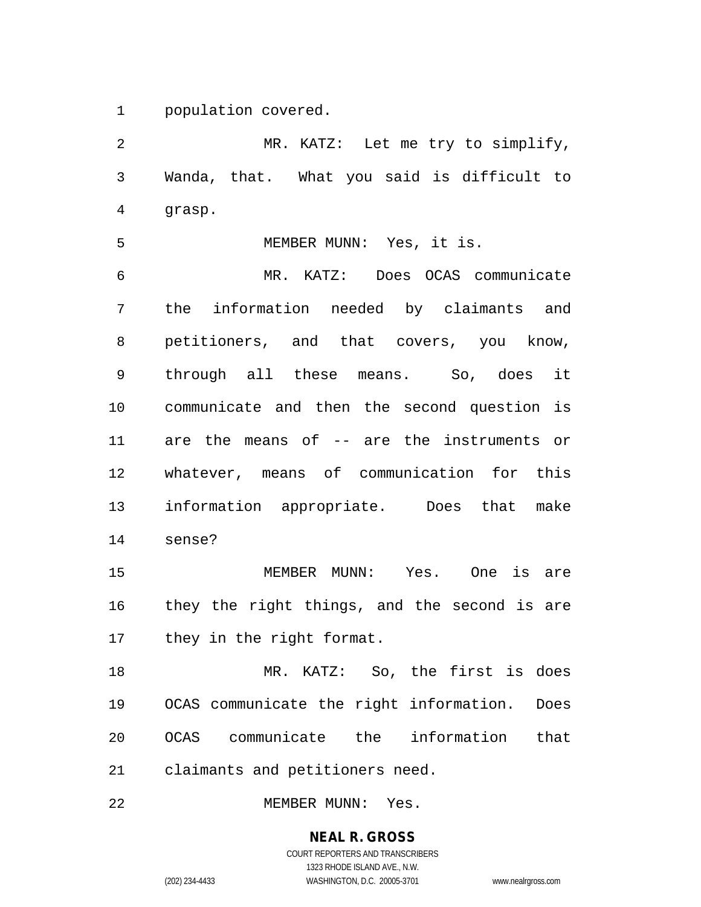population covered.

MR. KATZ: Let me try to simplify, Wanda, that. What you said is difficult to grasp.

MEMBER MUNN: Yes, it is.

MR. KATZ: Does OCAS communicate the information needed by claimants and petitioners, and that covers, you know, through all these means. So, does it communicate and then the second question is are the means of -- are the instruments or whatever, means of communication for this information appropriate. Does that make sense?

MEMBER MUNN: Yes. One is are they the right things, and the second is are they in the right format.

MR. KATZ: So, the first is does OCAS communicate the right information. Does OCAS communicate the information that claimants and petitioners need.

MEMBER MUNN: Yes.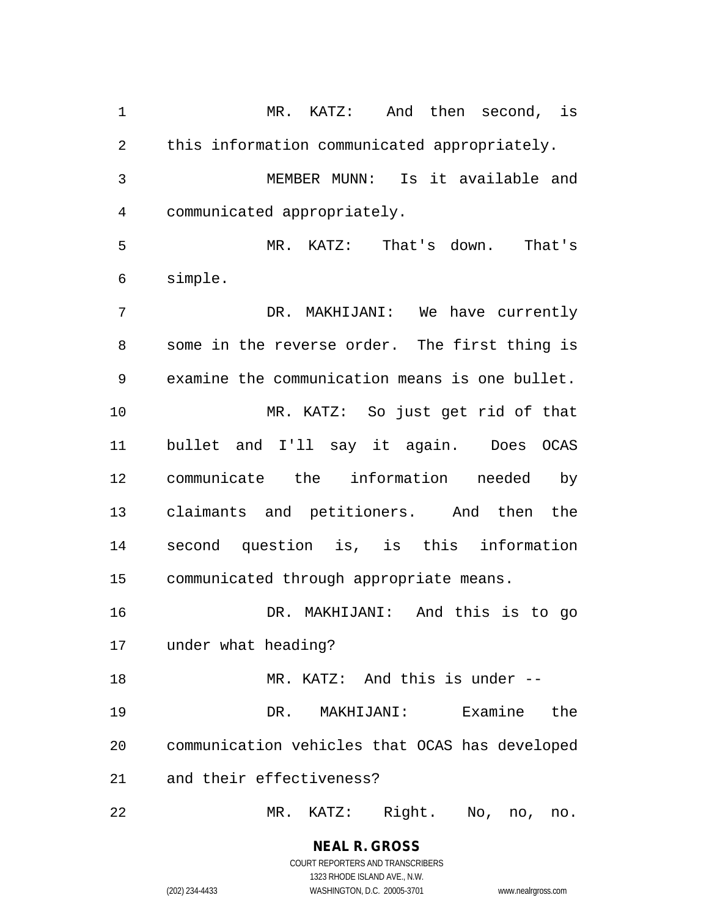MR. KATZ: And then second, is this information communicated appropriately.

MEMBER MUNN: Is it available and communicated appropriately.

MR. KATZ: That's down. That's simple.

DR. MAKHIJANI: We have currently some in the reverse order. The first thing is examine the communication means is one bullet.

MR. KATZ: So just get rid of that bullet and I'll say it again. Does OCAS communicate the information needed by claimants and petitioners. And then the second question is, is this information communicated through appropriate means.

DR. MAKHIJANI: And this is to go under what heading?

MR. KATZ: And this is under --

DR. MAKHIJANI: Examine the communication vehicles that OCAS has developed and their effectiveness?

MR. KATZ: Right. No, no, no.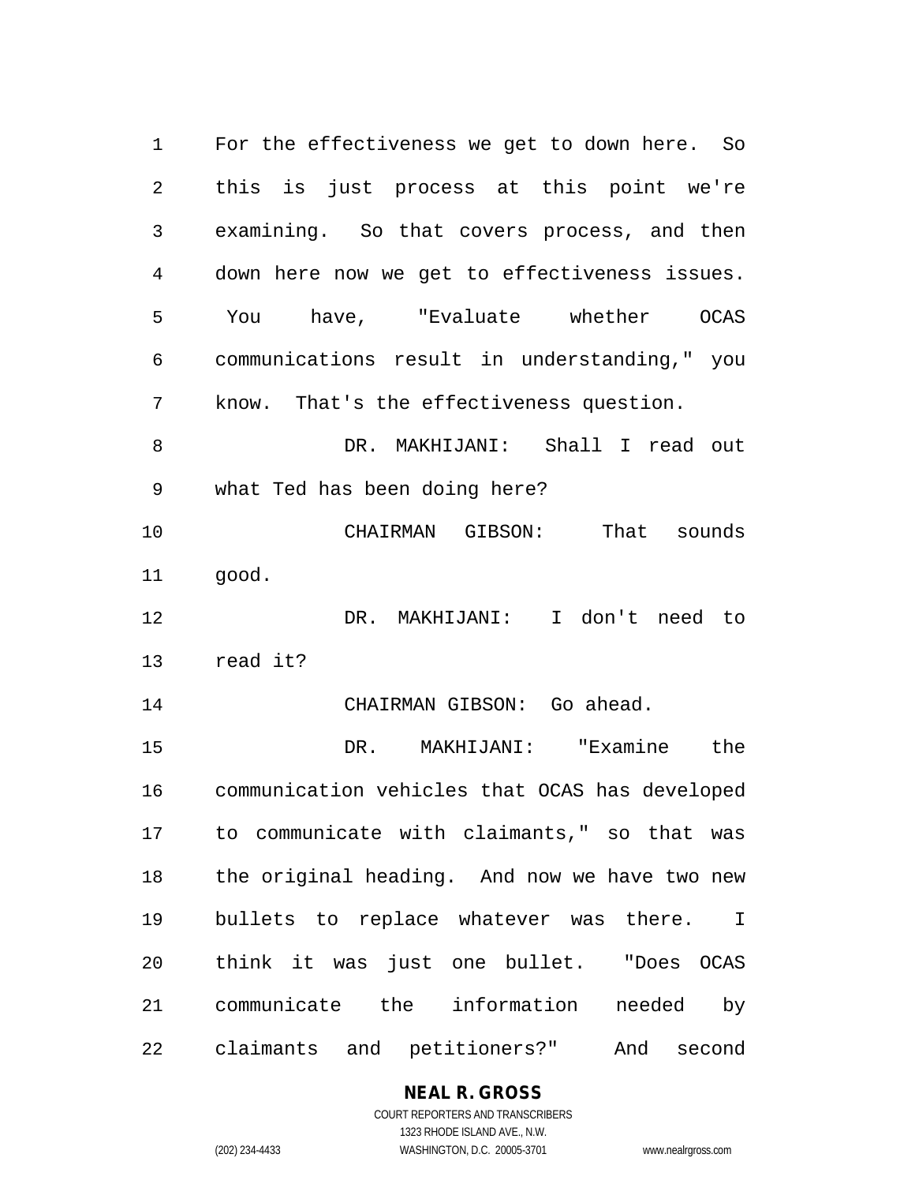For the effectiveness we get to down here. So this is just process at this point we're examining. So that covers process, and then down here now we get to effectiveness issues. You have, "Evaluate whether OCAS communications result in understanding," you know. That's the effectiveness question.

DR. MAKHIJANI: Shall I read out what Ted has been doing here?

CHAIRMAN GIBSON: That sounds good.

DR. MAKHIJANI: I don't need to read it?

CHAIRMAN GIBSON: Go ahead.

DR. MAKHIJANI: "Examine the communication vehicles that OCAS has developed to communicate with claimants," so that was the original heading. And now we have two new bullets to replace whatever was there. I think it was just one bullet. "Does OCAS communicate the information needed by claimants and petitioners?" And second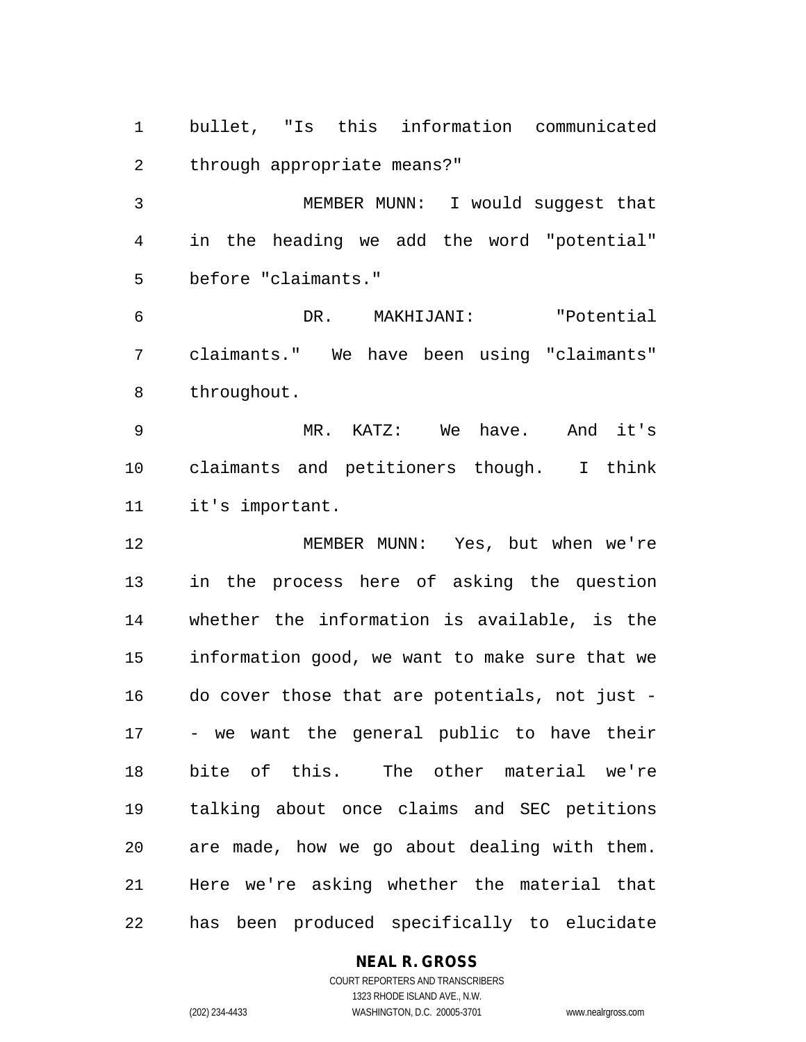bullet, "Is this information communicated through appropriate means?"

MEMBER MUNN: I would suggest that in the heading we add the word "potential" before "claimants."

DR. MAKHIJANI: "Potential claimants." We have been using "claimants" throughout.

MR. KATZ: We have. And it's claimants and petitioners though. I think it's important.

MEMBER MUNN: Yes, but when we're in the process here of asking the question whether the information is available, is the information good, we want to make sure that we do cover those that are potentials, not just -- we want the general public to have their bite of this. The other material we're talking about once claims and SEC petitions are made, how we go about dealing with them. Here we're asking whether the material that has been produced specifically to elucidate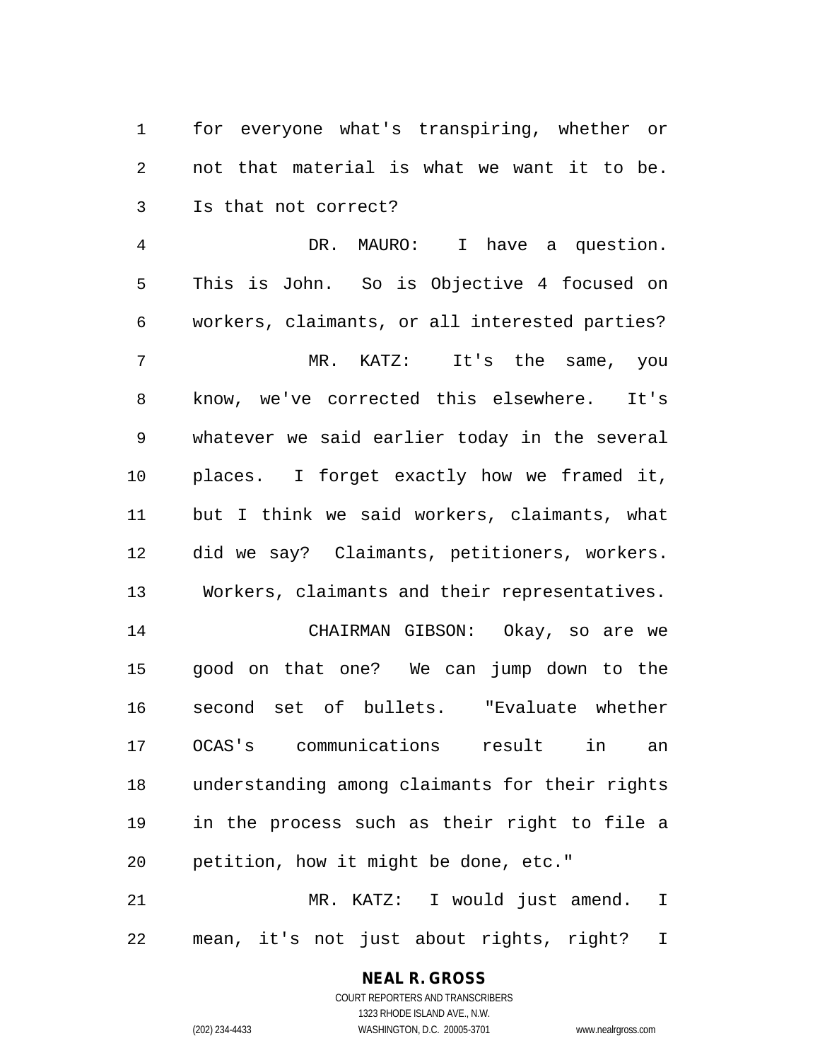for everyone what's transpiring, whether or not that material is what we want it to be. Is that not correct?

DR. MAURO: I have a question. This is John. So is Objective 4 focused on workers, claimants, or all interested parties?

MR. KATZ: It's the same, you know, we've corrected this elsewhere. It's whatever we said earlier today in the several places. I forget exactly how we framed it, but I think we said workers, claimants, what did we say? Claimants, petitioners, workers. Workers, claimants and their representatives.

CHAIRMAN GIBSON: Okay, so are we good on that one? We can jump down to the second set of bullets. "Evaluate whether OCAS's communications result in an understanding among claimants for their rights in the process such as their right to file a petition, how it might be done, etc."

MR. KATZ: I would just amend. I mean, it's not just about rights, right? I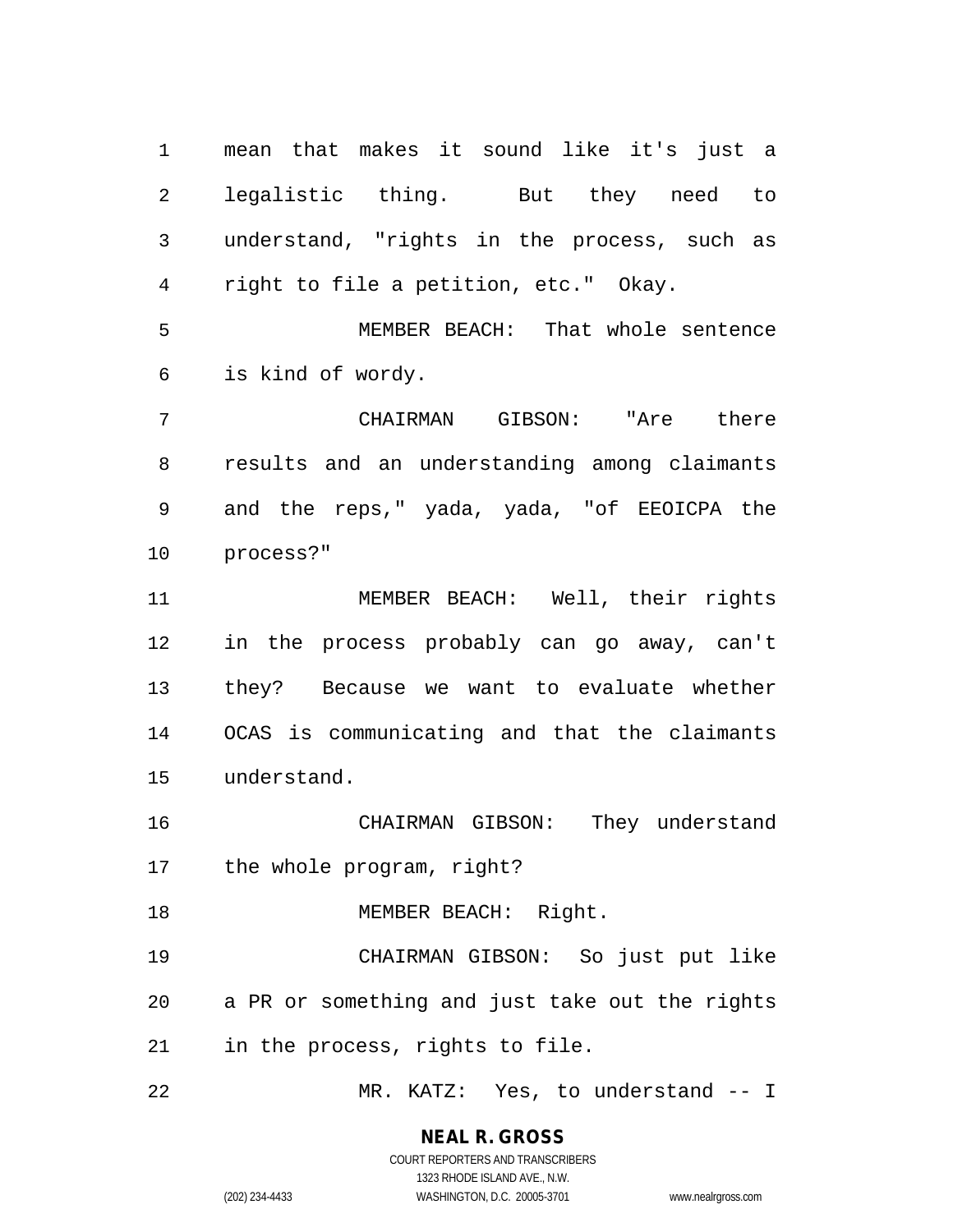mean that makes it sound like it's just a legalistic thing. But they need to understand, "rights in the process, such as right to file a petition, etc." Okay.

MEMBER BEACH: That whole sentence is kind of wordy.

CHAIRMAN GIBSON: "Are there results and an understanding among claimants and the reps," yada, yada, "of EEOICPA the process?"

MEMBER BEACH: Well, their rights in the process probably can go away, can't they? Because we want to evaluate whether OCAS is communicating and that the claimants understand.

CHAIRMAN GIBSON: They understand the whole program, right?

MEMBER BEACH: Right.

CHAIRMAN GIBSON: So just put like a PR or something and just take out the rights in the process, rights to file.

MR. KATZ: Yes, to understand -- I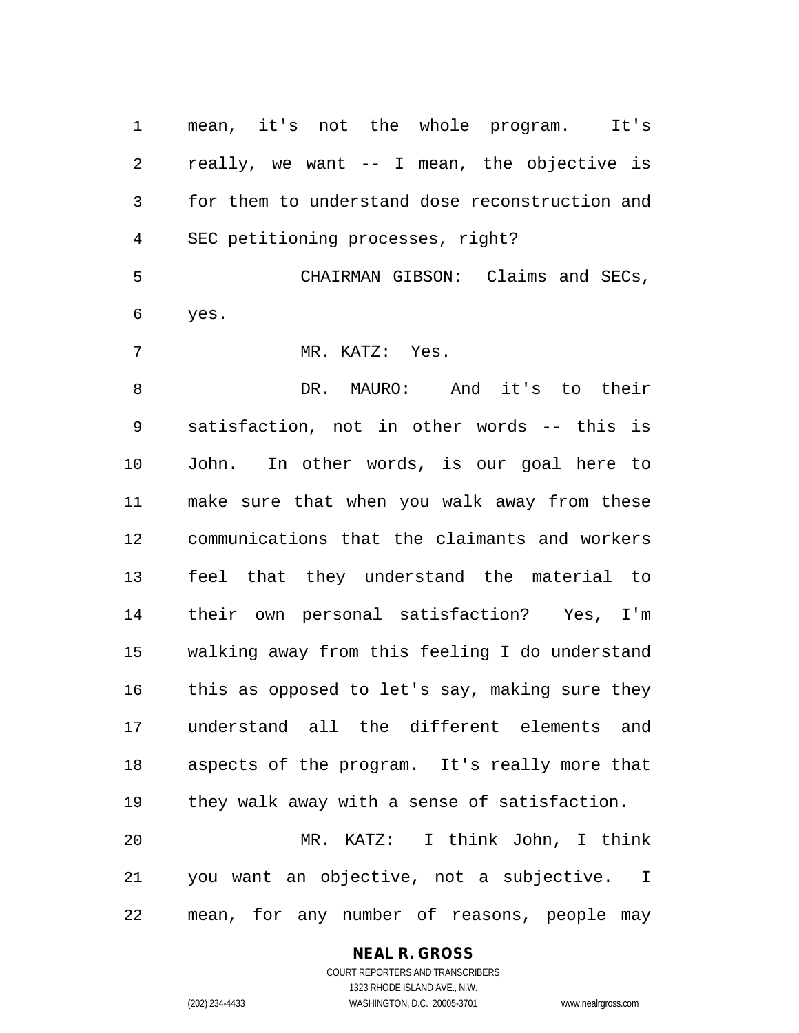mean, it's not the whole program. It's really, we want -- I mean, the objective is for them to understand dose reconstruction and SEC petitioning processes, right?

CHAIRMAN GIBSON: Claims and SECs, yes.

MR. KATZ: Yes.

DR. MAURO: And it's to their satisfaction, not in other words -- this is John. In other words, is our goal here to make sure that when you walk away from these communications that the claimants and workers feel that they understand the material to their own personal satisfaction? Yes, I'm walking away from this feeling I do understand this as opposed to let's say, making sure they understand all the different elements and aspects of the program. It's really more that they walk away with a sense of satisfaction.

MR. KATZ: I think John, I think you want an objective, not a subjective. I mean, for any number of reasons, people may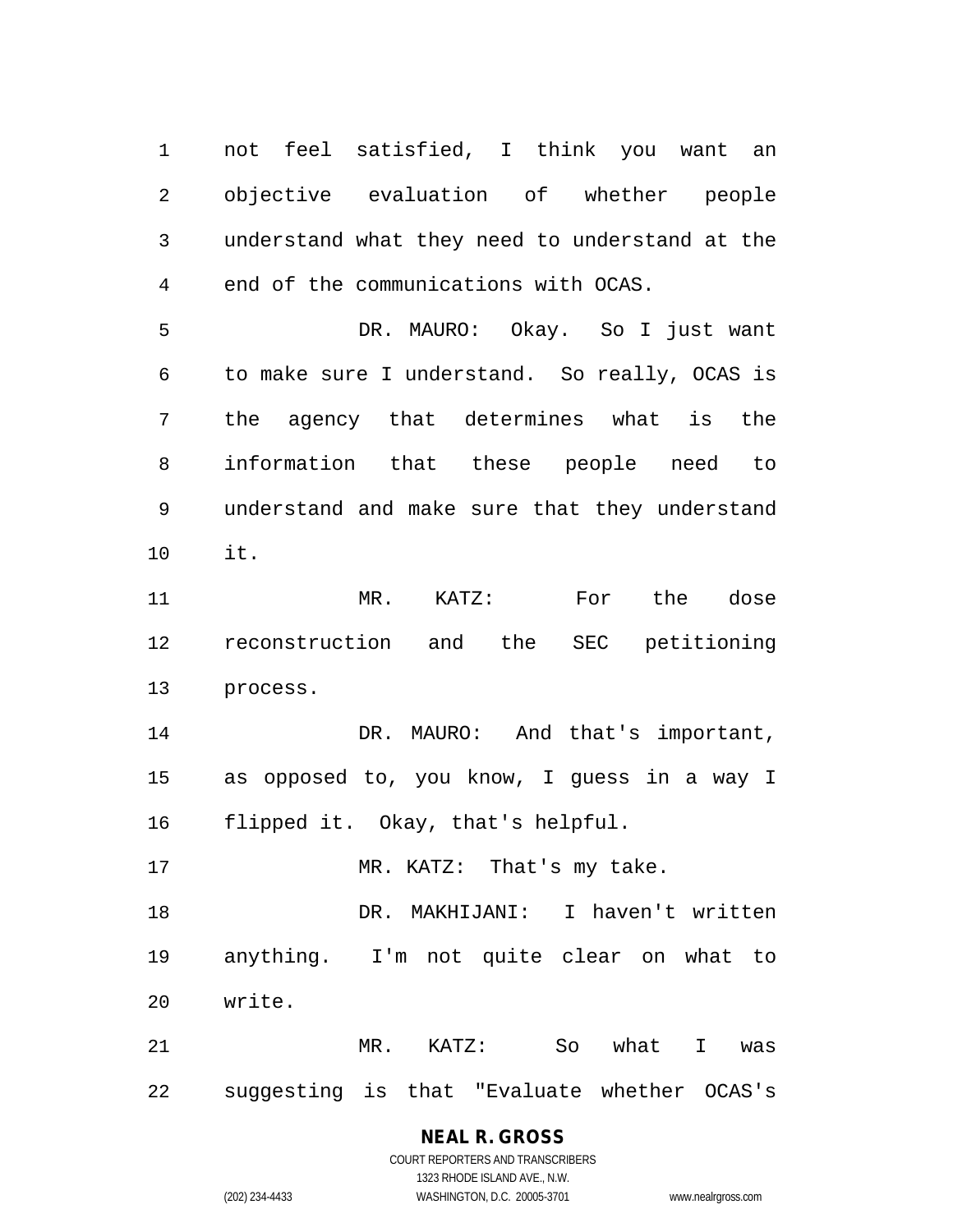not feel satisfied, I think you want an objective evaluation of whether people understand what they need to understand at the end of the communications with OCAS.

DR. MAURO: Okay. So I just want to make sure I understand. So really, OCAS is the agency that determines what is the information that these people need to understand and make sure that they understand it.

MR. KATZ: For the dose reconstruction and the SEC petitioning process.

DR. MAURO: And that's important, as opposed to, you know, I guess in a way I flipped it. Okay, that's helpful.

MR. KATZ: That's my take.

DR. MAKHIJANI: I haven't written anything. I'm not quite clear on what to write.

MR. KATZ: So what I was suggesting is that "Evaluate whether OCAS's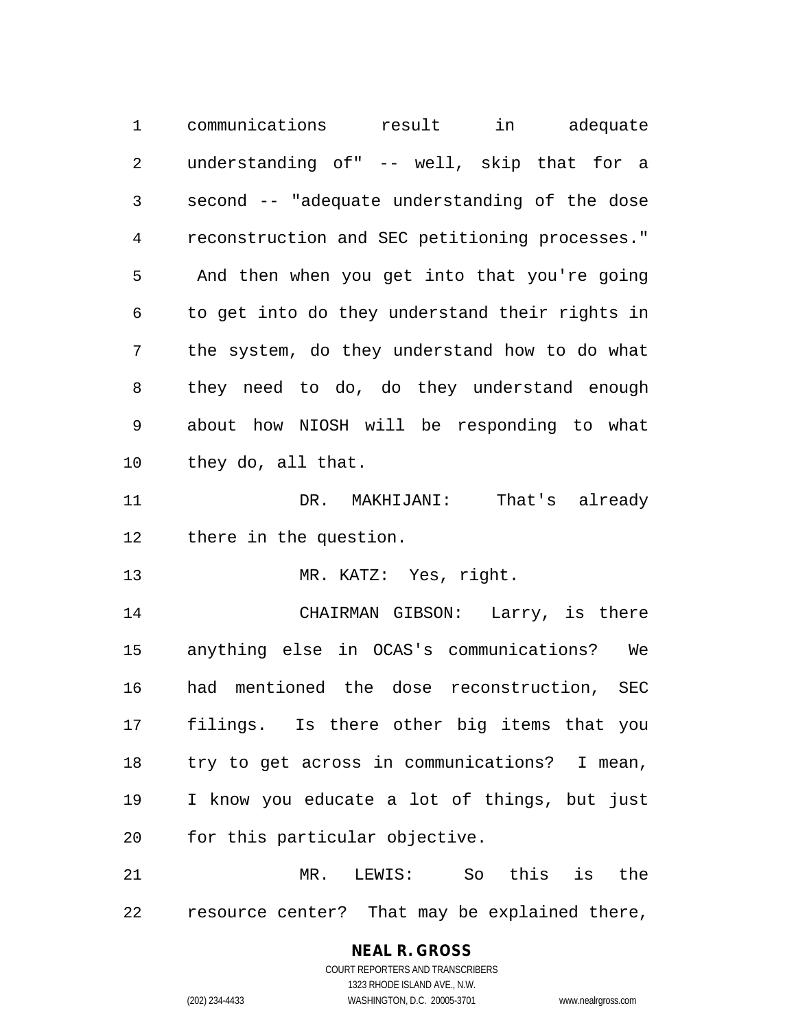communications result in adequate understanding of" -- well, skip that for a second -- "adequate understanding of the dose reconstruction and SEC petitioning processes." And then when you get into that you're going to get into do they understand their rights in the system, do they understand how to do what they need to do, do they understand enough about how NIOSH will be responding to what they do, all that.

DR. MAKHIJANI: That's already there in the question.

MR. KATZ: Yes, right.

CHAIRMAN GIBSON: Larry, is there anything else in OCAS's communications? We had mentioned the dose reconstruction, SEC filings. Is there other big items that you try to get across in communications? I mean, I know you educate a lot of things, but just for this particular objective.

MR. LEWIS: So this is the resource center? That may be explained there,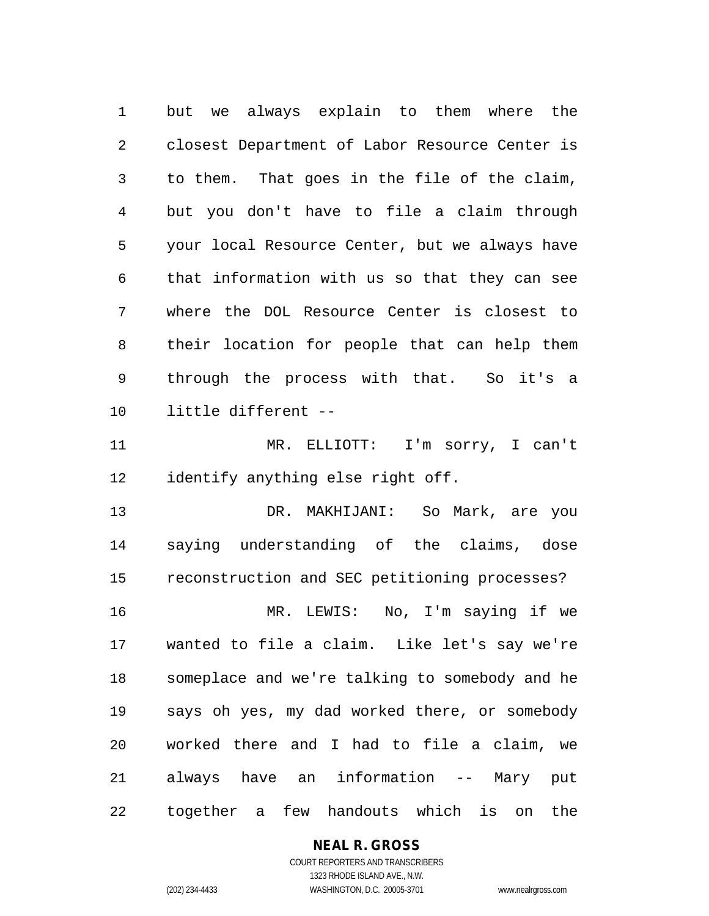but we always explain to them where the closest Department of Labor Resource Center is to them. That goes in the file of the claim, but you don't have to file a claim through your local Resource Center, but we always have that information with us so that they can see where the DOL Resource Center is closest to their location for people that can help them through the process with that. So it's a little different --

MR. ELLIOTT: I'm sorry, I can't identify anything else right off.

DR. MAKHIJANI: So Mark, are you saying understanding of the claims, dose reconstruction and SEC petitioning processes?

MR. LEWIS: No, I'm saying if we wanted to file a claim. Like let's say we're someplace and we're talking to somebody and he says oh yes, my dad worked there, or somebody worked there and I had to file a claim, we always have an information -- Mary put together a few handouts which is on the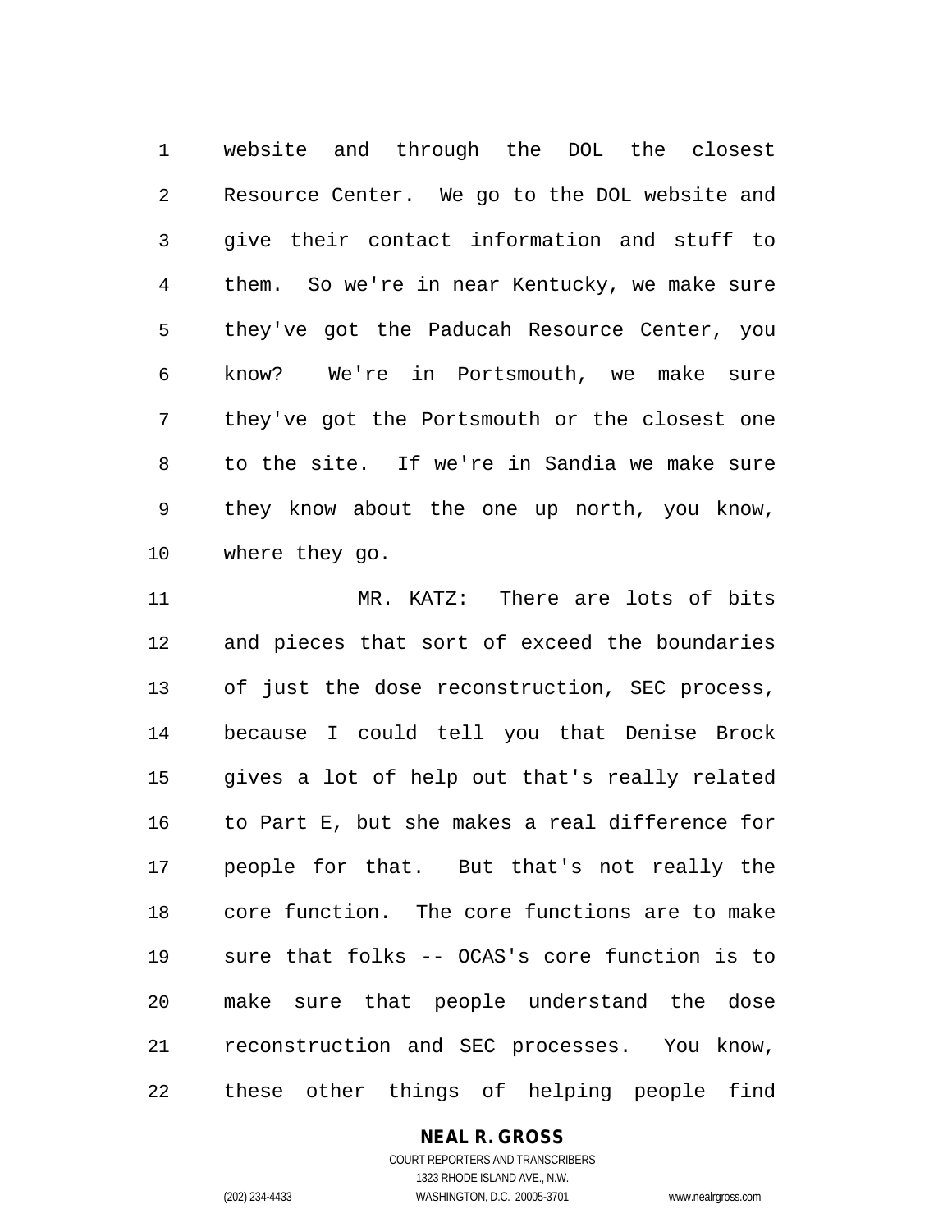website and through the DOL the closest Resource Center. We go to the DOL website and give their contact information and stuff to them. So we're in near Kentucky, we make sure they've got the Paducah Resource Center, you know? We're in Portsmouth, we make sure they've got the Portsmouth or the closest one to the site. If we're in Sandia we make sure they know about the one up north, you know, where they go.

MR. KATZ: There are lots of bits and pieces that sort of exceed the boundaries of just the dose reconstruction, SEC process, because I could tell you that Denise Brock gives a lot of help out that's really related to Part E, but she makes a real difference for people for that. But that's not really the core function. The core functions are to make sure that folks -- OCAS's core function is to make sure that people understand the dose reconstruction and SEC processes. You know, these other things of helping people find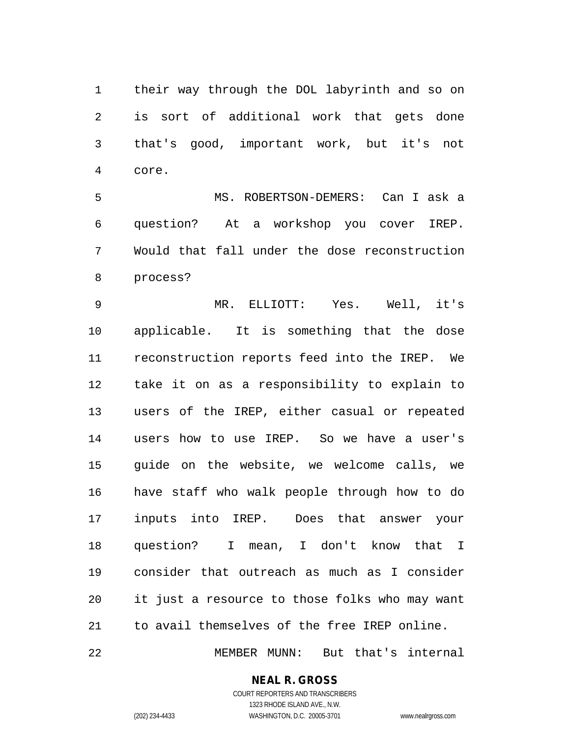their way through the DOL labyrinth and so on is sort of additional work that gets done that's good, important work, but it's not core.

MS. ROBERTSON-DEMERS: Can I ask a question? At a workshop you cover IREP. Would that fall under the dose reconstruction process?

MR. ELLIOTT: Yes. Well, it's applicable. It is something that the dose reconstruction reports feed into the IREP. We take it on as a responsibility to explain to users of the IREP, either casual or repeated users how to use IREP. So we have a user's guide on the website, we welcome calls, we have staff who walk people through how to do inputs into IREP. Does that answer your question? I mean, I don't know that I consider that outreach as much as I consider it just a resource to those folks who may want to avail themselves of the free IREP online.

MEMBER MUNN: But that's internal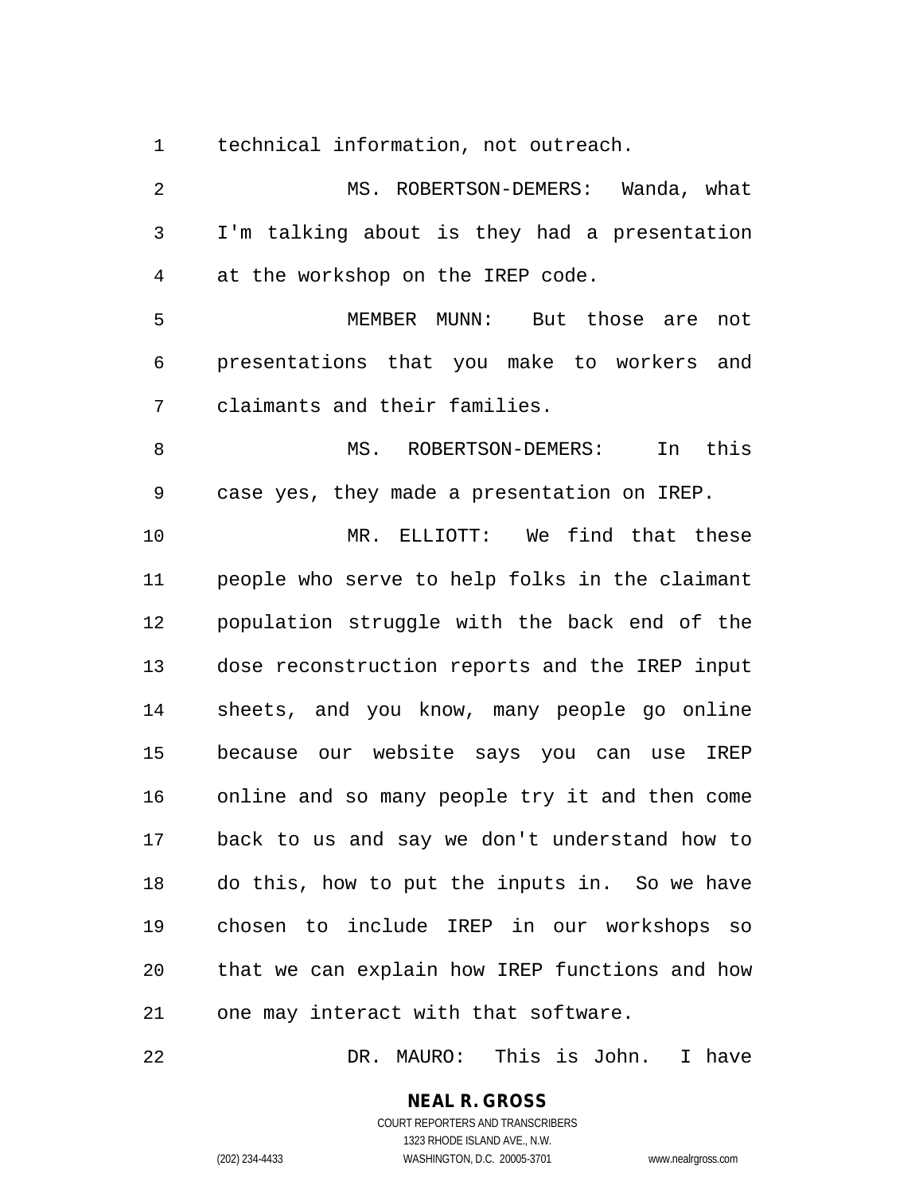technical information, not outreach.

MS. ROBERTSON-DEMERS: Wanda, what I'm talking about is they had a presentation at the workshop on the IREP code.

MEMBER MUNN: But those are not presentations that you make to workers and claimants and their families.

MS. ROBERTSON-DEMERS: In this case yes, they made a presentation on IREP.

MR. ELLIOTT: We find that these people who serve to help folks in the claimant population struggle with the back end of the dose reconstruction reports and the IREP input sheets, and you know, many people go online because our website says you can use IREP online and so many people try it and then come back to us and say we don't understand how to do this, how to put the inputs in. So we have chosen to include IREP in our workshops so that we can explain how IREP functions and how one may interact with that software.

DR. MAURO: This is John. I have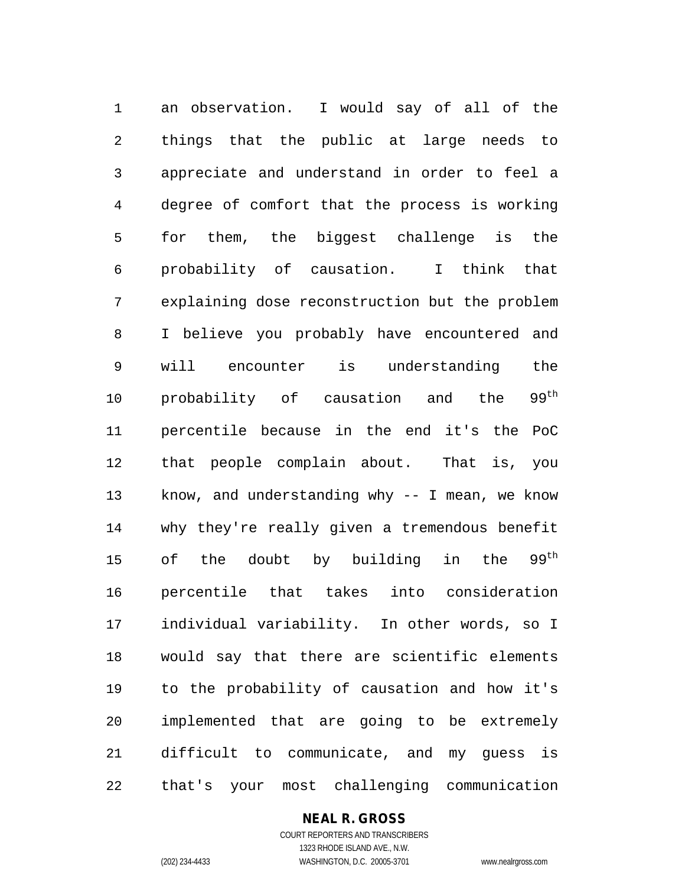an observation. I would say of all of the things that the public at large needs to appreciate and understand in order to feel a degree of comfort that the process is working for them, the biggest challenge is the probability of causation. I think that explaining dose reconstruction but the problem I believe you probably have encountered and will encounter is understanding the probability of causation and the 99$^{th}$ percentile because in the end it's the PoC that people complain about. That is, you know, and understanding why -- I mean, we know why they're really given a tremendous benefit of the doubt by building in the 99$^{th}$ percentile that takes into consideration individual variability. In other words, so I would say that there are scientific elements to the probability of causation and how it's implemented that are going to be extremely difficult to communicate, and my guess is that's your most challenging communication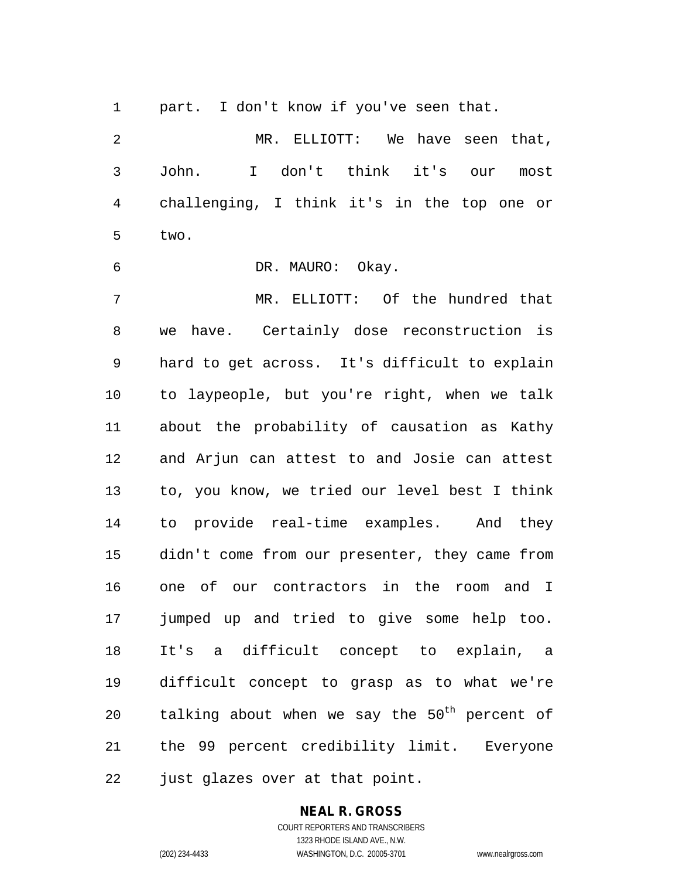part. I don't know if you've seen that.

MR. ELLIOTT: We have seen that, John. I don't think it's our most challenging, I think it's in the top one or two.

DR. MAURO: Okay.

MR. ELLIOTT: Of the hundred that we have. Certainly dose reconstruction is hard to get across. It's difficult to explain to laypeople, but you're right, when we talk about the probability of causation as Kathy and Arjun can attest to and Josie can attest to, you know, we tried our level best I think to provide real-time examples. And they didn't come from our presenter, they came from one of our contractors in the room and I jumped up and tried to give some help too. It's a difficult concept to explain, a difficult concept to grasp as to what we're talking about when we say the $50^{th}$ percent of the 99 percent credibility limit. Everyone just glazes over at that point.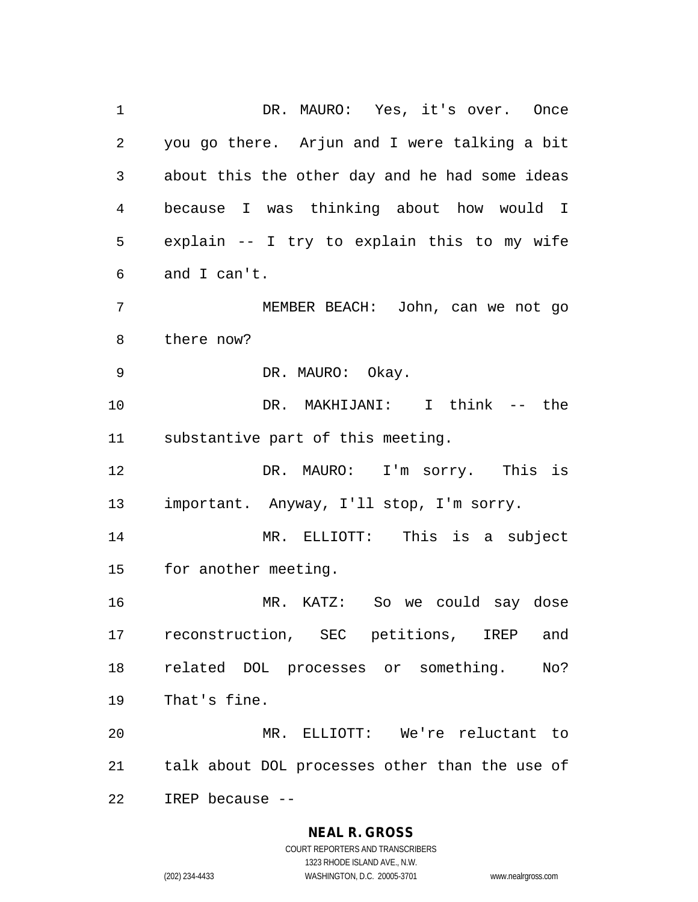DR. MAURO: Yes, it's over. Once you go there. Arjun and I were talking a bit about this the other day and he had some ideas because I was thinking about how would I explain -- I try to explain this to my wife and I can't.

MEMBER BEACH: John, can we not go there now?

DR. MAURO: Okay.

DR. MAKHIJANI: I think -- the substantive part of this meeting.

DR. MAURO: I'm sorry. This is important. Anyway, I'll stop, I'm sorry.

MR. ELLIOTT: This is a subject for another meeting.

MR. KATZ: So we could say dose reconstruction, SEC petitions, IREP and related DOL processes or something. No? That's fine.

MR. ELLIOTT: We're reluctant to talk about DOL processes other than the use of IREP because --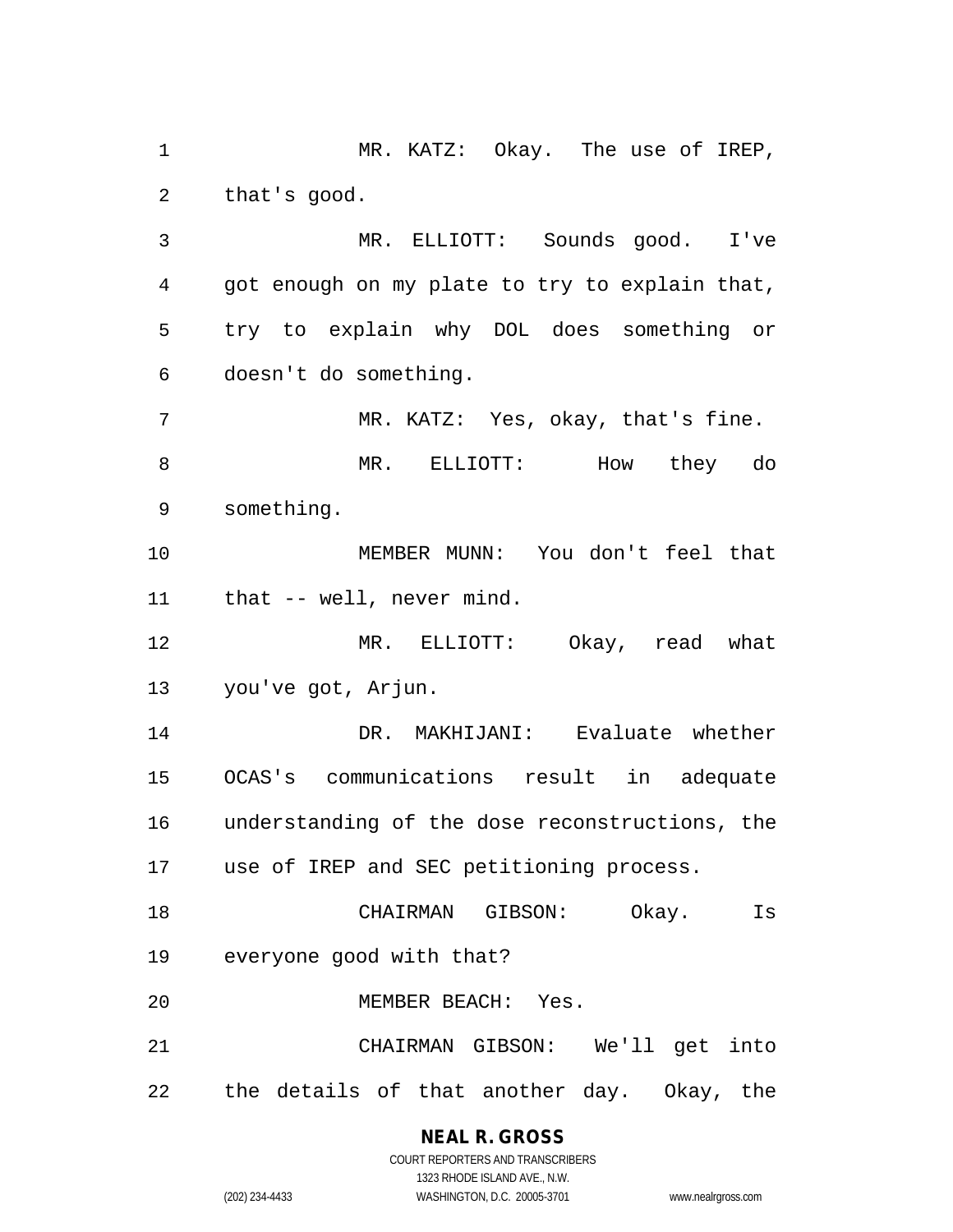MR. KATZ: Okay. The use of IREP, that's good.

MR. ELLIOTT: Sounds good. I've got enough on my plate to try to explain that, try to explain why DOL does something or doesn't do something.

MR. KATZ: Yes, okay, that's fine.

MR. ELLIOTT: How they do something.

MEMBER MUNN: You don't feel that that -- well, never mind.

MR. ELLIOTT: Okay, read what you've got, Arjun.

DR. MAKHIJANI: Evaluate whether OCAS's communications result in adequate understanding of the dose reconstructions, the use of IREP and SEC petitioning process.

CHAIRMAN GIBSON: Okay. Is everyone good with that?

MEMBER BEACH: Yes.

CHAIRMAN GIBSON: We'll get into the details of that another day. Okay, the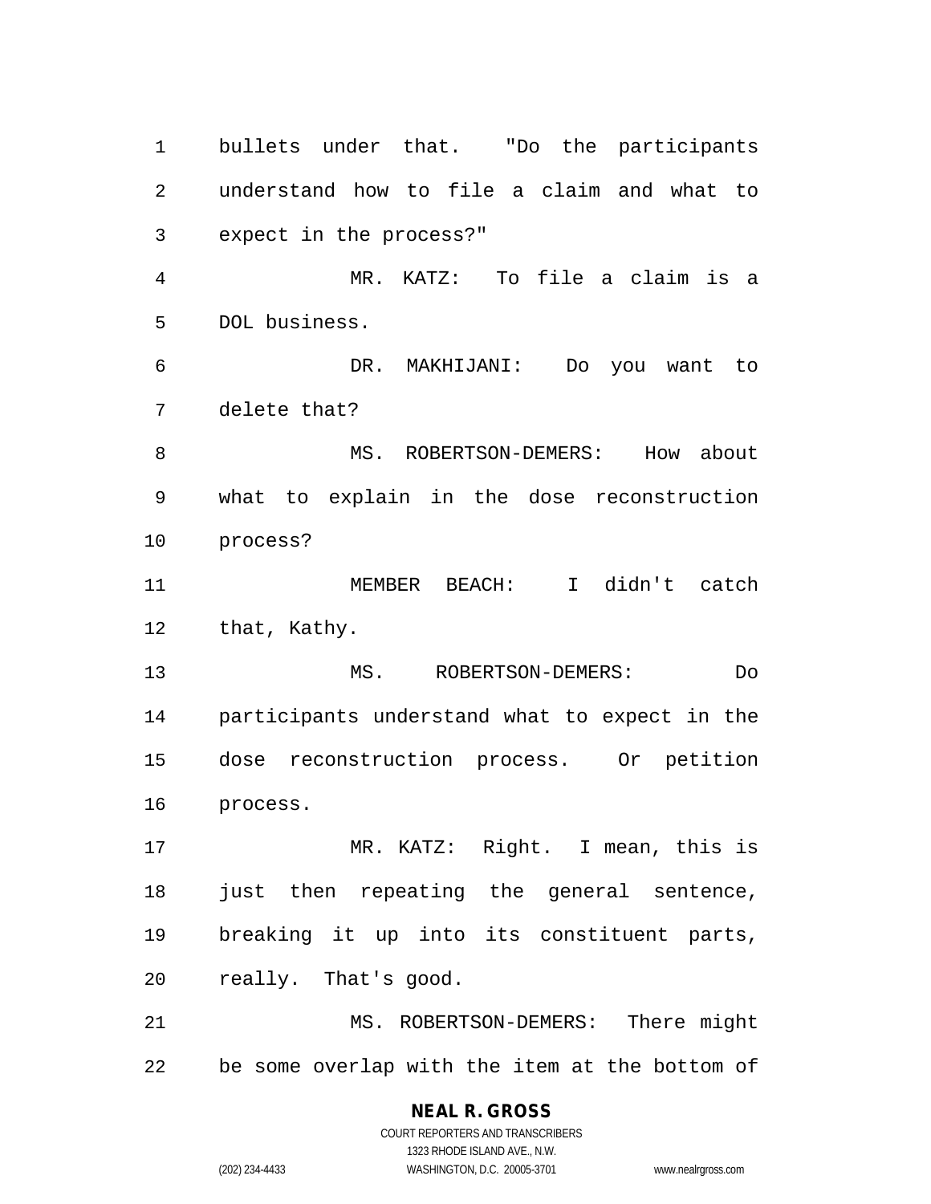bullets under that. "Do the participants understand how to file a claim and what to expect in the process?"

MR. KATZ: To file a claim is a DOL business.

DR. MAKHIJANI: Do you want to delete that?

MS. ROBERTSON-DEMERS: How about what to explain in the dose reconstruction process?

MEMBER BEACH: I didn't catch that, Kathy.

MS. ROBERTSON-DEMERS: Do participants understand what to expect in the dose reconstruction process. Or petition process.

MR. KATZ: Right. I mean, this is just then repeating the general sentence, breaking it up into its constituent parts, really. That's good.

MS. ROBERTSON-DEMERS: There might be some overlap with the item at the bottom of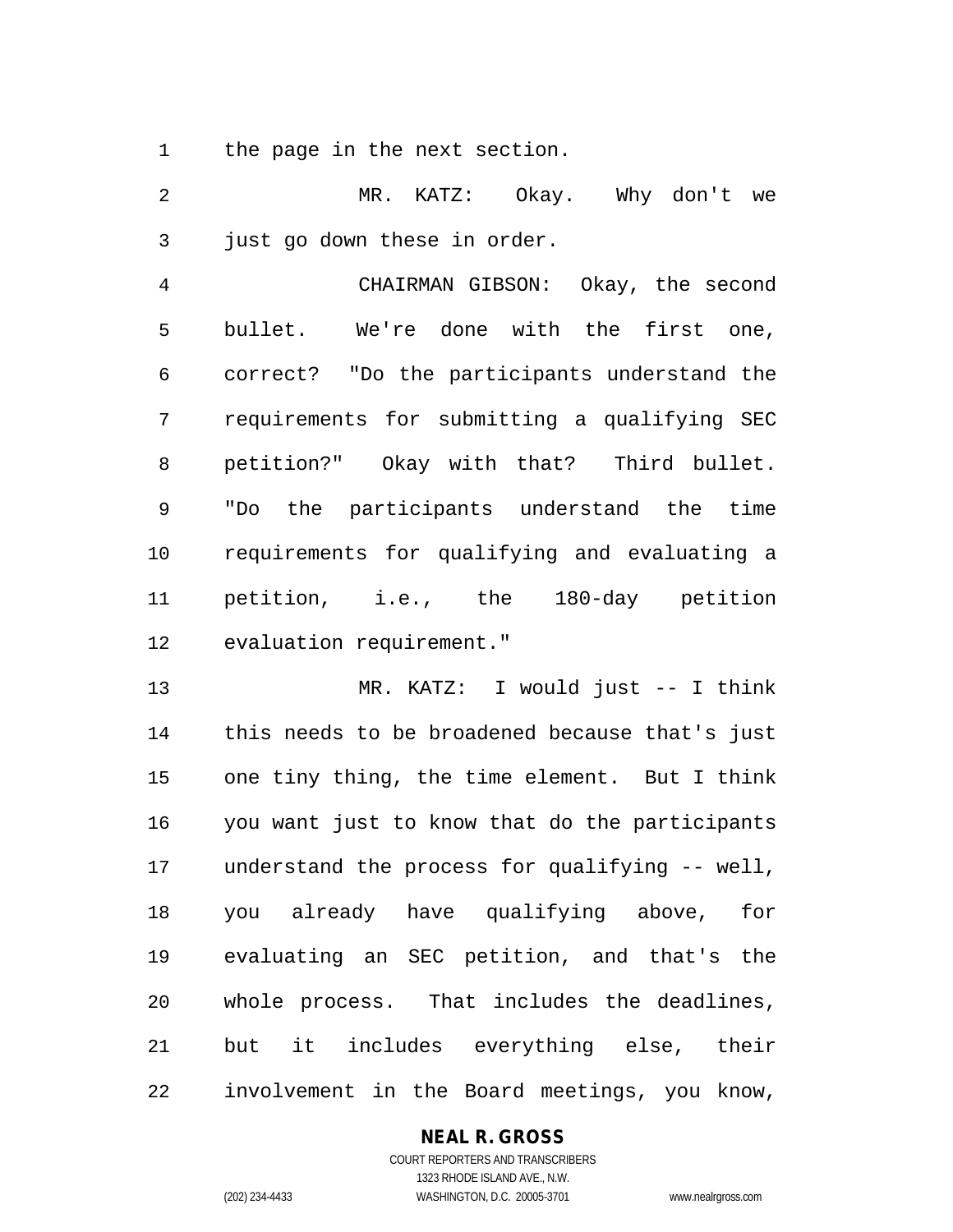the page in the next section.

MR. KATZ: Okay. Why don't we just go down these in order.

CHAIRMAN GIBSON: Okay, the second bullet. We're done with the first one, correct? "Do the participants understand the requirements for submitting a qualifying SEC petition?" Okay with that? Third bullet. "Do the participants understand the time requirements for qualifying and evaluating a petition, i.e., the 180-day petition evaluation requirement."

MR. KATZ: I would just -- I think this needs to be broadened because that's just one tiny thing, the time element. But I think you want just to know that do the participants understand the process for qualifying -- well, you already have qualifying above, for evaluating an SEC petition, and that's the whole process. That includes the deadlines, but it includes everything else, their involvement in the Board meetings, you know,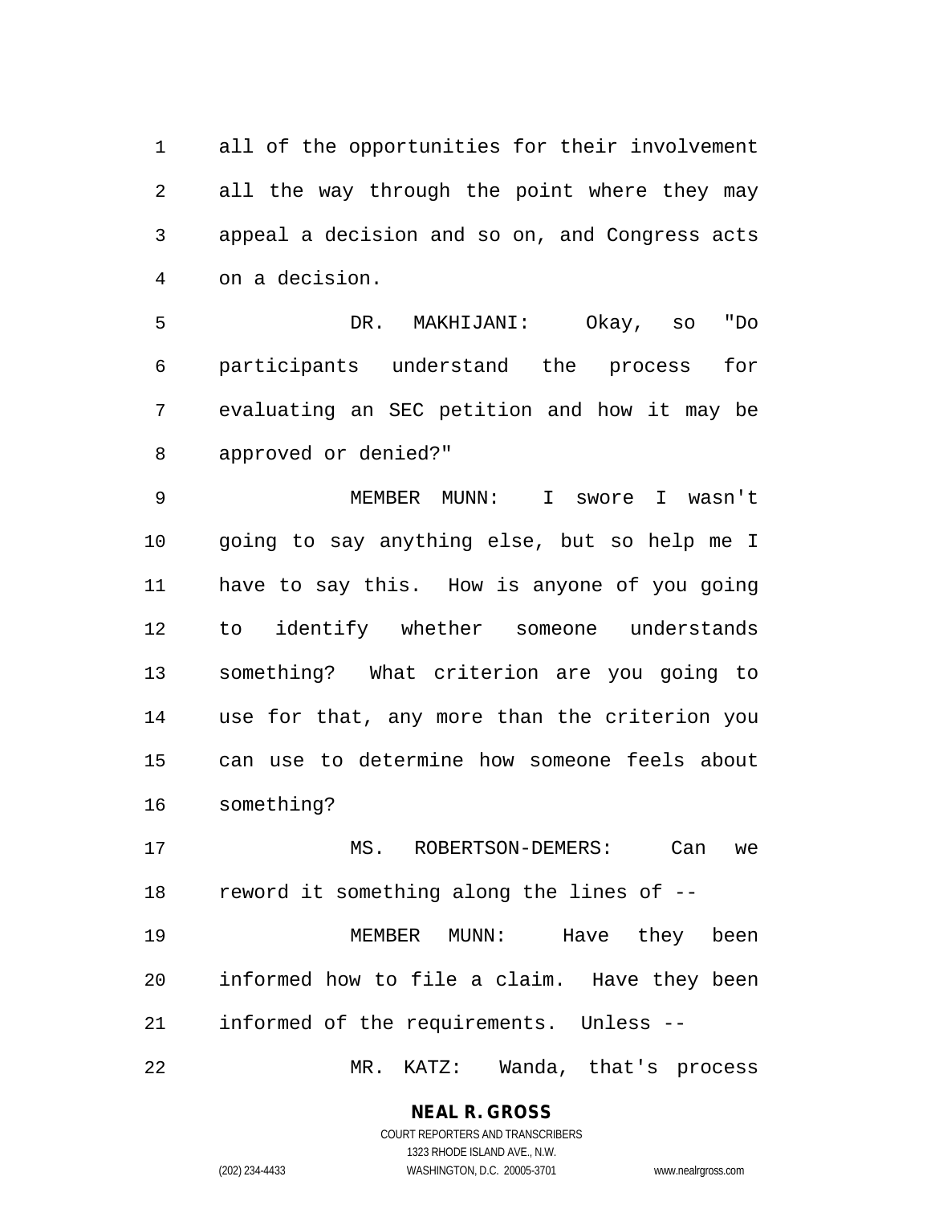all of the opportunities for their involvement all the way through the point where they may appeal a decision and so on, and Congress acts on a decision.

DR. MAKHIJANI: Okay, so "Do participants understand the process for evaluating an SEC petition and how it may be approved or denied?"

MEMBER MUNN: I swore I wasn't going to say anything else, but so help me I have to say this. How is anyone of you going to identify whether someone understands something? What criterion are you going to use for that, any more than the criterion you can use to determine how someone feels about something?

MS. ROBERTSON-DEMERS: Can we reword it something along the lines of --

MEMBER MUNN: Have they been informed how to file a claim. Have they been informed of the requirements. Unless --

MR. KATZ: Wanda, that's process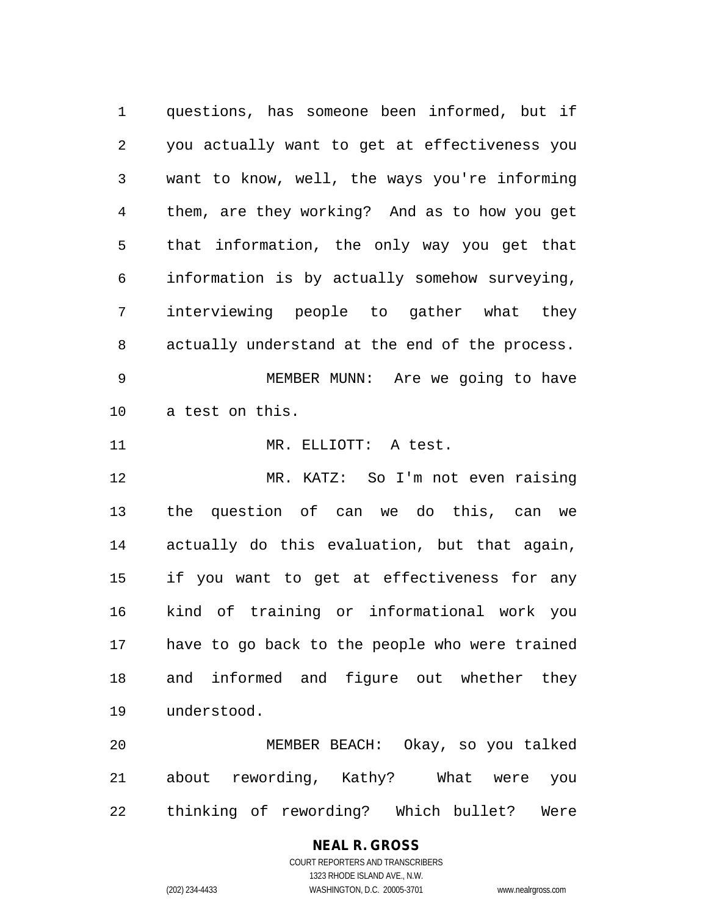questions, has someone been informed, but if you actually want to get at effectiveness you want to know, well, the ways you're informing them, are they working? And as to how you get that information, the only way you get that information is by actually somehow surveying, interviewing people to gather what they actually understand at the end of the process.

MEMBER MUNN: Are we going to have a test on this.

MR. ELLIOTT: A test.

MR. KATZ: So I'm not even raising the question of can we do this, can we actually do this evaluation, but that again, if you want to get at effectiveness for any kind of training or informational work you have to go back to the people who were trained and informed and figure out whether they understood.

MEMBER BEACH: Okay, so you talked about rewording, Kathy? What were you thinking of rewording? Which bullet? Were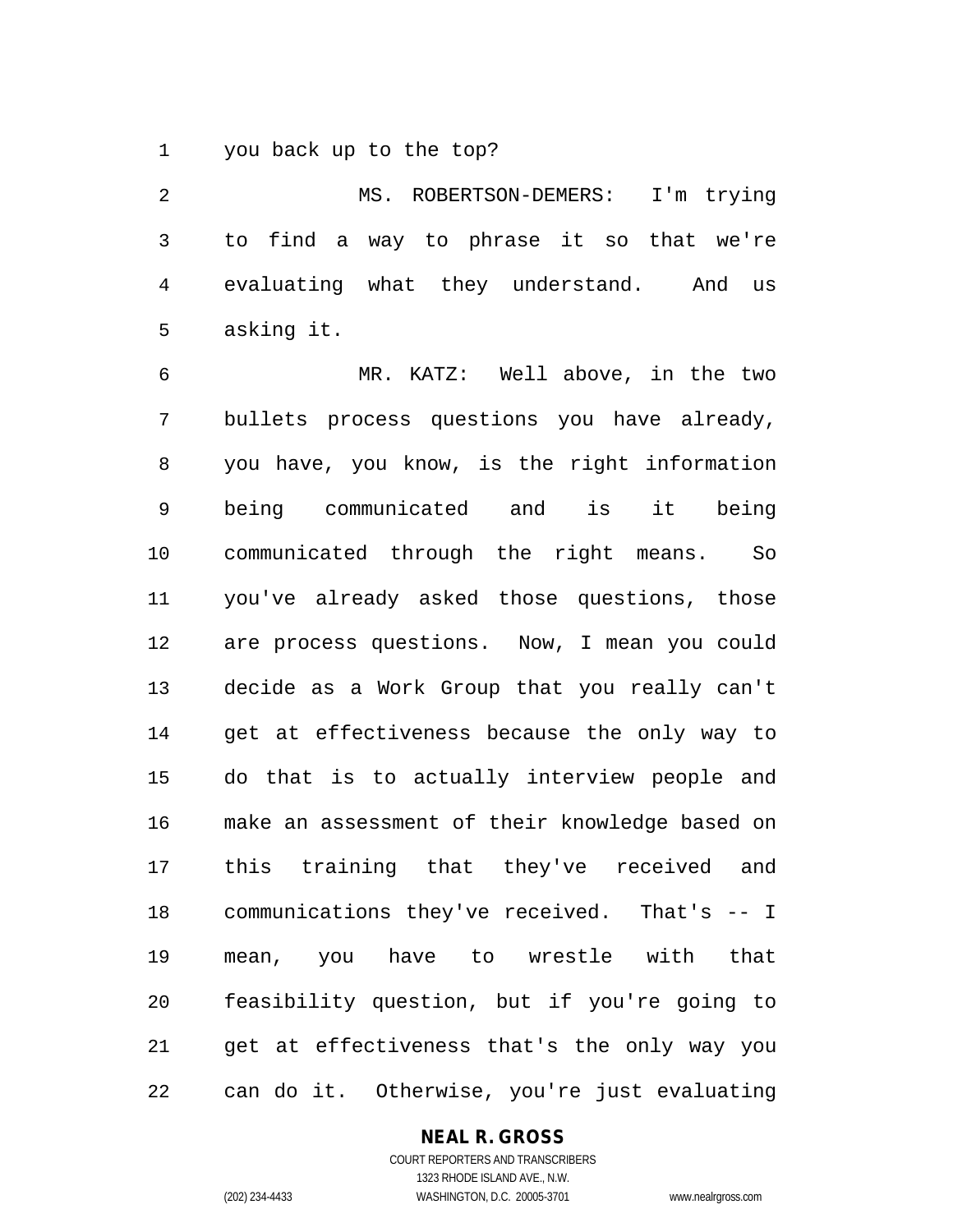you back up to the top?

MS. ROBERTSON-DEMERS: I'm trying to find a way to phrase it so that we're evaluating what they understand. And us asking it.

MR. KATZ: Well above, in the two bullets process questions you have already, you have, you know, is the right information being communicated and is it being communicated through the right means. So you've already asked those questions, those are process questions. Now, I mean you could decide as a Work Group that you really can't get at effectiveness because the only way to do that is to actually interview people and make an assessment of their knowledge based on this training that they've received and communications they've received. That's -- I mean, you have to wrestle with that feasibility question, but if you're going to get at effectiveness that's the only way you can do it. Otherwise, you're just evaluating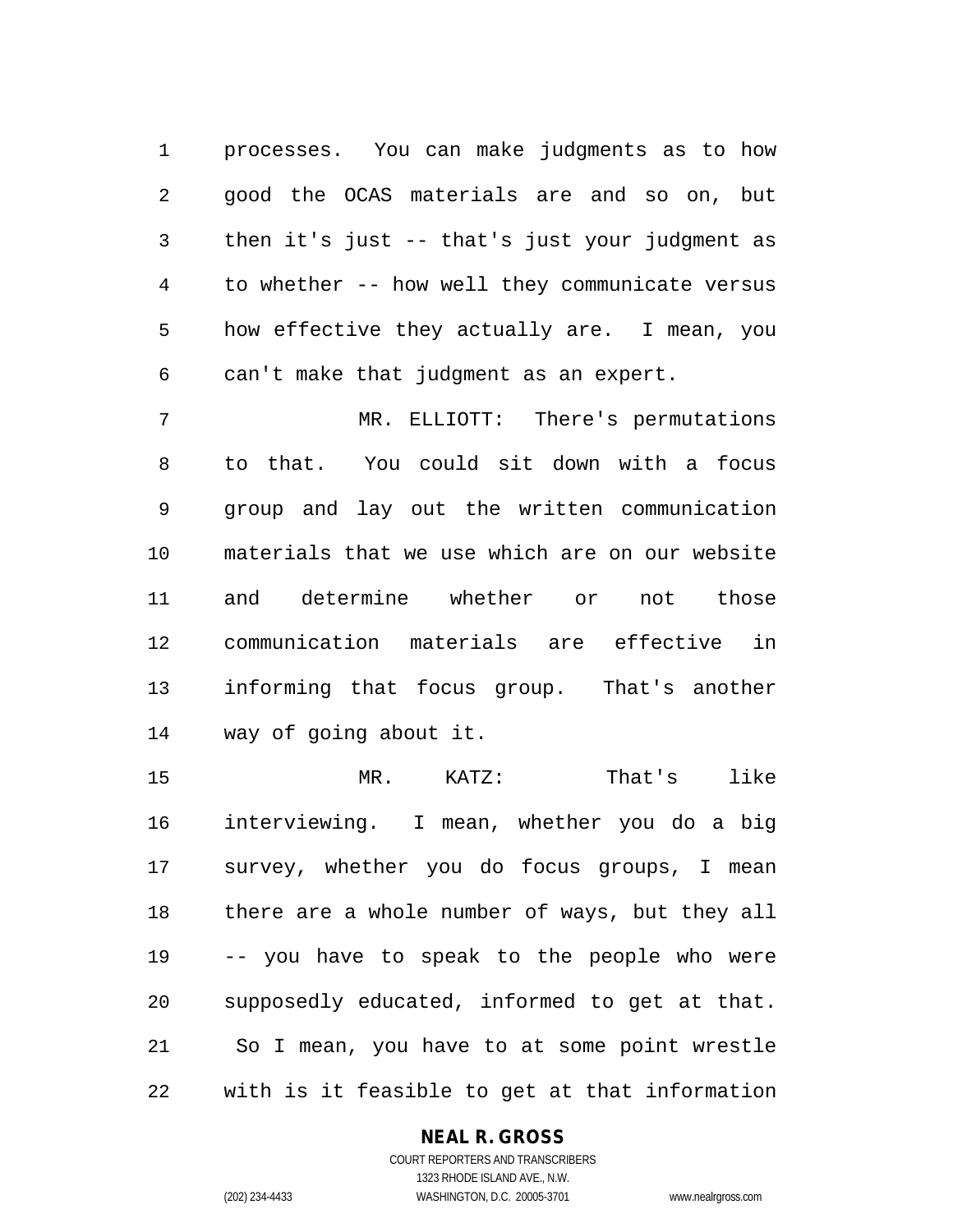processes. You can make judgments as to how good the OCAS materials are and so on, but then it's just -- that's just your judgment as to whether -- how well they communicate versus how effective they actually are. I mean, you can't make that judgment as an expert.

MR. ELLIOTT: There's permutations to that. You could sit down with a focus group and lay out the written communication materials that we use which are on our website and determine whether or not those communication materials are effective in informing that focus group. That's another way of going about it.

MR. KATZ: That's like interviewing. I mean, whether you do a big survey, whether you do focus groups, I mean there are a whole number of ways, but they all -- you have to speak to the people who were supposedly educated, informed to get at that. So I mean, you have to at some point wrestle with is it feasible to get at that information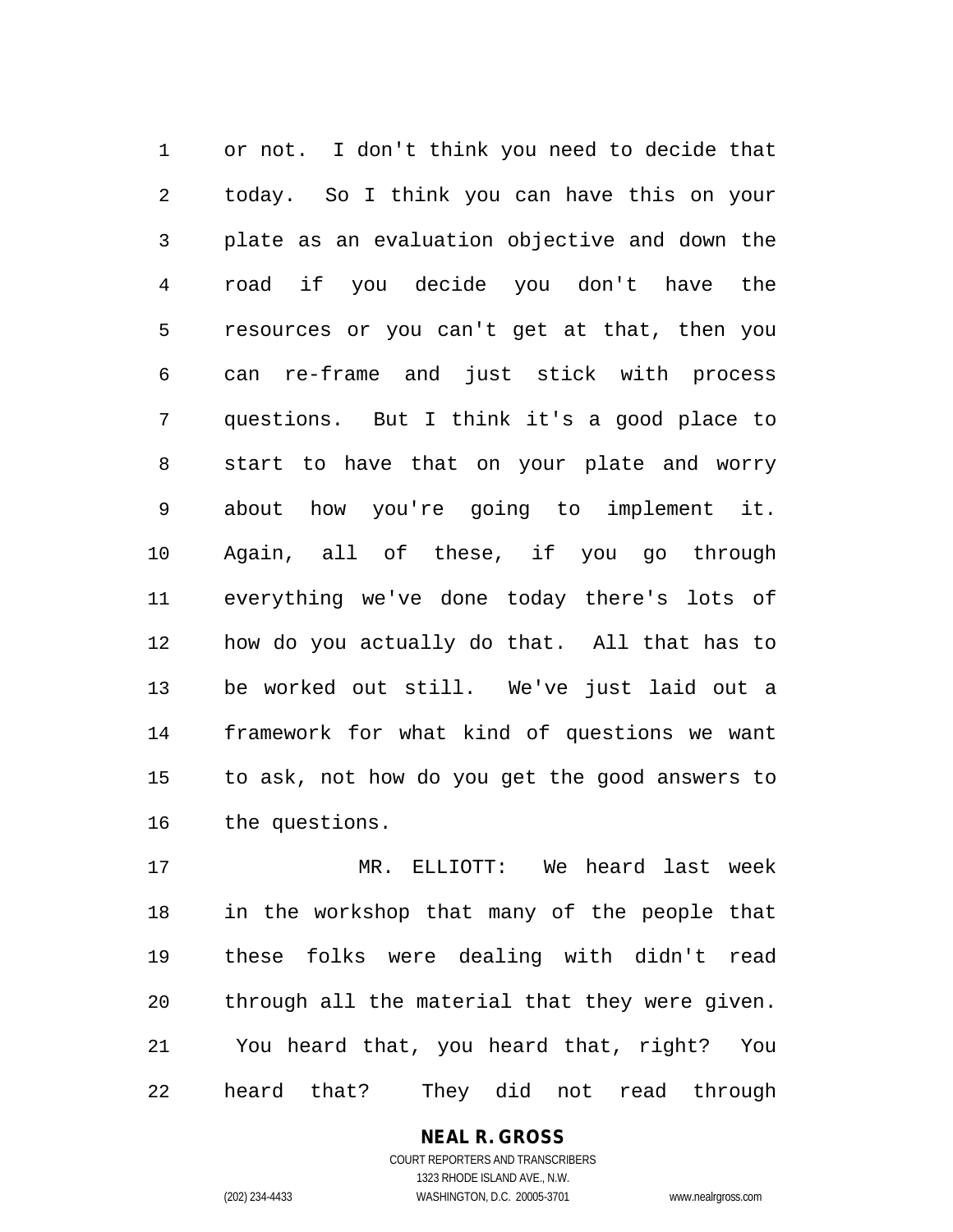or not. I don't think you need to decide that today. So I think you can have this on your plate as an evaluation objective and down the road if you decide you don't have the resources or you can't get at that, then you can re-frame and just stick with process questions. But I think it's a good place to start to have that on your plate and worry about how you're going to implement it. Again, all of these, if you go through everything we've done today there's lots of how do you actually do that. All that has to be worked out still. We've just laid out a framework for what kind of questions we want to ask, not how do you get the good answers to the questions.

MR. ELLIOTT: We heard last week in the workshop that many of the people that these folks were dealing with didn't read through all the material that they were given. You heard that, you heard that, right? You heard that? They did not read through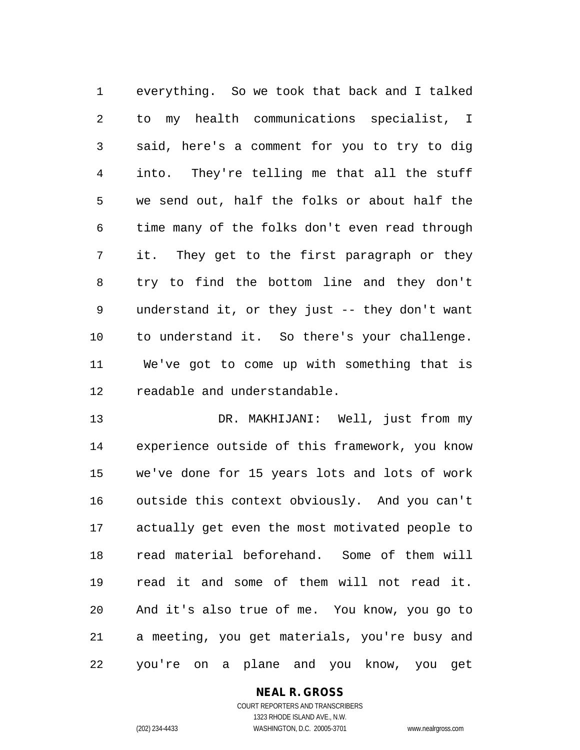everything. So we took that back and I talked to my health communications specialist, I said, here's a comment for you to try to dig into. They're telling me that all the stuff we send out, half the folks or about half the time many of the folks don't even read through it. They get to the first paragraph or they try to find the bottom line and they don't understand it, or they just -- they don't want to understand it. So there's your challenge. We've got to come up with something that is readable and understandable.

DR. MAKHIJANI: Well, just from my experience outside of this framework, you know we've done for 15 years lots and lots of work outside this context obviously. And you can't actually get even the most motivated people to read material beforehand. Some of them will read it and some of them will not read it. And it's also true of me. You know, you go to a meeting, you get materials, you're busy and you're on a plane and you know, you get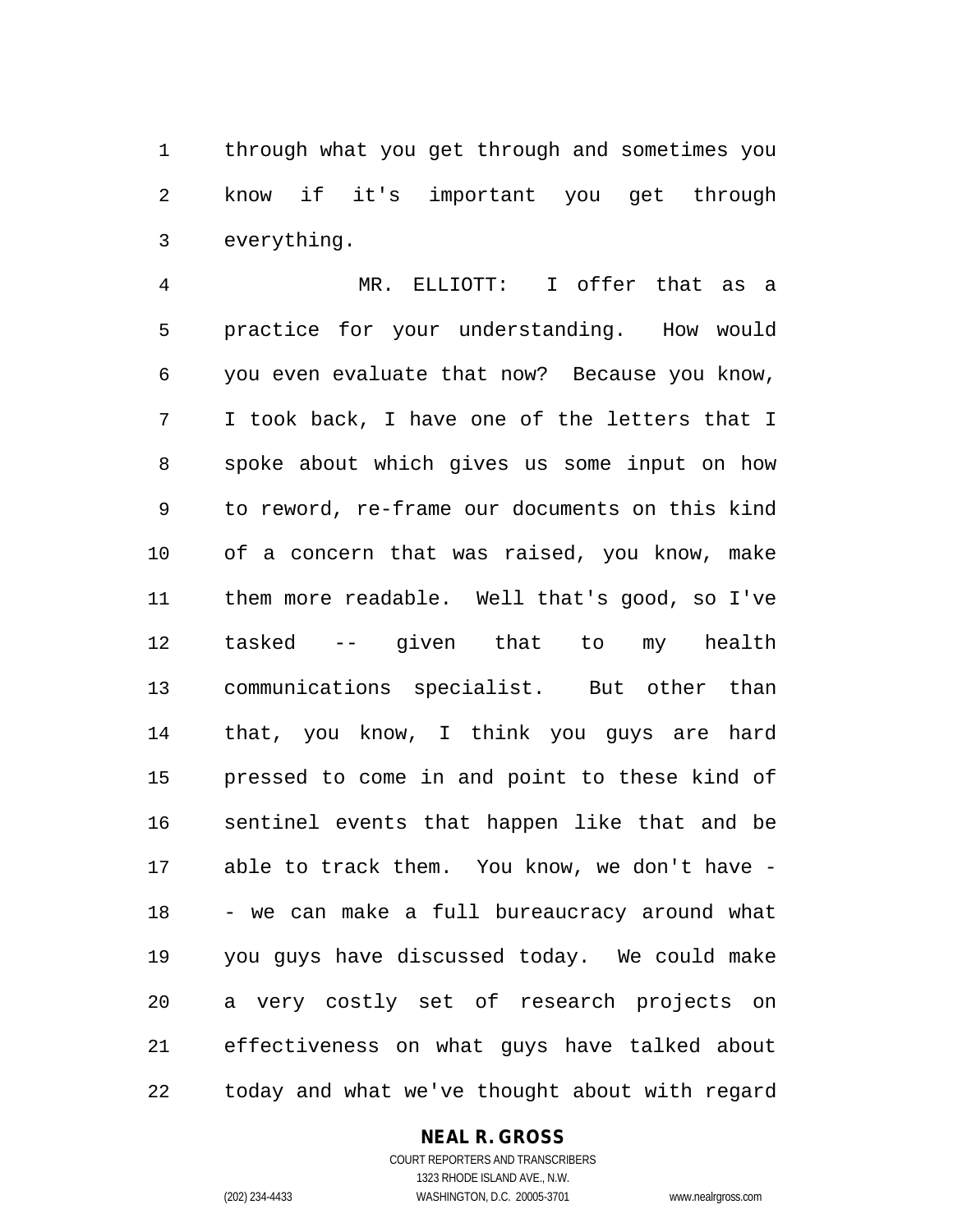through what you get through and sometimes you know if it's important you get through everything.

MR. ELLIOTT: I offer that as a practice for your understanding. How would you even evaluate that now? Because you know, I took back, I have one of the letters that I spoke about which gives us some input on how to reword, re-frame our documents on this kind of a concern that was raised, you know, make them more readable. Well that's good, so I've tasked -- given that to my health communications specialist. But other than that, you know, I think you guys are hard pressed to come in and point to these kind of sentinel events that happen like that and be able to track them. You know, we don't have -- we can make a full bureaucracy around what you guys have discussed today. We could make a very costly set of research projects on effectiveness on what guys have talked about today and what we've thought about with regard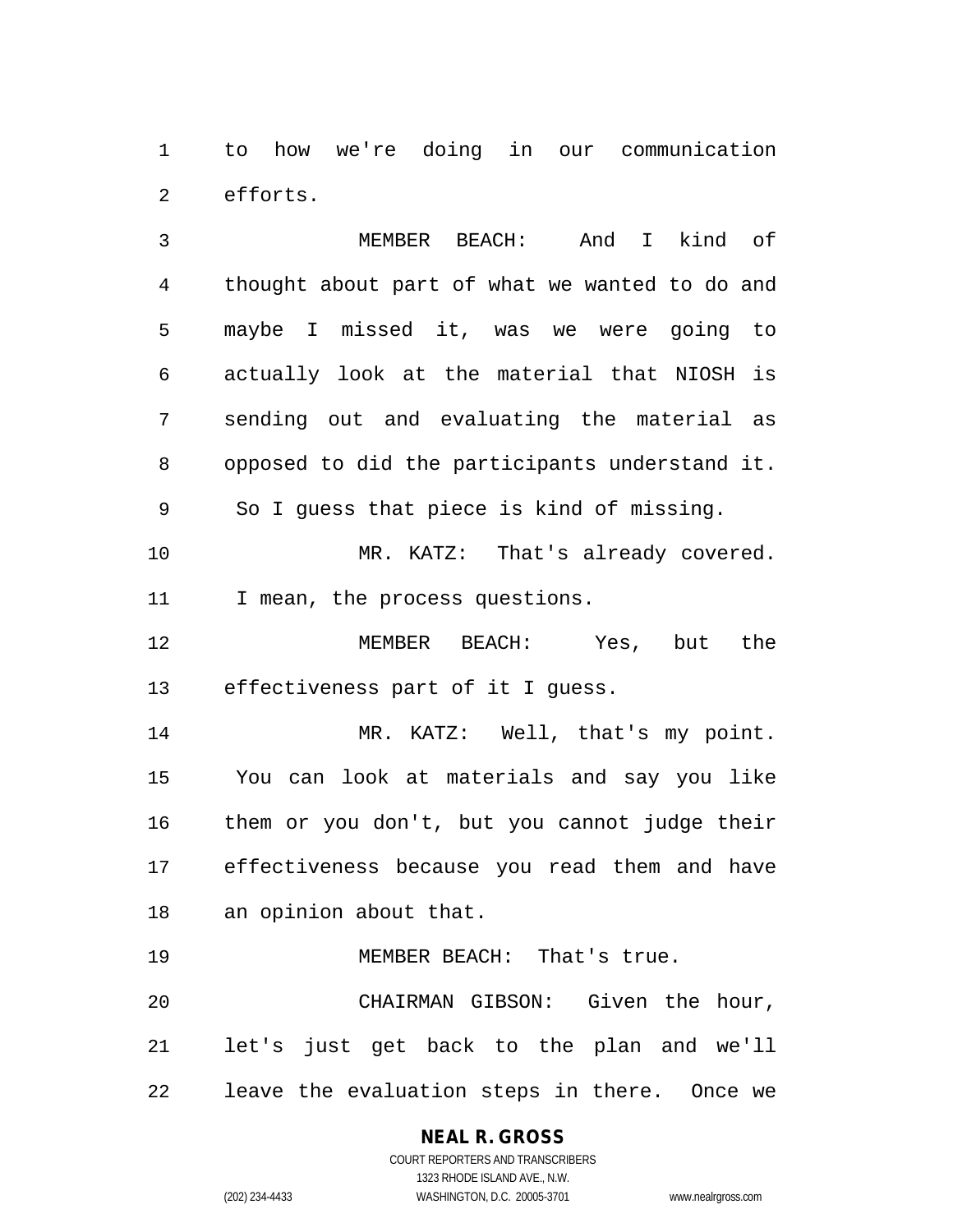to how we're doing in our communication efforts.

MEMBER BEACH: And I kind of thought about part of what we wanted to do and maybe I missed it, was we were going to actually look at the material that NIOSH is sending out and evaluating the material as opposed to did the participants understand it. So I guess that piece is kind of missing.

MR. KATZ: That's already covered. I mean, the process questions.

MEMBER BEACH: Yes, but the effectiveness part of it I guess.

MR. KATZ: Well, that's my point. You can look at materials and say you like them or you don't, but you cannot judge their effectiveness because you read them and have an opinion about that.

MEMBER BEACH: That's true.

CHAIRMAN GIBSON: Given the hour, let's just get back to the plan and we'll leave the evaluation steps in there. Once we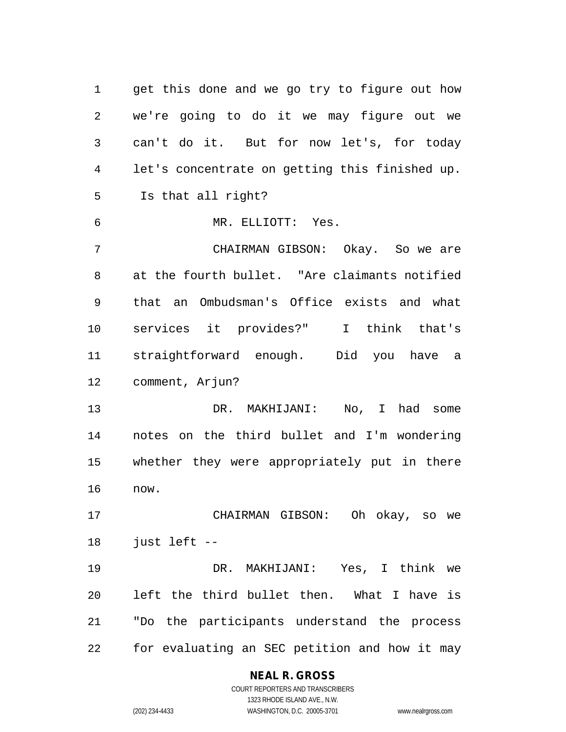get this done and we go try to figure out how we're going to do it we may figure out we can't do it. But for now let's, for today let's concentrate on getting this finished up. Is that all right?

MR. ELLIOTT: Yes.

CHAIRMAN GIBSON: Okay. So we are at the fourth bullet. "Are claimants notified that an Ombudsman's Office exists and what services it provides?" I think that's straightforward enough. Did you have a comment, Arjun?

DR. MAKHIJANI: No, I had some notes on the third bullet and I'm wondering whether they were appropriately put in there now.

CHAIRMAN GIBSON: Oh okay, so we just left --

DR. MAKHIJANI: Yes, I think we left the third bullet then. What I have is "Do the participants understand the process for evaluating an SEC petition and how it may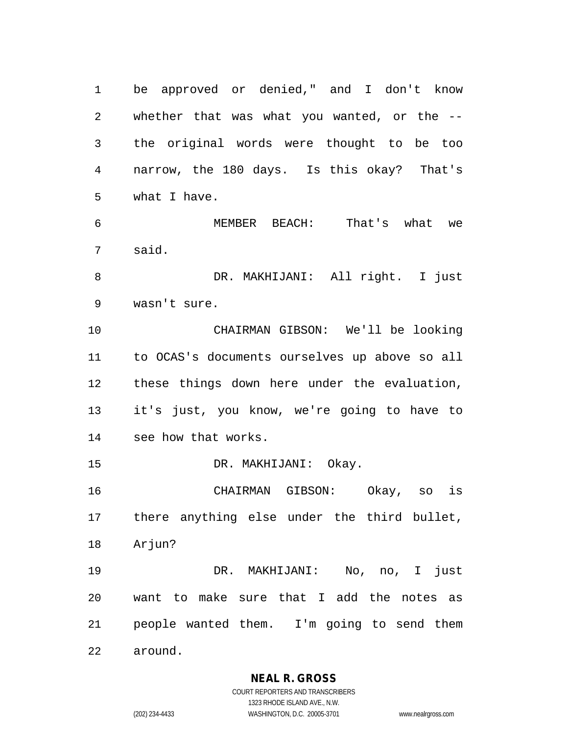be approved or denied," and I don't know whether that was what you wanted, or the -- the original words were thought to be too narrow, the 180 days. Is this okay? That's what I have.

MEMBER BEACH: That's what we said.

DR. MAKHIJANI: All right. I just wasn't sure.

CHAIRMAN GIBSON: We'll be looking to OCAS's documents ourselves up above so all these things down here under the evaluation, it's just, you know, we're going to have to see how that works.

DR. MAKHIJANI: Okay.

CHAIRMAN GIBSON: Okay, so is there anything else under the third bullet, Arjun?

DR. MAKHIJANI: No, no, I just want to make sure that I add the notes as people wanted them. I'm going to send them around.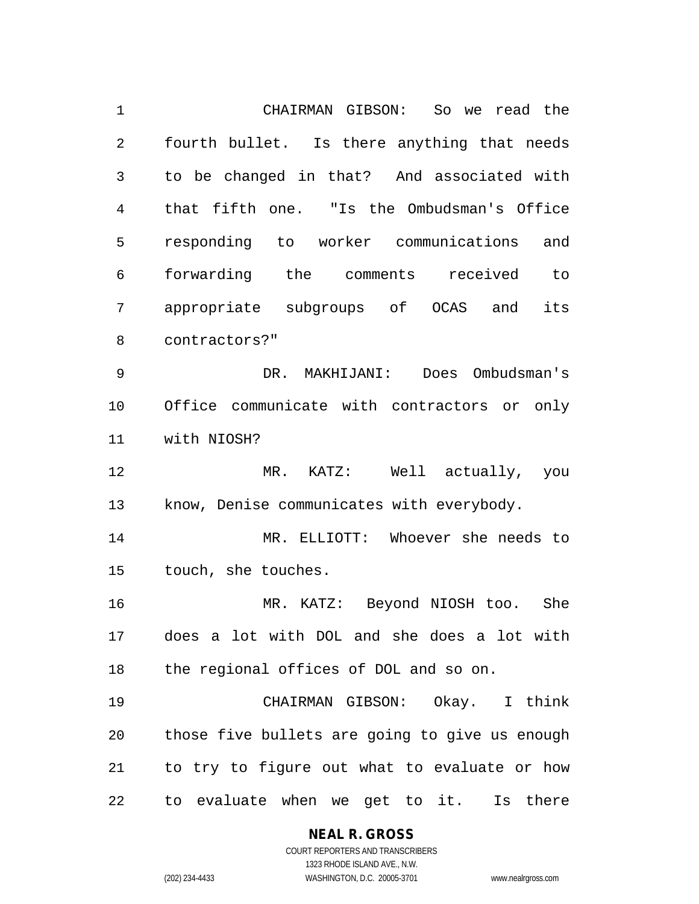CHAIRMAN GIBSON: So we read the fourth bullet. Is there anything that needs to be changed in that? And associated with that fifth one. "Is the Ombudsman's Office responding to worker communications and forwarding the comments received to appropriate subgroups of OCAS and its contractors?"

DR. MAKHIJANI: Does Ombudsman's Office communicate with contractors or only with NIOSH?

MR. KATZ: Well actually, you know, Denise communicates with everybody.

MR. ELLIOTT: Whoever she needs to touch, she touches.

MR. KATZ: Beyond NIOSH too. She does a lot with DOL and she does a lot with the regional offices of DOL and so on.

CHAIRMAN GIBSON: Okay. I think those five bullets are going to give us enough to try to figure out what to evaluate or how to evaluate when we get to it. Is there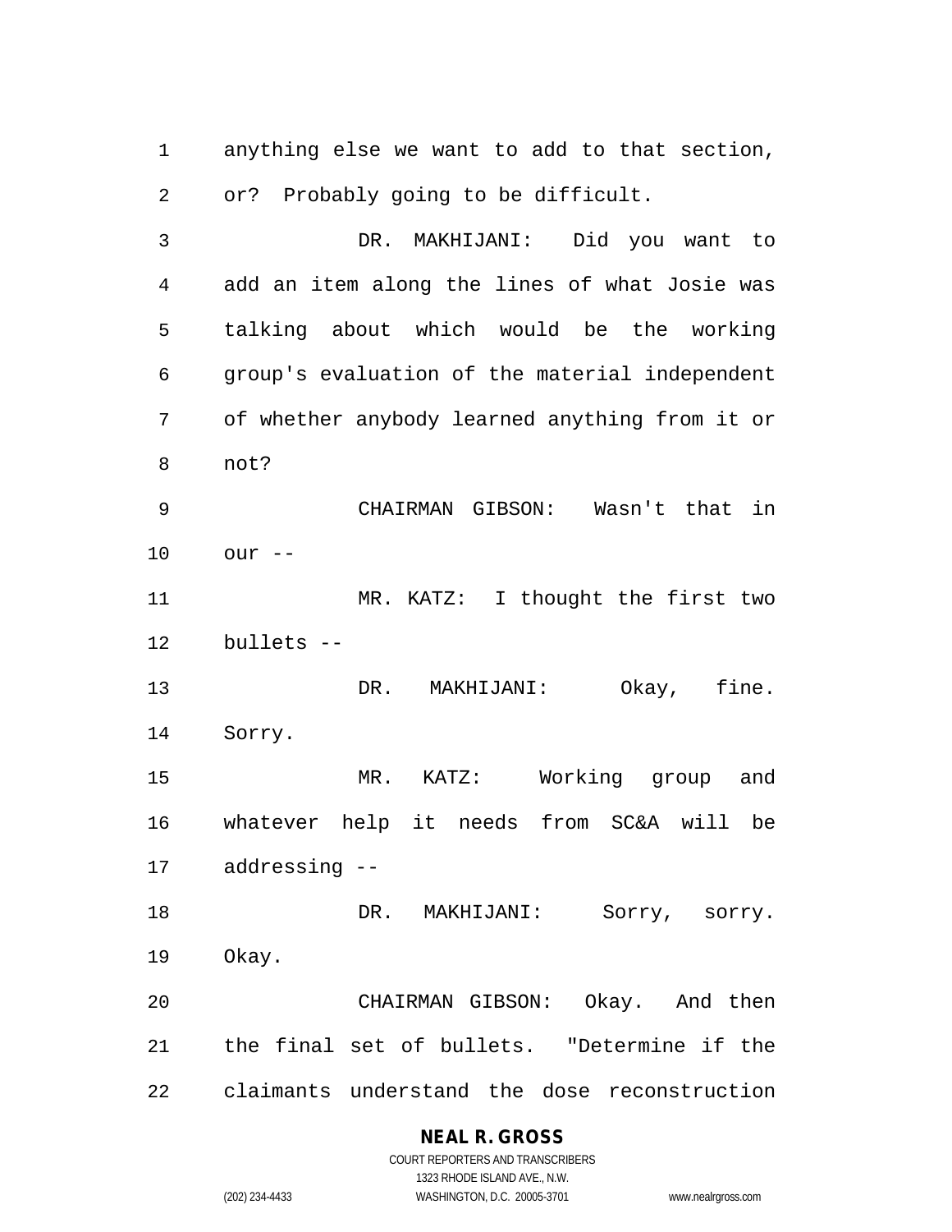anything else we want to add to that section, or? Probably going to be difficult.

DR. MAKHIJANI: Did you want to add an item along the lines of what Josie was talking about which would be the working group's evaluation of the material independent of whether anybody learned anything from it or not?

CHAIRMAN GIBSON: Wasn't that in our --

MR. KATZ: I thought the first two bullets --

DR. MAKHIJANI: Okay, fine. Sorry.

MR. KATZ: Working group and whatever help it needs from SC&A will be addressing --

DR. MAKHIJANI: Sorry, sorry. Okay.

CHAIRMAN GIBSON: Okay. And then the final set of bullets. "Determine if the claimants understand the dose reconstruction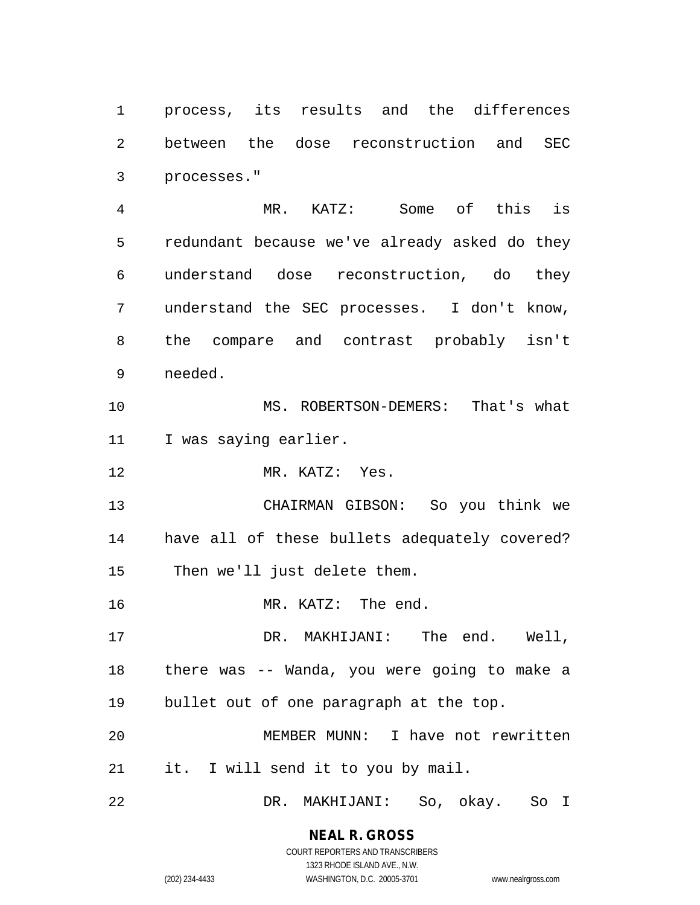process, its results and the differences between the dose reconstruction and SEC processes."

MR. KATZ: Some of this is redundant because we've already asked do they understand dose reconstruction, do they understand the SEC processes. I don't know, the compare and contrast probably isn't needed.

MS. ROBERTSON-DEMERS: That's what I was saying earlier.

MR. KATZ: Yes.

CHAIRMAN GIBSON: So you think we have all of these bullets adequately covered? Then we'll just delete them.

MR. KATZ: The end.

DR. MAKHIJANI: The end. Well, there was -- Wanda, you were going to make a bullet out of one paragraph at the top.

MEMBER MUNN: I have not rewritten it. I will send it to you by mail.

DR. MAKHIJANI: So, okay. So I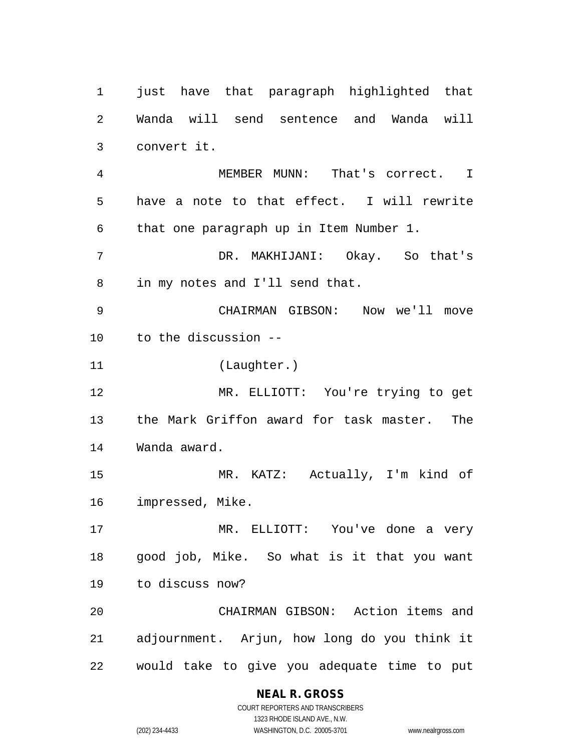just have that paragraph highlighted that Wanda will send sentence and Wanda will convert it.

MEMBER MUNN: That's correct. I have a note to that effect. I will rewrite that one paragraph up in Item Number 1.

DR. MAKHIJANI: Okay. So that's in my notes and I'll send that.

CHAIRMAN GIBSON: Now we'll move to the discussion --

(Laughter.)

MR. ELLIOTT: You're trying to get the Mark Griffon award for task master. The Wanda award.

MR. KATZ: Actually, I'm kind of impressed, Mike.

MR. ELLIOTT: You've done a very good job, Mike. So what is it that you want to discuss now?

CHAIRMAN GIBSON: Action items and adjournment. Arjun, how long do you think it would take to give you adequate time to put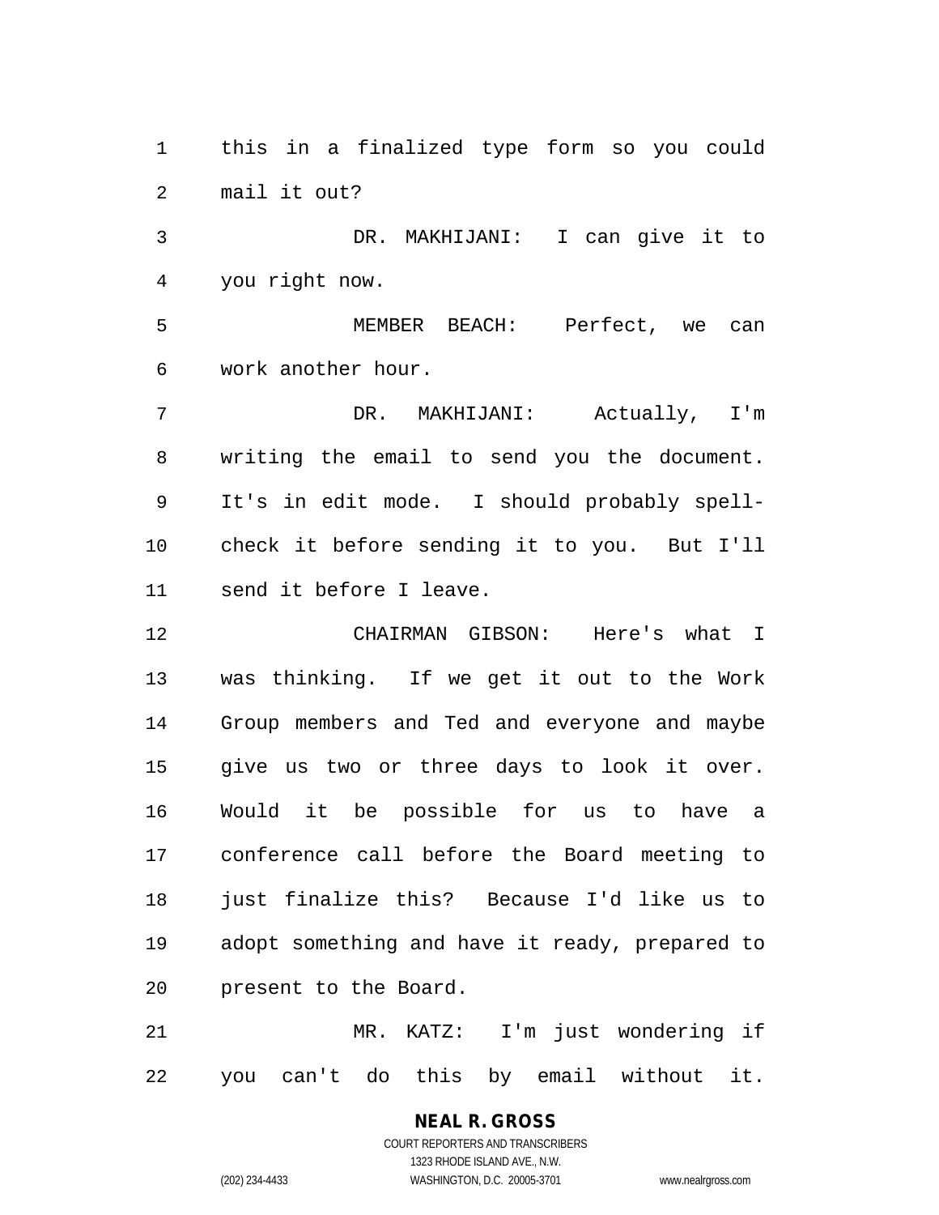this in a finalized type form so you could mail it out?

DR. MAKHIJANI: I can give it to you right now.

MEMBER BEACH: Perfect, we can work another hour.

DR. MAKHIJANI: Actually, I'm writing the email to send you the document. It's in edit mode. I should probably spell-check it before sending it to you. But I'll send it before I leave.

CHAIRMAN GIBSON: Here's what I was thinking. If we get it out to the Work Group members and Ted and everyone and maybe give us two or three days to look it over. Would it be possible for us to have a conference call before the Board meeting to just finalize this? Because I'd like us to adopt something and have it ready, prepared to present to the Board.

MR. KATZ: I'm just wondering if you can't do this by email without it.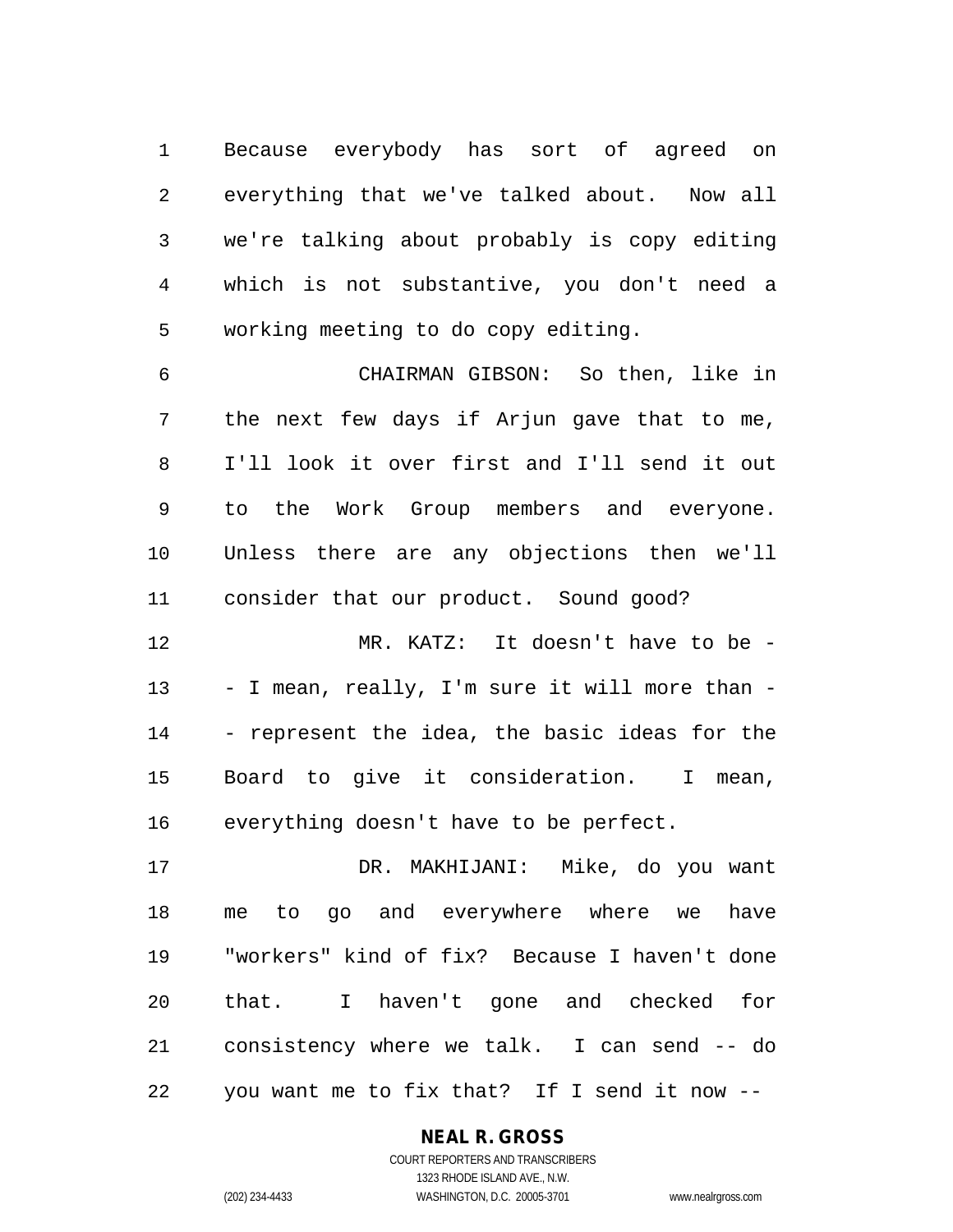Because everybody has sort of agreed on everything that we've talked about. Now all we're talking about probably is copy editing which is not substantive, you don't need a working meeting to do copy editing.

CHAIRMAN GIBSON: So then, like in the next few days if Arjun gave that to me, I'll look it over first and I'll send it out to the Work Group members and everyone. Unless there are any objections then we'll consider that our product. Sound good?

MR. KATZ: It doesn't have to be -- I mean, really, I'm sure it will more than -- represent the idea, the basic ideas for the Board to give it consideration. I mean, everything doesn't have to be perfect.

DR. MAKHIJANI: Mike, do you want me to go and everywhere where we have "workers" kind of fix? Because I haven't done that. I haven't gone and checked for consistency where we talk. I can send -- do you want me to fix that? If I send it now --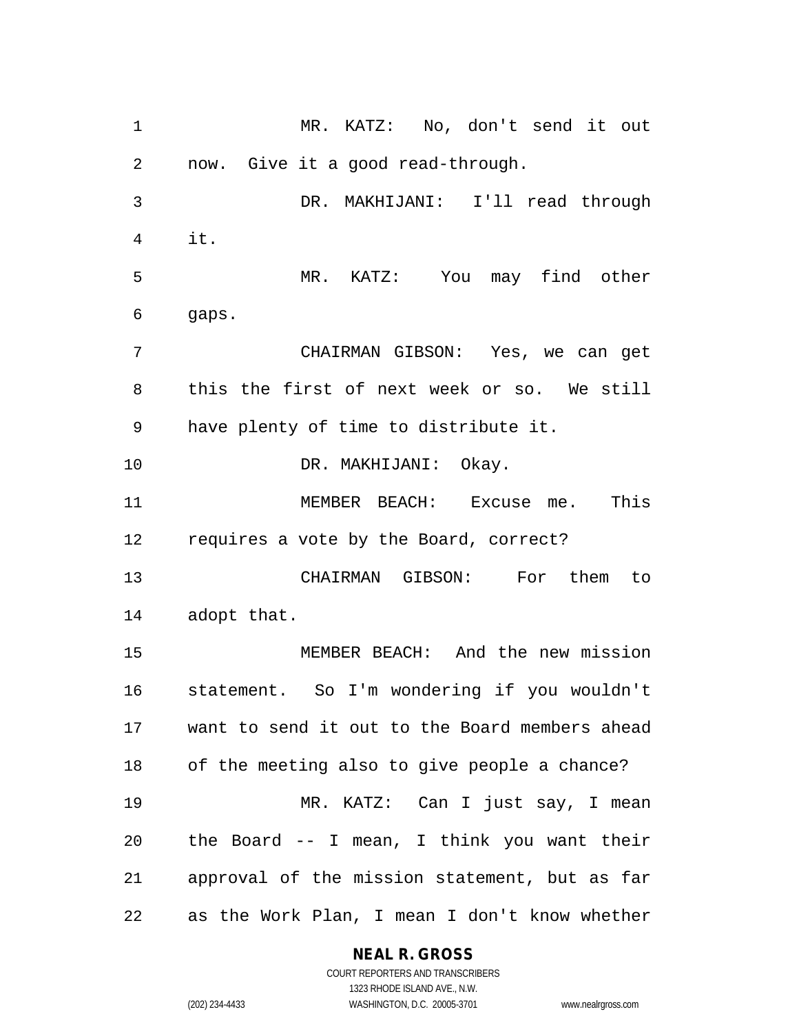MR. KATZ: No, don't send it out now. Give it a good read-through.

DR. MAKHIJANI: I'll read through it.

MR. KATZ: You may find other gaps.

CHAIRMAN GIBSON: Yes, we can get this the first of next week or so. We still have plenty of time to distribute it.

DR. MAKHIJANI: Okay.

MEMBER BEACH: Excuse me. This requires a vote by the Board, correct?

CHAIRMAN GIBSON: For them to adopt that.

MEMBER BEACH: And the new mission statement. So I'm wondering if you wouldn't want to send it out to the Board members ahead of the meeting also to give people a chance?

MR. KATZ: Can I just say, I mean the Board -- I mean, I think you want their approval of the mission statement, but as far as the Work Plan, I mean I don't know whether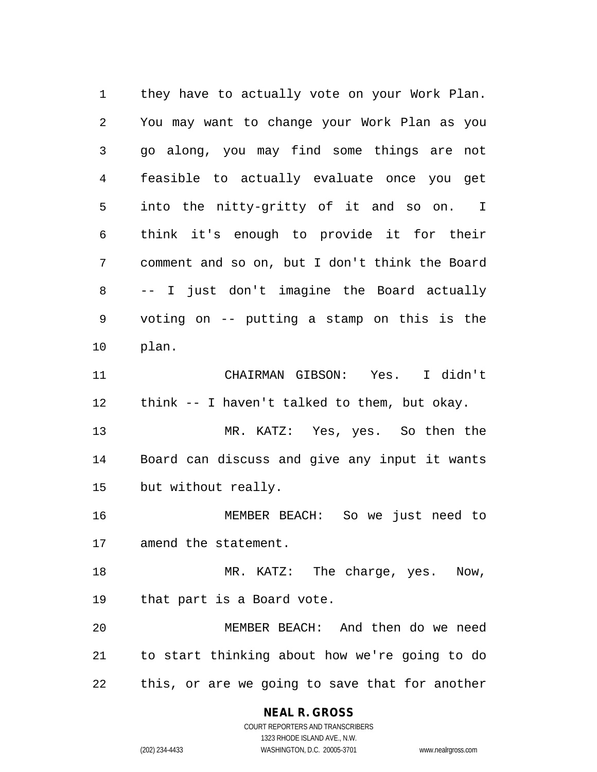they have to actually vote on your Work Plan. You may want to change your Work Plan as you go along, you may find some things are not feasible to actually evaluate once you get into the nitty-gritty of it and so on. I think it's enough to provide it for their comment and so on, but I don't think the Board -- I just don't imagine the Board actually voting on -- putting a stamp on this is the plan.

CHAIRMAN GIBSON: Yes. I didn't think -- I haven't talked to them, but okay.

MR. KATZ: Yes, yes. So then the Board can discuss and give any input it wants but without really.

MEMBER BEACH: So we just need to amend the statement.

MR. KATZ: The charge, yes. Now, that part is a Board vote.

MEMBER BEACH: And then do we need to start thinking about how we're going to do this, or are we going to save that for another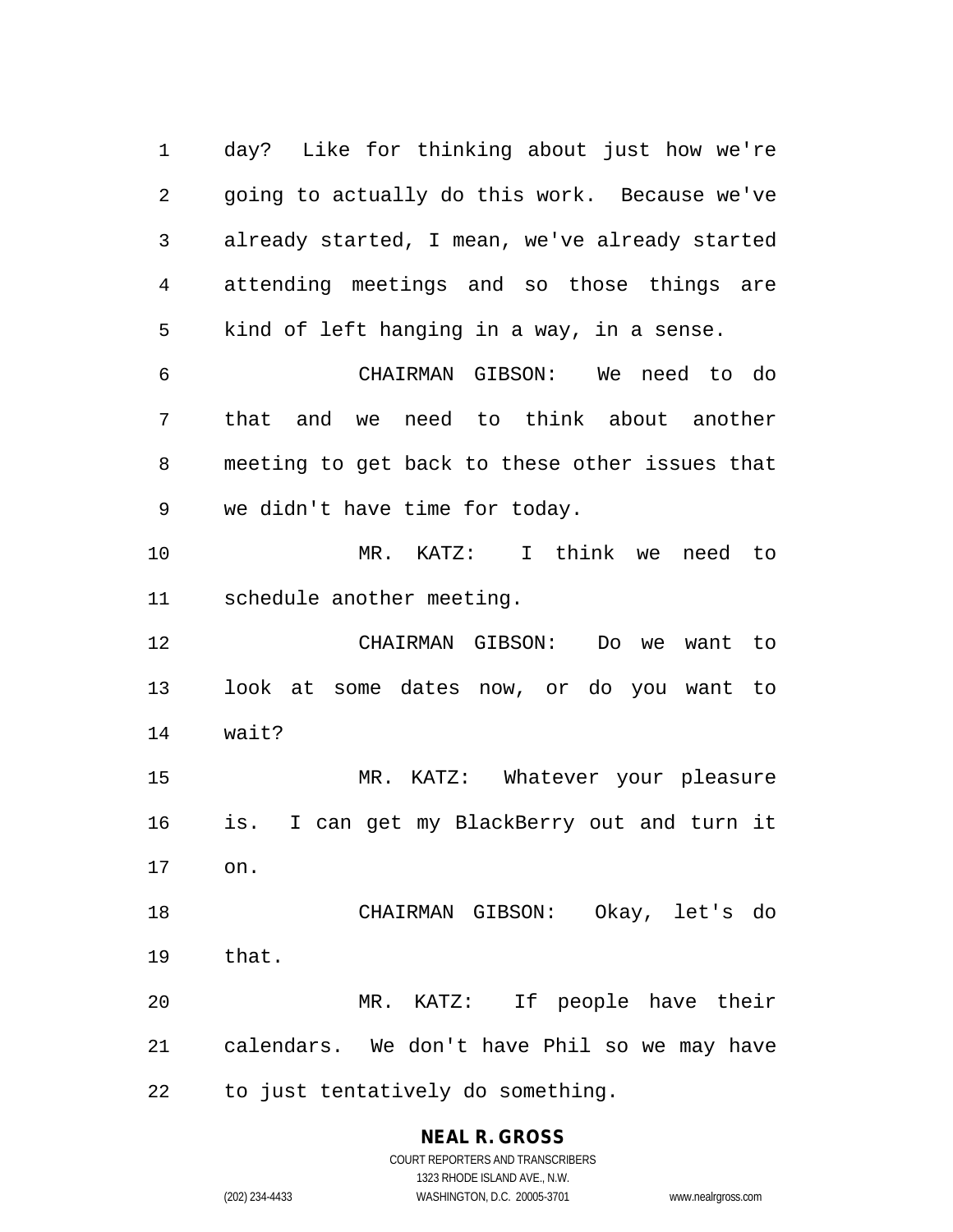day? Like for thinking about just how we're going to actually do this work. Because we've already started, I mean, we've already started attending meetings and so those things are kind of left hanging in a way, in a sense.

CHAIRMAN GIBSON: We need to do that and we need to think about another meeting to get back to these other issues that we didn't have time for today.

MR. KATZ: I think we need to schedule another meeting.

CHAIRMAN GIBSON: Do we want to look at some dates now, or do you want to wait?

MR. KATZ: Whatever your pleasure is. I can get my BlackBerry out and turn it on.

CHAIRMAN GIBSON: Okay, let's do that.

MR. KATZ: If people have their calendars. We don't have Phil so we may have to just tentatively do something.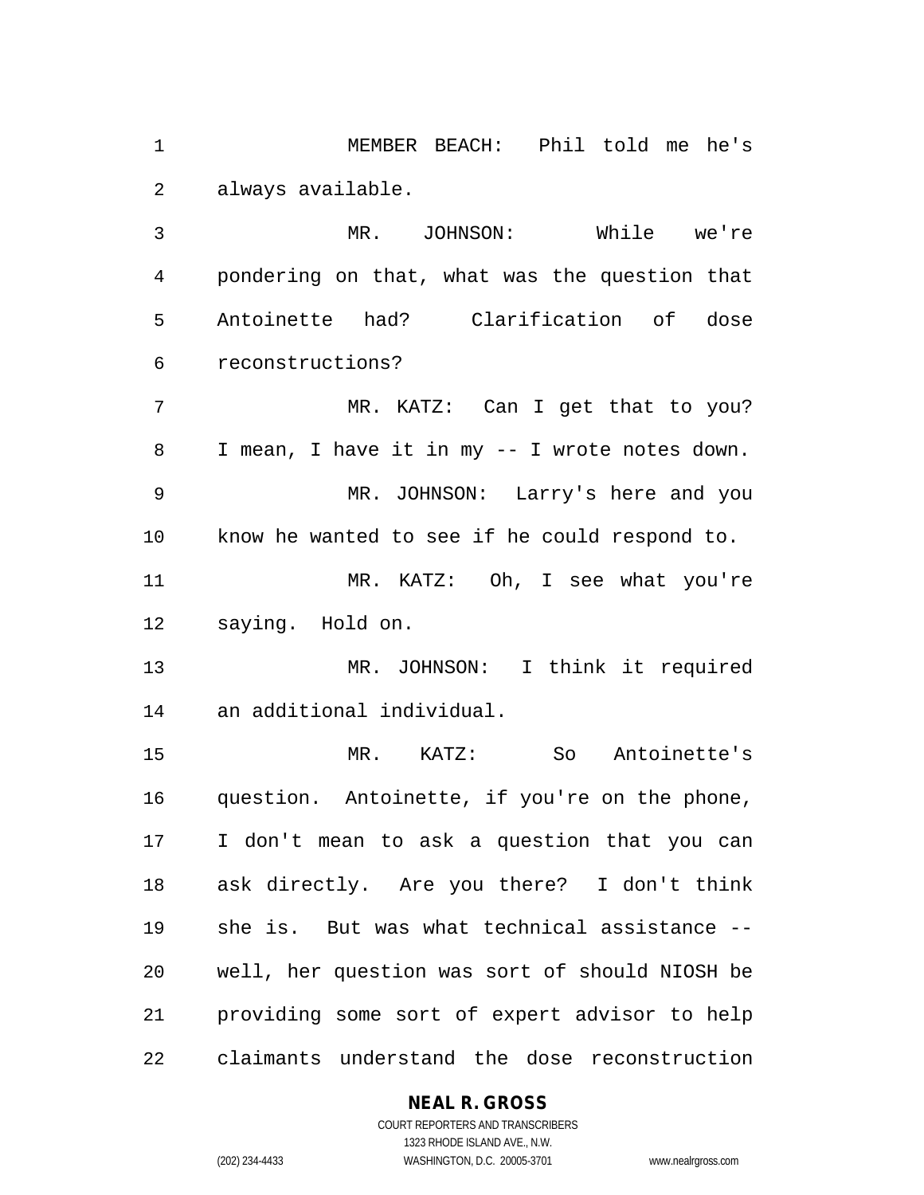MEMBER BEACH: Phil told me he's always available.

MR. JOHNSON: While we're pondering on that, what was the question that Antoinette had? Clarification of dose reconstructions?

MR. KATZ: Can I get that to you? I mean, I have it in my -- I wrote notes down.

MR. JOHNSON: Larry's here and you know he wanted to see if he could respond to.

MR. KATZ: Oh, I see what you're saying. Hold on.

MR. JOHNSON: I think it required an additional individual.

MR. KATZ: So Antoinette's question. Antoinette, if you're on the phone, I don't mean to ask a question that you can ask directly. Are you there? I don't think she is. But was what technical assistance -- well, her question was sort of should NIOSH be providing some sort of expert advisor to help claimants understand the dose reconstruction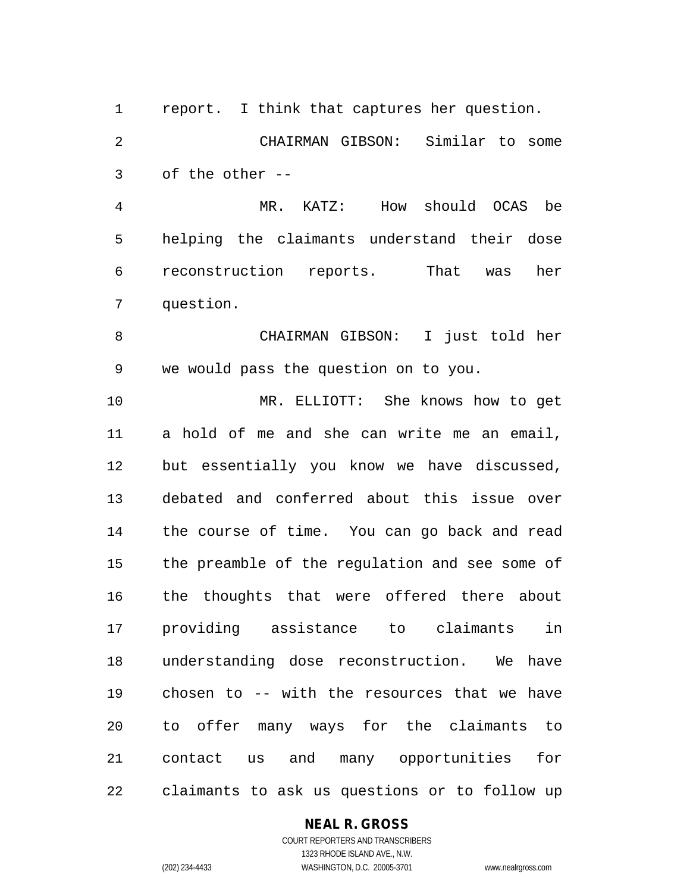report. I think that captures her question.

CHAIRMAN GIBSON: Similar to some of the other --

MR. KATZ: How should OCAS be helping the claimants understand their dose reconstruction reports. That was her question.

CHAIRMAN GIBSON: I just told her we would pass the question on to you.

MR. ELLIOTT: She knows how to get a hold of me and she can write me an email, but essentially you know we have discussed, debated and conferred about this issue over the course of time. You can go back and read the preamble of the regulation and see some of the thoughts that were offered there about providing assistance to claimants in understanding dose reconstruction. We have chosen to -- with the resources that we have to offer many ways for the claimants to contact us and many opportunities for claimants to ask us questions or to follow up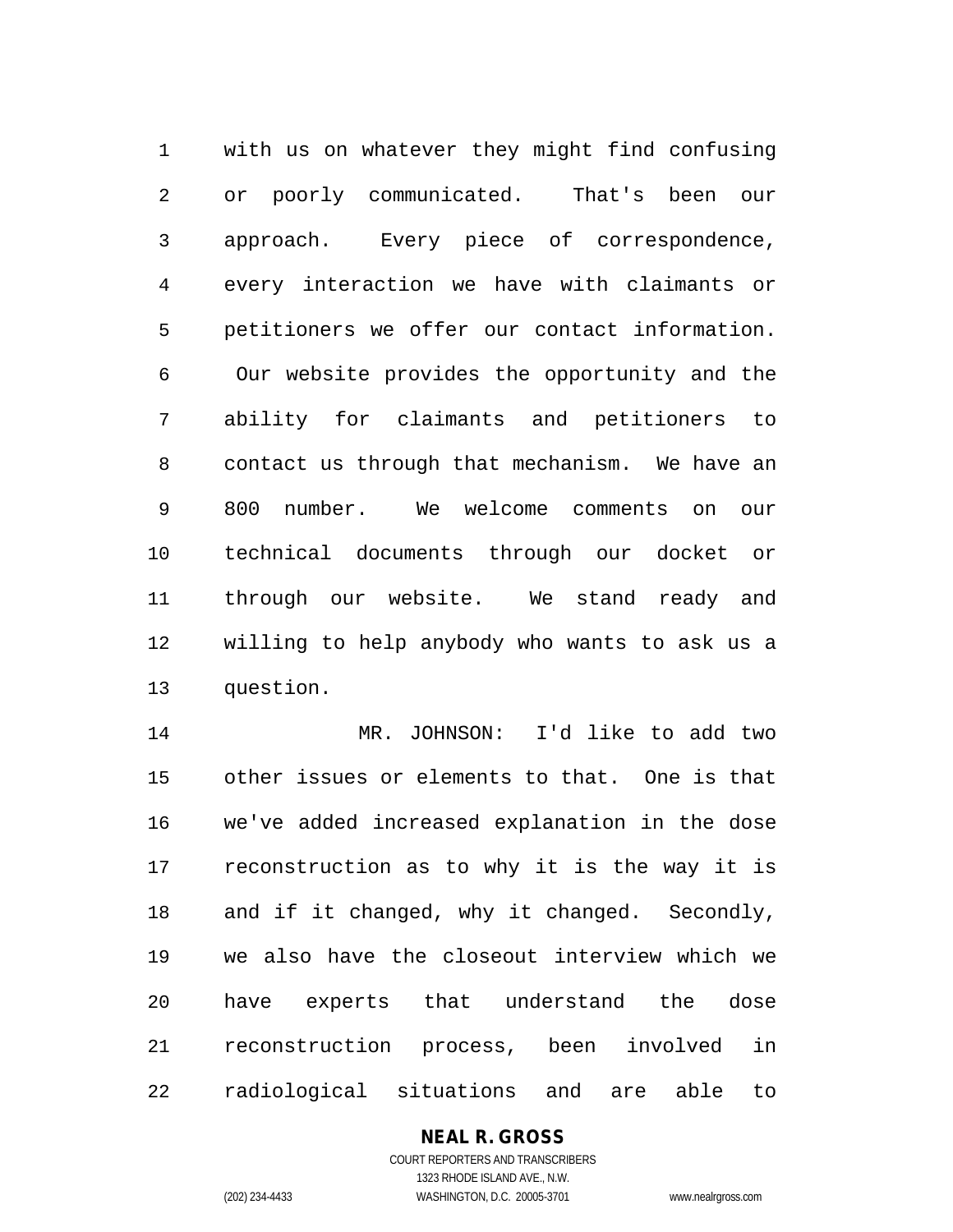with us on whatever they might find confusing or poorly communicated. That's been our approach. Every piece of correspondence, every interaction we have with claimants or petitioners we offer our contact information. Our website provides the opportunity and the ability for claimants and petitioners to contact us through that mechanism. We have an 800 number. We welcome comments on our technical documents through our docket or through our website. We stand ready and willing to help anybody who wants to ask us a question.

MR. JOHNSON: I'd like to add two other issues or elements to that. One is that we've added increased explanation in the dose reconstruction as to why it is the way it is and if it changed, why it changed. Secondly, we also have the closeout interview which we have experts that understand the dose reconstruction process, been involved in radiological situations and are able to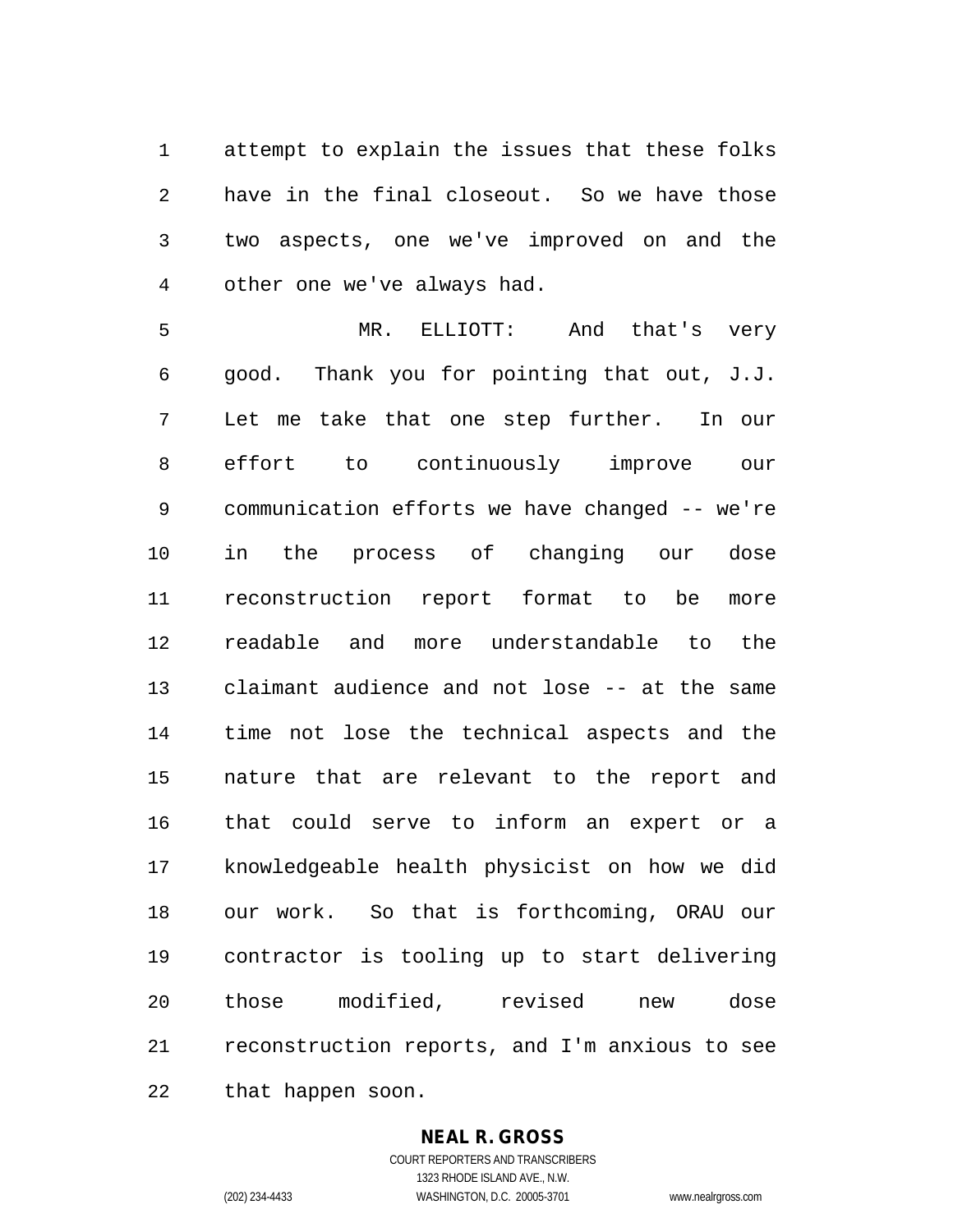attempt to explain the issues that these folks have in the final closeout. So we have those two aspects, one we've improved on and the other one we've always had.

MR. ELLIOTT: And that's very good. Thank you for pointing that out, J.J. Let me take that one step further. In our effort to continuously improve our communication efforts we have changed -- we're in the process of changing our dose reconstruction report format to be more readable and more understandable to the claimant audience and not lose -- at the same time not lose the technical aspects and the nature that are relevant to the report and that could serve to inform an expert or a knowledgeable health physicist on how we did our work. So that is forthcoming, ORAU our contractor is tooling up to start delivering those modified, revised new dose reconstruction reports, and I'm anxious to see that happen soon.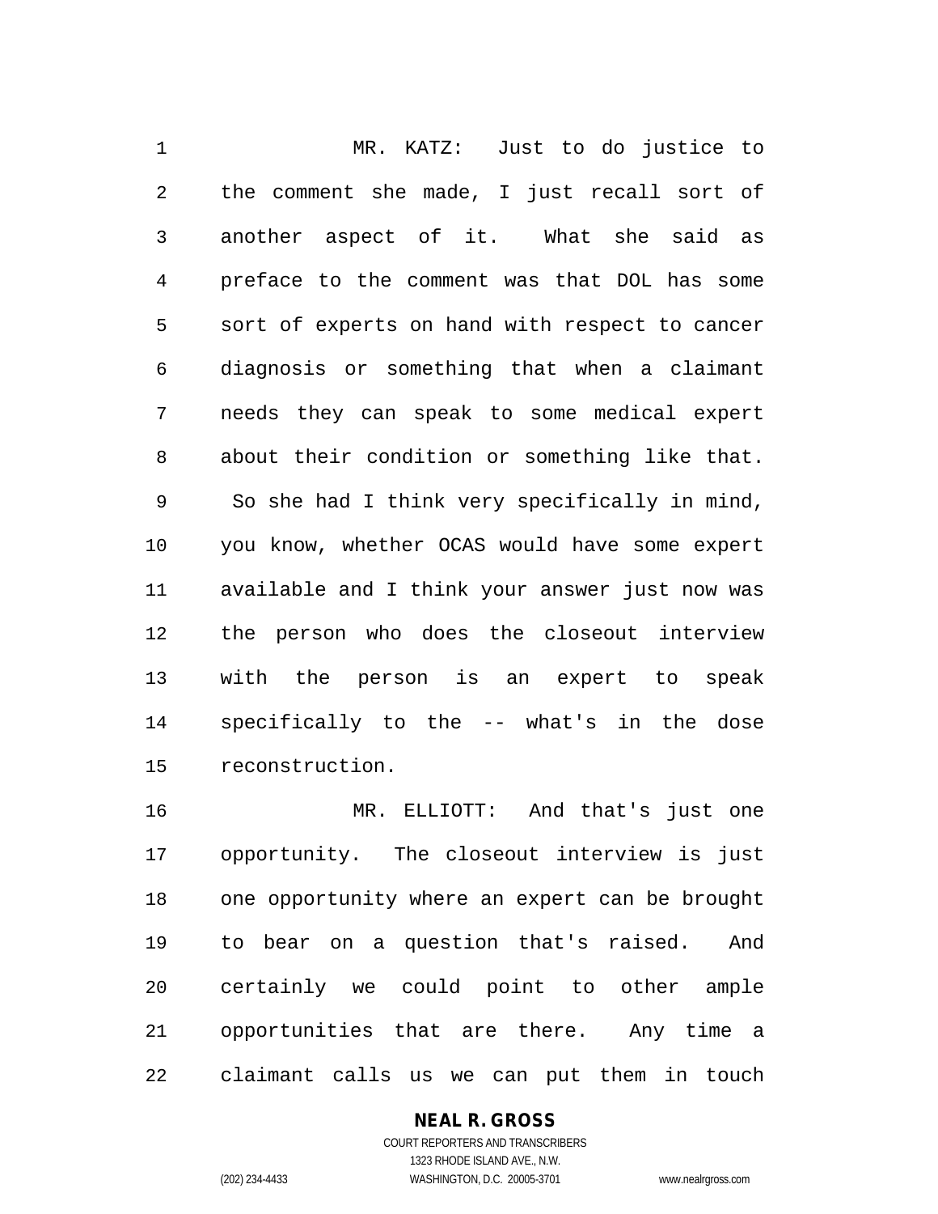MR. KATZ: Just to do justice to the comment she made, I just recall sort of another aspect of it. What she said as preface to the comment was that DOL has some sort of experts on hand with respect to cancer diagnosis or something that when a claimant needs they can speak to some medical expert about their condition or something like that. So she had I think very specifically in mind, you know, whether OCAS would have some expert available and I think your answer just now was the person who does the closeout interview with the person is an expert to speak specifically to the -- what's in the dose reconstruction.

MR. ELLIOTT: And that's just one opportunity. The closeout interview is just one opportunity where an expert can be brought to bear on a question that's raised. And certainly we could point to other ample opportunities that are there. Any time a claimant calls us we can put them in touch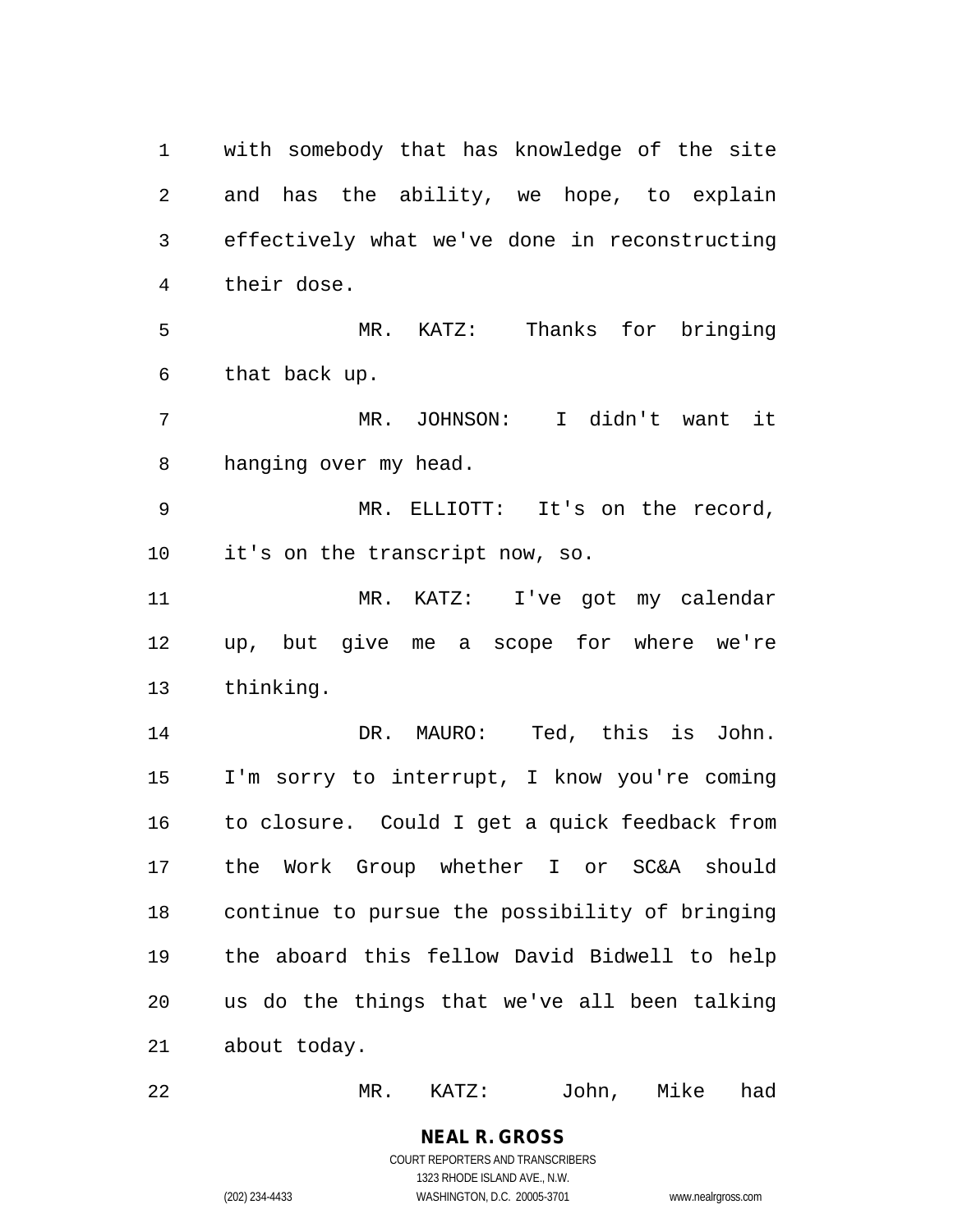with somebody that has knowledge of the site and has the ability, we hope, to explain effectively what we've done in reconstructing their dose.

MR. KATZ: Thanks for bringing that back up.

MR. JOHNSON: I didn't want it hanging over my head.

MR. ELLIOTT: It's on the record, it's on the transcript now, so.

MR. KATZ: I've got my calendar up, but give me a scope for where we're thinking.

DR. MAURO: Ted, this is John. I'm sorry to interrupt, I know you're coming to closure. Could I get a quick feedback from the Work Group whether I or SC&A should continue to pursue the possibility of bringing the aboard this fellow David Bidwell to help us do the things that we've all been talking about today.

MR. KATZ: John, Mike had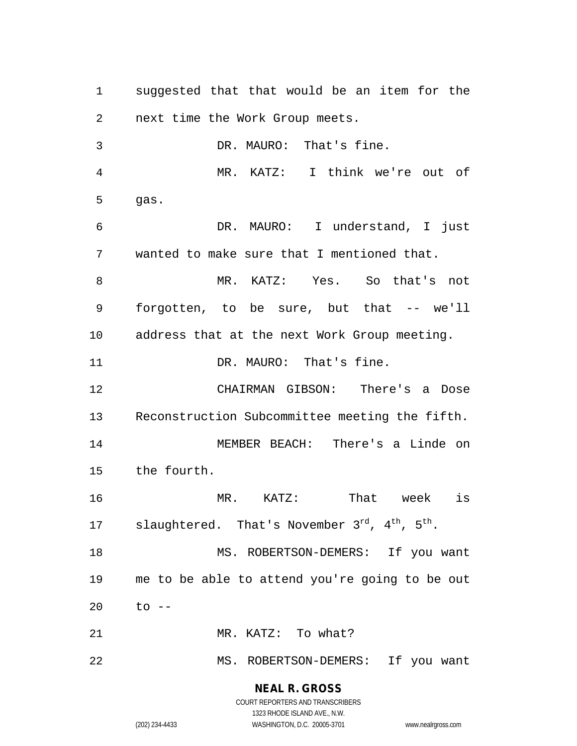suggested that that would be an item for the next time the Work Group meets.

DR. MAURO: That's fine.

MR. KATZ: I think we're out of gas.

DR. MAURO: I understand, I just wanted to make sure that I mentioned that.

MR. KATZ: Yes. So that's not forgotten, to be sure, but that -- we'll address that at the next Work Group meeting.

DR. MAURO: That's fine.

CHAIRMAN GIBSON: There's a Dose Reconstruction Subcommittee meeting the fifth.

MEMBER BEACH: There's a Linde on the fourth.

MR. KATZ: That week is slaughtered. That's November 3rd, 4th, 5th.

MS. ROBERTSON-DEMERS: If you want me to be able to attend you're going to be out to --

MR. KATZ: To what?

MS. ROBERTSON-DEMERS: If you want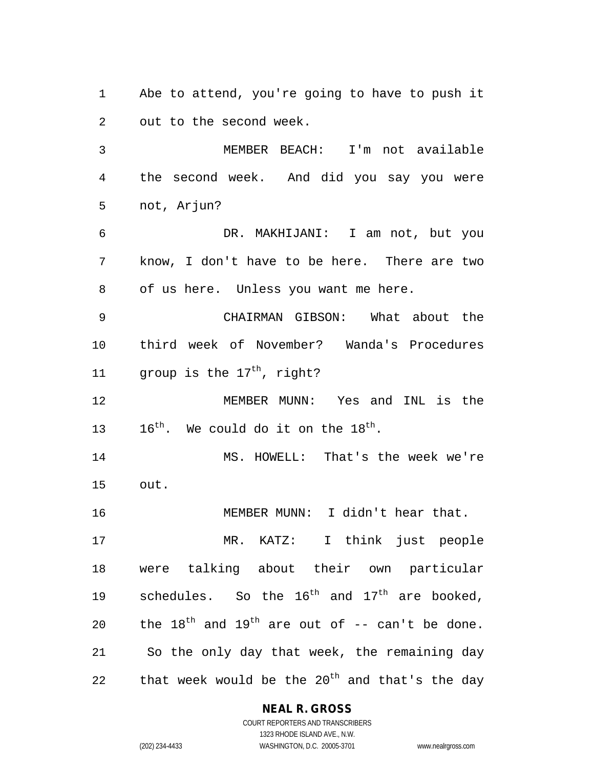Abe to attend, you're going to have to push it out to the second week.

MEMBER BEACH: I'm not available the second week. And did you say you were not, Arjun?

DR. MAKHIJANI: I am not, but you know, I don't have to be here. There are two of us here. Unless you want me here.

CHAIRMAN GIBSON: What about the third week of November? Wanda's Procedures group is the $17^{th}$, right?

MEMBER MUNN: Yes and INL is the $16^{th}$. We could do it on the $18^{th}$.

MS. HOWELL: That's the week we're out.

MEMBER MUNN: I didn't hear that.

MR. KATZ: I think just people were talking about their own particular schedules. So the $16^{th}$ and $17^{th}$ are booked, the $18^{th}$ and $19^{th}$ are out of -- can't be done. So the only day that week, the remaining day that week would be the $20^{th}$ and that's the day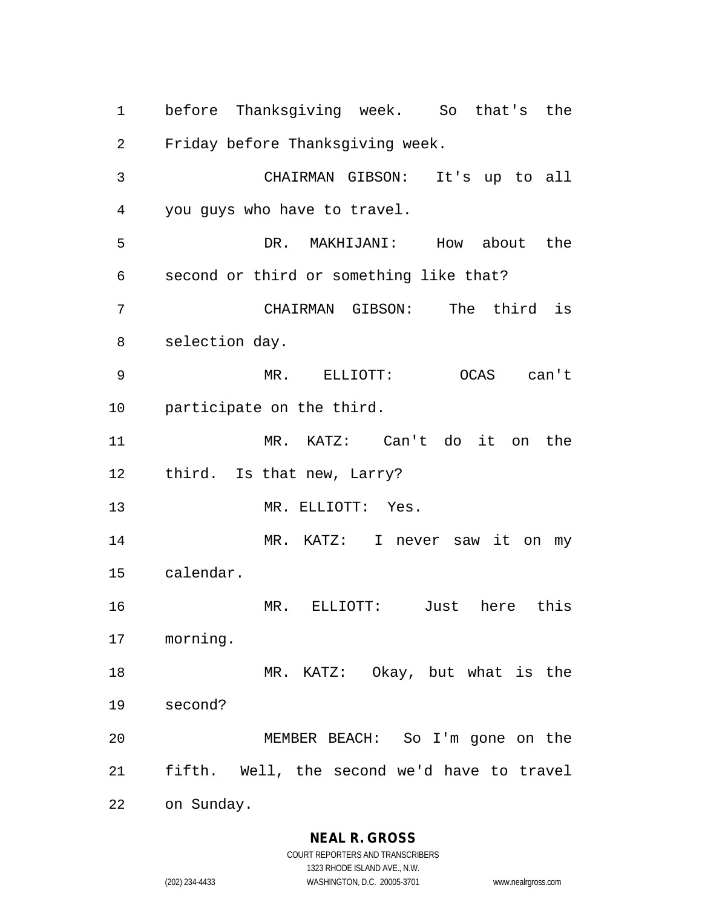before Thanksgiving week. So that's the Friday before Thanksgiving week.

CHAIRMAN GIBSON: It's up to all you guys who have to travel.

DR. MAKHIJANI: How about the second or third or something like that?

CHAIRMAN GIBSON: The third is selection day.

MR. ELLIOTT: OCAS can't participate on the third.

MR. KATZ: Can't do it on the third. Is that new, Larry?

MR. ELLIOTT: Yes.

MR. KATZ: I never saw it on my calendar.

MR. ELLIOTT: Just here this morning.

MR. KATZ: Okay, but what is the second?

MEMBER BEACH: So I'm gone on the fifth. Well, the second we'd have to travel on Sunday.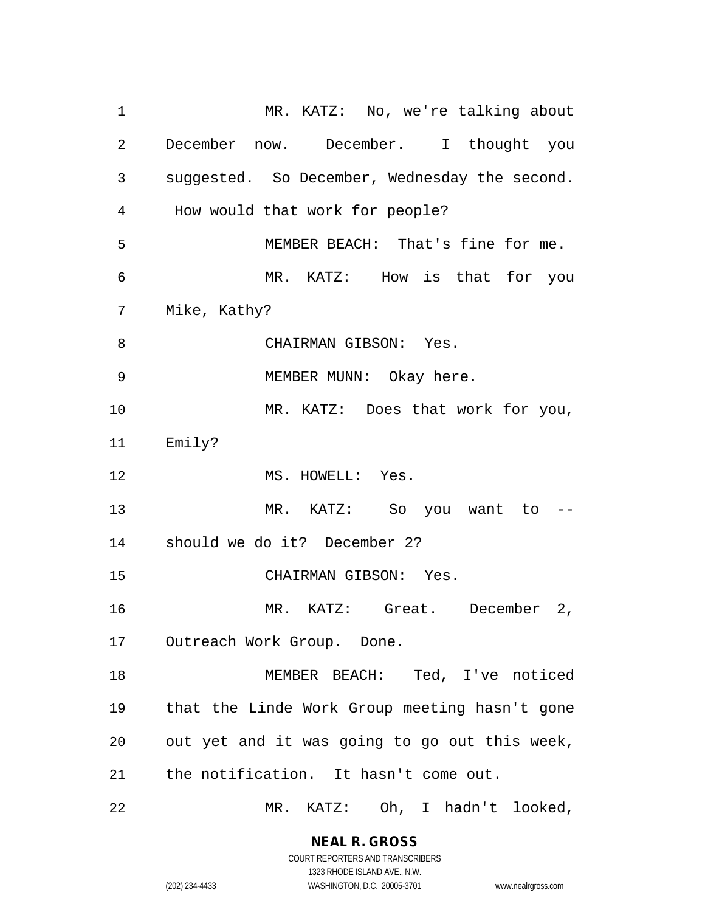MR. KATZ: No, we're talking about December now. December. I thought you suggested. So December, Wednesday the second. How would that work for people?

MEMBER BEACH: That's fine for me.

MR. KATZ: How is that for you Mike, Kathy?

CHAIRMAN GIBSON: Yes.

MEMBER MUNN: Okay here.

MR. KATZ: Does that work for you, Emily?

MS. HOWELL: Yes.

MR. KATZ: So you want to -- should we do it? December 2?

CHAIRMAN GIBSON: Yes.

MR. KATZ: Great. December 2, Outreach Work Group. Done.

MEMBER BEACH: Ted, I've noticed that the Linde Work Group meeting hasn't gone out yet and it was going to go out this week, the notification. It hasn't come out.

MR. KATZ: Oh, I hadn't looked,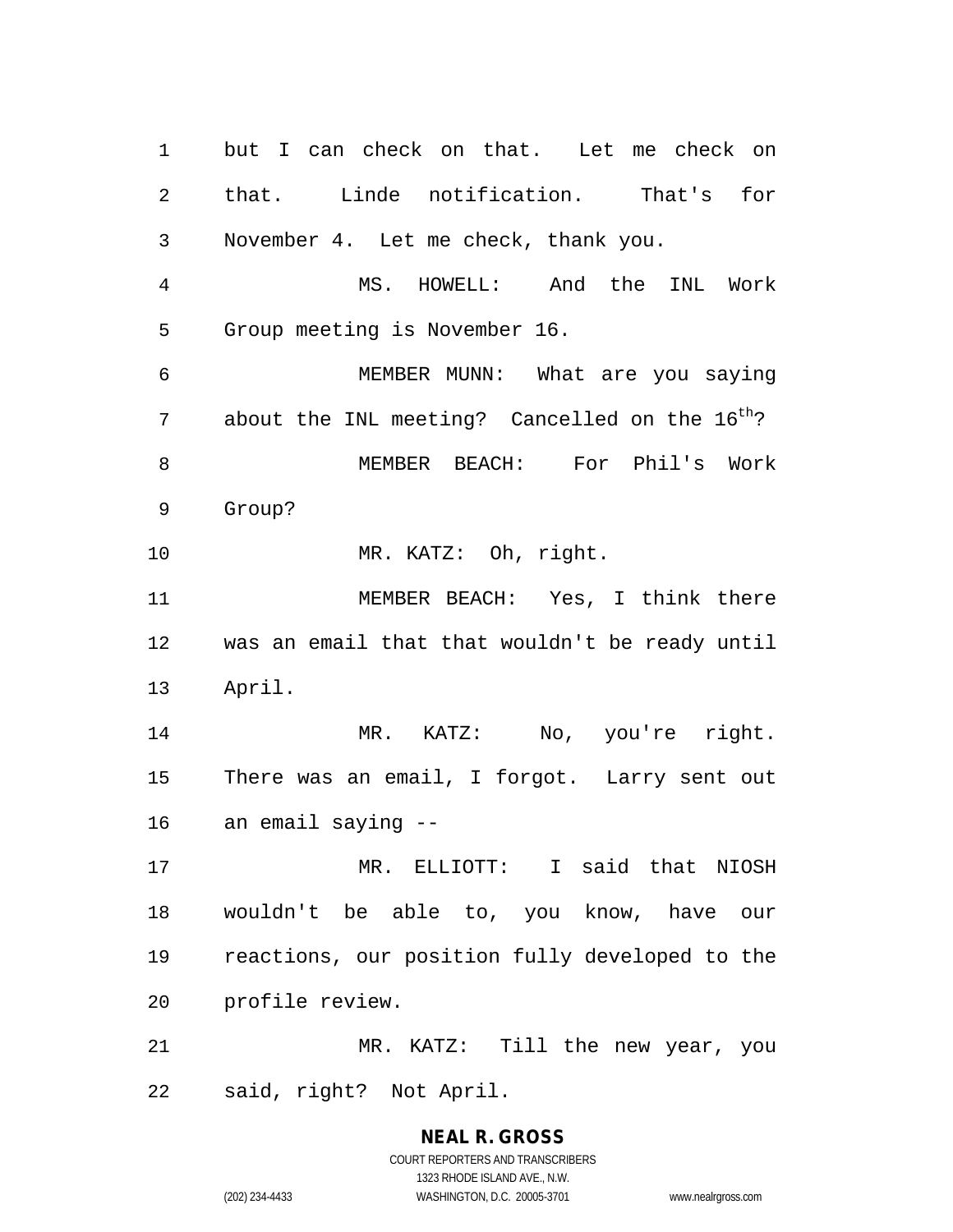but I can check on that. Let me check on that. Linde notification. That's for November 4. Let me check, thank you.

MS. HOWELL: And the INL Work Group meeting is November 16.

MEMBER MUNN: What are you saying about the INL meeting? Cancelled on the $16^{th}$?

MEMBER BEACH: For Phil's Work Group?

MR. KATZ: Oh, right.

MEMBER BEACH: Yes, I think there was an email that that wouldn't be ready until April.

MR. KATZ: No, you're right. There was an email, I forgot. Larry sent out an email saying --

MR. ELLIOTT: I said that NIOSH wouldn't be able to, you know, have our reactions, our position fully developed to the profile review.

MR. KATZ: Till the new year, you said, right? Not April.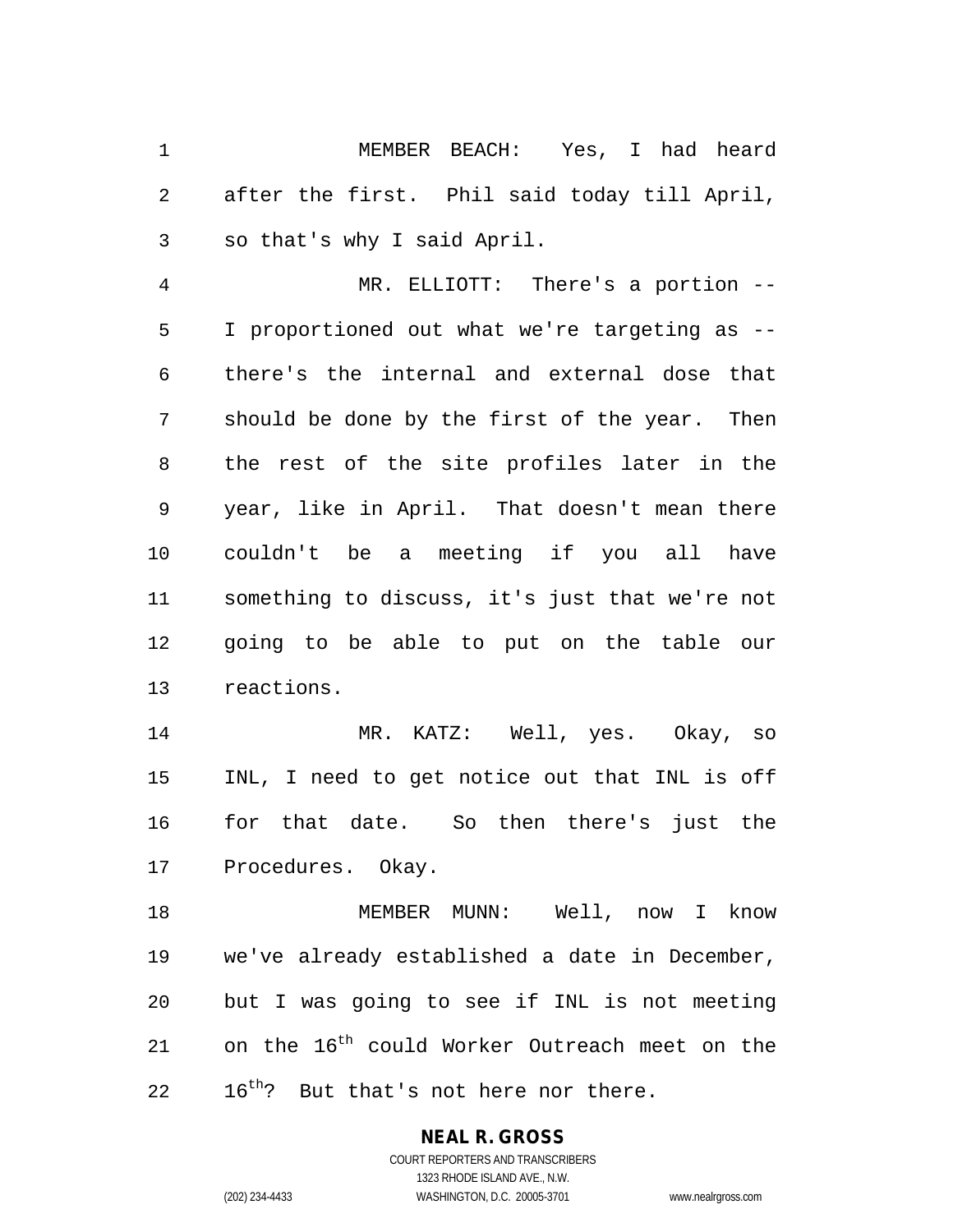MEMBER BEACH: Yes, I had heard after the first. Phil said today till April, so that's why I said April.

MR. ELLIOTT: There's a portion -- I proportioned out what we're targeting as -- there's the internal and external dose that should be done by the first of the year. Then the rest of the site profiles later in the year, like in April. That doesn't mean there couldn't be a meeting if you all have something to discuss, it's just that we're not going to be able to put on the table our reactions.

MR. KATZ: Well, yes. Okay, so INL, I need to get notice out that INL is off for that date. So then there's just the Procedures. Okay.

MEMBER MUNN: Well, now I know we've already established a date in December, but I was going to see if INL is not meeting on the 16th could Worker Outreach meet on the 16th? But that's not here nor there.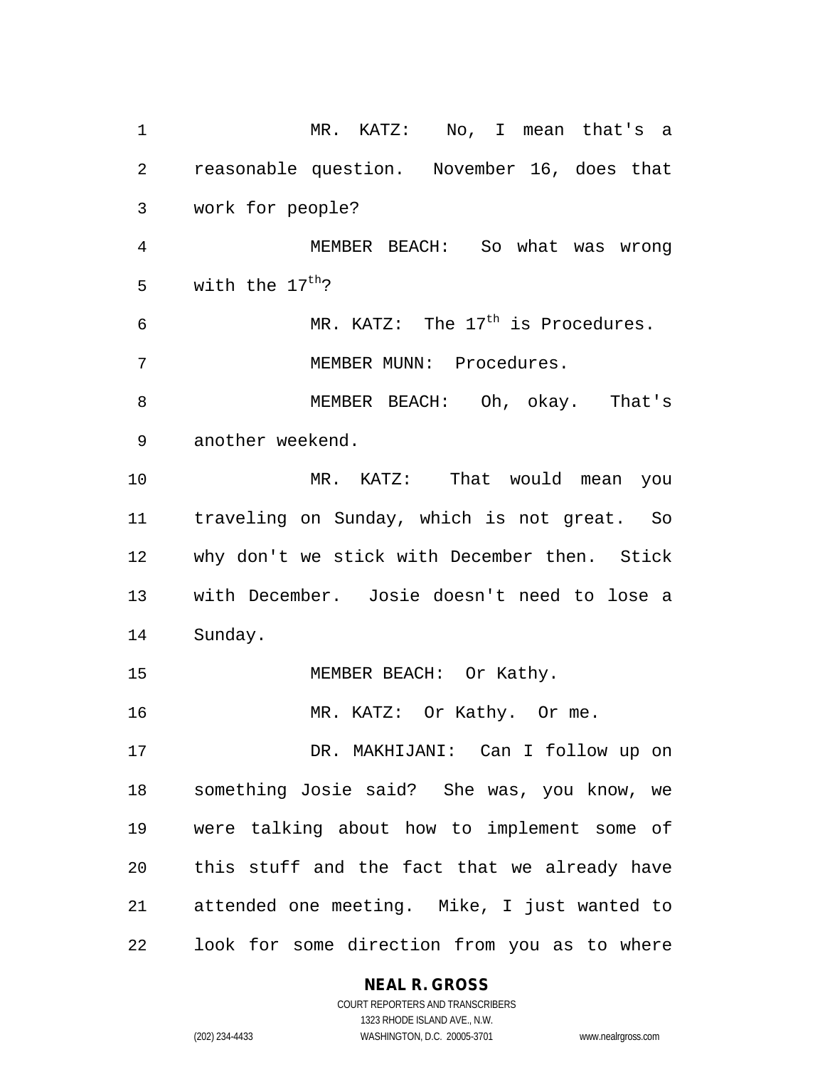MR. KATZ: No, I mean that's a reasonable question. November 16, does that work for people?

MEMBER BEACH: So what was wrong with the 17$^{th}$?

MR. KATZ: The 17$^{th}$ is Procedures.

MEMBER MUNN: Procedures.

MEMBER BEACH: Oh, okay. That's another weekend.

MR. KATZ: That would mean you traveling on Sunday, which is not great. So why don't we stick with December then. Stick with December. Josie doesn't need to lose a Sunday.

MEMBER BEACH: Or Kathy.

MR. KATZ: Or Kathy. Or me.

DR. MAKHIJANI: Can I follow up on something Josie said? She was, you know, we were talking about how to implement some of this stuff and the fact that we already have attended one meeting. Mike, I just wanted to look for some direction from you as to where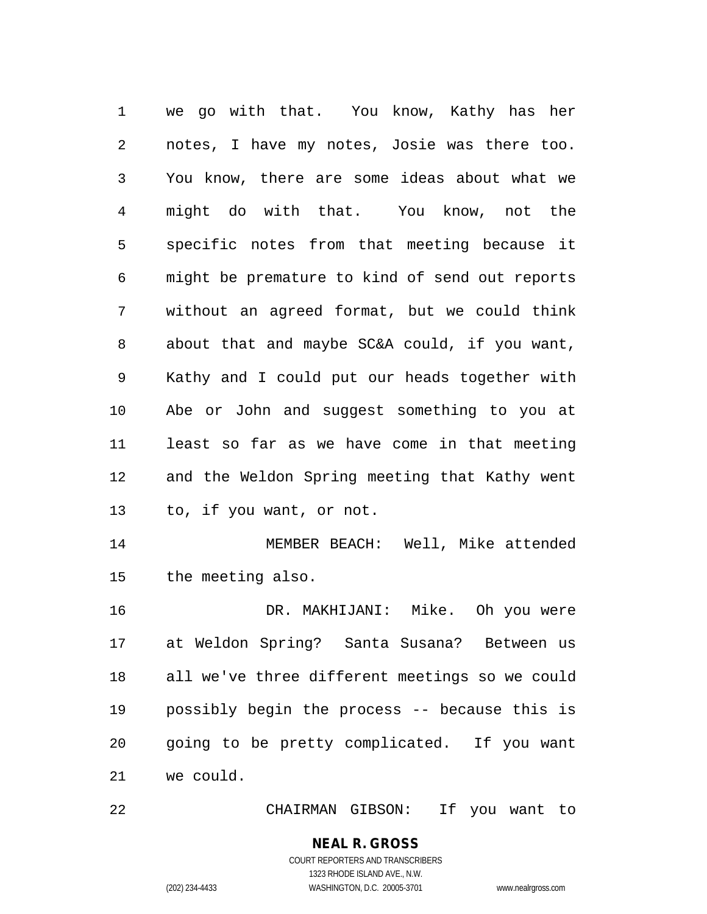we go with that. You know, Kathy has her notes, I have my notes, Josie was there too. You know, there are some ideas about what we might do with that. You know, not the specific notes from that meeting because it might be premature to kind of send out reports without an agreed format, but we could think about that and maybe SC&A could, if you want, Kathy and I could put our heads together with Abe or John and suggest something to you at least so far as we have come in that meeting and the Weldon Spring meeting that Kathy went to, if you want, or not.

MEMBER BEACH: Well, Mike attended the meeting also.

DR. MAKHIJANI: Mike. Oh you were at Weldon Spring? Santa Susana? Between us all we've three different meetings so we could possibly begin the process -- because this is going to be pretty complicated. If you want we could.

CHAIRMAN GIBSON: If you want to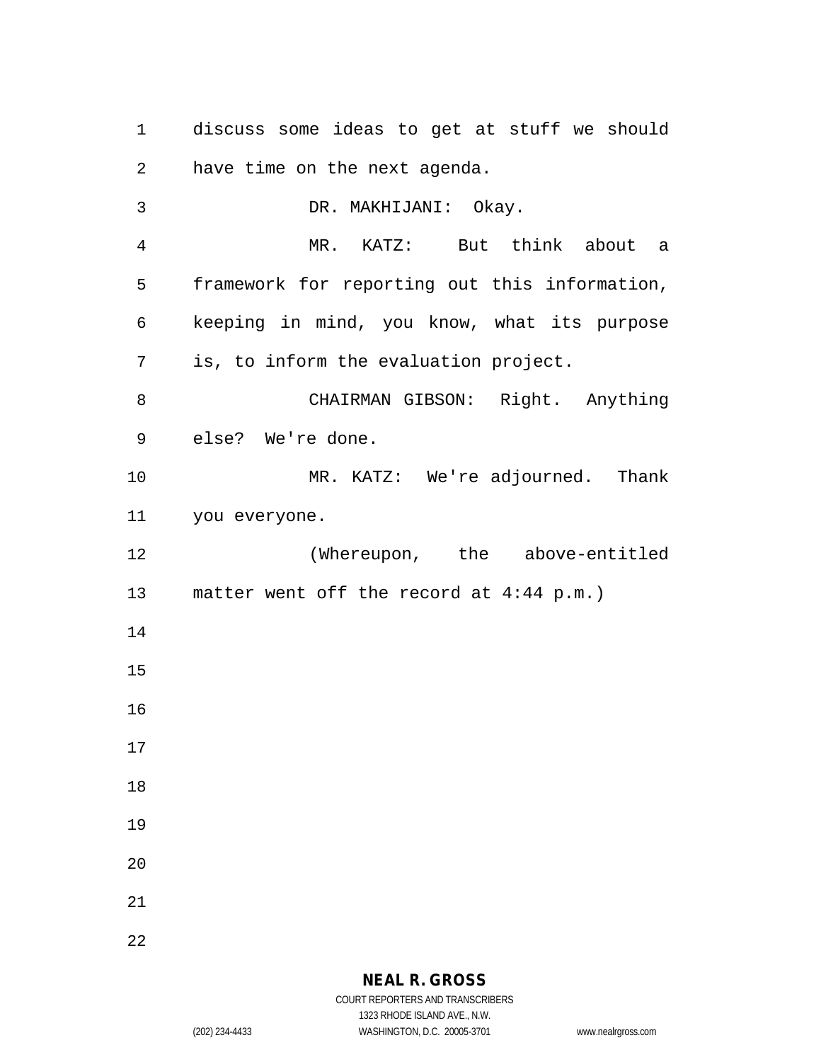discuss some ideas to get at stuff we should have time on the next agenda.

DR. MAKHIJANI: Okay.

MR. KATZ: But think about a framework for reporting out this information, keeping in mind, you know, what its purpose is, to inform the evaluation project.

CHAIRMAN GIBSON: Right. Anything else? We're done.

MR. KATZ: We're adjourned. Thank you everyone.

(Whereupon, the above-entitled matter went off the record at 4:44 p.m.)